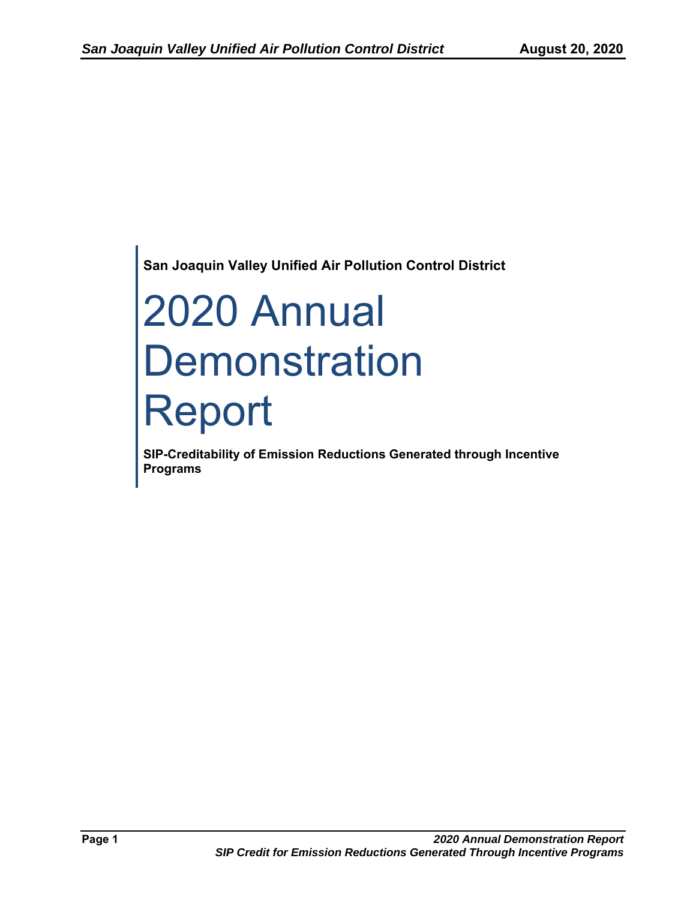**San Joaquin Valley Unified Air Pollution Control District**

# 2020 Annual Demonstration Report

**SIP-Creditability of Emission Reductions Generated through Incentive Programs**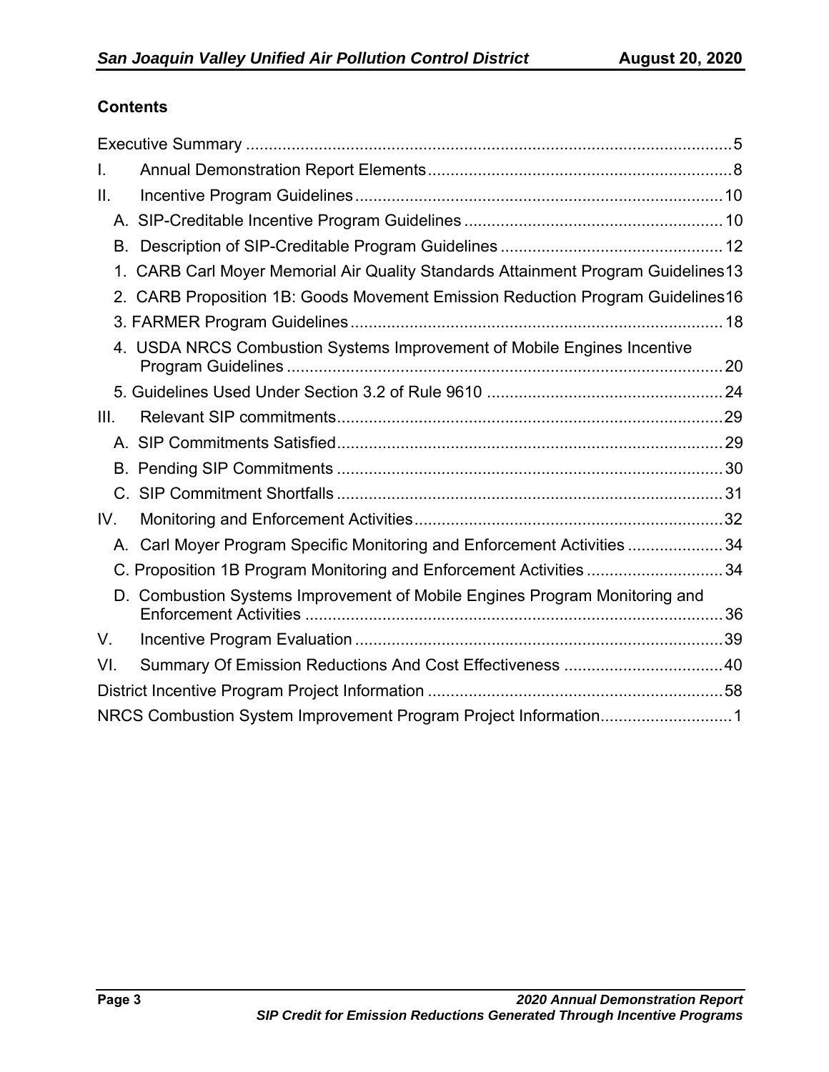## Contents

- Executive Summary ....................................................................................................... 5
- I. Annual Demonstration Report Elements ................................................................ 8
- II. Incentive Program Guidelines ............................................................................... 10
  - A. SIP-Creditable Incentive Program Guidelines ..................................................... 10
  - B. Description of SIP-Creditable Program Guidelines ............................................. 12
  - 1. CARB Carl Moyer Memorial Air Quality Standards Attainment Program Guidelines 13
  - 2. CARB Proposition 1B: Goods Movement Emission Reduction Program Guidelines 16
  - 3. FARMER Program Guidelines ............................................................................ 18
  - 4. USDA NRCS Combustion Systems Improvement of Mobile Engines Incentive Program Guidelines ............................................................................................ 20
  - 5. Guidelines Used Under Section 3.2 of Rule 9610 ................................................ 24
- III. Relevant SIP commitments .................................................................................. 29
  - A. SIP Commitments Satisfied ................................................................................. 29
  - B. Pending SIP Commitments ................................................................................. 30
  - C. SIP Commitment Shortfalls ................................................................................. 31
- IV. Monitoring and Enforcement Activities ................................................................. 32
  - A. Carl Moyer Program Specific Monitoring and Enforcement Activities .................. 34
  - C. Proposition 1B Program Monitoring and Enforcement Activities ......................... 34
  - D. Combustion Systems Improvement of Mobile Engines Program Monitoring and Enforcement Activities ....................................................................................... 36
- V. Incentive Program Evaluation ............................................................................... 39
- VI. Summary Of Emission Reductions And Cost Effectiveness ................................. 40
- District Incentive Program Project Information .......................................................... 58
- NRCS Combustion System Improvement Program Project Information ....................... 1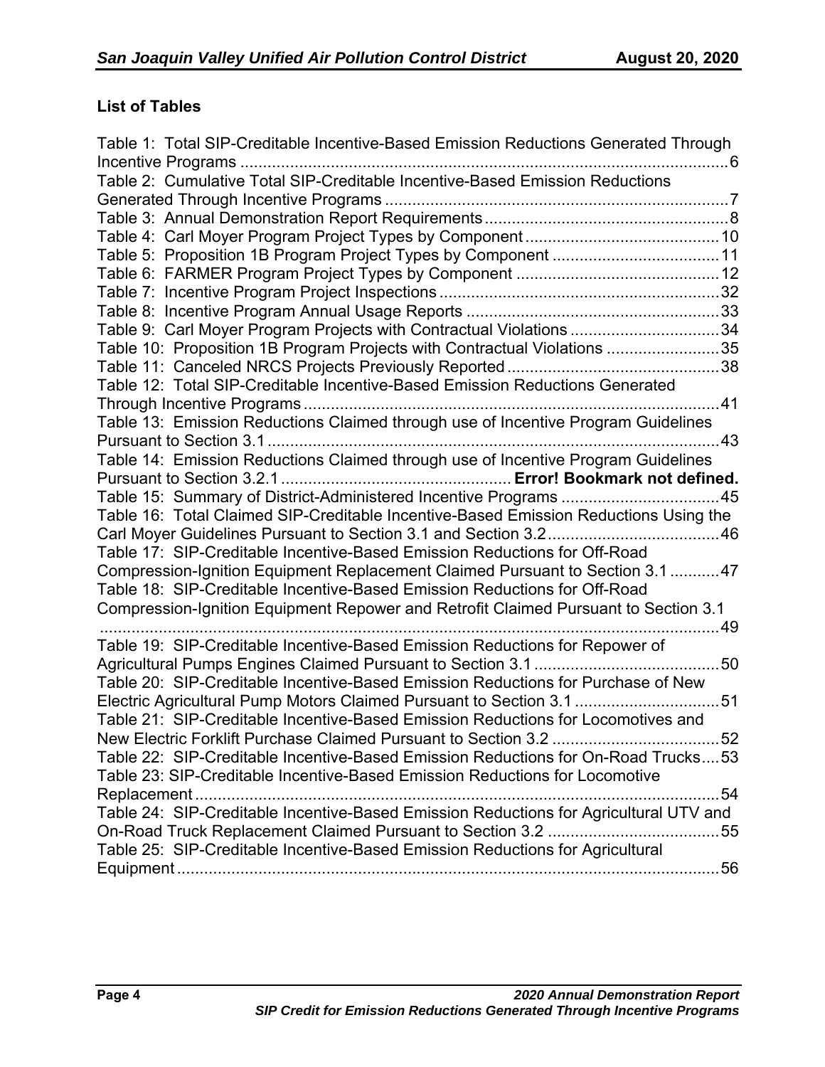## List of Tables

Table 1: Total SIP-Creditable Incentive-Based Emission Reductions Generated Through Incentive Programs .......... 6
Table 2: Cumulative Total SIP-Creditable Incentive-Based Emission Reductions Generated Through Incentive Programs .......... 7
Table 3: Annual Demonstration Report Requirements .......... 8
Table 4: Carl Moyer Program Project Types by Component .......... 10
Table 5: Proposition 1B Program Project Types by Component .......... 11
Table 6: FARMER Program Project Types by Component .......... 12
Table 7: Incentive Program Project Inspections .......... 32
Table 8: Incentive Program Annual Usage Reports .......... 33
Table 9: Carl Moyer Program Projects with Contractual Violations .......... 34
Table 10: Proposition 1B Program Projects with Contractual Violations .......... 35
Table 11: Canceled NRCS Projects Previously Reported .......... 38
Table 12: Total SIP-Creditable Incentive-Based Emission Reductions Generated Through Incentive Programs .......... 41
Table 13: Emission Reductions Claimed through use of Incentive Program Guidelines Pursuant to Section 3.1 .......... 43
Table 14: Emission Reductions Claimed through use of Incentive Program Guidelines Pursuant to Section 3.2.1 .......... **Error! Bookmark not defined.**
Table 15: Summary of District-Administered Incentive Programs .......... 45
Table 16: Total Claimed SIP-Creditable Incentive-Based Emission Reductions Using the Carl Moyer Guidelines Pursuant to Section 3.1 and Section 3.2 .......... 46
Table 17: SIP-Creditable Incentive-Based Emission Reductions for Off-Road Compression-Ignition Equipment Replacement Claimed Pursuant to Section 3.1 .......... 47
Table 18: SIP-Creditable Incentive-Based Emission Reductions for Off-Road Compression-Ignition Equipment Repower and Retrofit Claimed Pursuant to Section 3.1 .......... 49
Table 19: SIP-Creditable Incentive-Based Emission Reductions for Repower of Agricultural Pumps Engines Claimed Pursuant to Section 3.1 .......... 50
Table 20: SIP-Creditable Incentive-Based Emission Reductions for Purchase of New Electric Agricultural Pump Motors Claimed Pursuant to Section 3.1 .......... 51
Table 21: SIP-Creditable Incentive-Based Emission Reductions for Locomotives and New Electric Forklift Purchase Claimed Pursuant to Section 3.2 .......... 52
Table 22: SIP-Creditable Incentive-Based Emission Reductions for On-Road Trucks .......... 53
Table 23: SIP-Creditable Incentive-Based Emission Reductions for Locomotive Replacement .......... 54
Table 24: SIP-Creditable Incentive-Based Emission Reductions for Agricultural UTV and On-Road Truck Replacement Claimed Pursuant to Section 3.2 .......... 55
Table 25: SIP-Creditable Incentive-Based Emission Reductions for Agricultural Equipment .......... 56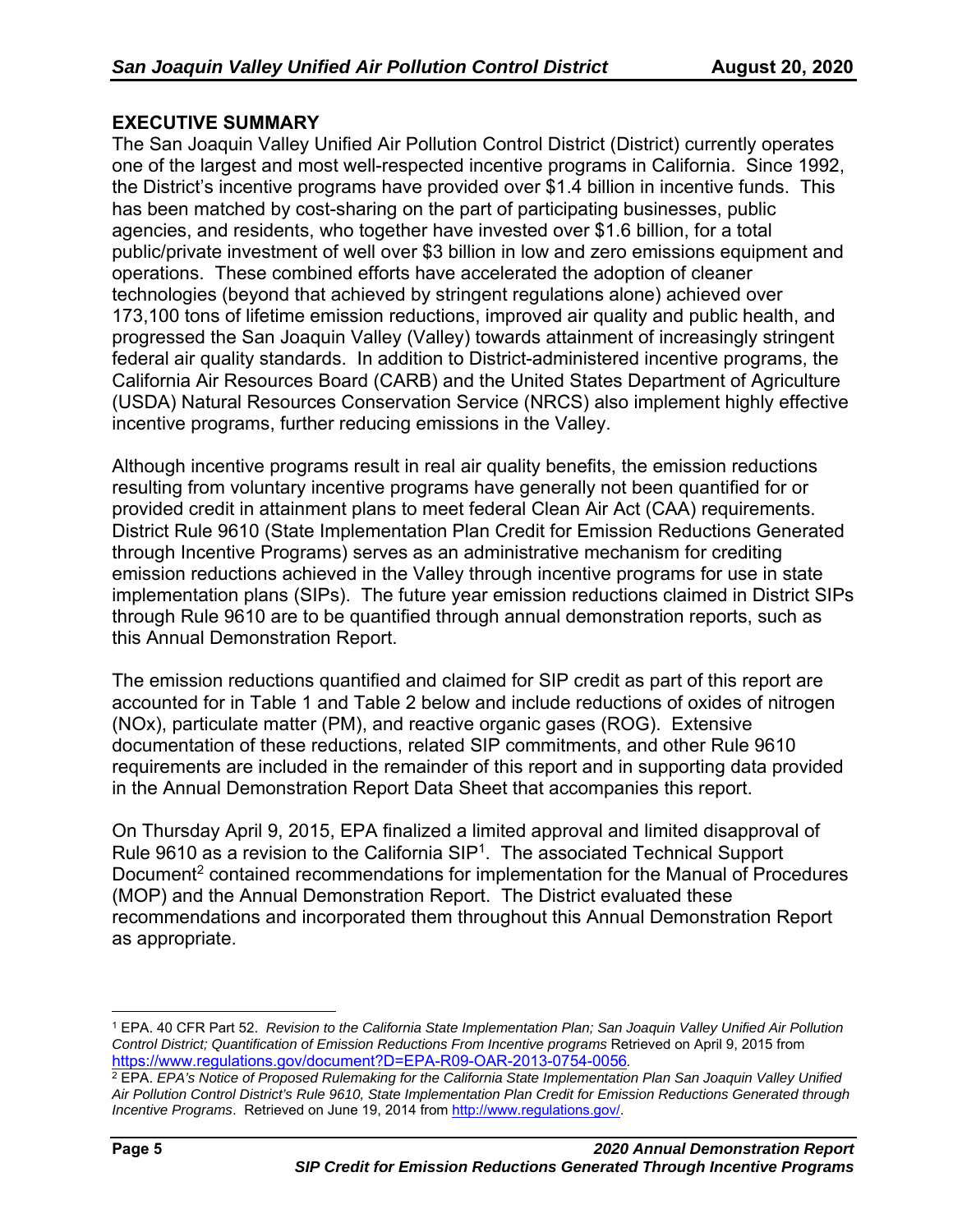## EXECUTIVE SUMMARY

The San Joaquin Valley Unified Air Pollution Control District (District) currently operates one of the largest and most well-respected incentive programs in California. Since 1992, the District's incentive programs have provided over $1.4 billion in incentive funds. This has been matched by cost-sharing on the part of participating businesses, public agencies, and residents, who together have invested over $1.6 billion, for a total public/private investment of well over $3 billion in low and zero emissions equipment and operations. These combined efforts have accelerated the adoption of cleaner technologies (beyond that achieved by stringent regulations alone) achieved over 173,100 tons of lifetime emission reductions, improved air quality and public health, and progressed the San Joaquin Valley (Valley) towards attainment of increasingly stringent federal air quality standards. In addition to District-administered incentive programs, the California Air Resources Board (CARB) and the United States Department of Agriculture (USDA) Natural Resources Conservation Service (NRCS) also implement highly effective incentive programs, further reducing emissions in the Valley.

Although incentive programs result in real air quality benefits, the emission reductions resulting from voluntary incentive programs have generally not been quantified for or provided credit in attainment plans to meet federal Clean Air Act (CAA) requirements. District Rule 9610 (State Implementation Plan Credit for Emission Reductions Generated through Incentive Programs) serves as an administrative mechanism for crediting emission reductions achieved in the Valley through incentive programs for use in state implementation plans (SIPs). The future year emission reductions claimed in District SIPs through Rule 9610 are to be quantified through annual demonstration reports, such as this Annual Demonstration Report.

The emission reductions quantified and claimed for SIP credit as part of this report are accounted for in Table 1 and Table 2 below and include reductions of oxides of nitrogen (NOx), particulate matter (PM), and reactive organic gases (ROG). Extensive documentation of these reductions, related SIP commitments, and other Rule 9610 requirements are included in the remainder of this report and in supporting data provided in the Annual Demonstration Report Data Sheet that accompanies this report.

On Thursday April 9, 2015, EPA finalized a limited approval and limited disapproval of Rule 9610 as a revision to the California SIP[1]. The associated Technical Support Document[2] contained recommendations for implementation for the Manual of Procedures (MOP) and the Annual Demonstration Report. The District evaluated these recommendations and incorporated them throughout this Annual Demonstration Report as appropriate.

---

[1] EPA. 40 CFR Part 52. *Revision to the California State Implementation Plan; San Joaquin Valley Unified Air Pollution Control District; Quantification of Emission Reductions From Incentive programs* Retrieved on April 9, 2015 from https://www.regulations.gov/document?D=EPA-R09-OAR-2013-0754-0056.

[2] EPA. *EPA's Notice of Proposed Rulemaking for the California State Implementation Plan San Joaquin Valley Unified Air Pollution Control District's Rule 9610, State Implementation Plan Credit for Emission Reductions Generated through Incentive Programs*. Retrieved on June 19, 2014 from http://www.regulations.gov/.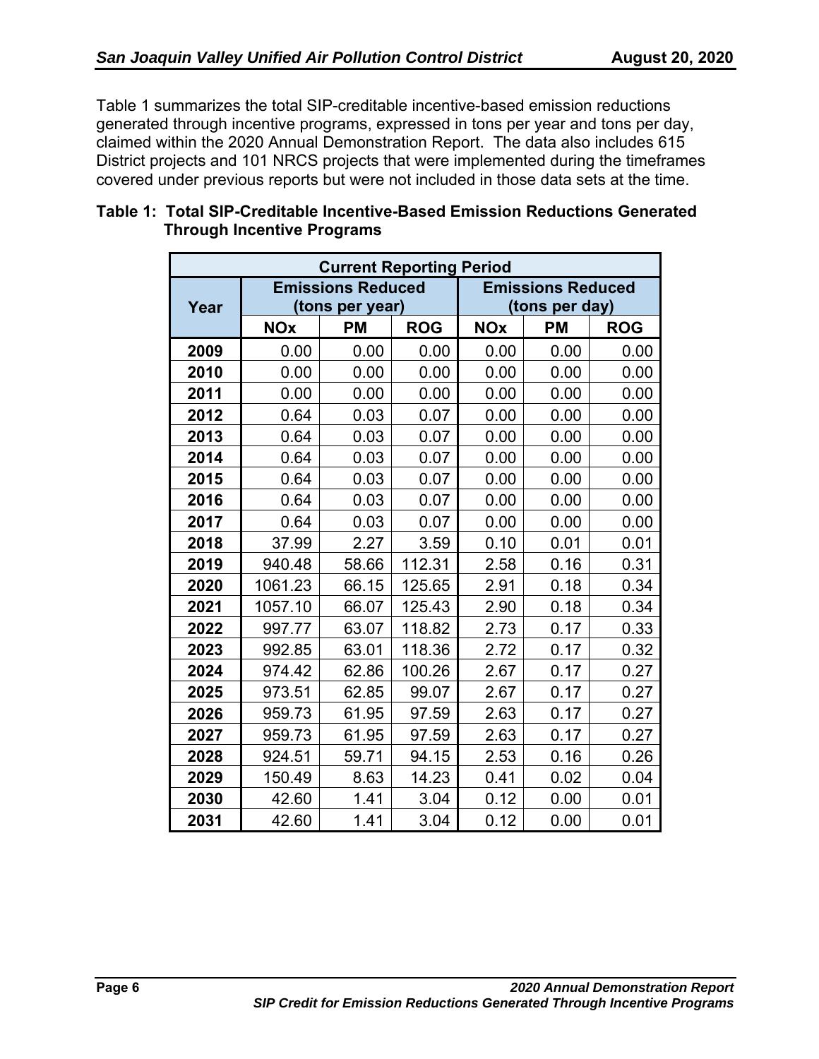Table 1 summarizes the total SIP-creditable incentive-based emission reductions generated through incentive programs, expressed in tons per year and tons per day, claimed within the 2020 Annual Demonstration Report. The data also includes 615 District projects and 101 NRCS projects that were implemented during the timeframes covered under previous reports but were not included in those data sets at the time.

**Table 1: Total SIP-Creditable Incentive-Based Emission Reductions Generated Through Incentive Programs**

| Current Reporting Period | | | | | | |
|---|---|---|---|---|---|---|
| Year | Emissions Reduced (tons per year) | | | Emissions Reduced (tons per day) | | |
| | NOx | PM | ROG | NOx | PM | ROG |
| 2009 | 0.00 | 0.00 | 0.00 | 0.00 | 0.00 | 0.00 |
| 2010 | 0.00 | 0.00 | 0.00 | 0.00 | 0.00 | 0.00 |
| 2011 | 0.00 | 0.00 | 0.00 | 0.00 | 0.00 | 0.00 |
| 2012 | 0.64 | 0.03 | 0.07 | 0.00 | 0.00 | 0.00 |
| 2013 | 0.64 | 0.03 | 0.07 | 0.00 | 0.00 | 0.00 |
| 2014 | 0.64 | 0.03 | 0.07 | 0.00 | 0.00 | 0.00 |
| 2015 | 0.64 | 0.03 | 0.07 | 0.00 | 0.00 | 0.00 |
| 2016 | 0.64 | 0.03 | 0.07 | 0.00 | 0.00 | 0.00 |
| 2017 | 0.64 | 0.03 | 0.07 | 0.00 | 0.00 | 0.00 |
| 2018 | 37.99 | 2.27 | 3.59 | 0.10 | 0.01 | 0.01 |
| 2019 | 940.48 | 58.66 | 112.31 | 2.58 | 0.16 | 0.31 |
| 2020 | 1061.23 | 66.15 | 125.65 | 2.91 | 0.18 | 0.34 |
| 2021 | 1057.10 | 66.07 | 125.43 | 2.90 | 0.18 | 0.34 |
| 2022 | 997.77 | 63.07 | 118.82 | 2.73 | 0.17 | 0.33 |
| 2023 | 992.85 | 63.01 | 118.36 | 2.72 | 0.17 | 0.32 |
| 2024 | 974.42 | 62.86 | 100.26 | 2.67 | 0.17 | 0.27 |
| 2025 | 973.51 | 62.85 | 99.07 | 2.67 | 0.17 | 0.27 |
| 2026 | 959.73 | 61.95 | 97.59 | 2.63 | 0.17 | 0.27 |
| 2027 | 959.73 | 61.95 | 97.59 | 2.63 | 0.17 | 0.27 |
| 2028 | 924.51 | 59.71 | 94.15 | 2.53 | 0.16 | 0.26 |
| 2029 | 150.49 | 8.63 | 14.23 | 0.41 | 0.02 | 0.04 |
| 2030 | 42.60 | 1.41 | 3.04 | 0.12 | 0.00 | 0.01 |
| 2031 | 42.60 | 1.41 | 3.04 | 0.12 | 0.00 | 0.01 |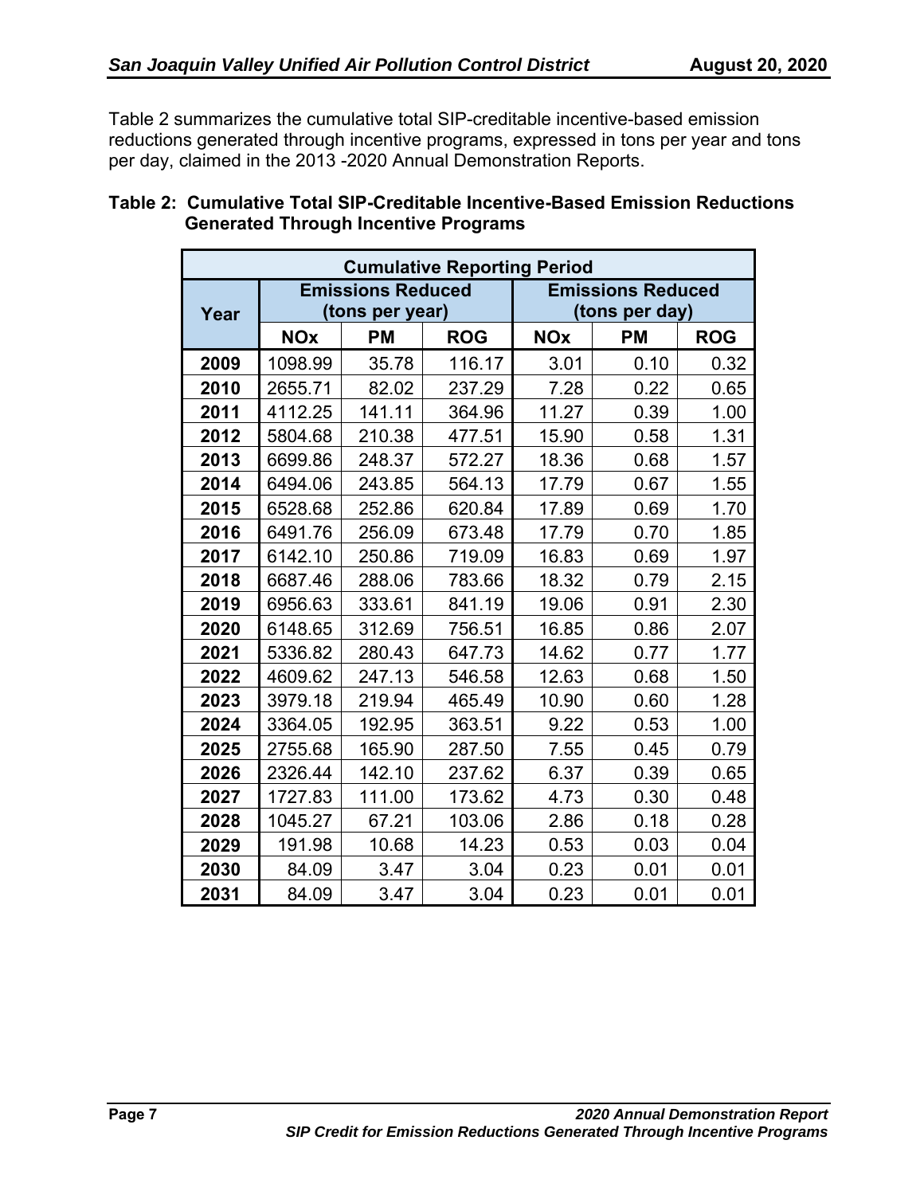Table 2 summarizes the cumulative total SIP-creditable incentive-based emission reductions generated through incentive programs, expressed in tons per year and tons per day, claimed in the 2013 -2020 Annual Demonstration Reports.

**Table 2: Cumulative Total SIP-Creditable Incentive-Based Emission Reductions Generated Through Incentive Programs**

| Cumulative Reporting Period | | | | | | |
|---|---|---|---|---|---|---|
| Year | Emissions Reduced (tons per year) | | | Emissions Reduced (tons per day) | | |
| | NOx | PM | ROG | NOx | PM | ROG |
| 2009 | 1098.99 | 35.78 | 116.17 | 3.01 | 0.10 | 0.32 |
| 2010 | 2655.71 | 82.02 | 237.29 | 7.28 | 0.22 | 0.65 |
| 2011 | 4112.25 | 141.11 | 364.96 | 11.27 | 0.39 | 1.00 |
| 2012 | 5804.68 | 210.38 | 477.51 | 15.90 | 0.58 | 1.31 |
| 2013 | 6699.86 | 248.37 | 572.27 | 18.36 | 0.68 | 1.57 |
| 2014 | 6494.06 | 243.85 | 564.13 | 17.79 | 0.67 | 1.55 |
| 2015 | 6528.68 | 252.86 | 620.84 | 17.89 | 0.69 | 1.70 |
| 2016 | 6491.76 | 256.09 | 673.48 | 17.79 | 0.70 | 1.85 |
| 2017 | 6142.10 | 250.86 | 719.09 | 16.83 | 0.69 | 1.97 |
| 2018 | 6687.46 | 288.06 | 783.66 | 18.32 | 0.79 | 2.15 |
| 2019 | 6956.63 | 333.61 | 841.19 | 19.06 | 0.91 | 2.30 |
| 2020 | 6148.65 | 312.69 | 756.51 | 16.85 | 0.86 | 2.07 |
| 2021 | 5336.82 | 280.43 | 647.73 | 14.62 | 0.77 | 1.77 |
| 2022 | 4609.62 | 247.13 | 546.58 | 12.63 | 0.68 | 1.50 |
| 2023 | 3979.18 | 219.94 | 465.49 | 10.90 | 0.60 | 1.28 |
| 2024 | 3364.05 | 192.95 | 363.51 | 9.22 | 0.53 | 1.00 |
| 2025 | 2755.68 | 165.90 | 287.50 | 7.55 | 0.45 | 0.79 |
| 2026 | 2326.44 | 142.10 | 237.62 | 6.37 | 0.39 | 0.65 |
| 2027 | 1727.83 | 111.00 | 173.62 | 4.73 | 0.30 | 0.48 |
| 2028 | 1045.27 | 67.21 | 103.06 | 2.86 | 0.18 | 0.28 |
| 2029 | 191.98 | 10.68 | 14.23 | 0.53 | 0.03 | 0.04 |
| 2030 | 84.09 | 3.47 | 3.04 | 0.23 | 0.01 | 0.01 |
| 2031 | 84.09 | 3.47 | 3.04 | 0.23 | 0.01 | 0.01 |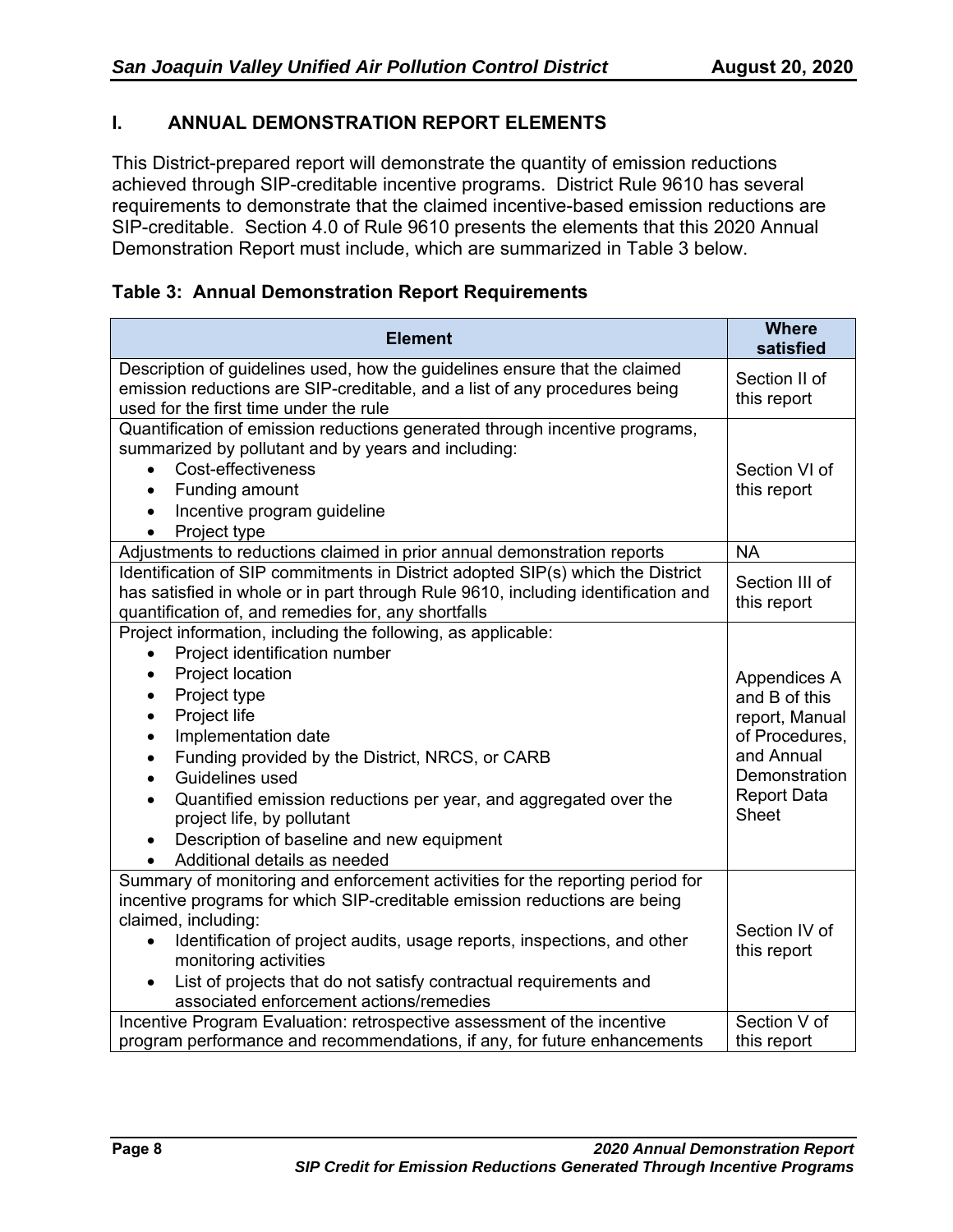## I. ANNUAL DEMONSTRATION REPORT ELEMENTS

This District-prepared report will demonstrate the quantity of emission reductions achieved through SIP-creditable incentive programs. District Rule 9610 has several requirements to demonstrate that the claimed incentive-based emission reductions are SIP-creditable. Section 4.0 of Rule 9610 presents the elements that this 2020 Annual Demonstration Report must include, which are summarized in Table 3 below.

**Table 3: Annual Demonstration Report Requirements**

| Element | Where satisfied |
|---|---|
| Description of guidelines used, how the guidelines ensure that the claimed emission reductions are SIP-creditable, and a list of any procedures being used for the first time under the rule | Section II of this report |
| Quantification of emission reductions generated through incentive programs, summarized by pollutant and by years and including:<br>• Cost-effectiveness<br>• Funding amount<br>• Incentive program guideline<br>• Project type | Section VI of this report |
| Adjustments to reductions claimed in prior annual demonstration reports | NA |
| Identification of SIP commitments in District adopted SIP(s) which the District has satisfied in whole or in part through Rule 9610, including identification and quantification of, and remedies for, any shortfalls | Section III of this report |
| Project information, including the following, as applicable:<br>• Project identification number<br>• Project location<br>• Project type<br>• Project life<br>• Implementation date<br>• Funding provided by the District, NRCS, or CARB<br>• Guidelines used<br>• Quantified emission reductions per year, and aggregated over the project life, by pollutant<br>• Description of baseline and new equipment<br>• Additional details as needed | Appendices A and B of this report, Manual of Procedures, and Annual Demonstration Report Data Sheet |
| Summary of monitoring and enforcement activities for the reporting period for incentive programs for which SIP-creditable emission reductions are being claimed, including:<br>• Identification of project audits, usage reports, inspections, and other monitoring activities<br>• List of projects that do not satisfy contractual requirements and associated enforcement actions/remedies | Section IV of this report |
| Incentive Program Evaluation: retrospective assessment of the incentive program performance and recommendations, if any, for future enhancements | Section V of this report |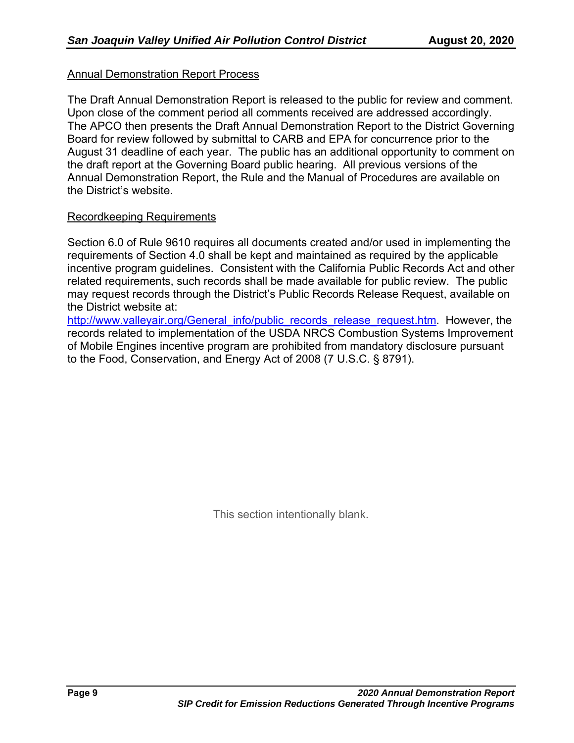<u>Annual Demonstration Report Process</u>

The Draft Annual Demonstration Report is released to the public for review and comment. Upon close of the comment period all comments received are addressed accordingly. The APCO then presents the Draft Annual Demonstration Report to the District Governing Board for review followed by submittal to CARB and EPA for concurrence prior to the August 31 deadline of each year. The public has an additional opportunity to comment on the draft report at the Governing Board public hearing. All previous versions of the Annual Demonstration Report, the Rule and the Manual of Procedures are available on the District's website.

<u>Recordkeeping Requirements</u>

Section 6.0 of Rule 9610 requires all documents created and/or used in implementing the requirements of Section 4.0 shall be kept and maintained as required by the applicable incentive program guidelines. Consistent with the California Public Records Act and other related requirements, such records shall be made available for public review. The public may request records through the District's Public Records Release Request, available on the District website at: http://www.valleyair.org/General_info/public_records_release_request.htm. However, the records related to implementation of the USDA NRCS Combustion Systems Improvement of Mobile Engines incentive program are prohibited from mandatory disclosure pursuant to the Food, Conservation, and Energy Act of 2008 (7 U.S.C. § 8791).

This section intentionally blank.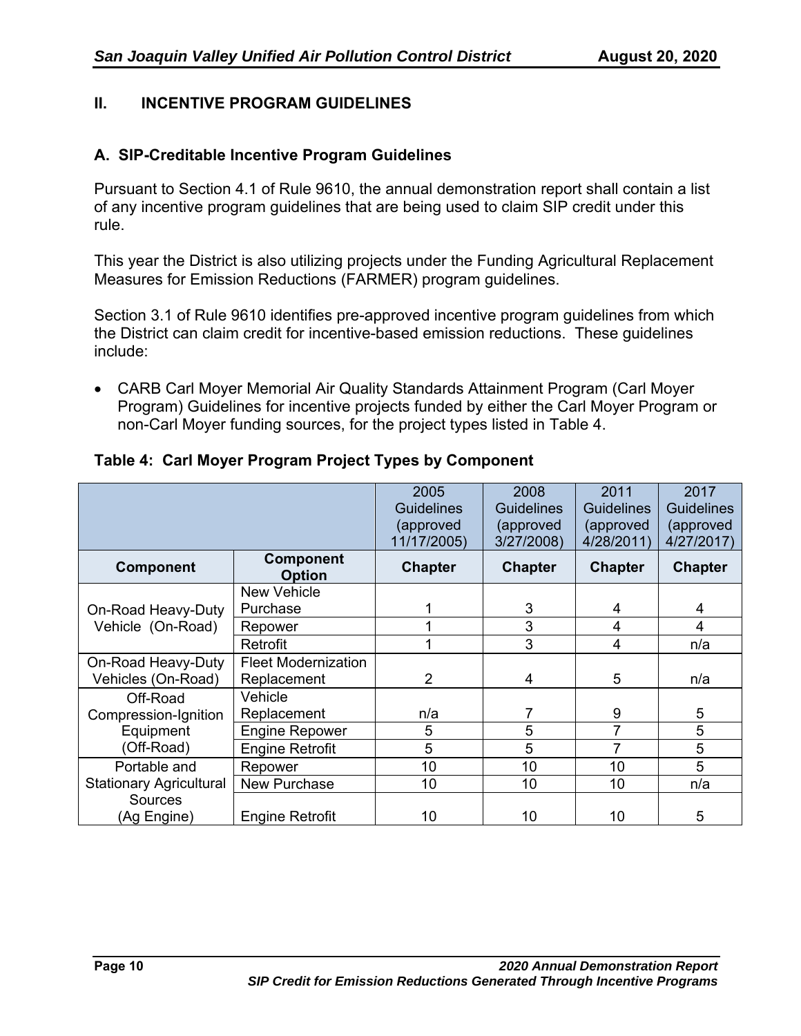## II. INCENTIVE PROGRAM GUIDELINES

### A. SIP-Creditable Incentive Program Guidelines

Pursuant to Section 4.1 of Rule 9610, the annual demonstration report shall contain a list of any incentive program guidelines that are being used to claim SIP credit under this rule.

This year the District is also utilizing projects under the Funding Agricultural Replacement Measures for Emission Reductions (FARMER) program guidelines.

Section 3.1 of Rule 9610 identifies pre-approved incentive program guidelines from which the District can claim credit for incentive-based emission reductions. These guidelines include:

- CARB Carl Moyer Memorial Air Quality Standards Attainment Program (Carl Moyer Program) Guidelines for incentive projects funded by either the Carl Moyer Program or non-Carl Moyer funding sources, for the project types listed in Table 4.

**Table 4: Carl Moyer Program Project Types by Component**

| | | 2005 Guidelines (approved 11/17/2005) | 2008 Guidelines (approved 3/27/2008) | 2011 Guidelines (approved 4/28/2011) | 2017 Guidelines (approved 4/27/2017) |
|---|---|---|---|---|---|
| **Component** | **Component Option** | **Chapter** | **Chapter** | **Chapter** | **Chapter** |
| On-Road Heavy-Duty Vehicle (On-Road) | New Vehicle Purchase | 1 | 3 | 4 | 4 |
| | Repower | 1 | 3 | 4 | 4 |
| | Retrofit | 1 | 3 | 4 | n/a |
| On-Road Heavy-Duty Vehicles (On-Road) | Fleet Modernization Replacement | 2 | 4 | 5 | n/a |
| Off-Road Compression-Ignition Equipment (Off-Road) | Vehicle Replacement | n/a | 7 | 9 | 5 |
| | Engine Repower | 5 | 5 | 7 | 5 |
| | Engine Retrofit | 5 | 5 | 7 | 5 |
| Portable and Stationary Agricultural Sources (Ag Engine) | Repower | 10 | 10 | 10 | 5 |
| | New Purchase | 10 | 10 | 10 | n/a |
| | Engine Retrofit | 10 | 10 | 10 | 5 |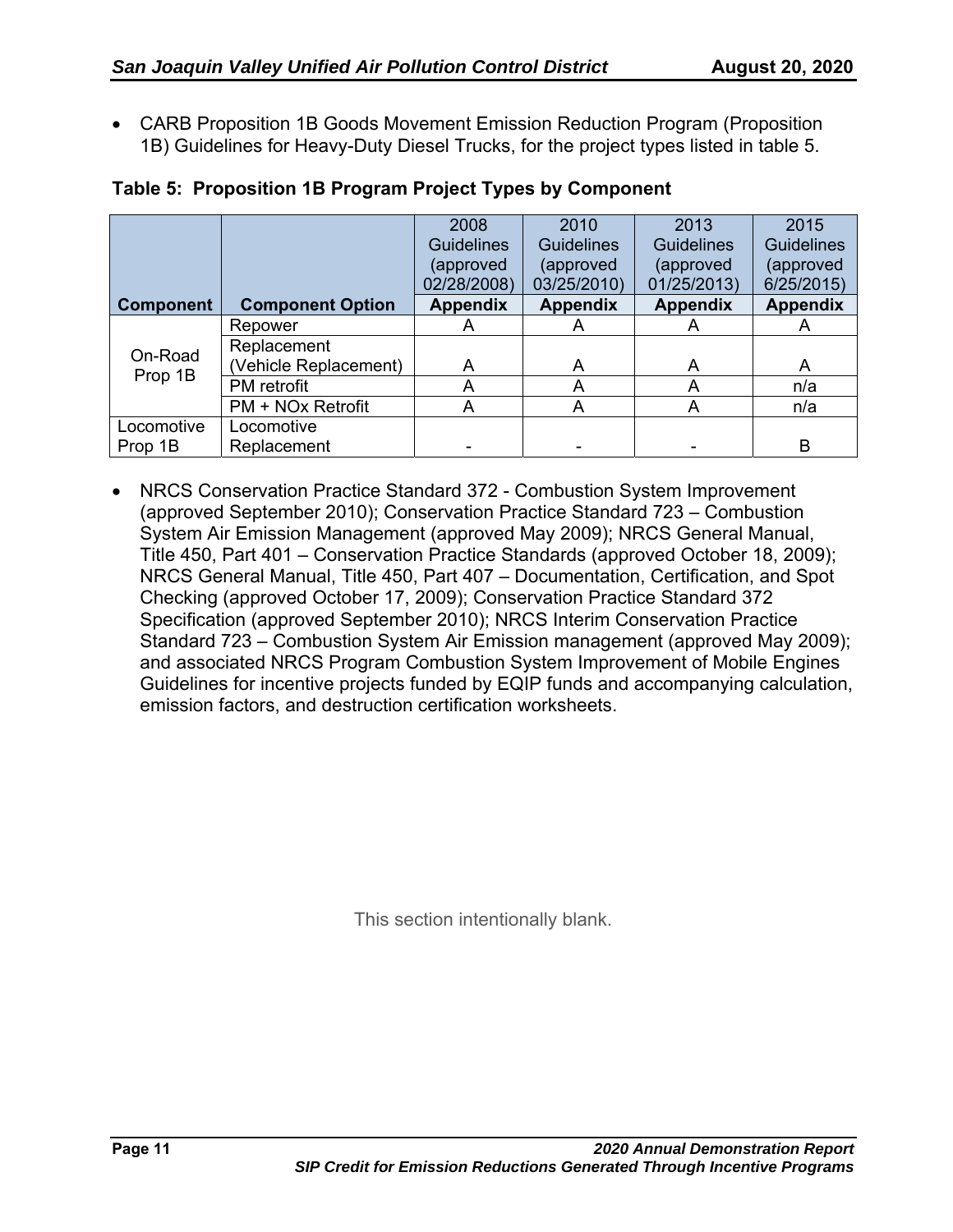- CARB Proposition 1B Goods Movement Emission Reduction Program (Proposition 1B) Guidelines for Heavy-Duty Diesel Trucks, for the project types listed in table 5.

**Table 5: Proposition 1B Program Project Types by Component**

| Component | Component Option | 2008 Guidelines (approved 02/28/2008) Appendix | 2010 Guidelines (approved 03/25/2010) Appendix | 2013 Guidelines (approved 01/25/2013) Appendix | 2015 Guidelines (approved 6/25/2015) Appendix |
|---|---|---|---|---|---|
| On-Road Prop 1B | Repower | A | A | A | A |
| | Replacement (Vehicle Replacement) | A | A | A | A |
| | PM retrofit | A | A | A | n/a |
| | PM + NOx Retrofit | A | A | A | n/a |
| Locomotive Prop 1B | Locomotive Replacement | - | - | - | B |

- NRCS Conservation Practice Standard 372 - Combustion System Improvement (approved September 2010); Conservation Practice Standard 723 – Combustion System Air Emission Management (approved May 2009); NRCS General Manual, Title 450, Part 401 – Conservation Practice Standards (approved October 18, 2009); NRCS General Manual, Title 450, Part 407 – Documentation, Certification, and Spot Checking (approved October 17, 2009); Conservation Practice Standard 372 Specification (approved September 2010); NRCS Interim Conservation Practice Standard 723 – Combustion System Air Emission management (approved May 2009); and associated NRCS Program Combustion System Improvement of Mobile Engines Guidelines for incentive projects funded by EQIP funds and accompanying calculation, emission factors, and destruction certification worksheets.

This section intentionally blank.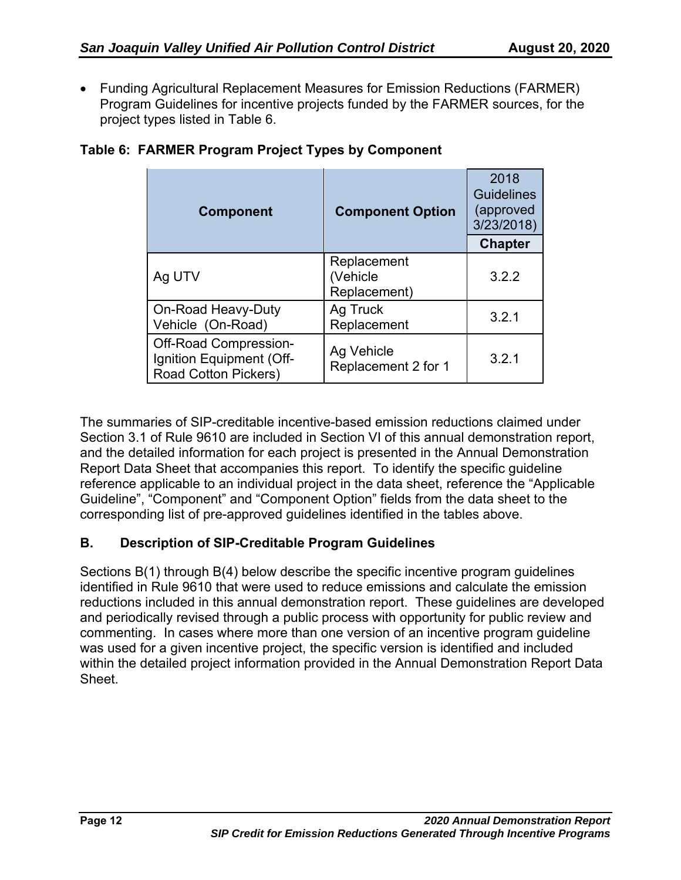- Funding Agricultural Replacement Measures for Emission Reductions (FARMER) Program Guidelines for incentive projects funded by the FARMER sources, for the project types listed in Table 6.

**Table 6: FARMER Program Project Types by Component**

| Component | Component Option | 2018 Guidelines (approved 3/23/2018) |
|---|---|---|
| | | **Chapter** |
| Ag UTV | Replacement (Vehicle Replacement) | 3.2.2 |
| On-Road Heavy-Duty Vehicle (On-Road) | Ag Truck Replacement | 3.2.1 |
| Off-Road Compression-Ignition Equipment (Off-Road Cotton Pickers) | Ag Vehicle Replacement 2 for 1 | 3.2.1 |

The summaries of SIP-creditable incentive-based emission reductions claimed under Section 3.1 of Rule 9610 are included in Section VI of this annual demonstration report, and the detailed information for each project is presented in the Annual Demonstration Report Data Sheet that accompanies this report. To identify the specific guideline reference applicable to an individual project in the data sheet, reference the "Applicable Guideline", "Component" and "Component Option" fields from the data sheet to the corresponding list of pre-approved guidelines identified in the tables above.

## B. Description of SIP-Creditable Program Guidelines

Sections B(1) through B(4) below describe the specific incentive program guidelines identified in Rule 9610 that were used to reduce emissions and calculate the emission reductions included in this annual demonstration report. These guidelines are developed and periodically revised through a public process with opportunity for public review and commenting. In cases where more than one version of an incentive program guideline was used for a given incentive project, the specific version is identified and included within the detailed project information provided in the Annual Demonstration Report Data Sheet.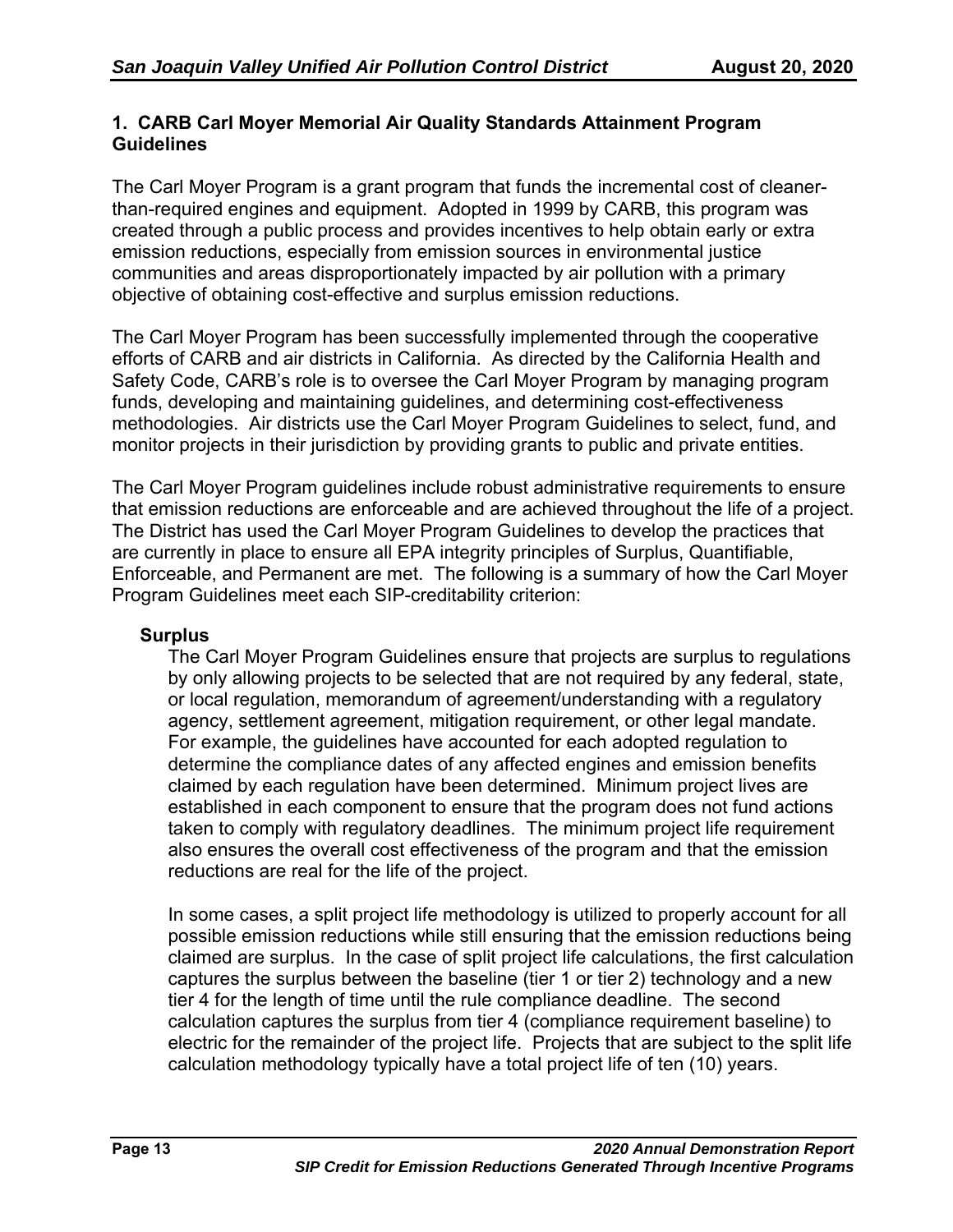### 1. CARB Carl Moyer Memorial Air Quality Standards Attainment Program Guidelines

The Carl Moyer Program is a grant program that funds the incremental cost of cleaner-than-required engines and equipment. Adopted in 1999 by CARB, this program was created through a public process and provides incentives to help obtain early or extra emission reductions, especially from emission sources in environmental justice communities and areas disproportionately impacted by air pollution with a primary objective of obtaining cost-effective and surplus emission reductions.

The Carl Moyer Program has been successfully implemented through the cooperative efforts of CARB and air districts in California. As directed by the California Health and Safety Code, CARB's role is to oversee the Carl Moyer Program by managing program funds, developing and maintaining guidelines, and determining cost-effectiveness methodologies. Air districts use the Carl Moyer Program Guidelines to select, fund, and monitor projects in their jurisdiction by providing grants to public and private entities.

The Carl Moyer Program guidelines include robust administrative requirements to ensure that emission reductions are enforceable and are achieved throughout the life of a project. The District has used the Carl Moyer Program Guidelines to develop the practices that are currently in place to ensure all EPA integrity principles of Surplus, Quantifiable, Enforceable, and Permanent are met. The following is a summary of how the Carl Moyer Program Guidelines meet each SIP-creditability criterion:

**Surplus**

The Carl Moyer Program Guidelines ensure that projects are surplus to regulations by only allowing projects to be selected that are not required by any federal, state, or local regulation, memorandum of agreement/understanding with a regulatory agency, settlement agreement, mitigation requirement, or other legal mandate. For example, the guidelines have accounted for each adopted regulation to determine the compliance dates of any affected engines and emission benefits claimed by each regulation have been determined. Minimum project lives are established in each component to ensure that the program does not fund actions taken to comply with regulatory deadlines. The minimum project life requirement also ensures the overall cost effectiveness of the program and that the emission reductions are real for the life of the project.

In some cases, a split project life methodology is utilized to properly account for all possible emission reductions while still ensuring that the emission reductions being claimed are surplus. In the case of split project life calculations, the first calculation captures the surplus between the baseline (tier 1 or tier 2) technology and a new tier 4 for the length of time until the rule compliance deadline. The second calculation captures the surplus from tier 4 (compliance requirement baseline) to electric for the remainder of the project life. Projects that are subject to the split life calculation methodology typically have a total project life of ten (10) years.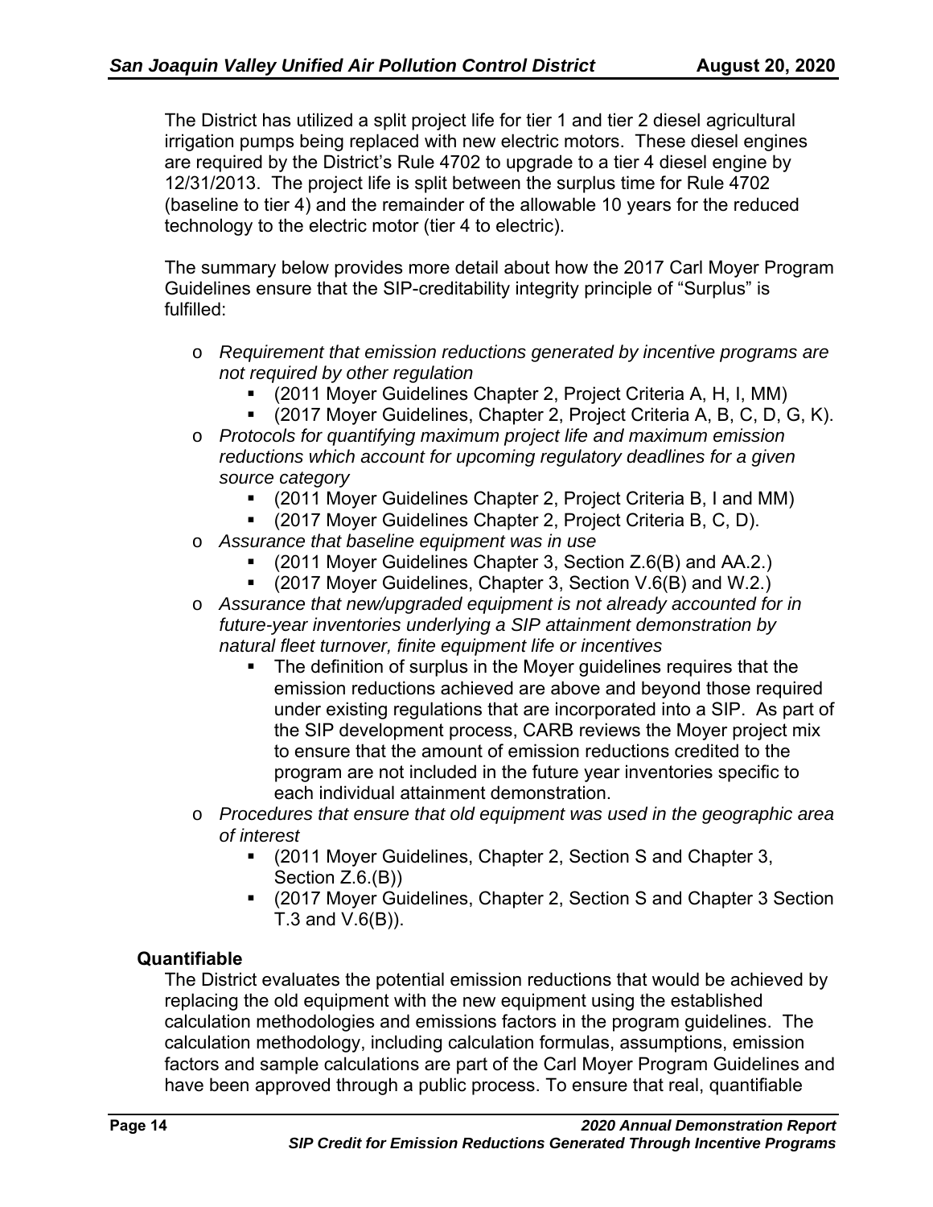The District has utilized a split project life for tier 1 and tier 2 diesel agricultural irrigation pumps being replaced with new electric motors. These diesel engines are required by the District's Rule 4702 to upgrade to a tier 4 diesel engine by 12/31/2013. The project life is split between the surplus time for Rule 4702 (baseline to tier 4) and the remainder of the allowable 10 years for the reduced technology to the electric motor (tier 4 to electric).

The summary below provides more detail about how the 2017 Carl Moyer Program Guidelines ensure that the SIP-creditability integrity principle of "Surplus" is fulfilled:

- *Requirement that emission reductions generated by incentive programs are not required by other regulation*
  - (2011 Moyer Guidelines Chapter 2, Project Criteria A, H, I, MM)
  - (2017 Moyer Guidelines, Chapter 2, Project Criteria A, B, C, D, G, K).
- *Protocols for quantifying maximum project life and maximum emission reductions which account for upcoming regulatory deadlines for a given source category*
  - (2011 Moyer Guidelines Chapter 2, Project Criteria B, I and MM)
  - (2017 Moyer Guidelines Chapter 2, Project Criteria B, C, D).
- *Assurance that baseline equipment was in use*
  - (2011 Moyer Guidelines Chapter 3, Section Z.6(B) and AA.2.)
  - (2017 Moyer Guidelines, Chapter 3, Section V.6(B) and W.2.)
- *Assurance that new/upgraded equipment is not already accounted for in future-year inventories underlying a SIP attainment demonstration by natural fleet turnover, finite equipment life or incentives*
  - The definition of surplus in the Moyer guidelines requires that the emission reductions achieved are above and beyond those required under existing regulations that are incorporated into a SIP. As part of the SIP development process, CARB reviews the Moyer project mix to ensure that the amount of emission reductions credited to the program are not included in the future year inventories specific to each individual attainment demonstration.
- *Procedures that ensure that old equipment was used in the geographic area of interest*
  - (2011 Moyer Guidelines, Chapter 2, Section S and Chapter 3, Section Z.6.(B))
  - (2017 Moyer Guidelines, Chapter 2, Section S and Chapter 3 Section T.3 and V.6(B)).

**Quantifiable**

The District evaluates the potential emission reductions that would be achieved by replacing the old equipment with the new equipment using the established calculation methodologies and emissions factors in the program guidelines. The calculation methodology, including calculation formulas, assumptions, emission factors and sample calculations are part of the Carl Moyer Program Guidelines and have been approved through a public process. To ensure that real, quantifiable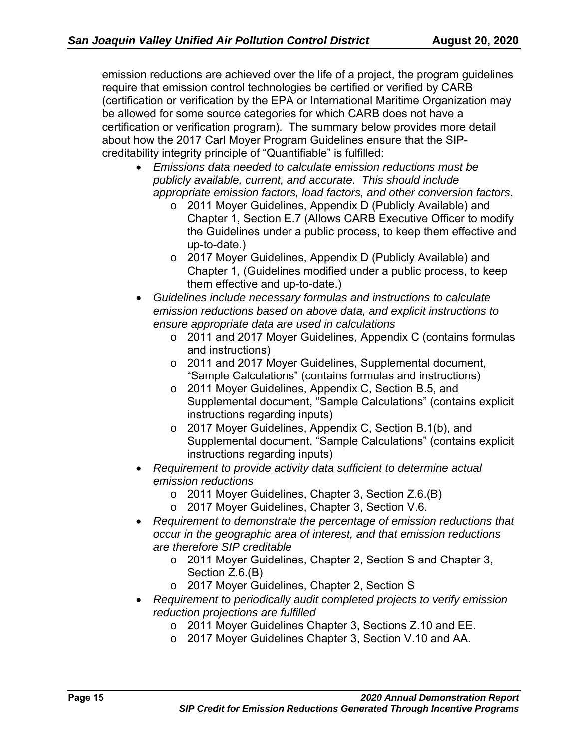emission reductions are achieved over the life of a project, the program guidelines require that emission control technologies be certified or verified by CARB (certification or verification by the EPA or International Maritime Organization may be allowed for some source categories for which CARB does not have a certification or verification program). The summary below provides more detail about how the 2017 Carl Moyer Program Guidelines ensure that the SIP-creditability integrity principle of "Quantifiable" is fulfilled:

- *Emissions data needed to calculate emission reductions must be publicly available, current, and accurate. This should include appropriate emission factors, load factors, and other conversion factors.*
  - 2011 Moyer Guidelines, Appendix D (Publicly Available) and Chapter 1, Section E.7 (Allows CARB Executive Officer to modify the Guidelines under a public process, to keep them effective and up-to-date.)
  - 2017 Moyer Guidelines, Appendix D (Publicly Available) and Chapter 1, (Guidelines modified under a public process, to keep them effective and up-to-date.)
- *Guidelines include necessary formulas and instructions to calculate emission reductions based on above data, and explicit instructions to ensure appropriate data are used in calculations*
  - 2011 and 2017 Moyer Guidelines, Appendix C (contains formulas and instructions)
  - 2011 and 2017 Moyer Guidelines, Supplemental document, "Sample Calculations" (contains formulas and instructions)
  - 2011 Moyer Guidelines, Appendix C, Section B.5, and Supplemental document, "Sample Calculations" (contains explicit instructions regarding inputs)
  - 2017 Moyer Guidelines, Appendix C, Section B.1(b), and Supplemental document, "Sample Calculations" (contains explicit instructions regarding inputs)
- *Requirement to provide activity data sufficient to determine actual emission reductions*
  - 2011 Moyer Guidelines, Chapter 3, Section Z.6.(B)
  - 2017 Moyer Guidelines, Chapter 3, Section V.6.
- *Requirement to demonstrate the percentage of emission reductions that occur in the geographic area of interest, and that emission reductions are therefore SIP creditable*
  - 2011 Moyer Guidelines, Chapter 2, Section S and Chapter 3, Section Z.6.(B)
  - 2017 Moyer Guidelines, Chapter 2, Section S
- *Requirement to periodically audit completed projects to verify emission reduction projections are fulfilled*
  - 2011 Moyer Guidelines Chapter 3, Sections Z.10 and EE.
  - 2017 Moyer Guidelines Chapter 3, Section V.10 and AA.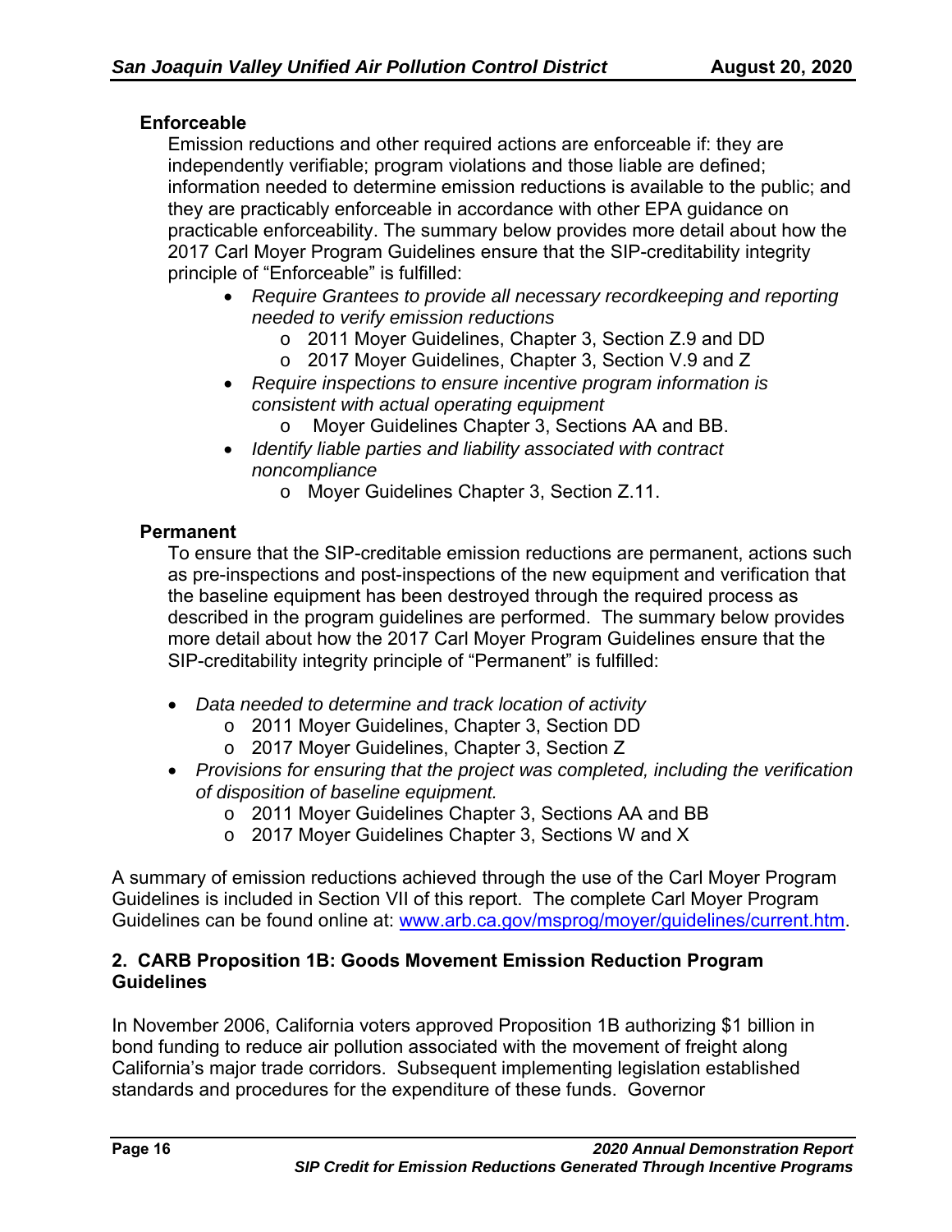**Enforceable**

Emission reductions and other required actions are enforceable if: they are independently verifiable; program violations and those liable are defined; information needed to determine emission reductions is available to the public; and they are practicably enforceable in accordance with other EPA guidance on practicable enforceability. The summary below provides more detail about how the 2017 Carl Moyer Program Guidelines ensure that the SIP-creditability integrity principle of "Enforceable" is fulfilled:

- *Require Grantees to provide all necessary recordkeeping and reporting needed to verify emission reductions*
  - 2011 Moyer Guidelines, Chapter 3, Section Z.9 and DD
  - 2017 Moyer Guidelines, Chapter 3, Section V.9 and Z
- *Require inspections to ensure incentive program information is consistent with actual operating equipment*
  - Moyer Guidelines Chapter 3, Sections AA and BB.
- *Identify liable parties and liability associated with contract noncompliance*
  - Moyer Guidelines Chapter 3, Section Z.11.

**Permanent**

To ensure that the SIP-creditable emission reductions are permanent, actions such as pre-inspections and post-inspections of the new equipment and verification that the baseline equipment has been destroyed through the required process as described in the program guidelines are performed. The summary below provides more detail about how the 2017 Carl Moyer Program Guidelines ensure that the SIP-creditability integrity principle of "Permanent" is fulfilled:

- *Data needed to determine and track location of activity*
  - 2011 Moyer Guidelines, Chapter 3, Section DD
  - 2017 Moyer Guidelines, Chapter 3, Section Z
- *Provisions for ensuring that the project was completed, including the verification of disposition of baseline equipment.*
  - 2011 Moyer Guidelines Chapter 3, Sections AA and BB
  - 2017 Moyer Guidelines Chapter 3, Sections W and X

A summary of emission reductions achieved through the use of the Carl Moyer Program Guidelines is included in Section VII of this report. The complete Carl Moyer Program Guidelines can be found online at: www.arb.ca.gov/msprog/moyer/guidelines/current.htm.

### 2. CARB Proposition 1B: Goods Movement Emission Reduction Program Guidelines

In November 2006, California voters approved Proposition 1B authorizing $1 billion in bond funding to reduce air pollution associated with the movement of freight along California's major trade corridors. Subsequent implementing legislation established standards and procedures for the expenditure of these funds. Governor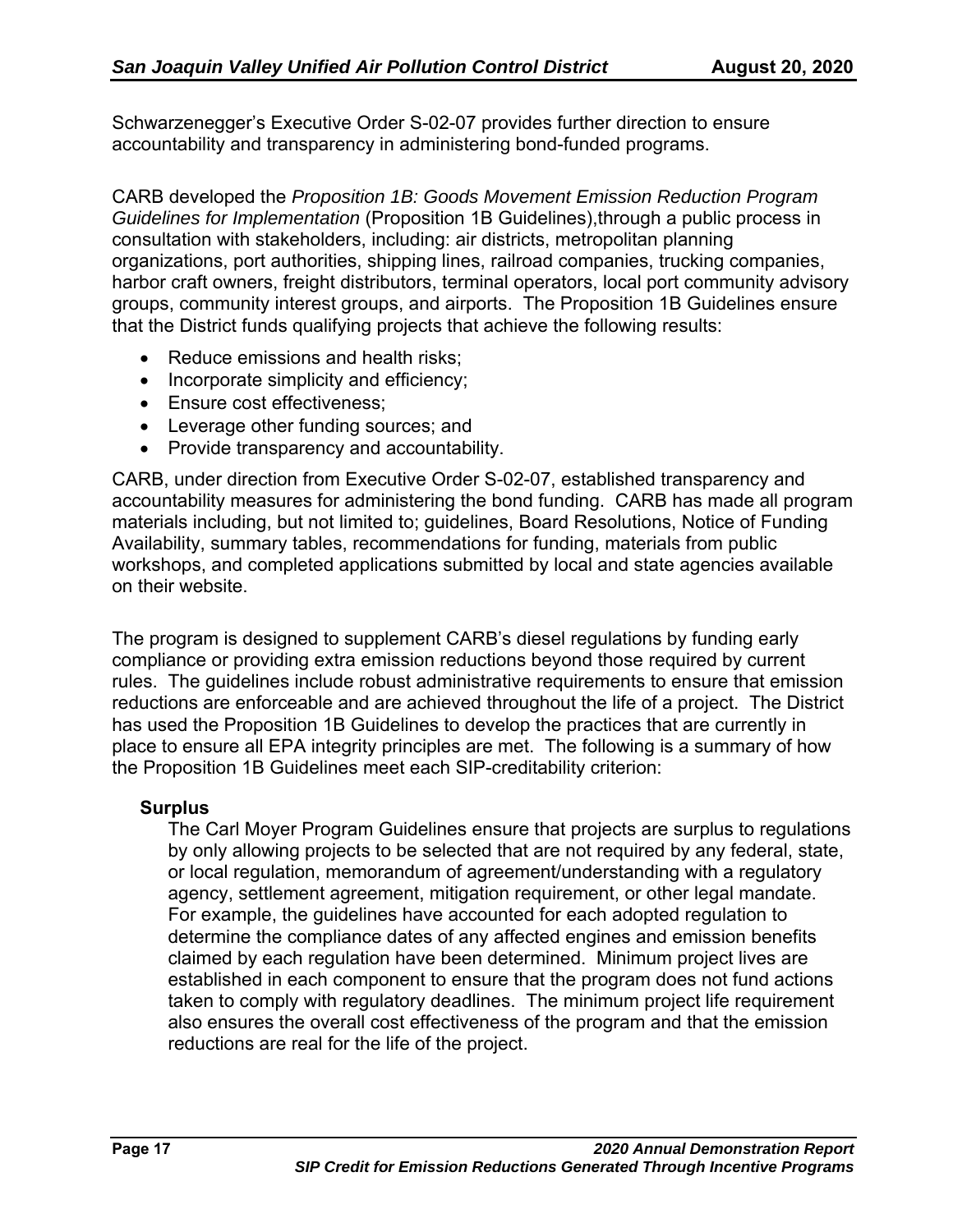Schwarzenegger's Executive Order S-02-07 provides further direction to ensure accountability and transparency in administering bond-funded programs.

CARB developed the *Proposition 1B: Goods Movement Emission Reduction Program Guidelines for Implementation* (Proposition 1B Guidelines),through a public process in consultation with stakeholders, including: air districts, metropolitan planning organizations, port authorities, shipping lines, railroad companies, trucking companies, harbor craft owners, freight distributors, terminal operators, local port community advisory groups, community interest groups, and airports. The Proposition 1B Guidelines ensure that the District funds qualifying projects that achieve the following results:

- Reduce emissions and health risks;
- Incorporate simplicity and efficiency;
- Ensure cost effectiveness;
- Leverage other funding sources; and
- Provide transparency and accountability.

CARB, under direction from Executive Order S-02-07, established transparency and accountability measures for administering the bond funding. CARB has made all program materials including, but not limited to; guidelines, Board Resolutions, Notice of Funding Availability, summary tables, recommendations for funding, materials from public workshops, and completed applications submitted by local and state agencies available on their website.

The program is designed to supplement CARB's diesel regulations by funding early compliance or providing extra emission reductions beyond those required by current rules. The guidelines include robust administrative requirements to ensure that emission reductions are enforceable and are achieved throughout the life of a project. The District has used the Proposition 1B Guidelines to develop the practices that are currently in place to ensure all EPA integrity principles are met. The following is a summary of how the Proposition 1B Guidelines meet each SIP-creditability criterion:

**Surplus**

The Carl Moyer Program Guidelines ensure that projects are surplus to regulations by only allowing projects to be selected that are not required by any federal, state, or local regulation, memorandum of agreement/understanding with a regulatory agency, settlement agreement, mitigation requirement, or other legal mandate. For example, the guidelines have accounted for each adopted regulation to determine the compliance dates of any affected engines and emission benefits claimed by each regulation have been determined. Minimum project lives are established in each component to ensure that the program does not fund actions taken to comply with regulatory deadlines. The minimum project life requirement also ensures the overall cost effectiveness of the program and that the emission reductions are real for the life of the project.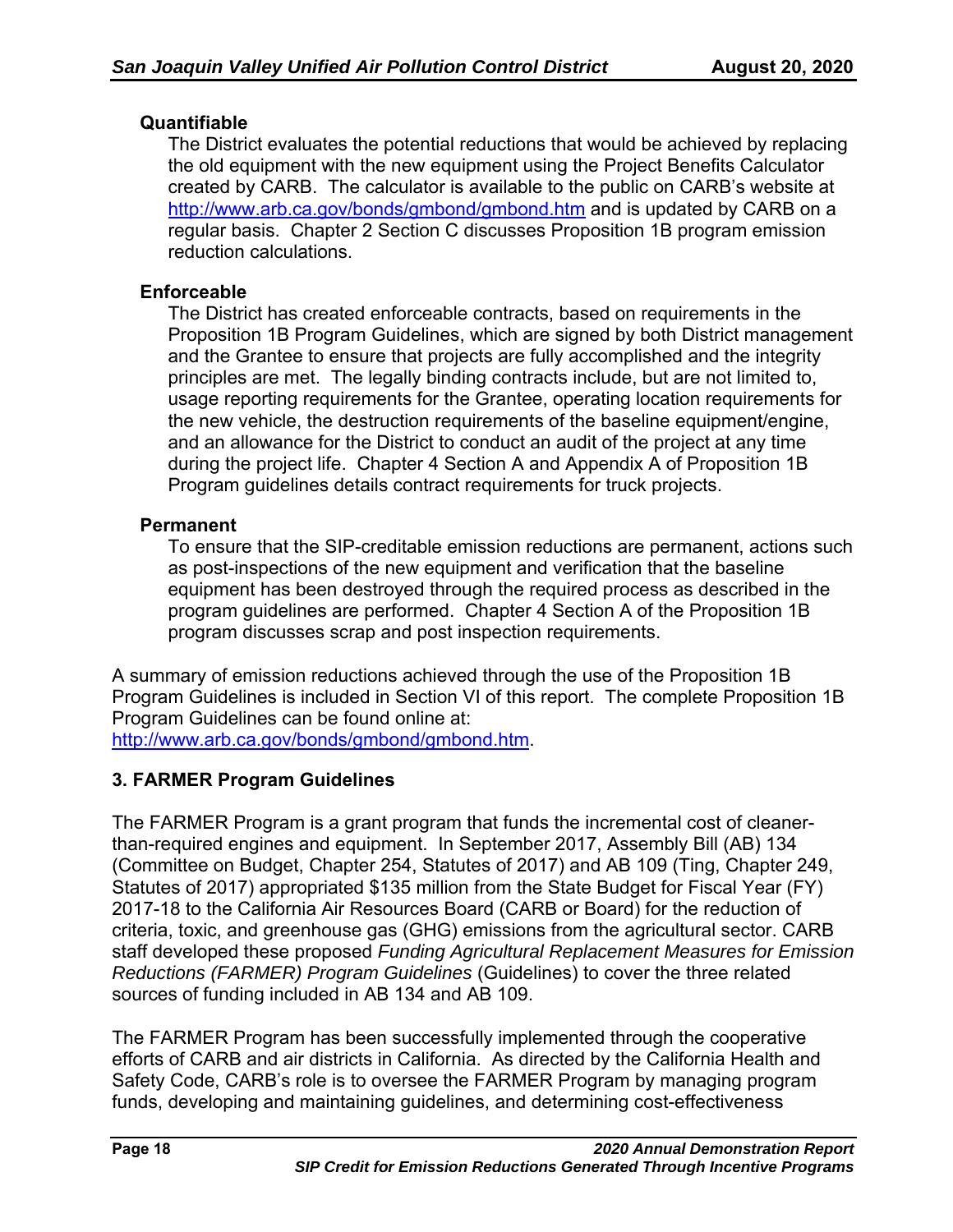**Quantifiable**

The District evaluates the potential reductions that would be achieved by replacing the old equipment with the new equipment using the Project Benefits Calculator created by CARB. The calculator is available to the public on CARB's website at http://www.arb.ca.gov/bonds/gmbond/gmbond.htm and is updated by CARB on a regular basis. Chapter 2 Section C discusses Proposition 1B program emission reduction calculations.

**Enforceable**

The District has created enforceable contracts, based on requirements in the Proposition 1B Program Guidelines, which are signed by both District management and the Grantee to ensure that projects are fully accomplished and the integrity principles are met. The legally binding contracts include, but are not limited to, usage reporting requirements for the Grantee, operating location requirements for the new vehicle, the destruction requirements of the baseline equipment/engine, and an allowance for the District to conduct an audit of the project at any time during the project life. Chapter 4 Section A and Appendix A of Proposition 1B Program guidelines details contract requirements for truck projects.

**Permanent**

To ensure that the SIP-creditable emission reductions are permanent, actions such as post-inspections of the new equipment and verification that the baseline equipment has been destroyed through the required process as described in the program guidelines are performed. Chapter 4 Section A of the Proposition 1B program discusses scrap and post inspection requirements.

A summary of emission reductions achieved through the use of the Proposition 1B Program Guidelines is included in Section VI of this report. The complete Proposition 1B Program Guidelines can be found online at: http://www.arb.ca.gov/bonds/gmbond/gmbond.htm.

### 3. FARMER Program Guidelines

The FARMER Program is a grant program that funds the incremental cost of cleaner-than-required engines and equipment. In September 2017, Assembly Bill (AB) 134 (Committee on Budget, Chapter 254, Statutes of 2017) and AB 109 (Ting, Chapter 249, Statutes of 2017) appropriated $135 million from the State Budget for Fiscal Year (FY) 2017-18 to the California Air Resources Board (CARB or Board) for the reduction of criteria, toxic, and greenhouse gas (GHG) emissions from the agricultural sector. CARB staff developed these proposed *Funding Agricultural Replacement Measures for Emission Reductions (FARMER) Program Guidelines* (Guidelines) to cover the three related sources of funding included in AB 134 and AB 109.

The FARMER Program has been successfully implemented through the cooperative efforts of CARB and air districts in California. As directed by the California Health and Safety Code, CARB's role is to oversee the FARMER Program by managing program funds, developing and maintaining guidelines, and determining cost-effectiveness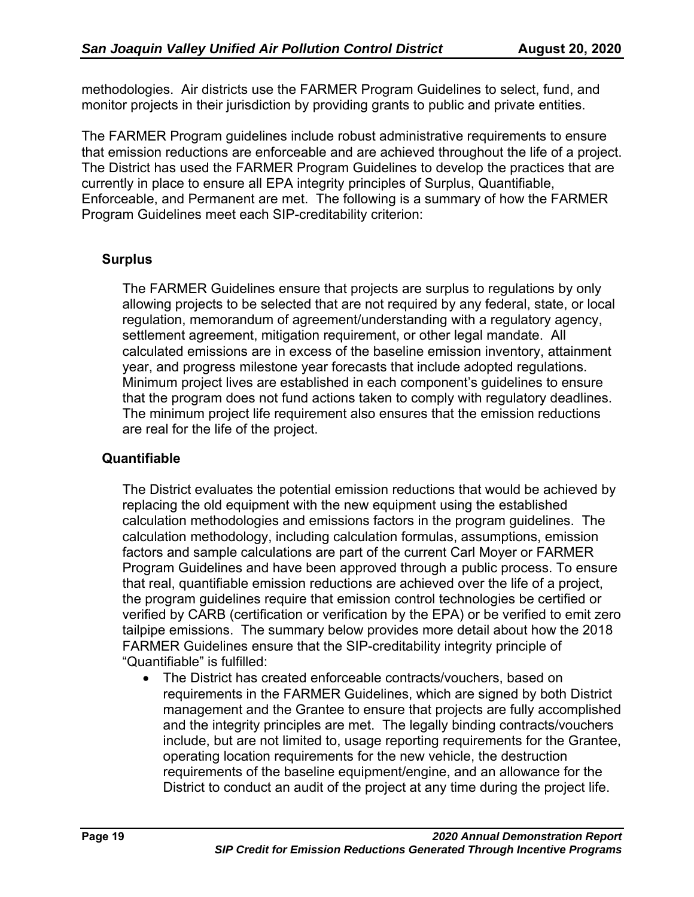methodologies. Air districts use the FARMER Program Guidelines to select, fund, and monitor projects in their jurisdiction by providing grants to public and private entities.

The FARMER Program guidelines include robust administrative requirements to ensure that emission reductions are enforceable and are achieved throughout the life of a project. The District has used the FARMER Program Guidelines to develop the practices that are currently in place to ensure all EPA integrity principles of Surplus, Quantifiable, Enforceable, and Permanent are met. The following is a summary of how the FARMER Program Guidelines meet each SIP-creditability criterion:

**Surplus**

The FARMER Guidelines ensure that projects are surplus to regulations by only allowing projects to be selected that are not required by any federal, state, or local regulation, memorandum of agreement/understanding with a regulatory agency, settlement agreement, mitigation requirement, or other legal mandate. All calculated emissions are in excess of the baseline emission inventory, attainment year, and progress milestone year forecasts that include adopted regulations. Minimum project lives are established in each component's guidelines to ensure that the program does not fund actions taken to comply with regulatory deadlines. The minimum project life requirement also ensures that the emission reductions are real for the life of the project.

**Quantifiable**

The District evaluates the potential emission reductions that would be achieved by replacing the old equipment with the new equipment using the established calculation methodologies and emissions factors in the program guidelines. The calculation methodology, including calculation formulas, assumptions, emission factors and sample calculations are part of the current Carl Moyer or FARMER Program Guidelines and have been approved through a public process. To ensure that real, quantifiable emission reductions are achieved over the life of a project, the program guidelines require that emission control technologies be certified or verified by CARB (certification or verification by the EPA) or be verified to emit zero tailpipe emissions. The summary below provides more detail about how the 2018 FARMER Guidelines ensure that the SIP-creditability integrity principle of "Quantifiable" is fulfilled:

- The District has created enforceable contracts/vouchers, based on requirements in the FARMER Guidelines, which are signed by both District management and the Grantee to ensure that projects are fully accomplished and the integrity principles are met. The legally binding contracts/vouchers include, but are not limited to, usage reporting requirements for the Grantee, operating location requirements for the new vehicle, the destruction requirements of the baseline equipment/engine, and an allowance for the District to conduct an audit of the project at any time during the project life.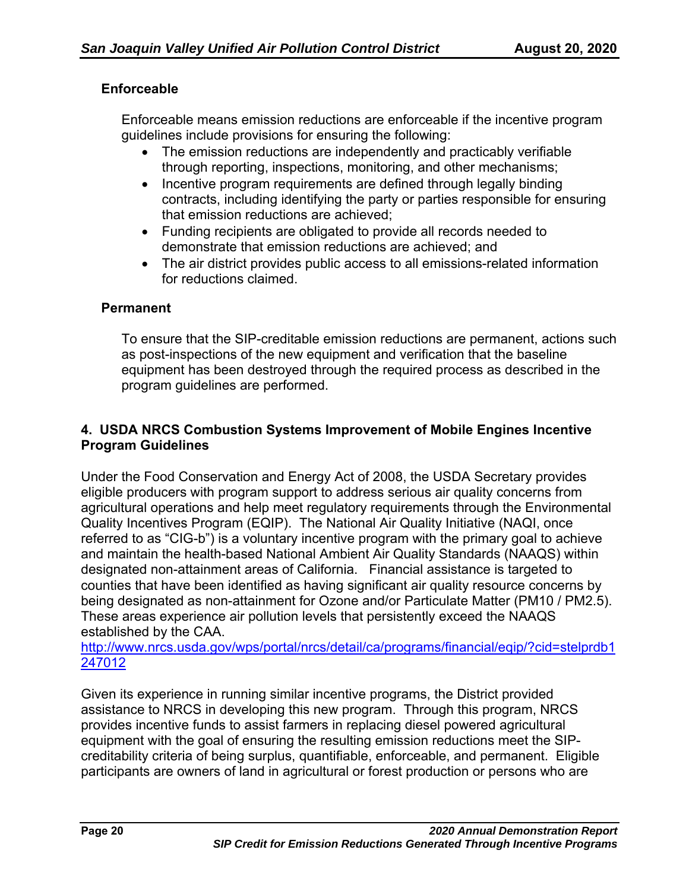### Enforceable

Enforceable means emission reductions are enforceable if the incentive program guidelines include provisions for ensuring the following:

- The emission reductions are independently and practicably verifiable through reporting, inspections, monitoring, and other mechanisms;
- Incentive program requirements are defined through legally binding contracts, including identifying the party or parties responsible for ensuring that emission reductions are achieved;
- Funding recipients are obligated to provide all records needed to demonstrate that emission reductions are achieved; and
- The air district provides public access to all emissions-related information for reductions claimed.

### Permanent

To ensure that the SIP-creditable emission reductions are permanent, actions such as post-inspections of the new equipment and verification that the baseline equipment has been destroyed through the required process as described in the program guidelines are performed.

## 4. USDA NRCS Combustion Systems Improvement of Mobile Engines Incentive Program Guidelines

Under the Food Conservation and Energy Act of 2008, the USDA Secretary provides eligible producers with program support to address serious air quality concerns from agricultural operations and help meet regulatory requirements through the Environmental Quality Incentives Program (EQIP). The National Air Quality Initiative (NAQI, once referred to as "CIG-b") is a voluntary incentive program with the primary goal to achieve and maintain the health-based National Ambient Air Quality Standards (NAAQS) within designated non-attainment areas of California. Financial assistance is targeted to counties that have been identified as having significant air quality resource concerns by being designated as non-attainment for Ozone and/or Particulate Matter (PM10 / PM2.5). These areas experience air pollution levels that persistently exceed the NAAQS established by the CAA.
http://www.nrcs.usda.gov/wps/portal/nrcs/detail/ca/programs/financial/eqip/?cid=stelprdb1247012

Given its experience in running similar incentive programs, the District provided assistance to NRCS in developing this new program. Through this program, NRCS provides incentive funds to assist farmers in replacing diesel powered agricultural equipment with the goal of ensuring the resulting emission reductions meet the SIP-creditability criteria of being surplus, quantifiable, enforceable, and permanent. Eligible participants are owners of land in agricultural or forest production or persons who are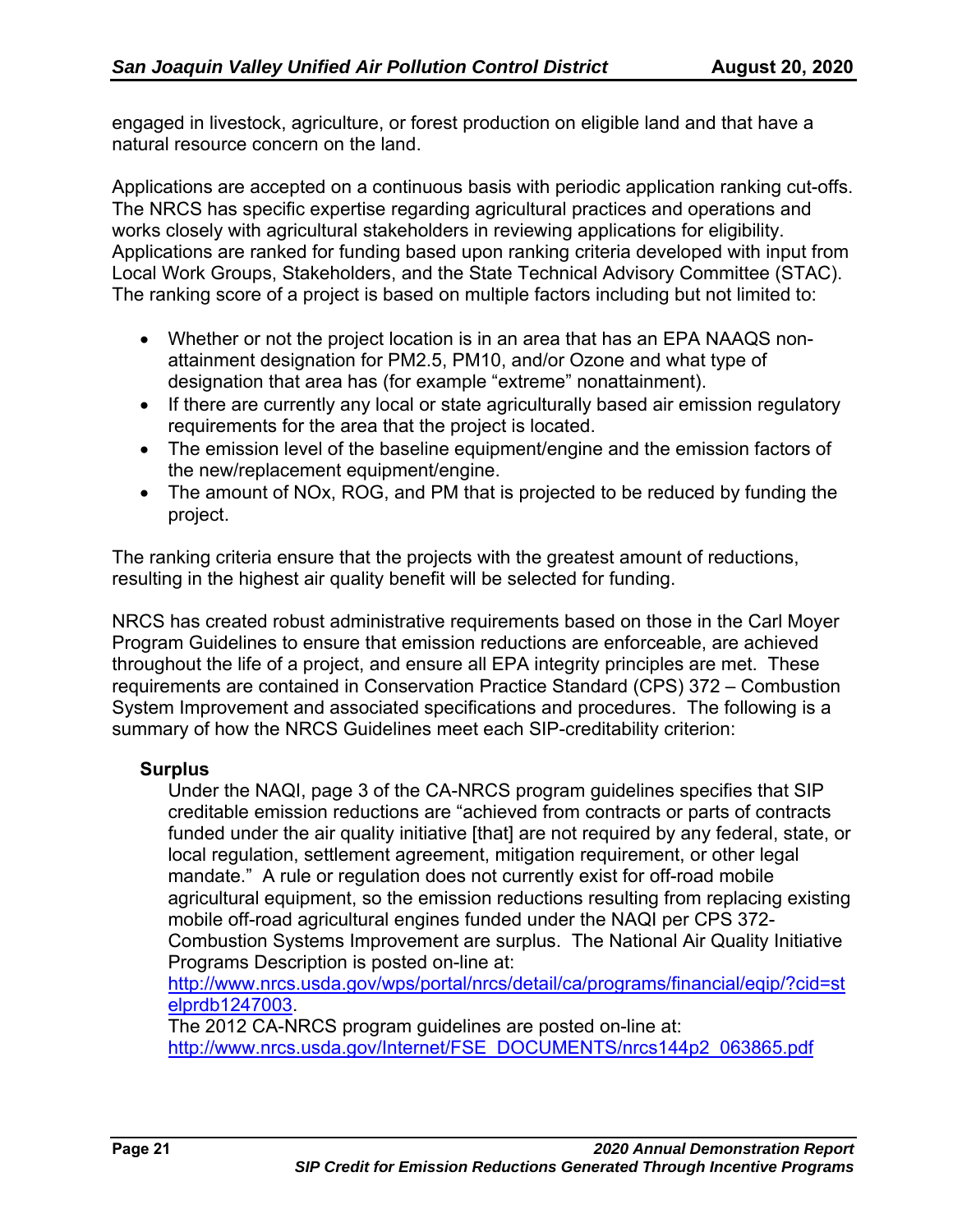engaged in livestock, agriculture, or forest production on eligible land and that have a natural resource concern on the land.

Applications are accepted on a continuous basis with periodic application ranking cut-offs. The NRCS has specific expertise regarding agricultural practices and operations and works closely with agricultural stakeholders in reviewing applications for eligibility. Applications are ranked for funding based upon ranking criteria developed with input from Local Work Groups, Stakeholders, and the State Technical Advisory Committee (STAC). The ranking score of a project is based on multiple factors including but not limited to:

- Whether or not the project location is in an area that has an EPA NAAQS non-attainment designation for PM2.5, PM10, and/or Ozone and what type of designation that area has (for example "extreme" nonattainment).
- If there are currently any local or state agriculturally based air emission regulatory requirements for the area that the project is located.
- The emission level of the baseline equipment/engine and the emission factors of the new/replacement equipment/engine.
- The amount of NOx, ROG, and PM that is projected to be reduced by funding the project.

The ranking criteria ensure that the projects with the greatest amount of reductions, resulting in the highest air quality benefit will be selected for funding.

NRCS has created robust administrative requirements based on those in the Carl Moyer Program Guidelines to ensure that emission reductions are enforceable, are achieved throughout the life of a project, and ensure all EPA integrity principles are met. These requirements are contained in Conservation Practice Standard (CPS) 372 – Combustion System Improvement and associated specifications and procedures. The following is a summary of how the NRCS Guidelines meet each SIP-creditability criterion:

**Surplus**

Under the NAQI, page 3 of the CA-NRCS program guidelines specifies that SIP creditable emission reductions are "achieved from contracts or parts of contracts funded under the air quality initiative [that] are not required by any federal, state, or local regulation, settlement agreement, mitigation requirement, or other legal mandate." A rule or regulation does not currently exist for off-road mobile agricultural equipment, so the emission reductions resulting from replacing existing mobile off-road agricultural engines funded under the NAQI per CPS 372-Combustion Systems Improvement are surplus. The National Air Quality Initiative Programs Description is posted on-line at: http://www.nrcs.usda.gov/wps/portal/nrcs/detail/ca/programs/financial/eqip/?cid=stelprdb1247003.
The 2012 CA-NRCS program guidelines are posted on-line at: http://www.nrcs.usda.gov/Internet/FSE_DOCUMENTS/nrcs144p2_063865.pdf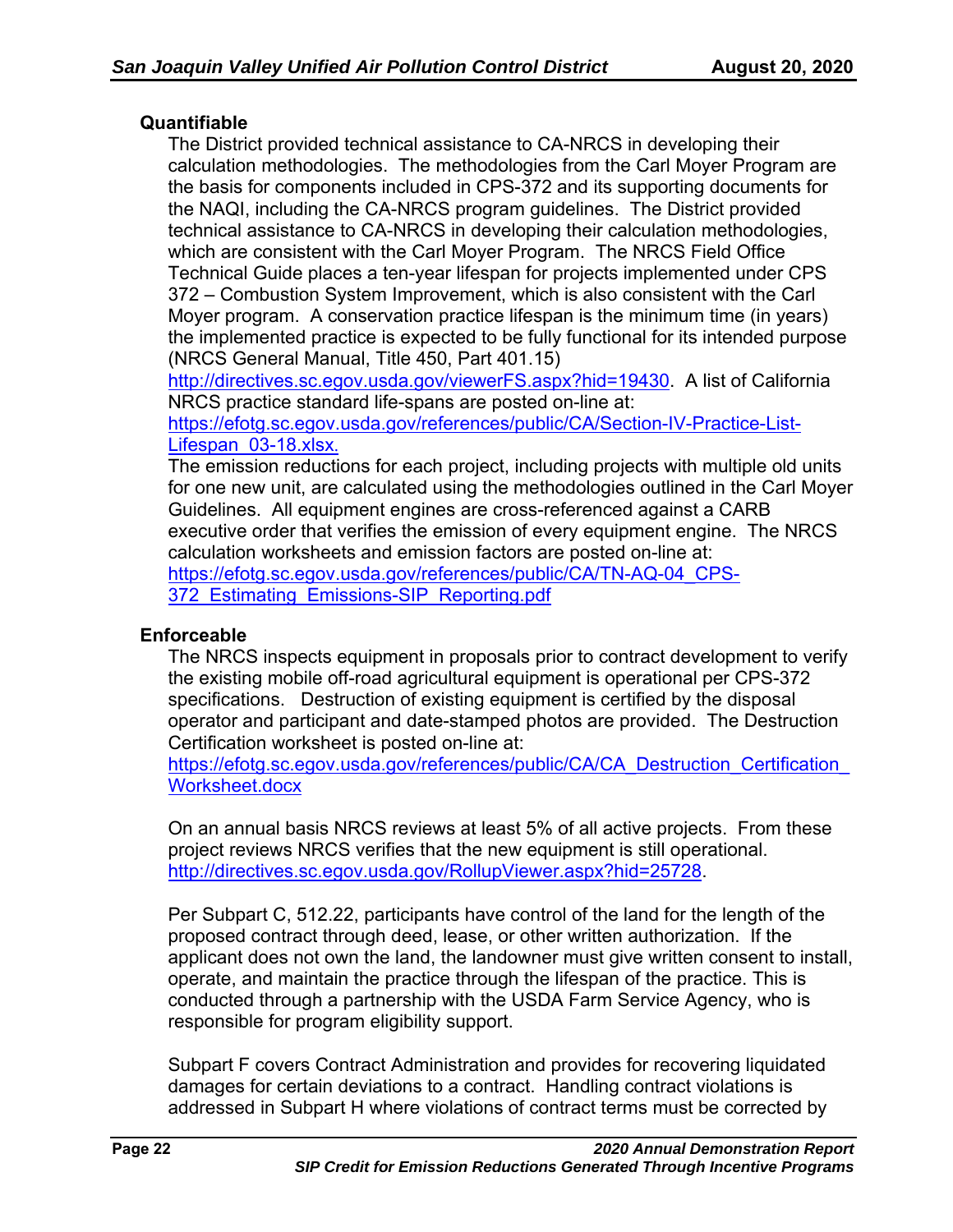**Quantifiable**

The District provided technical assistance to CA-NRCS in developing their calculation methodologies. The methodologies from the Carl Moyer Program are the basis for components included in CPS-372 and its supporting documents for the NAQI, including the CA-NRCS program guidelines. The District provided technical assistance to CA-NRCS in developing their calculation methodologies, which are consistent with the Carl Moyer Program. The NRCS Field Office Technical Guide places a ten-year lifespan for projects implemented under CPS 372 – Combustion System Improvement, which is also consistent with the Carl Moyer program. A conservation practice lifespan is the minimum time (in years) the implemented practice is expected to be fully functional for its intended purpose (NRCS General Manual, Title 450, Part 401.15) http://directives.sc.egov.usda.gov/viewerFS.aspx?hid=19430. A list of California NRCS practice standard life-spans are posted on-line at: https://efotg.sc.egov.usda.gov/references/public/CA/Section-IV-Practice-List-Lifespan_03-18.xlsx.

The emission reductions for each project, including projects with multiple old units for one new unit, are calculated using the methodologies outlined in the Carl Moyer Guidelines. All equipment engines are cross-referenced against a CARB executive order that verifies the emission of every equipment engine. The NRCS calculation worksheets and emission factors are posted on-line at: https://efotg.sc.egov.usda.gov/references/public/CA/TN-AQ-04_CPS-372_Estimating_Emissions-SIP_Reporting.pdf

**Enforceable**

The NRCS inspects equipment in proposals prior to contract development to verify the existing mobile off-road agricultural equipment is operational per CPS-372 specifications. Destruction of existing equipment is certified by the disposal operator and participant and date-stamped photos are provided. The Destruction Certification worksheet is posted on-line at: https://efotg.sc.egov.usda.gov/references/public/CA/CA_Destruction_Certification_Worksheet.docx

On an annual basis NRCS reviews at least 5% of all active projects. From these project reviews NRCS verifies that the new equipment is still operational. http://directives.sc.egov.usda.gov/RollupViewer.aspx?hid=25728.

Per Subpart C, 512.22, participants have control of the land for the length of the proposed contract through deed, lease, or other written authorization. If the applicant does not own the land, the landowner must give written consent to install, operate, and maintain the practice through the lifespan of the practice. This is conducted through a partnership with the USDA Farm Service Agency, who is responsible for program eligibility support.

Subpart F covers Contract Administration and provides for recovering liquidated damages for certain deviations to a contract. Handling contract violations is addressed in Subpart H where violations of contract terms must be corrected by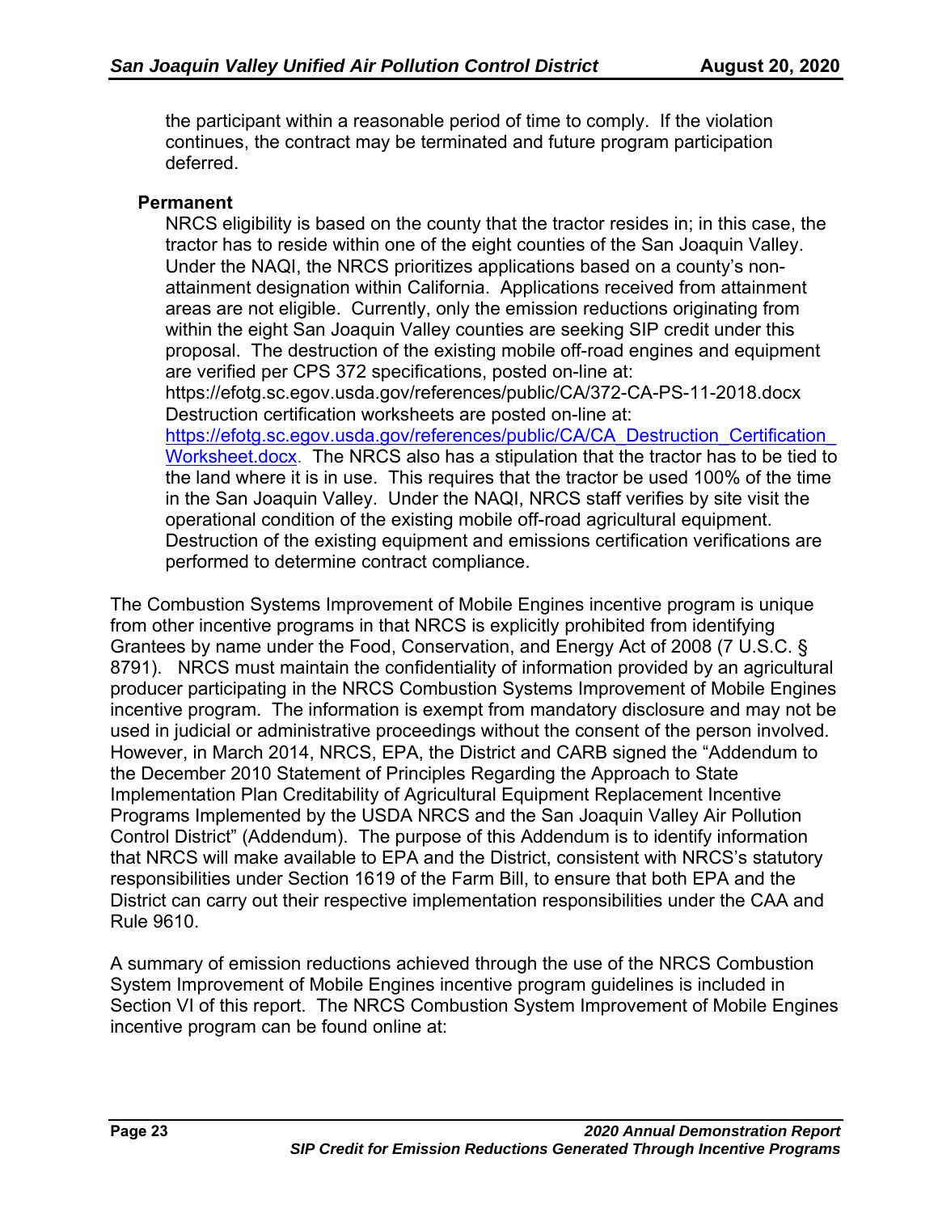the participant within a reasonable period of time to comply. If the violation continues, the contract may be terminated and future program participation deferred.

**Permanent**

NRCS eligibility is based on the county that the tractor resides in; in this case, the tractor has to reside within one of the eight counties of the San Joaquin Valley. Under the NAQI, the NRCS prioritizes applications based on a county's non-attainment designation within California. Applications received from attainment areas are not eligible. Currently, only the emission reductions originating from within the eight San Joaquin Valley counties are seeking SIP credit under this proposal. The destruction of the existing mobile off-road engines and equipment are verified per CPS 372 specifications, posted on-line at: https://efotg.sc.egov.usda.gov/references/public/CA/372-CA-PS-11-2018.docx Destruction certification worksheets are posted on-line at: https://efotg.sc.egov.usda.gov/references/public/CA/CA_Destruction_Certification_Worksheet.docx. The NRCS also has a stipulation that the tractor has to be tied to the land where it is in use. This requires that the tractor be used 100% of the time in the San Joaquin Valley. Under the NAQI, NRCS staff verifies by site visit the operational condition of the existing mobile off-road agricultural equipment. Destruction of the existing equipment and emissions certification verifications are performed to determine contract compliance.

The Combustion Systems Improvement of Mobile Engines incentive program is unique from other incentive programs in that NRCS is explicitly prohibited from identifying Grantees by name under the Food, Conservation, and Energy Act of 2008 (7 U.S.C. § 8791). NRCS must maintain the confidentiality of information provided by an agricultural producer participating in the NRCS Combustion Systems Improvement of Mobile Engines incentive program. The information is exempt from mandatory disclosure and may not be used in judicial or administrative proceedings without the consent of the person involved. However, in March 2014, NRCS, EPA, the District and CARB signed the "Addendum to the December 2010 Statement of Principles Regarding the Approach to State Implementation Plan Creditability of Agricultural Equipment Replacement Incentive Programs Implemented by the USDA NRCS and the San Joaquin Valley Air Pollution Control District" (Addendum). The purpose of this Addendum is to identify information that NRCS will make available to EPA and the District, consistent with NRCS's statutory responsibilities under Section 1619 of the Farm Bill, to ensure that both EPA and the District can carry out their respective implementation responsibilities under the CAA and Rule 9610.

A summary of emission reductions achieved through the use of the NRCS Combustion System Improvement of Mobile Engines incentive program guidelines is included in Section VI of this report. The NRCS Combustion System Improvement of Mobile Engines incentive program can be found online at: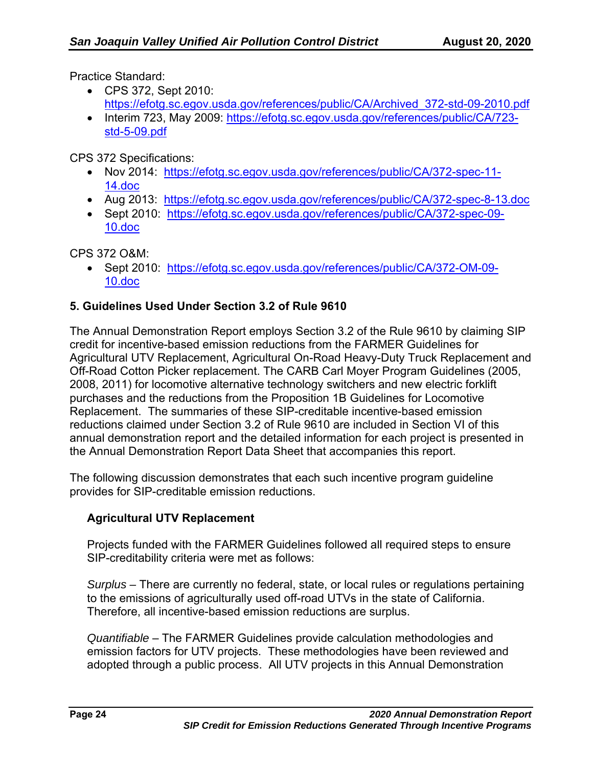Practice Standard:

- CPS 372, Sept 2010: https://efotg.sc.egov.usda.gov/references/public/CA/Archived_372-std-09-2010.pdf
- Interim 723, May 2009: https://efotg.sc.egov.usda.gov/references/public/CA/723-std-5-09.pdf

CPS 372 Specifications:

- Nov 2014: https://efotg.sc.egov.usda.gov/references/public/CA/372-spec-11-14.doc
- Aug 2013: https://efotg.sc.egov.usda.gov/references/public/CA/372-spec-8-13.doc
- Sept 2010: https://efotg.sc.egov.usda.gov/references/public/CA/372-spec-09-10.doc

CPS 372 O&M:

- Sept 2010: https://efotg.sc.egov.usda.gov/references/public/CA/372-OM-09-10.doc

## 5. Guidelines Used Under Section 3.2 of Rule 9610

The Annual Demonstration Report employs Section 3.2 of the Rule 9610 by claiming SIP credit for incentive-based emission reductions from the FARMER Guidelines for Agricultural UTV Replacement, Agricultural On-Road Heavy-Duty Truck Replacement and Off-Road Cotton Picker replacement. The CARB Carl Moyer Program Guidelines (2005, 2008, 2011) for locomotive alternative technology switchers and new electric forklift purchases and the reductions from the Proposition 1B Guidelines for Locomotive Replacement. The summaries of these SIP-creditable incentive-based emission reductions claimed under Section 3.2 of Rule 9610 are included in Section VI of this annual demonstration report and the detailed information for each project is presented in the Annual Demonstration Report Data Sheet that accompanies this report.

The following discussion demonstrates that each such incentive program guideline provides for SIP-creditable emission reductions.

### Agricultural UTV Replacement

Projects funded with the FARMER Guidelines followed all required steps to ensure SIP-creditability criteria were met as follows:

*Surplus* – There are currently no federal, state, or local rules or regulations pertaining to the emissions of agriculturally used off-road UTVs in the state of California. Therefore, all incentive-based emission reductions are surplus.

*Quantifiable* – The FARMER Guidelines provide calculation methodologies and emission factors for UTV projects. These methodologies have been reviewed and adopted through a public process. All UTV projects in this Annual Demonstration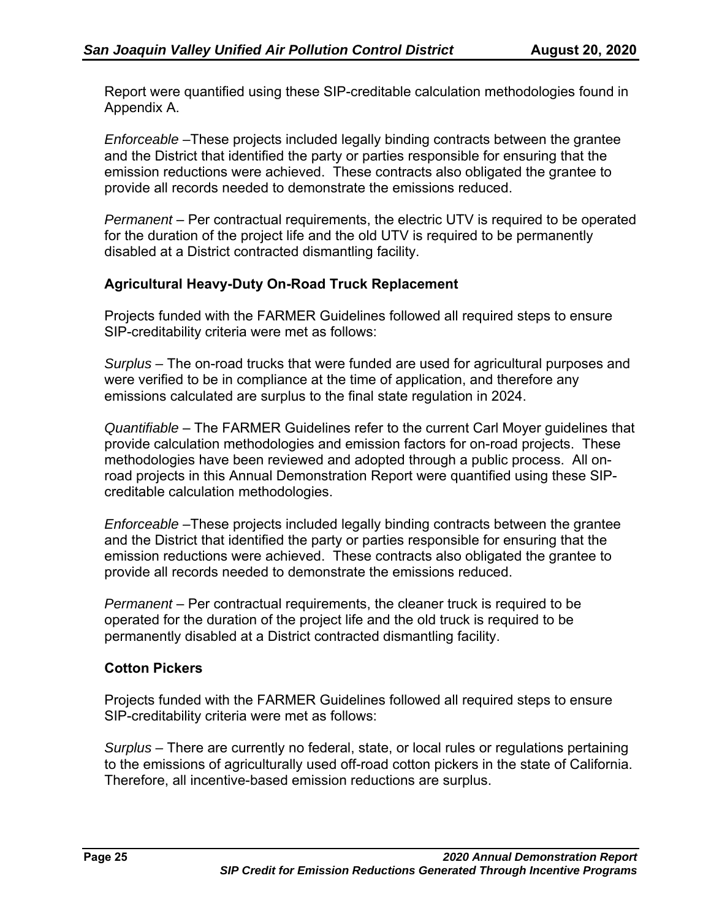Report were quantified using these SIP-creditable calculation methodologies found in Appendix A.

*Enforceable* –These projects included legally binding contracts between the grantee and the District that identified the party or parties responsible for ensuring that the emission reductions were achieved. These contracts also obligated the grantee to provide all records needed to demonstrate the emissions reduced.

*Permanent* – Per contractual requirements, the electric UTV is required to be operated for the duration of the project life and the old UTV is required to be permanently disabled at a District contracted dismantling facility.

**Agricultural Heavy-Duty On-Road Truck Replacement**

Projects funded with the FARMER Guidelines followed all required steps to ensure SIP-creditability criteria were met as follows:

*Surplus* – The on-road trucks that were funded are used for agricultural purposes and were verified to be in compliance at the time of application, and therefore any emissions calculated are surplus to the final state regulation in 2024.

*Quantifiable* – The FARMER Guidelines refer to the current Carl Moyer guidelines that provide calculation methodologies and emission factors for on-road projects. These methodologies have been reviewed and adopted through a public process. All on-road projects in this Annual Demonstration Report were quantified using these SIP-creditable calculation methodologies.

*Enforceable* –These projects included legally binding contracts between the grantee and the District that identified the party or parties responsible for ensuring that the emission reductions were achieved. These contracts also obligated the grantee to provide all records needed to demonstrate the emissions reduced.

*Permanent* – Per contractual requirements, the cleaner truck is required to be operated for the duration of the project life and the old truck is required to be permanently disabled at a District contracted dismantling facility.

**Cotton Pickers**

Projects funded with the FARMER Guidelines followed all required steps to ensure SIP-creditability criteria were met as follows:

*Surplus* – There are currently no federal, state, or local rules or regulations pertaining to the emissions of agriculturally used off-road cotton pickers in the state of California. Therefore, all incentive-based emission reductions are surplus.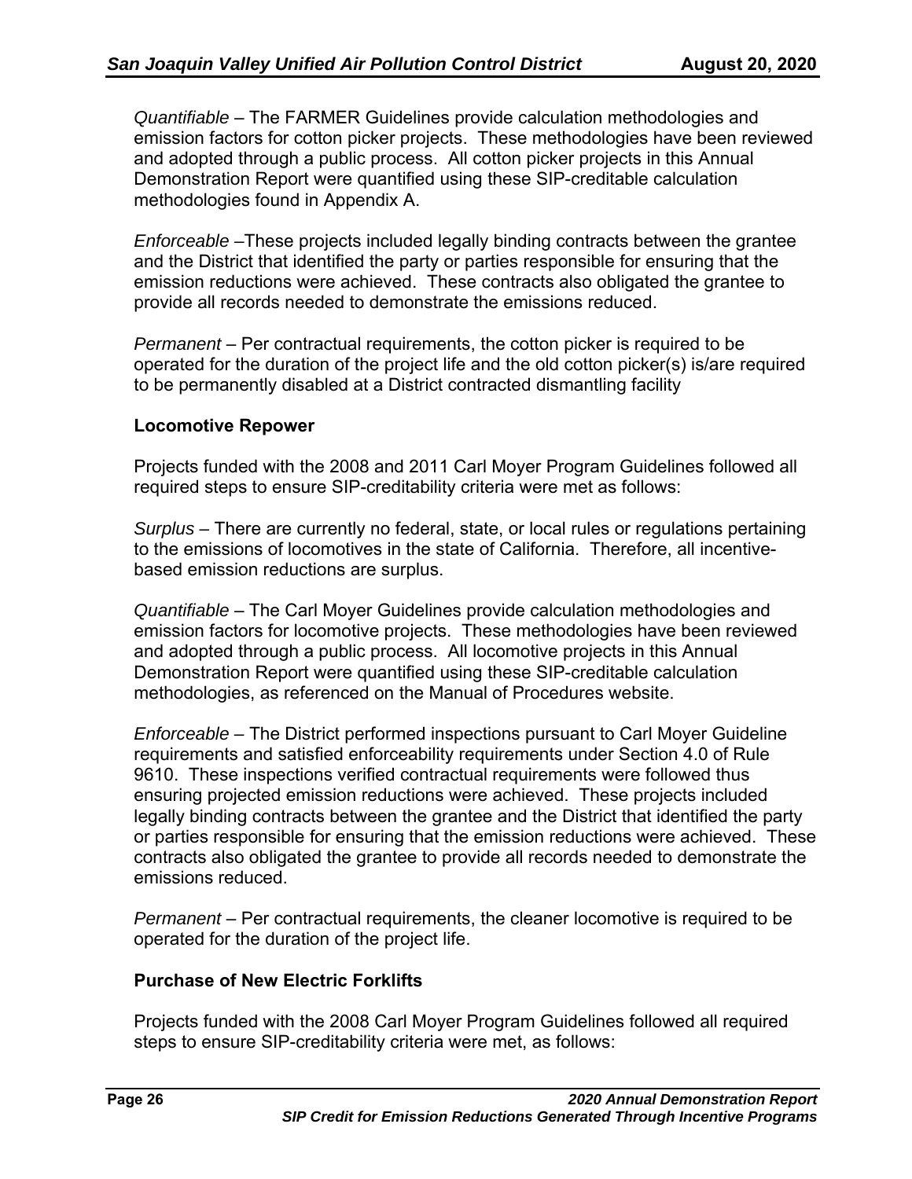*Quantifiable* – The FARMER Guidelines provide calculation methodologies and emission factors for cotton picker projects. These methodologies have been reviewed and adopted through a public process. All cotton picker projects in this Annual Demonstration Report were quantified using these SIP-creditable calculation methodologies found in Appendix A.

*Enforceable* –These projects included legally binding contracts between the grantee and the District that identified the party or parties responsible for ensuring that the emission reductions were achieved. These contracts also obligated the grantee to provide all records needed to demonstrate the emissions reduced.

*Permanent* – Per contractual requirements, the cotton picker is required to be operated for the duration of the project life and the old cotton picker(s) is/are required to be permanently disabled at a District contracted dismantling facility

**Locomotive Repower**

Projects funded with the 2008 and 2011 Carl Moyer Program Guidelines followed all required steps to ensure SIP-creditability criteria were met as follows:

*Surplus* – There are currently no federal, state, or local rules or regulations pertaining to the emissions of locomotives in the state of California. Therefore, all incentive-based emission reductions are surplus.

*Quantifiable* – The Carl Moyer Guidelines provide calculation methodologies and emission factors for locomotive projects. These methodologies have been reviewed and adopted through a public process. All locomotive projects in this Annual Demonstration Report were quantified using these SIP-creditable calculation methodologies, as referenced on the Manual of Procedures website.

*Enforceable* – The District performed inspections pursuant to Carl Moyer Guideline requirements and satisfied enforceability requirements under Section 4.0 of Rule 9610. These inspections verified contractual requirements were followed thus ensuring projected emission reductions were achieved. These projects included legally binding contracts between the grantee and the District that identified the party or parties responsible for ensuring that the emission reductions were achieved. These contracts also obligated the grantee to provide all records needed to demonstrate the emissions reduced.

*Permanent* – Per contractual requirements, the cleaner locomotive is required to be operated for the duration of the project life.

**Purchase of New Electric Forklifts**

Projects funded with the 2008 Carl Moyer Program Guidelines followed all required steps to ensure SIP-creditability criteria were met, as follows: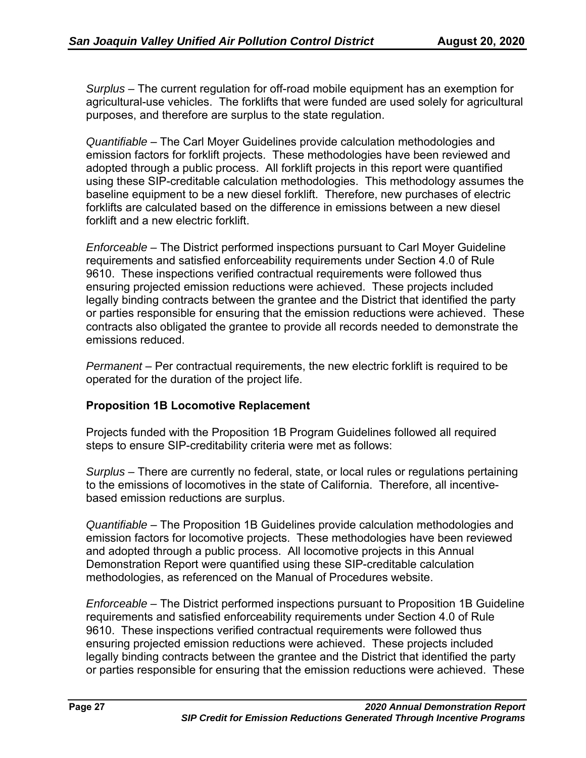*Surplus* – The current regulation for off-road mobile equipment has an exemption for agricultural-use vehicles. The forklifts that were funded are used solely for agricultural purposes, and therefore are surplus to the state regulation.

*Quantifiable* – The Carl Moyer Guidelines provide calculation methodologies and emission factors for forklift projects. These methodologies have been reviewed and adopted through a public process. All forklift projects in this report were quantified using these SIP-creditable calculation methodologies. This methodology assumes the baseline equipment to be a new diesel forklift. Therefore, new purchases of electric forklifts are calculated based on the difference in emissions between a new diesel forklift and a new electric forklift.

*Enforceable* – The District performed inspections pursuant to Carl Moyer Guideline requirements and satisfied enforceability requirements under Section 4.0 of Rule 9610. These inspections verified contractual requirements were followed thus ensuring projected emission reductions were achieved. These projects included legally binding contracts between the grantee and the District that identified the party or parties responsible for ensuring that the emission reductions were achieved. These contracts also obligated the grantee to provide all records needed to demonstrate the emissions reduced.

*Permanent* – Per contractual requirements, the new electric forklift is required to be operated for the duration of the project life.

**Proposition 1B Locomotive Replacement**

Projects funded with the Proposition 1B Program Guidelines followed all required steps to ensure SIP-creditability criteria were met as follows:

*Surplus* – There are currently no federal, state, or local rules or regulations pertaining to the emissions of locomotives in the state of California. Therefore, all incentive-based emission reductions are surplus.

*Quantifiable* – The Proposition 1B Guidelines provide calculation methodologies and emission factors for locomotive projects. These methodologies have been reviewed and adopted through a public process. All locomotive projects in this Annual Demonstration Report were quantified using these SIP-creditable calculation methodologies, as referenced on the Manual of Procedures website.

*Enforceable* – The District performed inspections pursuant to Proposition 1B Guideline requirements and satisfied enforceability requirements under Section 4.0 of Rule 9610. These inspections verified contractual requirements were followed thus ensuring projected emission reductions were achieved. These projects included legally binding contracts between the grantee and the District that identified the party or parties responsible for ensuring that the emission reductions were achieved. These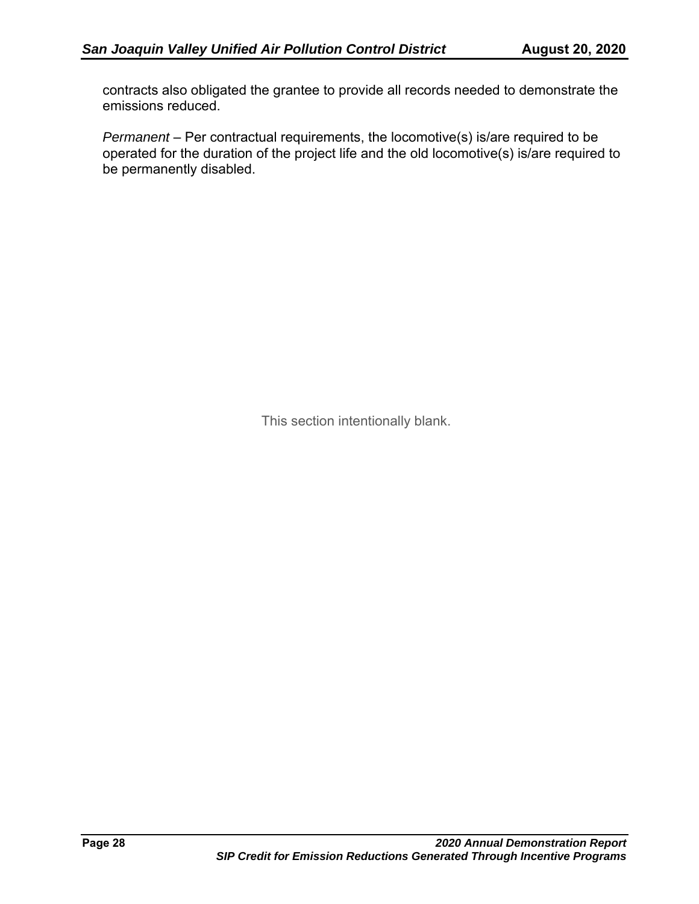contracts also obligated the grantee to provide all records needed to demonstrate the emissions reduced.

*Permanent* – Per contractual requirements, the locomotive(s) is/are required to be operated for the duration of the project life and the old locomotive(s) is/are required to be permanently disabled.

This section intentionally blank.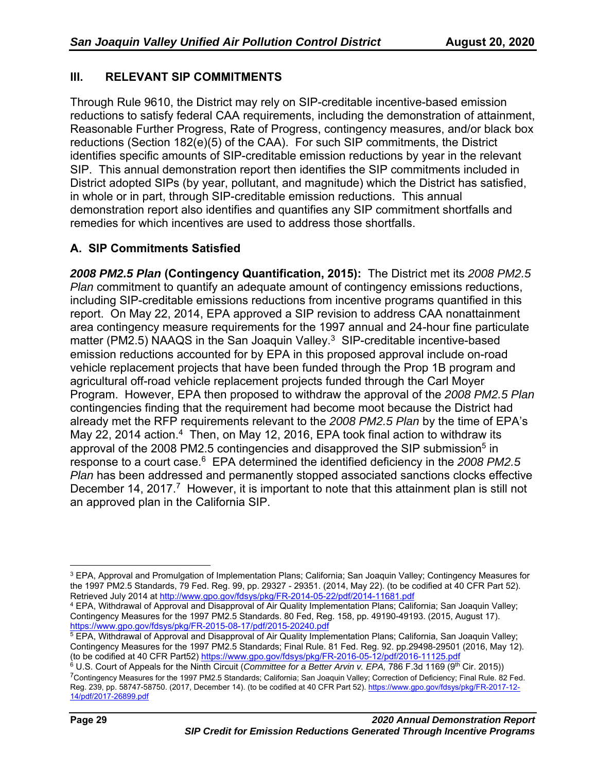## III. RELEVANT SIP COMMITMENTS

Through Rule 9610, the District may rely on SIP-creditable incentive-based emission reductions to satisfy federal CAA requirements, including the demonstration of attainment, Reasonable Further Progress, Rate of Progress, contingency measures, and/or black box reductions (Section 182(e)(5) of the CAA). For such SIP commitments, the District identifies specific amounts of SIP-creditable emission reductions by year in the relevant SIP. This annual demonstration report then identifies the SIP commitments included in District adopted SIPs (by year, pollutant, and magnitude) which the District has satisfied, in whole or in part, through SIP-creditable emission reductions. This annual demonstration report also identifies and quantifies any SIP commitment shortfalls and remedies for which incentives are used to address those shortfalls.

### A. SIP Commitments Satisfied

***2008 PM2.5 Plan* (Contingency Quantification, 2015):** The District met its *2008 PM2.5 Plan* commitment to quantify an adequate amount of contingency emissions reductions, including SIP-creditable emissions reductions from incentive programs quantified in this report. On May 22, 2014, EPA approved a SIP revision to address CAA nonattainment area contingency measure requirements for the 1997 annual and 24-hour fine particulate matter (PM2.5) NAAQS in the San Joaquin Valley.[3] SIP-creditable incentive-based emission reductions accounted for by EPA in this proposed approval include on-road vehicle replacement projects that have been funded through the Prop 1B program and agricultural off-road vehicle replacement projects funded through the Carl Moyer Program. However, EPA then proposed to withdraw the approval of the *2008 PM2.5 Plan* contingencies finding that the requirement had become moot because the District had already met the RFP requirements relevant to the *2008 PM2.5 Plan* by the time of EPA's May 22, 2014 action.[4] Then, on May 12, 2016, EPA took final action to withdraw its approval of the 2008 PM2.5 contingencies and disapproved the SIP submission[5] in response to a court case.[6] EPA determined the identified deficiency in the *2008 PM2.5 Plan* has been addressed and permanently stopped associated sanctions clocks effective December 14, 2017.[7] However, it is important to note that this attainment plan is still not an approved plan in the California SIP.

---

[3] EPA, Approval and Promulgation of Implementation Plans; California; San Joaquin Valley; Contingency Measures for the 1997 PM2.5 Standards, 79 Fed. Reg. 99, pp. 29327 - 29351. (2014, May 22). (to be codified at 40 CFR Part 52). Retrieved July 2014 at http://www.gpo.gov/fdsys/pkg/FR-2014-05-22/pdf/2014-11681.pdf

[4] EPA, Withdrawal of Approval and Disapproval of Air Quality Implementation Plans; California; San Joaquin Valley; Contingency Measures for the 1997 PM2.5 Standards. 80 Fed, Reg. 158, pp. 49190-49193. (2015, August 17). https://www.gpo.gov/fdsys/pkg/FR-2015-08-17/pdf/2015-20240.pdf

[5] EPA, Withdrawal of Approval and Disapproval of Air Quality Implementation Plans; California, San Joaquin Valley; Contingency Measures for the 1997 PM2.5 Standards; Final Rule. 81 Fed. Reg. 92. pp.29498-29501 (2016, May 12). (to be codified at 40 CFR Part52) https://www.gpo.gov/fdsys/pkg/FR-2016-05-12/pdf/2016-11125.pdf

[6] U.S. Court of Appeals for the Ninth Circuit (*Committee for a Better Arvin v. EPA,* 786 F.3d 1169 (9th Cir. 2015))

[7] Contingency Measures for the 1997 PM2.5 Standards; California; San Joaquin Valley; Correction of Deficiency; Final Rule. 82 Fed. Reg. 239, pp. 58747-58750. (2017, December 14). (to be codified at 40 CFR Part 52). https://www.gpo.gov/fdsys/pkg/FR-2017-12-14/pdf/2017-26899.pdf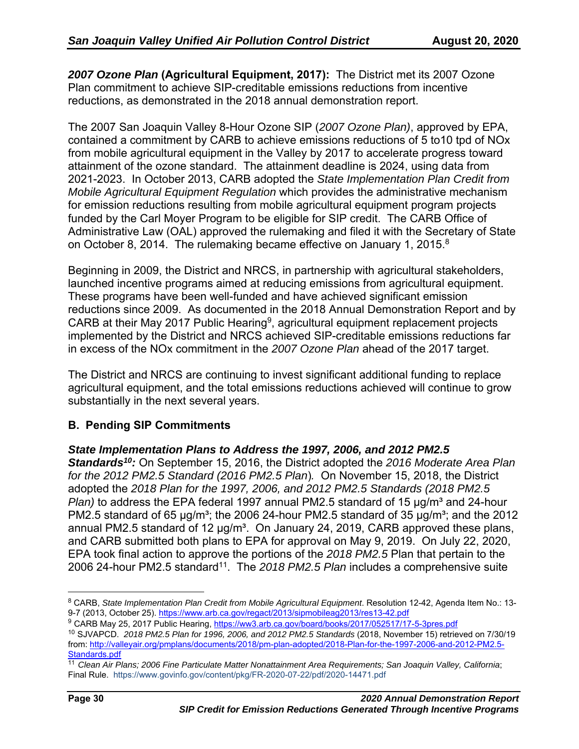***2007 Ozone Plan* (Agricultural Equipment, 2017):** The District met its 2007 Ozone Plan commitment to achieve SIP-creditable emissions reductions from incentive reductions, as demonstrated in the 2018 annual demonstration report.

The 2007 San Joaquin Valley 8-Hour Ozone SIP (*2007 Ozone Plan)*, approved by EPA, contained a commitment by CARB to achieve emissions reductions of 5 to10 tpd of NOx from mobile agricultural equipment in the Valley by 2017 to accelerate progress toward attainment of the ozone standard. The attainment deadline is 2024, using data from 2021-2023. In October 2013, CARB adopted the *State Implementation Plan Credit from Mobile Agricultural Equipment Regulation* which provides the administrative mechanism for emission reductions resulting from mobile agricultural equipment program projects funded by the Carl Moyer Program to be eligible for SIP credit. The CARB Office of Administrative Law (OAL) approved the rulemaking and filed it with the Secretary of State on October 8, 2014. The rulemaking became effective on January 1, 2015.[8]

Beginning in 2009, the District and NRCS, in partnership with agricultural stakeholders, launched incentive programs aimed at reducing emissions from agricultural equipment. These programs have been well-funded and have achieved significant emission reductions since 2009. As documented in the 2018 Annual Demonstration Report and by CARB at their May 2017 Public Hearing[9], agricultural equipment replacement projects implemented by the District and NRCS achieved SIP-creditable emissions reductions far in excess of the NOx commitment in the *2007 Ozone Plan* ahead of the 2017 target.

The District and NRCS are continuing to invest significant additional funding to replace agricultural equipment, and the total emissions reductions achieved will continue to grow substantially in the next several years.

## B. Pending SIP Commitments

***State Implementation Plans to Address the 1997, 2006, and 2012 PM2.5 Standards[10]:*** On September 15, 2016, the District adopted the *2016 Moderate Area Plan for the 2012 PM2.5 Standard (2016 PM2.5 Plan*). On November 15, 2018, the District adopted the *2018 Plan for the 1997, 2006, and 2012 PM2.5 Standards (2018 PM2.5 Plan)* to address the EPA federal 1997 annual PM2.5 standard of 15 µg/m³ and 24-hour PM2.5 standard of 65 µg/m³; the 2006 24-hour PM2.5 standard of 35 µg/m³; and the 2012 annual PM2.5 standard of 12 µg/m³. On January 24, 2019, CARB approved these plans, and CARB submitted both plans to EPA for approval on May 9, 2019. On July 22, 2020, EPA took final action to approve the portions of the *2018 PM2.5* Plan that pertain to the 2006 24-hour PM2.5 standard[11]. The *2018 PM2.5 Plan* includes a comprehensive suite

---

[8] CARB, *State Implementation Plan Credit from Mobile Agricultural Equipment*. Resolution 12-42, Agenda Item No.: 13-9-7 (2013, October 25). https://www.arb.ca.gov/regact/2013/sipmobileag2013/res13-42.pdf

[9] CARB May 25, 2017 Public Hearing, https://ww3.arb.ca.gov/board/books/2017/052517/17-5-3pres.pdf

[10] SJVAPCD. *2018 PM2.5 Plan for 1996, 2006, and 2012 PM2.5 Standards* (2018, November 15) retrieved on 7/30/19 from: http://valleyair.org/pmplans/documents/2018/pm-plan-adopted/2018-Plan-for-the-1997-2006-and-2012-PM2.5-Standards.pdf

[11] *Clean Air Plans; 2006 Fine Particulate Matter Nonattainment Area Requirements; San Joaquin Valley, California*; Final Rule. https://www.govinfo.gov/content/pkg/FR-2020-07-22/pdf/2020-14471.pdf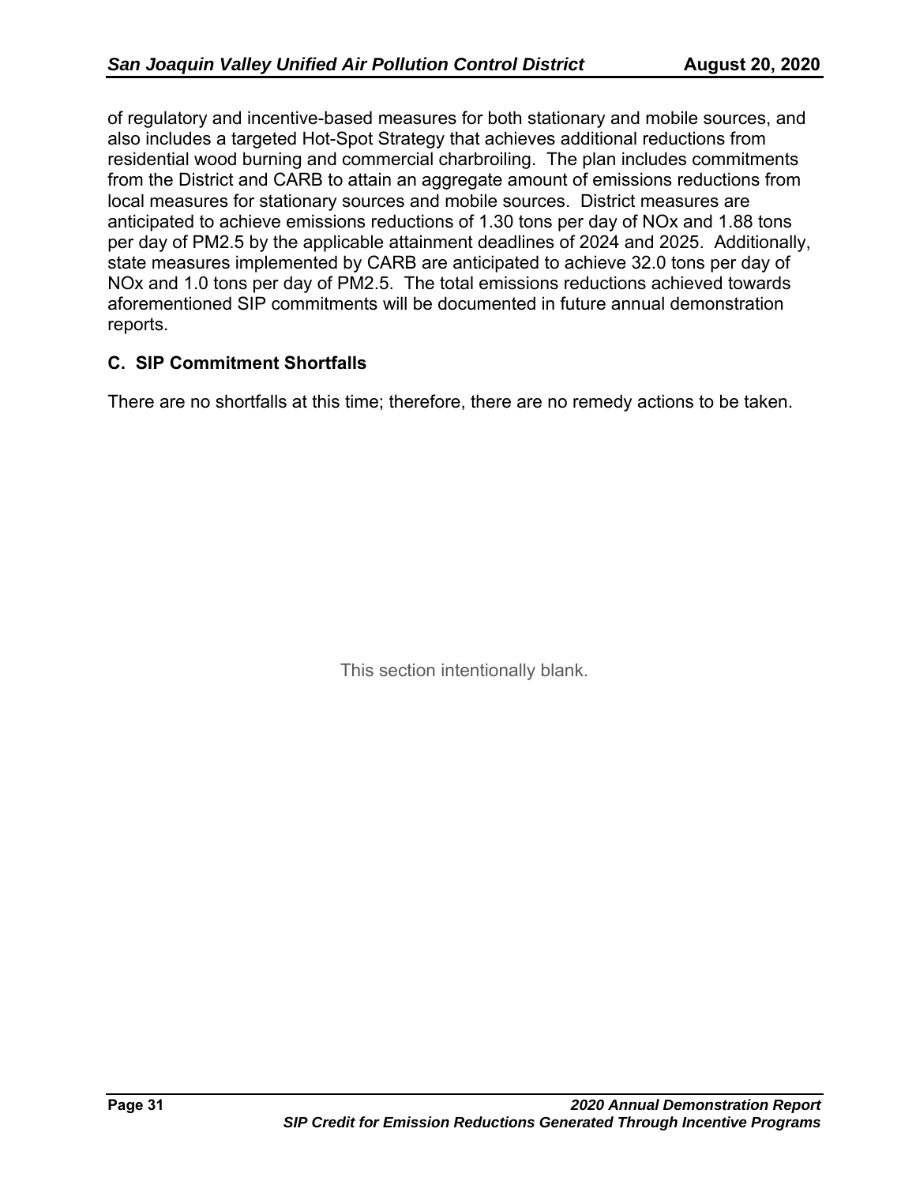of regulatory and incentive-based measures for both stationary and mobile sources, and also includes a targeted Hot-Spot Strategy that achieves additional reductions from residential wood burning and commercial charbroiling. The plan includes commitments from the District and CARB to attain an aggregate amount of emissions reductions from local measures for stationary sources and mobile sources. District measures are anticipated to achieve emissions reductions of 1.30 tons per day of NOx and 1.88 tons per day of PM2.5 by the applicable attainment deadlines of 2024 and 2025. Additionally, state measures implemented by CARB are anticipated to achieve 32.0 tons per day of NOx and 1.0 tons per day of PM2.5. The total emissions reductions achieved towards aforementioned SIP commitments will be documented in future annual demonstration reports.

### C. SIP Commitment Shortfalls

There are no shortfalls at this time; therefore, there are no remedy actions to be taken.

This section intentionally blank.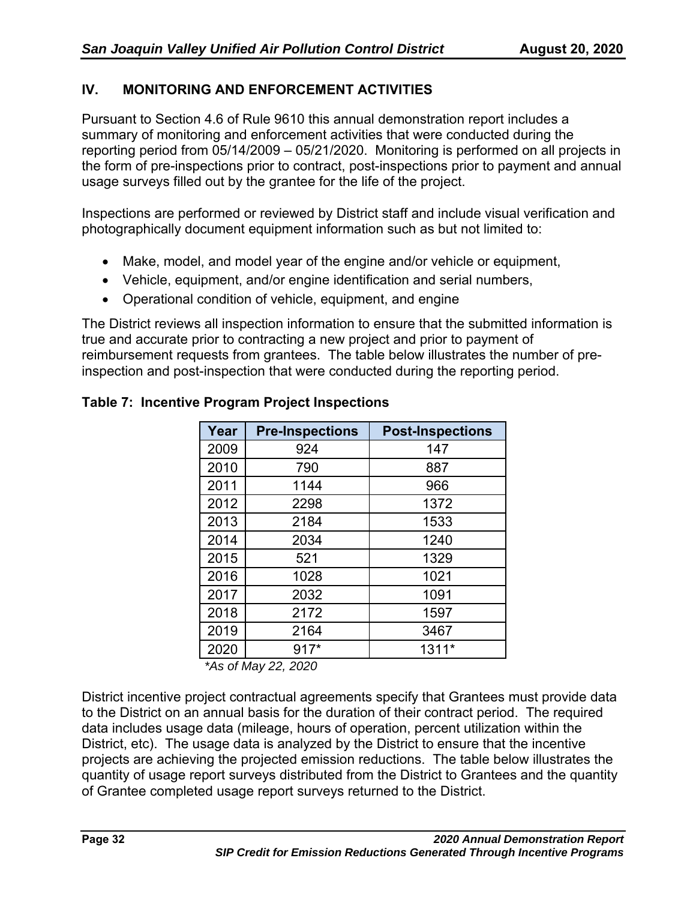## IV. MONITORING AND ENFORCEMENT ACTIVITIES

Pursuant to Section 4.6 of Rule 9610 this annual demonstration report includes a summary of monitoring and enforcement activities that were conducted during the reporting period from 05/14/2009 – 05/21/2020. Monitoring is performed on all projects in the form of pre-inspections prior to contract, post-inspections prior to payment and annual usage surveys filled out by the grantee for the life of the project.

Inspections are performed or reviewed by District staff and include visual verification and photographically document equipment information such as but not limited to:

- Make, model, and model year of the engine and/or vehicle or equipment,
- Vehicle, equipment, and/or engine identification and serial numbers,
- Operational condition of vehicle, equipment, and engine

The District reviews all inspection information to ensure that the submitted information is true and accurate prior to contracting a new project and prior to payment of reimbursement requests from grantees. The table below illustrates the number of pre-inspection and post-inspection that were conducted during the reporting period.

**Table 7: Incentive Program Project Inspections**

| Year | Pre-Inspections | Post-Inspections |
|---|---|---|
| 2009 | 924 | 147 |
| 2010 | 790 | 887 |
| 2011 | 1144 | 966 |
| 2012 | 2298 | 1372 |
| 2013 | 2184 | 1533 |
| 2014 | 2034 | 1240 |
| 2015 | 521 | 1329 |
| 2016 | 1028 | 1021 |
| 2017 | 2032 | 1091 |
| 2018 | 2172 | 1597 |
| 2019 | 2164 | 3467 |
| 2020 | 917* | 1311* |

*\*As of May 22, 2020*

District incentive project contractual agreements specify that Grantees must provide data to the District on an annual basis for the duration of their contract period. The required data includes usage data (mileage, hours of operation, percent utilization within the District, etc). The usage data is analyzed by the District to ensure that the incentive projects are achieving the projected emission reductions. The table below illustrates the quantity of usage report surveys distributed from the District to Grantees and the quantity of Grantee completed usage report surveys returned to the District.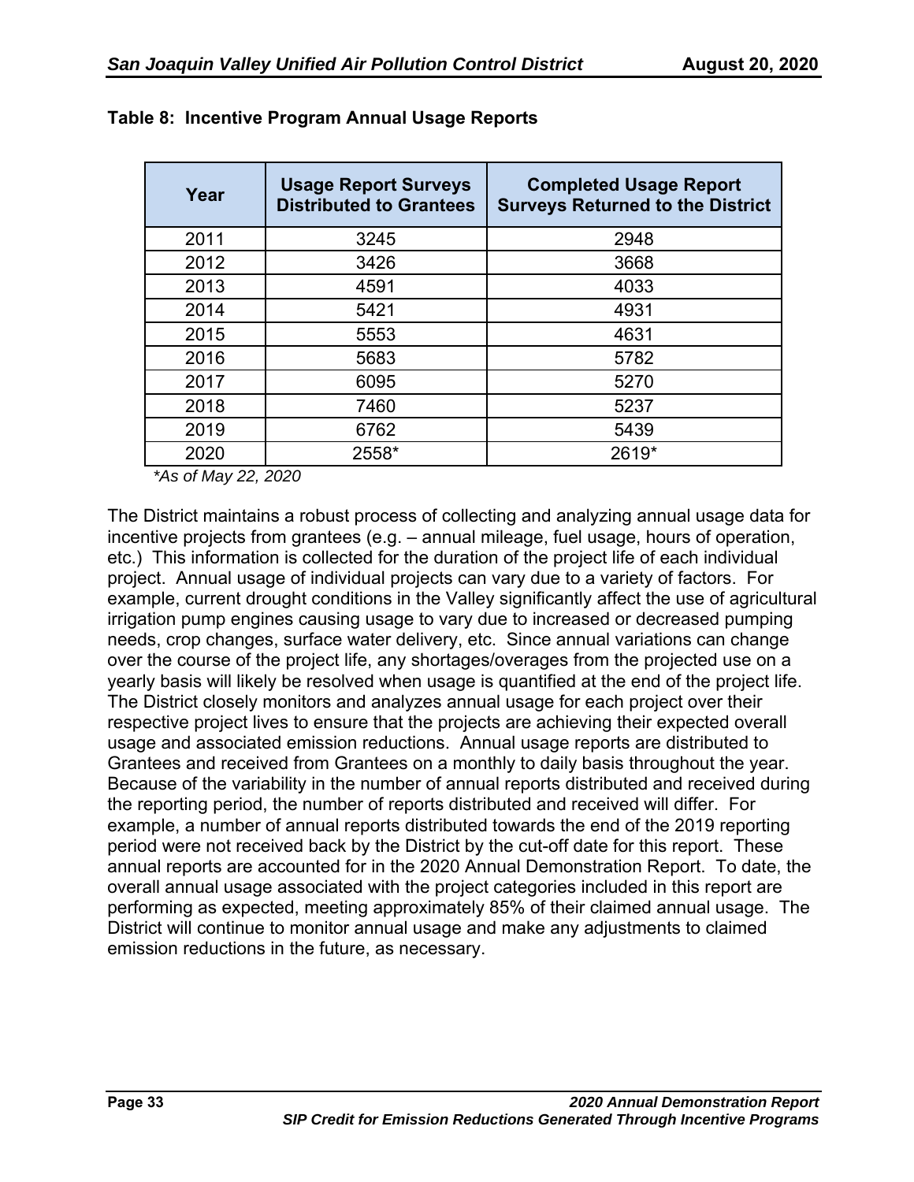**Table 8: Incentive Program Annual Usage Reports**

| Year | Usage Report Surveys Distributed to Grantees | Completed Usage Report Surveys Returned to the District |
|---|---|---|
| 2011 | 3245 | 2948 |
| 2012 | 3426 | 3668 |
| 2013 | 4591 | 4033 |
| 2014 | 5421 | 4931 |
| 2015 | 5553 | 4631 |
| 2016 | 5683 | 5782 |
| 2017 | 6095 | 5270 |
| 2018 | 7460 | 5237 |
| 2019 | 6762 | 5439 |
| 2020 | 2558* | 2619* |

*\*As of May 22, 2020*

The District maintains a robust process of collecting and analyzing annual usage data for incentive projects from grantees (e.g. – annual mileage, fuel usage, hours of operation, etc.) This information is collected for the duration of the project life of each individual project. Annual usage of individual projects can vary due to a variety of factors. For example, current drought conditions in the Valley significantly affect the use of agricultural irrigation pump engines causing usage to vary due to increased or decreased pumping needs, crop changes, surface water delivery, etc. Since annual variations can change over the course of the project life, any shortages/overages from the projected use on a yearly basis will likely be resolved when usage is quantified at the end of the project life. The District closely monitors and analyzes annual usage for each project over their respective project lives to ensure that the projects are achieving their expected overall usage and associated emission reductions. Annual usage reports are distributed to Grantees and received from Grantees on a monthly to daily basis throughout the year. Because of the variability in the number of annual reports distributed and received during the reporting period, the number of reports distributed and received will differ. For example, a number of annual reports distributed towards the end of the 2019 reporting period were not received back by the District by the cut-off date for this report. These annual reports are accounted for in the 2020 Annual Demonstration Report. To date, the overall annual usage associated with the project categories included in this report are performing as expected, meeting approximately 85% of their claimed annual usage. The District will continue to monitor annual usage and make any adjustments to claimed emission reductions in the future, as necessary.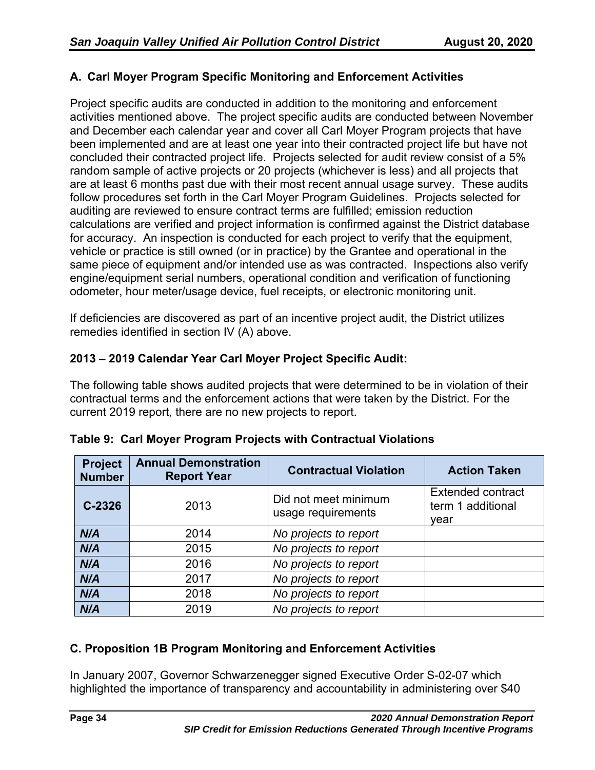## A. Carl Moyer Program Specific Monitoring and Enforcement Activities

Project specific audits are conducted in addition to the monitoring and enforcement activities mentioned above. The project specific audits are conducted between November and December each calendar year and cover all Carl Moyer Program projects that have been implemented and are at least one year into their contracted project life but have not concluded their contracted project life. Projects selected for audit review consist of a 5% random sample of active projects or 20 projects (whichever is less) and all projects that are at least 6 months past due with their most recent annual usage survey. These audits follow procedures set forth in the Carl Moyer Program Guidelines. Projects selected for auditing are reviewed to ensure contract terms are fulfilled; emission reduction calculations are verified and project information is confirmed against the District database for accuracy. An inspection is conducted for each project to verify that the equipment, vehicle or practice is still owned (or in practice) by the Grantee and operational in the same piece of equipment and/or intended use as was contracted. Inspections also verify engine/equipment serial numbers, operational condition and verification of functioning odometer, hour meter/usage device, fuel receipts, or electronic monitoring unit.

If deficiencies are discovered as part of an incentive project audit, the District utilizes remedies identified in section IV (A) above.

**2013 – 2019 Calendar Year Carl Moyer Project Specific Audit:**

The following table shows audited projects that were determined to be in violation of their contractual terms and the enforcement actions that were taken by the District. For the current 2019 report, there are no new projects to report.

**Table 9: Carl Moyer Program Projects with Contractual Violations**

| Project Number | Annual Demonstration Report Year | Contractual Violation | Action Taken |
|---|---|---|---|
| **C-2326** | 2013 | Did not meet minimum usage requirements | Extended contract term 1 additional year |
| ***N/A*** | 2014 | *No projects to report* | |
| ***N/A*** | 2015 | *No projects to report* | |
| ***N/A*** | 2016 | *No projects to report* | |
| ***N/A*** | 2017 | *No projects to report* | |
| ***N/A*** | 2018 | *No projects to report* | |
| ***N/A*** | 2019 | *No projects to report* | |

## C. Proposition 1B Program Monitoring and Enforcement Activities

In January 2007, Governor Schwarzenegger signed Executive Order S-02-07 which highlighted the importance of transparency and accountability in administering over $40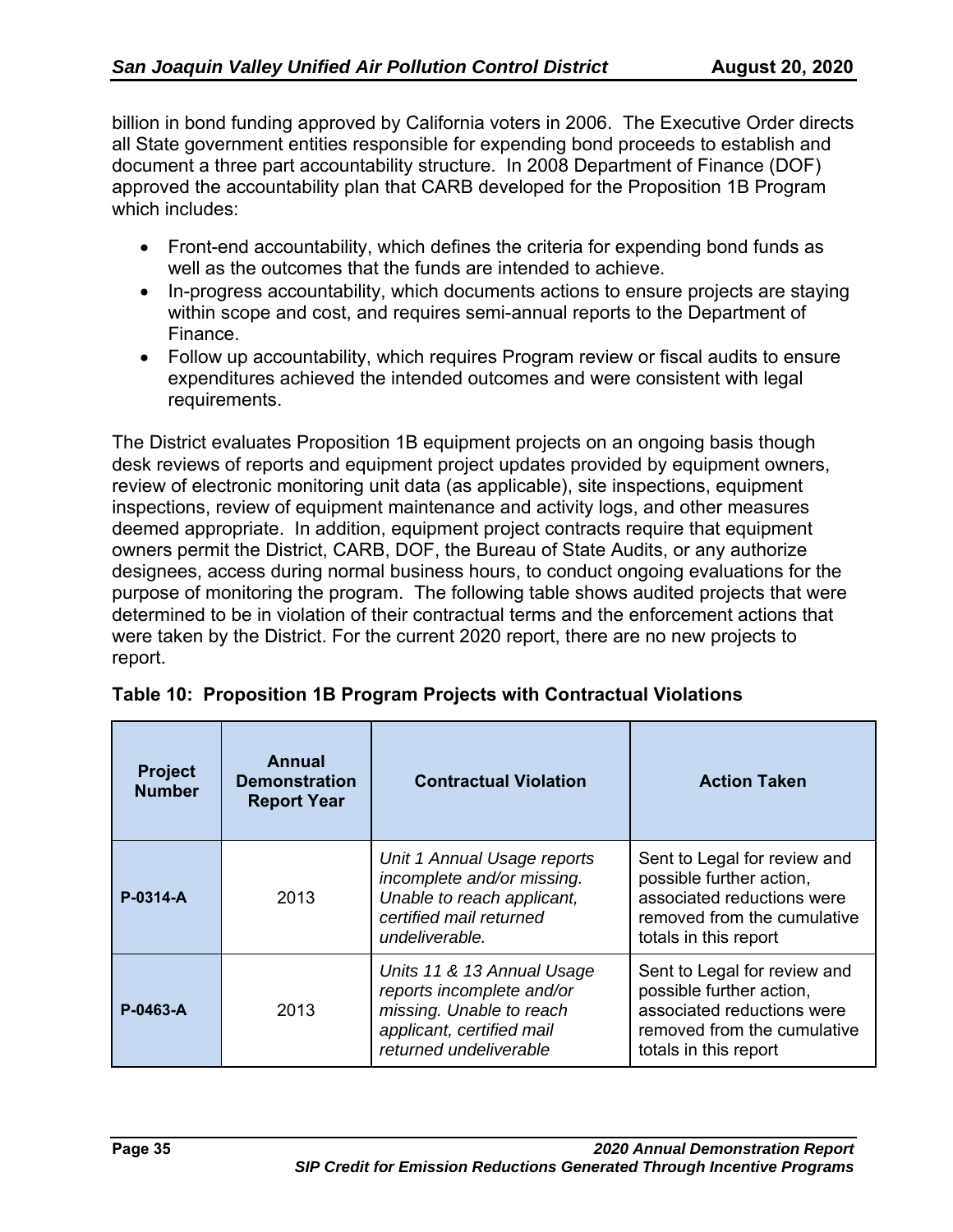billion in bond funding approved by California voters in 2006. The Executive Order directs all State government entities responsible for expending bond proceeds to establish and document a three part accountability structure. In 2008 Department of Finance (DOF) approved the accountability plan that CARB developed for the Proposition 1B Program which includes:

- Front-end accountability, which defines the criteria for expending bond funds as well as the outcomes that the funds are intended to achieve.
- In-progress accountability, which documents actions to ensure projects are staying within scope and cost, and requires semi-annual reports to the Department of Finance.
- Follow up accountability, which requires Program review or fiscal audits to ensure expenditures achieved the intended outcomes and were consistent with legal requirements.

The District evaluates Proposition 1B equipment projects on an ongoing basis though desk reviews of reports and equipment project updates provided by equipment owners, review of electronic monitoring unit data (as applicable), site inspections, equipment inspections, review of equipment maintenance and activity logs, and other measures deemed appropriate. In addition, equipment project contracts require that equipment owners permit the District, CARB, DOF, the Bureau of State Audits, or any authorize designees, access during normal business hours, to conduct ongoing evaluations for the purpose of monitoring the program. The following table shows audited projects that were determined to be in violation of their contractual terms and the enforcement actions that were taken by the District. For the current 2020 report, there are no new projects to report.

**Table 10: Proposition 1B Program Projects with Contractual Violations**

| Project Number | Annual Demonstration Report Year | Contractual Violation | Action Taken |
|---|---|---|---|
| **P-0314-A** | 2013 | *Unit 1 Annual Usage reports incomplete and/or missing. Unable to reach applicant, certified mail returned undeliverable.* | Sent to Legal for review and possible further action, associated reductions were removed from the cumulative totals in this report |
| **P-0463-A** | 2013 | *Units 11 & 13 Annual Usage reports incomplete and/or missing. Unable to reach applicant, certified mail returned undeliverable* | Sent to Legal for review and possible further action, associated reductions were removed from the cumulative totals in this report |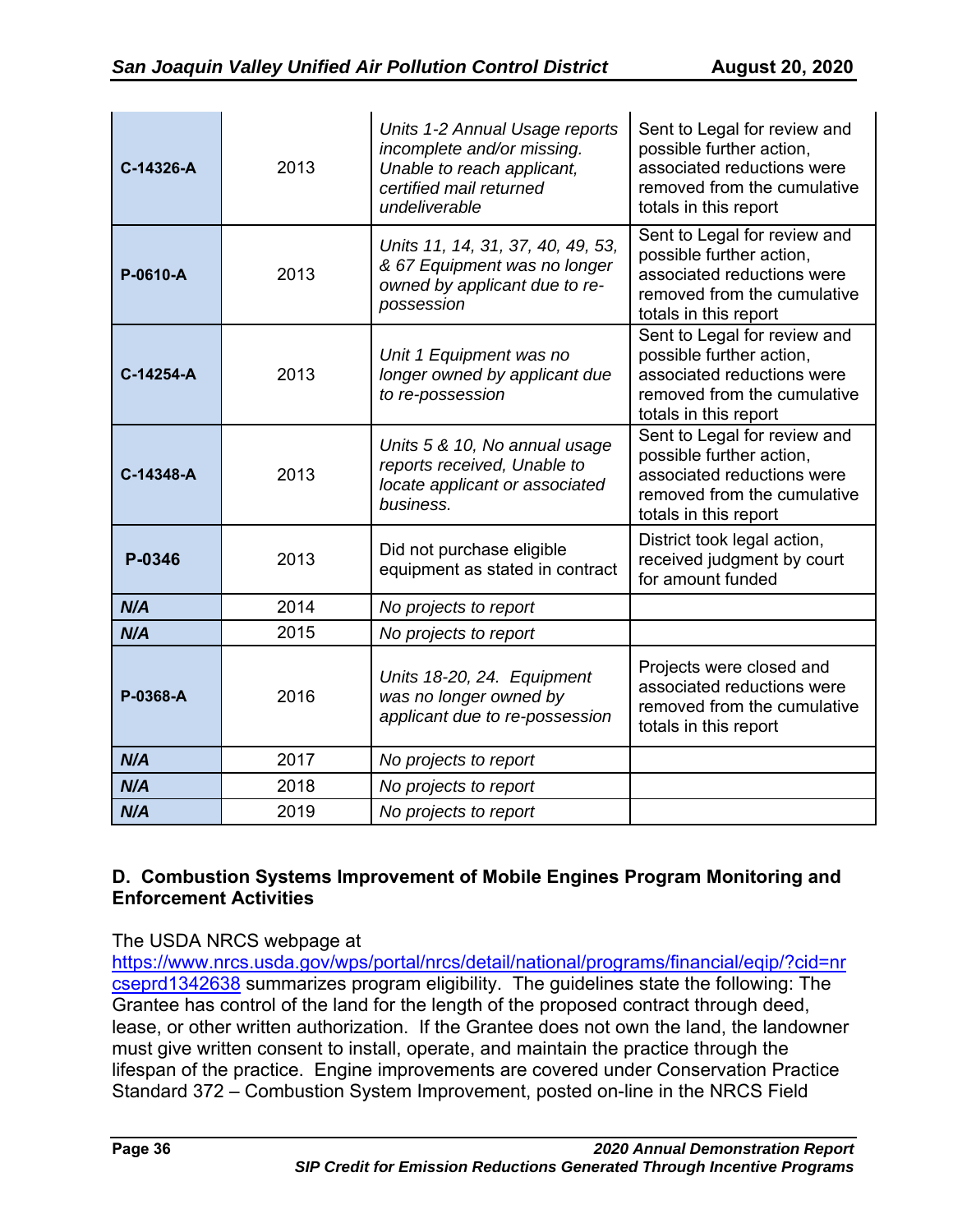| **C-14326-A** | 2013 | *Units 1-2 Annual Usage reports incomplete and/or missing. Unable to reach applicant, certified mail returned undeliverable* | Sent to Legal for review and possible further action, associated reductions were removed from the cumulative totals in this report |
|---|---|---|---|
| **P-0610-A** | 2013 | *Units 11, 14, 31, 37, 40, 49, 53, & 67 Equipment was no longer owned by applicant due to re-possession* | Sent to Legal for review and possible further action, associated reductions were removed from the cumulative totals in this report |
| **C-14254-A** | 2013 | *Unit 1 Equipment was no longer owned by applicant due to re-possession* | Sent to Legal for review and possible further action, associated reductions were removed from the cumulative totals in this report |
| **C-14348-A** | 2013 | *Units 5 & 10, No annual usage reports received, Unable to locate applicant or associated business.* | Sent to Legal for review and possible further action, associated reductions were removed from the cumulative totals in this report |
| **P-0346** | 2013 | Did not purchase eligible equipment as stated in contract | District took legal action, received judgment by court for amount funded |
| ***N/A*** | 2014 | *No projects to report* | |
| ***N/A*** | 2015 | *No projects to report* | |
| **P-0368-A** | 2016 | *Units 18-20, 24. Equipment was no longer owned by applicant due to re-possession* | Projects were closed and associated reductions were removed from the cumulative totals in this report |
| ***N/A*** | 2017 | *No projects to report* | |
| ***N/A*** | 2018 | *No projects to report* | |
| ***N/A*** | 2019 | *No projects to report* | |

## D. Combustion Systems Improvement of Mobile Engines Program Monitoring and Enforcement Activities

The USDA NRCS webpage at https://www.nrcs.usda.gov/wps/portal/nrcs/detail/national/programs/financial/eqip/?cid=nrcseprd1342638 summarizes program eligibility. The guidelines state the following: The Grantee has control of the land for the length of the proposed contract through deed, lease, or other written authorization. If the Grantee does not own the land, the landowner must give written consent to install, operate, and maintain the practice through the lifespan of the practice. Engine improvements are covered under Conservation Practice Standard 372 – Combustion System Improvement, posted on-line in the NRCS Field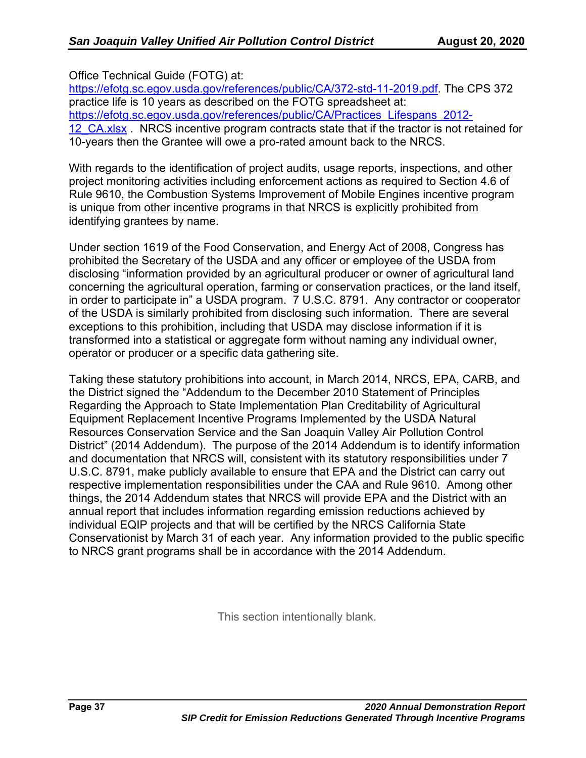Office Technical Guide (FOTG) at: https://efotg.sc.egov.usda.gov/references/public/CA/372-std-11-2019.pdf. The CPS 372 practice life is 10 years as described on the FOTG spreadsheet at: https://efotg.sc.egov.usda.gov/references/public/CA/Practices_Lifespans_2012-12_CA.xlsx . NRCS incentive program contracts state that if the tractor is not retained for 10-years then the Grantee will owe a pro-rated amount back to the NRCS.

With regards to the identification of project audits, usage reports, inspections, and other project monitoring activities including enforcement actions as required to Section 4.6 of Rule 9610, the Combustion Systems Improvement of Mobile Engines incentive program is unique from other incentive programs in that NRCS is explicitly prohibited from identifying grantees by name.

Under section 1619 of the Food Conservation, and Energy Act of 2008, Congress has prohibited the Secretary of the USDA and any officer or employee of the USDA from disclosing "information provided by an agricultural producer or owner of agricultural land concerning the agricultural operation, farming or conservation practices, or the land itself, in order to participate in" a USDA program. 7 U.S.C. 8791. Any contractor or cooperator of the USDA is similarly prohibited from disclosing such information. There are several exceptions to this prohibition, including that USDA may disclose information if it is transformed into a statistical or aggregate form without naming any individual owner, operator or producer or a specific data gathering site.

Taking these statutory prohibitions into account, in March 2014, NRCS, EPA, CARB, and the District signed the "Addendum to the December 2010 Statement of Principles Regarding the Approach to State Implementation Plan Creditability of Agricultural Equipment Replacement Incentive Programs Implemented by the USDA Natural Resources Conservation Service and the San Joaquin Valley Air Pollution Control District" (2014 Addendum). The purpose of the 2014 Addendum is to identify information and documentation that NRCS will, consistent with its statutory responsibilities under 7 U.S.C. 8791, make publicly available to ensure that EPA and the District can carry out respective implementation responsibilities under the CAA and Rule 9610. Among other things, the 2014 Addendum states that NRCS will provide EPA and the District with an annual report that includes information regarding emission reductions achieved by individual EQIP projects and that will be certified by the NRCS California State Conservationist by March 31 of each year. Any information provided to the public specific to NRCS grant programs shall be in accordance with the 2014 Addendum.

This section intentionally blank.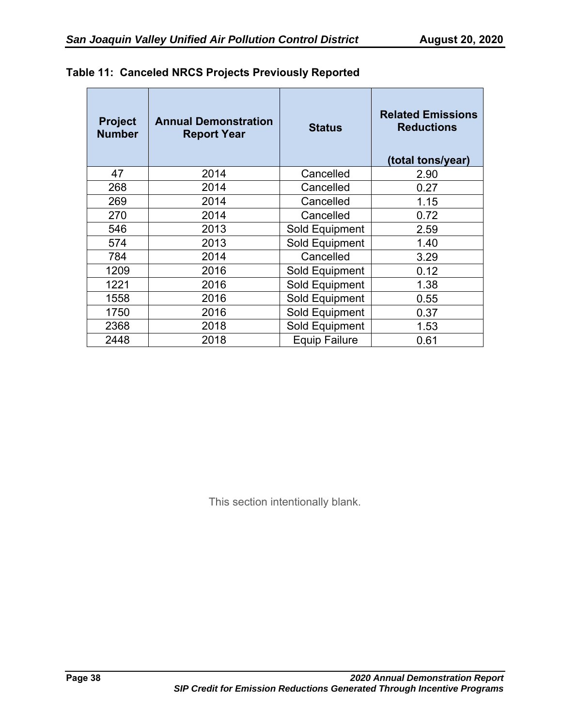**Table 11: Canceled NRCS Projects Previously Reported**

| Project Number | Annual Demonstration Report Year | Status | Related Emissions Reductions (total tons/year) |
|---|---|---|---|
| 47 | 2014 | Cancelled | 2.90 |
| 268 | 2014 | Cancelled | 0.27 |
| 269 | 2014 | Cancelled | 1.15 |
| 270 | 2014 | Cancelled | 0.72 |
| 546 | 2013 | Sold Equipment | 2.59 |
| 574 | 2013 | Sold Equipment | 1.40 |
| 784 | 2014 | Cancelled | 3.29 |
| 1209 | 2016 | Sold Equipment | 0.12 |
| 1221 | 2016 | Sold Equipment | 1.38 |
| 1558 | 2016 | Sold Equipment | 0.55 |
| 1750 | 2016 | Sold Equipment | 0.37 |
| 2368 | 2018 | Sold Equipment | 1.53 |
| 2448 | 2018 | Equip Failure | 0.61 |

This section intentionally blank.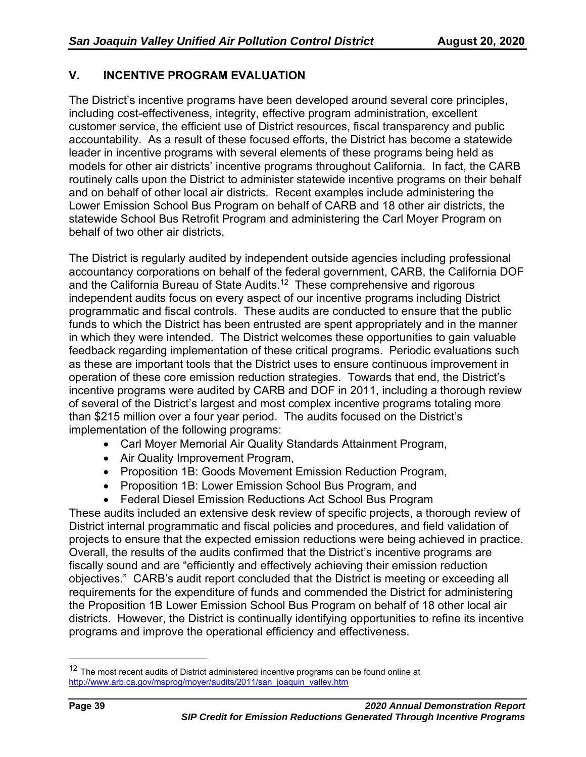## V. INCENTIVE PROGRAM EVALUATION

The District's incentive programs have been developed around several core principles, including cost-effectiveness, integrity, effective program administration, excellent customer service, the efficient use of District resources, fiscal transparency and public accountability. As a result of these focused efforts, the District has become a statewide leader in incentive programs with several elements of these programs being held as models for other air districts' incentive programs throughout California. In fact, the CARB routinely calls upon the District to administer statewide incentive programs on their behalf and on behalf of other local air districts. Recent examples include administering the Lower Emission School Bus Program on behalf of CARB and 18 other air districts, the statewide School Bus Retrofit Program and administering the Carl Moyer Program on behalf of two other air districts.

The District is regularly audited by independent outside agencies including professional accountancy corporations on behalf of the federal government, CARB, the California DOF and the California Bureau of State Audits.[12] These comprehensive and rigorous independent audits focus on every aspect of our incentive programs including District programmatic and fiscal controls. These audits are conducted to ensure that the public funds to which the District has been entrusted are spent appropriately and in the manner in which they were intended. The District welcomes these opportunities to gain valuable feedback regarding implementation of these critical programs. Periodic evaluations such as these are important tools that the District uses to ensure continuous improvement in operation of these core emission reduction strategies. Towards that end, the District's incentive programs were audited by CARB and DOF in 2011, including a thorough review of several of the District's largest and most complex incentive programs totaling more than $215 million over a four year period. The audits focused on the District's implementation of the following programs:

- Carl Moyer Memorial Air Quality Standards Attainment Program,
- Air Quality Improvement Program,
- Proposition 1B: Goods Movement Emission Reduction Program,
- Proposition 1B: Lower Emission School Bus Program, and
- Federal Diesel Emission Reductions Act School Bus Program

These audits included an extensive desk review of specific projects, a thorough review of District internal programmatic and fiscal policies and procedures, and field validation of projects to ensure that the expected emission reductions were being achieved in practice. Overall, the results of the audits confirmed that the District's incentive programs are fiscally sound and are "efficiently and effectively achieving their emission reduction objectives." CARB's audit report concluded that the District is meeting or exceeding all requirements for the expenditure of funds and commended the District for administering the Proposition 1B Lower Emission School Bus Program on behalf of 18 other local air districts. However, the District is continually identifying opportunities to refine its incentive programs and improve the operational efficiency and effectiveness.

---

[12] The most recent audits of District administered incentive programs can be found online at http://www.arb.ca.gov/msprog/moyer/audits/2011/san_joaquin_valley.htm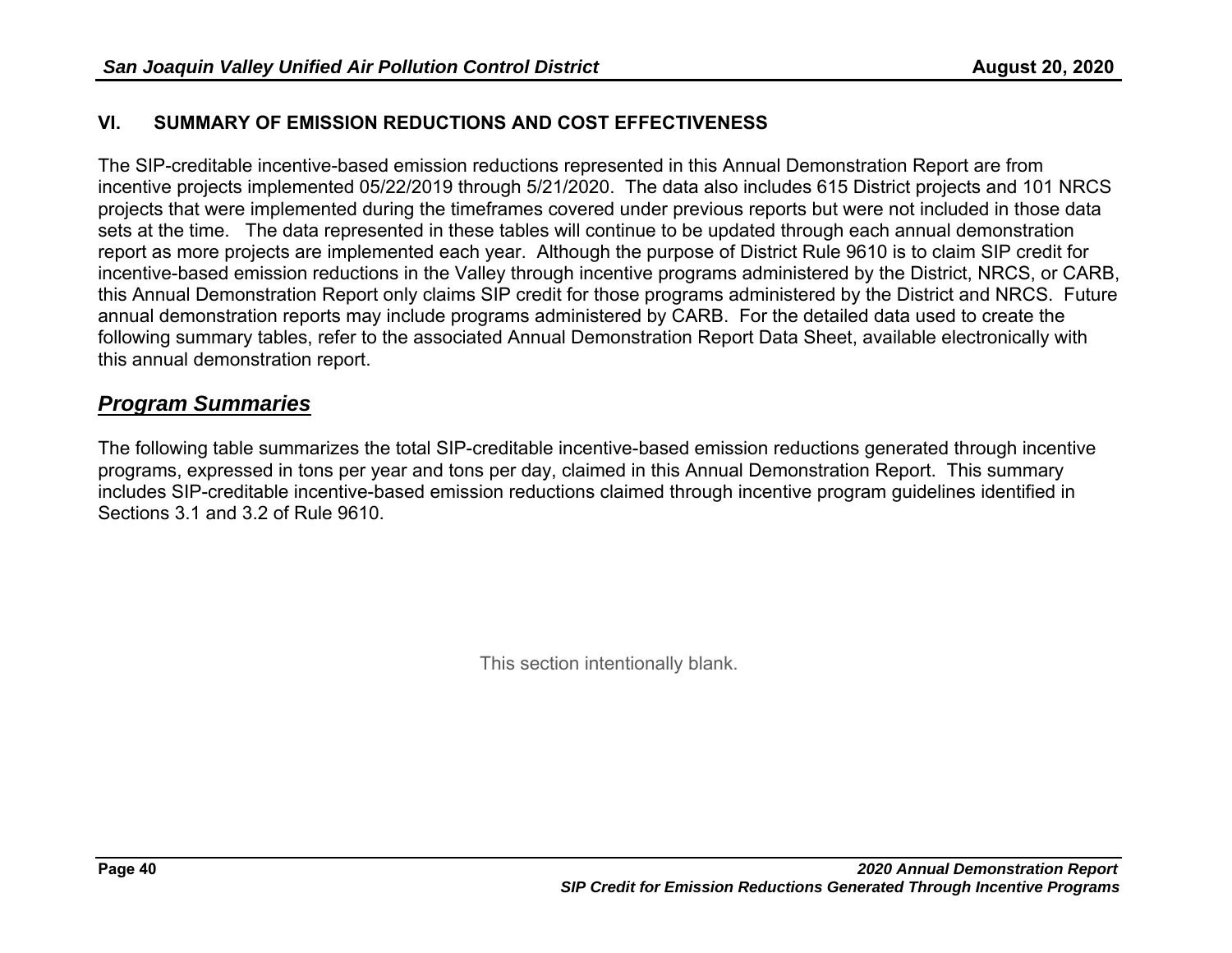## VI. SUMMARY OF EMISSION REDUCTIONS AND COST EFFECTIVENESS

The SIP-creditable incentive-based emission reductions represented in this Annual Demonstration Report are from incentive projects implemented 05/22/2019 through 5/21/2020. The data also includes 615 District projects and 101 NRCS projects that were implemented during the timeframes covered under previous reports but were not included in those data sets at the time. The data represented in these tables will continue to be updated through each annual demonstration report as more projects are implemented each year. Although the purpose of District Rule 9610 is to claim SIP credit for incentive-based emission reductions in the Valley through incentive programs administered by the District, NRCS, or CARB, this Annual Demonstration Report only claims SIP credit for those programs administered by the District and NRCS. Future annual demonstration reports may include programs administered by CARB. For the detailed data used to create the following summary tables, refer to the associated Annual Demonstration Report Data Sheet, available electronically with this annual demonstration report.

### ***Program Summaries***

The following table summarizes the total SIP-creditable incentive-based emission reductions generated through incentive programs, expressed in tons per year and tons per day, claimed in this Annual Demonstration Report. This summary includes SIP-creditable incentive-based emission reductions claimed through incentive program guidelines identified in Sections 3.1 and 3.2 of Rule 9610.

This section intentionally blank.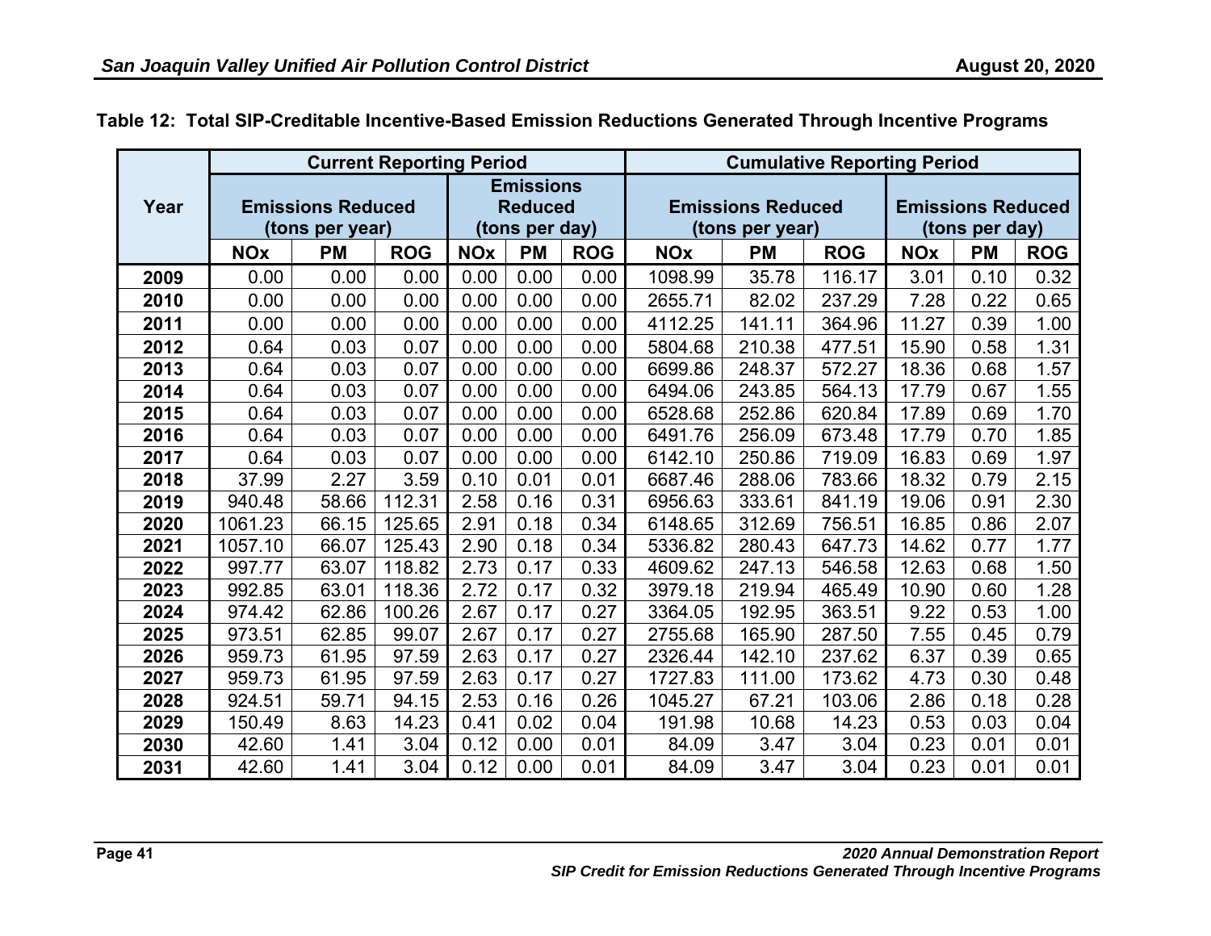**Table 12: Total SIP-Creditable Incentive-Based Emission Reductions Generated Through Incentive Programs**

| Year | Current Reporting Period | | | | | | Cumulative Reporting Period | | | | | |
|---|---|---|---|---|---|---|---|---|---|---|---|---|
| | Emissions Reduced (tons per year) | | | Emissions Reduced (tons per day) | | | Emissions Reduced (tons per year) | | | Emissions Reduced (tons per day) | | |
| | NOx | PM | ROG | NOx | PM | ROG | NOx | PM | ROG | NOx | PM | ROG |
| 2009 | 0.00 | 0.00 | 0.00 | 0.00 | 0.00 | 0.00 | 1098.99 | 35.78 | 116.17 | 3.01 | 0.10 | 0.32 |
| 2010 | 0.00 | 0.00 | 0.00 | 0.00 | 0.00 | 0.00 | 2655.71 | 82.02 | 237.29 | 7.28 | 0.22 | 0.65 |
| 2011 | 0.00 | 0.00 | 0.00 | 0.00 | 0.00 | 0.00 | 4112.25 | 141.11 | 364.96 | 11.27 | 0.39 | 1.00 |
| 2012 | 0.64 | 0.03 | 0.07 | 0.00 | 0.00 | 0.00 | 5804.68 | 210.38 | 477.51 | 15.90 | 0.58 | 1.31 |
| 2013 | 0.64 | 0.03 | 0.07 | 0.00 | 0.00 | 0.00 | 6699.86 | 248.37 | 572.27 | 18.36 | 0.68 | 1.57 |
| 2014 | 0.64 | 0.03 | 0.07 | 0.00 | 0.00 | 0.00 | 6494.06 | 243.85 | 564.13 | 17.79 | 0.67 | 1.55 |
| 2015 | 0.64 | 0.03 | 0.07 | 0.00 | 0.00 | 0.00 | 6528.68 | 252.86 | 620.84 | 17.89 | 0.69 | 1.70 |
| 2016 | 0.64 | 0.03 | 0.07 | 0.00 | 0.00 | 0.00 | 6491.76 | 256.09 | 673.48 | 17.79 | 0.70 | 1.85 |
| 2017 | 0.64 | 0.03 | 0.07 | 0.00 | 0.00 | 0.00 | 6142.10 | 250.86 | 719.09 | 16.83 | 0.69 | 1.97 |
| 2018 | 37.99 | 2.27 | 3.59 | 0.10 | 0.01 | 0.01 | 6687.46 | 288.06 | 783.66 | 18.32 | 0.79 | 2.15 |
| 2019 | 940.48 | 58.66 | 112.31 | 2.58 | 0.16 | 0.31 | 6956.63 | 333.61 | 841.19 | 19.06 | 0.91 | 2.30 |
| 2020 | 1061.23 | 66.15 | 125.65 | 2.91 | 0.18 | 0.34 | 6148.65 | 312.69 | 756.51 | 16.85 | 0.86 | 2.07 |
| 2021 | 1057.10 | 66.07 | 125.43 | 2.90 | 0.18 | 0.34 | 5336.82 | 280.43 | 647.73 | 14.62 | 0.77 | 1.77 |
| 2022 | 997.77 | 63.07 | 118.82 | 2.73 | 0.17 | 0.33 | 4609.62 | 247.13 | 546.58 | 12.63 | 0.68 | 1.50 |
| 2023 | 992.85 | 63.01 | 118.36 | 2.72 | 0.17 | 0.32 | 3979.18 | 219.94 | 465.49 | 10.90 | 0.60 | 1.28 |
| 2024 | 974.42 | 62.86 | 100.26 | 2.67 | 0.17 | 0.27 | 3364.05 | 192.95 | 363.51 | 9.22 | 0.53 | 1.00 |
| 2025 | 973.51 | 62.85 | 99.07 | 2.67 | 0.17 | 0.27 | 2755.68 | 165.90 | 287.50 | 7.55 | 0.45 | 0.79 |
| 2026 | 959.73 | 61.95 | 97.59 | 2.63 | 0.17 | 0.27 | 2326.44 | 142.10 | 237.62 | 6.37 | 0.39 | 0.65 |
| 2027 | 959.73 | 61.95 | 97.59 | 2.63 | 0.17 | 0.27 | 1727.83 | 111.00 | 173.62 | 4.73 | 0.30 | 0.48 |
| 2028 | 924.51 | 59.71 | 94.15 | 2.53 | 0.16 | 0.26 | 1045.27 | 67.21 | 103.06 | 2.86 | 0.18 | 0.28 |
| 2029 | 150.49 | 8.63 | 14.23 | 0.41 | 0.02 | 0.04 | 191.98 | 10.68 | 14.23 | 0.53 | 0.03 | 0.04 |
| 2030 | 42.60 | 1.41 | 3.04 | 0.12 | 0.00 | 0.01 | 84.09 | 3.47 | 3.04 | 0.23 | 0.01 | 0.01 |
| 2031 | 42.60 | 1.41 | 3.04 | 0.12 | 0.00 | 0.01 | 84.09 | 3.47 | 3.04 | 0.23 | 0.01 | 0.01 |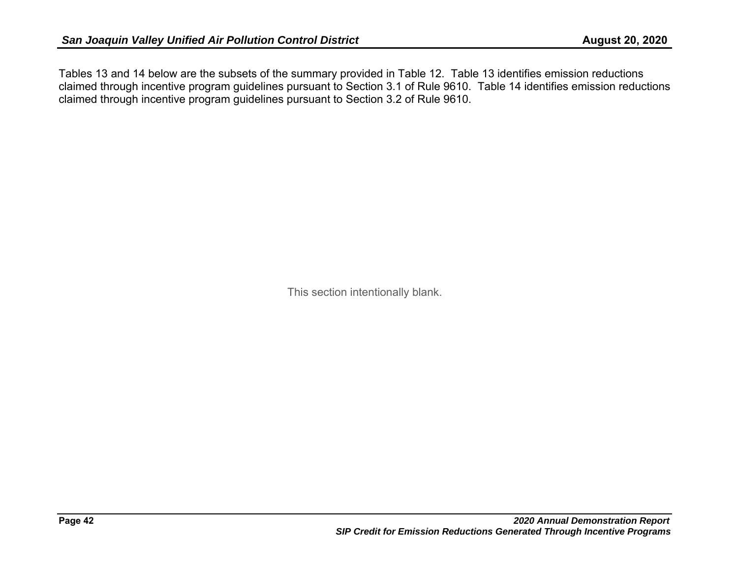Tables 13 and 14 below are the subsets of the summary provided in Table 12. Table 13 identifies emission reductions claimed through incentive program guidelines pursuant to Section 3.1 of Rule 9610. Table 14 identifies emission reductions claimed through incentive program guidelines pursuant to Section 3.2 of Rule 9610.

This section intentionally blank.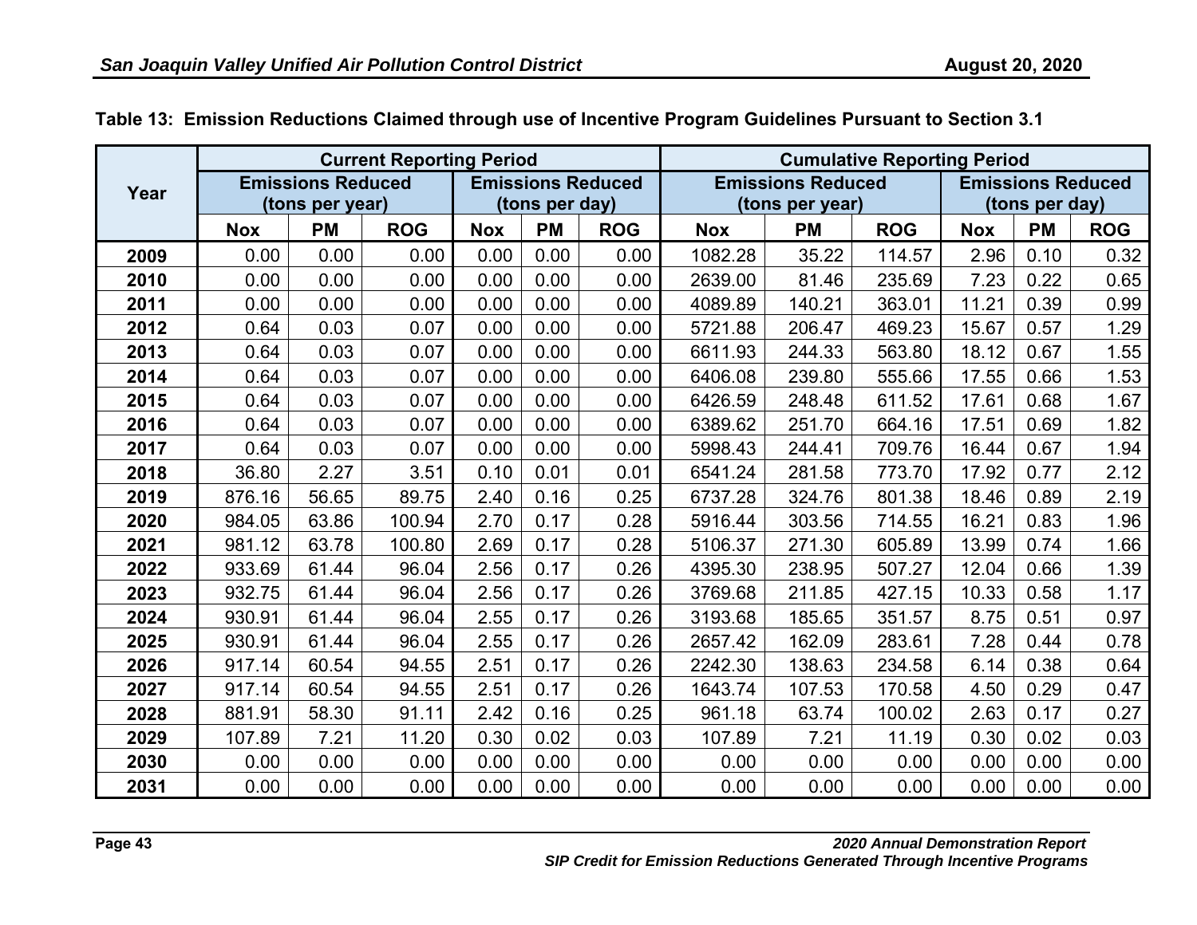**Table 13: Emission Reductions Claimed through use of Incentive Program Guidelines Pursuant to Section 3.1**

| Year | Current Reporting Period | | | | | | Cumulative Reporting Period | | | | | |
|---|---|---|---|---|---|---|---|---|---|---|---|---|
| | Emissions Reduced (tons per year) | | | Emissions Reduced (tons per day) | | | Emissions Reduced (tons per year) | | | Emissions Reduced (tons per day) | | |
| | Nox | PM | ROG | Nox | PM | ROG | Nox | PM | ROG | Nox | PM | ROG |
| 2009 | 0.00 | 0.00 | 0.00 | 0.00 | 0.00 | 0.00 | 1082.28 | 35.22 | 114.57 | 2.96 | 0.10 | 0.32 |
| 2010 | 0.00 | 0.00 | 0.00 | 0.00 | 0.00 | 0.00 | 2639.00 | 81.46 | 235.69 | 7.23 | 0.22 | 0.65 |
| 2011 | 0.00 | 0.00 | 0.00 | 0.00 | 0.00 | 0.00 | 4089.89 | 140.21 | 363.01 | 11.21 | 0.39 | 0.99 |
| 2012 | 0.64 | 0.03 | 0.07 | 0.00 | 0.00 | 0.00 | 5721.88 | 206.47 | 469.23 | 15.67 | 0.57 | 1.29 |
| 2013 | 0.64 | 0.03 | 0.07 | 0.00 | 0.00 | 0.00 | 6611.93 | 244.33 | 563.80 | 18.12 | 0.67 | 1.55 |
| 2014 | 0.64 | 0.03 | 0.07 | 0.00 | 0.00 | 0.00 | 6406.08 | 239.80 | 555.66 | 17.55 | 0.66 | 1.53 |
| 2015 | 0.64 | 0.03 | 0.07 | 0.00 | 0.00 | 0.00 | 6426.59 | 248.48 | 611.52 | 17.61 | 0.68 | 1.67 |
| 2016 | 0.64 | 0.03 | 0.07 | 0.00 | 0.00 | 0.00 | 6389.62 | 251.70 | 664.16 | 17.51 | 0.69 | 1.82 |
| 2017 | 0.64 | 0.03 | 0.07 | 0.00 | 0.00 | 0.00 | 5998.43 | 244.41 | 709.76 | 16.44 | 0.67 | 1.94 |
| 2018 | 36.80 | 2.27 | 3.51 | 0.10 | 0.01 | 0.01 | 6541.24 | 281.58 | 773.70 | 17.92 | 0.77 | 2.12 |
| 2019 | 876.16 | 56.65 | 89.75 | 2.40 | 0.16 | 0.25 | 6737.28 | 324.76 | 801.38 | 18.46 | 0.89 | 2.19 |
| 2020 | 984.05 | 63.86 | 100.94 | 2.70 | 0.17 | 0.28 | 5916.44 | 303.56 | 714.55 | 16.21 | 0.83 | 1.96 |
| 2021 | 981.12 | 63.78 | 100.80 | 2.69 | 0.17 | 0.28 | 5106.37 | 271.30 | 605.89 | 13.99 | 0.74 | 1.66 |
| 2022 | 933.69 | 61.44 | 96.04 | 2.56 | 0.17 | 0.26 | 4395.30 | 238.95 | 507.27 | 12.04 | 0.66 | 1.39 |
| 2023 | 932.75 | 61.44 | 96.04 | 2.56 | 0.17 | 0.26 | 3769.68 | 211.85 | 427.15 | 10.33 | 0.58 | 1.17 |
| 2024 | 930.91 | 61.44 | 96.04 | 2.55 | 0.17 | 0.26 | 3193.68 | 185.65 | 351.57 | 8.75 | 0.51 | 0.97 |
| 2025 | 930.91 | 61.44 | 96.04 | 2.55 | 0.17 | 0.26 | 2657.42 | 162.09 | 283.61 | 7.28 | 0.44 | 0.78 |
| 2026 | 917.14 | 60.54 | 94.55 | 2.51 | 0.17 | 0.26 | 2242.30 | 138.63 | 234.58 | 6.14 | 0.38 | 0.64 |
| 2027 | 917.14 | 60.54 | 94.55 | 2.51 | 0.17 | 0.26 | 1643.74 | 107.53 | 170.58 | 4.50 | 0.29 | 0.47 |
| 2028 | 881.91 | 58.30 | 91.11 | 2.42 | 0.16 | 0.25 | 961.18 | 63.74 | 100.02 | 2.63 | 0.17 | 0.27 |
| 2029 | 107.89 | 7.21 | 11.20 | 0.30 | 0.02 | 0.03 | 107.89 | 7.21 | 11.19 | 0.30 | 0.02 | 0.03 |
| 2030 | 0.00 | 0.00 | 0.00 | 0.00 | 0.00 | 0.00 | 0.00 | 0.00 | 0.00 | 0.00 | 0.00 | 0.00 |
| 2031 | 0.00 | 0.00 | 0.00 | 0.00 | 0.00 | 0.00 | 0.00 | 0.00 | 0.00 | 0.00 | 0.00 | 0.00 |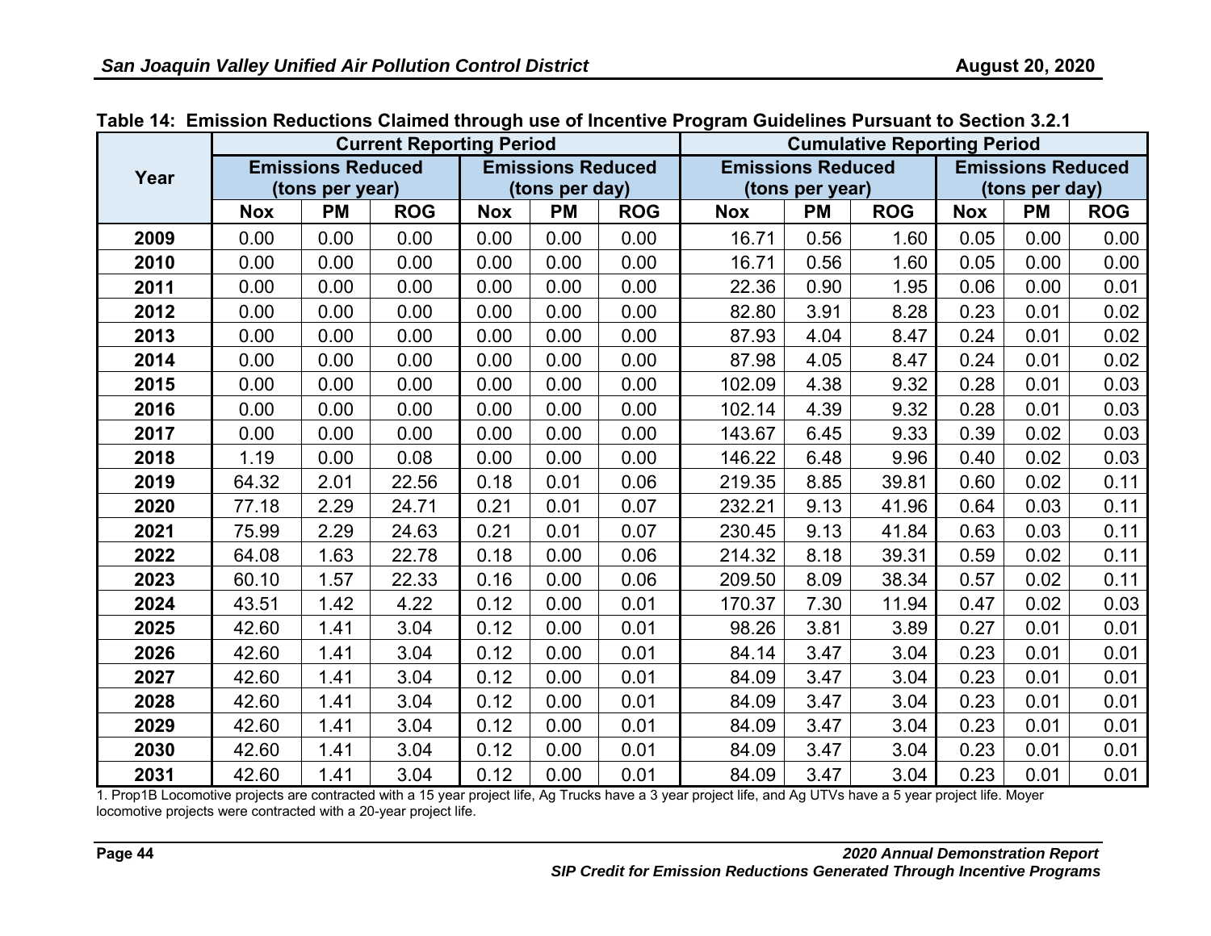**Table 14: Emission Reductions Claimed through use of Incentive Program Guidelines Pursuant to Section 3.2.1**

| Year | Current Reporting Period | | | | | | Cumulative Reporting Period | | | | | |
|---|---|---|---|---|---|---|---|---|---|---|---|---|
| | Emissions Reduced (tons per year) | | | Emissions Reduced (tons per day) | | | Emissions Reduced (tons per year) | | | Emissions Reduced (tons per day) | | |
| | Nox | PM | ROG | Nox | PM | ROG | Nox | PM | ROG | Nox | PM | ROG |
| 2009 | 0.00 | 0.00 | 0.00 | 0.00 | 0.00 | 0.00 | 16.71 | 0.56 | 1.60 | 0.05 | 0.00 | 0.00 |
| 2010 | 0.00 | 0.00 | 0.00 | 0.00 | 0.00 | 0.00 | 16.71 | 0.56 | 1.60 | 0.05 | 0.00 | 0.00 |
| 2011 | 0.00 | 0.00 | 0.00 | 0.00 | 0.00 | 0.00 | 22.36 | 0.90 | 1.95 | 0.06 | 0.00 | 0.01 |
| 2012 | 0.00 | 0.00 | 0.00 | 0.00 | 0.00 | 0.00 | 82.80 | 3.91 | 8.28 | 0.23 | 0.01 | 0.02 |
| 2013 | 0.00 | 0.00 | 0.00 | 0.00 | 0.00 | 0.00 | 87.93 | 4.04 | 8.47 | 0.24 | 0.01 | 0.02 |
| 2014 | 0.00 | 0.00 | 0.00 | 0.00 | 0.00 | 0.00 | 87.98 | 4.05 | 8.47 | 0.24 | 0.01 | 0.02 |
| 2015 | 0.00 | 0.00 | 0.00 | 0.00 | 0.00 | 0.00 | 102.09 | 4.38 | 9.32 | 0.28 | 0.01 | 0.03 |
| 2016 | 0.00 | 0.00 | 0.00 | 0.00 | 0.00 | 0.00 | 102.14 | 4.39 | 9.32 | 0.28 | 0.01 | 0.03 |
| 2017 | 0.00 | 0.00 | 0.00 | 0.00 | 0.00 | 0.00 | 143.67 | 6.45 | 9.33 | 0.39 | 0.02 | 0.03 |
| 2018 | 1.19 | 0.00 | 0.08 | 0.00 | 0.00 | 0.00 | 146.22 | 6.48 | 9.96 | 0.40 | 0.02 | 0.03 |
| 2019 | 64.32 | 2.01 | 22.56 | 0.18 | 0.01 | 0.06 | 219.35 | 8.85 | 39.81 | 0.60 | 0.02 | 0.11 |
| 2020 | 77.18 | 2.29 | 24.71 | 0.21 | 0.01 | 0.07 | 232.21 | 9.13 | 41.96 | 0.64 | 0.03 | 0.11 |
| 2021 | 75.99 | 2.29 | 24.63 | 0.21 | 0.01 | 0.07 | 230.45 | 9.13 | 41.84 | 0.63 | 0.03 | 0.11 |
| 2022 | 64.08 | 1.63 | 22.78 | 0.18 | 0.00 | 0.06 | 214.32 | 8.18 | 39.31 | 0.59 | 0.02 | 0.11 |
| 2023 | 60.10 | 1.57 | 22.33 | 0.16 | 0.00 | 0.06 | 209.50 | 8.09 | 38.34 | 0.57 | 0.02 | 0.11 |
| 2024 | 43.51 | 1.42 | 4.22 | 0.12 | 0.00 | 0.01 | 170.37 | 7.30 | 11.94 | 0.47 | 0.02 | 0.03 |
| 2025 | 42.60 | 1.41 | 3.04 | 0.12 | 0.00 | 0.01 | 98.26 | 3.81 | 3.89 | 0.27 | 0.01 | 0.01 |
| 2026 | 42.60 | 1.41 | 3.04 | 0.12 | 0.00 | 0.01 | 84.14 | 3.47 | 3.04 | 0.23 | 0.01 | 0.01 |
| 2027 | 42.60 | 1.41 | 3.04 | 0.12 | 0.00 | 0.01 | 84.09 | 3.47 | 3.04 | 0.23 | 0.01 | 0.01 |
| 2028 | 42.60 | 1.41 | 3.04 | 0.12 | 0.00 | 0.01 | 84.09 | 3.47 | 3.04 | 0.23 | 0.01 | 0.01 |
| 2029 | 42.60 | 1.41 | 3.04 | 0.12 | 0.00 | 0.01 | 84.09 | 3.47 | 3.04 | 0.23 | 0.01 | 0.01 |
| 2030 | 42.60 | 1.41 | 3.04 | 0.12 | 0.00 | 0.01 | 84.09 | 3.47 | 3.04 | 0.23 | 0.01 | 0.01 |
| 2031 | 42.60 | 1.41 | 3.04 | 0.12 | 0.00 | 0.01 | 84.09 | 3.47 | 3.04 | 0.23 | 0.01 | 0.01 |

1. Prop1B Locomotive projects are contracted with a 15 year project life, Ag Trucks have a 3 year project life, and Ag UTVs have a 5 year project life. Moyer locomotive projects were contracted with a 20-year project life.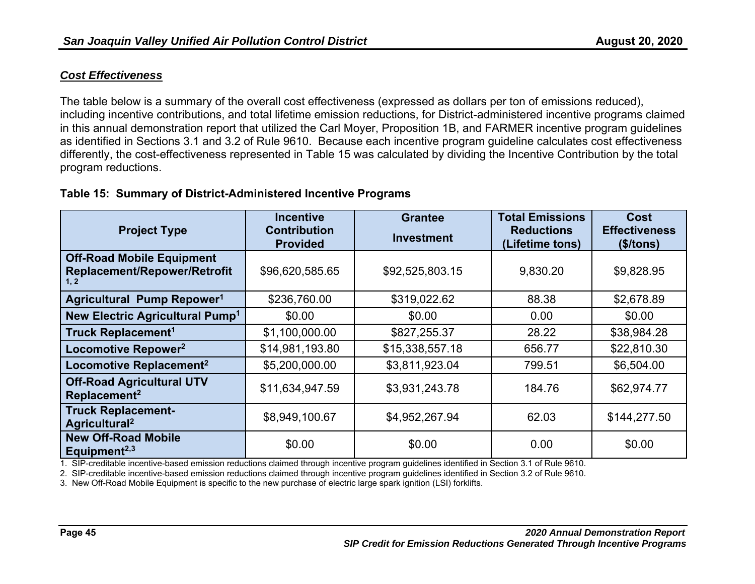***Cost Effectiveness***

The table below is a summary of the overall cost effectiveness (expressed as dollars per ton of emissions reduced), including incentive contributions, and total lifetime emission reductions, for District-administered incentive programs claimed in this annual demonstration report that utilized the Carl Moyer, Proposition 1B, and FARMER incentive program guidelines as identified in Sections 3.1 and 3.2 of Rule 9610. Because each incentive program guideline calculates cost effectiveness differently, the cost-effectiveness represented in Table 15 was calculated by dividing the Incentive Contribution by the total program reductions.

**Table 15: Summary of District-Administered Incentive Programs**

| Project Type | Incentive Contribution Provided | Grantee Investment | Total Emissions Reductions (Lifetime tons) | Cost Effectiveness ($/tons) |
|---|---|---|---|---|
| **Off-Road Mobile Equipment Replacement/Repower/Retrofit [1, 2]** | $96,620,585.65 | $92,525,803.15 | 9,830.20 | $9,828.95 |
| **Agricultural Pump Repower[1]** | $236,760.00 | $319,022.62 | 88.38 | $2,678.89 |
| **New Electric Agricultural Pump[1]** | $0.00 | $0.00 | 0.00 | $0.00 |
| **Truck Replacement[1]** | $1,100,000.00 | $827,255.37 | 28.22 | $38,984.28 |
| **Locomotive Repower[2]** | $14,981,193.80 | $15,338,557.18 | 656.77 | $22,810.30 |
| **Locomotive Replacement[2]** | $5,200,000.00 | $3,811,923.04 | 799.51 | $6,504.00 |
| **Off-Road Agricultural UTV Replacement[2]** | $11,634,947.59 | $3,931,243.78 | 184.76 | $62,974.77 |
| **Truck Replacement-Agricultural[2]** | $8,949,100.67 | $4,952,267.94 | 62.03 | $144,277.50 |
| **New Off-Road Mobile Equipment[2,3]** | $0.00 | $0.00 | 0.00 | $0.00 |

1. SIP-creditable incentive-based emission reductions claimed through incentive program guidelines identified in Section 3.1 of Rule 9610.
2. SIP-creditable incentive-based emission reductions claimed through incentive program guidelines identified in Section 3.2 of Rule 9610.
3. New Off-Road Mobile Equipment is specific to the new purchase of electric large spark ignition (LSI) forklifts.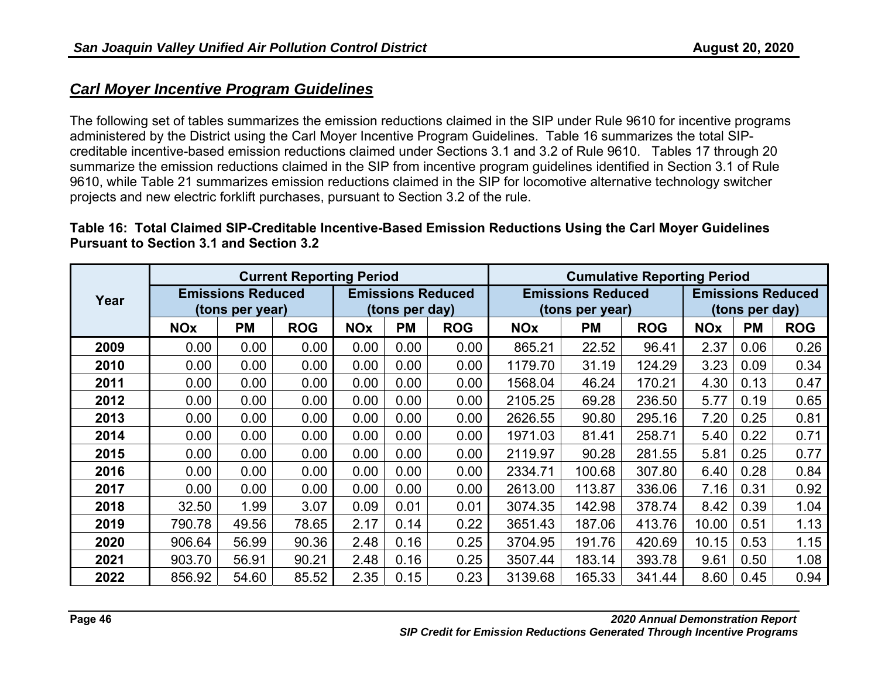## *Carl Moyer Incentive Program Guidelines*

The following set of tables summarizes the emission reductions claimed in the SIP under Rule 9610 for incentive programs administered by the District using the Carl Moyer Incentive Program Guidelines. Table 16 summarizes the total SIP-creditable incentive-based emission reductions claimed under Sections 3.1 and 3.2 of Rule 9610. Tables 17 through 20 summarize the emission reductions claimed in the SIP from incentive program guidelines identified in Section 3.1 of Rule 9610, while Table 21 summarizes emission reductions claimed in the SIP for locomotive alternative technology switcher projects and new electric forklift purchases, pursuant to Section 3.2 of the rule.

**Table 16: Total Claimed SIP-Creditable Incentive-Based Emission Reductions Using the Carl Moyer Guidelines Pursuant to Section 3.1 and Section 3.2**

| Year | Current Reporting Period | | | | | | Cumulative Reporting Period | | | | | |
|---|---|---|---|---|---|---|---|---|---|---|---|---|
| | Emissions Reduced (tons per year) | | | Emissions Reduced (tons per day) | | | Emissions Reduced (tons per year) | | | Emissions Reduced (tons per day) | | |
| | NOx | PM | ROG | NOx | PM | ROG | NOx | PM | ROG | NOx | PM | ROG |
| **2009** | 0.00 | 0.00 | 0.00 | 0.00 | 0.00 | 0.00 | 865.21 | 22.52 | 96.41 | 2.37 | 0.06 | 0.26 |
| **2010** | 0.00 | 0.00 | 0.00 | 0.00 | 0.00 | 0.00 | 1179.70 | 31.19 | 124.29 | 3.23 | 0.09 | 0.34 |
| **2011** | 0.00 | 0.00 | 0.00 | 0.00 | 0.00 | 0.00 | 1568.04 | 46.24 | 170.21 | 4.30 | 0.13 | 0.47 |
| **2012** | 0.00 | 0.00 | 0.00 | 0.00 | 0.00 | 0.00 | 2105.25 | 69.28 | 236.50 | 5.77 | 0.19 | 0.65 |
| **2013** | 0.00 | 0.00 | 0.00 | 0.00 | 0.00 | 0.00 | 2626.55 | 90.80 | 295.16 | 7.20 | 0.25 | 0.81 |
| **2014** | 0.00 | 0.00 | 0.00 | 0.00 | 0.00 | 0.00 | 1971.03 | 81.41 | 258.71 | 5.40 | 0.22 | 0.71 |
| **2015** | 0.00 | 0.00 | 0.00 | 0.00 | 0.00 | 0.00 | 2119.97 | 90.28 | 281.55 | 5.81 | 0.25 | 0.77 |
| **2016** | 0.00 | 0.00 | 0.00 | 0.00 | 0.00 | 0.00 | 2334.71 | 100.68 | 307.80 | 6.40 | 0.28 | 0.84 |
| **2017** | 0.00 | 0.00 | 0.00 | 0.00 | 0.00 | 0.00 | 2613.00 | 113.87 | 336.06 | 7.16 | 0.31 | 0.92 |
| **2018** | 32.50 | 1.99 | 3.07 | 0.09 | 0.01 | 0.01 | 3074.35 | 142.98 | 378.74 | 8.42 | 0.39 | 1.04 |
| **2019** | 790.78 | 49.56 | 78.65 | 2.17 | 0.14 | 0.22 | 3651.43 | 187.06 | 413.76 | 10.00 | 0.51 | 1.13 |
| **2020** | 906.64 | 56.99 | 90.36 | 2.48 | 0.16 | 0.25 | 3704.95 | 191.76 | 420.69 | 10.15 | 0.53 | 1.15 |
| **2021** | 903.70 | 56.91 | 90.21 | 2.48 | 0.16 | 0.25 | 3507.44 | 183.14 | 393.78 | 9.61 | 0.50 | 1.08 |
| **2022** | 856.92 | 54.60 | 85.52 | 2.35 | 0.15 | 0.23 | 3139.68 | 165.33 | 341.44 | 8.60 | 0.45 | 0.94 |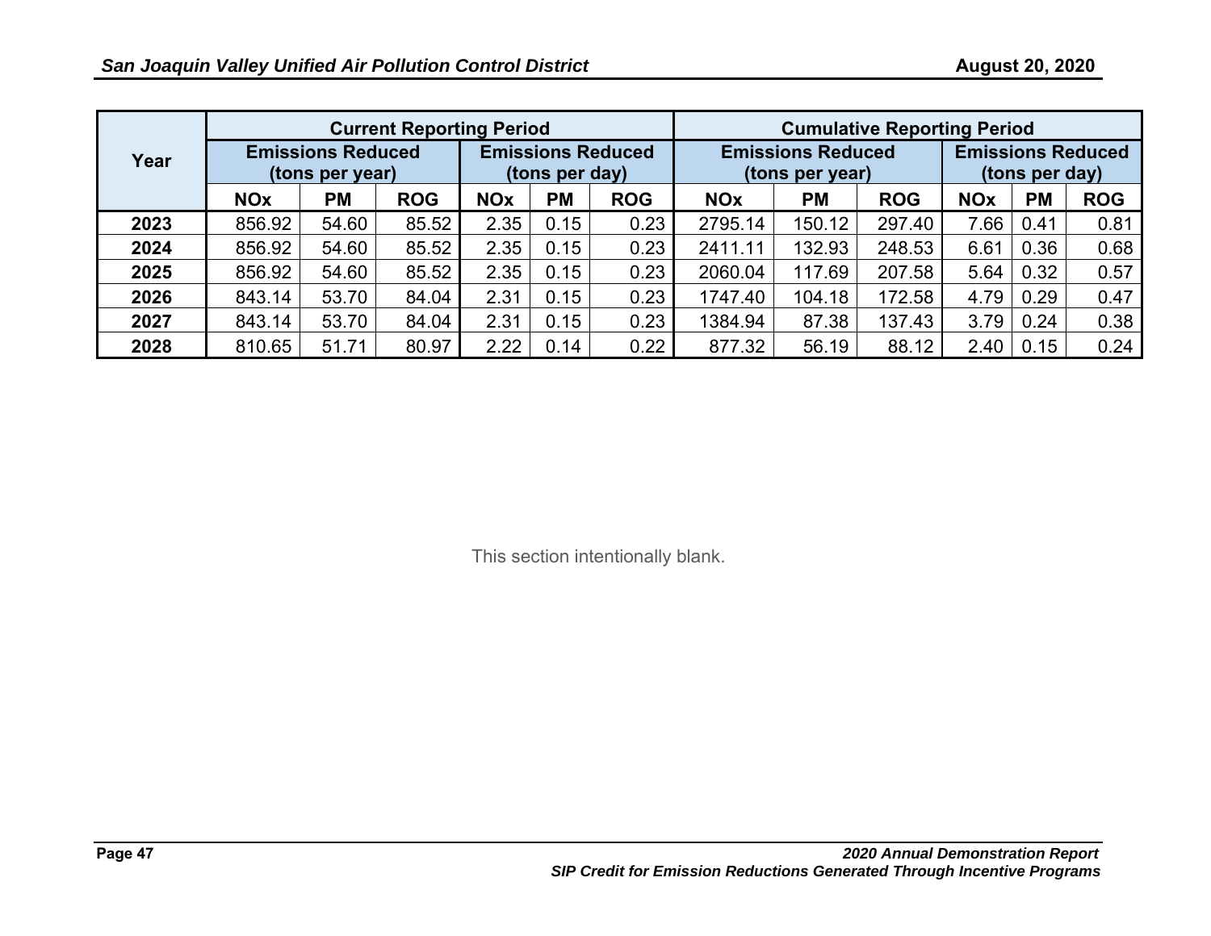| Year | Current Reporting Period | | | | | | Cumulative Reporting Period | | | | | |
|---|---|---|---|---|---|---|---|---|---|---|---|---|
| | Emissions Reduced (tons per year) | | | Emissions Reduced (tons per day) | | | Emissions Reduced (tons per year) | | | Emissions Reduced (tons per day) | | |
| | NOx | PM | ROG | NOx | PM | ROG | NOx | PM | ROG | NOx | PM | ROG |
| **2023** | 856.92 | 54.60 | 85.52 | 2.35 | 0.15 | 0.23 | 2795.14 | 150.12 | 297.40 | 7.66 | 0.41 | 0.81 |
| **2024** | 856.92 | 54.60 | 85.52 | 2.35 | 0.15 | 0.23 | 2411.11 | 132.93 | 248.53 | 6.61 | 0.36 | 0.68 |
| **2025** | 856.92 | 54.60 | 85.52 | 2.35 | 0.15 | 0.23 | 2060.04 | 117.69 | 207.58 | 5.64 | 0.32 | 0.57 |
| **2026** | 843.14 | 53.70 | 84.04 | 2.31 | 0.15 | 0.23 | 1747.40 | 104.18 | 172.58 | 4.79 | 0.29 | 0.47 |
| **2027** | 843.14 | 53.70 | 84.04 | 2.31 | 0.15 | 0.23 | 1384.94 | 87.38 | 137.43 | 3.79 | 0.24 | 0.38 |
| **2028** | 810.65 | 51.71 | 80.97 | 2.22 | 0.14 | 0.22 | 877.32 | 56.19 | 88.12 | 2.40 | 0.15 | 0.24 |

This section intentionally blank.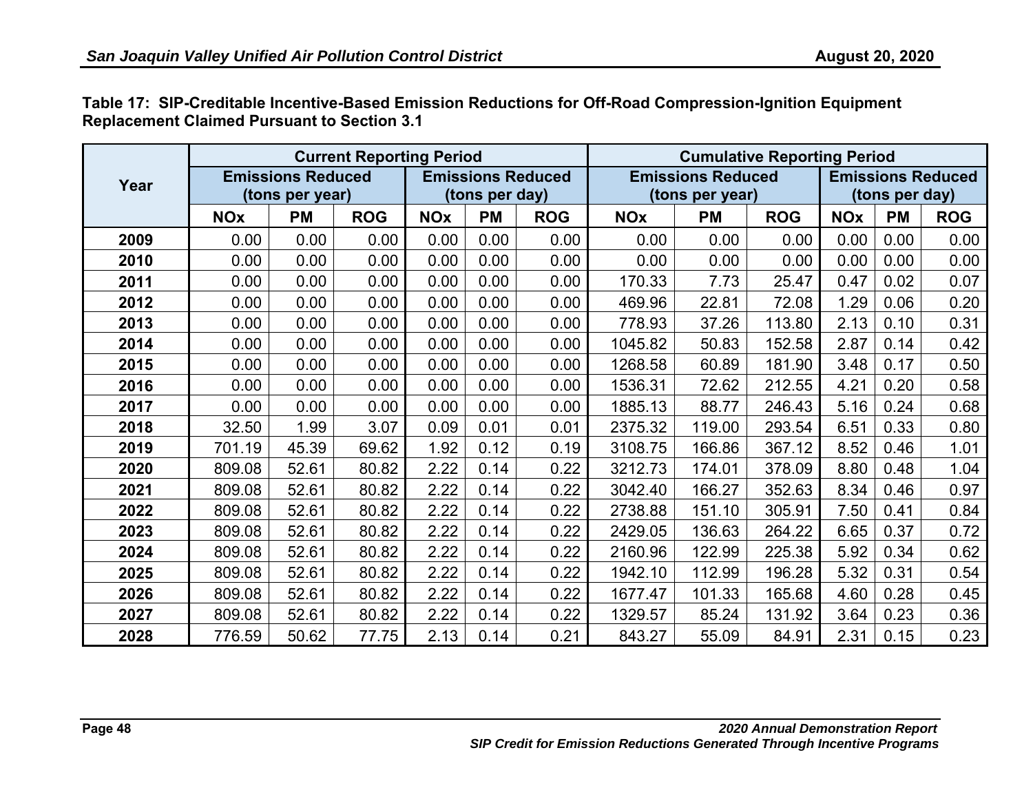**Table 17: SIP-Creditable Incentive-Based Emission Reductions for Off-Road Compression-Ignition Equipment Replacement Claimed Pursuant to Section 3.1**

| Year | Current Reporting Period | | | | | | Cumulative Reporting Period | | | | | |
|---|---|---|---|---|---|---|---|---|---|---|---|---|
| | Emissions Reduced (tons per year) | | | Emissions Reduced (tons per day) | | | Emissions Reduced (tons per year) | | | Emissions Reduced (tons per day) | | |
| | NOx | PM | ROG | NOx | PM | ROG | NOx | PM | ROG | NOx | PM | ROG |
| 2009 | 0.00 | 0.00 | 0.00 | 0.00 | 0.00 | 0.00 | 0.00 | 0.00 | 0.00 | 0.00 | 0.00 | 0.00 |
| 2010 | 0.00 | 0.00 | 0.00 | 0.00 | 0.00 | 0.00 | 0.00 | 0.00 | 0.00 | 0.00 | 0.00 | 0.00 |
| 2011 | 0.00 | 0.00 | 0.00 | 0.00 | 0.00 | 0.00 | 170.33 | 7.73 | 25.47 | 0.47 | 0.02 | 0.07 |
| 2012 | 0.00 | 0.00 | 0.00 | 0.00 | 0.00 | 0.00 | 469.96 | 22.81 | 72.08 | 1.29 | 0.06 | 0.20 |
| 2013 | 0.00 | 0.00 | 0.00 | 0.00 | 0.00 | 0.00 | 778.93 | 37.26 | 113.80 | 2.13 | 0.10 | 0.31 |
| 2014 | 0.00 | 0.00 | 0.00 | 0.00 | 0.00 | 0.00 | 1045.82 | 50.83 | 152.58 | 2.87 | 0.14 | 0.42 |
| 2015 | 0.00 | 0.00 | 0.00 | 0.00 | 0.00 | 0.00 | 1268.58 | 60.89 | 181.90 | 3.48 | 0.17 | 0.50 |
| 2016 | 0.00 | 0.00 | 0.00 | 0.00 | 0.00 | 0.00 | 1536.31 | 72.62 | 212.55 | 4.21 | 0.20 | 0.58 |
| 2017 | 0.00 | 0.00 | 0.00 | 0.00 | 0.00 | 0.00 | 1885.13 | 88.77 | 246.43 | 5.16 | 0.24 | 0.68 |
| 2018 | 32.50 | 1.99 | 3.07 | 0.09 | 0.01 | 0.01 | 2375.32 | 119.00 | 293.54 | 6.51 | 0.33 | 0.80 |
| 2019 | 701.19 | 45.39 | 69.62 | 1.92 | 0.12 | 0.19 | 3108.75 | 166.86 | 367.12 | 8.52 | 0.46 | 1.01 |
| 2020 | 809.08 | 52.61 | 80.82 | 2.22 | 0.14 | 0.22 | 3212.73 | 174.01 | 378.09 | 8.80 | 0.48 | 1.04 |
| 2021 | 809.08 | 52.61 | 80.82 | 2.22 | 0.14 | 0.22 | 3042.40 | 166.27 | 352.63 | 8.34 | 0.46 | 0.97 |
| 2022 | 809.08 | 52.61 | 80.82 | 2.22 | 0.14 | 0.22 | 2738.88 | 151.10 | 305.91 | 7.50 | 0.41 | 0.84 |
| 2023 | 809.08 | 52.61 | 80.82 | 2.22 | 0.14 | 0.22 | 2429.05 | 136.63 | 264.22 | 6.65 | 0.37 | 0.72 |
| 2024 | 809.08 | 52.61 | 80.82 | 2.22 | 0.14 | 0.22 | 2160.96 | 122.99 | 225.38 | 5.92 | 0.34 | 0.62 |
| 2025 | 809.08 | 52.61 | 80.82 | 2.22 | 0.14 | 0.22 | 1942.10 | 112.99 | 196.28 | 5.32 | 0.31 | 0.54 |
| 2026 | 809.08 | 52.61 | 80.82 | 2.22 | 0.14 | 0.22 | 1677.47 | 101.33 | 165.68 | 4.60 | 0.28 | 0.45 |
| 2027 | 809.08 | 52.61 | 80.82 | 2.22 | 0.14 | 0.22 | 1329.57 | 85.24 | 131.92 | 3.64 | 0.23 | 0.36 |
| 2028 | 776.59 | 50.62 | 77.75 | 2.13 | 0.14 | 0.21 | 843.27 | 55.09 | 84.91 | 2.31 | 0.15 | 0.23 |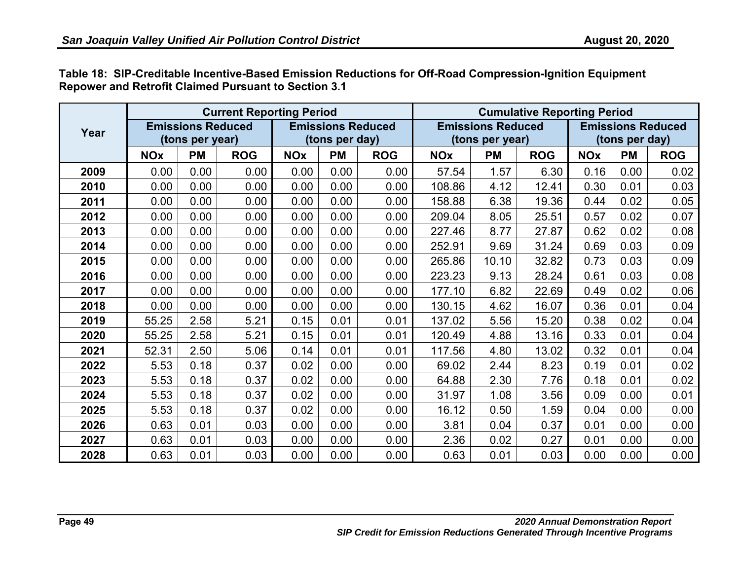**Table 18: SIP-Creditable Incentive-Based Emission Reductions for Off-Road Compression-Ignition Equipment Repower and Retrofit Claimed Pursuant to Section 3.1**

| Year | Current Reporting Period | | | | | | Cumulative Reporting Period | | | | | |
|---|---|---|---|---|---|---|---|---|---|---|---|---|
| | Emissions Reduced (tons per year) | | | Emissions Reduced (tons per day) | | | Emissions Reduced (tons per year) | | | Emissions Reduced (tons per day) | | |
| | NOx | PM | ROG | NOx | PM | ROG | NOx | PM | ROG | NOx | PM | ROG |
| 2009 | 0.00 | 0.00 | 0.00 | 0.00 | 0.00 | 0.00 | 57.54 | 1.57 | 6.30 | 0.16 | 0.00 | 0.02 |
| 2010 | 0.00 | 0.00 | 0.00 | 0.00 | 0.00 | 0.00 | 108.86 | 4.12 | 12.41 | 0.30 | 0.01 | 0.03 |
| 2011 | 0.00 | 0.00 | 0.00 | 0.00 | 0.00 | 0.00 | 158.88 | 6.38 | 19.36 | 0.44 | 0.02 | 0.05 |
| 2012 | 0.00 | 0.00 | 0.00 | 0.00 | 0.00 | 0.00 | 209.04 | 8.05 | 25.51 | 0.57 | 0.02 | 0.07 |
| 2013 | 0.00 | 0.00 | 0.00 | 0.00 | 0.00 | 0.00 | 227.46 | 8.77 | 27.87 | 0.62 | 0.02 | 0.08 |
| 2014 | 0.00 | 0.00 | 0.00 | 0.00 | 0.00 | 0.00 | 252.91 | 9.69 | 31.24 | 0.69 | 0.03 | 0.09 |
| 2015 | 0.00 | 0.00 | 0.00 | 0.00 | 0.00 | 0.00 | 265.86 | 10.10 | 32.82 | 0.73 | 0.03 | 0.09 |
| 2016 | 0.00 | 0.00 | 0.00 | 0.00 | 0.00 | 0.00 | 223.23 | 9.13 | 28.24 | 0.61 | 0.03 | 0.08 |
| 2017 | 0.00 | 0.00 | 0.00 | 0.00 | 0.00 | 0.00 | 177.10 | 6.82 | 22.69 | 0.49 | 0.02 | 0.06 |
| 2018 | 0.00 | 0.00 | 0.00 | 0.00 | 0.00 | 0.00 | 130.15 | 4.62 | 16.07 | 0.36 | 0.01 | 0.04 |
| 2019 | 55.25 | 2.58 | 5.21 | 0.15 | 0.01 | 0.01 | 137.02 | 5.56 | 15.20 | 0.38 | 0.02 | 0.04 |
| 2020 | 55.25 | 2.58 | 5.21 | 0.15 | 0.01 | 0.01 | 120.49 | 4.88 | 13.16 | 0.33 | 0.01 | 0.04 |
| 2021 | 52.31 | 2.50 | 5.06 | 0.14 | 0.01 | 0.01 | 117.56 | 4.80 | 13.02 | 0.32 | 0.01 | 0.04 |
| 2022 | 5.53 | 0.18 | 0.37 | 0.02 | 0.00 | 0.00 | 69.02 | 2.44 | 8.23 | 0.19 | 0.01 | 0.02 |
| 2023 | 5.53 | 0.18 | 0.37 | 0.02 | 0.00 | 0.00 | 64.88 | 2.30 | 7.76 | 0.18 | 0.01 | 0.02 |
| 2024 | 5.53 | 0.18 | 0.37 | 0.02 | 0.00 | 0.00 | 31.97 | 1.08 | 3.56 | 0.09 | 0.00 | 0.01 |
| 2025 | 5.53 | 0.18 | 0.37 | 0.02 | 0.00 | 0.00 | 16.12 | 0.50 | 1.59 | 0.04 | 0.00 | 0.00 |
| 2026 | 0.63 | 0.01 | 0.03 | 0.00 | 0.00 | 0.00 | 3.81 | 0.04 | 0.37 | 0.01 | 0.00 | 0.00 |
| 2027 | 0.63 | 0.01 | 0.03 | 0.00 | 0.00 | 0.00 | 2.36 | 0.02 | 0.27 | 0.01 | 0.00 | 0.00 |
| 2028 | 0.63 | 0.01 | 0.03 | 0.00 | 0.00 | 0.00 | 0.63 | 0.01 | 0.03 | 0.00 | 0.00 | 0.00 |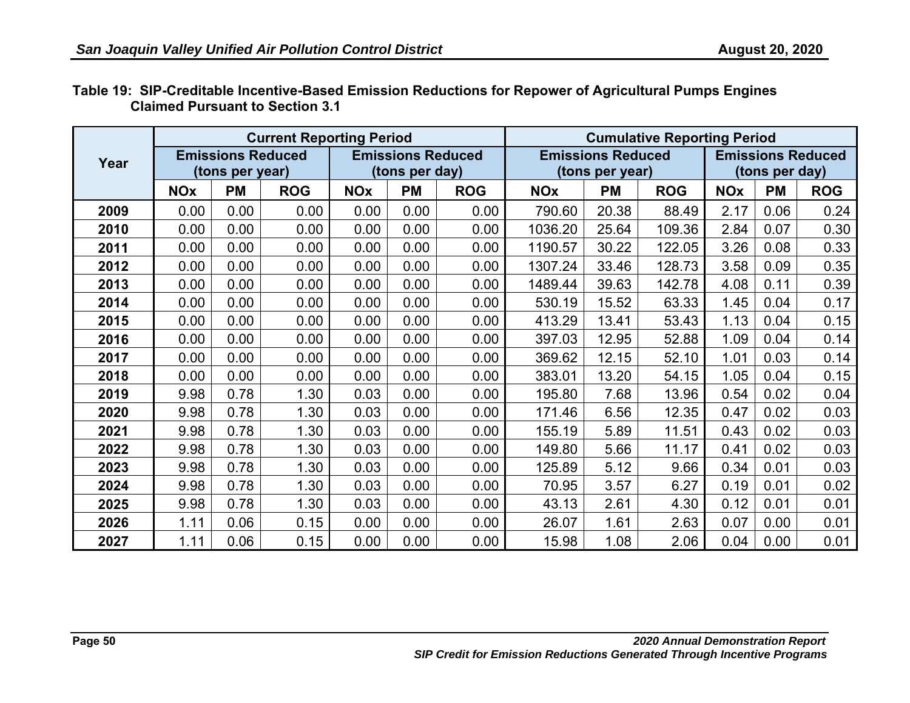**Table 19: SIP-Creditable Incentive-Based Emission Reductions for Repower of Agricultural Pumps Engines Claimed Pursuant to Section 3.1**

| Year | Current Reporting Period | | | | | | Cumulative Reporting Period | | | | | |
|---|---|---|---|---|---|---|---|---|---|---|---|---|
| | Emissions Reduced (tons per year) | | | Emissions Reduced (tons per day) | | | Emissions Reduced (tons per year) | | | Emissions Reduced (tons per day) | | |
| | NOx | PM | ROG | NOx | PM | ROG | NOx | PM | ROG | NOx | PM | ROG |
| 2009 | 0.00 | 0.00 | 0.00 | 0.00 | 0.00 | 0.00 | 790.60 | 20.38 | 88.49 | 2.17 | 0.06 | 0.24 |
| 2010 | 0.00 | 0.00 | 0.00 | 0.00 | 0.00 | 0.00 | 1036.20 | 25.64 | 109.36 | 2.84 | 0.07 | 0.30 |
| 2011 | 0.00 | 0.00 | 0.00 | 0.00 | 0.00 | 0.00 | 1190.57 | 30.22 | 122.05 | 3.26 | 0.08 | 0.33 |
| 2012 | 0.00 | 0.00 | 0.00 | 0.00 | 0.00 | 0.00 | 1307.24 | 33.46 | 128.73 | 3.58 | 0.09 | 0.35 |
| 2013 | 0.00 | 0.00 | 0.00 | 0.00 | 0.00 | 0.00 | 1489.44 | 39.63 | 142.78 | 4.08 | 0.11 | 0.39 |
| 2014 | 0.00 | 0.00 | 0.00 | 0.00 | 0.00 | 0.00 | 530.19 | 15.52 | 63.33 | 1.45 | 0.04 | 0.17 |
| 2015 | 0.00 | 0.00 | 0.00 | 0.00 | 0.00 | 0.00 | 413.29 | 13.41 | 53.43 | 1.13 | 0.04 | 0.15 |
| 2016 | 0.00 | 0.00 | 0.00 | 0.00 | 0.00 | 0.00 | 397.03 | 12.95 | 52.88 | 1.09 | 0.04 | 0.14 |
| 2017 | 0.00 | 0.00 | 0.00 | 0.00 | 0.00 | 0.00 | 369.62 | 12.15 | 52.10 | 1.01 | 0.03 | 0.14 |
| 2018 | 0.00 | 0.00 | 0.00 | 0.00 | 0.00 | 0.00 | 383.01 | 13.20 | 54.15 | 1.05 | 0.04 | 0.15 |
| 2019 | 9.98 | 0.78 | 1.30 | 0.03 | 0.00 | 0.00 | 195.80 | 7.68 | 13.96 | 0.54 | 0.02 | 0.04 |
| 2020 | 9.98 | 0.78 | 1.30 | 0.03 | 0.00 | 0.00 | 171.46 | 6.56 | 12.35 | 0.47 | 0.02 | 0.03 |
| 2021 | 9.98 | 0.78 | 1.30 | 0.03 | 0.00 | 0.00 | 155.19 | 5.89 | 11.51 | 0.43 | 0.02 | 0.03 |
| 2022 | 9.98 | 0.78 | 1.30 | 0.03 | 0.00 | 0.00 | 149.80 | 5.66 | 11.17 | 0.41 | 0.02 | 0.03 |
| 2023 | 9.98 | 0.78 | 1.30 | 0.03 | 0.00 | 0.00 | 125.89 | 5.12 | 9.66 | 0.34 | 0.01 | 0.03 |
| 2024 | 9.98 | 0.78 | 1.30 | 0.03 | 0.00 | 0.00 | 70.95 | 3.57 | 6.27 | 0.19 | 0.01 | 0.02 |
| 2025 | 9.98 | 0.78 | 1.30 | 0.03 | 0.00 | 0.00 | 43.13 | 2.61 | 4.30 | 0.12 | 0.01 | 0.01 |
| 2026 | 1.11 | 0.06 | 0.15 | 0.00 | 0.00 | 0.00 | 26.07 | 1.61 | 2.63 | 0.07 | 0.00 | 0.01 |
| 2027 | 1.11 | 0.06 | 0.15 | 0.00 | 0.00 | 0.00 | 15.98 | 1.08 | 2.06 | 0.04 | 0.00 | 0.01 |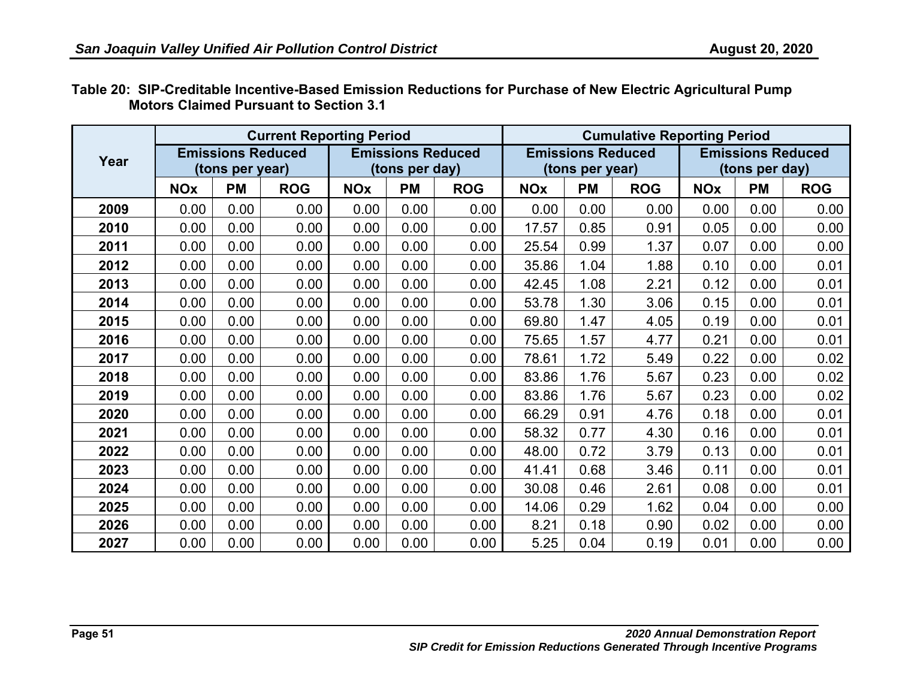**Table 20: SIP-Creditable Incentive-Based Emission Reductions for Purchase of New Electric Agricultural Pump Motors Claimed Pursuant to Section 3.1**

| Year | Current Reporting Period | | | | | | Cumulative Reporting Period | | | | | |
|---|---|---|---|---|---|---|---|---|---|---|---|---|
| | Emissions Reduced (tons per year) | | | Emissions Reduced (tons per day) | | | Emissions Reduced (tons per year) | | | Emissions Reduced (tons per day) | | |
| | NOx | PM | ROG | NOx | PM | ROG | NOx | PM | ROG | NOx | PM | ROG |
| 2009 | 0.00 | 0.00 | 0.00 | 0.00 | 0.00 | 0.00 | 0.00 | 0.00 | 0.00 | 0.00 | 0.00 | 0.00 |
| 2010 | 0.00 | 0.00 | 0.00 | 0.00 | 0.00 | 0.00 | 17.57 | 0.85 | 0.91 | 0.05 | 0.00 | 0.00 |
| 2011 | 0.00 | 0.00 | 0.00 | 0.00 | 0.00 | 0.00 | 25.54 | 0.99 | 1.37 | 0.07 | 0.00 | 0.00 |
| 2012 | 0.00 | 0.00 | 0.00 | 0.00 | 0.00 | 0.00 | 35.86 | 1.04 | 1.88 | 0.10 | 0.00 | 0.01 |
| 2013 | 0.00 | 0.00 | 0.00 | 0.00 | 0.00 | 0.00 | 42.45 | 1.08 | 2.21 | 0.12 | 0.00 | 0.01 |
| 2014 | 0.00 | 0.00 | 0.00 | 0.00 | 0.00 | 0.00 | 53.78 | 1.30 | 3.06 | 0.15 | 0.00 | 0.01 |
| 2015 | 0.00 | 0.00 | 0.00 | 0.00 | 0.00 | 0.00 | 69.80 | 1.47 | 4.05 | 0.19 | 0.00 | 0.01 |
| 2016 | 0.00 | 0.00 | 0.00 | 0.00 | 0.00 | 0.00 | 75.65 | 1.57 | 4.77 | 0.21 | 0.00 | 0.01 |
| 2017 | 0.00 | 0.00 | 0.00 | 0.00 | 0.00 | 0.00 | 78.61 | 1.72 | 5.49 | 0.22 | 0.00 | 0.02 |
| 2018 | 0.00 | 0.00 | 0.00 | 0.00 | 0.00 | 0.00 | 83.86 | 1.76 | 5.67 | 0.23 | 0.00 | 0.02 |
| 2019 | 0.00 | 0.00 | 0.00 | 0.00 | 0.00 | 0.00 | 83.86 | 1.76 | 5.67 | 0.23 | 0.00 | 0.02 |
| 2020 | 0.00 | 0.00 | 0.00 | 0.00 | 0.00 | 0.00 | 66.29 | 0.91 | 4.76 | 0.18 | 0.00 | 0.01 |
| 2021 | 0.00 | 0.00 | 0.00 | 0.00 | 0.00 | 0.00 | 58.32 | 0.77 | 4.30 | 0.16 | 0.00 | 0.01 |
| 2022 | 0.00 | 0.00 | 0.00 | 0.00 | 0.00 | 0.00 | 48.00 | 0.72 | 3.79 | 0.13 | 0.00 | 0.01 |
| 2023 | 0.00 | 0.00 | 0.00 | 0.00 | 0.00 | 0.00 | 41.41 | 0.68 | 3.46 | 0.11 | 0.00 | 0.01 |
| 2024 | 0.00 | 0.00 | 0.00 | 0.00 | 0.00 | 0.00 | 30.08 | 0.46 | 2.61 | 0.08 | 0.00 | 0.01 |
| 2025 | 0.00 | 0.00 | 0.00 | 0.00 | 0.00 | 0.00 | 14.06 | 0.29 | 1.62 | 0.04 | 0.00 | 0.00 |
| 2026 | 0.00 | 0.00 | 0.00 | 0.00 | 0.00 | 0.00 | 8.21 | 0.18 | 0.90 | 0.02 | 0.00 | 0.00 |
| 2027 | 0.00 | 0.00 | 0.00 | 0.00 | 0.00 | 0.00 | 5.25 | 0.04 | 0.19 | 0.01 | 0.00 | 0.00 |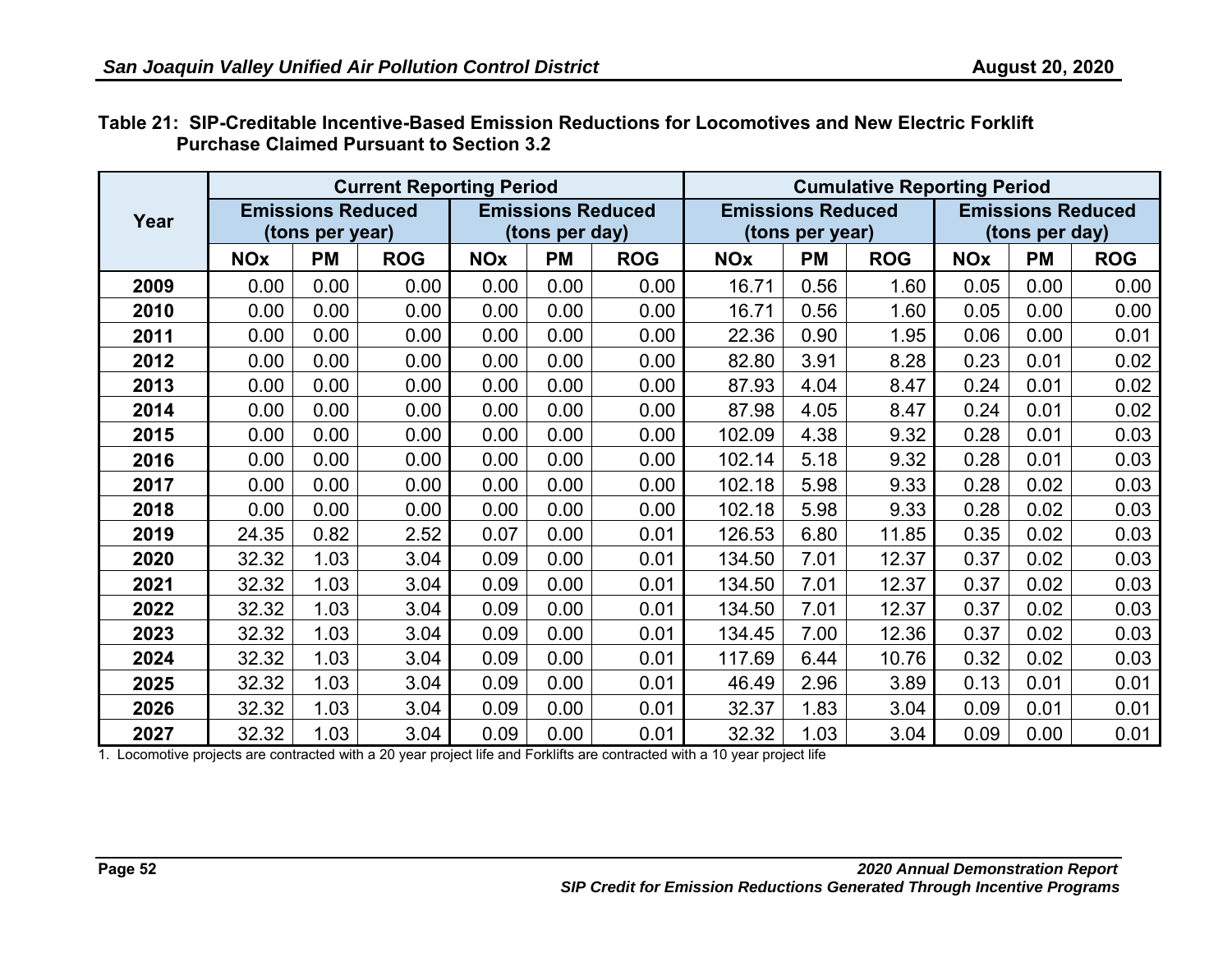**Table 21: SIP-Creditable Incentive-Based Emission Reductions for Locomotives and New Electric Forklift Purchase Claimed Pursuant to Section 3.2**

| Year | Current Reporting Period | | | | | | Cumulative Reporting Period | | | | | |
|---|---|---|---|---|---|---|---|---|---|---|---|---|
| | Emissions Reduced (tons per year) | | | Emissions Reduced (tons per day) | | | Emissions Reduced (tons per year) | | | Emissions Reduced (tons per day) | | |
| | NOx | PM | ROG | NOx | PM | ROG | NOx | PM | ROG | NOx | PM | ROG |
| 2009 | 0.00 | 0.00 | 0.00 | 0.00 | 0.00 | 0.00 | 16.71 | 0.56 | 1.60 | 0.05 | 0.00 | 0.00 |
| 2010 | 0.00 | 0.00 | 0.00 | 0.00 | 0.00 | 0.00 | 16.71 | 0.56 | 1.60 | 0.05 | 0.00 | 0.00 |
| 2011 | 0.00 | 0.00 | 0.00 | 0.00 | 0.00 | 0.00 | 22.36 | 0.90 | 1.95 | 0.06 | 0.00 | 0.01 |
| 2012 | 0.00 | 0.00 | 0.00 | 0.00 | 0.00 | 0.00 | 82.80 | 3.91 | 8.28 | 0.23 | 0.01 | 0.02 |
| 2013 | 0.00 | 0.00 | 0.00 | 0.00 | 0.00 | 0.00 | 87.93 | 4.04 | 8.47 | 0.24 | 0.01 | 0.02 |
| 2014 | 0.00 | 0.00 | 0.00 | 0.00 | 0.00 | 0.00 | 87.98 | 4.05 | 8.47 | 0.24 | 0.01 | 0.02 |
| 2015 | 0.00 | 0.00 | 0.00 | 0.00 | 0.00 | 0.00 | 102.09 | 4.38 | 9.32 | 0.28 | 0.01 | 0.03 |
| 2016 | 0.00 | 0.00 | 0.00 | 0.00 | 0.00 | 0.00 | 102.14 | 5.18 | 9.32 | 0.28 | 0.01 | 0.03 |
| 2017 | 0.00 | 0.00 | 0.00 | 0.00 | 0.00 | 0.00 | 102.18 | 5.98 | 9.33 | 0.28 | 0.02 | 0.03 |
| 2018 | 0.00 | 0.00 | 0.00 | 0.00 | 0.00 | 0.00 | 102.18 | 5.98 | 9.33 | 0.28 | 0.02 | 0.03 |
| 2019 | 24.35 | 0.82 | 2.52 | 0.07 | 0.00 | 0.01 | 126.53 | 6.80 | 11.85 | 0.35 | 0.02 | 0.03 |
| 2020 | 32.32 | 1.03 | 3.04 | 0.09 | 0.00 | 0.01 | 134.50 | 7.01 | 12.37 | 0.37 | 0.02 | 0.03 |
| 2021 | 32.32 | 1.03 | 3.04 | 0.09 | 0.00 | 0.01 | 134.50 | 7.01 | 12.37 | 0.37 | 0.02 | 0.03 |
| 2022 | 32.32 | 1.03 | 3.04 | 0.09 | 0.00 | 0.01 | 134.50 | 7.01 | 12.37 | 0.37 | 0.02 | 0.03 |
| 2023 | 32.32 | 1.03 | 3.04 | 0.09 | 0.00 | 0.01 | 134.45 | 7.00 | 12.36 | 0.37 | 0.02 | 0.03 |
| 2024 | 32.32 | 1.03 | 3.04 | 0.09 | 0.00 | 0.01 | 117.69 | 6.44 | 10.76 | 0.32 | 0.02 | 0.03 |
| 2025 | 32.32 | 1.03 | 3.04 | 0.09 | 0.00 | 0.01 | 46.49 | 2.96 | 3.89 | 0.13 | 0.01 | 0.01 |
| 2026 | 32.32 | 1.03 | 3.04 | 0.09 | 0.00 | 0.01 | 32.37 | 1.83 | 3.04 | 0.09 | 0.01 | 0.01 |
| 2027 | 32.32 | 1.03 | 3.04 | 0.09 | 0.00 | 0.01 | 32.32 | 1.03 | 3.04 | 0.09 | 0.00 | 0.01 |

1. Locomotive projects are contracted with a 20 year project life and Forklifts are contracted with a 10 year project life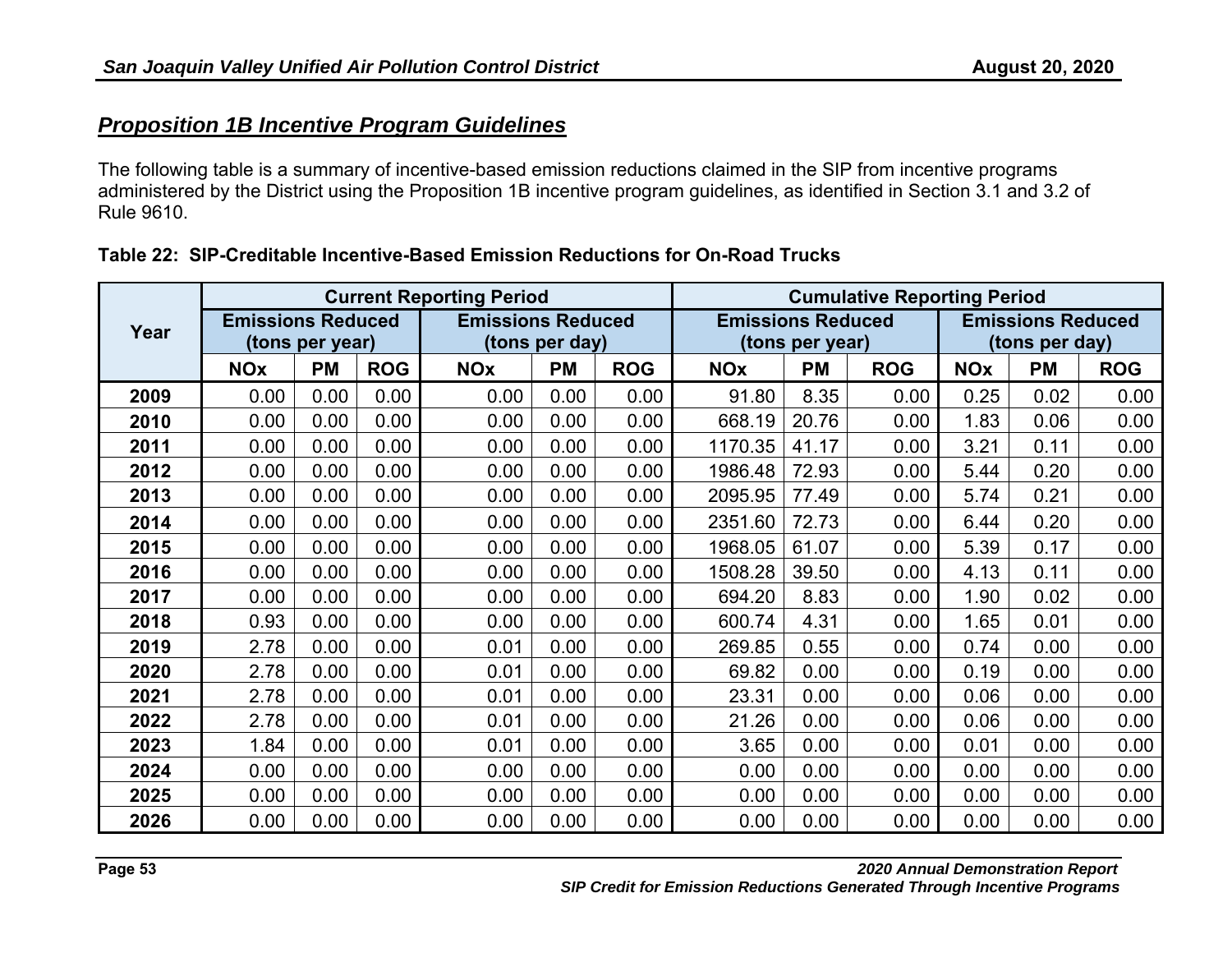## *Proposition 1B Incentive Program Guidelines*

The following table is a summary of incentive-based emission reductions claimed in the SIP from incentive programs administered by the District using the Proposition 1B incentive program guidelines, as identified in Section 3.1 and 3.2 of Rule 9610.

**Table 22: SIP-Creditable Incentive-Based Emission Reductions for On-Road Trucks**

| Year | Current Reporting Period | | | | | | Cumulative Reporting Period | | | | | |
|---|---|---|---|---|---|---|---|---|---|---|---|---|
| | Emissions Reduced (tons per year) | | | Emissions Reduced (tons per day) | | | Emissions Reduced (tons per year) | | | Emissions Reduced (tons per day) | | |
| | NOx | PM | ROG | NOx | PM | ROG | NOx | PM | ROG | NOx | PM | ROG |
| 2009 | 0.00 | 0.00 | 0.00 | 0.00 | 0.00 | 0.00 | 91.80 | 8.35 | 0.00 | 0.25 | 0.02 | 0.00 |
| 2010 | 0.00 | 0.00 | 0.00 | 0.00 | 0.00 | 0.00 | 668.19 | 20.76 | 0.00 | 1.83 | 0.06 | 0.00 |
| 2011 | 0.00 | 0.00 | 0.00 | 0.00 | 0.00 | 0.00 | 1170.35 | 41.17 | 0.00 | 3.21 | 0.11 | 0.00 |
| 2012 | 0.00 | 0.00 | 0.00 | 0.00 | 0.00 | 0.00 | 1986.48 | 72.93 | 0.00 | 5.44 | 0.20 | 0.00 |
| 2013 | 0.00 | 0.00 | 0.00 | 0.00 | 0.00 | 0.00 | 2095.95 | 77.49 | 0.00 | 5.74 | 0.21 | 0.00 |
| 2014 | 0.00 | 0.00 | 0.00 | 0.00 | 0.00 | 0.00 | 2351.60 | 72.73 | 0.00 | 6.44 | 0.20 | 0.00 |
| 2015 | 0.00 | 0.00 | 0.00 | 0.00 | 0.00 | 0.00 | 1968.05 | 61.07 | 0.00 | 5.39 | 0.17 | 0.00 |
| 2016 | 0.00 | 0.00 | 0.00 | 0.00 | 0.00 | 0.00 | 1508.28 | 39.50 | 0.00 | 4.13 | 0.11 | 0.00 |
| 2017 | 0.00 | 0.00 | 0.00 | 0.00 | 0.00 | 0.00 | 694.20 | 8.83 | 0.00 | 1.90 | 0.02 | 0.00 |
| 2018 | 0.93 | 0.00 | 0.00 | 0.00 | 0.00 | 0.00 | 600.74 | 4.31 | 0.00 | 1.65 | 0.01 | 0.00 |
| 2019 | 2.78 | 0.00 | 0.00 | 0.01 | 0.00 | 0.00 | 269.85 | 0.55 | 0.00 | 0.74 | 0.00 | 0.00 |
| 2020 | 2.78 | 0.00 | 0.00 | 0.01 | 0.00 | 0.00 | 69.82 | 0.00 | 0.00 | 0.19 | 0.00 | 0.00 |
| 2021 | 2.78 | 0.00 | 0.00 | 0.01 | 0.00 | 0.00 | 23.31 | 0.00 | 0.00 | 0.06 | 0.00 | 0.00 |
| 2022 | 2.78 | 0.00 | 0.00 | 0.01 | 0.00 | 0.00 | 21.26 | 0.00 | 0.00 | 0.06 | 0.00 | 0.00 |
| 2023 | 1.84 | 0.00 | 0.00 | 0.01 | 0.00 | 0.00 | 3.65 | 0.00 | 0.00 | 0.01 | 0.00 | 0.00 |
| 2024 | 0.00 | 0.00 | 0.00 | 0.00 | 0.00 | 0.00 | 0.00 | 0.00 | 0.00 | 0.00 | 0.00 | 0.00 |
| 2025 | 0.00 | 0.00 | 0.00 | 0.00 | 0.00 | 0.00 | 0.00 | 0.00 | 0.00 | 0.00 | 0.00 | 0.00 |
| 2026 | 0.00 | 0.00 | 0.00 | 0.00 | 0.00 | 0.00 | 0.00 | 0.00 | 0.00 | 0.00 | 0.00 | 0.00 |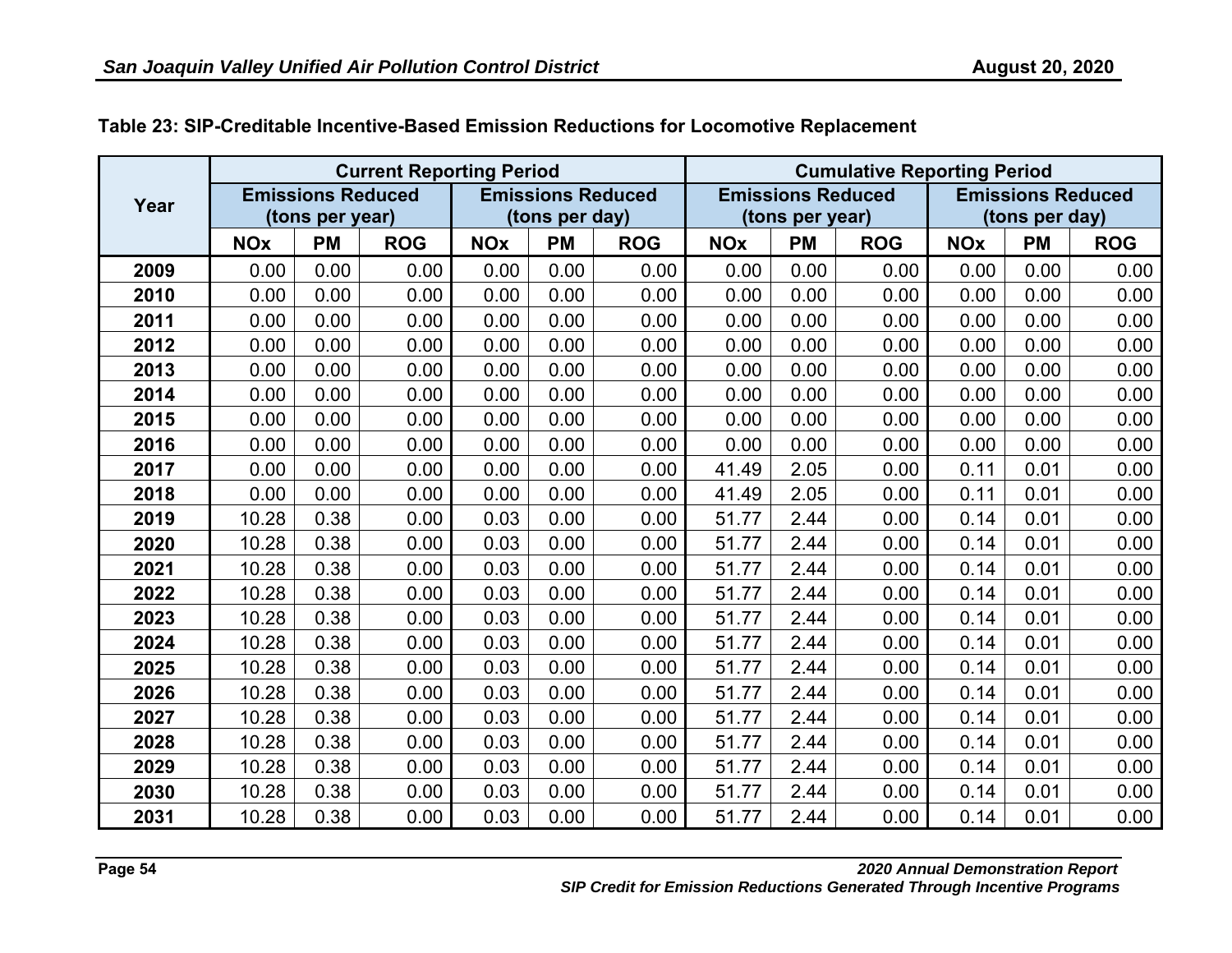**Table 23: SIP-Creditable Incentive-Based Emission Reductions for Locomotive Replacement**

| Year | Current Reporting Period | | | | | | Cumulative Reporting Period | | | | | |
|---|---|---|---|---|---|---|---|---|---|---|---|---|
| | Emissions Reduced (tons per year) | | | Emissions Reduced (tons per day) | | | Emissions Reduced (tons per year) | | | Emissions Reduced (tons per day) | | |
| | NOx | PM | ROG | NOx | PM | ROG | NOx | PM | ROG | NOx | PM | ROG |
| 2009 | 0.00 | 0.00 | 0.00 | 0.00 | 0.00 | 0.00 | 0.00 | 0.00 | 0.00 | 0.00 | 0.00 | 0.00 |
| 2010 | 0.00 | 0.00 | 0.00 | 0.00 | 0.00 | 0.00 | 0.00 | 0.00 | 0.00 | 0.00 | 0.00 | 0.00 |
| 2011 | 0.00 | 0.00 | 0.00 | 0.00 | 0.00 | 0.00 | 0.00 | 0.00 | 0.00 | 0.00 | 0.00 | 0.00 |
| 2012 | 0.00 | 0.00 | 0.00 | 0.00 | 0.00 | 0.00 | 0.00 | 0.00 | 0.00 | 0.00 | 0.00 | 0.00 |
| 2013 | 0.00 | 0.00 | 0.00 | 0.00 | 0.00 | 0.00 | 0.00 | 0.00 | 0.00 | 0.00 | 0.00 | 0.00 |
| 2014 | 0.00 | 0.00 | 0.00 | 0.00 | 0.00 | 0.00 | 0.00 | 0.00 | 0.00 | 0.00 | 0.00 | 0.00 |
| 2015 | 0.00 | 0.00 | 0.00 | 0.00 | 0.00 | 0.00 | 0.00 | 0.00 | 0.00 | 0.00 | 0.00 | 0.00 |
| 2016 | 0.00 | 0.00 | 0.00 | 0.00 | 0.00 | 0.00 | 0.00 | 0.00 | 0.00 | 0.00 | 0.00 | 0.00 |
| 2017 | 0.00 | 0.00 | 0.00 | 0.00 | 0.00 | 0.00 | 41.49 | 2.05 | 0.00 | 0.11 | 0.01 | 0.00 |
| 2018 | 0.00 | 0.00 | 0.00 | 0.00 | 0.00 | 0.00 | 41.49 | 2.05 | 0.00 | 0.11 | 0.01 | 0.00 |
| 2019 | 10.28 | 0.38 | 0.00 | 0.03 | 0.00 | 0.00 | 51.77 | 2.44 | 0.00 | 0.14 | 0.01 | 0.00 |
| 2020 | 10.28 | 0.38 | 0.00 | 0.03 | 0.00 | 0.00 | 51.77 | 2.44 | 0.00 | 0.14 | 0.01 | 0.00 |
| 2021 | 10.28 | 0.38 | 0.00 | 0.03 | 0.00 | 0.00 | 51.77 | 2.44 | 0.00 | 0.14 | 0.01 | 0.00 |
| 2022 | 10.28 | 0.38 | 0.00 | 0.03 | 0.00 | 0.00 | 51.77 | 2.44 | 0.00 | 0.14 | 0.01 | 0.00 |
| 2023 | 10.28 | 0.38 | 0.00 | 0.03 | 0.00 | 0.00 | 51.77 | 2.44 | 0.00 | 0.14 | 0.01 | 0.00 |
| 2024 | 10.28 | 0.38 | 0.00 | 0.03 | 0.00 | 0.00 | 51.77 | 2.44 | 0.00 | 0.14 | 0.01 | 0.00 |
| 2025 | 10.28 | 0.38 | 0.00 | 0.03 | 0.00 | 0.00 | 51.77 | 2.44 | 0.00 | 0.14 | 0.01 | 0.00 |
| 2026 | 10.28 | 0.38 | 0.00 | 0.03 | 0.00 | 0.00 | 51.77 | 2.44 | 0.00 | 0.14 | 0.01 | 0.00 |
| 2027 | 10.28 | 0.38 | 0.00 | 0.03 | 0.00 | 0.00 | 51.77 | 2.44 | 0.00 | 0.14 | 0.01 | 0.00 |
| 2028 | 10.28 | 0.38 | 0.00 | 0.03 | 0.00 | 0.00 | 51.77 | 2.44 | 0.00 | 0.14 | 0.01 | 0.00 |
| 2029 | 10.28 | 0.38 | 0.00 | 0.03 | 0.00 | 0.00 | 51.77 | 2.44 | 0.00 | 0.14 | 0.01 | 0.00 |
| 2030 | 10.28 | 0.38 | 0.00 | 0.03 | 0.00 | 0.00 | 51.77 | 2.44 | 0.00 | 0.14 | 0.01 | 0.00 |
| 2031 | 10.28 | 0.38 | 0.00 | 0.03 | 0.00 | 0.00 | 51.77 | 2.44 | 0.00 | 0.14 | 0.01 | 0.00 |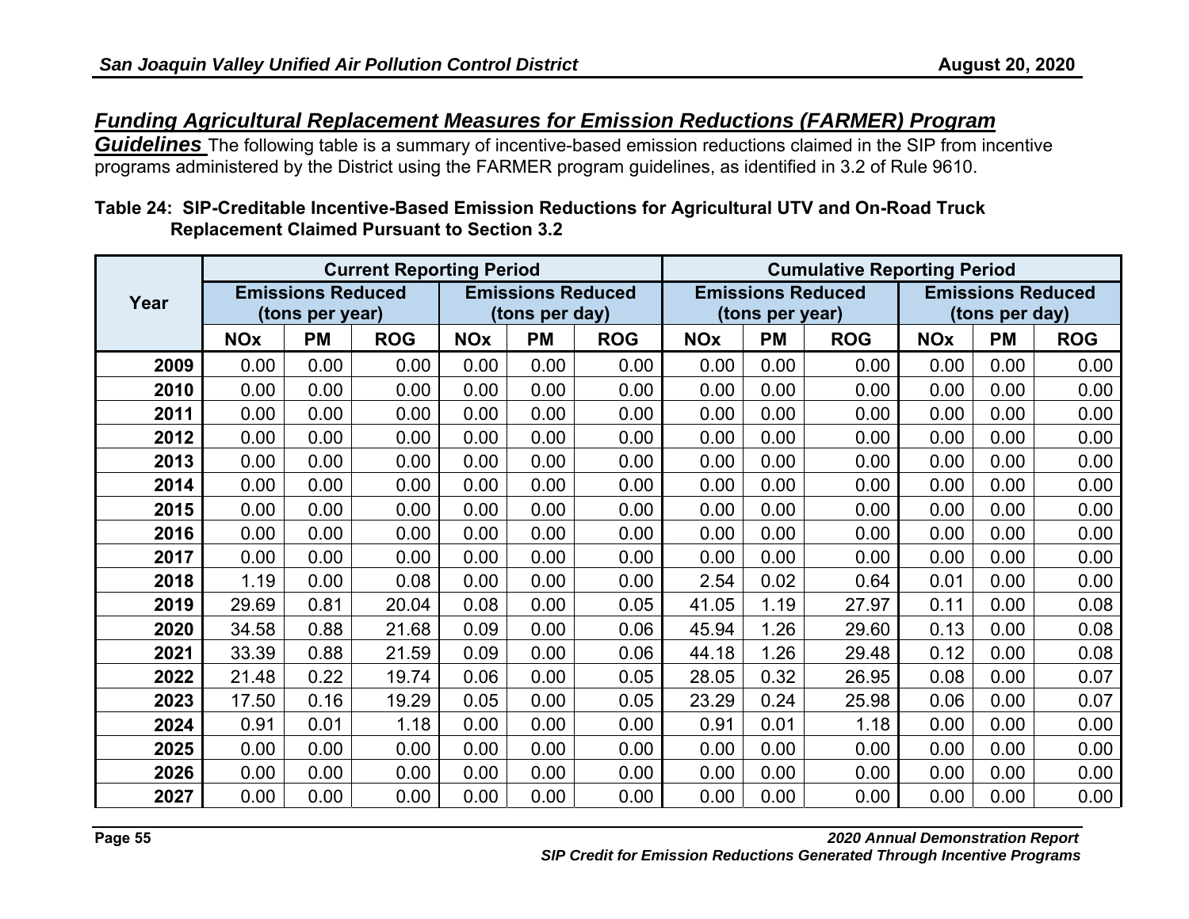***Funding Agricultural Replacement Measures for Emission Reductions (FARMER) Program Guidelines*** The following table is a summary of incentive-based emission reductions claimed in the SIP from incentive programs administered by the District using the FARMER program guidelines, as identified in 3.2 of Rule 9610.

**Table 24: SIP-Creditable Incentive-Based Emission Reductions for Agricultural UTV and On-Road Truck Replacement Claimed Pursuant to Section 3.2**

| Year | Current Reporting Period | | | | | | Cumulative Reporting Period | | | | | |
|---|---|---|---|---|---|---|---|---|---|---|---|---|
| | Emissions Reduced (tons per year) | | | Emissions Reduced (tons per day) | | | Emissions Reduced (tons per year) | | | Emissions Reduced (tons per day) | | |
| | NOx | PM | ROG | NOx | PM | ROG | NOx | PM | ROG | NOx | PM | ROG |
| 2009 | 0.00 | 0.00 | 0.00 | 0.00 | 0.00 | 0.00 | 0.00 | 0.00 | 0.00 | 0.00 | 0.00 | 0.00 |
| 2010 | 0.00 | 0.00 | 0.00 | 0.00 | 0.00 | 0.00 | 0.00 | 0.00 | 0.00 | 0.00 | 0.00 | 0.00 |
| 2011 | 0.00 | 0.00 | 0.00 | 0.00 | 0.00 | 0.00 | 0.00 | 0.00 | 0.00 | 0.00 | 0.00 | 0.00 |
| 2012 | 0.00 | 0.00 | 0.00 | 0.00 | 0.00 | 0.00 | 0.00 | 0.00 | 0.00 | 0.00 | 0.00 | 0.00 |
| 2013 | 0.00 | 0.00 | 0.00 | 0.00 | 0.00 | 0.00 | 0.00 | 0.00 | 0.00 | 0.00 | 0.00 | 0.00 |
| 2014 | 0.00 | 0.00 | 0.00 | 0.00 | 0.00 | 0.00 | 0.00 | 0.00 | 0.00 | 0.00 | 0.00 | 0.00 |
| 2015 | 0.00 | 0.00 | 0.00 | 0.00 | 0.00 | 0.00 | 0.00 | 0.00 | 0.00 | 0.00 | 0.00 | 0.00 |
| 2016 | 0.00 | 0.00 | 0.00 | 0.00 | 0.00 | 0.00 | 0.00 | 0.00 | 0.00 | 0.00 | 0.00 | 0.00 |
| 2017 | 0.00 | 0.00 | 0.00 | 0.00 | 0.00 | 0.00 | 0.00 | 0.00 | 0.00 | 0.00 | 0.00 | 0.00 |
| 2018 | 1.19 | 0.00 | 0.08 | 0.00 | 0.00 | 0.00 | 2.54 | 0.02 | 0.64 | 0.01 | 0.00 | 0.00 |
| 2019 | 29.69 | 0.81 | 20.04 | 0.08 | 0.00 | 0.05 | 41.05 | 1.19 | 27.97 | 0.11 | 0.00 | 0.08 |
| 2020 | 34.58 | 0.88 | 21.68 | 0.09 | 0.00 | 0.06 | 45.94 | 1.26 | 29.60 | 0.13 | 0.00 | 0.08 |
| 2021 | 33.39 | 0.88 | 21.59 | 0.09 | 0.00 | 0.06 | 44.18 | 1.26 | 29.48 | 0.12 | 0.00 | 0.08 |
| 2022 | 21.48 | 0.22 | 19.74 | 0.06 | 0.00 | 0.05 | 28.05 | 0.32 | 26.95 | 0.08 | 0.00 | 0.07 |
| 2023 | 17.50 | 0.16 | 19.29 | 0.05 | 0.00 | 0.05 | 23.29 | 0.24 | 25.98 | 0.06 | 0.00 | 0.07 |
| 2024 | 0.91 | 0.01 | 1.18 | 0.00 | 0.00 | 0.00 | 0.91 | 0.01 | 1.18 | 0.00 | 0.00 | 0.00 |
| 2025 | 0.00 | 0.00 | 0.00 | 0.00 | 0.00 | 0.00 | 0.00 | 0.00 | 0.00 | 0.00 | 0.00 | 0.00 |
| 2026 | 0.00 | 0.00 | 0.00 | 0.00 | 0.00 | 0.00 | 0.00 | 0.00 | 0.00 | 0.00 | 0.00 | 0.00 |
| 2027 | 0.00 | 0.00 | 0.00 | 0.00 | 0.00 | 0.00 | 0.00 | 0.00 | 0.00 | 0.00 | 0.00 | 0.00 |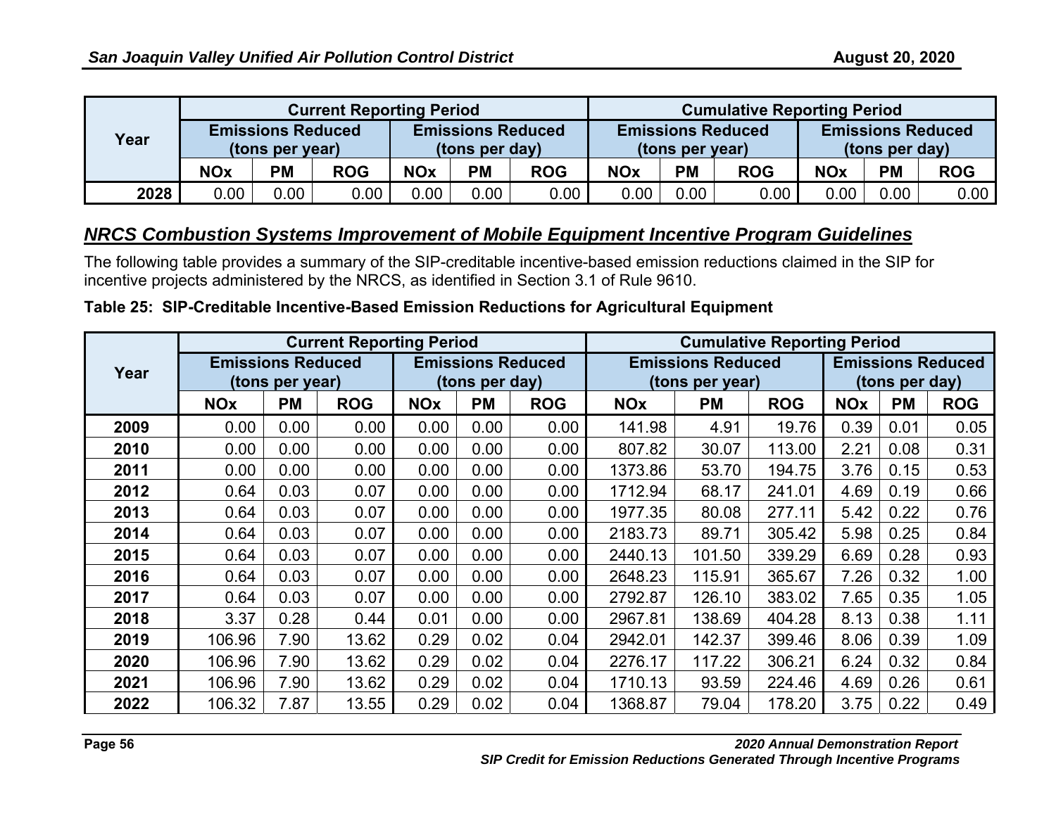| Year | Current Reporting Period | | | | | | Cumulative Reporting Period | | | | | |
|---|---|---|---|---|---|---|---|---|---|---|---|---|
| | Emissions Reduced (tons per year) | | | Emissions Reduced (tons per day) | | | Emissions Reduced (tons per year) | | | Emissions Reduced (tons per day) | | |
| | NOx | PM | ROG | NOx | PM | ROG | NOx | PM | ROG | NOx | PM | ROG |
| **2028** | 0.00 | 0.00 | 0.00 | 0.00 | 0.00 | 0.00 | 0.00 | 0.00 | 0.00 | 0.00 | 0.00 | 0.00 |

## *NRCS Combustion Systems Improvement of Mobile Equipment Incentive Program Guidelines*

The following table provides a summary of the SIP-creditable incentive-based emission reductions claimed in the SIP for incentive projects administered by the NRCS, as identified in Section 3.1 of Rule 9610.

**Table 25: SIP-Creditable Incentive-Based Emission Reductions for Agricultural Equipment**

| Year | Current Reporting Period | | | | | | Cumulative Reporting Period | | | | | |
|---|---|---|---|---|---|---|---|---|---|---|---|---|
| | Emissions Reduced (tons per year) | | | Emissions Reduced (tons per day) | | | Emissions Reduced (tons per year) | | | Emissions Reduced (tons per day) | | |
| | NOx | PM | ROG | NOx | PM | ROG | NOx | PM | ROG | NOx | PM | ROG |
| **2009** | 0.00 | 0.00 | 0.00 | 0.00 | 0.00 | 0.00 | 141.98 | 4.91 | 19.76 | 0.39 | 0.01 | 0.05 |
| **2010** | 0.00 | 0.00 | 0.00 | 0.00 | 0.00 | 0.00 | 807.82 | 30.07 | 113.00 | 2.21 | 0.08 | 0.31 |
| **2011** | 0.00 | 0.00 | 0.00 | 0.00 | 0.00 | 0.00 | 1373.86 | 53.70 | 194.75 | 3.76 | 0.15 | 0.53 |
| **2012** | 0.64 | 0.03 | 0.07 | 0.00 | 0.00 | 0.00 | 1712.94 | 68.17 | 241.01 | 4.69 | 0.19 | 0.66 |
| **2013** | 0.64 | 0.03 | 0.07 | 0.00 | 0.00 | 0.00 | 1977.35 | 80.08 | 277.11 | 5.42 | 0.22 | 0.76 |
| **2014** | 0.64 | 0.03 | 0.07 | 0.00 | 0.00 | 0.00 | 2183.73 | 89.71 | 305.42 | 5.98 | 0.25 | 0.84 |
| **2015** | 0.64 | 0.03 | 0.07 | 0.00 | 0.00 | 0.00 | 2440.13 | 101.50 | 339.29 | 6.69 | 0.28 | 0.93 |
| **2016** | 0.64 | 0.03 | 0.07 | 0.00 | 0.00 | 0.00 | 2648.23 | 115.91 | 365.67 | 7.26 | 0.32 | 1.00 |
| **2017** | 0.64 | 0.03 | 0.07 | 0.00 | 0.00 | 0.00 | 2792.87 | 126.10 | 383.02 | 7.65 | 0.35 | 1.05 |
| **2018** | 3.37 | 0.28 | 0.44 | 0.01 | 0.00 | 0.00 | 2967.81 | 138.69 | 404.28 | 8.13 | 0.38 | 1.11 |
| **2019** | 106.96 | 7.90 | 13.62 | 0.29 | 0.02 | 0.04 | 2942.01 | 142.37 | 399.46 | 8.06 | 0.39 | 1.09 |
| **2020** | 106.96 | 7.90 | 13.62 | 0.29 | 0.02 | 0.04 | 2276.17 | 117.22 | 306.21 | 6.24 | 0.32 | 0.84 |
| **2021** | 106.96 | 7.90 | 13.62 | 0.29 | 0.02 | 0.04 | 1710.13 | 93.59 | 224.46 | 4.69 | 0.26 | 0.61 |
| **2022** | 106.32 | 7.87 | 13.55 | 0.29 | 0.02 | 0.04 | 1368.87 | 79.04 | 178.20 | 3.75 | 0.22 | 0.49 |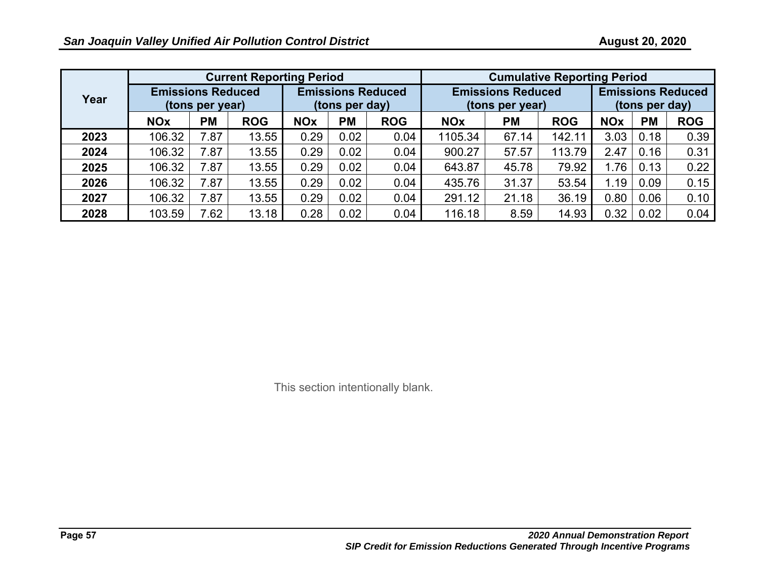| Year | Current Reporting Period | | | | | | Cumulative Reporting Period | | | | | |
|---|---|---|---|---|---|---|---|---|---|---|---|---|
| | Emissions Reduced (tons per year) | | | Emissions Reduced (tons per day) | | | Emissions Reduced (tons per year) | | | Emissions Reduced (tons per day) | | |
| | NOx | PM | ROG | NOx | PM | ROG | NOx | PM | ROG | NOx | PM | ROG |
| **2023** | 106.32 | 7.87 | 13.55 | 0.29 | 0.02 | 0.04 | 1105.34 | 67.14 | 142.11 | 3.03 | 0.18 | 0.39 |
| **2024** | 106.32 | 7.87 | 13.55 | 0.29 | 0.02 | 0.04 | 900.27 | 57.57 | 113.79 | 2.47 | 0.16 | 0.31 |
| **2025** | 106.32 | 7.87 | 13.55 | 0.29 | 0.02 | 0.04 | 643.87 | 45.78 | 79.92 | 1.76 | 0.13 | 0.22 |
| **2026** | 106.32 | 7.87 | 13.55 | 0.29 | 0.02 | 0.04 | 435.76 | 31.37 | 53.54 | 1.19 | 0.09 | 0.15 |
| **2027** | 106.32 | 7.87 | 13.55 | 0.29 | 0.02 | 0.04 | 291.12 | 21.18 | 36.19 | 0.80 | 0.06 | 0.10 |
| **2028** | 103.59 | 7.62 | 13.18 | 0.28 | 0.02 | 0.04 | 116.18 | 8.59 | 14.93 | 0.32 | 0.02 | 0.04 |

This section intentionally blank.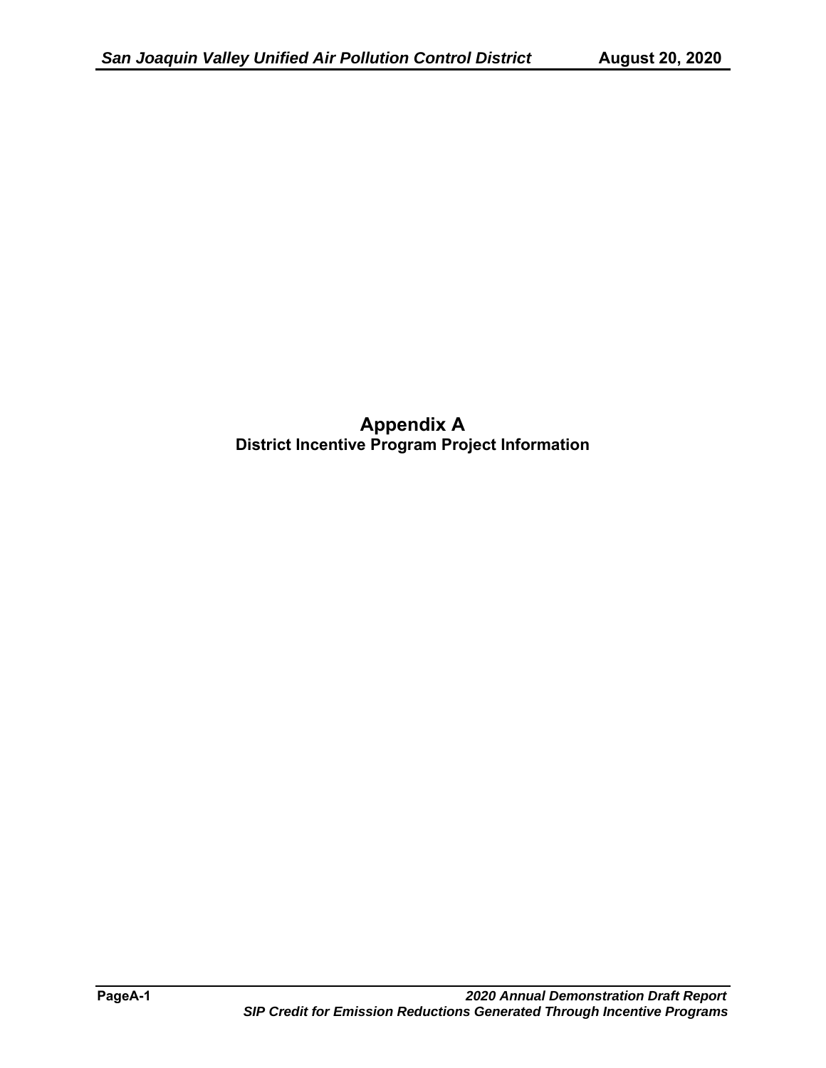# Appendix A

## District Incentive Program Project Information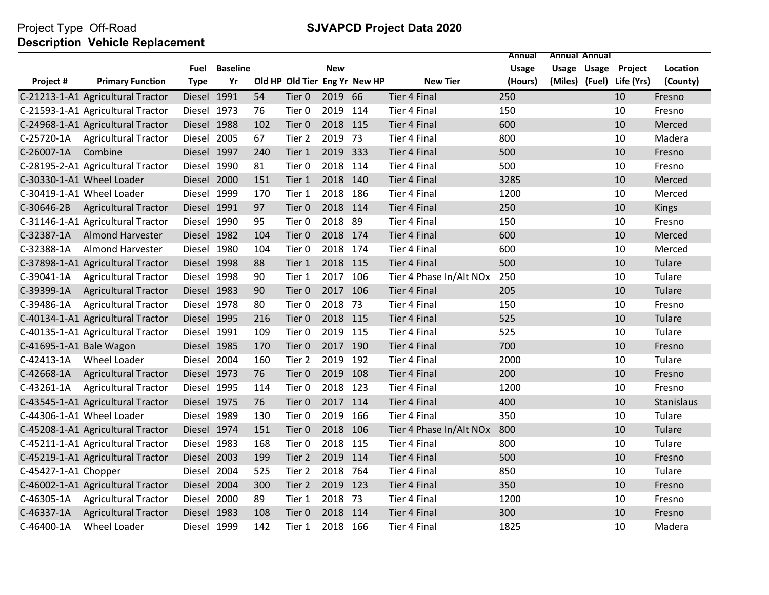Project Type Off-Road

**Description Vehicle Replacement**

## SJVAPCD Project Data 2020

| Project # | Primary Function | Fuel Type | Baseline Yr | Old HP | Old Tier | New Eng Yr | New HP | New Tier | Annual Usage (Hours) | Annual Usage (Miles) | Annual Usage (Fuel) | Project Life (Yrs) | Location (County) |
|---|---|---|---|---|---|---|---|---|---|---|---|---|---|
| C-21213-1-A1 | Agricultural Tractor | Diesel | 1991 | 54 | Tier 0 | 2019 | 66 | Tier 4 Final | 250 | | | 10 | Fresno |
| C-21593-1-A1 | Agricultural Tractor | Diesel | 1973 | 76 | Tier 0 | 2019 | 114 | Tier 4 Final | 150 | | | 10 | Fresno |
| C-24968-1-A1 | Agricultural Tractor | Diesel | 1988 | 102 | Tier 0 | 2018 | 115 | Tier 4 Final | 600 | | | 10 | Merced |
| C-25720-1A | Agricultural Tractor | Diesel | 2005 | 67 | Tier 2 | 2019 | 73 | Tier 4 Final | 800 | | | 10 | Madera |
| C-26007-1A | Combine | Diesel | 1997 | 240 | Tier 1 | 2019 | 333 | Tier 4 Final | 500 | | | 10 | Fresno |
| C-28195-2-A1 | Agricultural Tractor | Diesel | 1990 | 81 | Tier 0 | 2018 | 114 | Tier 4 Final | 500 | | | 10 | Fresno |
| C-30330-1-A1 | Wheel Loader | Diesel | 2000 | 151 | Tier 1 | 2018 | 140 | Tier 4 Final | 3285 | | | 10 | Merced |
| C-30419-1-A1 | Wheel Loader | Diesel | 1999 | 170 | Tier 1 | 2018 | 186 | Tier 4 Final | 1200 | | | 10 | Merced |
| C-30646-2B | Agricultural Tractor | Diesel | 1991 | 97 | Tier 0 | 2018 | 114 | Tier 4 Final | 250 | | | 10 | Kings |
| C-31146-1-A1 | Agricultural Tractor | Diesel | 1990 | 95 | Tier 0 | 2018 | 89 | Tier 4 Final | 150 | | | 10 | Fresno |
| C-32387-1A | Almond Harvester | Diesel | 1982 | 104 | Tier 0 | 2018 | 174 | Tier 4 Final | 600 | | | 10 | Merced |
| C-32388-1A | Almond Harvester | Diesel | 1980 | 104 | Tier 0 | 2018 | 174 | Tier 4 Final | 600 | | | 10 | Merced |
| C-37898-1-A1 | Agricultural Tractor | Diesel | 1998 | 88 | Tier 1 | 2018 | 115 | Tier 4 Final | 500 | | | 10 | Tulare |
| C-39041-1A | Agricultural Tractor | Diesel | 1998 | 90 | Tier 1 | 2017 | 106 | Tier 4 Phase In/Alt NOx | 250 | | | 10 | Tulare |
| C-39399-1A | Agricultural Tractor | Diesel | 1983 | 90 | Tier 0 | 2017 | 106 | Tier 4 Final | 205 | | | 10 | Tulare |
| C-39486-1A | Agricultural Tractor | Diesel | 1978 | 80 | Tier 0 | 2018 | 73 | Tier 4 Final | 150 | | | 10 | Fresno |
| C-40134-1-A1 | Agricultural Tractor | Diesel | 1995 | 216 | Tier 0 | 2018 | 115 | Tier 4 Final | 525 | | | 10 | Tulare |
| C-40135-1-A1 | Agricultural Tractor | Diesel | 1991 | 109 | Tier 0 | 2019 | 115 | Tier 4 Final | 525 | | | 10 | Tulare |
| C-41695-1-A1 | Bale Wagon | Diesel | 1985 | 170 | Tier 0 | 2017 | 190 | Tier 4 Final | 700 | | | 10 | Fresno |
| C-42413-1A | Wheel Loader | Diesel | 2004 | 160 | Tier 2 | 2019 | 192 | Tier 4 Final | 2000 | | | 10 | Tulare |
| C-42668-1A | Agricultural Tractor | Diesel | 1973 | 76 | Tier 0 | 2019 | 108 | Tier 4 Final | 200 | | | 10 | Fresno |
| C-43261-1A | Agricultural Tractor | Diesel | 1995 | 114 | Tier 0 | 2018 | 123 | Tier 4 Final | 1200 | | | 10 | Fresno |
| C-43545-1-A1 | Agricultural Tractor | Diesel | 1975 | 76 | Tier 0 | 2017 | 114 | Tier 4 Final | 400 | | | 10 | Stanislaus |
| C-44306-1-A1 | Wheel Loader | Diesel | 1989 | 130 | Tier 0 | 2019 | 166 | Tier 4 Final | 350 | | | 10 | Tulare |
| C-45208-1-A1 | Agricultural Tractor | Diesel | 1974 | 151 | Tier 0 | 2018 | 106 | Tier 4 Phase In/Alt NOx | 800 | | | 10 | Tulare |
| C-45211-1-A1 | Agricultural Tractor | Diesel | 1983 | 168 | Tier 0 | 2018 | 115 | Tier 4 Final | 800 | | | 10 | Tulare |
| C-45219-1-A1 | Agricultural Tractor | Diesel | 2003 | 199 | Tier 2 | 2019 | 114 | Tier 4 Final | 500 | | | 10 | Fresno |
| C-45427-1-A1 | Chopper | Diesel | 2004 | 525 | Tier 2 | 2018 | 764 | Tier 4 Final | 850 | | | 10 | Tulare |
| C-46002-1-A1 | Agricultural Tractor | Diesel | 2004 | 300 | Tier 2 | 2019 | 123 | Tier 4 Final | 350 | | | 10 | Fresno |
| C-46305-1A | Agricultural Tractor | Diesel | 2000 | 89 | Tier 1 | 2018 | 73 | Tier 4 Final | 1200 | | | 10 | Fresno |
| C-46337-1A | Agricultural Tractor | Diesel | 1983 | 108 | Tier 0 | 2018 | 114 | Tier 4 Final | 300 | | | 10 | Fresno |
| C-46400-1A | Wheel Loader | Diesel | 1999 | 142 | Tier 1 | 2018 | 166 | Tier 4 Final | 1825 | | | 10 | Madera |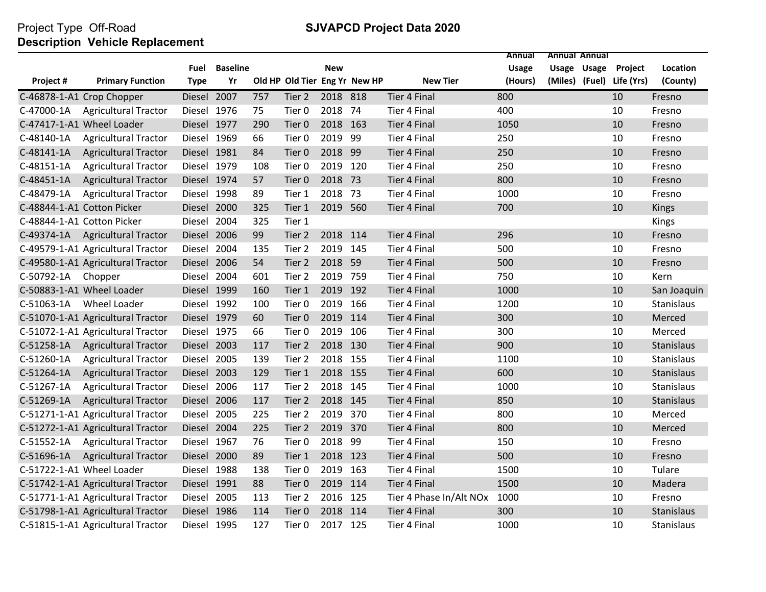Project Type Off-Road

**Description Vehicle Replacement**

**SJVAPCD Project Data 2020**

| Project # | Primary Function | Fuel Type | Baseline Yr | Old HP | Old Tier | New Eng Yr | New HP | New Tier | Annual Usage (Hours) | Annual Usage (Miles) | Annual Usage (Fuel) | Project Life (Yrs) | Location (County) |
|---|---|---|---|---|---|---|---|---|---|---|---|---|---|
| C-46878-1-A1 | Crop Chopper | Diesel | 2007 | 757 | Tier 2 | 2018 | 818 | Tier 4 Final | 800 | | | 10 | Fresno |
| C-47000-1A | Agricultural Tractor | Diesel | 1976 | 75 | Tier 0 | 2018 | 74 | Tier 4 Final | 400 | | | 10 | Fresno |
| C-47417-1-A1 | Wheel Loader | Diesel | 1977 | 290 | Tier 0 | 2018 | 163 | Tier 4 Final | 1050 | | | 10 | Fresno |
| C-48140-1A | Agricultural Tractor | Diesel | 1969 | 66 | Tier 0 | 2019 | 99 | Tier 4 Final | 250 | | | 10 | Fresno |
| C-48141-1A | Agricultural Tractor | Diesel | 1981 | 84 | Tier 0 | 2018 | 99 | Tier 4 Final | 250 | | | 10 | Fresno |
| C-48151-1A | Agricultural Tractor | Diesel | 1979 | 108 | Tier 0 | 2019 | 120 | Tier 4 Final | 250 | | | 10 | Fresno |
| C-48451-1A | Agricultural Tractor | Diesel | 1974 | 57 | Tier 0 | 2018 | 73 | Tier 4 Final | 800 | | | 10 | Fresno |
| C-48479-1A | Agricultural Tractor | Diesel | 1998 | 89 | Tier 1 | 2018 | 73 | Tier 4 Final | 1000 | | | 10 | Fresno |
| C-48844-1-A1 | Cotton Picker | Diesel | 2000 | 325 | Tier 1 | 2019 | 560 | Tier 4 Final | 700 | | | 10 | Kings |
| C-48844-1-A1 | Cotton Picker | Diesel | 2004 | 325 | Tier 1 | | | | | | | | Kings |
| C-49374-1A | Agricultural Tractor | Diesel | 2006 | 99 | Tier 2 | 2018 | 114 | Tier 4 Final | 296 | | | 10 | Fresno |
| C-49579-1-A1 | Agricultural Tractor | Diesel | 2004 | 135 | Tier 2 | 2019 | 145 | Tier 4 Final | 500 | | | 10 | Fresno |
| C-49580-1-A1 | Agricultural Tractor | Diesel | 2006 | 54 | Tier 2 | 2018 | 59 | Tier 4 Final | 500 | | | 10 | Fresno |
| C-50792-1A | Chopper | Diesel | 2004 | 601 | Tier 2 | 2019 | 759 | Tier 4 Final | 750 | | | 10 | Kern |
| C-50883-1-A1 | Wheel Loader | Diesel | 1999 | 160 | Tier 1 | 2019 | 192 | Tier 4 Final | 1000 | | | 10 | San Joaquin |
| C-51063-1A | Wheel Loader | Diesel | 1992 | 100 | Tier 0 | 2019 | 166 | Tier 4 Final | 1200 | | | 10 | Stanislaus |
| C-51070-1-A1 | Agricultural Tractor | Diesel | 1979 | 60 | Tier 0 | 2019 | 114 | Tier 4 Final | 300 | | | 10 | Merced |
| C-51072-1-A1 | Agricultural Tractor | Diesel | 1975 | 66 | Tier 0 | 2019 | 106 | Tier 4 Final | 300 | | | 10 | Merced |
| C-51258-1A | Agricultural Tractor | Diesel | 2003 | 117 | Tier 2 | 2018 | 130 | Tier 4 Final | 900 | | | 10 | Stanislaus |
| C-51260-1A | Agricultural Tractor | Diesel | 2005 | 139 | Tier 2 | 2018 | 155 | Tier 4 Final | 1100 | | | 10 | Stanislaus |
| C-51264-1A | Agricultural Tractor | Diesel | 2003 | 129 | Tier 1 | 2018 | 155 | Tier 4 Final | 600 | | | 10 | Stanislaus |
| C-51267-1A | Agricultural Tractor | Diesel | 2006 | 117 | Tier 2 | 2018 | 145 | Tier 4 Final | 1000 | | | 10 | Stanislaus |
| C-51269-1A | Agricultural Tractor | Diesel | 2006 | 117 | Tier 2 | 2018 | 145 | Tier 4 Final | 850 | | | 10 | Stanislaus |
| C-51271-1-A1 | Agricultural Tractor | Diesel | 2005 | 225 | Tier 2 | 2019 | 370 | Tier 4 Final | 800 | | | 10 | Merced |
| C-51272-1-A1 | Agricultural Tractor | Diesel | 2004 | 225 | Tier 2 | 2019 | 370 | Tier 4 Final | 800 | | | 10 | Merced |
| C-51552-1A | Agricultural Tractor | Diesel | 1967 | 76 | Tier 0 | 2018 | 99 | Tier 4 Final | 150 | | | 10 | Fresno |
| C-51696-1A | Agricultural Tractor | Diesel | 2000 | 89 | Tier 1 | 2018 | 123 | Tier 4 Final | 500 | | | 10 | Fresno |
| C-51722-1-A1 | Wheel Loader | Diesel | 1988 | 138 | Tier 0 | 2019 | 163 | Tier 4 Final | 1500 | | | 10 | Tulare |
| C-51742-1-A1 | Agricultural Tractor | Diesel | 1991 | 88 | Tier 0 | 2019 | 114 | Tier 4 Final | 1500 | | | 10 | Madera |
| C-51771-1-A1 | Agricultural Tractor | Diesel | 2005 | 113 | Tier 2 | 2016 | 125 | Tier 4 Phase In/Alt NOx | 1000 | | | 10 | Fresno |
| C-51798-1-A1 | Agricultural Tractor | Diesel | 1986 | 114 | Tier 0 | 2018 | 114 | Tier 4 Final | 300 | | | 10 | Stanislaus |
| C-51815-1-A1 | Agricultural Tractor | Diesel | 1995 | 127 | Tier 0 | 2017 | 125 | Tier 4 Final | 1000 | | | 10 | Stanislaus |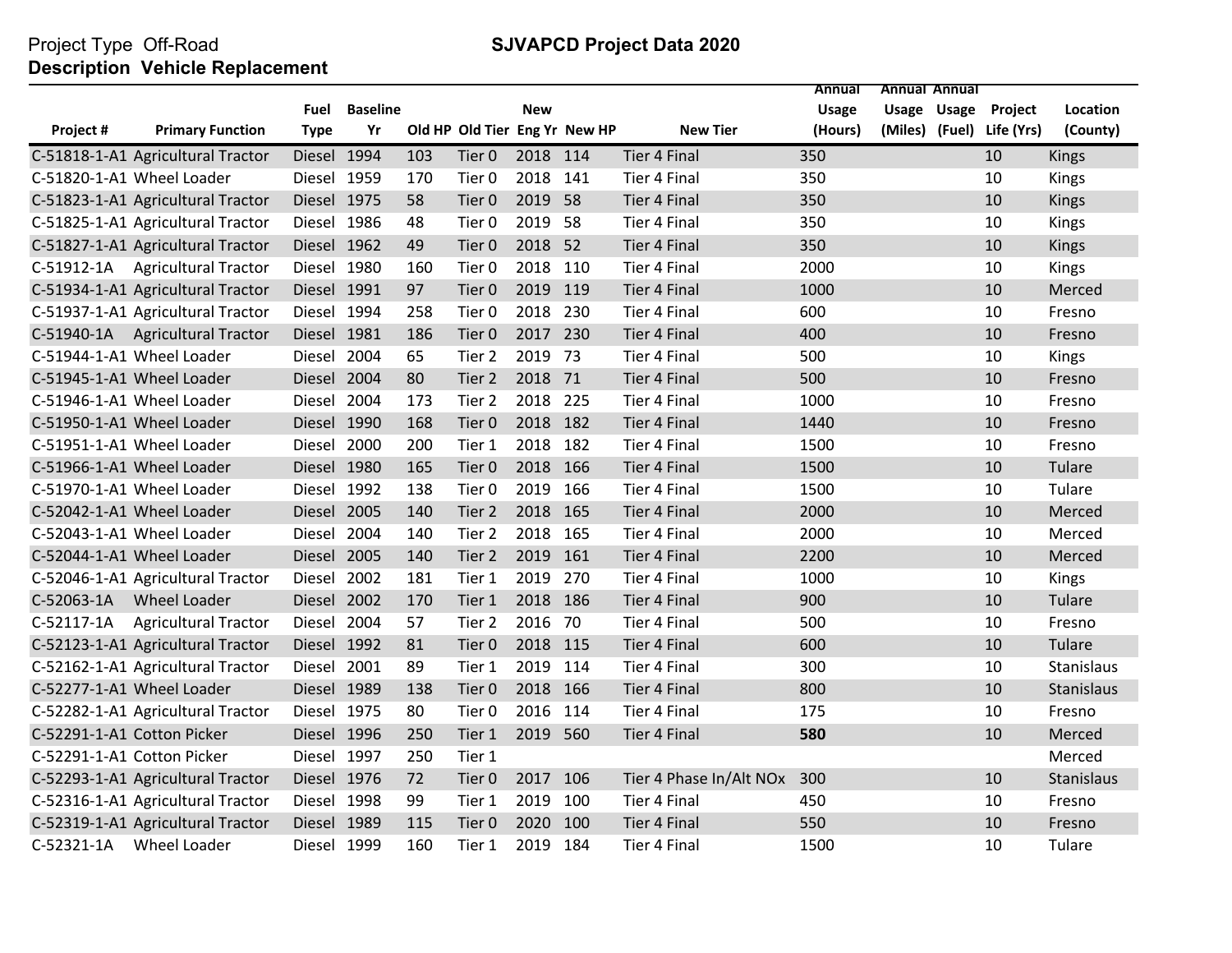Project Type Off-Road

**Description Vehicle Replacement**

**SJVAPCD Project Data 2020**

| Project # | Primary Function | Fuel Type | Baseline Yr | Old HP | Old Tier | New Eng Yr | New HP | New Tier | Annual Usage (Hours) | Annual Usage (Miles) | Annual Usage (Fuel) | Project Life (Yrs) | Location (County) |
|---|---|---|---|---|---|---|---|---|---|---|---|---|---|
| C-51818-1-A1 | Agricultural Tractor | Diesel | 1994 | 103 | Tier 0 | 2018 | 114 | Tier 4 Final | 350 | | | 10 | Kings |
| C-51820-1-A1 | Wheel Loader | Diesel | 1959 | 170 | Tier 0 | 2018 | 141 | Tier 4 Final | 350 | | | 10 | Kings |
| C-51823-1-A1 | Agricultural Tractor | Diesel | 1975 | 58 | Tier 0 | 2019 | 58 | Tier 4 Final | 350 | | | 10 | Kings |
| C-51825-1-A1 | Agricultural Tractor | Diesel | 1986 | 48 | Tier 0 | 2019 | 58 | Tier 4 Final | 350 | | | 10 | Kings |
| C-51827-1-A1 | Agricultural Tractor | Diesel | 1962 | 49 | Tier 0 | 2018 | 52 | Tier 4 Final | 350 | | | 10 | Kings |
| C-51912-1A | Agricultural Tractor | Diesel | 1980 | 160 | Tier 0 | 2018 | 110 | Tier 4 Final | 2000 | | | 10 | Kings |
| C-51934-1-A1 | Agricultural Tractor | Diesel | 1991 | 97 | Tier 0 | 2019 | 119 | Tier 4 Final | 1000 | | | 10 | Merced |
| C-51937-1-A1 | Agricultural Tractor | Diesel | 1994 | 258 | Tier 0 | 2018 | 230 | Tier 4 Final | 600 | | | 10 | Fresno |
| C-51940-1A | Agricultural Tractor | Diesel | 1981 | 186 | Tier 0 | 2017 | 230 | Tier 4 Final | 400 | | | 10 | Fresno |
| C-51944-1-A1 | Wheel Loader | Diesel | 2004 | 65 | Tier 2 | 2019 | 73 | Tier 4 Final | 500 | | | 10 | Kings |
| C-51945-1-A1 | Wheel Loader | Diesel | 2004 | 80 | Tier 2 | 2018 | 71 | Tier 4 Final | 500 | | | 10 | Fresno |
| C-51946-1-A1 | Wheel Loader | Diesel | 2004 | 173 | Tier 2 | 2018 | 225 | Tier 4 Final | 1000 | | | 10 | Fresno |
| C-51950-1-A1 | Wheel Loader | Diesel | 1990 | 168 | Tier 0 | 2018 | 182 | Tier 4 Final | 1440 | | | 10 | Fresno |
| C-51951-1-A1 | Wheel Loader | Diesel | 2000 | 200 | Tier 1 | 2018 | 182 | Tier 4 Final | 1500 | | | 10 | Fresno |
| C-51966-1-A1 | Wheel Loader | Diesel | 1980 | 165 | Tier 0 | 2018 | 166 | Tier 4 Final | 1500 | | | 10 | Tulare |
| C-51970-1-A1 | Wheel Loader | Diesel | 1992 | 138 | Tier 0 | 2019 | 166 | Tier 4 Final | 1500 | | | 10 | Tulare |
| C-52042-1-A1 | Wheel Loader | Diesel | 2005 | 140 | Tier 2 | 2018 | 165 | Tier 4 Final | 2000 | | | 10 | Merced |
| C-52043-1-A1 | Wheel Loader | Diesel | 2004 | 140 | Tier 2 | 2018 | 165 | Tier 4 Final | 2000 | | | 10 | Merced |
| C-52044-1-A1 | Wheel Loader | Diesel | 2005 | 140 | Tier 2 | 2019 | 161 | Tier 4 Final | 2200 | | | 10 | Merced |
| C-52046-1-A1 | Agricultural Tractor | Diesel | 2002 | 181 | Tier 1 | 2019 | 270 | Tier 4 Final | 1000 | | | 10 | Kings |
| C-52063-1A | Wheel Loader | Diesel | 2002 | 170 | Tier 1 | 2018 | 186 | Tier 4 Final | 900 | | | 10 | Tulare |
| C-52117-1A | Agricultural Tractor | Diesel | 2004 | 57 | Tier 2 | 2016 | 70 | Tier 4 Final | 500 | | | 10 | Fresno |
| C-52123-1-A1 | Agricultural Tractor | Diesel | 1992 | 81 | Tier 0 | 2018 | 115 | Tier 4 Final | 600 | | | 10 | Tulare |
| C-52162-1-A1 | Agricultural Tractor | Diesel | 2001 | 89 | Tier 1 | 2019 | 114 | Tier 4 Final | 300 | | | 10 | Stanislaus |
| C-52277-1-A1 | Wheel Loader | Diesel | 1989 | 138 | Tier 0 | 2018 | 166 | Tier 4 Final | 800 | | | 10 | Stanislaus |
| C-52282-1-A1 | Agricultural Tractor | Diesel | 1975 | 80 | Tier 0 | 2016 | 114 | Tier 4 Final | 175 | | | 10 | Fresno |
| C-52291-1-A1 | Cotton Picker | Diesel | 1996 | 250 | Tier 1 | 2019 | 560 | Tier 4 Final | **580** | | | 10 | Merced |
| C-52291-1-A1 | Cotton Picker | Diesel | 1997 | 250 | Tier 1 | | | | | | | | Merced |
| C-52293-1-A1 | Agricultural Tractor | Diesel | 1976 | 72 | Tier 0 | 2017 | 106 | Tier 4 Phase In/Alt NOx | 300 | | | 10 | Stanislaus |
| C-52316-1-A1 | Agricultural Tractor | Diesel | 1998 | 99 | Tier 1 | 2019 | 100 | Tier 4 Final | 450 | | | 10 | Fresno |
| C-52319-1-A1 | Agricultural Tractor | Diesel | 1989 | 115 | Tier 0 | 2020 | 100 | Tier 4 Final | 550 | | | 10 | Fresno |
| C-52321-1A | Wheel Loader | Diesel | 1999 | 160 | Tier 1 | 2019 | 184 | Tier 4 Final | 1500 | | | 10 | Tulare |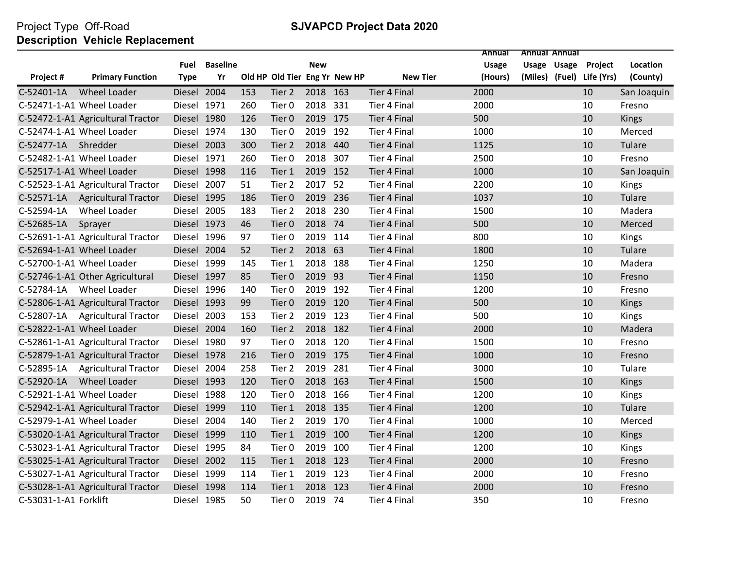Project Type Off-Road

**Description Vehicle Replacement**

## SJVAPCD Project Data 2020

| Project # | Primary Function | Fuel Type | Baseline Yr | Old HP | Old Tier | New Eng Yr | New HP | New Tier | Annual Usage (Hours) | Annual Usage (Miles) | Annual Usage (Fuel) | Project Life (Yrs) | Location (County) |
|---|---|---|---|---|---|---|---|---|---|---|---|---|---|
| C-52401-1A | Wheel Loader | Diesel | 2004 | 153 | Tier 2 | 2018 | 163 | Tier 4 Final | 2000 | | | 10 | San Joaquin |
| C-52471-1-A1 | Wheel Loader | Diesel | 1971 | 260 | Tier 0 | 2018 | 331 | Tier 4 Final | 2000 | | | 10 | Fresno |
| C-52472-1-A1 | Agricultural Tractor | Diesel | 1980 | 126 | Tier 0 | 2019 | 175 | Tier 4 Final | 500 | | | 10 | Kings |
| C-52474-1-A1 | Wheel Loader | Diesel | 1974 | 130 | Tier 0 | 2019 | 192 | Tier 4 Final | 1000 | | | 10 | Merced |
| C-52477-1A | Shredder | Diesel | 2003 | 300 | Tier 2 | 2018 | 440 | Tier 4 Final | 1125 | | | 10 | Tulare |
| C-52482-1-A1 | Wheel Loader | Diesel | 1971 | 260 | Tier 0 | 2018 | 307 | Tier 4 Final | 2500 | | | 10 | Fresno |
| C-52517-1-A1 | Wheel Loader | Diesel | 1998 | 116 | Tier 1 | 2019 | 152 | Tier 4 Final | 1000 | | | 10 | San Joaquin |
| C-52523-1-A1 | Agricultural Tractor | Diesel | 2007 | 51 | Tier 2 | 2017 | 52 | Tier 4 Final | 2200 | | | 10 | Kings |
| C-52571-1A | Agricultural Tractor | Diesel | 1995 | 186 | Tier 0 | 2019 | 236 | Tier 4 Final | 1037 | | | 10 | Tulare |
| C-52594-1A | Wheel Loader | Diesel | 2005 | 183 | Tier 2 | 2018 | 230 | Tier 4 Final | 1500 | | | 10 | Madera |
| C-52685-1A | Sprayer | Diesel | 1973 | 46 | Tier 0 | 2018 | 74 | Tier 4 Final | 500 | | | 10 | Merced |
| C-52691-1-A1 | Agricultural Tractor | Diesel | 1996 | 97 | Tier 0 | 2019 | 114 | Tier 4 Final | 800 | | | 10 | Kings |
| C-52694-1-A1 | Wheel Loader | Diesel | 2004 | 52 | Tier 2 | 2018 | 63 | Tier 4 Final | 1800 | | | 10 | Tulare |
| C-52700-1-A1 | Wheel Loader | Diesel | 1999 | 145 | Tier 1 | 2018 | 188 | Tier 4 Final | 1250 | | | 10 | Madera |
| C-52746-1-A1 | Other Agricultural | Diesel | 1997 | 85 | Tier 0 | 2019 | 93 | Tier 4 Final | 1150 | | | 10 | Fresno |
| C-52784-1A | Wheel Loader | Diesel | 1996 | 140 | Tier 0 | 2019 | 192 | Tier 4 Final | 1200 | | | 10 | Fresno |
| C-52806-1-A1 | Agricultural Tractor | Diesel | 1993 | 99 | Tier 0 | 2019 | 120 | Tier 4 Final | 500 | | | 10 | Kings |
| C-52807-1A | Agricultural Tractor | Diesel | 2003 | 153 | Tier 2 | 2019 | 123 | Tier 4 Final | 500 | | | 10 | Kings |
| C-52822-1-A1 | Wheel Loader | Diesel | 2004 | 160 | Tier 2 | 2018 | 182 | Tier 4 Final | 2000 | | | 10 | Madera |
| C-52861-1-A1 | Agricultural Tractor | Diesel | 1980 | 97 | Tier 0 | 2018 | 120 | Tier 4 Final | 1500 | | | 10 | Fresno |
| C-52879-1-A1 | Agricultural Tractor | Diesel | 1978 | 216 | Tier 0 | 2019 | 175 | Tier 4 Final | 1000 | | | 10 | Fresno |
| C-52895-1A | Agricultural Tractor | Diesel | 2004 | 258 | Tier 2 | 2019 | 281 | Tier 4 Final | 3000 | | | 10 | Tulare |
| C-52920-1A | Wheel Loader | Diesel | 1993 | 120 | Tier 0 | 2018 | 163 | Tier 4 Final | 1500 | | | 10 | Kings |
| C-52921-1-A1 | Wheel Loader | Diesel | 1988 | 120 | Tier 0 | 2018 | 166 | Tier 4 Final | 1200 | | | 10 | Kings |
| C-52942-1-A1 | Agricultural Tractor | Diesel | 1999 | 110 | Tier 1 | 2018 | 135 | Tier 4 Final | 1200 | | | 10 | Tulare |
| C-52979-1-A1 | Wheel Loader | Diesel | 2004 | 140 | Tier 2 | 2019 | 170 | Tier 4 Final | 1000 | | | 10 | Merced |
| C-53020-1-A1 | Agricultural Tractor | Diesel | 1999 | 110 | Tier 1 | 2019 | 100 | Tier 4 Final | 1200 | | | 10 | Kings |
| C-53023-1-A1 | Agricultural Tractor | Diesel | 1995 | 84 | Tier 0 | 2019 | 100 | Tier 4 Final | 1200 | | | 10 | Kings |
| C-53025-1-A1 | Agricultural Tractor | Diesel | 2002 | 115 | Tier 1 | 2018 | 123 | Tier 4 Final | 2000 | | | 10 | Fresno |
| C-53027-1-A1 | Agricultural Tractor | Diesel | 1999 | 114 | Tier 1 | 2019 | 123 | Tier 4 Final | 2000 | | | 10 | Fresno |
| C-53028-1-A1 | Agricultural Tractor | Diesel | 1998 | 114 | Tier 1 | 2018 | 123 | Tier 4 Final | 2000 | | | 10 | Fresno |
| C-53031-1-A1 | Forklift | Diesel | 1985 | 50 | Tier 0 | 2019 | 74 | Tier 4 Final | 350 | | | 10 | Fresno |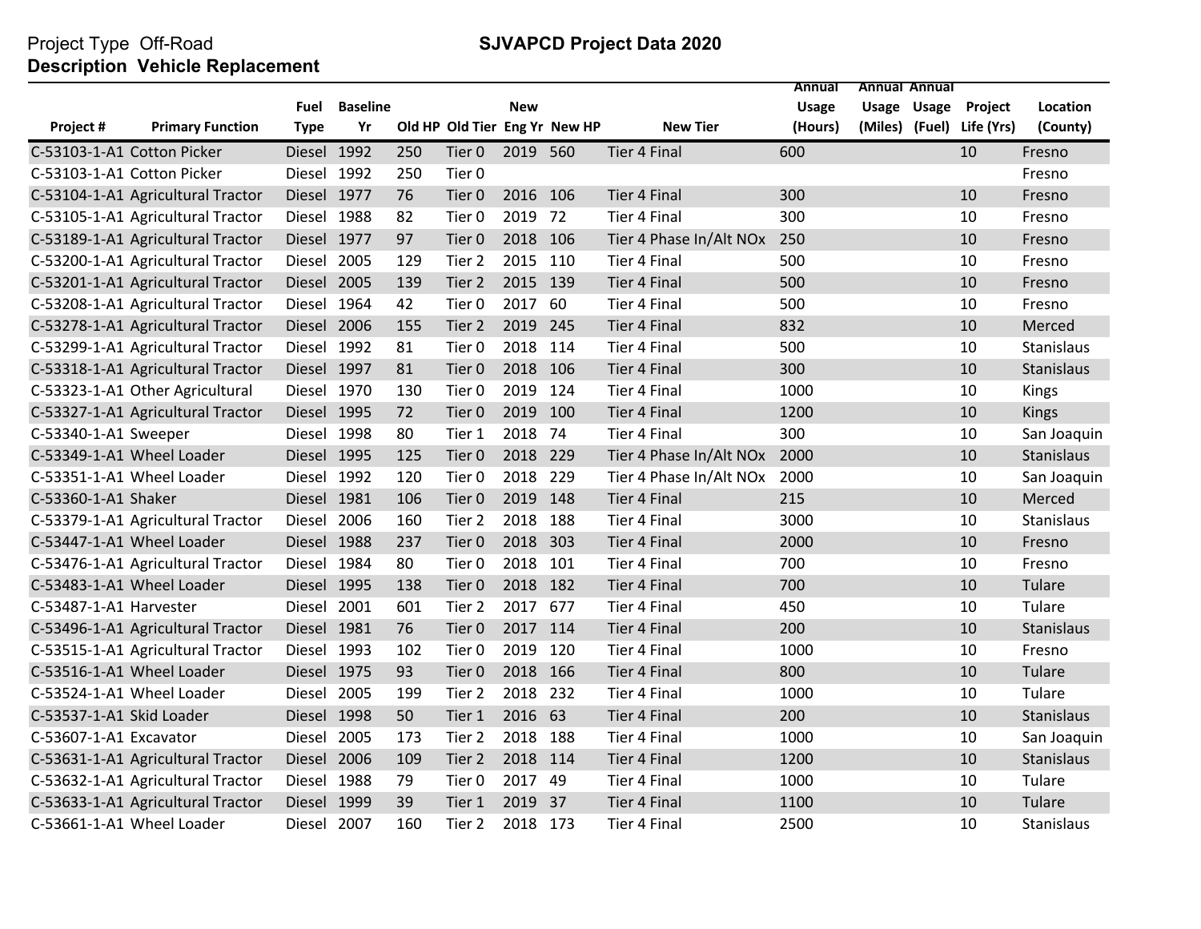Project Type Off-Road

**SJVAPCD Project Data 2020**

**Description Vehicle Replacement**

| Project # | Primary Function | Fuel Type | Baseline Yr | Old HP | Old Tier | New Eng Yr | New HP | New Tier | Annual Usage (Hours) | Annual Usage (Miles) | Annual Usage (Fuel) | Project Life (Yrs) | Location (County) |
|---|---|---|---|---|---|---|---|---|---|---|---|---|---|
| C-53103-1-A1 | Cotton Picker | Diesel | 1992 | 250 | Tier 0 | 2019 | 560 | Tier 4 Final | 600 | | | 10 | Fresno |
| C-53103-1-A1 | Cotton Picker | Diesel | 1992 | 250 | Tier 0 | | | | | | | | Fresno |
| C-53104-1-A1 | Agricultural Tractor | Diesel | 1977 | 76 | Tier 0 | 2016 | 106 | Tier 4 Final | 300 | | | 10 | Fresno |
| C-53105-1-A1 | Agricultural Tractor | Diesel | 1988 | 82 | Tier 0 | 2019 | 72 | Tier 4 Final | 300 | | | 10 | Fresno |
| C-53189-1-A1 | Agricultural Tractor | Diesel | 1977 | 97 | Tier 0 | 2018 | 106 | Tier 4 Phase In/Alt NOx | 250 | | | 10 | Fresno |
| C-53200-1-A1 | Agricultural Tractor | Diesel | 2005 | 129 | Tier 2 | 2015 | 110 | Tier 4 Final | 500 | | | 10 | Fresno |
| C-53201-1-A1 | Agricultural Tractor | Diesel | 2005 | 139 | Tier 2 | 2015 | 139 | Tier 4 Final | 500 | | | 10 | Fresno |
| C-53208-1-A1 | Agricultural Tractor | Diesel | 1964 | 42 | Tier 0 | 2017 | 60 | Tier 4 Final | 500 | | | 10 | Fresno |
| C-53278-1-A1 | Agricultural Tractor | Diesel | 2006 | 155 | Tier 2 | 2019 | 245 | Tier 4 Final | 832 | | | 10 | Merced |
| C-53299-1-A1 | Agricultural Tractor | Diesel | 1992 | 81 | Tier 0 | 2018 | 114 | Tier 4 Final | 500 | | | 10 | Stanislaus |
| C-53318-1-A1 | Agricultural Tractor | Diesel | 1997 | 81 | Tier 0 | 2018 | 106 | Tier 4 Final | 300 | | | 10 | Stanislaus |
| C-53323-1-A1 | Other Agricultural | Diesel | 1970 | 130 | Tier 0 | 2019 | 124 | Tier 4 Final | 1000 | | | 10 | Kings |
| C-53327-1-A1 | Agricultural Tractor | Diesel | 1995 | 72 | Tier 0 | 2019 | 100 | Tier 4 Final | 1200 | | | 10 | Kings |
| C-53340-1-A1 | Sweeper | Diesel | 1998 | 80 | Tier 1 | 2018 | 74 | Tier 4 Final | 300 | | | 10 | San Joaquin |
| C-53349-1-A1 | Wheel Loader | Diesel | 1995 | 125 | Tier 0 | 2018 | 229 | Tier 4 Phase In/Alt NOx | 2000 | | | 10 | Stanislaus |
| C-53351-1-A1 | Wheel Loader | Diesel | 1992 | 120 | Tier 0 | 2018 | 229 | Tier 4 Phase In/Alt NOx | 2000 | | | 10 | San Joaquin |
| C-53360-1-A1 | Shaker | Diesel | 1981 | 106 | Tier 0 | 2019 | 148 | Tier 4 Final | 215 | | | 10 | Merced |
| C-53379-1-A1 | Agricultural Tractor | Diesel | 2006 | 160 | Tier 2 | 2018 | 188 | Tier 4 Final | 3000 | | | 10 | Stanislaus |
| C-53447-1-A1 | Wheel Loader | Diesel | 1988 | 237 | Tier 0 | 2018 | 303 | Tier 4 Final | 2000 | | | 10 | Fresno |
| C-53476-1-A1 | Agricultural Tractor | Diesel | 1984 | 80 | Tier 0 | 2018 | 101 | Tier 4 Final | 700 | | | 10 | Fresno |
| C-53483-1-A1 | Wheel Loader | Diesel | 1995 | 138 | Tier 0 | 2018 | 182 | Tier 4 Final | 700 | | | 10 | Tulare |
| C-53487-1-A1 | Harvester | Diesel | 2001 | 601 | Tier 2 | 2017 | 677 | Tier 4 Final | 450 | | | 10 | Tulare |
| C-53496-1-A1 | Agricultural Tractor | Diesel | 1981 | 76 | Tier 0 | 2017 | 114 | Tier 4 Final | 200 | | | 10 | Stanislaus |
| C-53515-1-A1 | Agricultural Tractor | Diesel | 1993 | 102 | Tier 0 | 2019 | 120 | Tier 4 Final | 1000 | | | 10 | Fresno |
| C-53516-1-A1 | Wheel Loader | Diesel | 1975 | 93 | Tier 0 | 2018 | 166 | Tier 4 Final | 800 | | | 10 | Tulare |
| C-53524-1-A1 | Wheel Loader | Diesel | 2005 | 199 | Tier 2 | 2018 | 232 | Tier 4 Final | 1000 | | | 10 | Tulare |
| C-53537-1-A1 | Skid Loader | Diesel | 1998 | 50 | Tier 1 | 2016 | 63 | Tier 4 Final | 200 | | | 10 | Stanislaus |
| C-53607-1-A1 | Excavator | Diesel | 2005 | 173 | Tier 2 | 2018 | 188 | Tier 4 Final | 1000 | | | 10 | San Joaquin |
| C-53631-1-A1 | Agricultural Tractor | Diesel | 2006 | 109 | Tier 2 | 2018 | 114 | Tier 4 Final | 1200 | | | 10 | Stanislaus |
| C-53632-1-A1 | Agricultural Tractor | Diesel | 1988 | 79 | Tier 0 | 2017 | 49 | Tier 4 Final | 1000 | | | 10 | Tulare |
| C-53633-1-A1 | Agricultural Tractor | Diesel | 1999 | 39 | Tier 1 | 2019 | 37 | Tier 4 Final | 1100 | | | 10 | Tulare |
| C-53661-1-A1 | Wheel Loader | Diesel | 2007 | 160 | Tier 2 | 2018 | 173 | Tier 4 Final | 2500 | | | 10 | Stanislaus |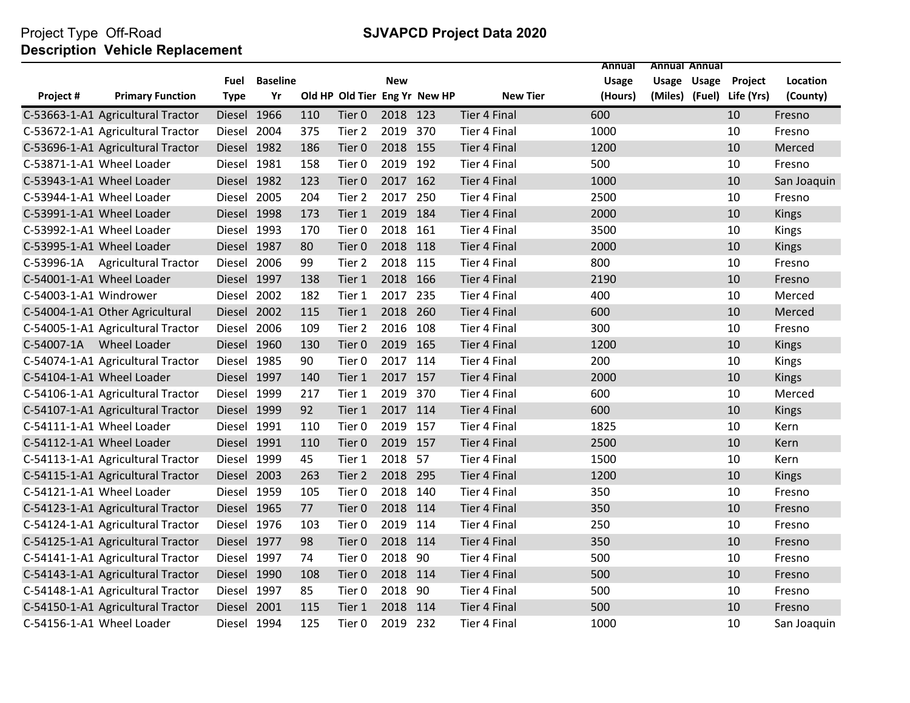Project Type Off-Road

**SJVAPCD Project Data 2020**

**Description Vehicle Replacement**

| Project # | Primary Function | Fuel Type | Baseline Yr | Old HP | Old Tier | New Eng Yr | New HP | New Tier | Annual Usage (Hours) | Annual Usage (Miles) | Annual Usage (Fuel) | Project Life (Yrs) | Location (County) |
|---|---|---|---|---|---|---|---|---|---|---|---|---|---|
| C-53663-1-A1 | Agricultural Tractor | Diesel | 1966 | 110 | Tier 0 | 2018 | 123 | Tier 4 Final | 600 | | | 10 | Fresno |
| C-53672-1-A1 | Agricultural Tractor | Diesel | 2004 | 375 | Tier 2 | 2019 | 370 | Tier 4 Final | 1000 | | | 10 | Fresno |
| C-53696-1-A1 | Agricultural Tractor | Diesel | 1982 | 186 | Tier 0 | 2018 | 155 | Tier 4 Final | 1200 | | | 10 | Merced |
| C-53871-1-A1 | Wheel Loader | Diesel | 1981 | 158 | Tier 0 | 2019 | 192 | Tier 4 Final | 500 | | | 10 | Fresno |
| C-53943-1-A1 | Wheel Loader | Diesel | 1982 | 123 | Tier 0 | 2017 | 162 | Tier 4 Final | 1000 | | | 10 | San Joaquin |
| C-53944-1-A1 | Wheel Loader | Diesel | 2005 | 204 | Tier 2 | 2017 | 250 | Tier 4 Final | 2500 | | | 10 | Fresno |
| C-53991-1-A1 | Wheel Loader | Diesel | 1998 | 173 | Tier 1 | 2019 | 184 | Tier 4 Final | 2000 | | | 10 | Kings |
| C-53992-1-A1 | Wheel Loader | Diesel | 1993 | 170 | Tier 0 | 2018 | 161 | Tier 4 Final | 3500 | | | 10 | Kings |
| C-53995-1-A1 | Wheel Loader | Diesel | 1987 | 80 | Tier 0 | 2018 | 118 | Tier 4 Final | 2000 | | | 10 | Kings |
| C-53996-1A | Agricultural Tractor | Diesel | 2006 | 99 | Tier 2 | 2018 | 115 | Tier 4 Final | 800 | | | 10 | Fresno |
| C-54001-1-A1 | Wheel Loader | Diesel | 1997 | 138 | Tier 1 | 2018 | 166 | Tier 4 Final | 2190 | | | 10 | Fresno |
| C-54003-1-A1 | Windrower | Diesel | 2002 | 182 | Tier 1 | 2017 | 235 | Tier 4 Final | 400 | | | 10 | Merced |
| C-54004-1-A1 | Other Agricultural | Diesel | 2002 | 115 | Tier 1 | 2018 | 260 | Tier 4 Final | 600 | | | 10 | Merced |
| C-54005-1-A1 | Agricultural Tractor | Diesel | 2006 | 109 | Tier 2 | 2016 | 108 | Tier 4 Final | 300 | | | 10 | Fresno |
| C-54007-1A | Wheel Loader | Diesel | 1960 | 130 | Tier 0 | 2019 | 165 | Tier 4 Final | 1200 | | | 10 | Kings |
| C-54074-1-A1 | Agricultural Tractor | Diesel | 1985 | 90 | Tier 0 | 2017 | 114 | Tier 4 Final | 200 | | | 10 | Kings |
| C-54104-1-A1 | Wheel Loader | Diesel | 1997 | 140 | Tier 1 | 2017 | 157 | Tier 4 Final | 2000 | | | 10 | Kings |
| C-54106-1-A1 | Agricultural Tractor | Diesel | 1999 | 217 | Tier 1 | 2019 | 370 | Tier 4 Final | 600 | | | 10 | Merced |
| C-54107-1-A1 | Agricultural Tractor | Diesel | 1999 | 92 | Tier 1 | 2017 | 114 | Tier 4 Final | 600 | | | 10 | Kings |
| C-54111-1-A1 | Wheel Loader | Diesel | 1991 | 110 | Tier 0 | 2019 | 157 | Tier 4 Final | 1825 | | | 10 | Kern |
| C-54112-1-A1 | Wheel Loader | Diesel | 1991 | 110 | Tier 0 | 2019 | 157 | Tier 4 Final | 2500 | | | 10 | Kern |
| C-54113-1-A1 | Agricultural Tractor | Diesel | 1999 | 45 | Tier 1 | 2018 | 57 | Tier 4 Final | 1500 | | | 10 | Kern |
| C-54115-1-A1 | Agricultural Tractor | Diesel | 2003 | 263 | Tier 2 | 2018 | 295 | Tier 4 Final | 1200 | | | 10 | Kings |
| C-54121-1-A1 | Wheel Loader | Diesel | 1959 | 105 | Tier 0 | 2018 | 140 | Tier 4 Final | 350 | | | 10 | Fresno |
| C-54123-1-A1 | Agricultural Tractor | Diesel | 1965 | 77 | Tier 0 | 2018 | 114 | Tier 4 Final | 350 | | | 10 | Fresno |
| C-54124-1-A1 | Agricultural Tractor | Diesel | 1976 | 103 | Tier 0 | 2019 | 114 | Tier 4 Final | 250 | | | 10 | Fresno |
| C-54125-1-A1 | Agricultural Tractor | Diesel | 1977 | 98 | Tier 0 | 2018 | 114 | Tier 4 Final | 350 | | | 10 | Fresno |
| C-54141-1-A1 | Agricultural Tractor | Diesel | 1997 | 74 | Tier 0 | 2018 | 90 | Tier 4 Final | 500 | | | 10 | Fresno |
| C-54143-1-A1 | Agricultural Tractor | Diesel | 1990 | 108 | Tier 0 | 2018 | 114 | Tier 4 Final | 500 | | | 10 | Fresno |
| C-54148-1-A1 | Agricultural Tractor | Diesel | 1997 | 85 | Tier 0 | 2018 | 90 | Tier 4 Final | 500 | | | 10 | Fresno |
| C-54150-1-A1 | Agricultural Tractor | Diesel | 2001 | 115 | Tier 1 | 2018 | 114 | Tier 4 Final | 500 | | | 10 | Fresno |
| C-54156-1-A1 | Wheel Loader | Diesel | 1994 | 125 | Tier 0 | 2019 | 232 | Tier 4 Final | 1000 | | | 10 | San Joaquin |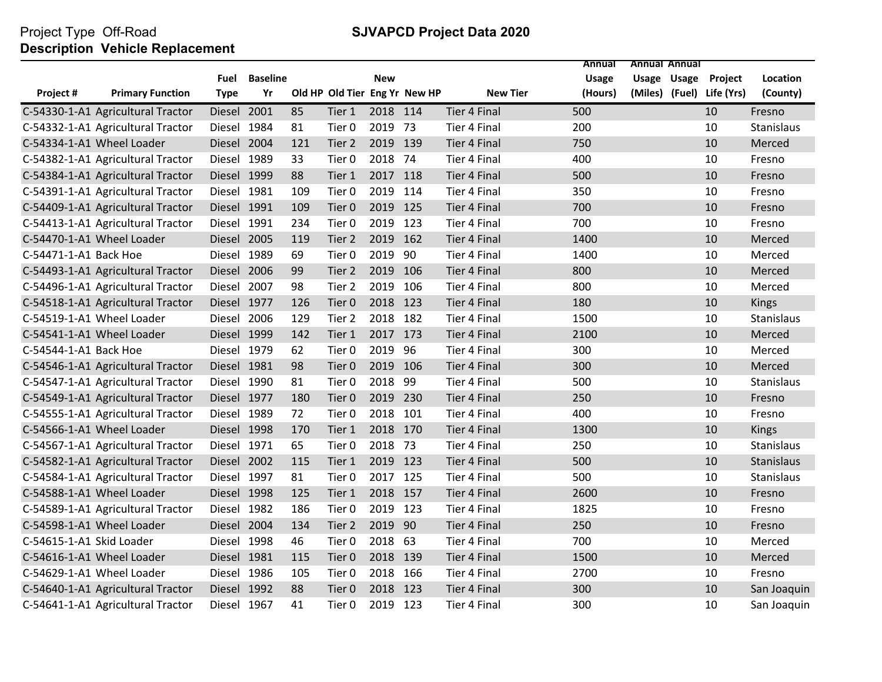Project Type Off-Road

**SJVAPCD Project Data 2020**

**Description Vehicle Replacement**

| Project # | Primary Function | Fuel Type | Baseline Yr | Old HP | Old Tier | New Eng Yr | New HP | New Tier | Annual Usage (Hours) | Annual Usage (Miles) | Annual Usage (Fuel) | Project Life (Yrs) | Location (County) |
|---|---|---|---|---|---|---|---|---|---|---|---|---|---|
| C-54330-1-A1 | Agricultural Tractor | Diesel | 2001 | 85 | Tier 1 | 2018 | 114 | Tier 4 Final | 500 | | | 10 | Fresno |
| C-54332-1-A1 | Agricultural Tractor | Diesel | 1984 | 81 | Tier 0 | 2019 | 73 | Tier 4 Final | 200 | | | 10 | Stanislaus |
| C-54334-1-A1 | Wheel Loader | Diesel | 2004 | 121 | Tier 2 | 2019 | 139 | Tier 4 Final | 750 | | | 10 | Merced |
| C-54382-1-A1 | Agricultural Tractor | Diesel | 1989 | 33 | Tier 0 | 2018 | 74 | Tier 4 Final | 400 | | | 10 | Fresno |
| C-54384-1-A1 | Agricultural Tractor | Diesel | 1999 | 88 | Tier 1 | 2017 | 118 | Tier 4 Final | 500 | | | 10 | Fresno |
| C-54391-1-A1 | Agricultural Tractor | Diesel | 1981 | 109 | Tier 0 | 2019 | 114 | Tier 4 Final | 350 | | | 10 | Fresno |
| C-54409-1-A1 | Agricultural Tractor | Diesel | 1991 | 109 | Tier 0 | 2019 | 125 | Tier 4 Final | 700 | | | 10 | Fresno |
| C-54413-1-A1 | Agricultural Tractor | Diesel | 1991 | 234 | Tier 0 | 2019 | 123 | Tier 4 Final | 700 | | | 10 | Fresno |
| C-54470-1-A1 | Wheel Loader | Diesel | 2005 | 119 | Tier 2 | 2019 | 162 | Tier 4 Final | 1400 | | | 10 | Merced |
| C-54471-1-A1 | Back Hoe | Diesel | 1989 | 69 | Tier 0 | 2019 | 90 | Tier 4 Final | 1400 | | | 10 | Merced |
| C-54493-1-A1 | Agricultural Tractor | Diesel | 2006 | 99 | Tier 2 | 2019 | 106 | Tier 4 Final | 800 | | | 10 | Merced |
| C-54496-1-A1 | Agricultural Tractor | Diesel | 2007 | 98 | Tier 2 | 2019 | 106 | Tier 4 Final | 800 | | | 10 | Merced |
| C-54518-1-A1 | Agricultural Tractor | Diesel | 1977 | 126 | Tier 0 | 2018 | 123 | Tier 4 Final | 180 | | | 10 | Kings |
| C-54519-1-A1 | Wheel Loader | Diesel | 2006 | 129 | Tier 2 | 2018 | 182 | Tier 4 Final | 1500 | | | 10 | Stanislaus |
| C-54541-1-A1 | Wheel Loader | Diesel | 1999 | 142 | Tier 1 | 2017 | 173 | Tier 4 Final | 2100 | | | 10 | Merced |
| C-54544-1-A1 | Back Hoe | Diesel | 1979 | 62 | Tier 0 | 2019 | 96 | Tier 4 Final | 300 | | | 10 | Merced |
| C-54546-1-A1 | Agricultural Tractor | Diesel | 1981 | 98 | Tier 0 | 2019 | 106 | Tier 4 Final | 300 | | | 10 | Merced |
| C-54547-1-A1 | Agricultural Tractor | Diesel | 1990 | 81 | Tier 0 | 2018 | 99 | Tier 4 Final | 500 | | | 10 | Stanislaus |
| C-54549-1-A1 | Agricultural Tractor | Diesel | 1977 | 180 | Tier 0 | 2019 | 230 | Tier 4 Final | 250 | | | 10 | Fresno |
| C-54555-1-A1 | Agricultural Tractor | Diesel | 1989 | 72 | Tier 0 | 2018 | 101 | Tier 4 Final | 400 | | | 10 | Fresno |
| C-54566-1-A1 | Wheel Loader | Diesel | 1998 | 170 | Tier 1 | 2018 | 170 | Tier 4 Final | 1300 | | | 10 | Kings |
| C-54567-1-A1 | Agricultural Tractor | Diesel | 1971 | 65 | Tier 0 | 2018 | 73 | Tier 4 Final | 250 | | | 10 | Stanislaus |
| C-54582-1-A1 | Agricultural Tractor | Diesel | 2002 | 115 | Tier 1 | 2019 | 123 | Tier 4 Final | 500 | | | 10 | Stanislaus |
| C-54584-1-A1 | Agricultural Tractor | Diesel | 1997 | 81 | Tier 0 | 2017 | 125 | Tier 4 Final | 500 | | | 10 | Stanislaus |
| C-54588-1-A1 | Wheel Loader | Diesel | 1998 | 125 | Tier 1 | 2018 | 157 | Tier 4 Final | 2600 | | | 10 | Fresno |
| C-54589-1-A1 | Agricultural Tractor | Diesel | 1982 | 186 | Tier 0 | 2019 | 123 | Tier 4 Final | 1825 | | | 10 | Fresno |
| C-54598-1-A1 | Wheel Loader | Diesel | 2004 | 134 | Tier 2 | 2019 | 90 | Tier 4 Final | 250 | | | 10 | Fresno |
| C-54615-1-A1 | Skid Loader | Diesel | 1998 | 46 | Tier 0 | 2018 | 63 | Tier 4 Final | 700 | | | 10 | Merced |
| C-54616-1-A1 | Wheel Loader | Diesel | 1981 | 115 | Tier 0 | 2018 | 139 | Tier 4 Final | 1500 | | | 10 | Merced |
| C-54629-1-A1 | Wheel Loader | Diesel | 1986 | 105 | Tier 0 | 2018 | 166 | Tier 4 Final | 2700 | | | 10 | Fresno |
| C-54640-1-A1 | Agricultural Tractor | Diesel | 1992 | 88 | Tier 0 | 2018 | 123 | Tier 4 Final | 300 | | | 10 | San Joaquin |
| C-54641-1-A1 | Agricultural Tractor | Diesel | 1967 | 41 | Tier 0 | 2019 | 123 | Tier 4 Final | 300 | | | 10 | San Joaquin |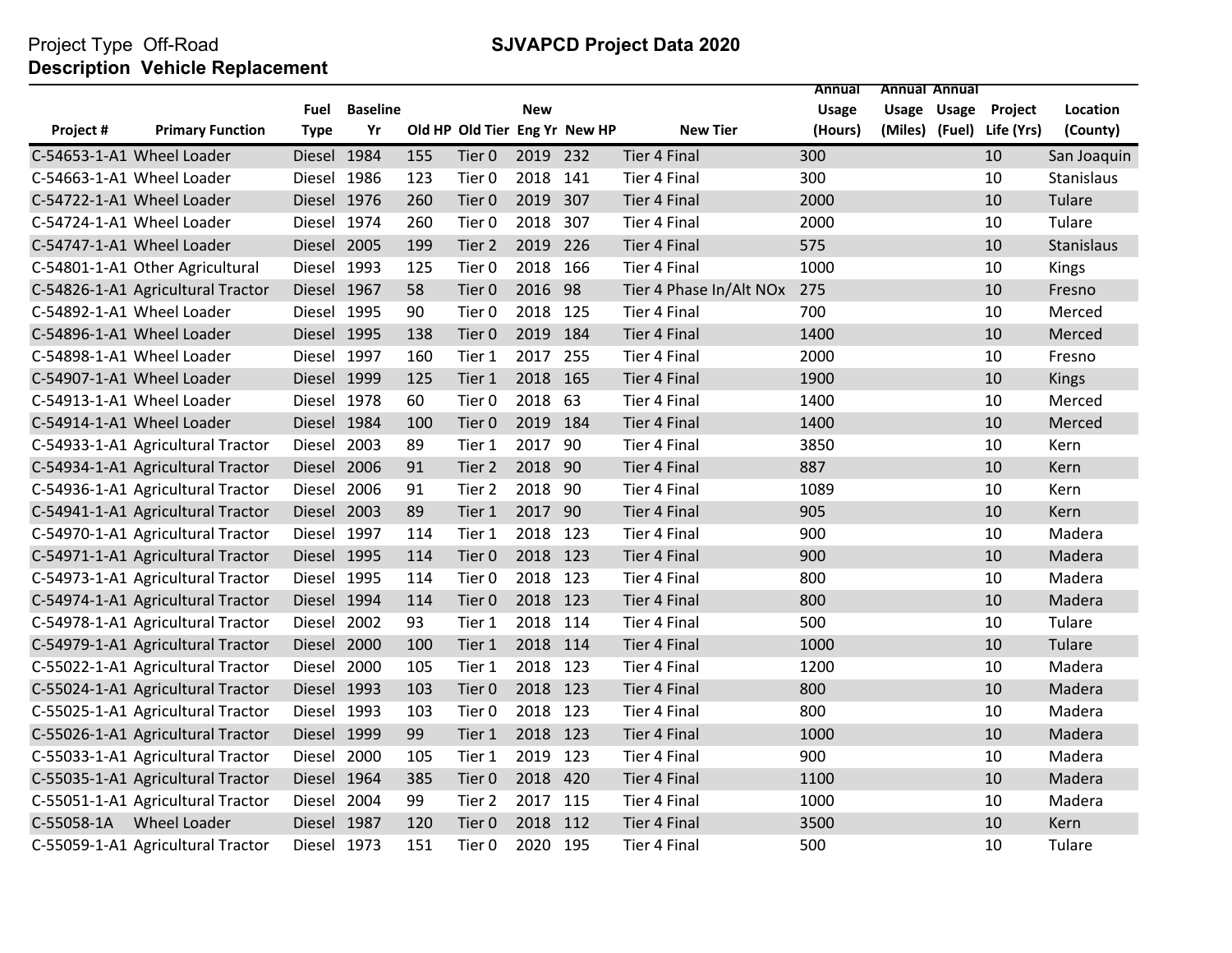Project Type Off-Road **SJVAPCD Project Data 2020**

**Description Vehicle Replacement**

| Project # | Primary Function | Fuel Type | Baseline Yr | Old HP | Old Tier | New Eng Yr | New HP | New Tier | Annual Usage (Hours) | Annual Usage (Miles) | Annual Usage (Fuel) | Project Life (Yrs) | Location (County) |
|---|---|---|---|---|---|---|---|---|---|---|---|---|---|
| C-54653-1-A1 | Wheel Loader | Diesel | 1984 | 155 | Tier 0 | 2019 | 232 | Tier 4 Final | 300 | | | 10 | San Joaquin |
| C-54663-1-A1 | Wheel Loader | Diesel | 1986 | 123 | Tier 0 | 2018 | 141 | Tier 4 Final | 300 | | | 10 | Stanislaus |
| C-54722-1-A1 | Wheel Loader | Diesel | 1976 | 260 | Tier 0 | 2019 | 307 | Tier 4 Final | 2000 | | | 10 | Tulare |
| C-54724-1-A1 | Wheel Loader | Diesel | 1974 | 260 | Tier 0 | 2018 | 307 | Tier 4 Final | 2000 | | | 10 | Tulare |
| C-54747-1-A1 | Wheel Loader | Diesel | 2005 | 199 | Tier 2 | 2019 | 226 | Tier 4 Final | 575 | | | 10 | Stanislaus |
| C-54801-1-A1 | Other Agricultural | Diesel | 1993 | 125 | Tier 0 | 2018 | 166 | Tier 4 Final | 1000 | | | 10 | Kings |
| C-54826-1-A1 | Agricultural Tractor | Diesel | 1967 | 58 | Tier 0 | 2016 | 98 | Tier 4 Phase In/Alt NOx | 275 | | | 10 | Fresno |
| C-54892-1-A1 | Wheel Loader | Diesel | 1995 | 90 | Tier 0 | 2018 | 125 | Tier 4 Final | 700 | | | 10 | Merced |
| C-54896-1-A1 | Wheel Loader | Diesel | 1995 | 138 | Tier 0 | 2019 | 184 | Tier 4 Final | 1400 | | | 10 | Merced |
| C-54898-1-A1 | Wheel Loader | Diesel | 1997 | 160 | Tier 1 | 2017 | 255 | Tier 4 Final | 2000 | | | 10 | Fresno |
| C-54907-1-A1 | Wheel Loader | Diesel | 1999 | 125 | Tier 1 | 2018 | 165 | Tier 4 Final | 1900 | | | 10 | Kings |
| C-54913-1-A1 | Wheel Loader | Diesel | 1978 | 60 | Tier 0 | 2018 | 63 | Tier 4 Final | 1400 | | | 10 | Merced |
| C-54914-1-A1 | Wheel Loader | Diesel | 1984 | 100 | Tier 0 | 2019 | 184 | Tier 4 Final | 1400 | | | 10 | Merced |
| C-54933-1-A1 | Agricultural Tractor | Diesel | 2003 | 89 | Tier 1 | 2017 | 90 | Tier 4 Final | 3850 | | | 10 | Kern |
| C-54934-1-A1 | Agricultural Tractor | Diesel | 2006 | 91 | Tier 2 | 2018 | 90 | Tier 4 Final | 887 | | | 10 | Kern |
| C-54936-1-A1 | Agricultural Tractor | Diesel | 2006 | 91 | Tier 2 | 2018 | 90 | Tier 4 Final | 1089 | | | 10 | Kern |
| C-54941-1-A1 | Agricultural Tractor | Diesel | 2003 | 89 | Tier 1 | 2017 | 90 | Tier 4 Final | 905 | | | 10 | Kern |
| C-54970-1-A1 | Agricultural Tractor | Diesel | 1997 | 114 | Tier 1 | 2018 | 123 | Tier 4 Final | 900 | | | 10 | Madera |
| C-54971-1-A1 | Agricultural Tractor | Diesel | 1995 | 114 | Tier 0 | 2018 | 123 | Tier 4 Final | 900 | | | 10 | Madera |
| C-54973-1-A1 | Agricultural Tractor | Diesel | 1995 | 114 | Tier 0 | 2018 | 123 | Tier 4 Final | 800 | | | 10 | Madera |
| C-54974-1-A1 | Agricultural Tractor | Diesel | 1994 | 114 | Tier 0 | 2018 | 123 | Tier 4 Final | 800 | | | 10 | Madera |
| C-54978-1-A1 | Agricultural Tractor | Diesel | 2002 | 93 | Tier 1 | 2018 | 114 | Tier 4 Final | 500 | | | 10 | Tulare |
| C-54979-1-A1 | Agricultural Tractor | Diesel | 2000 | 100 | Tier 1 | 2018 | 114 | Tier 4 Final | 1000 | | | 10 | Tulare |
| C-55022-1-A1 | Agricultural Tractor | Diesel | 2000 | 105 | Tier 1 | 2018 | 123 | Tier 4 Final | 1200 | | | 10 | Madera |
| C-55024-1-A1 | Agricultural Tractor | Diesel | 1993 | 103 | Tier 0 | 2018 | 123 | Tier 4 Final | 800 | | | 10 | Madera |
| C-55025-1-A1 | Agricultural Tractor | Diesel | 1993 | 103 | Tier 0 | 2018 | 123 | Tier 4 Final | 800 | | | 10 | Madera |
| C-55026-1-A1 | Agricultural Tractor | Diesel | 1999 | 99 | Tier 1 | 2018 | 123 | Tier 4 Final | 1000 | | | 10 | Madera |
| C-55033-1-A1 | Agricultural Tractor | Diesel | 2000 | 105 | Tier 1 | 2019 | 123 | Tier 4 Final | 900 | | | 10 | Madera |
| C-55035-1-A1 | Agricultural Tractor | Diesel | 1964 | 385 | Tier 0 | 2018 | 420 | Tier 4 Final | 1100 | | | 10 | Madera |
| C-55051-1-A1 | Agricultural Tractor | Diesel | 2004 | 99 | Tier 2 | 2017 | 115 | Tier 4 Final | 1000 | | | 10 | Madera |
| C-55058-1A | Wheel Loader | Diesel | 1987 | 120 | Tier 0 | 2018 | 112 | Tier 4 Final | 3500 | | | 10 | Kern |
| C-55059-1-A1 | Agricultural Tractor | Diesel | 1973 | 151 | Tier 0 | 2020 | 195 | Tier 4 Final | 500 | | | 10 | Tulare |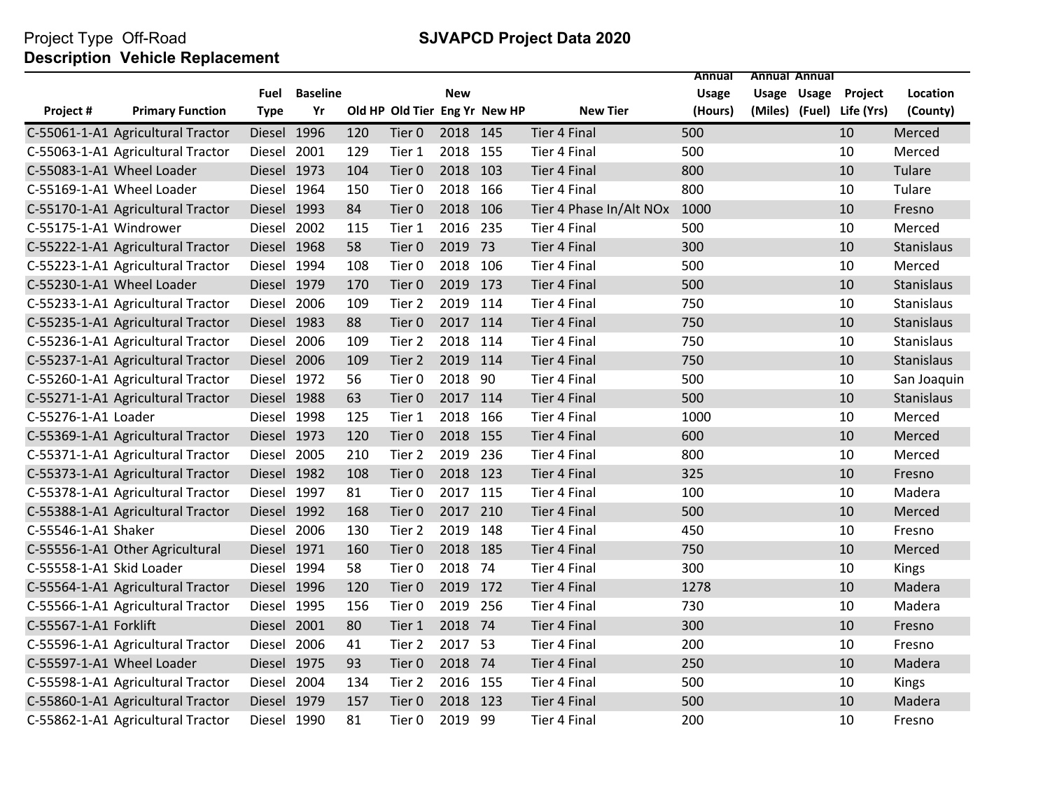Project Type Off-Road

**Description Vehicle Replacement**

**SJVAPCD Project Data 2020**

| Project # | Primary Function | Fuel Type | Baseline Yr | Old HP | Old Tier | New Eng Yr | New HP | New Tier | Annual Usage (Hours) | Annual Usage (Miles) | Annual Usage (Fuel) | Project Life (Yrs) | Location (County) |
|---|---|---|---|---|---|---|---|---|---|---|---|---|---|
| C-55061-1-A1 | Agricultural Tractor | Diesel | 1996 | 120 | Tier 0 | 2018 | 145 | Tier 4 Final | 500 | | | 10 | Merced |
| C-55063-1-A1 | Agricultural Tractor | Diesel | 2001 | 129 | Tier 1 | 2018 | 155 | Tier 4 Final | 500 | | | 10 | Merced |
| C-55083-1-A1 | Wheel Loader | Diesel | 1973 | 104 | Tier 0 | 2018 | 103 | Tier 4 Final | 800 | | | 10 | Tulare |
| C-55169-1-A1 | Wheel Loader | Diesel | 1964 | 150 | Tier 0 | 2018 | 166 | Tier 4 Final | 800 | | | 10 | Tulare |
| C-55170-1-A1 | Agricultural Tractor | Diesel | 1993 | 84 | Tier 0 | 2018 | 106 | Tier 4 Phase In/Alt NOx | 1000 | | | 10 | Fresno |
| C-55175-1-A1 | Windrower | Diesel | 2002 | 115 | Tier 1 | 2016 | 235 | Tier 4 Final | 500 | | | 10 | Merced |
| C-55222-1-A1 | Agricultural Tractor | Diesel | 1968 | 58 | Tier 0 | 2019 | 73 | Tier 4 Final | 300 | | | 10 | Stanislaus |
| C-55223-1-A1 | Agricultural Tractor | Diesel | 1994 | 108 | Tier 0 | 2018 | 106 | Tier 4 Final | 500 | | | 10 | Merced |
| C-55230-1-A1 | Wheel Loader | Diesel | 1979 | 170 | Tier 0 | 2019 | 173 | Tier 4 Final | 500 | | | 10 | Stanislaus |
| C-55233-1-A1 | Agricultural Tractor | Diesel | 2006 | 109 | Tier 2 | 2019 | 114 | Tier 4 Final | 750 | | | 10 | Stanislaus |
| C-55235-1-A1 | Agricultural Tractor | Diesel | 1983 | 88 | Tier 0 | 2017 | 114 | Tier 4 Final | 750 | | | 10 | Stanislaus |
| C-55236-1-A1 | Agricultural Tractor | Diesel | 2006 | 109 | Tier 2 | 2018 | 114 | Tier 4 Final | 750 | | | 10 | Stanislaus |
| C-55237-1-A1 | Agricultural Tractor | Diesel | 2006 | 109 | Tier 2 | 2019 | 114 | Tier 4 Final | 750 | | | 10 | Stanislaus |
| C-55260-1-A1 | Agricultural Tractor | Diesel | 1972 | 56 | Tier 0 | 2018 | 90 | Tier 4 Final | 500 | | | 10 | San Joaquin |
| C-55271-1-A1 | Agricultural Tractor | Diesel | 1988 | 63 | Tier 0 | 2017 | 114 | Tier 4 Final | 500 | | | 10 | Stanislaus |
| C-55276-1-A1 | Loader | Diesel | 1998 | 125 | Tier 1 | 2018 | 166 | Tier 4 Final | 1000 | | | 10 | Merced |
| C-55369-1-A1 | Agricultural Tractor | Diesel | 1973 | 120 | Tier 0 | 2018 | 155 | Tier 4 Final | 600 | | | 10 | Merced |
| C-55371-1-A1 | Agricultural Tractor | Diesel | 2005 | 210 | Tier 2 | 2019 | 236 | Tier 4 Final | 800 | | | 10 | Merced |
| C-55373-1-A1 | Agricultural Tractor | Diesel | 1982 | 108 | Tier 0 | 2018 | 123 | Tier 4 Final | 325 | | | 10 | Fresno |
| C-55378-1-A1 | Agricultural Tractor | Diesel | 1997 | 81 | Tier 0 | 2017 | 115 | Tier 4 Final | 100 | | | 10 | Madera |
| C-55388-1-A1 | Agricultural Tractor | Diesel | 1992 | 168 | Tier 0 | 2017 | 210 | Tier 4 Final | 500 | | | 10 | Merced |
| C-55546-1-A1 | Shaker | Diesel | 2006 | 130 | Tier 2 | 2019 | 148 | Tier 4 Final | 450 | | | 10 | Fresno |
| C-55556-1-A1 | Other Agricultural | Diesel | 1971 | 160 | Tier 0 | 2018 | 185 | Tier 4 Final | 750 | | | 10 | Merced |
| C-55558-1-A1 | Skid Loader | Diesel | 1994 | 58 | Tier 0 | 2018 | 74 | Tier 4 Final | 300 | | | 10 | Kings |
| C-55564-1-A1 | Agricultural Tractor | Diesel | 1996 | 120 | Tier 0 | 2019 | 172 | Tier 4 Final | 1278 | | | 10 | Madera |
| C-55566-1-A1 | Agricultural Tractor | Diesel | 1995 | 156 | Tier 0 | 2019 | 256 | Tier 4 Final | 730 | | | 10 | Madera |
| C-55567-1-A1 | Forklift | Diesel | 2001 | 80 | Tier 1 | 2018 | 74 | Tier 4 Final | 300 | | | 10 | Fresno |
| C-55596-1-A1 | Agricultural Tractor | Diesel | 2006 | 41 | Tier 2 | 2017 | 53 | Tier 4 Final | 200 | | | 10 | Fresno |
| C-55597-1-A1 | Wheel Loader | Diesel | 1975 | 93 | Tier 0 | 2018 | 74 | Tier 4 Final | 250 | | | 10 | Madera |
| C-55598-1-A1 | Agricultural Tractor | Diesel | 2004 | 134 | Tier 2 | 2016 | 155 | Tier 4 Final | 500 | | | 10 | Kings |
| C-55860-1-A1 | Agricultural Tractor | Diesel | 1979 | 157 | Tier 0 | 2018 | 123 | Tier 4 Final | 500 | | | 10 | Madera |
| C-55862-1-A1 | Agricultural Tractor | Diesel | 1990 | 81 | Tier 0 | 2019 | 99 | Tier 4 Final | 200 | | | 10 | Fresno |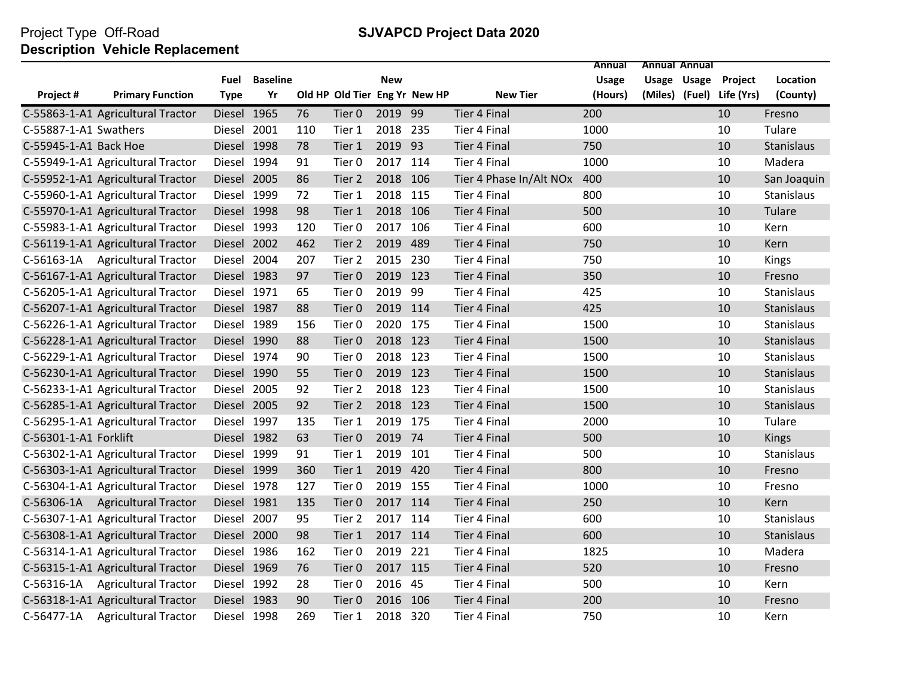Project Type Off-Road

**SJVAPCD Project Data 2020**

**Description Vehicle Replacement**

| Project # | Primary Function | Fuel Type | Baseline Yr | Old HP | Old Tier | New Eng Yr | New HP | New Tier | Annual Usage (Hours) | Annual Usage (Miles) | Annual Usage (Fuel) | Project Life (Yrs) | Location (County) |
|---|---|---|---|---|---|---|---|---|---|---|---|---|---|
| C-55863-1-A1 | Agricultural Tractor | Diesel | 1965 | 76 | Tier 0 | 2019 | 99 | Tier 4 Final | 200 | | | 10 | Fresno |
| C-55887-1-A1 | Swathers | Diesel | 2001 | 110 | Tier 1 | 2018 | 235 | Tier 4 Final | 1000 | | | 10 | Tulare |
| C-55945-1-A1 | Back Hoe | Diesel | 1998 | 78 | Tier 1 | 2019 | 93 | Tier 4 Final | 750 | | | 10 | Stanislaus |
| C-55949-1-A1 | Agricultural Tractor | Diesel | 1994 | 91 | Tier 0 | 2017 | 114 | Tier 4 Final | 1000 | | | 10 | Madera |
| C-55952-1-A1 | Agricultural Tractor | Diesel | 2005 | 86 | Tier 2 | 2018 | 106 | Tier 4 Phase In/Alt NOx | 400 | | | 10 | San Joaquin |
| C-55960-1-A1 | Agricultural Tractor | Diesel | 1999 | 72 | Tier 1 | 2018 | 115 | Tier 4 Final | 800 | | | 10 | Stanislaus |
| C-55970-1-A1 | Agricultural Tractor | Diesel | 1998 | 98 | Tier 1 | 2018 | 106 | Tier 4 Final | 500 | | | 10 | Tulare |
| C-55983-1-A1 | Agricultural Tractor | Diesel | 1993 | 120 | Tier 0 | 2017 | 106 | Tier 4 Final | 600 | | | 10 | Kern |
| C-56119-1-A1 | Agricultural Tractor | Diesel | 2002 | 462 | Tier 2 | 2019 | 489 | Tier 4 Final | 750 | | | 10 | Kern |
| C-56163-1A | Agricultural Tractor | Diesel | 2004 | 207 | Tier 2 | 2015 | 230 | Tier 4 Final | 750 | | | 10 | Kings |
| C-56167-1-A1 | Agricultural Tractor | Diesel | 1983 | 97 | Tier 0 | 2019 | 123 | Tier 4 Final | 350 | | | 10 | Fresno |
| C-56205-1-A1 | Agricultural Tractor | Diesel | 1971 | 65 | Tier 0 | 2019 | 99 | Tier 4 Final | 425 | | | 10 | Stanislaus |
| C-56207-1-A1 | Agricultural Tractor | Diesel | 1987 | 88 | Tier 0 | 2019 | 114 | Tier 4 Final | 425 | | | 10 | Stanislaus |
| C-56226-1-A1 | Agricultural Tractor | Diesel | 1989 | 156 | Tier 0 | 2020 | 175 | Tier 4 Final | 1500 | | | 10 | Stanislaus |
| C-56228-1-A1 | Agricultural Tractor | Diesel | 1990 | 88 | Tier 0 | 2018 | 123 | Tier 4 Final | 1500 | | | 10 | Stanislaus |
| C-56229-1-A1 | Agricultural Tractor | Diesel | 1974 | 90 | Tier 0 | 2018 | 123 | Tier 4 Final | 1500 | | | 10 | Stanislaus |
| C-56230-1-A1 | Agricultural Tractor | Diesel | 1990 | 55 | Tier 0 | 2019 | 123 | Tier 4 Final | 1500 | | | 10 | Stanislaus |
| C-56233-1-A1 | Agricultural Tractor | Diesel | 2005 | 92 | Tier 2 | 2018 | 123 | Tier 4 Final | 1500 | | | 10 | Stanislaus |
| C-56285-1-A1 | Agricultural Tractor | Diesel | 2005 | 92 | Tier 2 | 2018 | 123 | Tier 4 Final | 1500 | | | 10 | Stanislaus |
| C-56295-1-A1 | Agricultural Tractor | Diesel | 1997 | 135 | Tier 1 | 2019 | 175 | Tier 4 Final | 2000 | | | 10 | Tulare |
| C-56301-1-A1 | Forklift | Diesel | 1982 | 63 | Tier 0 | 2019 | 74 | Tier 4 Final | 500 | | | 10 | Kings |
| C-56302-1-A1 | Agricultural Tractor | Diesel | 1999 | 91 | Tier 1 | 2019 | 101 | Tier 4 Final | 500 | | | 10 | Stanislaus |
| C-56303-1-A1 | Agricultural Tractor | Diesel | 1999 | 360 | Tier 1 | 2019 | 420 | Tier 4 Final | 800 | | | 10 | Fresno |
| C-56304-1-A1 | Agricultural Tractor | Diesel | 1978 | 127 | Tier 0 | 2019 | 155 | Tier 4 Final | 1000 | | | 10 | Fresno |
| C-56306-1A | Agricultural Tractor | Diesel | 1981 | 135 | Tier 0 | 2017 | 114 | Tier 4 Final | 250 | | | 10 | Kern |
| C-56307-1-A1 | Agricultural Tractor | Diesel | 2007 | 95 | Tier 2 | 2017 | 114 | Tier 4 Final | 600 | | | 10 | Stanislaus |
| C-56308-1-A1 | Agricultural Tractor | Diesel | 2000 | 98 | Tier 1 | 2017 | 114 | Tier 4 Final | 600 | | | 10 | Stanislaus |
| C-56314-1-A1 | Agricultural Tractor | Diesel | 1986 | 162 | Tier 0 | 2019 | 221 | Tier 4 Final | 1825 | | | 10 | Madera |
| C-56315-1-A1 | Agricultural Tractor | Diesel | 1969 | 76 | Tier 0 | 2017 | 115 | Tier 4 Final | 520 | | | 10 | Fresno |
| C-56316-1A | Agricultural Tractor | Diesel | 1992 | 28 | Tier 0 | 2016 | 45 | Tier 4 Final | 500 | | | 10 | Kern |
| C-56318-1-A1 | Agricultural Tractor | Diesel | 1983 | 90 | Tier 0 | 2016 | 106 | Tier 4 Final | 200 | | | 10 | Fresno |
| C-56477-1A | Agricultural Tractor | Diesel | 1998 | 269 | Tier 1 | 2018 | 320 | Tier 4 Final | 750 | | | 10 | Kern |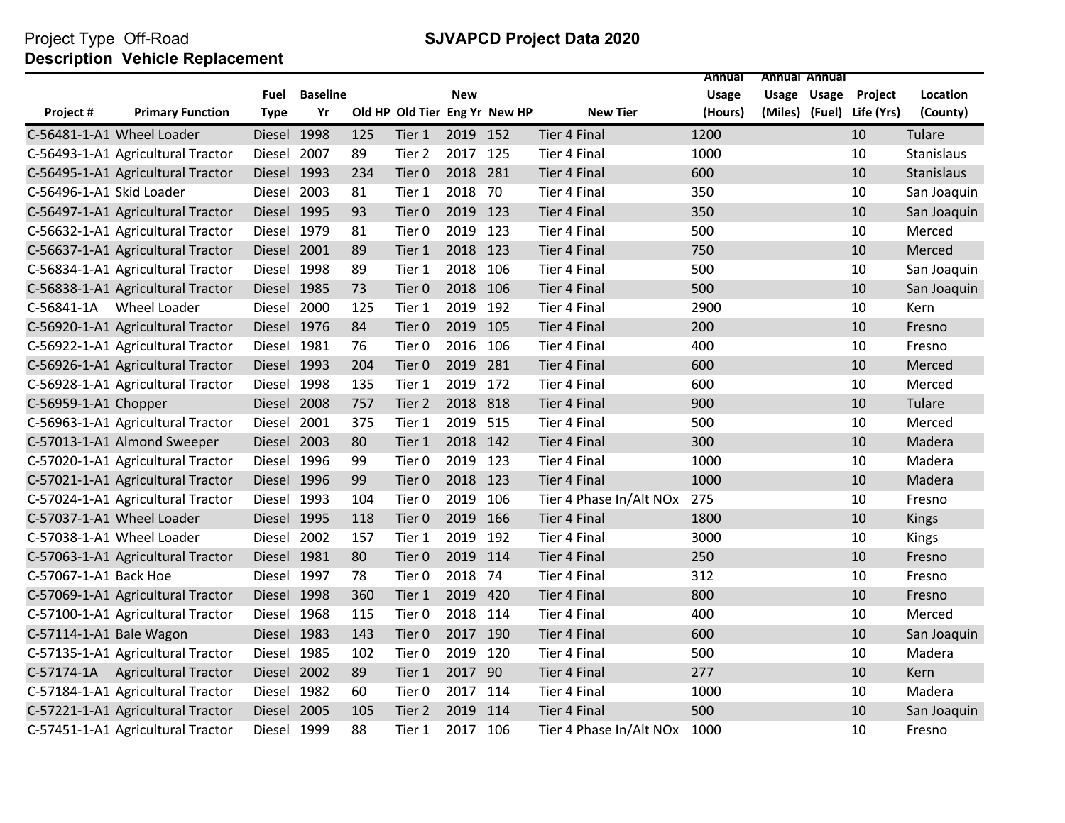Project Type Off-Road

**SJVAPCD Project Data 2020**

**Description Vehicle Replacement**

| Project # | Primary Function | Fuel Type | Baseline Yr | Old HP | Old Tier | New Eng Yr | New HP | New Tier | Annual Usage (Hours) | Annual Usage (Miles) | Annual Usage (Fuel) | Project Life (Yrs) | Location (County) |
|---|---|---|---|---|---|---|---|---|---|---|---|---|---|
| C-56481-1-A1 | Wheel Loader | Diesel | 1998 | 125 | Tier 1 | 2019 | 152 | Tier 4 Final | 1200 | | | 10 | Tulare |
| C-56493-1-A1 | Agricultural Tractor | Diesel | 2007 | 89 | Tier 2 | 2017 | 125 | Tier 4 Final | 1000 | | | 10 | Stanislaus |
| C-56495-1-A1 | Agricultural Tractor | Diesel | 1993 | 234 | Tier 0 | 2018 | 281 | Tier 4 Final | 600 | | | 10 | Stanislaus |
| C-56496-1-A1 | Skid Loader | Diesel | 2003 | 81 | Tier 1 | 2018 | 70 | Tier 4 Final | 350 | | | 10 | San Joaquin |
| C-56497-1-A1 | Agricultural Tractor | Diesel | 1995 | 93 | Tier 0 | 2019 | 123 | Tier 4 Final | 350 | | | 10 | San Joaquin |
| C-56632-1-A1 | Agricultural Tractor | Diesel | 1979 | 81 | Tier 0 | 2019 | 123 | Tier 4 Final | 500 | | | 10 | Merced |
| C-56637-1-A1 | Agricultural Tractor | Diesel | 2001 | 89 | Tier 1 | 2018 | 123 | Tier 4 Final | 750 | | | 10 | Merced |
| C-56834-1-A1 | Agricultural Tractor | Diesel | 1998 | 89 | Tier 1 | 2018 | 106 | Tier 4 Final | 500 | | | 10 | San Joaquin |
| C-56838-1-A1 | Agricultural Tractor | Diesel | 1985 | 73 | Tier 0 | 2018 | 106 | Tier 4 Final | 500 | | | 10 | San Joaquin |
| C-56841-1A | Wheel Loader | Diesel | 2000 | 125 | Tier 1 | 2019 | 192 | Tier 4 Final | 2900 | | | 10 | Kern |
| C-56920-1-A1 | Agricultural Tractor | Diesel | 1976 | 84 | Tier 0 | 2019 | 105 | Tier 4 Final | 200 | | | 10 | Fresno |
| C-56922-1-A1 | Agricultural Tractor | Diesel | 1981 | 76 | Tier 0 | 2016 | 106 | Tier 4 Final | 400 | | | 10 | Fresno |
| C-56926-1-A1 | Agricultural Tractor | Diesel | 1993 | 204 | Tier 0 | 2019 | 281 | Tier 4 Final | 600 | | | 10 | Merced |
| C-56928-1-A1 | Agricultural Tractor | Diesel | 1998 | 135 | Tier 1 | 2019 | 172 | Tier 4 Final | 600 | | | 10 | Merced |
| C-56959-1-A1 | Chopper | Diesel | 2008 | 757 | Tier 2 | 2018 | 818 | Tier 4 Final | 900 | | | 10 | Tulare |
| C-56963-1-A1 | Agricultural Tractor | Diesel | 2001 | 375 | Tier 1 | 2019 | 515 | Tier 4 Final | 500 | | | 10 | Merced |
| C-57013-1-A1 | Almond Sweeper | Diesel | 2003 | 80 | Tier 1 | 2018 | 142 | Tier 4 Final | 300 | | | 10 | Madera |
| C-57020-1-A1 | Agricultural Tractor | Diesel | 1996 | 99 | Tier 0 | 2019 | 123 | Tier 4 Final | 1000 | | | 10 | Madera |
| C-57021-1-A1 | Agricultural Tractor | Diesel | 1996 | 99 | Tier 0 | 2018 | 123 | Tier 4 Final | 1000 | | | 10 | Madera |
| C-57024-1-A1 | Agricultural Tractor | Diesel | 1993 | 104 | Tier 0 | 2019 | 106 | Tier 4 Phase In/Alt NOx | 275 | | | 10 | Fresno |
| C-57037-1-A1 | Wheel Loader | Diesel | 1995 | 118 | Tier 0 | 2019 | 166 | Tier 4 Final | 1800 | | | 10 | Kings |
| C-57038-1-A1 | Wheel Loader | Diesel | 2002 | 157 | Tier 1 | 2019 | 192 | Tier 4 Final | 3000 | | | 10 | Kings |
| C-57063-1-A1 | Agricultural Tractor | Diesel | 1981 | 80 | Tier 0 | 2019 | 114 | Tier 4 Final | 250 | | | 10 | Fresno |
| C-57067-1-A1 | Back Hoe | Diesel | 1997 | 78 | Tier 0 | 2018 | 74 | Tier 4 Final | 312 | | | 10 | Fresno |
| C-57069-1-A1 | Agricultural Tractor | Diesel | 1998 | 360 | Tier 1 | 2019 | 420 | Tier 4 Final | 800 | | | 10 | Fresno |
| C-57100-1-A1 | Agricultural Tractor | Diesel | 1968 | 115 | Tier 0 | 2018 | 114 | Tier 4 Final | 400 | | | 10 | Merced |
| C-57114-1-A1 | Bale Wagon | Diesel | 1983 | 143 | Tier 0 | 2017 | 190 | Tier 4 Final | 600 | | | 10 | San Joaquin |
| C-57135-1-A1 | Agricultural Tractor | Diesel | 1985 | 102 | Tier 0 | 2019 | 120 | Tier 4 Final | 500 | | | 10 | Madera |
| C-57174-1A | Agricultural Tractor | Diesel | 2002 | 89 | Tier 1 | 2017 | 90 | Tier 4 Final | 277 | | | 10 | Kern |
| C-57184-1-A1 | Agricultural Tractor | Diesel | 1982 | 60 | Tier 0 | 2017 | 114 | Tier 4 Final | 1000 | | | 10 | Madera |
| C-57221-1-A1 | Agricultural Tractor | Diesel | 2005 | 105 | Tier 2 | 2019 | 114 | Tier 4 Final | 500 | | | 10 | San Joaquin |
| C-57451-1-A1 | Agricultural Tractor | Diesel | 1999 | 88 | Tier 1 | 2017 | 106 | Tier 4 Phase In/Alt NOx | 1000 | | | 10 | Fresno |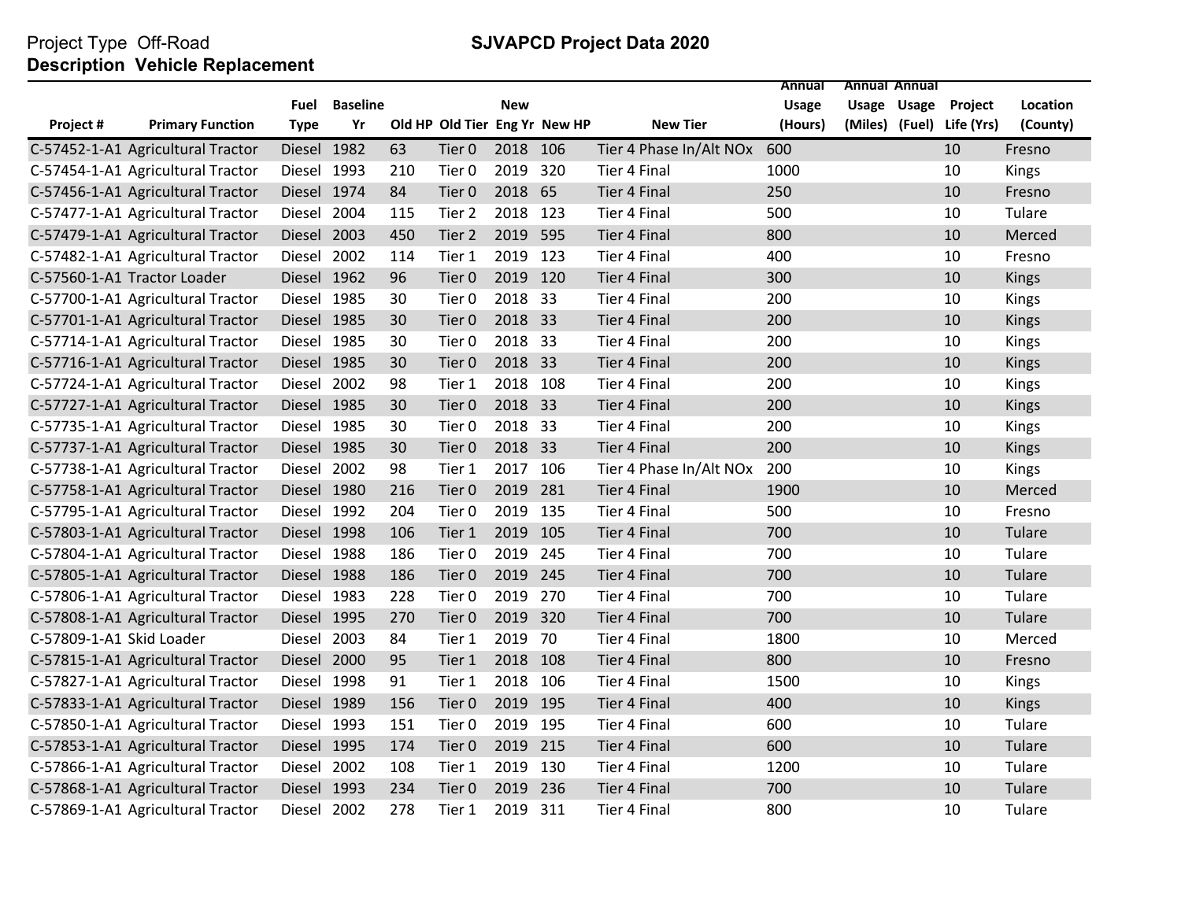Project Type Off-Road

**SJVAPCD Project Data 2020**

**Description Vehicle Replacement**

| Project # | Primary Function | Fuel Type | Baseline Yr | Old HP | Old Tier | New Eng Yr | New HP | New Tier | Annual Usage (Hours) | Annual Usage (Miles) | Annual Usage (Fuel) | Project Life (Yrs) | Location (County) |
|---|---|---|---|---|---|---|---|---|---|---|---|---|---|
| C-57452-1-A1 | Agricultural Tractor | Diesel | 1982 | 63 | Tier 0 | 2018 | 106 | Tier 4 Phase In/Alt NOx | 600 | | | 10 | Fresno |
| C-57454-1-A1 | Agricultural Tractor | Diesel | 1993 | 210 | Tier 0 | 2019 | 320 | Tier 4 Final | 1000 | | | 10 | Kings |
| C-57456-1-A1 | Agricultural Tractor | Diesel | 1974 | 84 | Tier 0 | 2018 | 65 | Tier 4 Final | 250 | | | 10 | Fresno |
| C-57477-1-A1 | Agricultural Tractor | Diesel | 2004 | 115 | Tier 2 | 2018 | 123 | Tier 4 Final | 500 | | | 10 | Tulare |
| C-57479-1-A1 | Agricultural Tractor | Diesel | 2003 | 450 | Tier 2 | 2019 | 595 | Tier 4 Final | 800 | | | 10 | Merced |
| C-57482-1-A1 | Agricultural Tractor | Diesel | 2002 | 114 | Tier 1 | 2019 | 123 | Tier 4 Final | 400 | | | 10 | Fresno |
| C-57560-1-A1 | Tractor Loader | Diesel | 1962 | 96 | Tier 0 | 2019 | 120 | Tier 4 Final | 300 | | | 10 | Kings |
| C-57700-1-A1 | Agricultural Tractor | Diesel | 1985 | 30 | Tier 0 | 2018 | 33 | Tier 4 Final | 200 | | | 10 | Kings |
| C-57701-1-A1 | Agricultural Tractor | Diesel | 1985 | 30 | Tier 0 | 2018 | 33 | Tier 4 Final | 200 | | | 10 | Kings |
| C-57714-1-A1 | Agricultural Tractor | Diesel | 1985 | 30 | Tier 0 | 2018 | 33 | Tier 4 Final | 200 | | | 10 | Kings |
| C-57716-1-A1 | Agricultural Tractor | Diesel | 1985 | 30 | Tier 0 | 2018 | 33 | Tier 4 Final | 200 | | | 10 | Kings |
| C-57724-1-A1 | Agricultural Tractor | Diesel | 2002 | 98 | Tier 1 | 2018 | 108 | Tier 4 Final | 200 | | | 10 | Kings |
| C-57727-1-A1 | Agricultural Tractor | Diesel | 1985 | 30 | Tier 0 | 2018 | 33 | Tier 4 Final | 200 | | | 10 | Kings |
| C-57735-1-A1 | Agricultural Tractor | Diesel | 1985 | 30 | Tier 0 | 2018 | 33 | Tier 4 Final | 200 | | | 10 | Kings |
| C-57737-1-A1 | Agricultural Tractor | Diesel | 1985 | 30 | Tier 0 | 2018 | 33 | Tier 4 Final | 200 | | | 10 | Kings |
| C-57738-1-A1 | Agricultural Tractor | Diesel | 2002 | 98 | Tier 1 | 2017 | 106 | Tier 4 Phase In/Alt NOx | 200 | | | 10 | Kings |
| C-57758-1-A1 | Agricultural Tractor | Diesel | 1980 | 216 | Tier 0 | 2019 | 281 | Tier 4 Final | 1900 | | | 10 | Merced |
| C-57795-1-A1 | Agricultural Tractor | Diesel | 1992 | 204 | Tier 0 | 2019 | 135 | Tier 4 Final | 500 | | | 10 | Fresno |
| C-57803-1-A1 | Agricultural Tractor | Diesel | 1998 | 106 | Tier 1 | 2019 | 105 | Tier 4 Final | 700 | | | 10 | Tulare |
| C-57804-1-A1 | Agricultural Tractor | Diesel | 1988 | 186 | Tier 0 | 2019 | 245 | Tier 4 Final | 700 | | | 10 | Tulare |
| C-57805-1-A1 | Agricultural Tractor | Diesel | 1988 | 186 | Tier 0 | 2019 | 245 | Tier 4 Final | 700 | | | 10 | Tulare |
| C-57806-1-A1 | Agricultural Tractor | Diesel | 1983 | 228 | Tier 0 | 2019 | 270 | Tier 4 Final | 700 | | | 10 | Tulare |
| C-57808-1-A1 | Agricultural Tractor | Diesel | 1995 | 270 | Tier 0 | 2019 | 320 | Tier 4 Final | 700 | | | 10 | Tulare |
| C-57809-1-A1 | Skid Loader | Diesel | 2003 | 84 | Tier 1 | 2019 | 70 | Tier 4 Final | 1800 | | | 10 | Merced |
| C-57815-1-A1 | Agricultural Tractor | Diesel | 2000 | 95 | Tier 1 | 2018 | 108 | Tier 4 Final | 800 | | | 10 | Fresno |
| C-57827-1-A1 | Agricultural Tractor | Diesel | 1998 | 91 | Tier 1 | 2018 | 106 | Tier 4 Final | 1500 | | | 10 | Kings |
| C-57833-1-A1 | Agricultural Tractor | Diesel | 1989 | 156 | Tier 0 | 2019 | 195 | Tier 4 Final | 400 | | | 10 | Kings |
| C-57850-1-A1 | Agricultural Tractor | Diesel | 1993 | 151 | Tier 0 | 2019 | 195 | Tier 4 Final | 600 | | | 10 | Tulare |
| C-57853-1-A1 | Agricultural Tractor | Diesel | 1995 | 174 | Tier 0 | 2019 | 215 | Tier 4 Final | 600 | | | 10 | Tulare |
| C-57866-1-A1 | Agricultural Tractor | Diesel | 2002 | 108 | Tier 1 | 2019 | 130 | Tier 4 Final | 1200 | | | 10 | Tulare |
| C-57868-1-A1 | Agricultural Tractor | Diesel | 1993 | 234 | Tier 0 | 2019 | 236 | Tier 4 Final | 700 | | | 10 | Tulare |
| C-57869-1-A1 | Agricultural Tractor | Diesel | 2002 | 278 | Tier 1 | 2019 | 311 | Tier 4 Final | 800 | | | 10 | Tulare |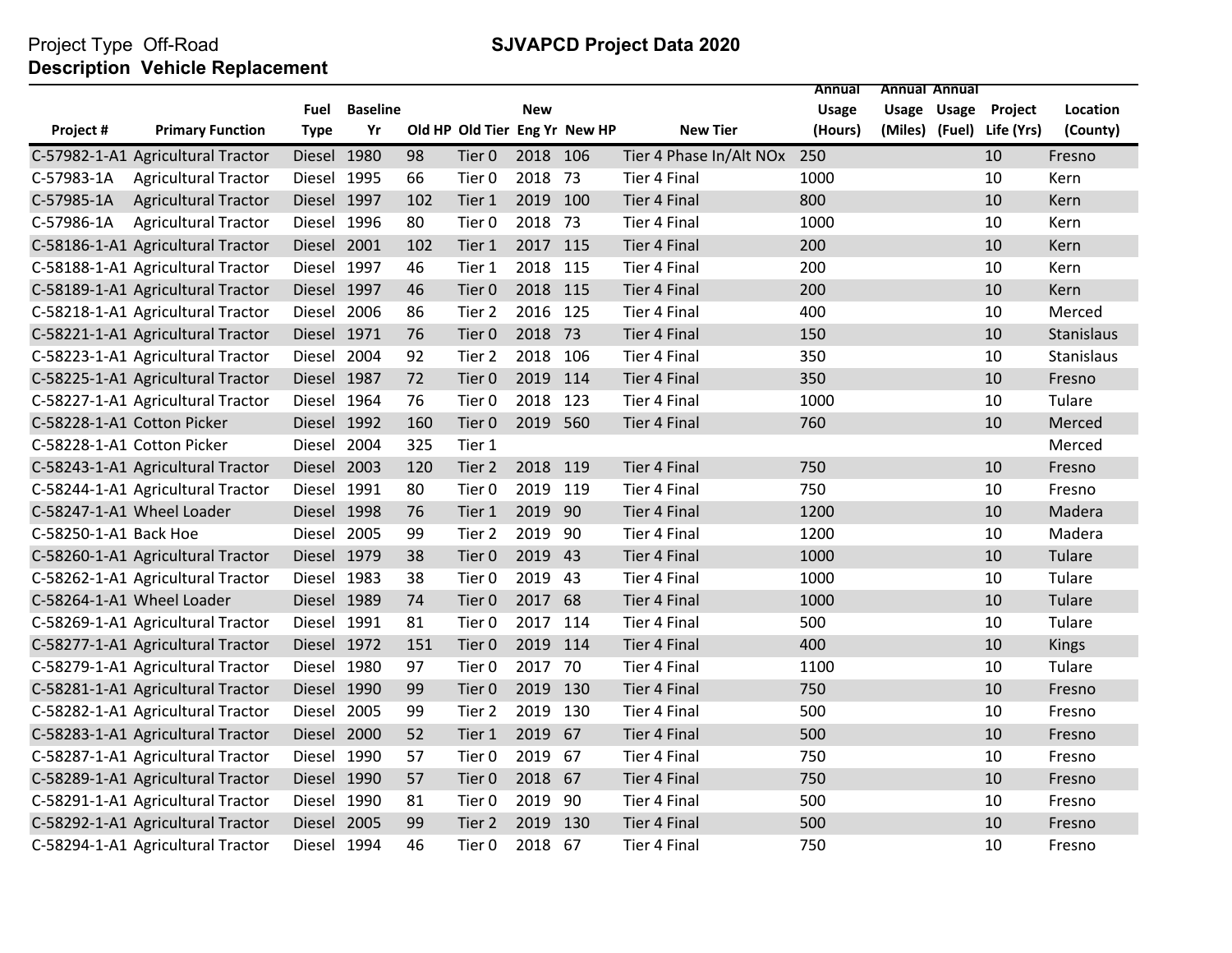Project Type Off-Road

**Description Vehicle Replacement**

## SJVAPCD Project Data 2020

| Project # | Primary Function | Fuel Type | Baseline Yr | Old HP | Old Tier | New Eng Yr | New HP | New Tier | Annual Usage (Hours) | Annual Usage (Miles) | Annual Usage (Fuel) | Project Life (Yrs) | Location (County) |
|---|---|---|---|---|---|---|---|---|---|---|---|---|---|
| C-57982-1-A1 | Agricultural Tractor | Diesel | 1980 | 98 | Tier 0 | 2018 | 106 | Tier 4 Phase In/Alt NOx | 250 | | | 10 | Fresno |
| C-57983-1A | Agricultural Tractor | Diesel | 1995 | 66 | Tier 0 | 2018 | 73 | Tier 4 Final | 1000 | | | 10 | Kern |
| C-57985-1A | Agricultural Tractor | Diesel | 1997 | 102 | Tier 1 | 2019 | 100 | Tier 4 Final | 800 | | | 10 | Kern |
| C-57986-1A | Agricultural Tractor | Diesel | 1996 | 80 | Tier 0 | 2018 | 73 | Tier 4 Final | 1000 | | | 10 | Kern |
| C-58186-1-A1 | Agricultural Tractor | Diesel | 2001 | 102 | Tier 1 | 2017 | 115 | Tier 4 Final | 200 | | | 10 | Kern |
| C-58188-1-A1 | Agricultural Tractor | Diesel | 1997 | 46 | Tier 1 | 2018 | 115 | Tier 4 Final | 200 | | | 10 | Kern |
| C-58189-1-A1 | Agricultural Tractor | Diesel | 1997 | 46 | Tier 0 | 2018 | 115 | Tier 4 Final | 200 | | | 10 | Kern |
| C-58218-1-A1 | Agricultural Tractor | Diesel | 2006 | 86 | Tier 2 | 2016 | 125 | Tier 4 Final | 400 | | | 10 | Merced |
| C-58221-1-A1 | Agricultural Tractor | Diesel | 1971 | 76 | Tier 0 | 2018 | 73 | Tier 4 Final | 150 | | | 10 | Stanislaus |
| C-58223-1-A1 | Agricultural Tractor | Diesel | 2004 | 92 | Tier 2 | 2018 | 106 | Tier 4 Final | 350 | | | 10 | Stanislaus |
| C-58225-1-A1 | Agricultural Tractor | Diesel | 1987 | 72 | Tier 0 | 2019 | 114 | Tier 4 Final | 350 | | | 10 | Fresno |
| C-58227-1-A1 | Agricultural Tractor | Diesel | 1964 | 76 | Tier 0 | 2018 | 123 | Tier 4 Final | 1000 | | | 10 | Tulare |
| C-58228-1-A1 | Cotton Picker | Diesel | 1992 | 160 | Tier 0 | 2019 | 560 | Tier 4 Final | 760 | | | 10 | Merced |
| C-58228-1-A1 | Cotton Picker | Diesel | 2004 | 325 | Tier 1 | | | | | | | | Merced |
| C-58243-1-A1 | Agricultural Tractor | Diesel | 2003 | 120 | Tier 2 | 2018 | 119 | Tier 4 Final | 750 | | | 10 | Fresno |
| C-58244-1-A1 | Agricultural Tractor | Diesel | 1991 | 80 | Tier 0 | 2019 | 119 | Tier 4 Final | 750 | | | 10 | Fresno |
| C-58247-1-A1 | Wheel Loader | Diesel | 1998 | 76 | Tier 1 | 2019 | 90 | Tier 4 Final | 1200 | | | 10 | Madera |
| C-58250-1-A1 | Back Hoe | Diesel | 2005 | 99 | Tier 2 | 2019 | 90 | Tier 4 Final | 1200 | | | 10 | Madera |
| C-58260-1-A1 | Agricultural Tractor | Diesel | 1979 | 38 | Tier 0 | 2019 | 43 | Tier 4 Final | 1000 | | | 10 | Tulare |
| C-58262-1-A1 | Agricultural Tractor | Diesel | 1983 | 38 | Tier 0 | 2019 | 43 | Tier 4 Final | 1000 | | | 10 | Tulare |
| C-58264-1-A1 | Wheel Loader | Diesel | 1989 | 74 | Tier 0 | 2017 | 68 | Tier 4 Final | 1000 | | | 10 | Tulare |
| C-58269-1-A1 | Agricultural Tractor | Diesel | 1991 | 81 | Tier 0 | 2017 | 114 | Tier 4 Final | 500 | | | 10 | Tulare |
| C-58277-1-A1 | Agricultural Tractor | Diesel | 1972 | 151 | Tier 0 | 2019 | 114 | Tier 4 Final | 400 | | | 10 | Kings |
| C-58279-1-A1 | Agricultural Tractor | Diesel | 1980 | 97 | Tier 0 | 2017 | 70 | Tier 4 Final | 1100 | | | 10 | Tulare |
| C-58281-1-A1 | Agricultural Tractor | Diesel | 1990 | 99 | Tier 0 | 2019 | 130 | Tier 4 Final | 750 | | | 10 | Fresno |
| C-58282-1-A1 | Agricultural Tractor | Diesel | 2005 | 99 | Tier 2 | 2019 | 130 | Tier 4 Final | 500 | | | 10 | Fresno |
| C-58283-1-A1 | Agricultural Tractor | Diesel | 2000 | 52 | Tier 1 | 2019 | 67 | Tier 4 Final | 500 | | | 10 | Fresno |
| C-58287-1-A1 | Agricultural Tractor | Diesel | 1990 | 57 | Tier 0 | 2019 | 67 | Tier 4 Final | 750 | | | 10 | Fresno |
| C-58289-1-A1 | Agricultural Tractor | Diesel | 1990 | 57 | Tier 0 | 2018 | 67 | Tier 4 Final | 750 | | | 10 | Fresno |
| C-58291-1-A1 | Agricultural Tractor | Diesel | 1990 | 81 | Tier 0 | 2019 | 90 | Tier 4 Final | 500 | | | 10 | Fresno |
| C-58292-1-A1 | Agricultural Tractor | Diesel | 2005 | 99 | Tier 2 | 2019 | 130 | Tier 4 Final | 500 | | | 10 | Fresno |
| C-58294-1-A1 | Agricultural Tractor | Diesel | 1994 | 46 | Tier 0 | 2018 | 67 | Tier 4 Final | 750 | | | 10 | Fresno |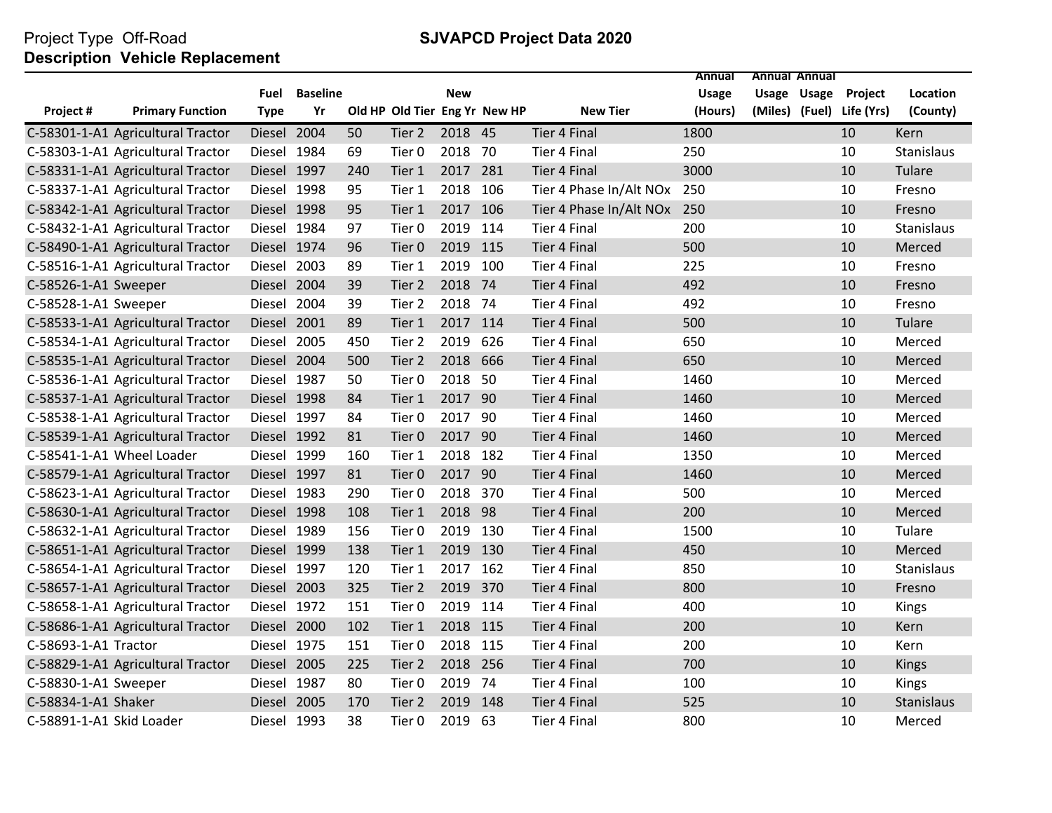Project Type Off-Road

**SJVAPCD Project Data 2020**

**Description Vehicle Replacement**

| Project # | Primary Function | Fuel Type | Baseline Yr | Old HP | Old Tier | New Eng Yr | New HP | New Tier | Annual Usage (Hours) | Annual Usage (Miles) | Annual Usage (Fuel) | Project Life (Yrs) | Location (County) |
|---|---|---|---|---|---|---|---|---|---|---|---|---|---|
| C-58301-1-A1 | Agricultural Tractor | Diesel | 2004 | 50 | Tier 2 | 2018 | 45 | Tier 4 Final | 1800 | | | 10 | Kern |
| C-58303-1-A1 | Agricultural Tractor | Diesel | 1984 | 69 | Tier 0 | 2018 | 70 | Tier 4 Final | 250 | | | 10 | Stanislaus |
| C-58331-1-A1 | Agricultural Tractor | Diesel | 1997 | 240 | Tier 1 | 2017 | 281 | Tier 4 Final | 3000 | | | 10 | Tulare |
| C-58337-1-A1 | Agricultural Tractor | Diesel | 1998 | 95 | Tier 1 | 2018 | 106 | Tier 4 Phase In/Alt NOx | 250 | | | 10 | Fresno |
| C-58342-1-A1 | Agricultural Tractor | Diesel | 1998 | 95 | Tier 1 | 2017 | 106 | Tier 4 Phase In/Alt NOx | 250 | | | 10 | Fresno |
| C-58432-1-A1 | Agricultural Tractor | Diesel | 1984 | 97 | Tier 0 | 2019 | 114 | Tier 4 Final | 200 | | | 10 | Stanislaus |
| C-58490-1-A1 | Agricultural Tractor | Diesel | 1974 | 96 | Tier 0 | 2019 | 115 | Tier 4 Final | 500 | | | 10 | Merced |
| C-58516-1-A1 | Agricultural Tractor | Diesel | 2003 | 89 | Tier 1 | 2019 | 100 | Tier 4 Final | 225 | | | 10 | Fresno |
| C-58526-1-A1 | Sweeper | Diesel | 2004 | 39 | Tier 2 | 2018 | 74 | Tier 4 Final | 492 | | | 10 | Fresno |
| C-58528-1-A1 | Sweeper | Diesel | 2004 | 39 | Tier 2 | 2018 | 74 | Tier 4 Final | 492 | | | 10 | Fresno |
| C-58533-1-A1 | Agricultural Tractor | Diesel | 2001 | 89 | Tier 1 | 2017 | 114 | Tier 4 Final | 500 | | | 10 | Tulare |
| C-58534-1-A1 | Agricultural Tractor | Diesel | 2005 | 450 | Tier 2 | 2019 | 626 | Tier 4 Final | 650 | | | 10 | Merced |
| C-58535-1-A1 | Agricultural Tractor | Diesel | 2004 | 500 | Tier 2 | 2018 | 666 | Tier 4 Final | 650 | | | 10 | Merced |
| C-58536-1-A1 | Agricultural Tractor | Diesel | 1987 | 50 | Tier 0 | 2018 | 50 | Tier 4 Final | 1460 | | | 10 | Merced |
| C-58537-1-A1 | Agricultural Tractor | Diesel | 1998 | 84 | Tier 1 | 2017 | 90 | Tier 4 Final | 1460 | | | 10 | Merced |
| C-58538-1-A1 | Agricultural Tractor | Diesel | 1997 | 84 | Tier 0 | 2017 | 90 | Tier 4 Final | 1460 | | | 10 | Merced |
| C-58539-1-A1 | Agricultural Tractor | Diesel | 1992 | 81 | Tier 0 | 2017 | 90 | Tier 4 Final | 1460 | | | 10 | Merced |
| C-58541-1-A1 | Wheel Loader | Diesel | 1999 | 160 | Tier 1 | 2018 | 182 | Tier 4 Final | 1350 | | | 10 | Merced |
| C-58579-1-A1 | Agricultural Tractor | Diesel | 1997 | 81 | Tier 0 | 2017 | 90 | Tier 4 Final | 1460 | | | 10 | Merced |
| C-58623-1-A1 | Agricultural Tractor | Diesel | 1983 | 290 | Tier 0 | 2018 | 370 | Tier 4 Final | 500 | | | 10 | Merced |
| C-58630-1-A1 | Agricultural Tractor | Diesel | 1998 | 108 | Tier 1 | 2018 | 98 | Tier 4 Final | 200 | | | 10 | Merced |
| C-58632-1-A1 | Agricultural Tractor | Diesel | 1989 | 156 | Tier 0 | 2019 | 130 | Tier 4 Final | 1500 | | | 10 | Tulare |
| C-58651-1-A1 | Agricultural Tractor | Diesel | 1999 | 138 | Tier 1 | 2019 | 130 | Tier 4 Final | 450 | | | 10 | Merced |
| C-58654-1-A1 | Agricultural Tractor | Diesel | 1997 | 120 | Tier 1 | 2017 | 162 | Tier 4 Final | 850 | | | 10 | Stanislaus |
| C-58657-1-A1 | Agricultural Tractor | Diesel | 2003 | 325 | Tier 2 | 2019 | 370 | Tier 4 Final | 800 | | | 10 | Fresno |
| C-58658-1-A1 | Agricultural Tractor | Diesel | 1972 | 151 | Tier 0 | 2019 | 114 | Tier 4 Final | 400 | | | 10 | Kings |
| C-58686-1-A1 | Agricultural Tractor | Diesel | 2000 | 102 | Tier 1 | 2018 | 115 | Tier 4 Final | 200 | | | 10 | Kern |
| C-58693-1-A1 | Tractor | Diesel | 1975 | 151 | Tier 0 | 2018 | 115 | Tier 4 Final | 200 | | | 10 | Kern |
| C-58829-1-A1 | Agricultural Tractor | Diesel | 2005 | 225 | Tier 2 | 2018 | 256 | Tier 4 Final | 700 | | | 10 | Kings |
| C-58830-1-A1 | Sweeper | Diesel | 1987 | 80 | Tier 0 | 2019 | 74 | Tier 4 Final | 100 | | | 10 | Kings |
| C-58834-1-A1 | Shaker | Diesel | 2005 | 170 | Tier 2 | 2019 | 148 | Tier 4 Final | 525 | | | 10 | Stanislaus |
| C-58891-1-A1 | Skid Loader | Diesel | 1993 | 38 | Tier 0 | 2019 | 63 | Tier 4 Final | 800 | | | 10 | Merced |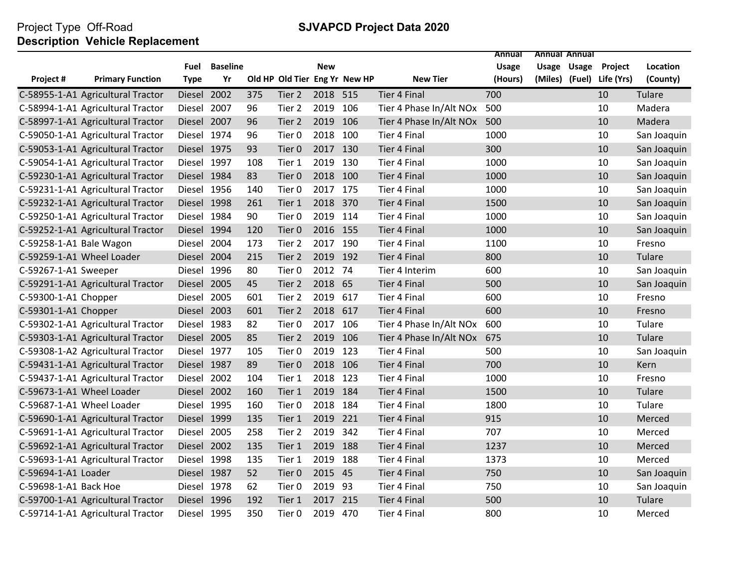Project Type Off-Road

**SJVAPCD Project Data 2020**

**Description Vehicle Replacement**

| Project # | Primary Function | Fuel Type | Baseline Yr | Old HP | Old Tier | New Eng Yr | New HP | New Tier | Annual Usage (Hours) | Annual Usage (Miles) | Annual Usage (Fuel) | Project Life (Yrs) | Location (County) |
|---|---|---|---|---|---|---|---|---|---|---|---|---|---|
| C-58955-1-A1 | Agricultural Tractor | Diesel | 2002 | 375 | Tier 2 | 2018 | 515 | Tier 4 Final | 700 | | | 10 | Tulare |
| C-58994-1-A1 | Agricultural Tractor | Diesel | 2007 | 96 | Tier 2 | 2019 | 106 | Tier 4 Phase In/Alt NOx | 500 | | | 10 | Madera |
| C-58997-1-A1 | Agricultural Tractor | Diesel | 2007 | 96 | Tier 2 | 2019 | 106 | Tier 4 Phase In/Alt NOx | 500 | | | 10 | Madera |
| C-59050-1-A1 | Agricultural Tractor | Diesel | 1974 | 96 | Tier 0 | 2018 | 100 | Tier 4 Final | 1000 | | | 10 | San Joaquin |
| C-59053-1-A1 | Agricultural Tractor | Diesel | 1975 | 93 | Tier 0 | 2017 | 130 | Tier 4 Final | 300 | | | 10 | San Joaquin |
| C-59054-1-A1 | Agricultural Tractor | Diesel | 1997 | 108 | Tier 1 | 2019 | 130 | Tier 4 Final | 1000 | | | 10 | San Joaquin |
| C-59230-1-A1 | Agricultural Tractor | Diesel | 1984 | 83 | Tier 0 | 2018 | 100 | Tier 4 Final | 1000 | | | 10 | San Joaquin |
| C-59231-1-A1 | Agricultural Tractor | Diesel | 1956 | 140 | Tier 0 | 2017 | 175 | Tier 4 Final | 1000 | | | 10 | San Joaquin |
| C-59232-1-A1 | Agricultural Tractor | Diesel | 1998 | 261 | Tier 1 | 2018 | 370 | Tier 4 Final | 1500 | | | 10 | San Joaquin |
| C-59250-1-A1 | Agricultural Tractor | Diesel | 1984 | 90 | Tier 0 | 2019 | 114 | Tier 4 Final | 1000 | | | 10 | San Joaquin |
| C-59252-1-A1 | Agricultural Tractor | Diesel | 1994 | 120 | Tier 0 | 2016 | 155 | Tier 4 Final | 1000 | | | 10 | San Joaquin |
| C-59258-1-A1 | Bale Wagon | Diesel | 2004 | 173 | Tier 2 | 2017 | 190 | Tier 4 Final | 1100 | | | 10 | Fresno |
| C-59259-1-A1 | Wheel Loader | Diesel | 2004 | 215 | Tier 2 | 2019 | 192 | Tier 4 Final | 800 | | | 10 | Tulare |
| C-59267-1-A1 | Sweeper | Diesel | 1996 | 80 | Tier 0 | 2012 | 74 | Tier 4 Interim | 600 | | | 10 | San Joaquin |
| C-59291-1-A1 | Agricultural Tractor | Diesel | 2005 | 45 | Tier 2 | 2018 | 65 | Tier 4 Final | 500 | | | 10 | San Joaquin |
| C-59300-1-A1 | Chopper | Diesel | 2005 | 601 | Tier 2 | 2019 | 617 | Tier 4 Final | 600 | | | 10 | Fresno |
| C-59301-1-A1 | Chopper | Diesel | 2003 | 601 | Tier 2 | 2018 | 617 | Tier 4 Final | 600 | | | 10 | Fresno |
| C-59302-1-A1 | Agricultural Tractor | Diesel | 1983 | 82 | Tier 0 | 2017 | 106 | Tier 4 Phase In/Alt NOx | 600 | | | 10 | Tulare |
| C-59303-1-A1 | Agricultural Tractor | Diesel | 2005 | 85 | Tier 2 | 2019 | 106 | Tier 4 Phase In/Alt NOx | 675 | | | 10 | Tulare |
| C-59308-1-A2 | Agricultural Tractor | Diesel | 1977 | 105 | Tier 0 | 2019 | 123 | Tier 4 Final | 500 | | | 10 | San Joaquin |
| C-59431-1-A1 | Agricultural Tractor | Diesel | 1987 | 89 | Tier 0 | 2018 | 106 | Tier 4 Final | 700 | | | 10 | Kern |
| C-59437-1-A1 | Agricultural Tractor | Diesel | 2002 | 104 | Tier 1 | 2018 | 123 | Tier 4 Final | 1000 | | | 10 | Fresno |
| C-59673-1-A1 | Wheel Loader | Diesel | 2002 | 160 | Tier 1 | 2019 | 184 | Tier 4 Final | 1500 | | | 10 | Tulare |
| C-59687-1-A1 | Wheel Loader | Diesel | 1995 | 160 | Tier 0 | 2018 | 184 | Tier 4 Final | 1800 | | | 10 | Tulare |
| C-59690-1-A1 | Agricultural Tractor | Diesel | 1999 | 135 | Tier 1 | 2019 | 221 | Tier 4 Final | 915 | | | 10 | Merced |
| C-59691-1-A1 | Agricultural Tractor | Diesel | 2005 | 258 | Tier 2 | 2019 | 342 | Tier 4 Final | 707 | | | 10 | Merced |
| C-59692-1-A1 | Agricultural Tractor | Diesel | 2002 | 135 | Tier 1 | 2019 | 188 | Tier 4 Final | 1237 | | | 10 | Merced |
| C-59693-1-A1 | Agricultural Tractor | Diesel | 1998 | 135 | Tier 1 | 2019 | 188 | Tier 4 Final | 1373 | | | 10 | Merced |
| C-59694-1-A1 | Loader | Diesel | 1987 | 52 | Tier 0 | 2015 | 45 | Tier 4 Final | 750 | | | 10 | San Joaquin |
| C-59698-1-A1 | Back Hoe | Diesel | 1978 | 62 | Tier 0 | 2019 | 93 | Tier 4 Final | 750 | | | 10 | San Joaquin |
| C-59700-1-A1 | Agricultural Tractor | Diesel | 1996 | 192 | Tier 1 | 2017 | 215 | Tier 4 Final | 500 | | | 10 | Tulare |
| C-59714-1-A1 | Agricultural Tractor | Diesel | 1995 | 350 | Tier 0 | 2019 | 470 | Tier 4 Final | 800 | | | 10 | Merced |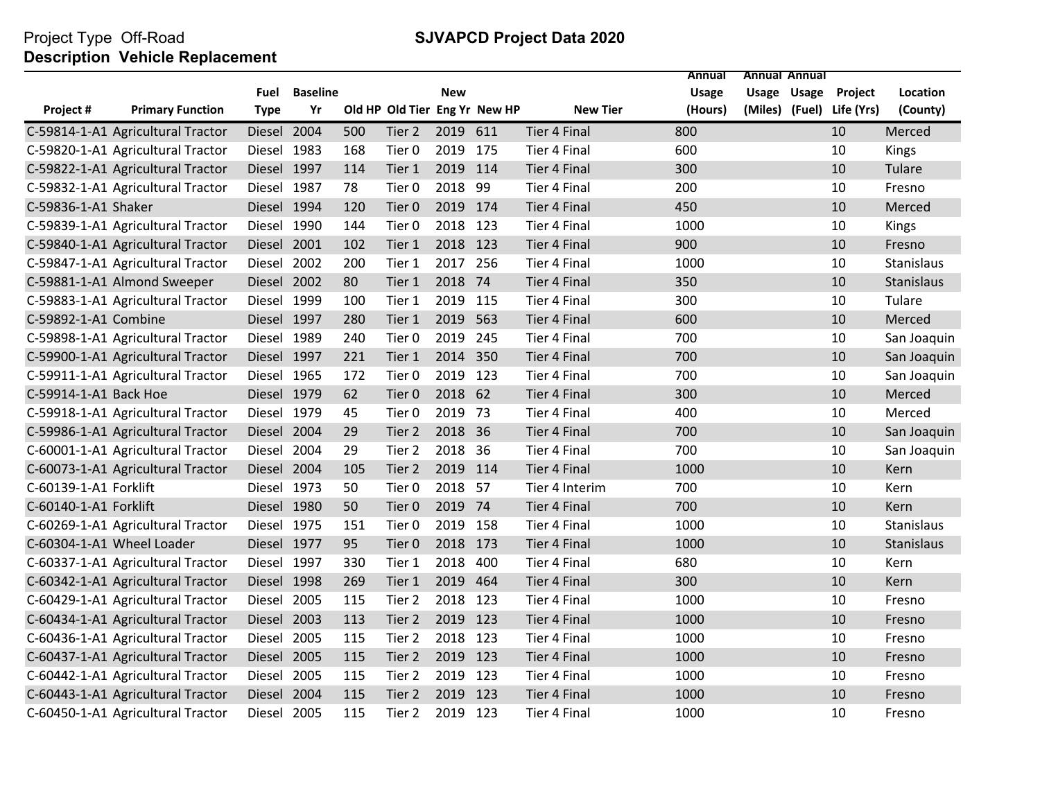Project Type Off-Road **SJVAPCD Project Data 2020**

**Description Vehicle Replacement**

| Project # | Primary Function | Fuel Type | Baseline Yr | Old HP | Old Tier | New Eng Yr | New HP | New Tier | Annual Usage (Hours) | Annual Usage (Miles) | Annual Usage (Fuel) | Project Life (Yrs) | Location (County) |
|---|---|---|---|---|---|---|---|---|---|---|---|---|---|
| C-59814-1-A1 | Agricultural Tractor | Diesel | 2004 | 500 | Tier 2 | 2019 | 611 | Tier 4 Final | 800 | | | 10 | Merced |
| C-59820-1-A1 | Agricultural Tractor | Diesel | 1983 | 168 | Tier 0 | 2019 | 175 | Tier 4 Final | 600 | | | 10 | Kings |
| C-59822-1-A1 | Agricultural Tractor | Diesel | 1997 | 114 | Tier 1 | 2019 | 114 | Tier 4 Final | 300 | | | 10 | Tulare |
| C-59832-1-A1 | Agricultural Tractor | Diesel | 1987 | 78 | Tier 0 | 2018 | 99 | Tier 4 Final | 200 | | | 10 | Fresno |
| C-59836-1-A1 | Shaker | Diesel | 1994 | 120 | Tier 0 | 2019 | 174 | Tier 4 Final | 450 | | | 10 | Merced |
| C-59839-1-A1 | Agricultural Tractor | Diesel | 1990 | 144 | Tier 0 | 2018 | 123 | Tier 4 Final | 1000 | | | 10 | Kings |
| C-59840-1-A1 | Agricultural Tractor | Diesel | 2001 | 102 | Tier 1 | 2018 | 123 | Tier 4 Final | 900 | | | 10 | Fresno |
| C-59847-1-A1 | Agricultural Tractor | Diesel | 2002 | 200 | Tier 1 | 2017 | 256 | Tier 4 Final | 1000 | | | 10 | Stanislaus |
| C-59881-1-A1 | Almond Sweeper | Diesel | 2002 | 80 | Tier 1 | 2018 | 74 | Tier 4 Final | 350 | | | 10 | Stanislaus |
| C-59883-1-A1 | Agricultural Tractor | Diesel | 1999 | 100 | Tier 1 | 2019 | 115 | Tier 4 Final | 300 | | | 10 | Tulare |
| C-59892-1-A1 | Combine | Diesel | 1997 | 280 | Tier 1 | 2019 | 563 | Tier 4 Final | 600 | | | 10 | Merced |
| C-59898-1-A1 | Agricultural Tractor | Diesel | 1989 | 240 | Tier 0 | 2019 | 245 | Tier 4 Final | 700 | | | 10 | San Joaquin |
| C-59900-1-A1 | Agricultural Tractor | Diesel | 1997 | 221 | Tier 1 | 2014 | 350 | Tier 4 Final | 700 | | | 10 | San Joaquin |
| C-59911-1-A1 | Agricultural Tractor | Diesel | 1965 | 172 | Tier 0 | 2019 | 123 | Tier 4 Final | 700 | | | 10 | San Joaquin |
| C-59914-1-A1 | Back Hoe | Diesel | 1979 | 62 | Tier 0 | 2018 | 62 | Tier 4 Final | 300 | | | 10 | Merced |
| C-59918-1-A1 | Agricultural Tractor | Diesel | 1979 | 45 | Tier 0 | 2019 | 73 | Tier 4 Final | 400 | | | 10 | Merced |
| C-59986-1-A1 | Agricultural Tractor | Diesel | 2004 | 29 | Tier 2 | 2018 | 36 | Tier 4 Final | 700 | | | 10 | San Joaquin |
| C-60001-1-A1 | Agricultural Tractor | Diesel | 2004 | 29 | Tier 2 | 2018 | 36 | Tier 4 Final | 700 | | | 10 | San Joaquin |
| C-60073-1-A1 | Agricultural Tractor | Diesel | 2004 | 105 | Tier 2 | 2019 | 114 | Tier 4 Final | 1000 | | | 10 | Kern |
| C-60139-1-A1 | Forklift | Diesel | 1973 | 50 | Tier 0 | 2018 | 57 | Tier 4 Interim | 700 | | | 10 | Kern |
| C-60140-1-A1 | Forklift | Diesel | 1980 | 50 | Tier 0 | 2019 | 74 | Tier 4 Final | 700 | | | 10 | Kern |
| C-60269-1-A1 | Agricultural Tractor | Diesel | 1975 | 151 | Tier 0 | 2019 | 158 | Tier 4 Final | 1000 | | | 10 | Stanislaus |
| C-60304-1-A1 | Wheel Loader | Diesel | 1977 | 95 | Tier 0 | 2018 | 173 | Tier 4 Final | 1000 | | | 10 | Stanislaus |
| C-60337-1-A1 | Agricultural Tractor | Diesel | 1997 | 330 | Tier 1 | 2018 | 400 | Tier 4 Final | 680 | | | 10 | Kern |
| C-60342-1-A1 | Agricultural Tractor | Diesel | 1998 | 269 | Tier 1 | 2019 | 464 | Tier 4 Final | 300 | | | 10 | Kern |
| C-60429-1-A1 | Agricultural Tractor | Diesel | 2005 | 115 | Tier 2 | 2018 | 123 | Tier 4 Final | 1000 | | | 10 | Fresno |
| C-60434-1-A1 | Agricultural Tractor | Diesel | 2003 | 113 | Tier 2 | 2019 | 123 | Tier 4 Final | 1000 | | | 10 | Fresno |
| C-60436-1-A1 | Agricultural Tractor | Diesel | 2005 | 115 | Tier 2 | 2018 | 123 | Tier 4 Final | 1000 | | | 10 | Fresno |
| C-60437-1-A1 | Agricultural Tractor | Diesel | 2005 | 115 | Tier 2 | 2019 | 123 | Tier 4 Final | 1000 | | | 10 | Fresno |
| C-60442-1-A1 | Agricultural Tractor | Diesel | 2005 | 115 | Tier 2 | 2019 | 123 | Tier 4 Final | 1000 | | | 10 | Fresno |
| C-60443-1-A1 | Agricultural Tractor | Diesel | 2004 | 115 | Tier 2 | 2019 | 123 | Tier 4 Final | 1000 | | | 10 | Fresno |
| C-60450-1-A1 | Agricultural Tractor | Diesel | 2005 | 115 | Tier 2 | 2019 | 123 | Tier 4 Final | 1000 | | | 10 | Fresno |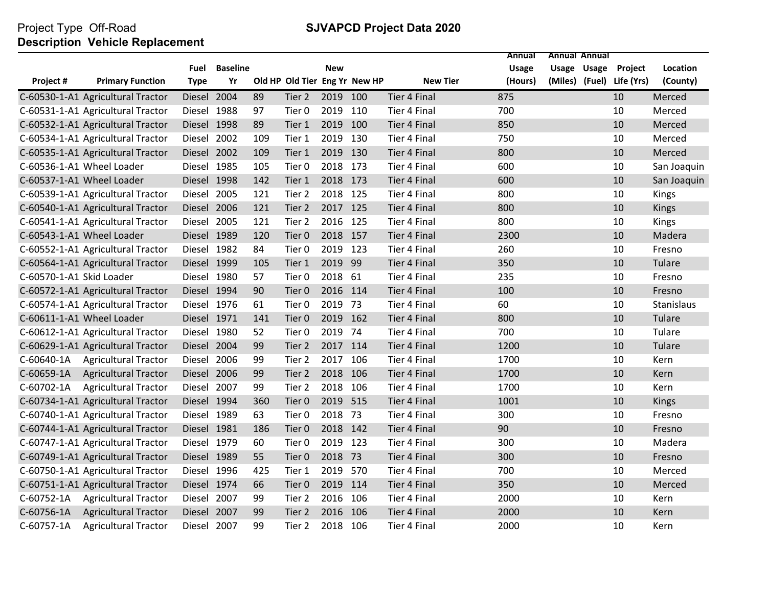Project Type Off-Road

**Description Vehicle Replacement**

**SJVAPCD Project Data 2020**

| Project # | Primary Function | Fuel Type | Baseline Yr | Old HP | Old Tier | New Eng Yr | New HP | New Tier | Annual Usage (Hours) | Annual Usage (Miles) | Annual Usage (Fuel) | Project Life (Yrs) | Location (County) |
|---|---|---|---|---|---|---|---|---|---|---|---|---|---|
| C-60530-1-A1 | Agricultural Tractor | Diesel | 2004 | 89 | Tier 2 | 2019 | 100 | Tier 4 Final | 875 | | | 10 | Merced |
| C-60531-1-A1 | Agricultural Tractor | Diesel | 1988 | 97 | Tier 0 | 2019 | 110 | Tier 4 Final | 700 | | | 10 | Merced |
| C-60532-1-A1 | Agricultural Tractor | Diesel | 1998 | 89 | Tier 1 | 2019 | 100 | Tier 4 Final | 850 | | | 10 | Merced |
| C-60534-1-A1 | Agricultural Tractor | Diesel | 2002 | 109 | Tier 1 | 2019 | 130 | Tier 4 Final | 750 | | | 10 | Merced |
| C-60535-1-A1 | Agricultural Tractor | Diesel | 2002 | 109 | Tier 1 | 2019 | 130 | Tier 4 Final | 800 | | | 10 | Merced |
| C-60536-1-A1 | Wheel Loader | Diesel | 1985 | 105 | Tier 0 | 2018 | 173 | Tier 4 Final | 600 | | | 10 | San Joaquin |
| C-60537-1-A1 | Wheel Loader | Diesel | 1998 | 142 | Tier 1 | 2018 | 173 | Tier 4 Final | 600 | | | 10 | San Joaquin |
| C-60539-1-A1 | Agricultural Tractor | Diesel | 2005 | 121 | Tier 2 | 2018 | 125 | Tier 4 Final | 800 | | | 10 | Kings |
| C-60540-1-A1 | Agricultural Tractor | Diesel | 2006 | 121 | Tier 2 | 2017 | 125 | Tier 4 Final | 800 | | | 10 | Kings |
| C-60541-1-A1 | Agricultural Tractor | Diesel | 2005 | 121 | Tier 2 | 2016 | 125 | Tier 4 Final | 800 | | | 10 | Kings |
| C-60543-1-A1 | Wheel Loader | Diesel | 1989 | 120 | Tier 0 | 2018 | 157 | Tier 4 Final | 2300 | | | 10 | Madera |
| C-60552-1-A1 | Agricultural Tractor | Diesel | 1982 | 84 | Tier 0 | 2019 | 123 | Tier 4 Final | 260 | | | 10 | Fresno |
| C-60564-1-A1 | Agricultural Tractor | Diesel | 1999 | 105 | Tier 1 | 2019 | 99 | Tier 4 Final | 350 | | | 10 | Tulare |
| C-60570-1-A1 | Skid Loader | Diesel | 1980 | 57 | Tier 0 | 2018 | 61 | Tier 4 Final | 235 | | | 10 | Fresno |
| C-60572-1-A1 | Agricultural Tractor | Diesel | 1994 | 90 | Tier 0 | 2016 | 114 | Tier 4 Final | 100 | | | 10 | Fresno |
| C-60574-1-A1 | Agricultural Tractor | Diesel | 1976 | 61 | Tier 0 | 2019 | 73 | Tier 4 Final | 60 | | | 10 | Stanislaus |
| C-60611-1-A1 | Wheel Loader | Diesel | 1971 | 141 | Tier 0 | 2019 | 162 | Tier 4 Final | 800 | | | 10 | Tulare |
| C-60612-1-A1 | Agricultural Tractor | Diesel | 1980 | 52 | Tier 0 | 2019 | 74 | Tier 4 Final | 700 | | | 10 | Tulare |
| C-60629-1-A1 | Agricultural Tractor | Diesel | 2004 | 99 | Tier 2 | 2017 | 114 | Tier 4 Final | 1200 | | | 10 | Tulare |
| C-60640-1A | Agricultural Tractor | Diesel | 2006 | 99 | Tier 2 | 2017 | 106 | Tier 4 Final | 1700 | | | 10 | Kern |
| C-60659-1A | Agricultural Tractor | Diesel | 2006 | 99 | Tier 2 | 2018 | 106 | Tier 4 Final | 1700 | | | 10 | Kern |
| C-60702-1A | Agricultural Tractor | Diesel | 2007 | 99 | Tier 2 | 2018 | 106 | Tier 4 Final | 1700 | | | 10 | Kern |
| C-60734-1-A1 | Agricultural Tractor | Diesel | 1994 | 360 | Tier 0 | 2019 | 515 | Tier 4 Final | 1001 | | | 10 | Kings |
| C-60740-1-A1 | Agricultural Tractor | Diesel | 1989 | 63 | Tier 0 | 2018 | 73 | Tier 4 Final | 300 | | | 10 | Fresno |
| C-60744-1-A1 | Agricultural Tractor | Diesel | 1981 | 186 | Tier 0 | 2018 | 142 | Tier 4 Final | 90 | | | 10 | Fresno |
| C-60747-1-A1 | Agricultural Tractor | Diesel | 1979 | 60 | Tier 0 | 2019 | 123 | Tier 4 Final | 300 | | | 10 | Madera |
| C-60749-1-A1 | Agricultural Tractor | Diesel | 1989 | 55 | Tier 0 | 2018 | 73 | Tier 4 Final | 300 | | | 10 | Fresno |
| C-60750-1-A1 | Agricultural Tractor | Diesel | 1996 | 425 | Tier 1 | 2019 | 570 | Tier 4 Final | 700 | | | 10 | Merced |
| C-60751-1-A1 | Agricultural Tractor | Diesel | 1974 | 66 | Tier 0 | 2019 | 114 | Tier 4 Final | 350 | | | 10 | Merced |
| C-60752-1A | Agricultural Tractor | Diesel | 2007 | 99 | Tier 2 | 2016 | 106 | Tier 4 Final | 2000 | | | 10 | Kern |
| C-60756-1A | Agricultural Tractor | Diesel | 2007 | 99 | Tier 2 | 2016 | 106 | Tier 4 Final | 2000 | | | 10 | Kern |
| C-60757-1A | Agricultural Tractor | Diesel | 2007 | 99 | Tier 2 | 2018 | 106 | Tier 4 Final | 2000 | | | 10 | Kern |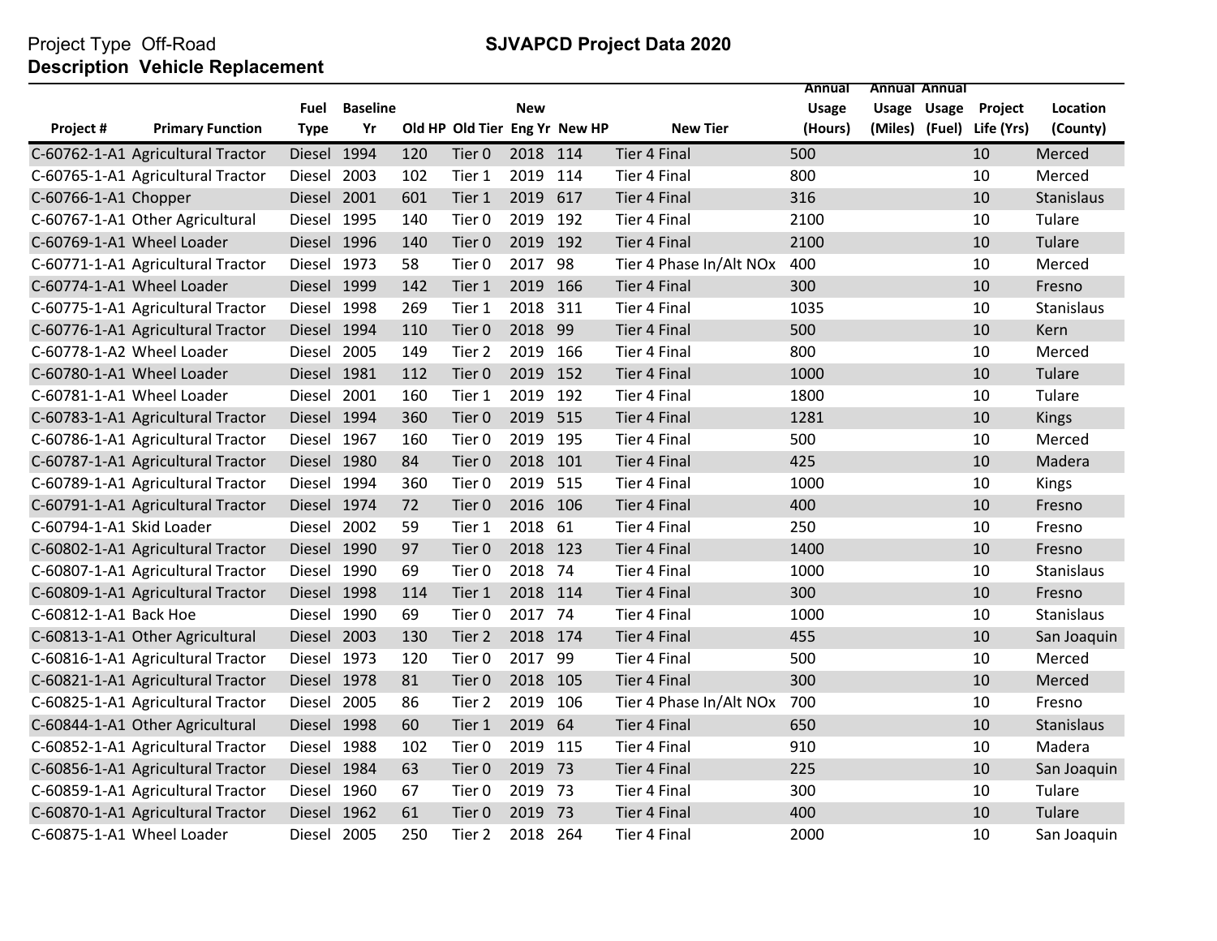Project Type Off-Road

**SJVAPCD Project Data 2020**

**Description Vehicle Replacement**

| Project # | Primary Function | Fuel Type | Baseline Yr | Old HP | Old Tier | New Eng Yr | New HP | New Tier | Annual Usage (Hours) | Annual Usage (Miles) | Annual Usage (Fuel) | Project Life (Yrs) | Location (County) |
|---|---|---|---|---|---|---|---|---|---|---|---|---|---|
| C-60762-1-A1 | Agricultural Tractor | Diesel | 1994 | 120 | Tier 0 | 2018 | 114 | Tier 4 Final | 500 | | | 10 | Merced |
| C-60765-1-A1 | Agricultural Tractor | Diesel | 2003 | 102 | Tier 1 | 2019 | 114 | Tier 4 Final | 800 | | | 10 | Merced |
| C-60766-1-A1 | Chopper | Diesel | 2001 | 601 | Tier 1 | 2019 | 617 | Tier 4 Final | 316 | | | 10 | Stanislaus |
| C-60767-1-A1 | Other Agricultural | Diesel | 1995 | 140 | Tier 0 | 2019 | 192 | Tier 4 Final | 2100 | | | 10 | Tulare |
| C-60769-1-A1 | Wheel Loader | Diesel | 1996 | 140 | Tier 0 | 2019 | 192 | Tier 4 Final | 2100 | | | 10 | Tulare |
| C-60771-1-A1 | Agricultural Tractor | Diesel | 1973 | 58 | Tier 0 | 2017 | 98 | Tier 4 Phase In/Alt NOx | 400 | | | 10 | Merced |
| C-60774-1-A1 | Wheel Loader | Diesel | 1999 | 142 | Tier 1 | 2019 | 166 | Tier 4 Final | 300 | | | 10 | Fresno |
| C-60775-1-A1 | Agricultural Tractor | Diesel | 1998 | 269 | Tier 1 | 2018 | 311 | Tier 4 Final | 1035 | | | 10 | Stanislaus |
| C-60776-1-A1 | Agricultural Tractor | Diesel | 1994 | 110 | Tier 0 | 2018 | 99 | Tier 4 Final | 500 | | | 10 | Kern |
| C-60778-1-A2 | Wheel Loader | Diesel | 2005 | 149 | Tier 2 | 2019 | 166 | Tier 4 Final | 800 | | | 10 | Merced |
| C-60780-1-A1 | Wheel Loader | Diesel | 1981 | 112 | Tier 0 | 2019 | 152 | Tier 4 Final | 1000 | | | 10 | Tulare |
| C-60781-1-A1 | Wheel Loader | Diesel | 2001 | 160 | Tier 1 | 2019 | 192 | Tier 4 Final | 1800 | | | 10 | Tulare |
| C-60783-1-A1 | Agricultural Tractor | Diesel | 1994 | 360 | Tier 0 | 2019 | 515 | Tier 4 Final | 1281 | | | 10 | Kings |
| C-60786-1-A1 | Agricultural Tractor | Diesel | 1967 | 160 | Tier 0 | 2019 | 195 | Tier 4 Final | 500 | | | 10 | Merced |
| C-60787-1-A1 | Agricultural Tractor | Diesel | 1980 | 84 | Tier 0 | 2018 | 101 | Tier 4 Final | 425 | | | 10 | Madera |
| C-60789-1-A1 | Agricultural Tractor | Diesel | 1994 | 360 | Tier 0 | 2019 | 515 | Tier 4 Final | 1000 | | | 10 | Kings |
| C-60791-1-A1 | Agricultural Tractor | Diesel | 1974 | 72 | Tier 0 | 2016 | 106 | Tier 4 Final | 400 | | | 10 | Fresno |
| C-60794-1-A1 | Skid Loader | Diesel | 2002 | 59 | Tier 1 | 2018 | 61 | Tier 4 Final | 250 | | | 10 | Fresno |
| C-60802-1-A1 | Agricultural Tractor | Diesel | 1990 | 97 | Tier 0 | 2018 | 123 | Tier 4 Final | 1400 | | | 10 | Fresno |
| C-60807-1-A1 | Agricultural Tractor | Diesel | 1990 | 69 | Tier 0 | 2018 | 74 | Tier 4 Final | 1000 | | | 10 | Stanislaus |
| C-60809-1-A1 | Agricultural Tractor | Diesel | 1998 | 114 | Tier 1 | 2018 | 114 | Tier 4 Final | 300 | | | 10 | Fresno |
| C-60812-1-A1 | Back Hoe | Diesel | 1990 | 69 | Tier 0 | 2017 | 74 | Tier 4 Final | 1000 | | | 10 | Stanislaus |
| C-60813-1-A1 | Other Agricultural | Diesel | 2003 | 130 | Tier 2 | 2018 | 174 | Tier 4 Final | 455 | | | 10 | San Joaquin |
| C-60816-1-A1 | Agricultural Tractor | Diesel | 1973 | 120 | Tier 0 | 2017 | 99 | Tier 4 Final | 500 | | | 10 | Merced |
| C-60821-1-A1 | Agricultural Tractor | Diesel | 1978 | 81 | Tier 0 | 2018 | 105 | Tier 4 Final | 300 | | | 10 | Merced |
| C-60825-1-A1 | Agricultural Tractor | Diesel | 2005 | 86 | Tier 2 | 2019 | 106 | Tier 4 Phase In/Alt NOx | 700 | | | 10 | Fresno |
| C-60844-1-A1 | Other Agricultural | Diesel | 1998 | 60 | Tier 1 | 2019 | 64 | Tier 4 Final | 650 | | | 10 | Stanislaus |
| C-60852-1-A1 | Agricultural Tractor | Diesel | 1988 | 102 | Tier 0 | 2019 | 115 | Tier 4 Final | 910 | | | 10 | Madera |
| C-60856-1-A1 | Agricultural Tractor | Diesel | 1984 | 63 | Tier 0 | 2019 | 73 | Tier 4 Final | 225 | | | 10 | San Joaquin |
| C-60859-1-A1 | Agricultural Tractor | Diesel | 1960 | 67 | Tier 0 | 2019 | 73 | Tier 4 Final | 300 | | | 10 | Tulare |
| C-60870-1-A1 | Agricultural Tractor | Diesel | 1962 | 61 | Tier 0 | 2019 | 73 | Tier 4 Final | 400 | | | 10 | Tulare |
| C-60875-1-A1 | Wheel Loader | Diesel | 2005 | 250 | Tier 2 | 2018 | 264 | Tier 4 Final | 2000 | | | 10 | San Joaquin |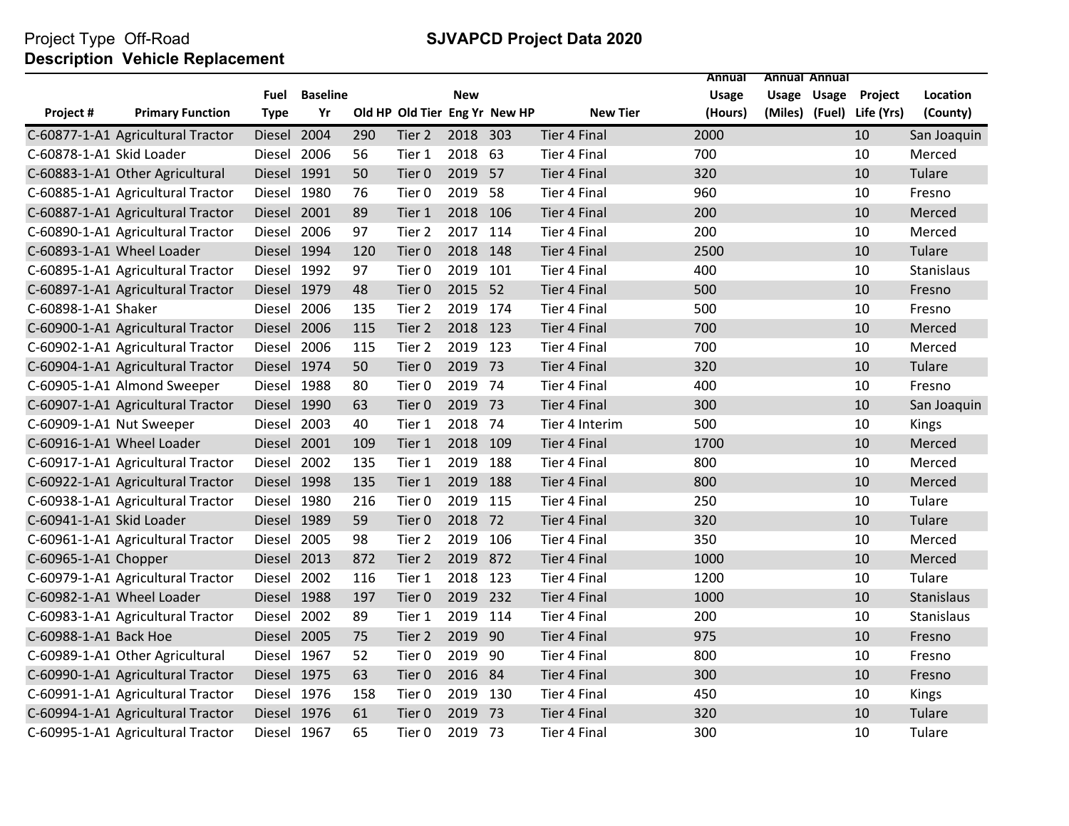Project Type Off-Road

**SJVAPCD Project Data 2020**

**Description Vehicle Replacement**

| Project # | Primary Function | Fuel Type | Baseline Yr | Old HP | Old Tier | New Eng Yr | New HP | New Tier | Annual Usage (Hours) | Annual Usage (Miles) | Annual Usage (Fuel) | Project Life (Yrs) | Location (County) |
|---|---|---|---|---|---|---|---|---|---|---|---|---|---|
| C-60877-1-A1 | Agricultural Tractor | Diesel | 2004 | 290 | Tier 2 | 2018 | 303 | Tier 4 Final | 2000 | | | 10 | San Joaquin |
| C-60878-1-A1 | Skid Loader | Diesel | 2006 | 56 | Tier 1 | 2018 | 63 | Tier 4 Final | 700 | | | 10 | Merced |
| C-60883-1-A1 | Other Agricultural | Diesel | 1991 | 50 | Tier 0 | 2019 | 57 | Tier 4 Final | 320 | | | 10 | Tulare |
| C-60885-1-A1 | Agricultural Tractor | Diesel | 1980 | 76 | Tier 0 | 2019 | 58 | Tier 4 Final | 960 | | | 10 | Fresno |
| C-60887-1-A1 | Agricultural Tractor | Diesel | 2001 | 89 | Tier 1 | 2018 | 106 | Tier 4 Final | 200 | | | 10 | Merced |
| C-60890-1-A1 | Agricultural Tractor | Diesel | 2006 | 97 | Tier 2 | 2017 | 114 | Tier 4 Final | 200 | | | 10 | Merced |
| C-60893-1-A1 | Wheel Loader | Diesel | 1994 | 120 | Tier 0 | 2018 | 148 | Tier 4 Final | 2500 | | | 10 | Tulare |
| C-60895-1-A1 | Agricultural Tractor | Diesel | 1992 | 97 | Tier 0 | 2019 | 101 | Tier 4 Final | 400 | | | 10 | Stanislaus |
| C-60897-1-A1 | Agricultural Tractor | Diesel | 1979 | 48 | Tier 0 | 2015 | 52 | Tier 4 Final | 500 | | | 10 | Fresno |
| C-60898-1-A1 | Shaker | Diesel | 2006 | 135 | Tier 2 | 2019 | 174 | Tier 4 Final | 500 | | | 10 | Fresno |
| C-60900-1-A1 | Agricultural Tractor | Diesel | 2006 | 115 | Tier 2 | 2018 | 123 | Tier 4 Final | 700 | | | 10 | Merced |
| C-60902-1-A1 | Agricultural Tractor | Diesel | 2006 | 115 | Tier 2 | 2019 | 123 | Tier 4 Final | 700 | | | 10 | Merced |
| C-60904-1-A1 | Agricultural Tractor | Diesel | 1974 | 50 | Tier 0 | 2019 | 73 | Tier 4 Final | 320 | | | 10 | Tulare |
| C-60905-1-A1 | Almond Sweeper | Diesel | 1988 | 80 | Tier 0 | 2019 | 74 | Tier 4 Final | 400 | | | 10 | Fresno |
| C-60907-1-A1 | Agricultural Tractor | Diesel | 1990 | 63 | Tier 0 | 2019 | 73 | Tier 4 Final | 300 | | | 10 | San Joaquin |
| C-60909-1-A1 | Nut Sweeper | Diesel | 2003 | 40 | Tier 1 | 2018 | 74 | Tier 4 Interim | 500 | | | 10 | Kings |
| C-60916-1-A1 | Wheel Loader | Diesel | 2001 | 109 | Tier 1 | 2018 | 109 | Tier 4 Final | 1700 | | | 10 | Merced |
| C-60917-1-A1 | Agricultural Tractor | Diesel | 2002 | 135 | Tier 1 | 2019 | 188 | Tier 4 Final | 800 | | | 10 | Merced |
| C-60922-1-A1 | Agricultural Tractor | Diesel | 1998 | 135 | Tier 1 | 2019 | 188 | Tier 4 Final | 800 | | | 10 | Merced |
| C-60938-1-A1 | Agricultural Tractor | Diesel | 1980 | 216 | Tier 0 | 2019 | 115 | Tier 4 Final | 250 | | | 10 | Tulare |
| C-60941-1-A1 | Skid Loader | Diesel | 1989 | 59 | Tier 0 | 2018 | 72 | Tier 4 Final | 320 | | | 10 | Tulare |
| C-60961-1-A1 | Agricultural Tractor | Diesel | 2005 | 98 | Tier 2 | 2019 | 106 | Tier 4 Final | 350 | | | 10 | Merced |
| C-60965-1-A1 | Chopper | Diesel | 2013 | 872 | Tier 2 | 2019 | 872 | Tier 4 Final | 1000 | | | 10 | Merced |
| C-60979-1-A1 | Agricultural Tractor | Diesel | 2002 | 116 | Tier 1 | 2018 | 123 | Tier 4 Final | 1200 | | | 10 | Tulare |
| C-60982-1-A1 | Wheel Loader | Diesel | 1988 | 197 | Tier 0 | 2019 | 232 | Tier 4 Final | 1000 | | | 10 | Stanislaus |
| C-60983-1-A1 | Agricultural Tractor | Diesel | 2002 | 89 | Tier 1 | 2019 | 114 | Tier 4 Final | 200 | | | 10 | Stanislaus |
| C-60988-1-A1 | Back Hoe | Diesel | 2005 | 75 | Tier 2 | 2019 | 90 | Tier 4 Final | 975 | | | 10 | Fresno |
| C-60989-1-A1 | Other Agricultural | Diesel | 1967 | 52 | Tier 0 | 2019 | 90 | Tier 4 Final | 800 | | | 10 | Fresno |
| C-60990-1-A1 | Agricultural Tractor | Diesel | 1975 | 63 | Tier 0 | 2016 | 84 | Tier 4 Final | 300 | | | 10 | Fresno |
| C-60991-1-A1 | Agricultural Tractor | Diesel | 1976 | 158 | Tier 0 | 2019 | 130 | Tier 4 Final | 450 | | | 10 | Kings |
| C-60994-1-A1 | Agricultural Tractor | Diesel | 1976 | 61 | Tier 0 | 2019 | 73 | Tier 4 Final | 320 | | | 10 | Tulare |
| C-60995-1-A1 | Agricultural Tractor | Diesel | 1967 | 65 | Tier 0 | 2019 | 73 | Tier 4 Final | 300 | | | 10 | Tulare |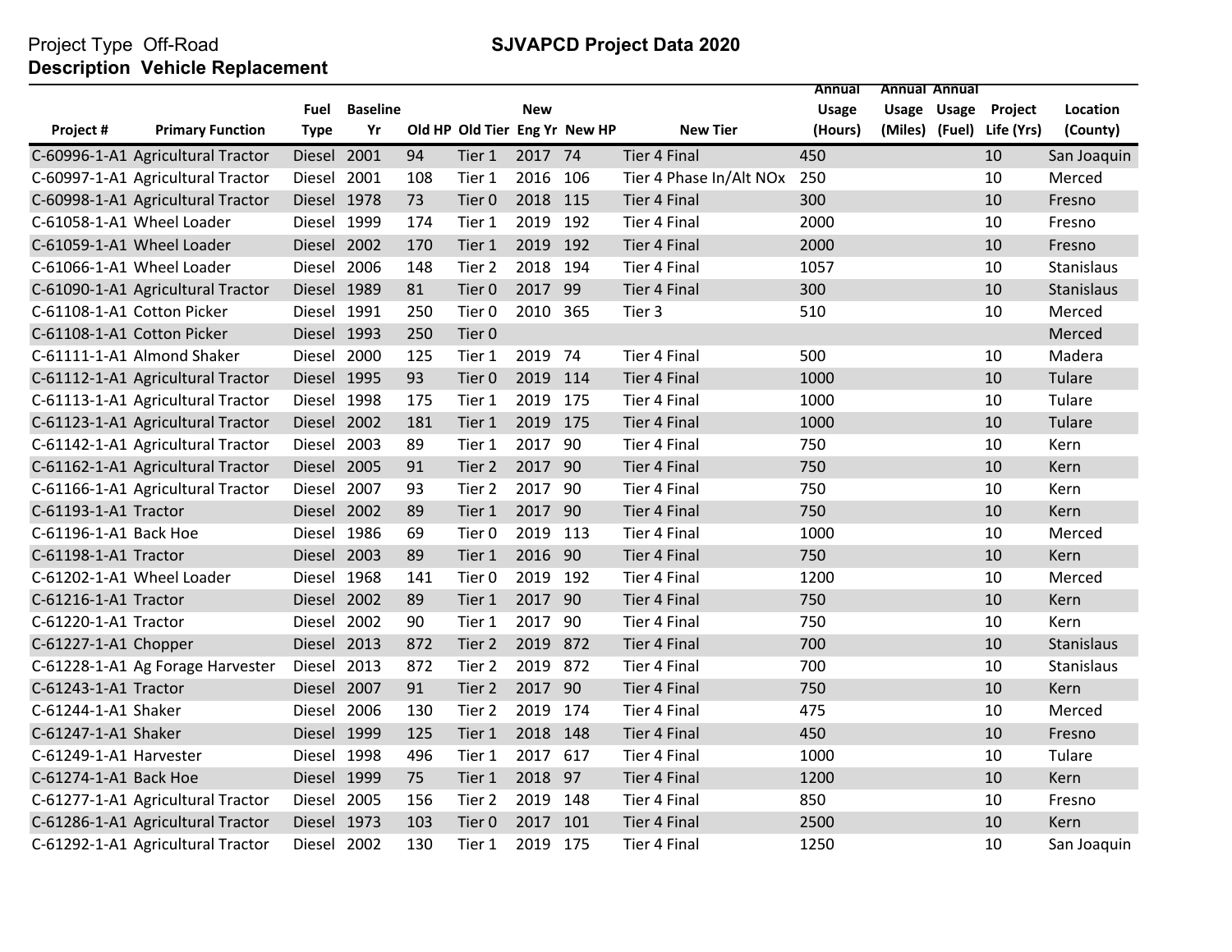Project Type Off-Road

**Description Vehicle Replacement**

**SJVAPCD Project Data 2020**

| Project # | Primary Function | Fuel Type | Baseline Yr | Old HP | Old Tier | New Eng Yr | New HP | New Tier | Annual Usage (Hours) | Annual Usage (Miles) | Annual Usage (Fuel) | Project Life (Yrs) | Location (County) |
|---|---|---|---|---|---|---|---|---|---|---|---|---|---|
| C-60996-1-A1 | Agricultural Tractor | Diesel | 2001 | 94 | Tier 1 | 2017 | 74 | Tier 4 Final | 450 | | | 10 | San Joaquin |
| C-60997-1-A1 | Agricultural Tractor | Diesel | 2001 | 108 | Tier 1 | 2016 | 106 | Tier 4 Phase In/Alt NOx | 250 | | | 10 | Merced |
| C-60998-1-A1 | Agricultural Tractor | Diesel | 1978 | 73 | Tier 0 | 2018 | 115 | Tier 4 Final | 300 | | | 10 | Fresno |
| C-61058-1-A1 | Wheel Loader | Diesel | 1999 | 174 | Tier 1 | 2019 | 192 | Tier 4 Final | 2000 | | | 10 | Fresno |
| C-61059-1-A1 | Wheel Loader | Diesel | 2002 | 170 | Tier 1 | 2019 | 192 | Tier 4 Final | 2000 | | | 10 | Fresno |
| C-61066-1-A1 | Wheel Loader | Diesel | 2006 | 148 | Tier 2 | 2018 | 194 | Tier 4 Final | 1057 | | | 10 | Stanislaus |
| C-61090-1-A1 | Agricultural Tractor | Diesel | 1989 | 81 | Tier 0 | 2017 | 99 | Tier 4 Final | 300 | | | 10 | Stanislaus |
| C-61108-1-A1 | Cotton Picker | Diesel | 1991 | 250 | Tier 0 | 2010 | 365 | Tier 3 | 510 | | | 10 | Merced |
| C-61108-1-A1 | Cotton Picker | Diesel | 1993 | 250 | Tier 0 | | | | | | | | Merced |
| C-61111-1-A1 | Almond Shaker | Diesel | 2000 | 125 | Tier 1 | 2019 | 74 | Tier 4 Final | 500 | | | 10 | Madera |
| C-61112-1-A1 | Agricultural Tractor | Diesel | 1995 | 93 | Tier 0 | 2019 | 114 | Tier 4 Final | 1000 | | | 10 | Tulare |
| C-61113-1-A1 | Agricultural Tractor | Diesel | 1998 | 175 | Tier 1 | 2019 | 175 | Tier 4 Final | 1000 | | | 10 | Tulare |
| C-61123-1-A1 | Agricultural Tractor | Diesel | 2002 | 181 | Tier 1 | 2019 | 175 | Tier 4 Final | 1000 | | | 10 | Tulare |
| C-61142-1-A1 | Agricultural Tractor | Diesel | 2003 | 89 | Tier 1 | 2017 | 90 | Tier 4 Final | 750 | | | 10 | Kern |
| C-61162-1-A1 | Agricultural Tractor | Diesel | 2005 | 91 | Tier 2 | 2017 | 90 | Tier 4 Final | 750 | | | 10 | Kern |
| C-61166-1-A1 | Agricultural Tractor | Diesel | 2007 | 93 | Tier 2 | 2017 | 90 | Tier 4 Final | 750 | | | 10 | Kern |
| C-61193-1-A1 | Tractor | Diesel | 2002 | 89 | Tier 1 | 2017 | 90 | Tier 4 Final | 750 | | | 10 | Kern |
| C-61196-1-A1 | Back Hoe | Diesel | 1986 | 69 | Tier 0 | 2019 | 113 | Tier 4 Final | 1000 | | | 10 | Merced |
| C-61198-1-A1 | Tractor | Diesel | 2003 | 89 | Tier 1 | 2016 | 90 | Tier 4 Final | 750 | | | 10 | Kern |
| C-61202-1-A1 | Wheel Loader | Diesel | 1968 | 141 | Tier 0 | 2019 | 192 | Tier 4 Final | 1200 | | | 10 | Merced |
| C-61216-1-A1 | Tractor | Diesel | 2002 | 89 | Tier 1 | 2017 | 90 | Tier 4 Final | 750 | | | 10 | Kern |
| C-61220-1-A1 | Tractor | Diesel | 2002 | 90 | Tier 1 | 2017 | 90 | Tier 4 Final | 750 | | | 10 | Kern |
| C-61227-1-A1 | Chopper | Diesel | 2013 | 872 | Tier 2 | 2019 | 872 | Tier 4 Final | 700 | | | 10 | Stanislaus |
| C-61228-1-A1 | Ag Forage Harvester | Diesel | 2013 | 872 | Tier 2 | 2019 | 872 | Tier 4 Final | 700 | | | 10 | Stanislaus |
| C-61243-1-A1 | Tractor | Diesel | 2007 | 91 | Tier 2 | 2017 | 90 | Tier 4 Final | 750 | | | 10 | Kern |
| C-61244-1-A1 | Shaker | Diesel | 2006 | 130 | Tier 2 | 2019 | 174 | Tier 4 Final | 475 | | | 10 | Merced |
| C-61247-1-A1 | Shaker | Diesel | 1999 | 125 | Tier 1 | 2018 | 148 | Tier 4 Final | 450 | | | 10 | Fresno |
| C-61249-1-A1 | Harvester | Diesel | 1998 | 496 | Tier 1 | 2017 | 617 | Tier 4 Final | 1000 | | | 10 | Tulare |
| C-61274-1-A1 | Back Hoe | Diesel | 1999 | 75 | Tier 1 | 2018 | 97 | Tier 4 Final | 1200 | | | 10 | Kern |
| C-61277-1-A1 | Agricultural Tractor | Diesel | 2005 | 156 | Tier 2 | 2019 | 148 | Tier 4 Final | 850 | | | 10 | Fresno |
| C-61286-1-A1 | Agricultural Tractor | Diesel | 1973 | 103 | Tier 0 | 2017 | 101 | Tier 4 Final | 2500 | | | 10 | Kern |
| C-61292-1-A1 | Agricultural Tractor | Diesel | 2002 | 130 | Tier 1 | 2019 | 175 | Tier 4 Final | 1250 | | | 10 | San Joaquin |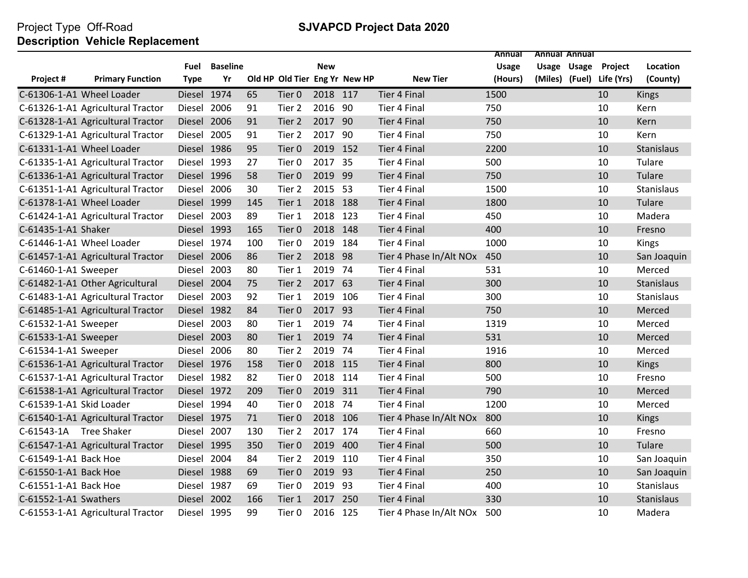Project Type Off-Road

**Description Vehicle Replacement**

**SJVAPCD Project Data 2020**

| Project # | Primary Function | Fuel Type | Baseline Yr | Old HP | Old Tier | New Eng Yr | New HP | New Tier | Annual Usage (Hours) | Annual Usage (Miles) | Annual Usage (Fuel) | Project Life (Yrs) | Location (County) |
|---|---|---|---|---|---|---|---|---|---|---|---|---|---|
| C-61306-1-A1 | Wheel Loader | Diesel | 1974 | 65 | Tier 0 | 2018 | 117 | Tier 4 Final | 1500 | | | 10 | Kings |
| C-61326-1-A1 | Agricultural Tractor | Diesel | 2006 | 91 | Tier 2 | 2016 | 90 | Tier 4 Final | 750 | | | 10 | Kern |
| C-61328-1-A1 | Agricultural Tractor | Diesel | 2006 | 91 | Tier 2 | 2017 | 90 | Tier 4 Final | 750 | | | 10 | Kern |
| C-61329-1-A1 | Agricultural Tractor | Diesel | 2005 | 91 | Tier 2 | 2017 | 90 | Tier 4 Final | 750 | | | 10 | Kern |
| C-61331-1-A1 | Wheel Loader | Diesel | 1986 | 95 | Tier 0 | 2019 | 152 | Tier 4 Final | 2200 | | | 10 | Stanislaus |
| C-61335-1-A1 | Agricultural Tractor | Diesel | 1993 | 27 | Tier 0 | 2017 | 35 | Tier 4 Final | 500 | | | 10 | Tulare |
| C-61336-1-A1 | Agricultural Tractor | Diesel | 1996 | 58 | Tier 0 | 2019 | 99 | Tier 4 Final | 750 | | | 10 | Tulare |
| C-61351-1-A1 | Agricultural Tractor | Diesel | 2006 | 30 | Tier 2 | 2015 | 53 | Tier 4 Final | 1500 | | | 10 | Stanislaus |
| C-61378-1-A1 | Wheel Loader | Diesel | 1999 | 145 | Tier 1 | 2018 | 188 | Tier 4 Final | 1800 | | | 10 | Tulare |
| C-61424-1-A1 | Agricultural Tractor | Diesel | 2003 | 89 | Tier 1 | 2018 | 123 | Tier 4 Final | 450 | | | 10 | Madera |
| C-61435-1-A1 | Shaker | Diesel | 1993 | 165 | Tier 0 | 2018 | 148 | Tier 4 Final | 400 | | | 10 | Fresno |
| C-61446-1-A1 | Wheel Loader | Diesel | 1974 | 100 | Tier 0 | 2019 | 184 | Tier 4 Final | 1000 | | | 10 | Kings |
| C-61457-1-A1 | Agricultural Tractor | Diesel | 2006 | 86 | Tier 2 | 2018 | 98 | Tier 4 Phase In/Alt NOx | 450 | | | 10 | San Joaquin |
| C-61460-1-A1 | Sweeper | Diesel | 2003 | 80 | Tier 1 | 2019 | 74 | Tier 4 Final | 531 | | | 10 | Merced |
| C-61482-1-A1 | Other Agricultural | Diesel | 2004 | 75 | Tier 2 | 2017 | 63 | Tier 4 Final | 300 | | | 10 | Stanislaus |
| C-61483-1-A1 | Agricultural Tractor | Diesel | 2003 | 92 | Tier 1 | 2019 | 106 | Tier 4 Final | 300 | | | 10 | Stanislaus |
| C-61485-1-A1 | Agricultural Tractor | Diesel | 1982 | 84 | Tier 0 | 2017 | 93 | Tier 4 Final | 750 | | | 10 | Merced |
| C-61532-1-A1 | Sweeper | Diesel | 2003 | 80 | Tier 1 | 2019 | 74 | Tier 4 Final | 1319 | | | 10 | Merced |
| C-61533-1-A1 | Sweeper | Diesel | 2003 | 80 | Tier 1 | 2019 | 74 | Tier 4 Final | 531 | | | 10 | Merced |
| C-61534-1-A1 | Sweeper | Diesel | 2006 | 80 | Tier 2 | 2019 | 74 | Tier 4 Final | 1916 | | | 10 | Merced |
| C-61536-1-A1 | Agricultural Tractor | Diesel | 1976 | 158 | Tier 0 | 2018 | 115 | Tier 4 Final | 800 | | | 10 | Kings |
| C-61537-1-A1 | Agricultural Tractor | Diesel | 1982 | 82 | Tier 0 | 2018 | 114 | Tier 4 Final | 500 | | | 10 | Fresno |
| C-61538-1-A1 | Agricultural Tractor | Diesel | 1972 | 209 | Tier 0 | 2019 | 311 | Tier 4 Final | 790 | | | 10 | Merced |
| C-61539-1-A1 | Skid Loader | Diesel | 1994 | 40 | Tier 0 | 2018 | 74 | Tier 4 Final | 1200 | | | 10 | Merced |
| C-61540-1-A1 | Agricultural Tractor | Diesel | 1975 | 71 | Tier 0 | 2018 | 106 | Tier 4 Phase In/Alt NOx | 800 | | | 10 | Kings |
| C-61543-1A | Tree Shaker | Diesel | 2007 | 130 | Tier 2 | 2017 | 174 | Tier 4 Final | 660 | | | 10 | Fresno |
| C-61547-1-A1 | Agricultural Tractor | Diesel | 1995 | 350 | Tier 0 | 2019 | 400 | Tier 4 Final | 500 | | | 10 | Tulare |
| C-61549-1-A1 | Back Hoe | Diesel | 2004 | 84 | Tier 2 | 2019 | 110 | Tier 4 Final | 350 | | | 10 | San Joaquin |
| C-61550-1-A1 | Back Hoe | Diesel | 1988 | 69 | Tier 0 | 2019 | 93 | Tier 4 Final | 250 | | | 10 | San Joaquin |
| C-61551-1-A1 | Back Hoe | Diesel | 1987 | 69 | Tier 0 | 2019 | 93 | Tier 4 Final | 400 | | | 10 | Stanislaus |
| C-61552-1-A1 | Swathers | Diesel | 2002 | 166 | Tier 1 | 2017 | 250 | Tier 4 Final | 330 | | | 10 | Stanislaus |
| C-61553-1-A1 | Agricultural Tractor | Diesel | 1995 | 99 | Tier 0 | 2016 | 125 | Tier 4 Phase In/Alt NOx | 500 | | | 10 | Madera |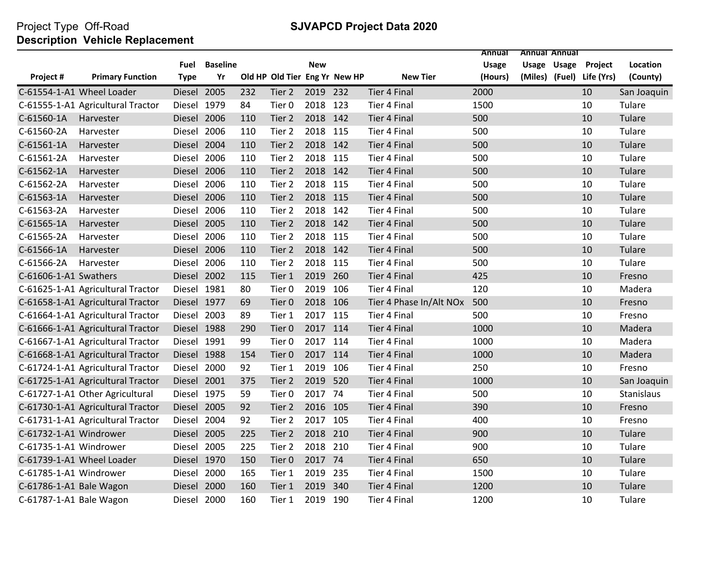Project Type Off-Road

**Description Vehicle Replacement**

**SJVAPCD Project Data 2020**

| Project # | Primary Function | Fuel Type | Baseline Yr | Old HP | Old Tier | New Eng Yr | New HP | New Tier | Annual Usage (Hours) | Annual Usage (Miles) | Annual Usage (Fuel) | Project Life (Yrs) | Location (County) |
|---|---|---|---|---|---|---|---|---|---|---|---|---|---|
| C-61554-1-A1 | Wheel Loader | Diesel | 2005 | 232 | Tier 2 | 2019 | 232 | Tier 4 Final | 2000 | | | 10 | San Joaquin |
| C-61555-1-A1 | Agricultural Tractor | Diesel | 1979 | 84 | Tier 0 | 2018 | 123 | Tier 4 Final | 1500 | | | 10 | Tulare |
| C-61560-1A | Harvester | Diesel | 2006 | 110 | Tier 2 | 2018 | 142 | Tier 4 Final | 500 | | | 10 | Tulare |
| C-61560-2A | Harvester | Diesel | 2006 | 110 | Tier 2 | 2018 | 115 | Tier 4 Final | 500 | | | 10 | Tulare |
| C-61561-1A | Harvester | Diesel | 2004 | 110 | Tier 2 | 2018 | 142 | Tier 4 Final | 500 | | | 10 | Tulare |
| C-61561-2A | Harvester | Diesel | 2006 | 110 | Tier 2 | 2018 | 115 | Tier 4 Final | 500 | | | 10 | Tulare |
| C-61562-1A | Harvester | Diesel | 2006 | 110 | Tier 2 | 2018 | 142 | Tier 4 Final | 500 | | | 10 | Tulare |
| C-61562-2A | Harvester | Diesel | 2006 | 110 | Tier 2 | 2018 | 115 | Tier 4 Final | 500 | | | 10 | Tulare |
| C-61563-1A | Harvester | Diesel | 2006 | 110 | Tier 2 | 2018 | 115 | Tier 4 Final | 500 | | | 10 | Tulare |
| C-61563-2A | Harvester | Diesel | 2006 | 110 | Tier 2 | 2018 | 142 | Tier 4 Final | 500 | | | 10 | Tulare |
| C-61565-1A | Harvester | Diesel | 2005 | 110 | Tier 2 | 2018 | 142 | Tier 4 Final | 500 | | | 10 | Tulare |
| C-61565-2A | Harvester | Diesel | 2006 | 110 | Tier 2 | 2018 | 115 | Tier 4 Final | 500 | | | 10 | Tulare |
| C-61566-1A | Harvester | Diesel | 2006 | 110 | Tier 2 | 2018 | 142 | Tier 4 Final | 500 | | | 10 | Tulare |
| C-61566-2A | Harvester | Diesel | 2006 | 110 | Tier 2 | 2018 | 115 | Tier 4 Final | 500 | | | 10 | Tulare |
| C-61606-1-A1 | Swathers | Diesel | 2002 | 115 | Tier 1 | 2019 | 260 | Tier 4 Final | 425 | | | 10 | Fresno |
| C-61625-1-A1 | Agricultural Tractor | Diesel | 1981 | 80 | Tier 0 | 2019 | 106 | Tier 4 Final | 120 | | | 10 | Madera |
| C-61658-1-A1 | Agricultural Tractor | Diesel | 1977 | 69 | Tier 0 | 2018 | 106 | Tier 4 Phase In/Alt NOx | 500 | | | 10 | Fresno |
| C-61664-1-A1 | Agricultural Tractor | Diesel | 2003 | 89 | Tier 1 | 2017 | 115 | Tier 4 Final | 500 | | | 10 | Fresno |
| C-61666-1-A1 | Agricultural Tractor | Diesel | 1988 | 290 | Tier 0 | 2017 | 114 | Tier 4 Final | 1000 | | | 10 | Madera |
| C-61667-1-A1 | Agricultural Tractor | Diesel | 1991 | 99 | Tier 0 | 2017 | 114 | Tier 4 Final | 1000 | | | 10 | Madera |
| C-61668-1-A1 | Agricultural Tractor | Diesel | 1988 | 154 | Tier 0 | 2017 | 114 | Tier 4 Final | 1000 | | | 10 | Madera |
| C-61724-1-A1 | Agricultural Tractor | Diesel | 2000 | 92 | Tier 1 | 2019 | 106 | Tier 4 Final | 250 | | | 10 | Fresno |
| C-61725-1-A1 | Agricultural Tractor | Diesel | 2001 | 375 | Tier 2 | 2019 | 520 | Tier 4 Final | 1000 | | | 10 | San Joaquin |
| C-61727-1-A1 | Other Agricultural | Diesel | 1975 | 59 | Tier 0 | 2017 | 74 | Tier 4 Final | 500 | | | 10 | Stanislaus |
| C-61730-1-A1 | Agricultural Tractor | Diesel | 2005 | 92 | Tier 2 | 2016 | 105 | Tier 4 Final | 390 | | | 10 | Fresno |
| C-61731-1-A1 | Agricultural Tractor | Diesel | 2004 | 92 | Tier 2 | 2017 | 105 | Tier 4 Final | 400 | | | 10 | Fresno |
| C-61732-1-A1 | Windrower | Diesel | 2005 | 225 | Tier 2 | 2018 | 210 | Tier 4 Final | 900 | | | 10 | Tulare |
| C-61735-1-A1 | Windrower | Diesel | 2005 | 225 | Tier 2 | 2018 | 210 | Tier 4 Final | 900 | | | 10 | Tulare |
| C-61739-1-A1 | Wheel Loader | Diesel | 1970 | 150 | Tier 0 | 2017 | 74 | Tier 4 Final | 650 | | | 10 | Tulare |
| C-61785-1-A1 | Windrower | Diesel | 2000 | 165 | Tier 1 | 2019 | 235 | Tier 4 Final | 1500 | | | 10 | Tulare |
| C-61786-1-A1 | Bale Wagon | Diesel | 2000 | 160 | Tier 1 | 2019 | 340 | Tier 4 Final | 1200 | | | 10 | Tulare |
| C-61787-1-A1 | Bale Wagon | Diesel | 2000 | 160 | Tier 1 | 2019 | 190 | Tier 4 Final | 1200 | | | 10 | Tulare |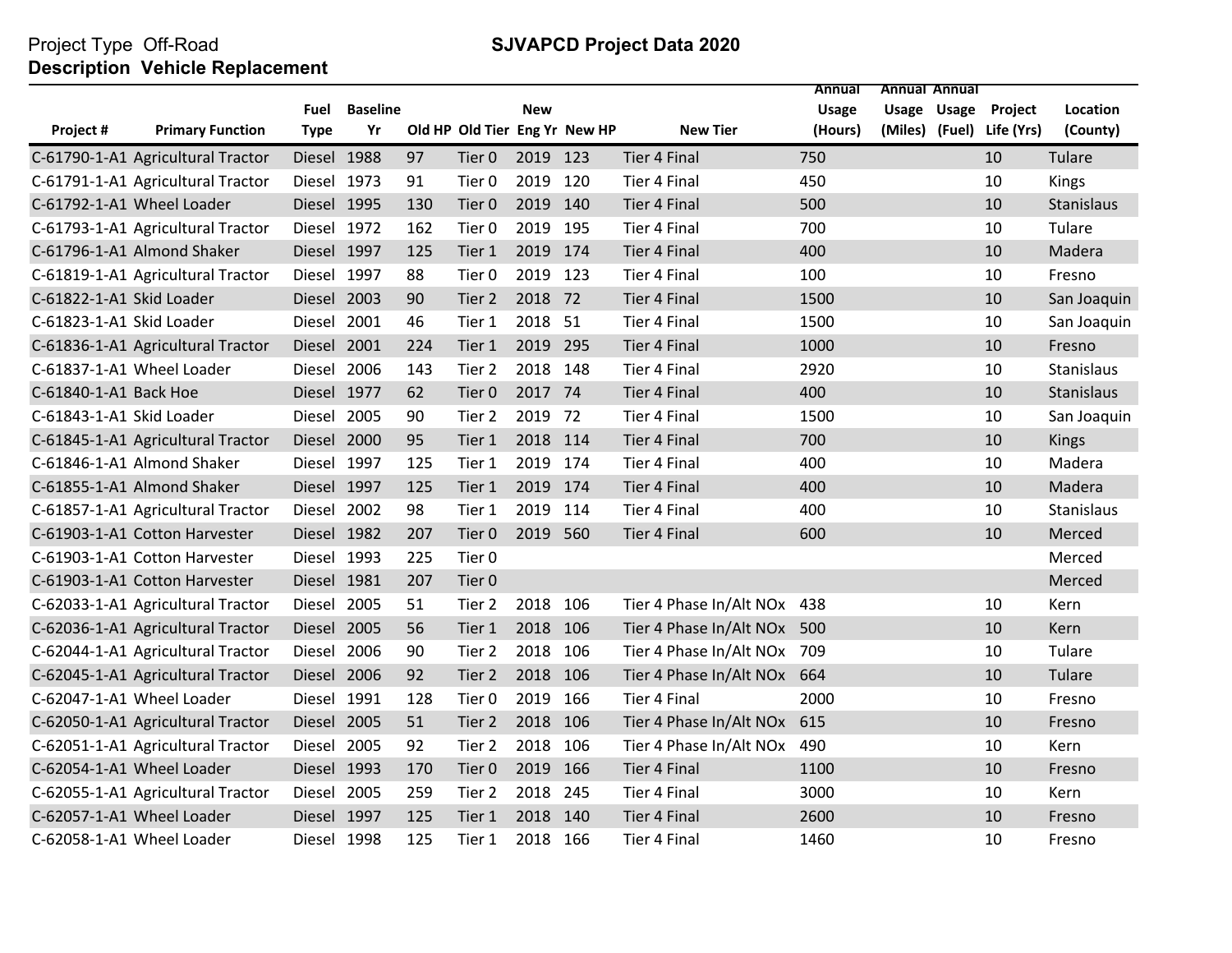Project Type Off-Road

**Description Vehicle Replacement**

**SJVAPCD Project Data 2020**

| Project # | Primary Function | Fuel Type | Baseline Yr | Old HP | Old Tier | New Eng Yr | New HP | New Tier | Annual Usage (Hours) | Annual Usage (Miles) | Annual Usage (Fuel) | Project Life (Yrs) | Location (County) |
|---|---|---|---|---|---|---|---|---|---|---|---|---|---|
| C-61790-1-A1 | Agricultural Tractor | Diesel | 1988 | 97 | Tier 0 | 2019 | 123 | Tier 4 Final | 750 | | | 10 | Tulare |
| C-61791-1-A1 | Agricultural Tractor | Diesel | 1973 | 91 | Tier 0 | 2019 | 120 | Tier 4 Final | 450 | | | 10 | Kings |
| C-61792-1-A1 | Wheel Loader | Diesel | 1995 | 130 | Tier 0 | 2019 | 140 | Tier 4 Final | 500 | | | 10 | Stanislaus |
| C-61793-1-A1 | Agricultural Tractor | Diesel | 1972 | 162 | Tier 0 | 2019 | 195 | Tier 4 Final | 700 | | | 10 | Tulare |
| C-61796-1-A1 | Almond Shaker | Diesel | 1997 | 125 | Tier 1 | 2019 | 174 | Tier 4 Final | 400 | | | 10 | Madera |
| C-61819-1-A1 | Agricultural Tractor | Diesel | 1997 | 88 | Tier 0 | 2019 | 123 | Tier 4 Final | 100 | | | 10 | Fresno |
| C-61822-1-A1 | Skid Loader | Diesel | 2003 | 90 | Tier 2 | 2018 | 72 | Tier 4 Final | 1500 | | | 10 | San Joaquin |
| C-61823-1-A1 | Skid Loader | Diesel | 2001 | 46 | Tier 1 | 2018 | 51 | Tier 4 Final | 1500 | | | 10 | San Joaquin |
| C-61836-1-A1 | Agricultural Tractor | Diesel | 2001 | 224 | Tier 1 | 2019 | 295 | Tier 4 Final | 1000 | | | 10 | Fresno |
| C-61837-1-A1 | Wheel Loader | Diesel | 2006 | 143 | Tier 2 | 2018 | 148 | Tier 4 Final | 2920 | | | 10 | Stanislaus |
| C-61840-1-A1 | Back Hoe | Diesel | 1977 | 62 | Tier 0 | 2017 | 74 | Tier 4 Final | 400 | | | 10 | Stanislaus |
| C-61843-1-A1 | Skid Loader | Diesel | 2005 | 90 | Tier 2 | 2019 | 72 | Tier 4 Final | 1500 | | | 10 | San Joaquin |
| C-61845-1-A1 | Agricultural Tractor | Diesel | 2000 | 95 | Tier 1 | 2018 | 114 | Tier 4 Final | 700 | | | 10 | Kings |
| C-61846-1-A1 | Almond Shaker | Diesel | 1997 | 125 | Tier 1 | 2019 | 174 | Tier 4 Final | 400 | | | 10 | Madera |
| C-61855-1-A1 | Almond Shaker | Diesel | 1997 | 125 | Tier 1 | 2019 | 174 | Tier 4 Final | 400 | | | 10 | Madera |
| C-61857-1-A1 | Agricultural Tractor | Diesel | 2002 | 98 | Tier 1 | 2019 | 114 | Tier 4 Final | 400 | | | 10 | Stanislaus |
| C-61903-1-A1 | Cotton Harvester | Diesel | 1982 | 207 | Tier 0 | 2019 | 560 | Tier 4 Final | 600 | | | 10 | Merced |
| C-61903-1-A1 | Cotton Harvester | Diesel | 1993 | 225 | Tier 0 | | | | | | | | Merced |
| C-61903-1-A1 | Cotton Harvester | Diesel | 1981 | 207 | Tier 0 | | | | | | | | Merced |
| C-62033-1-A1 | Agricultural Tractor | Diesel | 2005 | 51 | Tier 2 | 2018 | 106 | Tier 4 Phase In/Alt NOx | 438 | | | 10 | Kern |
| C-62036-1-A1 | Agricultural Tractor | Diesel | 2005 | 56 | Tier 1 | 2018 | 106 | Tier 4 Phase In/Alt NOx | 500 | | | 10 | Kern |
| C-62044-1-A1 | Agricultural Tractor | Diesel | 2006 | 90 | Tier 2 | 2018 | 106 | Tier 4 Phase In/Alt NOx | 709 | | | 10 | Tulare |
| C-62045-1-A1 | Agricultural Tractor | Diesel | 2006 | 92 | Tier 2 | 2018 | 106 | Tier 4 Phase In/Alt NOx | 664 | | | 10 | Tulare |
| C-62047-1-A1 | Wheel Loader | Diesel | 1991 | 128 | Tier 0 | 2019 | 166 | Tier 4 Final | 2000 | | | 10 | Fresno |
| C-62050-1-A1 | Agricultural Tractor | Diesel | 2005 | 51 | Tier 2 | 2018 | 106 | Tier 4 Phase In/Alt NOx | 615 | | | 10 | Fresno |
| C-62051-1-A1 | Agricultural Tractor | Diesel | 2005 | 92 | Tier 2 | 2018 | 106 | Tier 4 Phase In/Alt NOx | 490 | | | 10 | Kern |
| C-62054-1-A1 | Wheel Loader | Diesel | 1993 | 170 | Tier 0 | 2019 | 166 | Tier 4 Final | 1100 | | | 10 | Fresno |
| C-62055-1-A1 | Agricultural Tractor | Diesel | 2005 | 259 | Tier 2 | 2018 | 245 | Tier 4 Final | 3000 | | | 10 | Kern |
| C-62057-1-A1 | Wheel Loader | Diesel | 1997 | 125 | Tier 1 | 2018 | 140 | Tier 4 Final | 2600 | | | 10 | Fresno |
| C-62058-1-A1 | Wheel Loader | Diesel | 1998 | 125 | Tier 1 | 2018 | 166 | Tier 4 Final | 1460 | | | 10 | Fresno |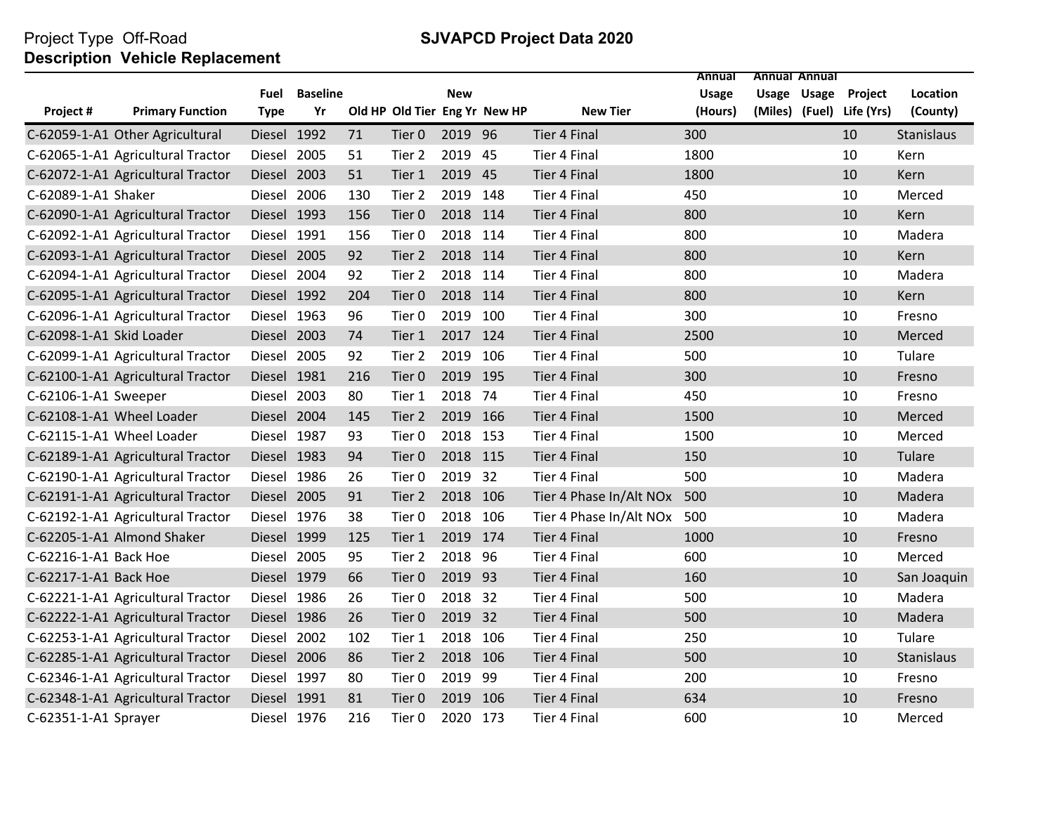Project Type Off-Road

**Description Vehicle Replacement**

**SJVAPCD Project Data 2020**

| Project # | Primary Function | Fuel Type | Baseline Yr | Old HP | Old Tier | New Eng Yr | New HP | New Tier | Annual Usage (Hours) | Annual Usage (Miles) | Annual Usage (Fuel) | Project Life (Yrs) | Location (County) |
|---|---|---|---|---|---|---|---|---|---|---|---|---|---|
| C-62059-1-A1 | Other Agricultural | Diesel | 1992 | 71 | Tier 0 | 2019 | 96 | Tier 4 Final | 300 | | | 10 | Stanislaus |
| C-62065-1-A1 | Agricultural Tractor | Diesel | 2005 | 51 | Tier 2 | 2019 | 45 | Tier 4 Final | 1800 | | | 10 | Kern |
| C-62072-1-A1 | Agricultural Tractor | Diesel | 2003 | 51 | Tier 1 | 2019 | 45 | Tier 4 Final | 1800 | | | 10 | Kern |
| C-62089-1-A1 | Shaker | Diesel | 2006 | 130 | Tier 2 | 2019 | 148 | Tier 4 Final | 450 | | | 10 | Merced |
| C-62090-1-A1 | Agricultural Tractor | Diesel | 1993 | 156 | Tier 0 | 2018 | 114 | Tier 4 Final | 800 | | | 10 | Kern |
| C-62092-1-A1 | Agricultural Tractor | Diesel | 1991 | 156 | Tier 0 | 2018 | 114 | Tier 4 Final | 800 | | | 10 | Madera |
| C-62093-1-A1 | Agricultural Tractor | Diesel | 2005 | 92 | Tier 2 | 2018 | 114 | Tier 4 Final | 800 | | | 10 | Kern |
| C-62094-1-A1 | Agricultural Tractor | Diesel | 2004 | 92 | Tier 2 | 2018 | 114 | Tier 4 Final | 800 | | | 10 | Madera |
| C-62095-1-A1 | Agricultural Tractor | Diesel | 1992 | 204 | Tier 0 | 2018 | 114 | Tier 4 Final | 800 | | | 10 | Kern |
| C-62096-1-A1 | Agricultural Tractor | Diesel | 1963 | 96 | Tier 0 | 2019 | 100 | Tier 4 Final | 300 | | | 10 | Fresno |
| C-62098-1-A1 | Skid Loader | Diesel | 2003 | 74 | Tier 1 | 2017 | 124 | Tier 4 Final | 2500 | | | 10 | Merced |
| C-62099-1-A1 | Agricultural Tractor | Diesel | 2005 | 92 | Tier 2 | 2019 | 106 | Tier 4 Final | 500 | | | 10 | Tulare |
| C-62100-1-A1 | Agricultural Tractor | Diesel | 1981 | 216 | Tier 0 | 2019 | 195 | Tier 4 Final | 300 | | | 10 | Fresno |
| C-62106-1-A1 | Sweeper | Diesel | 2003 | 80 | Tier 1 | 2018 | 74 | Tier 4 Final | 450 | | | 10 | Fresno |
| C-62108-1-A1 | Wheel Loader | Diesel | 2004 | 145 | Tier 2 | 2019 | 166 | Tier 4 Final | 1500 | | | 10 | Merced |
| C-62115-1-A1 | Wheel Loader | Diesel | 1987 | 93 | Tier 0 | 2018 | 153 | Tier 4 Final | 1500 | | | 10 | Merced |
| C-62189-1-A1 | Agricultural Tractor | Diesel | 1983 | 94 | Tier 0 | 2018 | 115 | Tier 4 Final | 150 | | | 10 | Tulare |
| C-62190-1-A1 | Agricultural Tractor | Diesel | 1986 | 26 | Tier 0 | 2019 | 32 | Tier 4 Final | 500 | | | 10 | Madera |
| C-62191-1-A1 | Agricultural Tractor | Diesel | 2005 | 91 | Tier 2 | 2018 | 106 | Tier 4 Phase In/Alt NOx | 500 | | | 10 | Madera |
| C-62192-1-A1 | Agricultural Tractor | Diesel | 1976 | 38 | Tier 0 | 2018 | 106 | Tier 4 Phase In/Alt NOx | 500 | | | 10 | Madera |
| C-62205-1-A1 | Almond Shaker | Diesel | 1999 | 125 | Tier 1 | 2019 | 174 | Tier 4 Final | 1000 | | | 10 | Fresno |
| C-62216-1-A1 | Back Hoe | Diesel | 2005 | 95 | Tier 2 | 2018 | 96 | Tier 4 Final | 600 | | | 10 | Merced |
| C-62217-1-A1 | Back Hoe | Diesel | 1979 | 66 | Tier 0 | 2019 | 93 | Tier 4 Final | 160 | | | 10 | San Joaquin |
| C-62221-1-A1 | Agricultural Tractor | Diesel | 1986 | 26 | Tier 0 | 2018 | 32 | Tier 4 Final | 500 | | | 10 | Madera |
| C-62222-1-A1 | Agricultural Tractor | Diesel | 1986 | 26 | Tier 0 | 2019 | 32 | Tier 4 Final | 500 | | | 10 | Madera |
| C-62253-1-A1 | Agricultural Tractor | Diesel | 2002 | 102 | Tier 1 | 2018 | 106 | Tier 4 Final | 250 | | | 10 | Tulare |
| C-62285-1-A1 | Agricultural Tractor | Diesel | 2006 | 86 | Tier 2 | 2018 | 106 | Tier 4 Final | 500 | | | 10 | Stanislaus |
| C-62346-1-A1 | Agricultural Tractor | Diesel | 1997 | 80 | Tier 0 | 2019 | 99 | Tier 4 Final | 200 | | | 10 | Fresno |
| C-62348-1-A1 | Agricultural Tractor | Diesel | 1991 | 81 | Tier 0 | 2019 | 106 | Tier 4 Final | 634 | | | 10 | Fresno |
| C-62351-1-A1 | Sprayer | Diesel | 1976 | 216 | Tier 0 | 2020 | 173 | Tier 4 Final | 600 | | | 10 | Merced |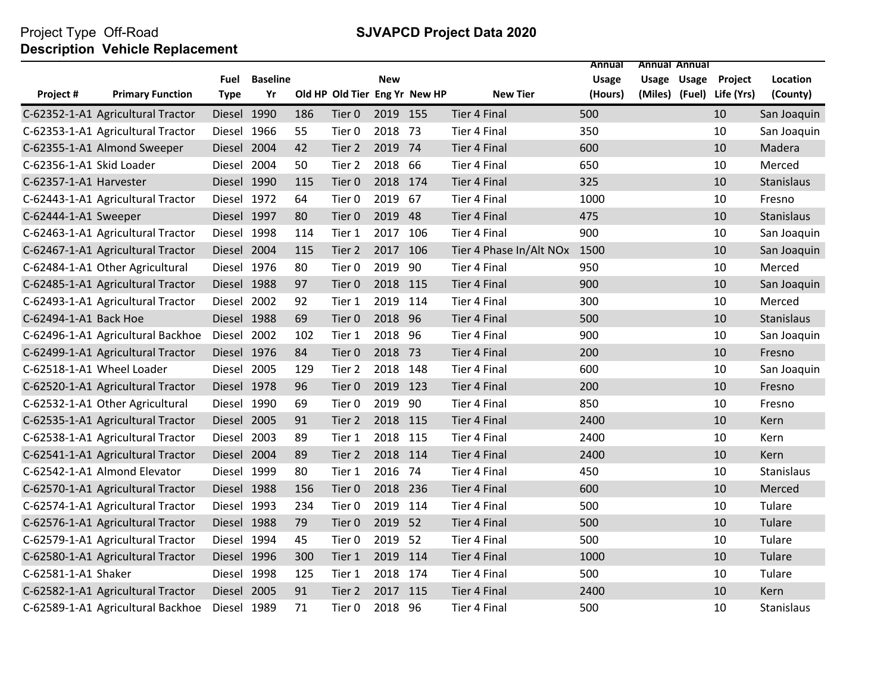Project Type Off-Road

**Description Vehicle Replacement**

## SJVAPCD Project Data 2020

| Project # | Primary Function | Fuel Type | Baseline Yr | Old HP | Old Tier | New Eng Yr | New HP | New Tier | Annual Usage (Hours) | Annual Usage (Miles) | Annual Usage (Fuel) | Project Life (Yrs) | Location (County) |
|---|---|---|---|---|---|---|---|---|---|---|---|---|---|
| C-62352-1-A1 | Agricultural Tractor | Diesel | 1990 | 186 | Tier 0 | 2019 | 155 | Tier 4 Final | 500 | | | 10 | San Joaquin |
| C-62353-1-A1 | Agricultural Tractor | Diesel | 1966 | 55 | Tier 0 | 2018 | 73 | Tier 4 Final | 350 | | | 10 | San Joaquin |
| C-62355-1-A1 | Almond Sweeper | Diesel | 2004 | 42 | Tier 2 | 2019 | 74 | Tier 4 Final | 600 | | | 10 | Madera |
| C-62356-1-A1 | Skid Loader | Diesel | 2004 | 50 | Tier 2 | 2018 | 66 | Tier 4 Final | 650 | | | 10 | Merced |
| C-62357-1-A1 | Harvester | Diesel | 1990 | 115 | Tier 0 | 2018 | 174 | Tier 4 Final | 325 | | | 10 | Stanislaus |
| C-62443-1-A1 | Agricultural Tractor | Diesel | 1972 | 64 | Tier 0 | 2019 | 67 | Tier 4 Final | 1000 | | | 10 | Fresno |
| C-62444-1-A1 | Sweeper | Diesel | 1997 | 80 | Tier 0 | 2019 | 48 | Tier 4 Final | 475 | | | 10 | Stanislaus |
| C-62463-1-A1 | Agricultural Tractor | Diesel | 1998 | 114 | Tier 1 | 2017 | 106 | Tier 4 Final | 900 | | | 10 | San Joaquin |
| C-62467-1-A1 | Agricultural Tractor | Diesel | 2004 | 115 | Tier 2 | 2017 | 106 | Tier 4 Phase In/Alt NOx | 1500 | | | 10 | San Joaquin |
| C-62484-1-A1 | Other Agricultural | Diesel | 1976 | 80 | Tier 0 | 2019 | 90 | Tier 4 Final | 950 | | | 10 | Merced |
| C-62485-1-A1 | Agricultural Tractor | Diesel | 1988 | 97 | Tier 0 | 2018 | 115 | Tier 4 Final | 900 | | | 10 | San Joaquin |
| C-62493-1-A1 | Agricultural Tractor | Diesel | 2002 | 92 | Tier 1 | 2019 | 114 | Tier 4 Final | 300 | | | 10 | Merced |
| C-62494-1-A1 | Back Hoe | Diesel | 1988 | 69 | Tier 0 | 2018 | 96 | Tier 4 Final | 500 | | | 10 | Stanislaus |
| C-62496-1-A1 | Agricultural Backhoe | Diesel | 2002 | 102 | Tier 1 | 2018 | 96 | Tier 4 Final | 900 | | | 10 | San Joaquin |
| C-62499-1-A1 | Agricultural Tractor | Diesel | 1976 | 84 | Tier 0 | 2018 | 73 | Tier 4 Final | 200 | | | 10 | Fresno |
| C-62518-1-A1 | Wheel Loader | Diesel | 2005 | 129 | Tier 2 | 2018 | 148 | Tier 4 Final | 600 | | | 10 | San Joaquin |
| C-62520-1-A1 | Agricultural Tractor | Diesel | 1978 | 96 | Tier 0 | 2019 | 123 | Tier 4 Final | 200 | | | 10 | Fresno |
| C-62532-1-A1 | Other Agricultural | Diesel | 1990 | 69 | Tier 0 | 2019 | 90 | Tier 4 Final | 850 | | | 10 | Fresno |
| C-62535-1-A1 | Agricultural Tractor | Diesel | 2005 | 91 | Tier 2 | 2018 | 115 | Tier 4 Final | 2400 | | | 10 | Kern |
| C-62538-1-A1 | Agricultural Tractor | Diesel | 2003 | 89 | Tier 1 | 2018 | 115 | Tier 4 Final | 2400 | | | 10 | Kern |
| C-62541-1-A1 | Agricultural Tractor | Diesel | 2004 | 89 | Tier 2 | 2018 | 114 | Tier 4 Final | 2400 | | | 10 | Kern |
| C-62542-1-A1 | Almond Elevator | Diesel | 1999 | 80 | Tier 1 | 2016 | 74 | Tier 4 Final | 450 | | | 10 | Stanislaus |
| C-62570-1-A1 | Agricultural Tractor | Diesel | 1988 | 156 | Tier 0 | 2018 | 236 | Tier 4 Final | 600 | | | 10 | Merced |
| C-62574-1-A1 | Agricultural Tractor | Diesel | 1993 | 234 | Tier 0 | 2019 | 114 | Tier 4 Final | 500 | | | 10 | Tulare |
| C-62576-1-A1 | Agricultural Tractor | Diesel | 1988 | 79 | Tier 0 | 2019 | 52 | Tier 4 Final | 500 | | | 10 | Tulare |
| C-62579-1-A1 | Agricultural Tractor | Diesel | 1994 | 45 | Tier 0 | 2019 | 52 | Tier 4 Final | 500 | | | 10 | Tulare |
| C-62580-1-A1 | Agricultural Tractor | Diesel | 1996 | 300 | Tier 1 | 2019 | 114 | Tier 4 Final | 1000 | | | 10 | Tulare |
| C-62581-1-A1 | Shaker | Diesel | 1998 | 125 | Tier 1 | 2018 | 174 | Tier 4 Final | 500 | | | 10 | Tulare |
| C-62582-1-A1 | Agricultural Tractor | Diesel | 2005 | 91 | Tier 2 | 2017 | 115 | Tier 4 Final | 2400 | | | 10 | Kern |
| C-62589-1-A1 | Agricultural Backhoe | Diesel | 1989 | 71 | Tier 0 | 2018 | 96 | Tier 4 Final | 500 | | | 10 | Stanislaus |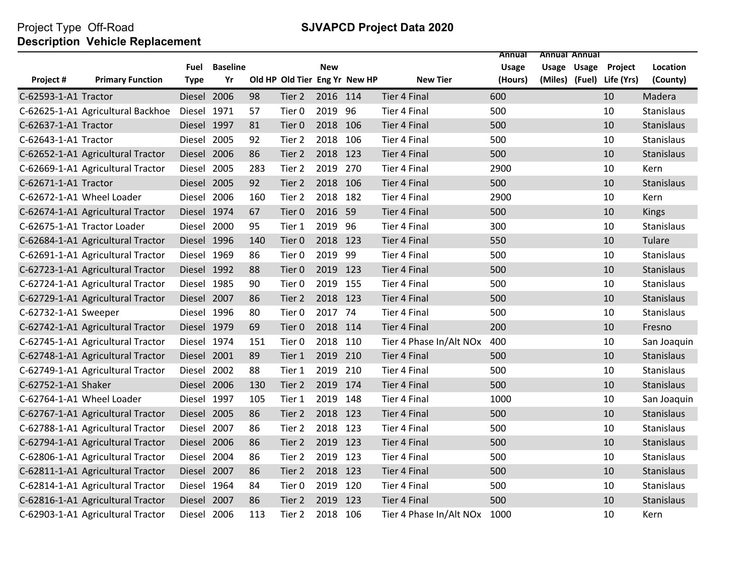Project Type Off-Road

**Description Vehicle Replacement**

**SJVAPCD Project Data 2020**

| Project # | Primary Function | Fuel Type | Baseline Yr | Old HP | Old Tier | New Eng Yr | New HP | New Tier | Annual Usage (Hours) | Annual Usage (Miles) | Annual Usage (Fuel) | Project Life (Yrs) | Location (County) |
|---|---|---|---|---|---|---|---|---|---|---|---|---|---|
| C-62593-1-A1 | Tractor | Diesel | 2006 | 98 | Tier 2 | 2016 | 114 | Tier 4 Final | 600 | | | 10 | Madera |
| C-62625-1-A1 | Agricultural Backhoe | Diesel | 1971 | 57 | Tier 0 | 2019 | 96 | Tier 4 Final | 500 | | | 10 | Stanislaus |
| C-62637-1-A1 | Tractor | Diesel | 1997 | 81 | Tier 0 | 2018 | 106 | Tier 4 Final | 500 | | | 10 | Stanislaus |
| C-62643-1-A1 | Tractor | Diesel | 2005 | 92 | Tier 2 | 2018 | 106 | Tier 4 Final | 500 | | | 10 | Stanislaus |
| C-62652-1-A1 | Agricultural Tractor | Diesel | 2006 | 86 | Tier 2 | 2018 | 123 | Tier 4 Final | 500 | | | 10 | Stanislaus |
| C-62669-1-A1 | Agricultural Tractor | Diesel | 2005 | 283 | Tier 2 | 2019 | 270 | Tier 4 Final | 2900 | | | 10 | Kern |
| C-62671-1-A1 | Tractor | Diesel | 2005 | 92 | Tier 2 | 2018 | 106 | Tier 4 Final | 500 | | | 10 | Stanislaus |
| C-62672-1-A1 | Wheel Loader | Diesel | 2006 | 160 | Tier 2 | 2018 | 182 | Tier 4 Final | 2900 | | | 10 | Kern |
| C-62674-1-A1 | Agricultural Tractor | Diesel | 1974 | 67 | Tier 0 | 2016 | 59 | Tier 4 Final | 500 | | | 10 | Kings |
| C-62675-1-A1 | Tractor Loader | Diesel | 2000 | 95 | Tier 1 | 2019 | 96 | Tier 4 Final | 300 | | | 10 | Stanislaus |
| C-62684-1-A1 | Agricultural Tractor | Diesel | 1996 | 140 | Tier 0 | 2018 | 123 | Tier 4 Final | 550 | | | 10 | Tulare |
| C-62691-1-A1 | Agricultural Tractor | Diesel | 1969 | 86 | Tier 0 | 2019 | 99 | Tier 4 Final | 500 | | | 10 | Stanislaus |
| C-62723-1-A1 | Agricultural Tractor | Diesel | 1992 | 88 | Tier 0 | 2019 | 123 | Tier 4 Final | 500 | | | 10 | Stanislaus |
| C-62724-1-A1 | Agricultural Tractor | Diesel | 1985 | 90 | Tier 0 | 2019 | 155 | Tier 4 Final | 500 | | | 10 | Stanislaus |
| C-62729-1-A1 | Agricultural Tractor | Diesel | 2007 | 86 | Tier 2 | 2018 | 123 | Tier 4 Final | 500 | | | 10 | Stanislaus |
| C-62732-1-A1 | Sweeper | Diesel | 1996 | 80 | Tier 0 | 2017 | 74 | Tier 4 Final | 500 | | | 10 | Stanislaus |
| C-62742-1-A1 | Agricultural Tractor | Diesel | 1979 | 69 | Tier 0 | 2018 | 114 | Tier 4 Final | 200 | | | 10 | Fresno |
| C-62745-1-A1 | Agricultural Tractor | Diesel | 1974 | 151 | Tier 0 | 2018 | 110 | Tier 4 Phase In/Alt NOx | 400 | | | 10 | San Joaquin |
| C-62748-1-A1 | Agricultural Tractor | Diesel | 2001 | 89 | Tier 1 | 2019 | 210 | Tier 4 Final | 500 | | | 10 | Stanislaus |
| C-62749-1-A1 | Agricultural Tractor | Diesel | 2002 | 88 | Tier 1 | 2019 | 210 | Tier 4 Final | 500 | | | 10 | Stanislaus |
| C-62752-1-A1 | Shaker | Diesel | 2006 | 130 | Tier 2 | 2019 | 174 | Tier 4 Final | 500 | | | 10 | Stanislaus |
| C-62764-1-A1 | Wheel Loader | Diesel | 1997 | 105 | Tier 1 | 2019 | 148 | Tier 4 Final | 1000 | | | 10 | San Joaquin |
| C-62767-1-A1 | Agricultural Tractor | Diesel | 2005 | 86 | Tier 2 | 2018 | 123 | Tier 4 Final | 500 | | | 10 | Stanislaus |
| C-62788-1-A1 | Agricultural Tractor | Diesel | 2007 | 86 | Tier 2 | 2018 | 123 | Tier 4 Final | 500 | | | 10 | Stanislaus |
| C-62794-1-A1 | Agricultural Tractor | Diesel | 2006 | 86 | Tier 2 | 2019 | 123 | Tier 4 Final | 500 | | | 10 | Stanislaus |
| C-62806-1-A1 | Agricultural Tractor | Diesel | 2004 | 86 | Tier 2 | 2019 | 123 | Tier 4 Final | 500 | | | 10 | Stanislaus |
| C-62811-1-A1 | Agricultural Tractor | Diesel | 2007 | 86 | Tier 2 | 2018 | 123 | Tier 4 Final | 500 | | | 10 | Stanislaus |
| C-62814-1-A1 | Agricultural Tractor | Diesel | 1964 | 84 | Tier 0 | 2019 | 120 | Tier 4 Final | 500 | | | 10 | Stanislaus |
| C-62816-1-A1 | Agricultural Tractor | Diesel | 2007 | 86 | Tier 2 | 2019 | 123 | Tier 4 Final | 500 | | | 10 | Stanislaus |
| C-62903-1-A1 | Agricultural Tractor | Diesel | 2006 | 113 | Tier 2 | 2018 | 106 | Tier 4 Phase In/Alt NOx | 1000 | | | 10 | Kern |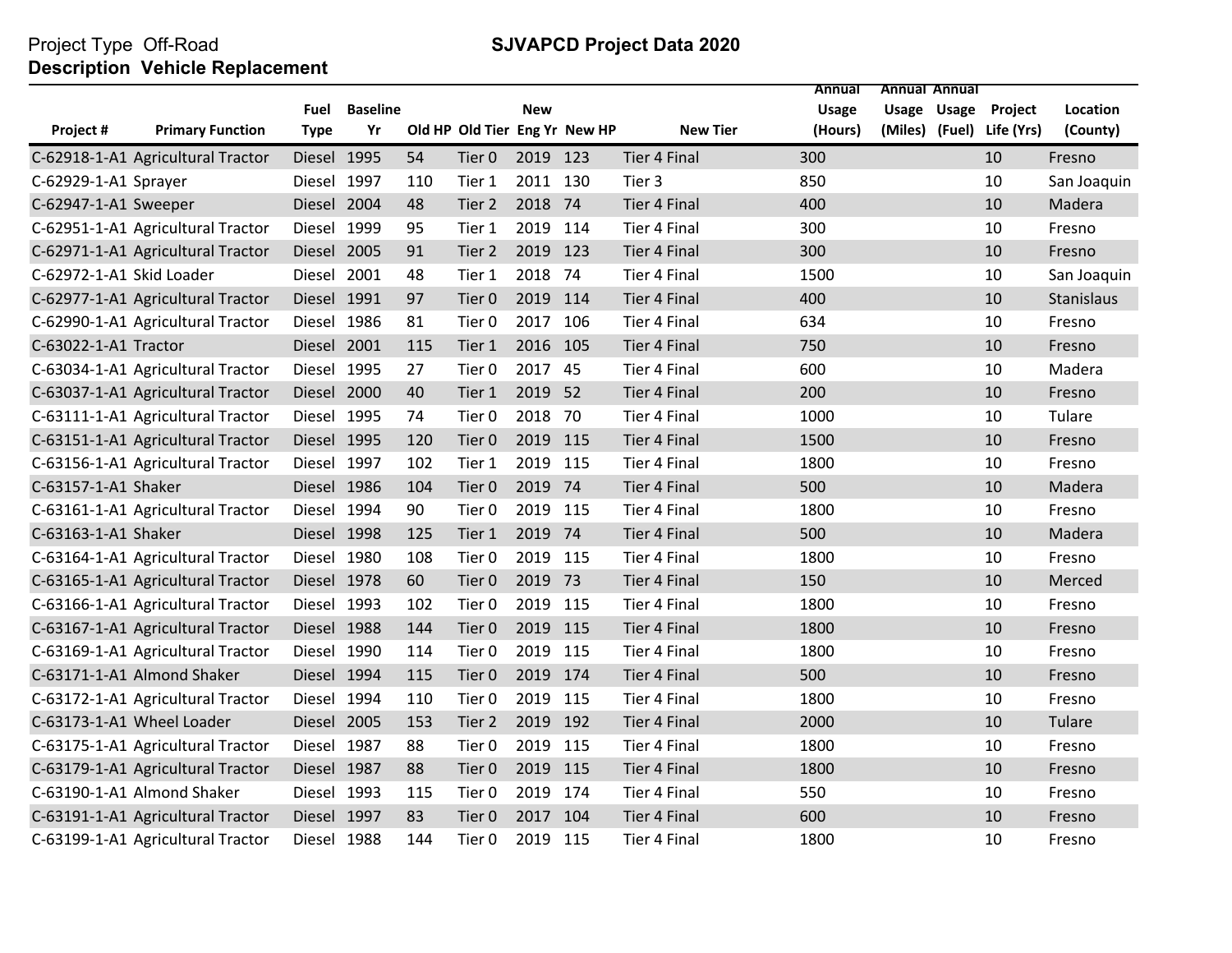Project Type Off-Road

**Description Vehicle Replacement**

**SJVAPCD Project Data 2020**

| Project # | Primary Function | Fuel Type | Baseline Yr | Old HP | Old Tier | New Eng Yr | New HP | New Tier | Annual Usage (Hours) | Annual Usage (Miles) | Annual Usage (Fuel) | Project Life (Yrs) | Location (County) |
|---|---|---|---|---|---|---|---|---|---|---|---|---|---|
| C-62918-1-A1 | Agricultural Tractor | Diesel | 1995 | 54 | Tier 0 | 2019 | 123 | Tier 4 Final | 300 | | | 10 | Fresno |
| C-62929-1-A1 | Sprayer | Diesel | 1997 | 110 | Tier 1 | 2011 | 130 | Tier 3 | 850 | | | 10 | San Joaquin |
| C-62947-1-A1 | Sweeper | Diesel | 2004 | 48 | Tier 2 | 2018 | 74 | Tier 4 Final | 400 | | | 10 | Madera |
| C-62951-1-A1 | Agricultural Tractor | Diesel | 1999 | 95 | Tier 1 | 2019 | 114 | Tier 4 Final | 300 | | | 10 | Fresno |
| C-62971-1-A1 | Agricultural Tractor | Diesel | 2005 | 91 | Tier 2 | 2019 | 123 | Tier 4 Final | 300 | | | 10 | Fresno |
| C-62972-1-A1 | Skid Loader | Diesel | 2001 | 48 | Tier 1 | 2018 | 74 | Tier 4 Final | 1500 | | | 10 | San Joaquin |
| C-62977-1-A1 | Agricultural Tractor | Diesel | 1991 | 97 | Tier 0 | 2019 | 114 | Tier 4 Final | 400 | | | 10 | Stanislaus |
| C-62990-1-A1 | Agricultural Tractor | Diesel | 1986 | 81 | Tier 0 | 2017 | 106 | Tier 4 Final | 634 | | | 10 | Fresno |
| C-63022-1-A1 | Tractor | Diesel | 2001 | 115 | Tier 1 | 2016 | 105 | Tier 4 Final | 750 | | | 10 | Fresno |
| C-63034-1-A1 | Agricultural Tractor | Diesel | 1995 | 27 | Tier 0 | 2017 | 45 | Tier 4 Final | 600 | | | 10 | Madera |
| C-63037-1-A1 | Agricultural Tractor | Diesel | 2000 | 40 | Tier 1 | 2019 | 52 | Tier 4 Final | 200 | | | 10 | Fresno |
| C-63111-1-A1 | Agricultural Tractor | Diesel | 1995 | 74 | Tier 0 | 2018 | 70 | Tier 4 Final | 1000 | | | 10 | Tulare |
| C-63151-1-A1 | Agricultural Tractor | Diesel | 1995 | 120 | Tier 0 | 2019 | 115 | Tier 4 Final | 1500 | | | 10 | Fresno |
| C-63156-1-A1 | Agricultural Tractor | Diesel | 1997 | 102 | Tier 1 | 2019 | 115 | Tier 4 Final | 1800 | | | 10 | Fresno |
| C-63157-1-A1 | Shaker | Diesel | 1986 | 104 | Tier 0 | 2019 | 74 | Tier 4 Final | 500 | | | 10 | Madera |
| C-63161-1-A1 | Agricultural Tractor | Diesel | 1994 | 90 | Tier 0 | 2019 | 115 | Tier 4 Final | 1800 | | | 10 | Fresno |
| C-63163-1-A1 | Shaker | Diesel | 1998 | 125 | Tier 1 | 2019 | 74 | Tier 4 Final | 500 | | | 10 | Madera |
| C-63164-1-A1 | Agricultural Tractor | Diesel | 1980 | 108 | Tier 0 | 2019 | 115 | Tier 4 Final | 1800 | | | 10 | Fresno |
| C-63165-1-A1 | Agricultural Tractor | Diesel | 1978 | 60 | Tier 0 | 2019 | 73 | Tier 4 Final | 150 | | | 10 | Merced |
| C-63166-1-A1 | Agricultural Tractor | Diesel | 1993 | 102 | Tier 0 | 2019 | 115 | Tier 4 Final | 1800 | | | 10 | Fresno |
| C-63167-1-A1 | Agricultural Tractor | Diesel | 1988 | 144 | Tier 0 | 2019 | 115 | Tier 4 Final | 1800 | | | 10 | Fresno |
| C-63169-1-A1 | Agricultural Tractor | Diesel | 1990 | 114 | Tier 0 | 2019 | 115 | Tier 4 Final | 1800 | | | 10 | Fresno |
| C-63171-1-A1 | Almond Shaker | Diesel | 1994 | 115 | Tier 0 | 2019 | 174 | Tier 4 Final | 500 | | | 10 | Fresno |
| C-63172-1-A1 | Agricultural Tractor | Diesel | 1994 | 110 | Tier 0 | 2019 | 115 | Tier 4 Final | 1800 | | | 10 | Fresno |
| C-63173-1-A1 | Wheel Loader | Diesel | 2005 | 153 | Tier 2 | 2019 | 192 | Tier 4 Final | 2000 | | | 10 | Tulare |
| C-63175-1-A1 | Agricultural Tractor | Diesel | 1987 | 88 | Tier 0 | 2019 | 115 | Tier 4 Final | 1800 | | | 10 | Fresno |
| C-63179-1-A1 | Agricultural Tractor | Diesel | 1987 | 88 | Tier 0 | 2019 | 115 | Tier 4 Final | 1800 | | | 10 | Fresno |
| C-63190-1-A1 | Almond Shaker | Diesel | 1993 | 115 | Tier 0 | 2019 | 174 | Tier 4 Final | 550 | | | 10 | Fresno |
| C-63191-1-A1 | Agricultural Tractor | Diesel | 1997 | 83 | Tier 0 | 2017 | 104 | Tier 4 Final | 600 | | | 10 | Fresno |
| C-63199-1-A1 | Agricultural Tractor | Diesel | 1988 | 144 | Tier 0 | 2019 | 115 | Tier 4 Final | 1800 | | | 10 | Fresno |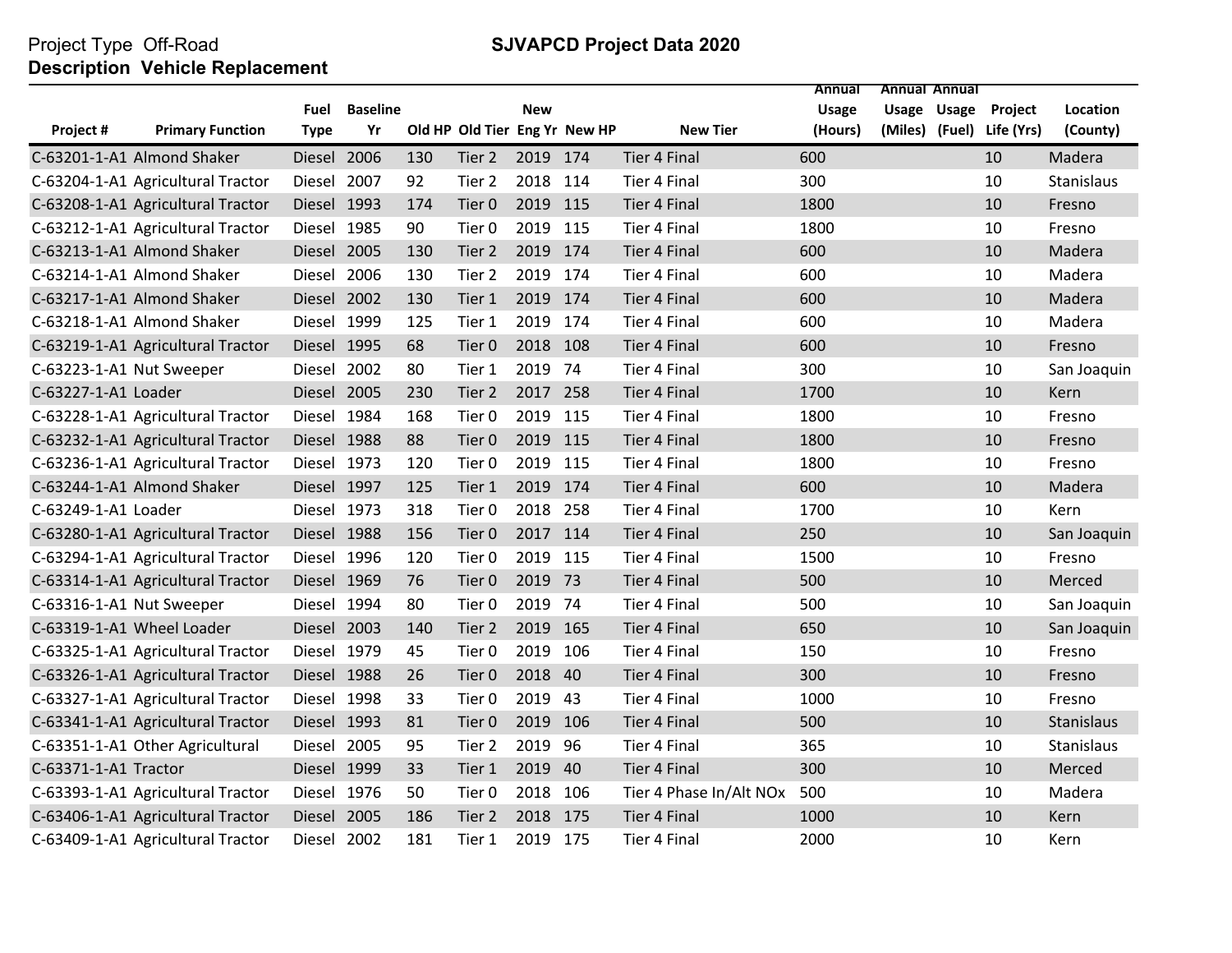Project Type Off-Road

**Description Vehicle Replacement**

## SJVAPCD Project Data 2020

| Project # | Primary Function | Fuel Type | Baseline Yr | Old HP | Old Tier | New Eng Yr | New HP | New Tier | Annual Usage (Hours) | Annual Usage (Miles) | Annual Usage (Fuel) | Project Life (Yrs) | Location (County) |
|---|---|---|---|---|---|---|---|---|---|---|---|---|---|
| C-63201-1-A1 | Almond Shaker | Diesel | 2006 | 130 | Tier 2 | 2019 | 174 | Tier 4 Final | 600 | | | 10 | Madera |
| C-63204-1-A1 | Agricultural Tractor | Diesel | 2007 | 92 | Tier 2 | 2018 | 114 | Tier 4 Final | 300 | | | 10 | Stanislaus |
| C-63208-1-A1 | Agricultural Tractor | Diesel | 1993 | 174 | Tier 0 | 2019 | 115 | Tier 4 Final | 1800 | | | 10 | Fresno |
| C-63212-1-A1 | Agricultural Tractor | Diesel | 1985 | 90 | Tier 0 | 2019 | 115 | Tier 4 Final | 1800 | | | 10 | Fresno |
| C-63213-1-A1 | Almond Shaker | Diesel | 2005 | 130 | Tier 2 | 2019 | 174 | Tier 4 Final | 600 | | | 10 | Madera |
| C-63214-1-A1 | Almond Shaker | Diesel | 2006 | 130 | Tier 2 | 2019 | 174 | Tier 4 Final | 600 | | | 10 | Madera |
| C-63217-1-A1 | Almond Shaker | Diesel | 2002 | 130 | Tier 1 | 2019 | 174 | Tier 4 Final | 600 | | | 10 | Madera |
| C-63218-1-A1 | Almond Shaker | Diesel | 1999 | 125 | Tier 1 | 2019 | 174 | Tier 4 Final | 600 | | | 10 | Madera |
| C-63219-1-A1 | Agricultural Tractor | Diesel | 1995 | 68 | Tier 0 | 2018 | 108 | Tier 4 Final | 600 | | | 10 | Fresno |
| C-63223-1-A1 | Nut Sweeper | Diesel | 2002 | 80 | Tier 1 | 2019 | 74 | Tier 4 Final | 300 | | | 10 | San Joaquin |
| C-63227-1-A1 | Loader | Diesel | 2005 | 230 | Tier 2 | 2017 | 258 | Tier 4 Final | 1700 | | | 10 | Kern |
| C-63228-1-A1 | Agricultural Tractor | Diesel | 1984 | 168 | Tier 0 | 2019 | 115 | Tier 4 Final | 1800 | | | 10 | Fresno |
| C-63232-1-A1 | Agricultural Tractor | Diesel | 1988 | 88 | Tier 0 | 2019 | 115 | Tier 4 Final | 1800 | | | 10 | Fresno |
| C-63236-1-A1 | Agricultural Tractor | Diesel | 1973 | 120 | Tier 0 | 2019 | 115 | Tier 4 Final | 1800 | | | 10 | Fresno |
| C-63244-1-A1 | Almond Shaker | Diesel | 1997 | 125 | Tier 1 | 2019 | 174 | Tier 4 Final | 600 | | | 10 | Madera |
| C-63249-1-A1 | Loader | Diesel | 1973 | 318 | Tier 0 | 2018 | 258 | Tier 4 Final | 1700 | | | 10 | Kern |
| C-63280-1-A1 | Agricultural Tractor | Diesel | 1988 | 156 | Tier 0 | 2017 | 114 | Tier 4 Final | 250 | | | 10 | San Joaquin |
| C-63294-1-A1 | Agricultural Tractor | Diesel | 1996 | 120 | Tier 0 | 2019 | 115 | Tier 4 Final | 1500 | | | 10 | Fresno |
| C-63314-1-A1 | Agricultural Tractor | Diesel | 1969 | 76 | Tier 0 | 2019 | 73 | Tier 4 Final | 500 | | | 10 | Merced |
| C-63316-1-A1 | Nut Sweeper | Diesel | 1994 | 80 | Tier 0 | 2019 | 74 | Tier 4 Final | 500 | | | 10 | San Joaquin |
| C-63319-1-A1 | Wheel Loader | Diesel | 2003 | 140 | Tier 2 | 2019 | 165 | Tier 4 Final | 650 | | | 10 | San Joaquin |
| C-63325-1-A1 | Agricultural Tractor | Diesel | 1979 | 45 | Tier 0 | 2019 | 106 | Tier 4 Final | 150 | | | 10 | Fresno |
| C-63326-1-A1 | Agricultural Tractor | Diesel | 1988 | 26 | Tier 0 | 2018 | 40 | Tier 4 Final | 300 | | | 10 | Fresno |
| C-63327-1-A1 | Agricultural Tractor | Diesel | 1998 | 33 | Tier 0 | 2019 | 43 | Tier 4 Final | 1000 | | | 10 | Fresno |
| C-63341-1-A1 | Agricultural Tractor | Diesel | 1993 | 81 | Tier 0 | 2019 | 106 | Tier 4 Final | 500 | | | 10 | Stanislaus |
| C-63351-1-A1 | Other Agricultural | Diesel | 2005 | 95 | Tier 2 | 2019 | 96 | Tier 4 Final | 365 | | | 10 | Stanislaus |
| C-63371-1-A1 | Tractor | Diesel | 1999 | 33 | Tier 1 | 2019 | 40 | Tier 4 Final | 300 | | | 10 | Merced |
| C-63393-1-A1 | Agricultural Tractor | Diesel | 1976 | 50 | Tier 0 | 2018 | 106 | Tier 4 Phase In/Alt NOx | 500 | | | 10 | Madera |
| C-63406-1-A1 | Agricultural Tractor | Diesel | 2005 | 186 | Tier 2 | 2018 | 175 | Tier 4 Final | 1000 | | | 10 | Kern |
| C-63409-1-A1 | Agricultural Tractor | Diesel | 2002 | 181 | Tier 1 | 2019 | 175 | Tier 4 Final | 2000 | | | 10 | Kern |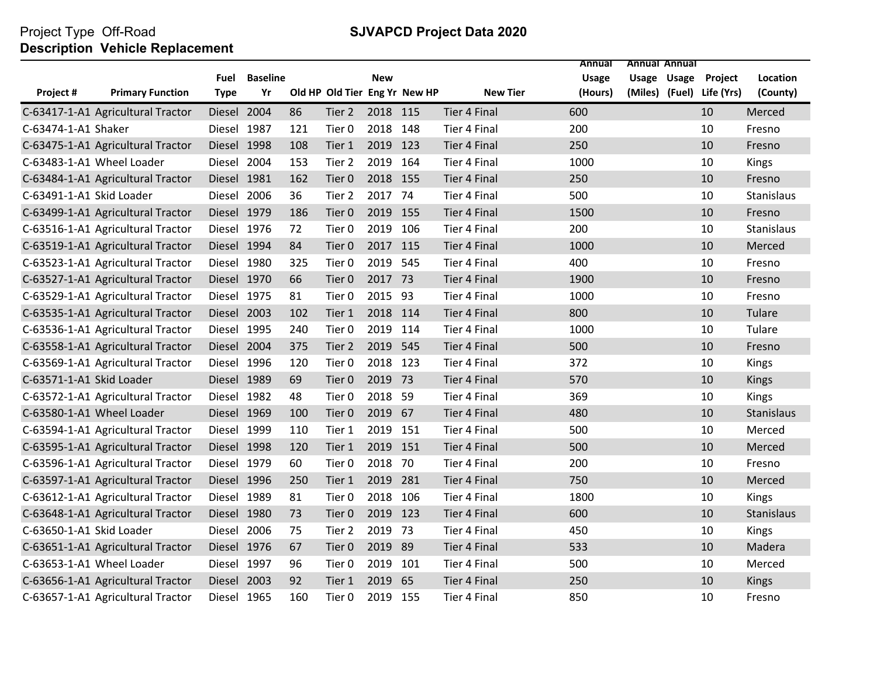Project Type Off-Road

**SJVAPCD Project Data 2020**

**Description Vehicle Replacement**

| Project # | Primary Function | Fuel Type | Baseline Yr | Old HP | Old Tier | New Eng Yr | New HP | New Tier | Annual Usage (Hours) | Annual Usage (Miles) | Annual Usage (Fuel) | Project Life (Yrs) | Location (County) |
|---|---|---|---|---|---|---|---|---|---|---|---|---|---|
| C-63417-1-A1 | Agricultural Tractor | Diesel | 2004 | 86 | Tier 2 | 2018 | 115 | Tier 4 Final | 600 | | | 10 | Merced |
| C-63474-1-A1 | Shaker | Diesel | 1987 | 121 | Tier 0 | 2018 | 148 | Tier 4 Final | 200 | | | 10 | Fresno |
| C-63475-1-A1 | Agricultural Tractor | Diesel | 1998 | 108 | Tier 1 | 2019 | 123 | Tier 4 Final | 250 | | | 10 | Fresno |
| C-63483-1-A1 | Wheel Loader | Diesel | 2004 | 153 | Tier 2 | 2019 | 164 | Tier 4 Final | 1000 | | | 10 | Kings |
| C-63484-1-A1 | Agricultural Tractor | Diesel | 1981 | 162 | Tier 0 | 2018 | 155 | Tier 4 Final | 250 | | | 10 | Fresno |
| C-63491-1-A1 | Skid Loader | Diesel | 2006 | 36 | Tier 2 | 2017 | 74 | Tier 4 Final | 500 | | | 10 | Stanislaus |
| C-63499-1-A1 | Agricultural Tractor | Diesel | 1979 | 186 | Tier 0 | 2019 | 155 | Tier 4 Final | 1500 | | | 10 | Fresno |
| C-63516-1-A1 | Agricultural Tractor | Diesel | 1976 | 72 | Tier 0 | 2019 | 106 | Tier 4 Final | 200 | | | 10 | Stanislaus |
| C-63519-1-A1 | Agricultural Tractor | Diesel | 1994 | 84 | Tier 0 | 2017 | 115 | Tier 4 Final | 1000 | | | 10 | Merced |
| C-63523-1-A1 | Agricultural Tractor | Diesel | 1980 | 325 | Tier 0 | 2019 | 545 | Tier 4 Final | 400 | | | 10 | Fresno |
| C-63527-1-A1 | Agricultural Tractor | Diesel | 1970 | 66 | Tier 0 | 2017 | 73 | Tier 4 Final | 1900 | | | 10 | Fresno |
| C-63529-1-A1 | Agricultural Tractor | Diesel | 1975 | 81 | Tier 0 | 2015 | 93 | Tier 4 Final | 1000 | | | 10 | Fresno |
| C-63535-1-A1 | Agricultural Tractor | Diesel | 2003 | 102 | Tier 1 | 2018 | 114 | Tier 4 Final | 800 | | | 10 | Tulare |
| C-63536-1-A1 | Agricultural Tractor | Diesel | 1995 | 240 | Tier 0 | 2019 | 114 | Tier 4 Final | 1000 | | | 10 | Tulare |
| C-63558-1-A1 | Agricultural Tractor | Diesel | 2004 | 375 | Tier 2 | 2019 | 545 | Tier 4 Final | 500 | | | 10 | Fresno |
| C-63569-1-A1 | Agricultural Tractor | Diesel | 1996 | 120 | Tier 0 | 2018 | 123 | Tier 4 Final | 372 | | | 10 | Kings |
| C-63571-1-A1 | Skid Loader | Diesel | 1989 | 69 | Tier 0 | 2019 | 73 | Tier 4 Final | 570 | | | 10 | Kings |
| C-63572-1-A1 | Agricultural Tractor | Diesel | 1982 | 48 | Tier 0 | 2018 | 59 | Tier 4 Final | 369 | | | 10 | Kings |
| C-63580-1-A1 | Wheel Loader | Diesel | 1969 | 100 | Tier 0 | 2019 | 67 | Tier 4 Final | 480 | | | 10 | Stanislaus |
| C-63594-1-A1 | Agricultural Tractor | Diesel | 1999 | 110 | Tier 1 | 2019 | 151 | Tier 4 Final | 500 | | | 10 | Merced |
| C-63595-1-A1 | Agricultural Tractor | Diesel | 1998 | 120 | Tier 1 | 2019 | 151 | Tier 4 Final | 500 | | | 10 | Merced |
| C-63596-1-A1 | Agricultural Tractor | Diesel | 1979 | 60 | Tier 0 | 2018 | 70 | Tier 4 Final | 200 | | | 10 | Fresno |
| C-63597-1-A1 | Agricultural Tractor | Diesel | 1996 | 250 | Tier 1 | 2019 | 281 | Tier 4 Final | 750 | | | 10 | Merced |
| C-63612-1-A1 | Agricultural Tractor | Diesel | 1989 | 81 | Tier 0 | 2018 | 106 | Tier 4 Final | 1800 | | | 10 | Kings |
| C-63648-1-A1 | Agricultural Tractor | Diesel | 1980 | 73 | Tier 0 | 2019 | 123 | Tier 4 Final | 600 | | | 10 | Stanislaus |
| C-63650-1-A1 | Skid Loader | Diesel | 2006 | 75 | Tier 2 | 2019 | 73 | Tier 4 Final | 450 | | | 10 | Kings |
| C-63651-1-A1 | Agricultural Tractor | Diesel | 1976 | 67 | Tier 0 | 2019 | 89 | Tier 4 Final | 533 | | | 10 | Madera |
| C-63653-1-A1 | Wheel Loader | Diesel | 1997 | 96 | Tier 0 | 2019 | 101 | Tier 4 Final | 500 | | | 10 | Merced |
| C-63656-1-A1 | Agricultural Tractor | Diesel | 2003 | 92 | Tier 1 | 2019 | 65 | Tier 4 Final | 250 | | | 10 | Kings |
| C-63657-1-A1 | Agricultural Tractor | Diesel | 1965 | 160 | Tier 0 | 2019 | 155 | Tier 4 Final | 850 | | | 10 | Fresno |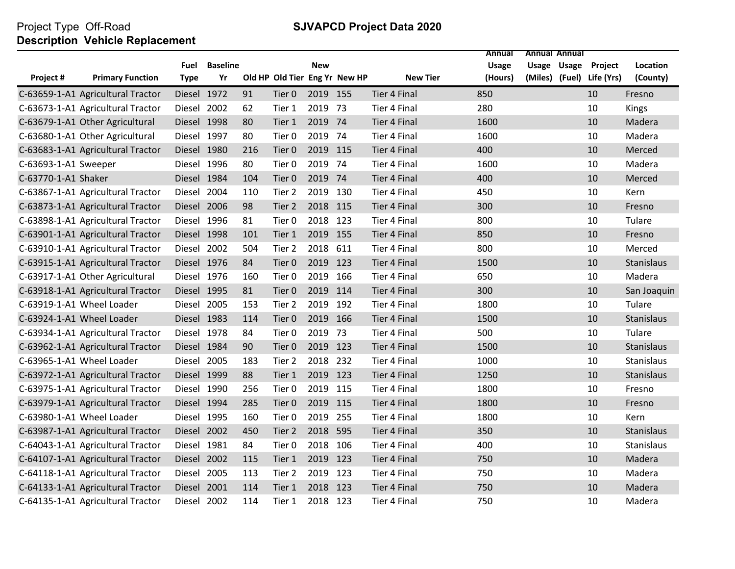Project Type Off-Road

**Description Vehicle Replacement**

**SJVAPCD Project Data 2020**

| Project # | Primary Function | Fuel Type | Baseline Yr | Old HP | Old Tier | New Eng Yr | New HP | New Tier | Annual Usage (Hours) | Annual Usage (Miles) | Annual Usage (Fuel) | Project Life (Yrs) | Location (County) |
|---|---|---|---|---|---|---|---|---|---|---|---|---|---|
| C-63659-1-A1 | Agricultural Tractor | Diesel | 1972 | 91 | Tier 0 | 2019 | 155 | Tier 4 Final | 850 | | | 10 | Fresno |
| C-63673-1-A1 | Agricultural Tractor | Diesel | 2002 | 62 | Tier 1 | 2019 | 73 | Tier 4 Final | 280 | | | 10 | Kings |
| C-63679-1-A1 | Other Agricultural | Diesel | 1998 | 80 | Tier 1 | 2019 | 74 | Tier 4 Final | 1600 | | | 10 | Madera |
| C-63680-1-A1 | Other Agricultural | Diesel | 1997 | 80 | Tier 0 | 2019 | 74 | Tier 4 Final | 1600 | | | 10 | Madera |
| C-63683-1-A1 | Agricultural Tractor | Diesel | 1980 | 216 | Tier 0 | 2019 | 115 | Tier 4 Final | 400 | | | 10 | Merced |
| C-63693-1-A1 | Sweeper | Diesel | 1996 | 80 | Tier 0 | 2019 | 74 | Tier 4 Final | 1600 | | | 10 | Madera |
| C-63770-1-A1 | Shaker | Diesel | 1984 | 104 | Tier 0 | 2019 | 74 | Tier 4 Final | 400 | | | 10 | Merced |
| C-63867-1-A1 | Agricultural Tractor | Diesel | 2004 | 110 | Tier 2 | 2019 | 130 | Tier 4 Final | 450 | | | 10 | Kern |
| C-63873-1-A1 | Agricultural Tractor | Diesel | 2006 | 98 | Tier 2 | 2018 | 115 | Tier 4 Final | 300 | | | 10 | Fresno |
| C-63898-1-A1 | Agricultural Tractor | Diesel | 1996 | 81 | Tier 0 | 2018 | 123 | Tier 4 Final | 800 | | | 10 | Tulare |
| C-63901-1-A1 | Agricultural Tractor | Diesel | 1998 | 101 | Tier 1 | 2019 | 155 | Tier 4 Final | 850 | | | 10 | Fresno |
| C-63910-1-A1 | Agricultural Tractor | Diesel | 2002 | 504 | Tier 2 | 2018 | 611 | Tier 4 Final | 800 | | | 10 | Merced |
| C-63915-1-A1 | Agricultural Tractor | Diesel | 1976 | 84 | Tier 0 | 2019 | 123 | Tier 4 Final | 1500 | | | 10 | Stanislaus |
| C-63917-1-A1 | Other Agricultural | Diesel | 1976 | 160 | Tier 0 | 2019 | 166 | Tier 4 Final | 650 | | | 10 | Madera |
| C-63918-1-A1 | Agricultural Tractor | Diesel | 1995 | 81 | Tier 0 | 2019 | 114 | Tier 4 Final | 300 | | | 10 | San Joaquin |
| C-63919-1-A1 | Wheel Loader | Diesel | 2005 | 153 | Tier 2 | 2019 | 192 | Tier 4 Final | 1800 | | | 10 | Tulare |
| C-63924-1-A1 | Wheel Loader | Diesel | 1983 | 114 | Tier 0 | 2019 | 166 | Tier 4 Final | 1500 | | | 10 | Stanislaus |
| C-63934-1-A1 | Agricultural Tractor | Diesel | 1978 | 84 | Tier 0 | 2019 | 73 | Tier 4 Final | 500 | | | 10 | Tulare |
| C-63962-1-A1 | Agricultural Tractor | Diesel | 1984 | 90 | Tier 0 | 2019 | 123 | Tier 4 Final | 1500 | | | 10 | Stanislaus |
| C-63965-1-A1 | Wheel Loader | Diesel | 2005 | 183 | Tier 2 | 2018 | 232 | Tier 4 Final | 1000 | | | 10 | Stanislaus |
| C-63972-1-A1 | Agricultural Tractor | Diesel | 1999 | 88 | Tier 1 | 2019 | 123 | Tier 4 Final | 1250 | | | 10 | Stanislaus |
| C-63975-1-A1 | Agricultural Tractor | Diesel | 1990 | 256 | Tier 0 | 2019 | 115 | Tier 4 Final | 1800 | | | 10 | Fresno |
| C-63979-1-A1 | Agricultural Tractor | Diesel | 1994 | 285 | Tier 0 | 2019 | 115 | Tier 4 Final | 1800 | | | 10 | Fresno |
| C-63980-1-A1 | Wheel Loader | Diesel | 1995 | 160 | Tier 0 | 2019 | 255 | Tier 4 Final | 1800 | | | 10 | Kern |
| C-63987-1-A1 | Agricultural Tractor | Diesel | 2002 | 450 | Tier 2 | 2018 | 595 | Tier 4 Final | 350 | | | 10 | Stanislaus |
| C-64043-1-A1 | Agricultural Tractor | Diesel | 1981 | 84 | Tier 0 | 2018 | 106 | Tier 4 Final | 400 | | | 10 | Stanislaus |
| C-64107-1-A1 | Agricultural Tractor | Diesel | 2002 | 115 | Tier 1 | 2019 | 123 | Tier 4 Final | 750 | | | 10 | Madera |
| C-64118-1-A1 | Agricultural Tractor | Diesel | 2005 | 113 | Tier 2 | 2019 | 123 | Tier 4 Final | 750 | | | 10 | Madera |
| C-64133-1-A1 | Agricultural Tractor | Diesel | 2001 | 114 | Tier 1 | 2018 | 123 | Tier 4 Final | 750 | | | 10 | Madera |
| C-64135-1-A1 | Agricultural Tractor | Diesel | 2002 | 114 | Tier 1 | 2018 | 123 | Tier 4 Final | 750 | | | 10 | Madera |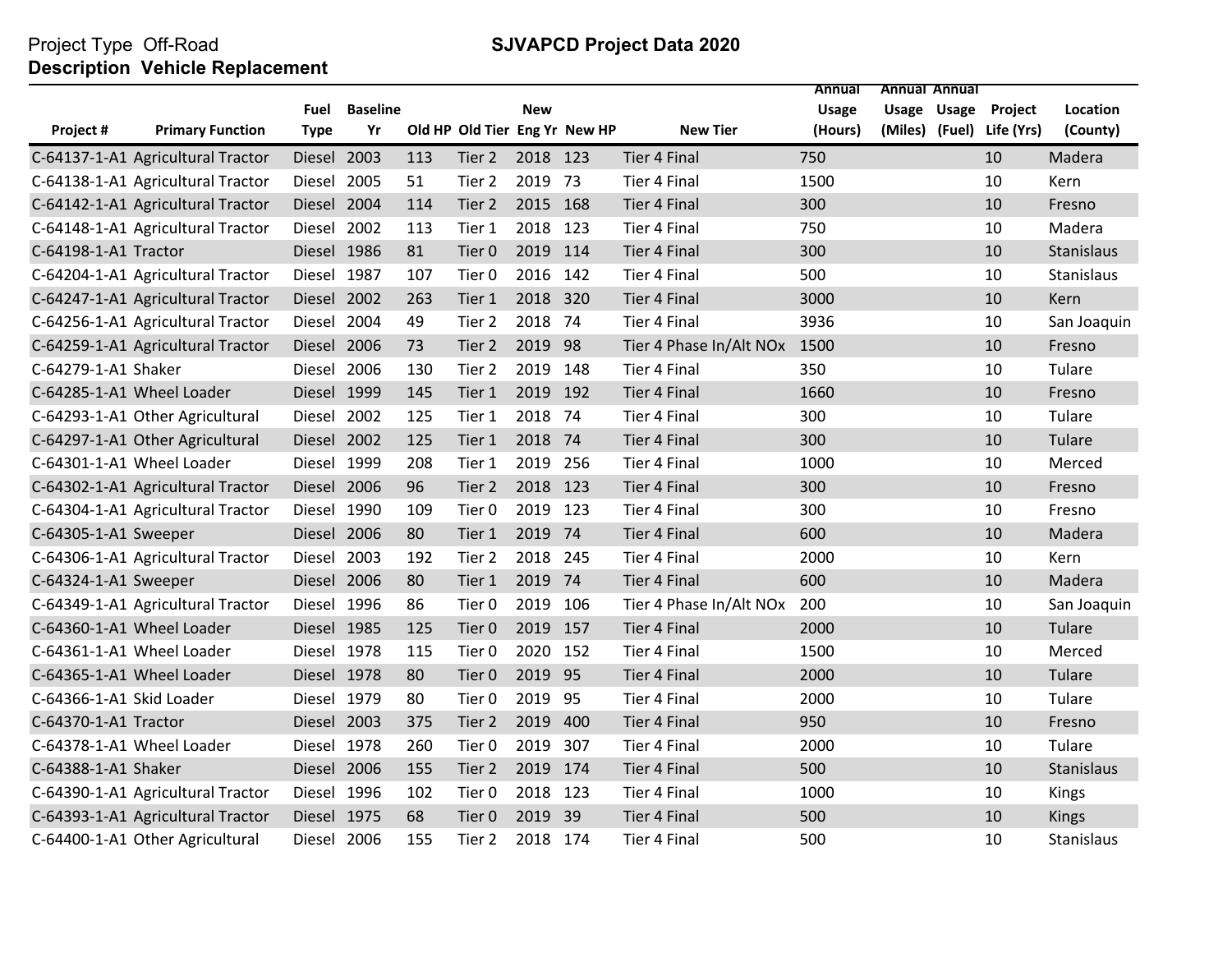Project Type Off-Road

**Description Vehicle Replacement**

**SJVAPCD Project Data 2020**

| Project # | Primary Function | Fuel Type | Baseline Yr | Old HP | Old Tier | New Eng Yr | New HP | New Tier | Annual Usage (Hours) | Annual Usage (Miles) | Annual Usage (Fuel) | Project Life (Yrs) | Location (County) |
|---|---|---|---|---|---|---|---|---|---|---|---|---|---|
| C-64137-1-A1 | Agricultural Tractor | Diesel | 2003 | 113 | Tier 2 | 2018 | 123 | Tier 4 Final | 750 | | | 10 | Madera |
| C-64138-1-A1 | Agricultural Tractor | Diesel | 2005 | 51 | Tier 2 | 2019 | 73 | Tier 4 Final | 1500 | | | 10 | Kern |
| C-64142-1-A1 | Agricultural Tractor | Diesel | 2004 | 114 | Tier 2 | 2015 | 168 | Tier 4 Final | 300 | | | 10 | Fresno |
| C-64148-1-A1 | Agricultural Tractor | Diesel | 2002 | 113 | Tier 1 | 2018 | 123 | Tier 4 Final | 750 | | | 10 | Madera |
| C-64198-1-A1 | Tractor | Diesel | 1986 | 81 | Tier 0 | 2019 | 114 | Tier 4 Final | 300 | | | 10 | Stanislaus |
| C-64204-1-A1 | Agricultural Tractor | Diesel | 1987 | 107 | Tier 0 | 2016 | 142 | Tier 4 Final | 500 | | | 10 | Stanislaus |
| C-64247-1-A1 | Agricultural Tractor | Diesel | 2002 | 263 | Tier 1 | 2018 | 320 | Tier 4 Final | 3000 | | | 10 | Kern |
| C-64256-1-A1 | Agricultural Tractor | Diesel | 2004 | 49 | Tier 2 | 2018 | 74 | Tier 4 Final | 3936 | | | 10 | San Joaquin |
| C-64259-1-A1 | Agricultural Tractor | Diesel | 2006 | 73 | Tier 2 | 2019 | 98 | Tier 4 Phase In/Alt NOx | 1500 | | | 10 | Fresno |
| C-64279-1-A1 | Shaker | Diesel | 2006 | 130 | Tier 2 | 2019 | 148 | Tier 4 Final | 350 | | | 10 | Tulare |
| C-64285-1-A1 | Wheel Loader | Diesel | 1999 | 145 | Tier 1 | 2019 | 192 | Tier 4 Final | 1660 | | | 10 | Fresno |
| C-64293-1-A1 | Other Agricultural | Diesel | 2002 | 125 | Tier 1 | 2018 | 74 | Tier 4 Final | 300 | | | 10 | Tulare |
| C-64297-1-A1 | Other Agricultural | Diesel | 2002 | 125 | Tier 1 | 2018 | 74 | Tier 4 Final | 300 | | | 10 | Tulare |
| C-64301-1-A1 | Wheel Loader | Diesel | 1999 | 208 | Tier 1 | 2019 | 256 | Tier 4 Final | 1000 | | | 10 | Merced |
| C-64302-1-A1 | Agricultural Tractor | Diesel | 2006 | 96 | Tier 2 | 2018 | 123 | Tier 4 Final | 300 | | | 10 | Fresno |
| C-64304-1-A1 | Agricultural Tractor | Diesel | 1990 | 109 | Tier 0 | 2019 | 123 | Tier 4 Final | 300 | | | 10 | Fresno |
| C-64305-1-A1 | Sweeper | Diesel | 2006 | 80 | Tier 1 | 2019 | 74 | Tier 4 Final | 600 | | | 10 | Madera |
| C-64306-1-A1 | Agricultural Tractor | Diesel | 2003 | 192 | Tier 2 | 2018 | 245 | Tier 4 Final | 2000 | | | 10 | Kern |
| C-64324-1-A1 | Sweeper | Diesel | 2006 | 80 | Tier 1 | 2019 | 74 | Tier 4 Final | 600 | | | 10 | Madera |
| C-64349-1-A1 | Agricultural Tractor | Diesel | 1996 | 86 | Tier 0 | 2019 | 106 | Tier 4 Phase In/Alt NOx | 200 | | | 10 | San Joaquin |
| C-64360-1-A1 | Wheel Loader | Diesel | 1985 | 125 | Tier 0 | 2019 | 157 | Tier 4 Final | 2000 | | | 10 | Tulare |
| C-64361-1-A1 | Wheel Loader | Diesel | 1978 | 115 | Tier 0 | 2020 | 152 | Tier 4 Final | 1500 | | | 10 | Merced |
| C-64365-1-A1 | Wheel Loader | Diesel | 1978 | 80 | Tier 0 | 2019 | 95 | Tier 4 Final | 2000 | | | 10 | Tulare |
| C-64366-1-A1 | Skid Loader | Diesel | 1979 | 80 | Tier 0 | 2019 | 95 | Tier 4 Final | 2000 | | | 10 | Tulare |
| C-64370-1-A1 | Tractor | Diesel | 2003 | 375 | Tier 2 | 2019 | 400 | Tier 4 Final | 950 | | | 10 | Fresno |
| C-64378-1-A1 | Wheel Loader | Diesel | 1978 | 260 | Tier 0 | 2019 | 307 | Tier 4 Final | 2000 | | | 10 | Tulare |
| C-64388-1-A1 | Shaker | Diesel | 2006 | 155 | Tier 2 | 2019 | 174 | Tier 4 Final | 500 | | | 10 | Stanislaus |
| C-64390-1-A1 | Agricultural Tractor | Diesel | 1996 | 102 | Tier 0 | 2018 | 123 | Tier 4 Final | 1000 | | | 10 | Kings |
| C-64393-1-A1 | Agricultural Tractor | Diesel | 1975 | 68 | Tier 0 | 2019 | 39 | Tier 4 Final | 500 | | | 10 | Kings |
| C-64400-1-A1 | Other Agricultural | Diesel | 2006 | 155 | Tier 2 | 2018 | 174 | Tier 4 Final | 500 | | | 10 | Stanislaus |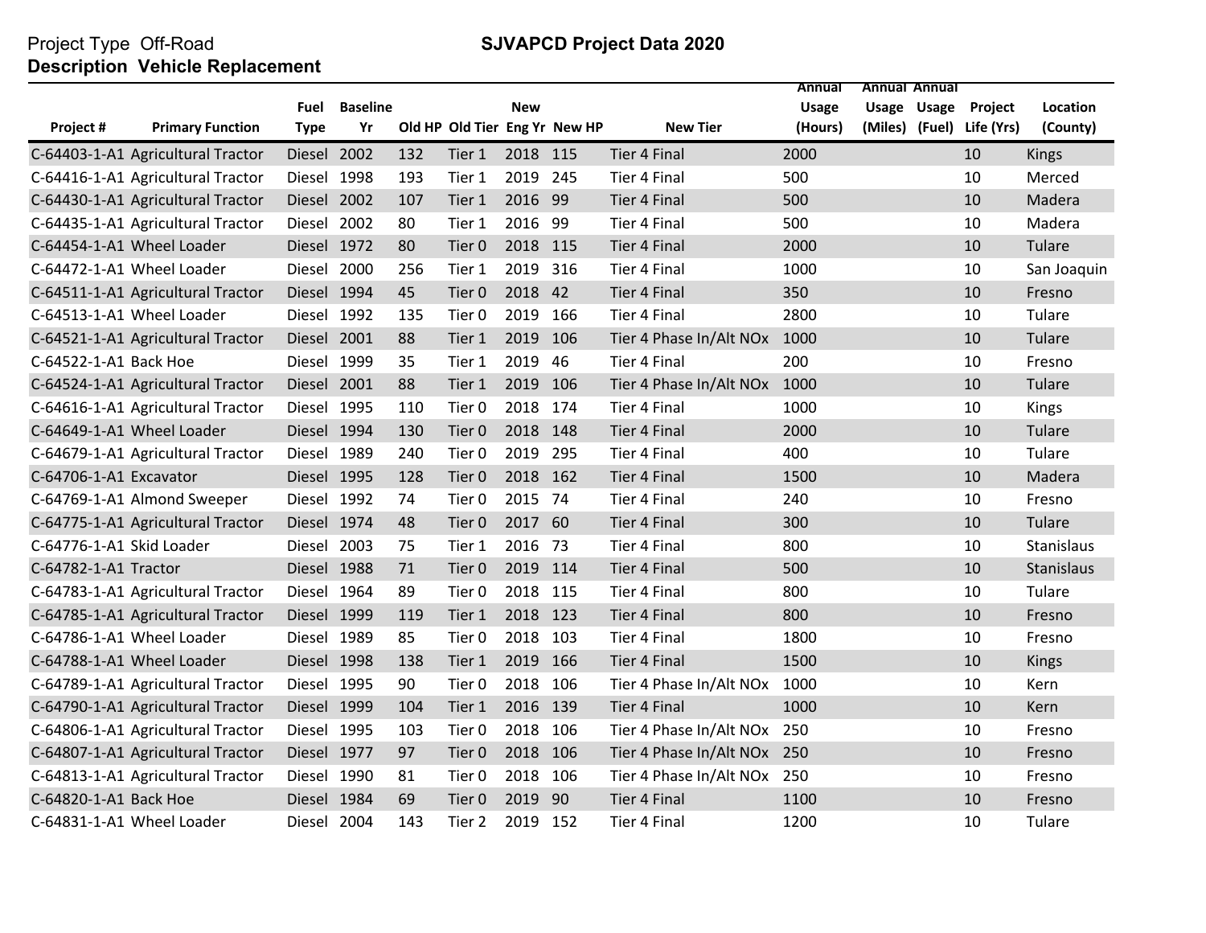Project Type Off-Road

**SJVAPCD Project Data 2020**

**Description Vehicle Replacement**

| Project # | Primary Function | Fuel Type | Baseline Yr | Old HP | Old Tier | New Eng Yr | New HP | New Tier | Annual Usage (Hours) | Annual Usage (Miles) | Annual Usage (Fuel) | Project Life (Yrs) | Location (County) |
|---|---|---|---|---|---|---|---|---|---|---|---|---|---|
| C-64403-1-A1 | Agricultural Tractor | Diesel | 2002 | 132 | Tier 1 | 2018 | 115 | Tier 4 Final | 2000 | | | 10 | Kings |
| C-64416-1-A1 | Agricultural Tractor | Diesel | 1998 | 193 | Tier 1 | 2019 | 245 | Tier 4 Final | 500 | | | 10 | Merced |
| C-64430-1-A1 | Agricultural Tractor | Diesel | 2002 | 107 | Tier 1 | 2016 | 99 | Tier 4 Final | 500 | | | 10 | Madera |
| C-64435-1-A1 | Agricultural Tractor | Diesel | 2002 | 80 | Tier 1 | 2016 | 99 | Tier 4 Final | 500 | | | 10 | Madera |
| C-64454-1-A1 | Wheel Loader | Diesel | 1972 | 80 | Tier 0 | 2018 | 115 | Tier 4 Final | 2000 | | | 10 | Tulare |
| C-64472-1-A1 | Wheel Loader | Diesel | 2000 | 256 | Tier 1 | 2019 | 316 | Tier 4 Final | 1000 | | | 10 | San Joaquin |
| C-64511-1-A1 | Agricultural Tractor | Diesel | 1994 | 45 | Tier 0 | 2018 | 42 | Tier 4 Final | 350 | | | 10 | Fresno |
| C-64513-1-A1 | Wheel Loader | Diesel | 1992 | 135 | Tier 0 | 2019 | 166 | Tier 4 Final | 2800 | | | 10 | Tulare |
| C-64521-1-A1 | Agricultural Tractor | Diesel | 2001 | 88 | Tier 1 | 2019 | 106 | Tier 4 Phase In/Alt NOx | 1000 | | | 10 | Tulare |
| C-64522-1-A1 | Back Hoe | Diesel | 1999 | 35 | Tier 1 | 2019 | 46 | Tier 4 Final | 200 | | | 10 | Fresno |
| C-64524-1-A1 | Agricultural Tractor | Diesel | 2001 | 88 | Tier 1 | 2019 | 106 | Tier 4 Phase In/Alt NOx | 1000 | | | 10 | Tulare |
| C-64616-1-A1 | Agricultural Tractor | Diesel | 1995 | 110 | Tier 0 | 2018 | 174 | Tier 4 Final | 1000 | | | 10 | Kings |
| C-64649-1-A1 | Wheel Loader | Diesel | 1994 | 130 | Tier 0 | 2018 | 148 | Tier 4 Final | 2000 | | | 10 | Tulare |
| C-64679-1-A1 | Agricultural Tractor | Diesel | 1989 | 240 | Tier 0 | 2019 | 295 | Tier 4 Final | 400 | | | 10 | Tulare |
| C-64706-1-A1 | Excavator | Diesel | 1995 | 128 | Tier 0 | 2018 | 162 | Tier 4 Final | 1500 | | | 10 | Madera |
| C-64769-1-A1 | Almond Sweeper | Diesel | 1992 | 74 | Tier 0 | 2015 | 74 | Tier 4 Final | 240 | | | 10 | Fresno |
| C-64775-1-A1 | Agricultural Tractor | Diesel | 1974 | 48 | Tier 0 | 2017 | 60 | Tier 4 Final | 300 | | | 10 | Tulare |
| C-64776-1-A1 | Skid Loader | Diesel | 2003 | 75 | Tier 1 | 2016 | 73 | Tier 4 Final | 800 | | | 10 | Stanislaus |
| C-64782-1-A1 | Tractor | Diesel | 1988 | 71 | Tier 0 | 2019 | 114 | Tier 4 Final | 500 | | | 10 | Stanislaus |
| C-64783-1-A1 | Agricultural Tractor | Diesel | 1964 | 89 | Tier 0 | 2018 | 115 | Tier 4 Final | 800 | | | 10 | Tulare |
| C-64785-1-A1 | Agricultural Tractor | Diesel | 1999 | 119 | Tier 1 | 2018 | 123 | Tier 4 Final | 800 | | | 10 | Fresno |
| C-64786-1-A1 | Wheel Loader | Diesel | 1989 | 85 | Tier 0 | 2018 | 103 | Tier 4 Final | 1800 | | | 10 | Fresno |
| C-64788-1-A1 | Wheel Loader | Diesel | 1998 | 138 | Tier 1 | 2019 | 166 | Tier 4 Final | 1500 | | | 10 | Kings |
| C-64789-1-A1 | Agricultural Tractor | Diesel | 1995 | 90 | Tier 0 | 2018 | 106 | Tier 4 Phase In/Alt NOx | 1000 | | | 10 | Kern |
| C-64790-1-A1 | Agricultural Tractor | Diesel | 1999 | 104 | Tier 1 | 2016 | 139 | Tier 4 Final | 1000 | | | 10 | Kern |
| C-64806-1-A1 | Agricultural Tractor | Diesel | 1995 | 103 | Tier 0 | 2018 | 106 | Tier 4 Phase In/Alt NOx | 250 | | | 10 | Fresno |
| C-64807-1-A1 | Agricultural Tractor | Diesel | 1977 | 97 | Tier 0 | 2018 | 106 | Tier 4 Phase In/Alt NOx | 250 | | | 10 | Fresno |
| C-64813-1-A1 | Agricultural Tractor | Diesel | 1990 | 81 | Tier 0 | 2018 | 106 | Tier 4 Phase In/Alt NOx | 250 | | | 10 | Fresno |
| C-64820-1-A1 | Back Hoe | Diesel | 1984 | 69 | Tier 0 | 2019 | 90 | Tier 4 Final | 1100 | | | 10 | Fresno |
| C-64831-1-A1 | Wheel Loader | Diesel | 2004 | 143 | Tier 2 | 2019 | 152 | Tier 4 Final | 1200 | | | 10 | Tulare |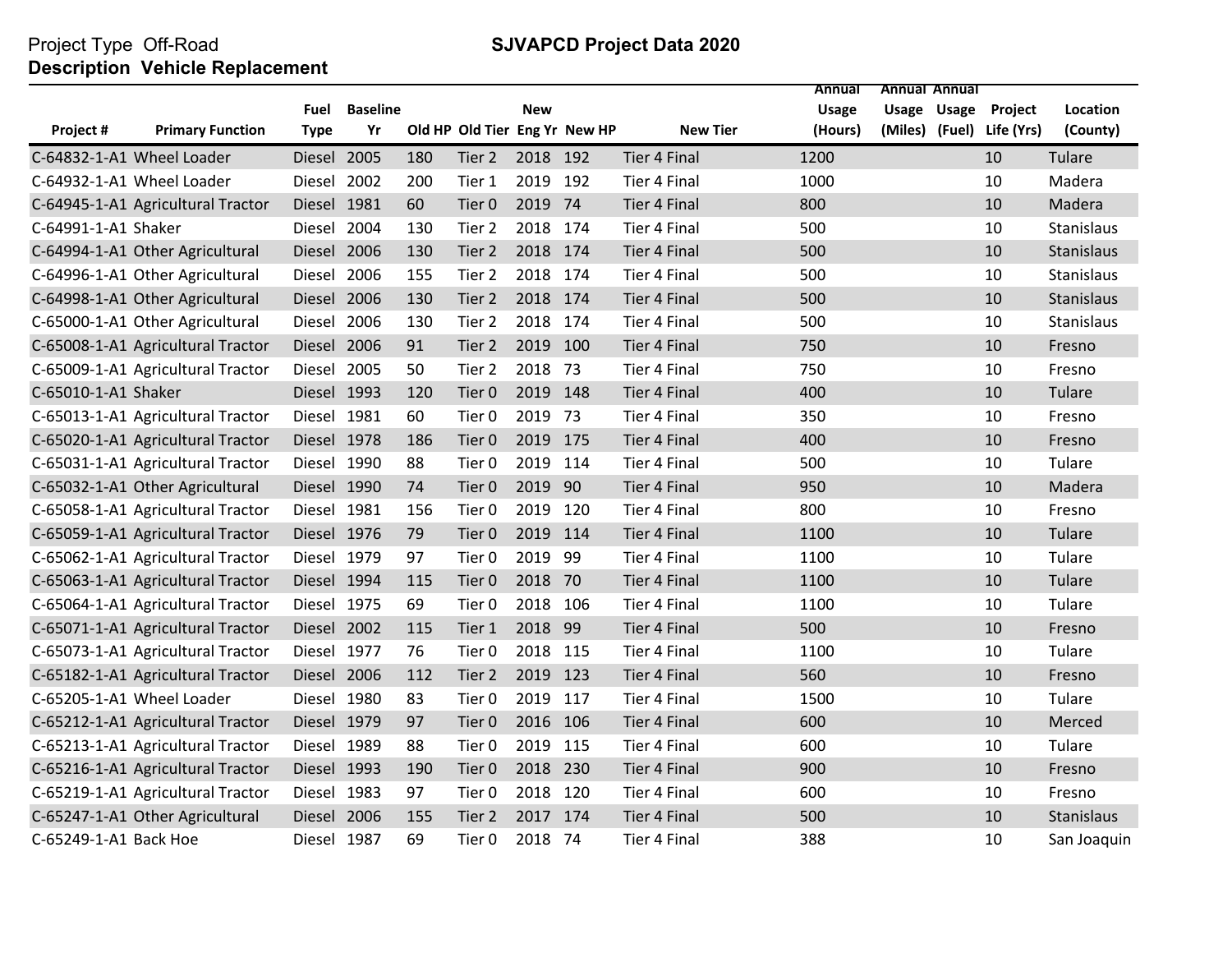Project Type Off-Road

**SJVAPCD Project Data 2020**

**Description Vehicle Replacement**

| Project # | Primary Function | Fuel Type | Baseline Yr | Old HP | Old Tier | New Eng Yr | New HP | New Tier | Annual Usage (Hours) | Annual Usage (Miles) | Annual Usage (Fuel) | Project Life (Yrs) | Location (County) |
|---|---|---|---|---|---|---|---|---|---|---|---|---|---|
| C-64832-1-A1 | Wheel Loader | Diesel | 2005 | 180 | Tier 2 | 2018 | 192 | Tier 4 Final | 1200 | | | 10 | Tulare |
| C-64932-1-A1 | Wheel Loader | Diesel | 2002 | 200 | Tier 1 | 2019 | 192 | Tier 4 Final | 1000 | | | 10 | Madera |
| C-64945-1-A1 | Agricultural Tractor | Diesel | 1981 | 60 | Tier 0 | 2019 | 74 | Tier 4 Final | 800 | | | 10 | Madera |
| C-64991-1-A1 | Shaker | Diesel | 2004 | 130 | Tier 2 | 2018 | 174 | Tier 4 Final | 500 | | | 10 | Stanislaus |
| C-64994-1-A1 | Other Agricultural | Diesel | 2006 | 130 | Tier 2 | 2018 | 174 | Tier 4 Final | 500 | | | 10 | Stanislaus |
| C-64996-1-A1 | Other Agricultural | Diesel | 2006 | 155 | Tier 2 | 2018 | 174 | Tier 4 Final | 500 | | | 10 | Stanislaus |
| C-64998-1-A1 | Other Agricultural | Diesel | 2006 | 130 | Tier 2 | 2018 | 174 | Tier 4 Final | 500 | | | 10 | Stanislaus |
| C-65000-1-A1 | Other Agricultural | Diesel | 2006 | 130 | Tier 2 | 2018 | 174 | Tier 4 Final | 500 | | | 10 | Stanislaus |
| C-65008-1-A1 | Agricultural Tractor | Diesel | 2006 | 91 | Tier 2 | 2019 | 100 | Tier 4 Final | 750 | | | 10 | Fresno |
| C-65009-1-A1 | Agricultural Tractor | Diesel | 2005 | 50 | Tier 2 | 2018 | 73 | Tier 4 Final | 750 | | | 10 | Fresno |
| C-65010-1-A1 | Shaker | Diesel | 1993 | 120 | Tier 0 | 2019 | 148 | Tier 4 Final | 400 | | | 10 | Tulare |
| C-65013-1-A1 | Agricultural Tractor | Diesel | 1981 | 60 | Tier 0 | 2019 | 73 | Tier 4 Final | 350 | | | 10 | Fresno |
| C-65020-1-A1 | Agricultural Tractor | Diesel | 1978 | 186 | Tier 0 | 2019 | 175 | Tier 4 Final | 400 | | | 10 | Fresno |
| C-65031-1-A1 | Agricultural Tractor | Diesel | 1990 | 88 | Tier 0 | 2019 | 114 | Tier 4 Final | 500 | | | 10 | Tulare |
| C-65032-1-A1 | Other Agricultural | Diesel | 1990 | 74 | Tier 0 | 2019 | 90 | Tier 4 Final | 950 | | | 10 | Madera |
| C-65058-1-A1 | Agricultural Tractor | Diesel | 1981 | 156 | Tier 0 | 2019 | 120 | Tier 4 Final | 800 | | | 10 | Fresno |
| C-65059-1-A1 | Agricultural Tractor | Diesel | 1976 | 79 | Tier 0 | 2019 | 114 | Tier 4 Final | 1100 | | | 10 | Tulare |
| C-65062-1-A1 | Agricultural Tractor | Diesel | 1979 | 97 | Tier 0 | 2019 | 99 | Tier 4 Final | 1100 | | | 10 | Tulare |
| C-65063-1-A1 | Agricultural Tractor | Diesel | 1994 | 115 | Tier 0 | 2018 | 70 | Tier 4 Final | 1100 | | | 10 | Tulare |
| C-65064-1-A1 | Agricultural Tractor | Diesel | 1975 | 69 | Tier 0 | 2018 | 106 | Tier 4 Final | 1100 | | | 10 | Tulare |
| C-65071-1-A1 | Agricultural Tractor | Diesel | 2002 | 115 | Tier 1 | 2018 | 99 | Tier 4 Final | 500 | | | 10 | Fresno |
| C-65073-1-A1 | Agricultural Tractor | Diesel | 1977 | 76 | Tier 0 | 2018 | 115 | Tier 4 Final | 1100 | | | 10 | Tulare |
| C-65182-1-A1 | Agricultural Tractor | Diesel | 2006 | 112 | Tier 2 | 2019 | 123 | Tier 4 Final | 560 | | | 10 | Fresno |
| C-65205-1-A1 | Wheel Loader | Diesel | 1980 | 83 | Tier 0 | 2019 | 117 | Tier 4 Final | 1500 | | | 10 | Tulare |
| C-65212-1-A1 | Agricultural Tractor | Diesel | 1979 | 97 | Tier 0 | 2016 | 106 | Tier 4 Final | 600 | | | 10 | Merced |
| C-65213-1-A1 | Agricultural Tractor | Diesel | 1989 | 88 | Tier 0 | 2019 | 115 | Tier 4 Final | 600 | | | 10 | Tulare |
| C-65216-1-A1 | Agricultural Tractor | Diesel | 1993 | 190 | Tier 0 | 2018 | 230 | Tier 4 Final | 900 | | | 10 | Fresno |
| C-65219-1-A1 | Agricultural Tractor | Diesel | 1983 | 97 | Tier 0 | 2018 | 120 | Tier 4 Final | 600 | | | 10 | Fresno |
| C-65247-1-A1 | Other Agricultural | Diesel | 2006 | 155 | Tier 2 | 2017 | 174 | Tier 4 Final | 500 | | | 10 | Stanislaus |
| C-65249-1-A1 | Back Hoe | Diesel | 1987 | 69 | Tier 0 | 2018 | 74 | Tier 4 Final | 388 | | | 10 | San Joaquin |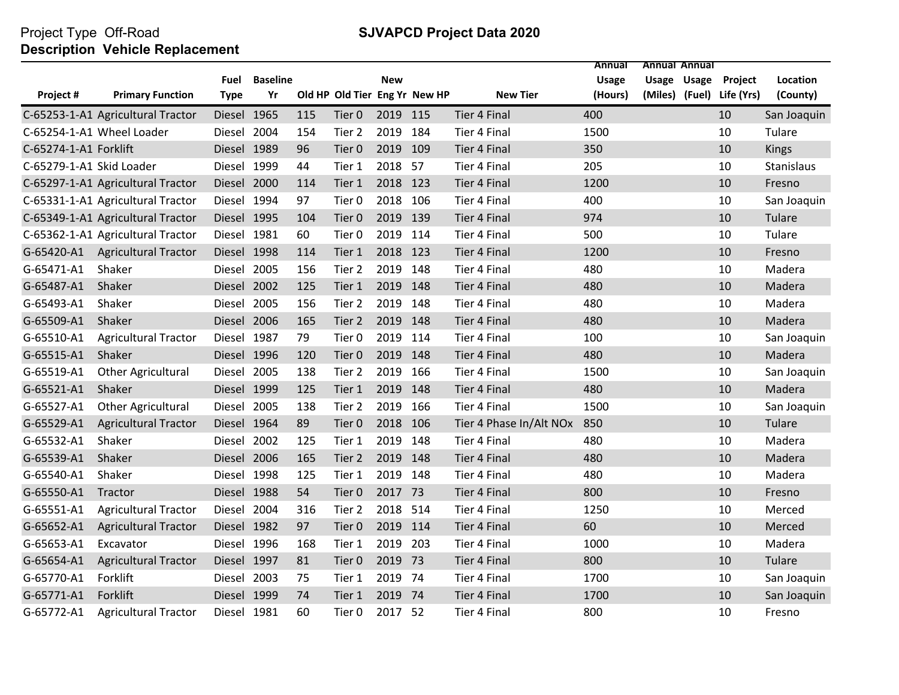Project Type Off-Road

**SJVAPCD Project Data 2020**

**Description Vehicle Replacement**

| Project # | Primary Function | Fuel Type | Baseline Yr | Old HP | Old Tier | New Eng Yr | New HP | New Tier | Annual Usage (Hours) | Annual Usage (Miles) | Annual Usage (Fuel) | Project Life (Yrs) | Location (County) |
|---|---|---|---|---|---|---|---|---|---|---|---|---|---|
| C-65253-1-A1 | Agricultural Tractor | Diesel | 1965 | 115 | Tier 0 | 2019 | 115 | Tier 4 Final | 400 | | | 10 | San Joaquin |
| C-65254-1-A1 | Wheel Loader | Diesel | 2004 | 154 | Tier 2 | 2019 | 184 | Tier 4 Final | 1500 | | | 10 | Tulare |
| C-65274-1-A1 | Forklift | Diesel | 1989 | 96 | Tier 0 | 2019 | 109 | Tier 4 Final | 350 | | | 10 | Kings |
| C-65279-1-A1 | Skid Loader | Diesel | 1999 | 44 | Tier 1 | 2018 | 57 | Tier 4 Final | 205 | | | 10 | Stanislaus |
| C-65297-1-A1 | Agricultural Tractor | Diesel | 2000 | 114 | Tier 1 | 2018 | 123 | Tier 4 Final | 1200 | | | 10 | Fresno |
| C-65331-1-A1 | Agricultural Tractor | Diesel | 1994 | 97 | Tier 0 | 2018 | 106 | Tier 4 Final | 400 | | | 10 | San Joaquin |
| C-65349-1-A1 | Agricultural Tractor | Diesel | 1995 | 104 | Tier 0 | 2019 | 139 | Tier 4 Final | 974 | | | 10 | Tulare |
| C-65362-1-A1 | Agricultural Tractor | Diesel | 1981 | 60 | Tier 0 | 2019 | 114 | Tier 4 Final | 500 | | | 10 | Tulare |
| G-65420-A1 | Agricultural Tractor | Diesel | 1998 | 114 | Tier 1 | 2018 | 123 | Tier 4 Final | 1200 | | | 10 | Fresno |
| G-65471-A1 | Shaker | Diesel | 2005 | 156 | Tier 2 | 2019 | 148 | Tier 4 Final | 480 | | | 10 | Madera |
| G-65487-A1 | Shaker | Diesel | 2002 | 125 | Tier 1 | 2019 | 148 | Tier 4 Final | 480 | | | 10 | Madera |
| G-65493-A1 | Shaker | Diesel | 2005 | 156 | Tier 2 | 2019 | 148 | Tier 4 Final | 480 | | | 10 | Madera |
| G-65509-A1 | Shaker | Diesel | 2006 | 165 | Tier 2 | 2019 | 148 | Tier 4 Final | 480 | | | 10 | Madera |
| G-65510-A1 | Agricultural Tractor | Diesel | 1987 | 79 | Tier 0 | 2019 | 114 | Tier 4 Final | 100 | | | 10 | San Joaquin |
| G-65515-A1 | Shaker | Diesel | 1996 | 120 | Tier 0 | 2019 | 148 | Tier 4 Final | 480 | | | 10 | Madera |
| G-65519-A1 | Other Agricultural | Diesel | 2005 | 138 | Tier 2 | 2019 | 166 | Tier 4 Final | 1500 | | | 10 | San Joaquin |
| G-65521-A1 | Shaker | Diesel | 1999 | 125 | Tier 1 | 2019 | 148 | Tier 4 Final | 480 | | | 10 | Madera |
| G-65527-A1 | Other Agricultural | Diesel | 2005 | 138 | Tier 2 | 2019 | 166 | Tier 4 Final | 1500 | | | 10 | San Joaquin |
| G-65529-A1 | Agricultural Tractor | Diesel | 1964 | 89 | Tier 0 | 2018 | 106 | Tier 4 Phase In/Alt NOx | 850 | | | 10 | Tulare |
| G-65532-A1 | Shaker | Diesel | 2002 | 125 | Tier 1 | 2019 | 148 | Tier 4 Final | 480 | | | 10 | Madera |
| G-65539-A1 | Shaker | Diesel | 2006 | 165 | Tier 2 | 2019 | 148 | Tier 4 Final | 480 | | | 10 | Madera |
| G-65540-A1 | Shaker | Diesel | 1998 | 125 | Tier 1 | 2019 | 148 | Tier 4 Final | 480 | | | 10 | Madera |
| G-65550-A1 | Tractor | Diesel | 1988 | 54 | Tier 0 | 2017 | 73 | Tier 4 Final | 800 | | | 10 | Fresno |
| G-65551-A1 | Agricultural Tractor | Diesel | 2004 | 316 | Tier 2 | 2018 | 514 | Tier 4 Final | 1250 | | | 10 | Merced |
| G-65652-A1 | Agricultural Tractor | Diesel | 1982 | 97 | Tier 0 | 2019 | 114 | Tier 4 Final | 60 | | | 10 | Merced |
| G-65653-A1 | Excavator | Diesel | 1996 | 168 | Tier 1 | 2019 | 203 | Tier 4 Final | 1000 | | | 10 | Madera |
| G-65654-A1 | Agricultural Tractor | Diesel | 1997 | 81 | Tier 0 | 2019 | 73 | Tier 4 Final | 800 | | | 10 | Tulare |
| G-65770-A1 | Forklift | Diesel | 2003 | 75 | Tier 1 | 2019 | 74 | Tier 4 Final | 1700 | | | 10 | San Joaquin |
| G-65771-A1 | Forklift | Diesel | 1999 | 74 | Tier 1 | 2019 | 74 | Tier 4 Final | 1700 | | | 10 | San Joaquin |
| G-65772-A1 | Agricultural Tractor | Diesel | 1981 | 60 | Tier 0 | 2017 | 52 | Tier 4 Final | 800 | | | 10 | Fresno |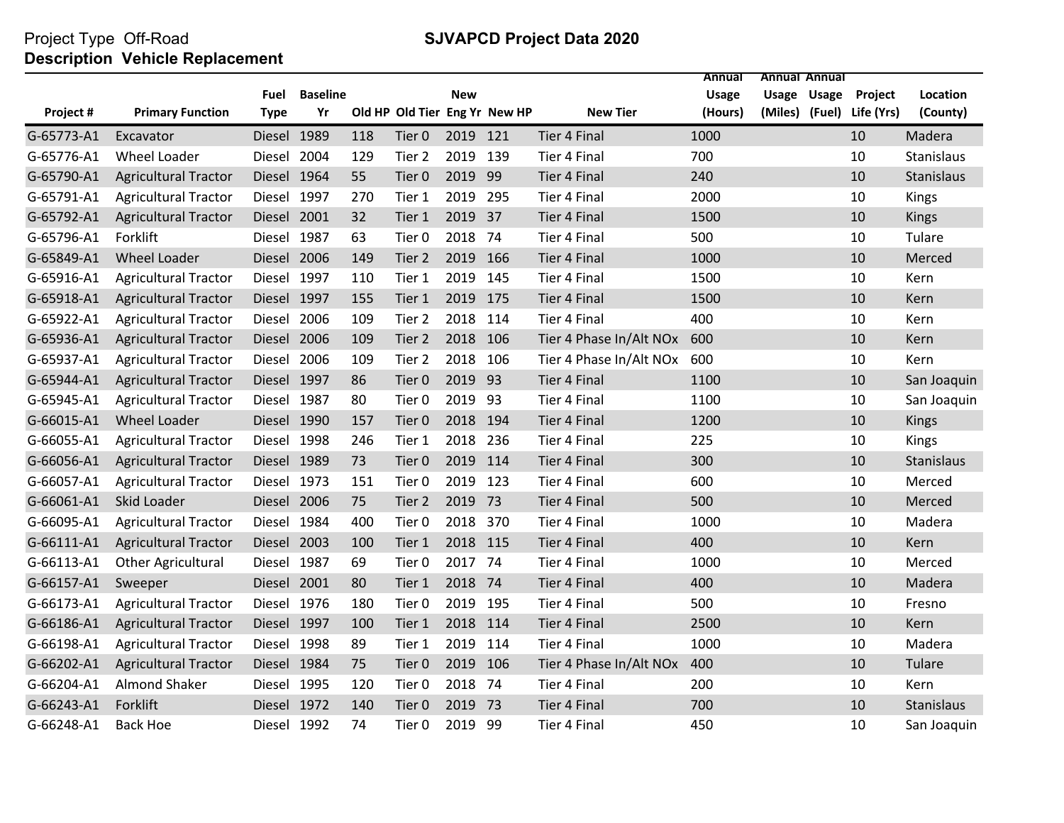Project Type Off-Road **SJVAPCD Project Data 2020**

**Description Vehicle Replacement**

| Project # | Primary Function | Fuel Type | Baseline Yr | Old HP | Old Tier | New Eng Yr | New HP | New Tier | Annual Usage (Hours) | Annual Usage (Miles) | Annual Usage (Fuel) | Project Life (Yrs) | Location (County) |
|---|---|---|---|---|---|---|---|---|---|---|---|---|---|
| G-65773-A1 | Excavator | Diesel | 1989 | 118 | Tier 0 | 2019 | 121 | Tier 4 Final | 1000 | | | 10 | Madera |
| G-65776-A1 | Wheel Loader | Diesel | 2004 | 129 | Tier 2 | 2019 | 139 | Tier 4 Final | 700 | | | 10 | Stanislaus |
| G-65790-A1 | Agricultural Tractor | Diesel | 1964 | 55 | Tier 0 | 2019 | 99 | Tier 4 Final | 240 | | | 10 | Stanislaus |
| G-65791-A1 | Agricultural Tractor | Diesel | 1997 | 270 | Tier 1 | 2019 | 295 | Tier 4 Final | 2000 | | | 10 | Kings |
| G-65792-A1 | Agricultural Tractor | Diesel | 2001 | 32 | Tier 1 | 2019 | 37 | Tier 4 Final | 1500 | | | 10 | Kings |
| G-65796-A1 | Forklift | Diesel | 1987 | 63 | Tier 0 | 2018 | 74 | Tier 4 Final | 500 | | | 10 | Tulare |
| G-65849-A1 | Wheel Loader | Diesel | 2006 | 149 | Tier 2 | 2019 | 166 | Tier 4 Final | 1000 | | | 10 | Merced |
| G-65916-A1 | Agricultural Tractor | Diesel | 1997 | 110 | Tier 1 | 2019 | 145 | Tier 4 Final | 1500 | | | 10 | Kern |
| G-65918-A1 | Agricultural Tractor | Diesel | 1997 | 155 | Tier 1 | 2019 | 175 | Tier 4 Final | 1500 | | | 10 | Kern |
| G-65922-A1 | Agricultural Tractor | Diesel | 2006 | 109 | Tier 2 | 2018 | 114 | Tier 4 Final | 400 | | | 10 | Kern |
| G-65936-A1 | Agricultural Tractor | Diesel | 2006 | 109 | Tier 2 | 2018 | 106 | Tier 4 Phase In/Alt NOx | 600 | | | 10 | Kern |
| G-65937-A1 | Agricultural Tractor | Diesel | 2006 | 109 | Tier 2 | 2018 | 106 | Tier 4 Phase In/Alt NOx | 600 | | | 10 | Kern |
| G-65944-A1 | Agricultural Tractor | Diesel | 1997 | 86 | Tier 0 | 2019 | 93 | Tier 4 Final | 1100 | | | 10 | San Joaquin |
| G-65945-A1 | Agricultural Tractor | Diesel | 1987 | 80 | Tier 0 | 2019 | 93 | Tier 4 Final | 1100 | | | 10 | San Joaquin |
| G-66015-A1 | Wheel Loader | Diesel | 1990 | 157 | Tier 0 | 2018 | 194 | Tier 4 Final | 1200 | | | 10 | Kings |
| G-66055-A1 | Agricultural Tractor | Diesel | 1998 | 246 | Tier 1 | 2018 | 236 | Tier 4 Final | 225 | | | 10 | Kings |
| G-66056-A1 | Agricultural Tractor | Diesel | 1989 | 73 | Tier 0 | 2019 | 114 | Tier 4 Final | 300 | | | 10 | Stanislaus |
| G-66057-A1 | Agricultural Tractor | Diesel | 1973 | 151 | Tier 0 | 2019 | 123 | Tier 4 Final | 600 | | | 10 | Merced |
| G-66061-A1 | Skid Loader | Diesel | 2006 | 75 | Tier 2 | 2019 | 73 | Tier 4 Final | 500 | | | 10 | Merced |
| G-66095-A1 | Agricultural Tractor | Diesel | 1984 | 400 | Tier 0 | 2018 | 370 | Tier 4 Final | 1000 | | | 10 | Madera |
| G-66111-A1 | Agricultural Tractor | Diesel | 2003 | 100 | Tier 1 | 2018 | 115 | Tier 4 Final | 400 | | | 10 | Kern |
| G-66113-A1 | Other Agricultural | Diesel | 1987 | 69 | Tier 0 | 2017 | 74 | Tier 4 Final | 1000 | | | 10 | Merced |
| G-66157-A1 | Sweeper | Diesel | 2001 | 80 | Tier 1 | 2018 | 74 | Tier 4 Final | 400 | | | 10 | Madera |
| G-66173-A1 | Agricultural Tractor | Diesel | 1976 | 180 | Tier 0 | 2019 | 195 | Tier 4 Final | 500 | | | 10 | Fresno |
| G-66186-A1 | Agricultural Tractor | Diesel | 1997 | 100 | Tier 1 | 2018 | 114 | Tier 4 Final | 2500 | | | 10 | Kern |
| G-66198-A1 | Agricultural Tractor | Diesel | 1998 | 89 | Tier 1 | 2019 | 114 | Tier 4 Final | 1000 | | | 10 | Madera |
| G-66202-A1 | Agricultural Tractor | Diesel | 1984 | 75 | Tier 0 | 2019 | 106 | Tier 4 Phase In/Alt NOx | 400 | | | 10 | Tulare |
| G-66204-A1 | Almond Shaker | Diesel | 1995 | 120 | Tier 0 | 2018 | 74 | Tier 4 Final | 200 | | | 10 | Kern |
| G-66243-A1 | Forklift | Diesel | 1972 | 140 | Tier 0 | 2019 | 73 | Tier 4 Final | 700 | | | 10 | Stanislaus |
| G-66248-A1 | Back Hoe | Diesel | 1992 | 74 | Tier 0 | 2019 | 99 | Tier 4 Final | 450 | | | 10 | San Joaquin |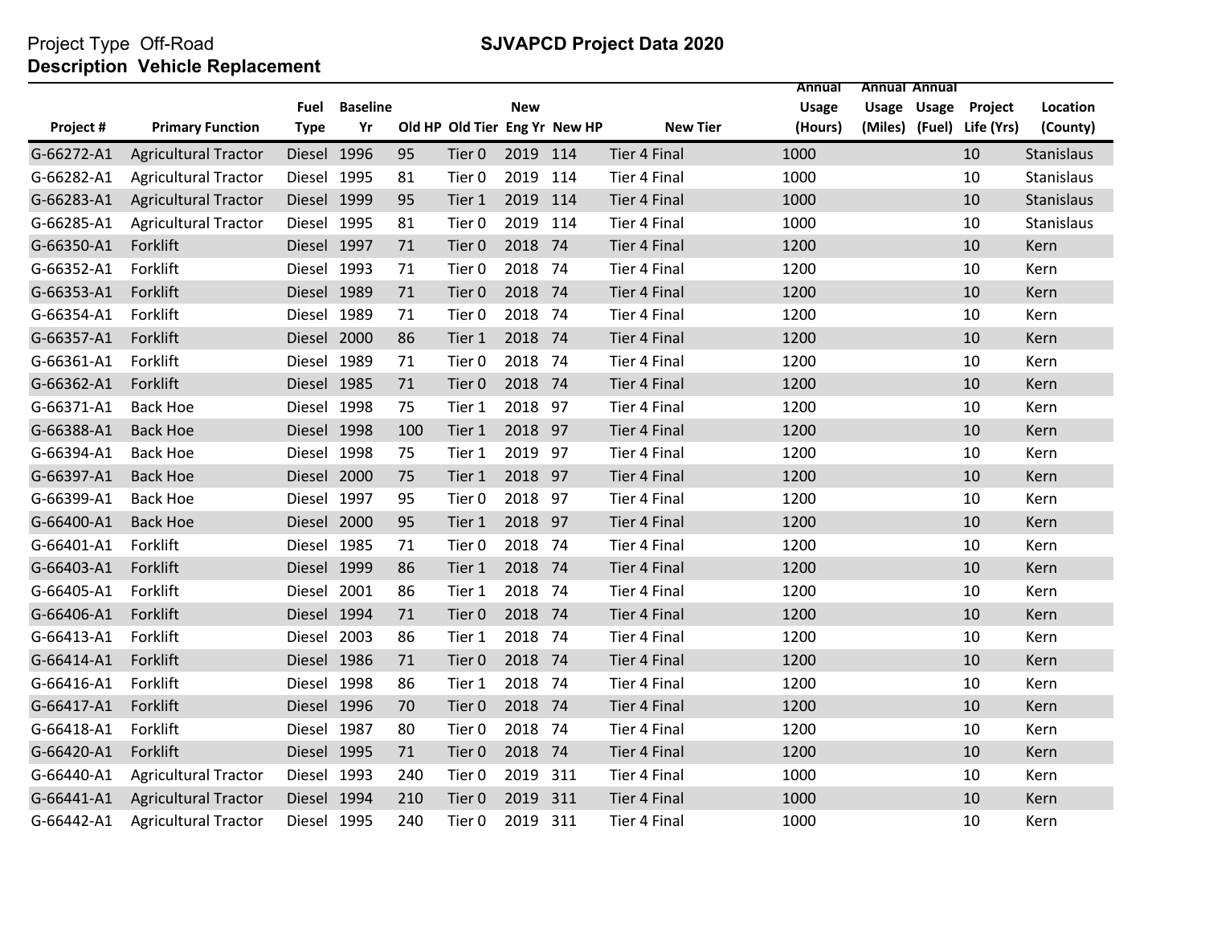Project Type Off-Road

**SJVAPCD Project Data 2020**

**Description Vehicle Replacement**

| Project # | Primary Function | Fuel Type | Baseline Yr | Old HP | Old Tier | New Eng Yr | New HP | New Tier | Annual Usage (Hours) | Annual Usage (Miles) | Annual Usage (Fuel) | Project Life (Yrs) | Location (County) |
|---|---|---|---|---|---|---|---|---|---|---|---|---|---|
| G-66272-A1 | Agricultural Tractor | Diesel | 1996 | 95 | Tier 0 | 2019 | 114 | Tier 4 Final | 1000 | | | 10 | Stanislaus |
| G-66282-A1 | Agricultural Tractor | Diesel | 1995 | 81 | Tier 0 | 2019 | 114 | Tier 4 Final | 1000 | | | 10 | Stanislaus |
| G-66283-A1 | Agricultural Tractor | Diesel | 1999 | 95 | Tier 1 | 2019 | 114 | Tier 4 Final | 1000 | | | 10 | Stanislaus |
| G-66285-A1 | Agricultural Tractor | Diesel | 1995 | 81 | Tier 0 | 2019 | 114 | Tier 4 Final | 1000 | | | 10 | Stanislaus |
| G-66350-A1 | Forklift | Diesel | 1997 | 71 | Tier 0 | 2018 | 74 | Tier 4 Final | 1200 | | | 10 | Kern |
| G-66352-A1 | Forklift | Diesel | 1993 | 71 | Tier 0 | 2018 | 74 | Tier 4 Final | 1200 | | | 10 | Kern |
| G-66353-A1 | Forklift | Diesel | 1989 | 71 | Tier 0 | 2018 | 74 | Tier 4 Final | 1200 | | | 10 | Kern |
| G-66354-A1 | Forklift | Diesel | 1989 | 71 | Tier 0 | 2018 | 74 | Tier 4 Final | 1200 | | | 10 | Kern |
| G-66357-A1 | Forklift | Diesel | 2000 | 86 | Tier 1 | 2018 | 74 | Tier 4 Final | 1200 | | | 10 | Kern |
| G-66361-A1 | Forklift | Diesel | 1989 | 71 | Tier 0 | 2018 | 74 | Tier 4 Final | 1200 | | | 10 | Kern |
| G-66362-A1 | Forklift | Diesel | 1985 | 71 | Tier 0 | 2018 | 74 | Tier 4 Final | 1200 | | | 10 | Kern |
| G-66371-A1 | Back Hoe | Diesel | 1998 | 75 | Tier 1 | 2018 | 97 | Tier 4 Final | 1200 | | | 10 | Kern |
| G-66388-A1 | Back Hoe | Diesel | 1998 | 100 | Tier 1 | 2018 | 97 | Tier 4 Final | 1200 | | | 10 | Kern |
| G-66394-A1 | Back Hoe | Diesel | 1998 | 75 | Tier 1 | 2019 | 97 | Tier 4 Final | 1200 | | | 10 | Kern |
| G-66397-A1 | Back Hoe | Diesel | 2000 | 75 | Tier 1 | 2018 | 97 | Tier 4 Final | 1200 | | | 10 | Kern |
| G-66399-A1 | Back Hoe | Diesel | 1997 | 95 | Tier 0 | 2018 | 97 | Tier 4 Final | 1200 | | | 10 | Kern |
| G-66400-A1 | Back Hoe | Diesel | 2000 | 95 | Tier 1 | 2018 | 97 | Tier 4 Final | 1200 | | | 10 | Kern |
| G-66401-A1 | Forklift | Diesel | 1985 | 71 | Tier 0 | 2018 | 74 | Tier 4 Final | 1200 | | | 10 | Kern |
| G-66403-A1 | Forklift | Diesel | 1999 | 86 | Tier 1 | 2018 | 74 | Tier 4 Final | 1200 | | | 10 | Kern |
| G-66405-A1 | Forklift | Diesel | 2001 | 86 | Tier 1 | 2018 | 74 | Tier 4 Final | 1200 | | | 10 | Kern |
| G-66406-A1 | Forklift | Diesel | 1994 | 71 | Tier 0 | 2018 | 74 | Tier 4 Final | 1200 | | | 10 | Kern |
| G-66413-A1 | Forklift | Diesel | 2003 | 86 | Tier 1 | 2018 | 74 | Tier 4 Final | 1200 | | | 10 | Kern |
| G-66414-A1 | Forklift | Diesel | 1986 | 71 | Tier 0 | 2018 | 74 | Tier 4 Final | 1200 | | | 10 | Kern |
| G-66416-A1 | Forklift | Diesel | 1998 | 86 | Tier 1 | 2018 | 74 | Tier 4 Final | 1200 | | | 10 | Kern |
| G-66417-A1 | Forklift | Diesel | 1996 | 70 | Tier 0 | 2018 | 74 | Tier 4 Final | 1200 | | | 10 | Kern |
| G-66418-A1 | Forklift | Diesel | 1987 | 80 | Tier 0 | 2018 | 74 | Tier 4 Final | 1200 | | | 10 | Kern |
| G-66420-A1 | Forklift | Diesel | 1995 | 71 | Tier 0 | 2018 | 74 | Tier 4 Final | 1200 | | | 10 | Kern |
| G-66440-A1 | Agricultural Tractor | Diesel | 1993 | 240 | Tier 0 | 2019 | 311 | Tier 4 Final | 1000 | | | 10 | Kern |
| G-66441-A1 | Agricultural Tractor | Diesel | 1994 | 210 | Tier 0 | 2019 | 311 | Tier 4 Final | 1000 | | | 10 | Kern |
| G-66442-A1 | Agricultural Tractor | Diesel | 1995 | 240 | Tier 0 | 2019 | 311 | Tier 4 Final | 1000 | | | 10 | Kern |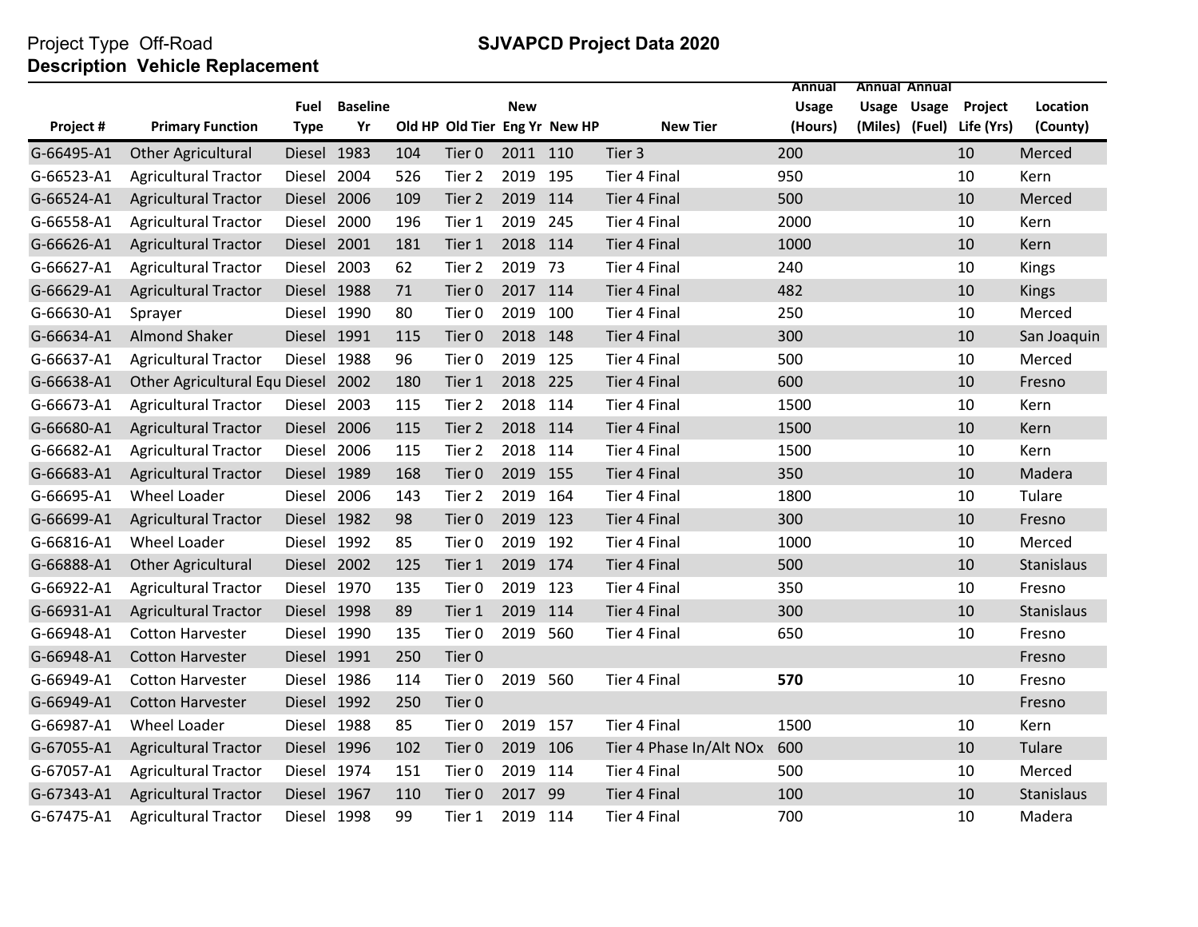Project Type Off-Road

**SJVAPCD Project Data 2020**

**Description Vehicle Replacement**

| Project # | Primary Function | Fuel Type | Baseline Yr | Old HP | Old Tier | New Eng Yr | New HP | New Tier | Annual Usage (Hours) | Annual Usage (Miles) | Annual Usage (Fuel) | Project Life (Yrs) | Location (County) |
|---|---|---|---|---|---|---|---|---|---|---|---|---|---|
| G-66495-A1 | Other Agricultural | Diesel | 1983 | 104 | Tier 0 | 2011 | 110 | Tier 3 | 200 | | | 10 | Merced |
| G-66523-A1 | Agricultural Tractor | Diesel | 2004 | 526 | Tier 2 | 2019 | 195 | Tier 4 Final | 950 | | | 10 | Kern |
| G-66524-A1 | Agricultural Tractor | Diesel | 2006 | 109 | Tier 2 | 2019 | 114 | Tier 4 Final | 500 | | | 10 | Merced |
| G-66558-A1 | Agricultural Tractor | Diesel | 2000 | 196 | Tier 1 | 2019 | 245 | Tier 4 Final | 2000 | | | 10 | Kern |
| G-66626-A1 | Agricultural Tractor | Diesel | 2001 | 181 | Tier 1 | 2018 | 114 | Tier 4 Final | 1000 | | | 10 | Kern |
| G-66627-A1 | Agricultural Tractor | Diesel | 2003 | 62 | Tier 2 | 2019 | 73 | Tier 4 Final | 240 | | | 10 | Kings |
| G-66629-A1 | Agricultural Tractor | Diesel | 1988 | 71 | Tier 0 | 2017 | 114 | Tier 4 Final | 482 | | | 10 | Kings |
| G-66630-A1 | Sprayer | Diesel | 1990 | 80 | Tier 0 | 2019 | 100 | Tier 4 Final | 250 | | | 10 | Merced |
| G-66634-A1 | Almond Shaker | Diesel | 1991 | 115 | Tier 0 | 2018 | 148 | Tier 4 Final | 300 | | | 10 | San Joaquin |
| G-66637-A1 | Agricultural Tractor | Diesel | 1988 | 96 | Tier 0 | 2019 | 125 | Tier 4 Final | 500 | | | 10 | Merced |
| G-66638-A1 | Other Agricultural Equ | Diesel | 2002 | 180 | Tier 1 | 2018 | 225 | Tier 4 Final | 600 | | | 10 | Fresno |
| G-66673-A1 | Agricultural Tractor | Diesel | 2003 | 115 | Tier 2 | 2018 | 114 | Tier 4 Final | 1500 | | | 10 | Kern |
| G-66680-A1 | Agricultural Tractor | Diesel | 2006 | 115 | Tier 2 | 2018 | 114 | Tier 4 Final | 1500 | | | 10 | Kern |
| G-66682-A1 | Agricultural Tractor | Diesel | 2006 | 115 | Tier 2 | 2018 | 114 | Tier 4 Final | 1500 | | | 10 | Kern |
| G-66683-A1 | Agricultural Tractor | Diesel | 1989 | 168 | Tier 0 | 2019 | 155 | Tier 4 Final | 350 | | | 10 | Madera |
| G-66695-A1 | Wheel Loader | Diesel | 2006 | 143 | Tier 2 | 2019 | 164 | Tier 4 Final | 1800 | | | 10 | Tulare |
| G-66699-A1 | Agricultural Tractor | Diesel | 1982 | 98 | Tier 0 | 2019 | 123 | Tier 4 Final | 300 | | | 10 | Fresno |
| G-66816-A1 | Wheel Loader | Diesel | 1992 | 85 | Tier 0 | 2019 | 192 | Tier 4 Final | 1000 | | | 10 | Merced |
| G-66888-A1 | Other Agricultural | Diesel | 2002 | 125 | Tier 1 | 2019 | 174 | Tier 4 Final | 500 | | | 10 | Stanislaus |
| G-66922-A1 | Agricultural Tractor | Diesel | 1970 | 135 | Tier 0 | 2019 | 123 | Tier 4 Final | 350 | | | 10 | Fresno |
| G-66931-A1 | Agricultural Tractor | Diesel | 1998 | 89 | Tier 1 | 2019 | 114 | Tier 4 Final | 300 | | | 10 | Stanislaus |
| G-66948-A1 | Cotton Harvester | Diesel | 1990 | 135 | Tier 0 | 2019 | 560 | Tier 4 Final | 650 | | | 10 | Fresno |
| G-66948-A1 | Cotton Harvester | Diesel | 1991 | 250 | Tier 0 | | | | | | | | Fresno |
| G-66949-A1 | Cotton Harvester | Diesel | 1986 | 114 | Tier 0 | 2019 | 560 | Tier 4 Final | **570** | | | 10 | Fresno |
| G-66949-A1 | Cotton Harvester | Diesel | 1992 | 250 | Tier 0 | | | | | | | | Fresno |
| G-66987-A1 | Wheel Loader | Diesel | 1988 | 85 | Tier 0 | 2019 | 157 | Tier 4 Final | 1500 | | | 10 | Kern |
| G-67055-A1 | Agricultural Tractor | Diesel | 1996 | 102 | Tier 0 | 2019 | 106 | Tier 4 Phase In/Alt NOx | 600 | | | 10 | Tulare |
| G-67057-A1 | Agricultural Tractor | Diesel | 1974 | 151 | Tier 0 | 2019 | 114 | Tier 4 Final | 500 | | | 10 | Merced |
| G-67343-A1 | Agricultural Tractor | Diesel | 1967 | 110 | Tier 0 | 2017 | 99 | Tier 4 Final | 100 | | | 10 | Stanislaus |
| G-67475-A1 | Agricultural Tractor | Diesel | 1998 | 99 | Tier 1 | 2019 | 114 | Tier 4 Final | 700 | | | 10 | Madera |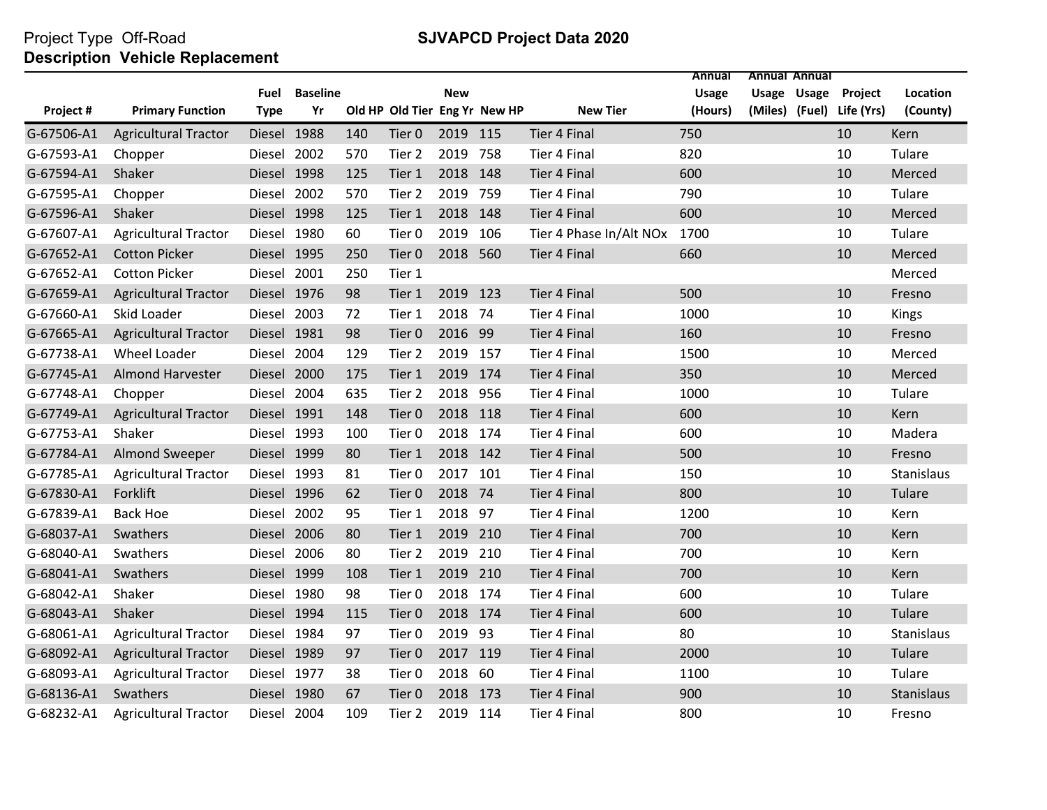Project Type Off-Road

**SJVAPCD Project Data 2020**

**Description Vehicle Replacement**

| Project # | Primary Function | Fuel Type | Baseline Yr | Old HP | Old Tier | New Eng Yr | New HP | New Tier | Annual Usage (Hours) | Annual Usage (Miles) | Annual Usage (Fuel) | Project Life (Yrs) | Location (County) |
|---|---|---|---|---|---|---|---|---|---|---|---|---|---|
| G-67506-A1 | Agricultural Tractor | Diesel | 1988 | 140 | Tier 0 | 2019 | 115 | Tier 4 Final | 750 | | | 10 | Kern |
| G-67593-A1 | Chopper | Diesel | 2002 | 570 | Tier 2 | 2019 | 758 | Tier 4 Final | 820 | | | 10 | Tulare |
| G-67594-A1 | Shaker | Diesel | 1998 | 125 | Tier 1 | 2018 | 148 | Tier 4 Final | 600 | | | 10 | Merced |
| G-67595-A1 | Chopper | Diesel | 2002 | 570 | Tier 2 | 2019 | 759 | Tier 4 Final | 790 | | | 10 | Tulare |
| G-67596-A1 | Shaker | Diesel | 1998 | 125 | Tier 1 | 2018 | 148 | Tier 4 Final | 600 | | | 10 | Merced |
| G-67607-A1 | Agricultural Tractor | Diesel | 1980 | 60 | Tier 0 | 2019 | 106 | Tier 4 Phase In/Alt NOx | 1700 | | | 10 | Tulare |
| G-67652-A1 | Cotton Picker | Diesel | 1995 | 250 | Tier 0 | 2018 | 560 | Tier 4 Final | 660 | | | 10 | Merced |
| G-67652-A1 | Cotton Picker | Diesel | 2001 | 250 | Tier 1 | | | | | | | | Merced |
| G-67659-A1 | Agricultural Tractor | Diesel | 1976 | 98 | Tier 1 | 2019 | 123 | Tier 4 Final | 500 | | | 10 | Fresno |
| G-67660-A1 | Skid Loader | Diesel | 2003 | 72 | Tier 1 | 2018 | 74 | Tier 4 Final | 1000 | | | 10 | Kings |
| G-67665-A1 | Agricultural Tractor | Diesel | 1981 | 98 | Tier 0 | 2016 | 99 | Tier 4 Final | 160 | | | 10 | Fresno |
| G-67738-A1 | Wheel Loader | Diesel | 2004 | 129 | Tier 2 | 2019 | 157 | Tier 4 Final | 1500 | | | 10 | Merced |
| G-67745-A1 | Almond Harvester | Diesel | 2000 | 175 | Tier 1 | 2019 | 174 | Tier 4 Final | 350 | | | 10 | Merced |
| G-67748-A1 | Chopper | Diesel | 2004 | 635 | Tier 2 | 2018 | 956 | Tier 4 Final | 1000 | | | 10 | Tulare |
| G-67749-A1 | Agricultural Tractor | Diesel | 1991 | 148 | Tier 0 | 2018 | 118 | Tier 4 Final | 600 | | | 10 | Kern |
| G-67753-A1 | Shaker | Diesel | 1993 | 100 | Tier 0 | 2018 | 174 | Tier 4 Final | 600 | | | 10 | Madera |
| G-67784-A1 | Almond Sweeper | Diesel | 1999 | 80 | Tier 1 | 2018 | 142 | Tier 4 Final | 500 | | | 10 | Fresno |
| G-67785-A1 | Agricultural Tractor | Diesel | 1993 | 81 | Tier 0 | 2017 | 101 | Tier 4 Final | 150 | | | 10 | Stanislaus |
| G-67830-A1 | Forklift | Diesel | 1996 | 62 | Tier 0 | 2018 | 74 | Tier 4 Final | 800 | | | 10 | Tulare |
| G-67839-A1 | Back Hoe | Diesel | 2002 | 95 | Tier 1 | 2018 | 97 | Tier 4 Final | 1200 | | | 10 | Kern |
| G-68037-A1 | Swathers | Diesel | 2006 | 80 | Tier 1 | 2019 | 210 | Tier 4 Final | 700 | | | 10 | Kern |
| G-68040-A1 | Swathers | Diesel | 2006 | 80 | Tier 2 | 2019 | 210 | Tier 4 Final | 700 | | | 10 | Kern |
| G-68041-A1 | Swathers | Diesel | 1999 | 108 | Tier 1 | 2019 | 210 | Tier 4 Final | 700 | | | 10 | Kern |
| G-68042-A1 | Shaker | Diesel | 1980 | 98 | Tier 0 | 2018 | 174 | Tier 4 Final | 600 | | | 10 | Tulare |
| G-68043-A1 | Shaker | Diesel | 1994 | 115 | Tier 0 | 2018 | 174 | Tier 4 Final | 600 | | | 10 | Tulare |
| G-68061-A1 | Agricultural Tractor | Diesel | 1984 | 97 | Tier 0 | 2019 | 93 | Tier 4 Final | 80 | | | 10 | Stanislaus |
| G-68092-A1 | Agricultural Tractor | Diesel | 1989 | 97 | Tier 0 | 2017 | 119 | Tier 4 Final | 2000 | | | 10 | Tulare |
| G-68093-A1 | Agricultural Tractor | Diesel | 1977 | 38 | Tier 0 | 2018 | 60 | Tier 4 Final | 1100 | | | 10 | Tulare |
| G-68136-A1 | Swathers | Diesel | 1980 | 67 | Tier 0 | 2018 | 173 | Tier 4 Final | 900 | | | 10 | Stanislaus |
| G-68232-A1 | Agricultural Tractor | Diesel | 2004 | 109 | Tier 2 | 2019 | 114 | Tier 4 Final | 800 | | | 10 | Fresno |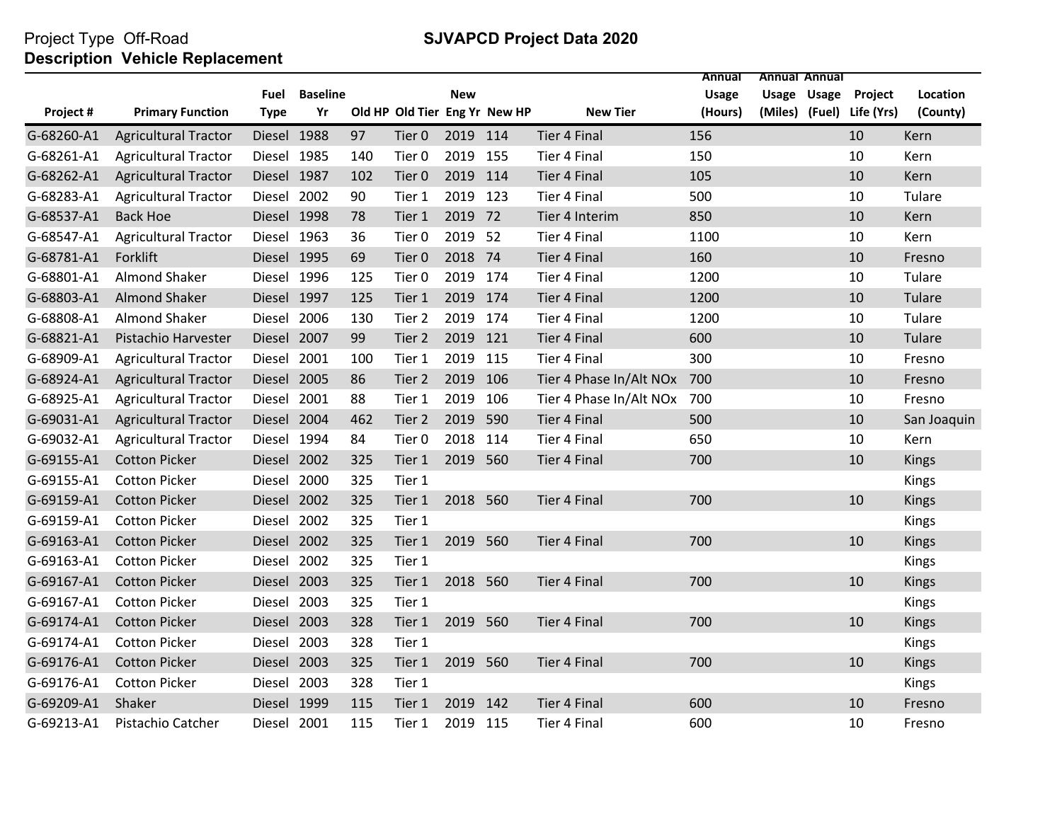Project Type Off-Road

**Description Vehicle Replacement**

## SJVAPCD Project Data 2020

| Project # | Primary Function | Fuel Type | Baseline Yr | Old HP | Old Tier | New Eng Yr | New HP | New Tier | Annual Usage (Hours) | Annual Usage (Miles) | Annual Usage (Fuel) | Project Life (Yrs) | Location (County) |
|---|---|---|---|---|---|---|---|---|---|---|---|---|---|
| G-68260-A1 | Agricultural Tractor | Diesel | 1988 | 97 | Tier 0 | 2019 | 114 | Tier 4 Final | 156 | | | 10 | Kern |
| G-68261-A1 | Agricultural Tractor | Diesel | 1985 | 140 | Tier 0 | 2019 | 155 | Tier 4 Final | 150 | | | 10 | Kern |
| G-68262-A1 | Agricultural Tractor | Diesel | 1987 | 102 | Tier 0 | 2019 | 114 | Tier 4 Final | 105 | | | 10 | Kern |
| G-68283-A1 | Agricultural Tractor | Diesel | 2002 | 90 | Tier 1 | 2019 | 123 | Tier 4 Final | 500 | | | 10 | Tulare |
| G-68537-A1 | Back Hoe | Diesel | 1998 | 78 | Tier 1 | 2019 | 72 | Tier 4 Interim | 850 | | | 10 | Kern |
| G-68547-A1 | Agricultural Tractor | Diesel | 1963 | 36 | Tier 0 | 2019 | 52 | Tier 4 Final | 1100 | | | 10 | Kern |
| G-68781-A1 | Forklift | Diesel | 1995 | 69 | Tier 0 | 2018 | 74 | Tier 4 Final | 160 | | | 10 | Fresno |
| G-68801-A1 | Almond Shaker | Diesel | 1996 | 125 | Tier 0 | 2019 | 174 | Tier 4 Final | 1200 | | | 10 | Tulare |
| G-68803-A1 | Almond Shaker | Diesel | 1997 | 125 | Tier 1 | 2019 | 174 | Tier 4 Final | 1200 | | | 10 | Tulare |
| G-68808-A1 | Almond Shaker | Diesel | 2006 | 130 | Tier 2 | 2019 | 174 | Tier 4 Final | 1200 | | | 10 | Tulare |
| G-68821-A1 | Pistachio Harvester | Diesel | 2007 | 99 | Tier 2 | 2019 | 121 | Tier 4 Final | 600 | | | 10 | Tulare |
| G-68909-A1 | Agricultural Tractor | Diesel | 2001 | 100 | Tier 1 | 2019 | 115 | Tier 4 Final | 300 | | | 10 | Fresno |
| G-68924-A1 | Agricultural Tractor | Diesel | 2005 | 86 | Tier 2 | 2019 | 106 | Tier 4 Phase In/Alt NOx | 700 | | | 10 | Fresno |
| G-68925-A1 | Agricultural Tractor | Diesel | 2001 | 88 | Tier 1 | 2019 | 106 | Tier 4 Phase In/Alt NOx | 700 | | | 10 | Fresno |
| G-69031-A1 | Agricultural Tractor | Diesel | 2004 | 462 | Tier 2 | 2019 | 590 | Tier 4 Final | 500 | | | 10 | San Joaquin |
| G-69032-A1 | Agricultural Tractor | Diesel | 1994 | 84 | Tier 0 | 2018 | 114 | Tier 4 Final | 650 | | | 10 | Kern |
| G-69155-A1 | Cotton Picker | Diesel | 2002 | 325 | Tier 1 | 2019 | 560 | Tier 4 Final | 700 | | | 10 | Kings |
| G-69155-A1 | Cotton Picker | Diesel | 2000 | 325 | Tier 1 | | | | | | | | Kings |
| G-69159-A1 | Cotton Picker | Diesel | 2002 | 325 | Tier 1 | 2018 | 560 | Tier 4 Final | 700 | | | 10 | Kings |
| G-69159-A1 | Cotton Picker | Diesel | 2002 | 325 | Tier 1 | | | | | | | | Kings |
| G-69163-A1 | Cotton Picker | Diesel | 2002 | 325 | Tier 1 | 2019 | 560 | Tier 4 Final | 700 | | | 10 | Kings |
| G-69163-A1 | Cotton Picker | Diesel | 2002 | 325 | Tier 1 | | | | | | | | Kings |
| G-69167-A1 | Cotton Picker | Diesel | 2003 | 325 | Tier 1 | 2018 | 560 | Tier 4 Final | 700 | | | 10 | Kings |
| G-69167-A1 | Cotton Picker | Diesel | 2003 | 325 | Tier 1 | | | | | | | | Kings |
| G-69174-A1 | Cotton Picker | Diesel | 2003 | 328 | Tier 1 | 2019 | 560 | Tier 4 Final | 700 | | | 10 | Kings |
| G-69174-A1 | Cotton Picker | Diesel | 2003 | 328 | Tier 1 | | | | | | | | Kings |
| G-69176-A1 | Cotton Picker | Diesel | 2003 | 325 | Tier 1 | 2019 | 560 | Tier 4 Final | 700 | | | 10 | Kings |
| G-69176-A1 | Cotton Picker | Diesel | 2003 | 328 | Tier 1 | | | | | | | | Kings |
| G-69209-A1 | Shaker | Diesel | 1999 | 115 | Tier 1 | 2019 | 142 | Tier 4 Final | 600 | | | 10 | Fresno |
| G-69213-A1 | Pistachio Catcher | Diesel | 2001 | 115 | Tier 1 | 2019 | 115 | Tier 4 Final | 600 | | | 10 | Fresno |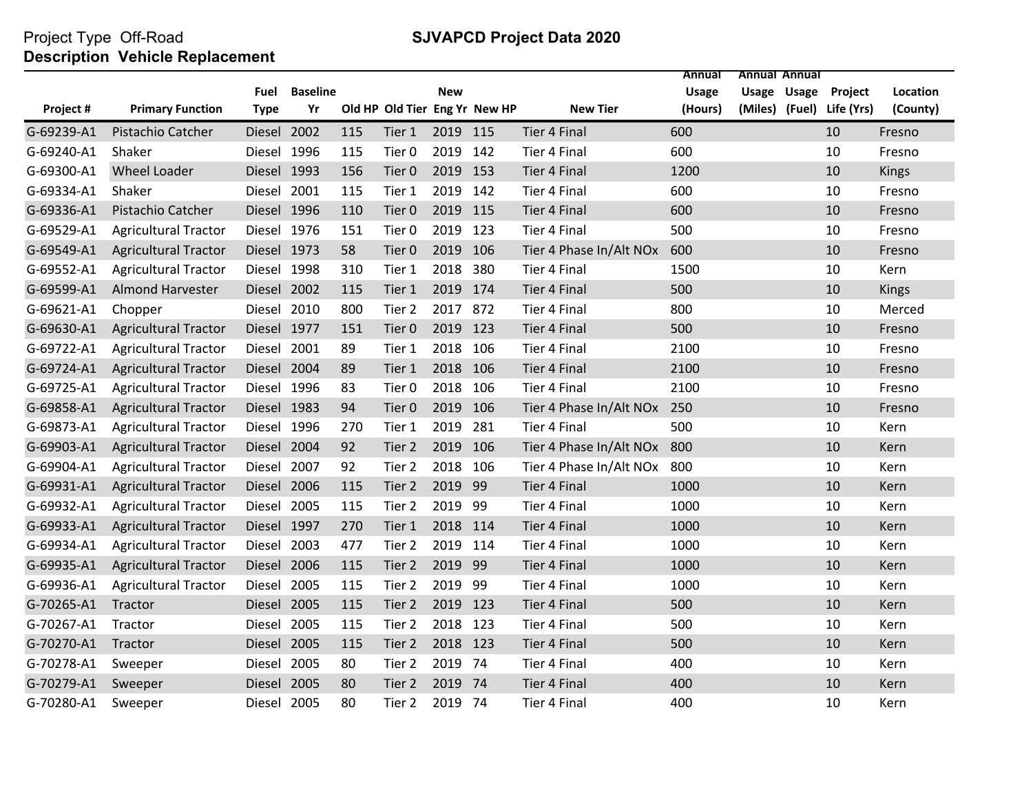Project Type Off-Road

**Description Vehicle Replacement**

## SJVAPCD Project Data 2020

| Project # | Primary Function | Fuel Type | Baseline Yr | Old HP | Old Tier | New Eng Yr | New HP | New Tier | Annual Usage (Hours) | Annual Usage (Miles) | Annual Usage (Fuel) | Project Life (Yrs) | Location (County) |
|---|---|---|---|---|---|---|---|---|---|---|---|---|---|
| G-69239-A1 | Pistachio Catcher | Diesel | 2002 | 115 | Tier 1 | 2019 | 115 | Tier 4 Final | 600 | | | 10 | Fresno |
| G-69240-A1 | Shaker | Diesel | 1996 | 115 | Tier 0 | 2019 | 142 | Tier 4 Final | 600 | | | 10 | Fresno |
| G-69300-A1 | Wheel Loader | Diesel | 1993 | 156 | Tier 0 | 2019 | 153 | Tier 4 Final | 1200 | | | 10 | Kings |
| G-69334-A1 | Shaker | Diesel | 2001 | 115 | Tier 1 | 2019 | 142 | Tier 4 Final | 600 | | | 10 | Fresno |
| G-69336-A1 | Pistachio Catcher | Diesel | 1996 | 110 | Tier 0 | 2019 | 115 | Tier 4 Final | 600 | | | 10 | Fresno |
| G-69529-A1 | Agricultural Tractor | Diesel | 1976 | 151 | Tier 0 | 2019 | 123 | Tier 4 Final | 500 | | | 10 | Fresno |
| G-69549-A1 | Agricultural Tractor | Diesel | 1973 | 58 | Tier 0 | 2019 | 106 | Tier 4 Phase In/Alt NOx | 600 | | | 10 | Fresno |
| G-69552-A1 | Agricultural Tractor | Diesel | 1998 | 310 | Tier 1 | 2018 | 380 | Tier 4 Final | 1500 | | | 10 | Kern |
| G-69599-A1 | Almond Harvester | Diesel | 2002 | 115 | Tier 1 | 2019 | 174 | Tier 4 Final | 500 | | | 10 | Kings |
| G-69621-A1 | Chopper | Diesel | 2010 | 800 | Tier 2 | 2017 | 872 | Tier 4 Final | 800 | | | 10 | Merced |
| G-69630-A1 | Agricultural Tractor | Diesel | 1977 | 151 | Tier 0 | 2019 | 123 | Tier 4 Final | 500 | | | 10 | Fresno |
| G-69722-A1 | Agricultural Tractor | Diesel | 2001 | 89 | Tier 1 | 2018 | 106 | Tier 4 Final | 2100 | | | 10 | Fresno |
| G-69724-A1 | Agricultural Tractor | Diesel | 2004 | 89 | Tier 1 | 2018 | 106 | Tier 4 Final | 2100 | | | 10 | Fresno |
| G-69725-A1 | Agricultural Tractor | Diesel | 1996 | 83 | Tier 0 | 2018 | 106 | Tier 4 Final | 2100 | | | 10 | Fresno |
| G-69858-A1 | Agricultural Tractor | Diesel | 1983 | 94 | Tier 0 | 2019 | 106 | Tier 4 Phase In/Alt NOx | 250 | | | 10 | Fresno |
| G-69873-A1 | Agricultural Tractor | Diesel | 1996 | 270 | Tier 1 | 2019 | 281 | Tier 4 Final | 500 | | | 10 | Kern |
| G-69903-A1 | Agricultural Tractor | Diesel | 2004 | 92 | Tier 2 | 2019 | 106 | Tier 4 Phase In/Alt NOx | 800 | | | 10 | Kern |
| G-69904-A1 | Agricultural Tractor | Diesel | 2007 | 92 | Tier 2 | 2018 | 106 | Tier 4 Phase In/Alt NOx | 800 | | | 10 | Kern |
| G-69931-A1 | Agricultural Tractor | Diesel | 2006 | 115 | Tier 2 | 2019 | 99 | Tier 4 Final | 1000 | | | 10 | Kern |
| G-69932-A1 | Agricultural Tractor | Diesel | 2005 | 115 | Tier 2 | 2019 | 99 | Tier 4 Final | 1000 | | | 10 | Kern |
| G-69933-A1 | Agricultural Tractor | Diesel | 1997 | 270 | Tier 1 | 2018 | 114 | Tier 4 Final | 1000 | | | 10 | Kern |
| G-69934-A1 | Agricultural Tractor | Diesel | 2003 | 477 | Tier 2 | 2019 | 114 | Tier 4 Final | 1000 | | | 10 | Kern |
| G-69935-A1 | Agricultural Tractor | Diesel | 2006 | 115 | Tier 2 | 2019 | 99 | Tier 4 Final | 1000 | | | 10 | Kern |
| G-69936-A1 | Agricultural Tractor | Diesel | 2005 | 115 | Tier 2 | 2019 | 99 | Tier 4 Final | 1000 | | | 10 | Kern |
| G-70265-A1 | Tractor | Diesel | 2005 | 115 | Tier 2 | 2019 | 123 | Tier 4 Final | 500 | | | 10 | Kern |
| G-70267-A1 | Tractor | Diesel | 2005 | 115 | Tier 2 | 2018 | 123 | Tier 4 Final | 500 | | | 10 | Kern |
| G-70270-A1 | Tractor | Diesel | 2005 | 115 | Tier 2 | 2018 | 123 | Tier 4 Final | 500 | | | 10 | Kern |
| G-70278-A1 | Sweeper | Diesel | 2005 | 80 | Tier 2 | 2019 | 74 | Tier 4 Final | 400 | | | 10 | Kern |
| G-70279-A1 | Sweeper | Diesel | 2005 | 80 | Tier 2 | 2019 | 74 | Tier 4 Final | 400 | | | 10 | Kern |
| G-70280-A1 | Sweeper | Diesel | 2005 | 80 | Tier 2 | 2019 | 74 | Tier 4 Final | 400 | | | 10 | Kern |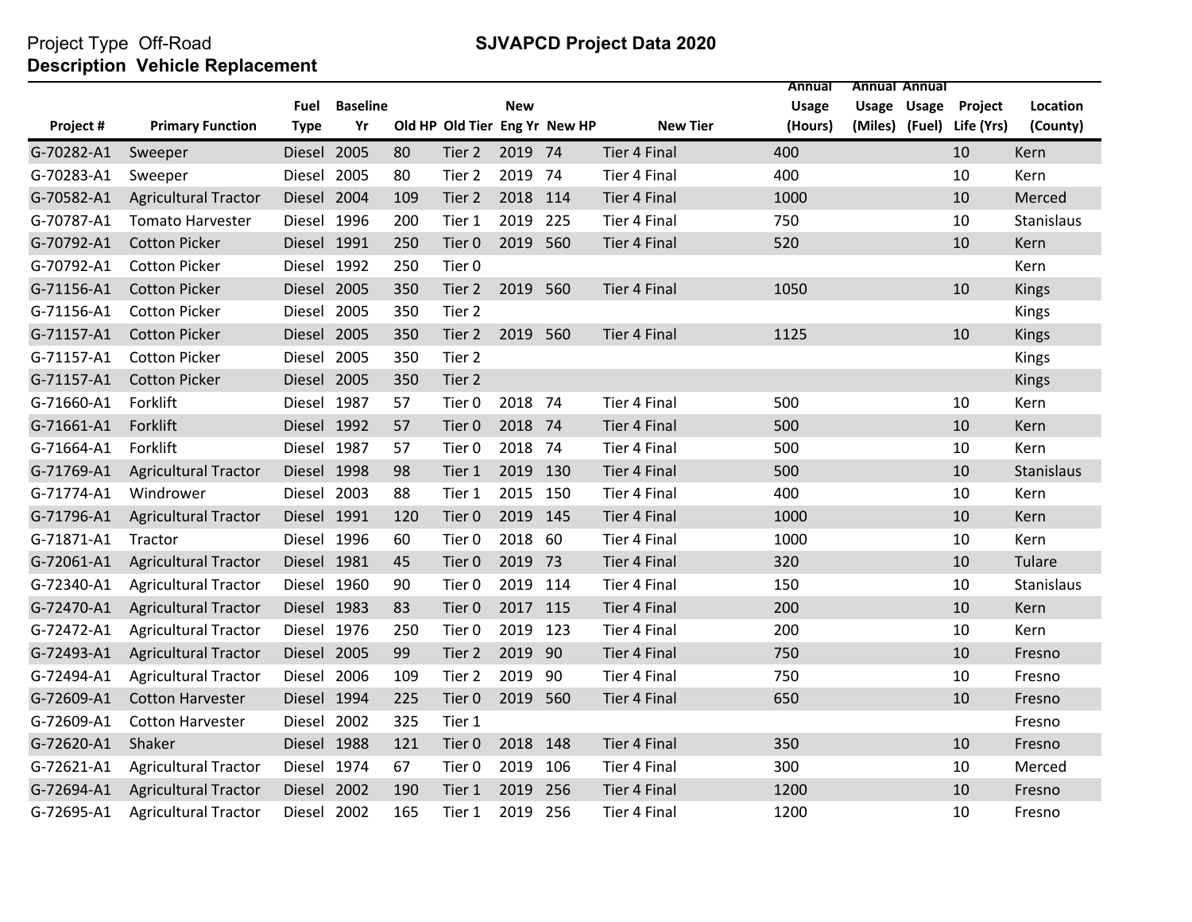Project Type Off-Road

**Description Vehicle Replacement**

**SJVAPCD Project Data 2020**

| Project # | Primary Function | Fuel Type | Baseline Yr | Old HP | Old Tier | New Eng Yr | New HP | New Tier | Annual Usage (Hours) | Annual Usage (Miles) | Annual Usage (Fuel) | Project Life (Yrs) | Location (County) |
|---|---|---|---|---|---|---|---|---|---|---|---|---|---|
| G-70282-A1 | Sweeper | Diesel | 2005 | 80 | Tier 2 | 2019 | 74 | Tier 4 Final | 400 | | | 10 | Kern |
| G-70283-A1 | Sweeper | Diesel | 2005 | 80 | Tier 2 | 2019 | 74 | Tier 4 Final | 400 | | | 10 | Kern |
| G-70582-A1 | Agricultural Tractor | Diesel | 2004 | 109 | Tier 2 | 2018 | 114 | Tier 4 Final | 1000 | | | 10 | Merced |
| G-70787-A1 | Tomato Harvester | Diesel | 1996 | 200 | Tier 1 | 2019 | 225 | Tier 4 Final | 750 | | | 10 | Stanislaus |
| G-70792-A1 | Cotton Picker | Diesel | 1991 | 250 | Tier 0 | 2019 | 560 | Tier 4 Final | 520 | | | 10 | Kern |
| G-70792-A1 | Cotton Picker | Diesel | 1992 | 250 | Tier 0 | | | | | | | | Kern |
| G-71156-A1 | Cotton Picker | Diesel | 2005 | 350 | Tier 2 | 2019 | 560 | Tier 4 Final | 1050 | | | 10 | Kings |
| G-71156-A1 | Cotton Picker | Diesel | 2005 | 350 | Tier 2 | | | | | | | | Kings |
| G-71157-A1 | Cotton Picker | Diesel | 2005 | 350 | Tier 2 | 2019 | 560 | Tier 4 Final | 1125 | | | 10 | Kings |
| G-71157-A1 | Cotton Picker | Diesel | 2005 | 350 | Tier 2 | | | | | | | | Kings |
| G-71157-A1 | Cotton Picker | Diesel | 2005 | 350 | Tier 2 | | | | | | | | Kings |
| G-71660-A1 | Forklift | Diesel | 1987 | 57 | Tier 0 | 2018 | 74 | Tier 4 Final | 500 | | | 10 | Kern |
| G-71661-A1 | Forklift | Diesel | 1992 | 57 | Tier 0 | 2018 | 74 | Tier 4 Final | 500 | | | 10 | Kern |
| G-71664-A1 | Forklift | Diesel | 1987 | 57 | Tier 0 | 2018 | 74 | Tier 4 Final | 500 | | | 10 | Kern |
| G-71769-A1 | Agricultural Tractor | Diesel | 1998 | 98 | Tier 1 | 2019 | 130 | Tier 4 Final | 500 | | | 10 | Stanislaus |
| G-71774-A1 | Windrower | Diesel | 2003 | 88 | Tier 1 | 2015 | 150 | Tier 4 Final | 400 | | | 10 | Kern |
| G-71796-A1 | Agricultural Tractor | Diesel | 1991 | 120 | Tier 0 | 2019 | 145 | Tier 4 Final | 1000 | | | 10 | Kern |
| G-71871-A1 | Tractor | Diesel | 1996 | 60 | Tier 0 | 2018 | 60 | Tier 4 Final | 1000 | | | 10 | Kern |
| G-72061-A1 | Agricultural Tractor | Diesel | 1981 | 45 | Tier 0 | 2019 | 73 | Tier 4 Final | 320 | | | 10 | Tulare |
| G-72340-A1 | Agricultural Tractor | Diesel | 1960 | 90 | Tier 0 | 2019 | 114 | Tier 4 Final | 150 | | | 10 | Stanislaus |
| G-72470-A1 | Agricultural Tractor | Diesel | 1983 | 83 | Tier 0 | 2017 | 115 | Tier 4 Final | 200 | | | 10 | Kern |
| G-72472-A1 | Agricultural Tractor | Diesel | 1976 | 250 | Tier 0 | 2019 | 123 | Tier 4 Final | 200 | | | 10 | Kern |
| G-72493-A1 | Agricultural Tractor | Diesel | 2005 | 99 | Tier 2 | 2019 | 90 | Tier 4 Final | 750 | | | 10 | Fresno |
| G-72494-A1 | Agricultural Tractor | Diesel | 2006 | 109 | Tier 2 | 2019 | 90 | Tier 4 Final | 750 | | | 10 | Fresno |
| G-72609-A1 | Cotton Harvester | Diesel | 1994 | 225 | Tier 0 | 2019 | 560 | Tier 4 Final | 650 | | | 10 | Fresno |
| G-72609-A1 | Cotton Harvester | Diesel | 2002 | 325 | Tier 1 | | | | | | | | Fresno |
| G-72620-A1 | Shaker | Diesel | 1988 | 121 | Tier 0 | 2018 | 148 | Tier 4 Final | 350 | | | 10 | Fresno |
| G-72621-A1 | Agricultural Tractor | Diesel | 1974 | 67 | Tier 0 | 2019 | 106 | Tier 4 Final | 300 | | | 10 | Merced |
| G-72694-A1 | Agricultural Tractor | Diesel | 2002 | 190 | Tier 1 | 2019 | 256 | Tier 4 Final | 1200 | | | 10 | Fresno |
| G-72695-A1 | Agricultural Tractor | Diesel | 2002 | 165 | Tier 1 | 2019 | 256 | Tier 4 Final | 1200 | | | 10 | Fresno |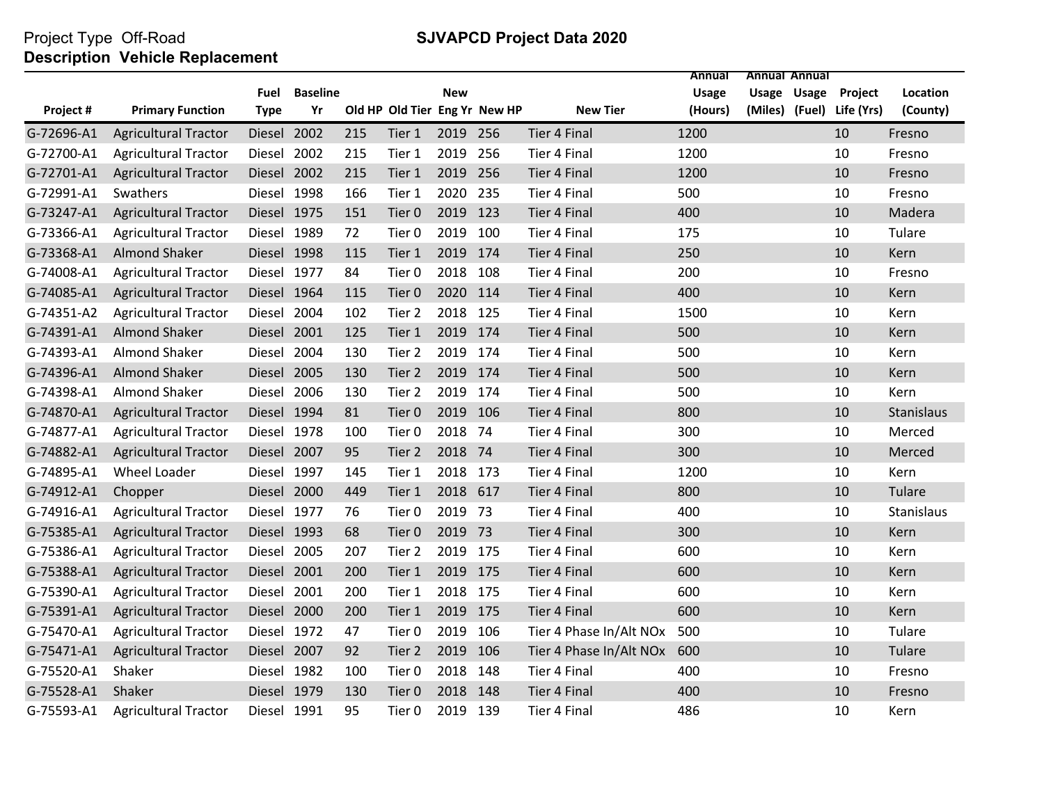Project Type Off-Road

**SJVAPCD Project Data 2020**

**Description Vehicle Replacement**

| Project # | Primary Function | Fuel Type | Baseline Yr | Old HP | Old Tier | New Eng Yr | New HP | New Tier | Annual Usage (Hours) | Annual Usage (Miles) | Annual Usage (Fuel) | Project Life (Yrs) | Location (County) |
|---|---|---|---|---|---|---|---|---|---|---|---|---|---|
| G-72696-A1 | Agricultural Tractor | Diesel | 2002 | 215 | Tier 1 | 2019 | 256 | Tier 4 Final | 1200 | | | 10 | Fresno |
| G-72700-A1 | Agricultural Tractor | Diesel | 2002 | 215 | Tier 1 | 2019 | 256 | Tier 4 Final | 1200 | | | 10 | Fresno |
| G-72701-A1 | Agricultural Tractor | Diesel | 2002 | 215 | Tier 1 | 2019 | 256 | Tier 4 Final | 1200 | | | 10 | Fresno |
| G-72991-A1 | Swathers | Diesel | 1998 | 166 | Tier 1 | 2020 | 235 | Tier 4 Final | 500 | | | 10 | Fresno |
| G-73247-A1 | Agricultural Tractor | Diesel | 1975 | 151 | Tier 0 | 2019 | 123 | Tier 4 Final | 400 | | | 10 | Madera |
| G-73366-A1 | Agricultural Tractor | Diesel | 1989 | 72 | Tier 0 | 2019 | 100 | Tier 4 Final | 175 | | | 10 | Tulare |
| G-73368-A1 | Almond Shaker | Diesel | 1998 | 115 | Tier 1 | 2019 | 174 | Tier 4 Final | 250 | | | 10 | Kern |
| G-74008-A1 | Agricultural Tractor | Diesel | 1977 | 84 | Tier 0 | 2018 | 108 | Tier 4 Final | 200 | | | 10 | Fresno |
| G-74085-A1 | Agricultural Tractor | Diesel | 1964 | 115 | Tier 0 | 2020 | 114 | Tier 4 Final | 400 | | | 10 | Kern |
| G-74351-A2 | Agricultural Tractor | Diesel | 2004 | 102 | Tier 2 | 2018 | 125 | Tier 4 Final | 1500 | | | 10 | Kern |
| G-74391-A1 | Almond Shaker | Diesel | 2001 | 125 | Tier 1 | 2019 | 174 | Tier 4 Final | 500 | | | 10 | Kern |
| G-74393-A1 | Almond Shaker | Diesel | 2004 | 130 | Tier 2 | 2019 | 174 | Tier 4 Final | 500 | | | 10 | Kern |
| G-74396-A1 | Almond Shaker | Diesel | 2005 | 130 | Tier 2 | 2019 | 174 | Tier 4 Final | 500 | | | 10 | Kern |
| G-74398-A1 | Almond Shaker | Diesel | 2006 | 130 | Tier 2 | 2019 | 174 | Tier 4 Final | 500 | | | 10 | Kern |
| G-74870-A1 | Agricultural Tractor | Diesel | 1994 | 81 | Tier 0 | 2019 | 106 | Tier 4 Final | 800 | | | 10 | Stanislaus |
| G-74877-A1 | Agricultural Tractor | Diesel | 1978 | 100 | Tier 0 | 2018 | 74 | Tier 4 Final | 300 | | | 10 | Merced |
| G-74882-A1 | Agricultural Tractor | Diesel | 2007 | 95 | Tier 2 | 2018 | 74 | Tier 4 Final | 300 | | | 10 | Merced |
| G-74895-A1 | Wheel Loader | Diesel | 1997 | 145 | Tier 1 | 2018 | 173 | Tier 4 Final | 1200 | | | 10 | Kern |
| G-74912-A1 | Chopper | Diesel | 2000 | 449 | Tier 1 | 2018 | 617 | Tier 4 Final | 800 | | | 10 | Tulare |
| G-74916-A1 | Agricultural Tractor | Diesel | 1977 | 76 | Tier 0 | 2019 | 73 | Tier 4 Final | 400 | | | 10 | Stanislaus |
| G-75385-A1 | Agricultural Tractor | Diesel | 1993 | 68 | Tier 0 | 2019 | 73 | Tier 4 Final | 300 | | | 10 | Kern |
| G-75386-A1 | Agricultural Tractor | Diesel | 2005 | 207 | Tier 2 | 2019 | 175 | Tier 4 Final | 600 | | | 10 | Kern |
| G-75388-A1 | Agricultural Tractor | Diesel | 2001 | 200 | Tier 1 | 2019 | 175 | Tier 4 Final | 600 | | | 10 | Kern |
| G-75390-A1 | Agricultural Tractor | Diesel | 2001 | 200 | Tier 1 | 2018 | 175 | Tier 4 Final | 600 | | | 10 | Kern |
| G-75391-A1 | Agricultural Tractor | Diesel | 2000 | 200 | Tier 1 | 2019 | 175 | Tier 4 Final | 600 | | | 10 | Kern |
| G-75470-A1 | Agricultural Tractor | Diesel | 1972 | 47 | Tier 0 | 2019 | 106 | Tier 4 Phase In/Alt NOx | 500 | | | 10 | Tulare |
| G-75471-A1 | Agricultural Tractor | Diesel | 2007 | 92 | Tier 2 | 2019 | 106 | Tier 4 Phase In/Alt NOx | 600 | | | 10 | Tulare |
| G-75520-A1 | Shaker | Diesel | 1982 | 100 | Tier 0 | 2018 | 148 | Tier 4 Final | 400 | | | 10 | Fresno |
| G-75528-A1 | Shaker | Diesel | 1979 | 130 | Tier 0 | 2018 | 148 | Tier 4 Final | 400 | | | 10 | Fresno |
| G-75593-A1 | Agricultural Tractor | Diesel | 1991 | 95 | Tier 0 | 2019 | 139 | Tier 4 Final | 486 | | | 10 | Kern |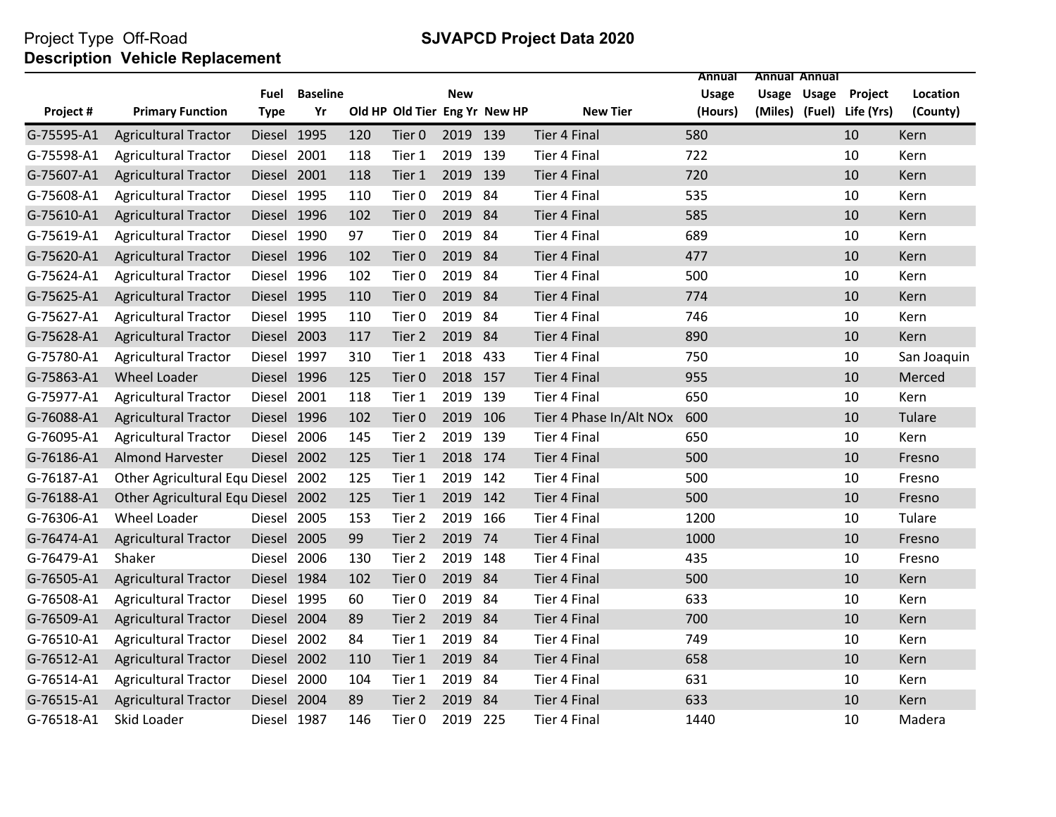Project Type Off-Road

**Description Vehicle Replacement**

**SJVAPCD Project Data 2020**

| Project # | Primary Function | Fuel Type | Baseline Yr | Old HP | Old Tier | New Eng Yr | New HP | New Tier | Annual Usage (Hours) | Annual Usage (Miles) | Annual Usage (Fuel) | Project Life (Yrs) | Location (County) |
|---|---|---|---|---|---|---|---|---|---|---|---|---|---|
| G-75595-A1 | Agricultural Tractor | Diesel | 1995 | 120 | Tier 0 | 2019 | 139 | Tier 4 Final | 580 | | | 10 | Kern |
| G-75598-A1 | Agricultural Tractor | Diesel | 2001 | 118 | Tier 1 | 2019 | 139 | Tier 4 Final | 722 | | | 10 | Kern |
| G-75607-A1 | Agricultural Tractor | Diesel | 2001 | 118 | Tier 1 | 2019 | 139 | Tier 4 Final | 720 | | | 10 | Kern |
| G-75608-A1 | Agricultural Tractor | Diesel | 1995 | 110 | Tier 0 | 2019 | 84 | Tier 4 Final | 535 | | | 10 | Kern |
| G-75610-A1 | Agricultural Tractor | Diesel | 1996 | 102 | Tier 0 | 2019 | 84 | Tier 4 Final | 585 | | | 10 | Kern |
| G-75619-A1 | Agricultural Tractor | Diesel | 1990 | 97 | Tier 0 | 2019 | 84 | Tier 4 Final | 689 | | | 10 | Kern |
| G-75620-A1 | Agricultural Tractor | Diesel | 1996 | 102 | Tier 0 | 2019 | 84 | Tier 4 Final | 477 | | | 10 | Kern |
| G-75624-A1 | Agricultural Tractor | Diesel | 1996 | 102 | Tier 0 | 2019 | 84 | Tier 4 Final | 500 | | | 10 | Kern |
| G-75625-A1 | Agricultural Tractor | Diesel | 1995 | 110 | Tier 0 | 2019 | 84 | Tier 4 Final | 774 | | | 10 | Kern |
| G-75627-A1 | Agricultural Tractor | Diesel | 1995 | 110 | Tier 0 | 2019 | 84 | Tier 4 Final | 746 | | | 10 | Kern |
| G-75628-A1 | Agricultural Tractor | Diesel | 2003 | 117 | Tier 2 | 2019 | 84 | Tier 4 Final | 890 | | | 10 | Kern |
| G-75780-A1 | Agricultural Tractor | Diesel | 1997 | 310 | Tier 1 | 2018 | 433 | Tier 4 Final | 750 | | | 10 | San Joaquin |
| G-75863-A1 | Wheel Loader | Diesel | 1996 | 125 | Tier 0 | 2018 | 157 | Tier 4 Final | 955 | | | 10 | Merced |
| G-75977-A1 | Agricultural Tractor | Diesel | 2001 | 118 | Tier 1 | 2019 | 139 | Tier 4 Final | 650 | | | 10 | Kern |
| G-76088-A1 | Agricultural Tractor | Diesel | 1996 | 102 | Tier 0 | 2019 | 106 | Tier 4 Phase In/Alt NOx | 600 | | | 10 | Tulare |
| G-76095-A1 | Agricultural Tractor | Diesel | 2006 | 145 | Tier 2 | 2019 | 139 | Tier 4 Final | 650 | | | 10 | Kern |
| G-76186-A1 | Almond Harvester | Diesel | 2002 | 125 | Tier 1 | 2018 | 174 | Tier 4 Final | 500 | | | 10 | Fresno |
| G-76187-A1 | Other Agricultural Equ | Diesel | 2002 | 125 | Tier 1 | 2019 | 142 | Tier 4 Final | 500 | | | 10 | Fresno |
| G-76188-A1 | Other Agricultural Equ | Diesel | 2002 | 125 | Tier 1 | 2019 | 142 | Tier 4 Final | 500 | | | 10 | Fresno |
| G-76306-A1 | Wheel Loader | Diesel | 2005 | 153 | Tier 2 | 2019 | 166 | Tier 4 Final | 1200 | | | 10 | Tulare |
| G-76474-A1 | Agricultural Tractor | Diesel | 2005 | 99 | Tier 2 | 2019 | 74 | Tier 4 Final | 1000 | | | 10 | Fresno |
| G-76479-A1 | Shaker | Diesel | 2006 | 130 | Tier 2 | 2019 | 148 | Tier 4 Final | 435 | | | 10 | Fresno |
| G-76505-A1 | Agricultural Tractor | Diesel | 1984 | 102 | Tier 0 | 2019 | 84 | Tier 4 Final | 500 | | | 10 | Kern |
| G-76508-A1 | Agricultural Tractor | Diesel | 1995 | 60 | Tier 0 | 2019 | 84 | Tier 4 Final | 633 | | | 10 | Kern |
| G-76509-A1 | Agricultural Tractor | Diesel | 2004 | 89 | Tier 2 | 2019 | 84 | Tier 4 Final | 700 | | | 10 | Kern |
| G-76510-A1 | Agricultural Tractor | Diesel | 2002 | 84 | Tier 1 | 2019 | 84 | Tier 4 Final | 749 | | | 10 | Kern |
| G-76512-A1 | Agricultural Tractor | Diesel | 2002 | 110 | Tier 1 | 2019 | 84 | Tier 4 Final | 658 | | | 10 | Kern |
| G-76514-A1 | Agricultural Tractor | Diesel | 2000 | 104 | Tier 1 | 2019 | 84 | Tier 4 Final | 631 | | | 10 | Kern |
| G-76515-A1 | Agricultural Tractor | Diesel | 2004 | 89 | Tier 2 | 2019 | 84 | Tier 4 Final | 633 | | | 10 | Kern |
| G-76518-A1 | Skid Loader | Diesel | 1987 | 146 | Tier 0 | 2019 | 225 | Tier 4 Final | 1440 | | | 10 | Madera |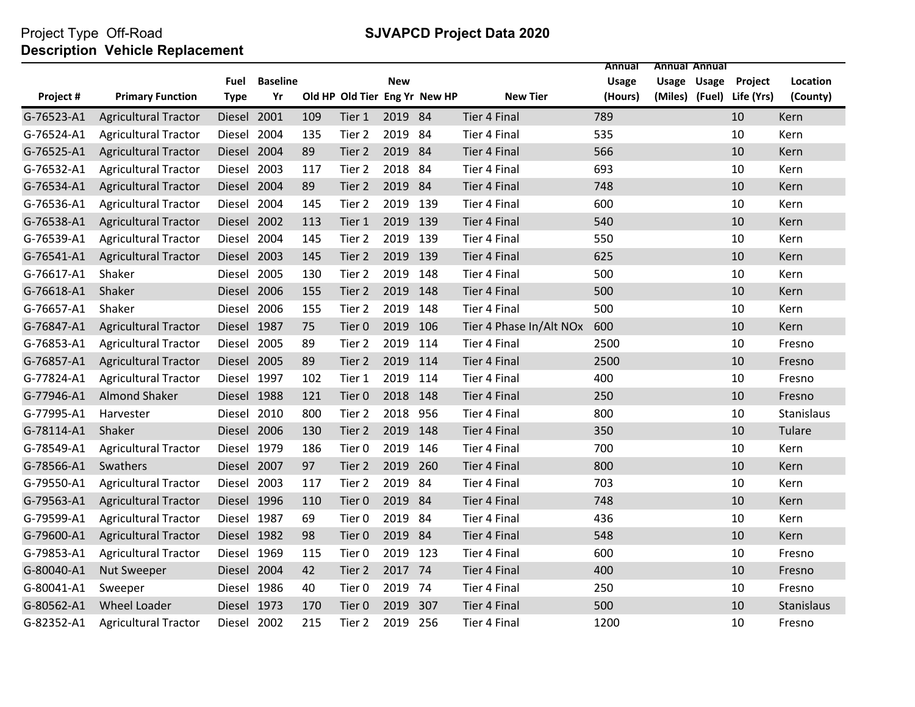Project Type Off-Road

**Description Vehicle Replacement**

## SJVAPCD Project Data 2020

| Project # | Primary Function | Fuel Type | Baseline Yr | Old HP | Old Tier | New Eng Yr | New HP | New Tier | Annual Usage (Hours) | Annual Usage (Miles) | Annual Usage (Fuel) | Project Life (Yrs) | Location (County) |
|---|---|---|---|---|---|---|---|---|---|---|---|---|---|
| G-76523-A1 | Agricultural Tractor | Diesel | 2001 | 109 | Tier 1 | 2019 | 84 | Tier 4 Final | 789 | | | 10 | Kern |
| G-76524-A1 | Agricultural Tractor | Diesel | 2004 | 135 | Tier 2 | 2019 | 84 | Tier 4 Final | 535 | | | 10 | Kern |
| G-76525-A1 | Agricultural Tractor | Diesel | 2004 | 89 | Tier 2 | 2019 | 84 | Tier 4 Final | 566 | | | 10 | Kern |
| G-76532-A1 | Agricultural Tractor | Diesel | 2003 | 117 | Tier 2 | 2018 | 84 | Tier 4 Final | 693 | | | 10 | Kern |
| G-76534-A1 | Agricultural Tractor | Diesel | 2004 | 89 | Tier 2 | 2019 | 84 | Tier 4 Final | 748 | | | 10 | Kern |
| G-76536-A1 | Agricultural Tractor | Diesel | 2004 | 145 | Tier 2 | 2019 | 139 | Tier 4 Final | 600 | | | 10 | Kern |
| G-76538-A1 | Agricultural Tractor | Diesel | 2002 | 113 | Tier 1 | 2019 | 139 | Tier 4 Final | 540 | | | 10 | Kern |
| G-76539-A1 | Agricultural Tractor | Diesel | 2004 | 145 | Tier 2 | 2019 | 139 | Tier 4 Final | 550 | | | 10 | Kern |
| G-76541-A1 | Agricultural Tractor | Diesel | 2003 | 145 | Tier 2 | 2019 | 139 | Tier 4 Final | 625 | | | 10 | Kern |
| G-76617-A1 | Shaker | Diesel | 2005 | 130 | Tier 2 | 2019 | 148 | Tier 4 Final | 500 | | | 10 | Kern |
| G-76618-A1 | Shaker | Diesel | 2006 | 155 | Tier 2 | 2019 | 148 | Tier 4 Final | 500 | | | 10 | Kern |
| G-76657-A1 | Shaker | Diesel | 2006 | 155 | Tier 2 | 2019 | 148 | Tier 4 Final | 500 | | | 10 | Kern |
| G-76847-A1 | Agricultural Tractor | Diesel | 1987 | 75 | Tier 0 | 2019 | 106 | Tier 4 Phase In/Alt NOx | 600 | | | 10 | Kern |
| G-76853-A1 | Agricultural Tractor | Diesel | 2005 | 89 | Tier 2 | 2019 | 114 | Tier 4 Final | 2500 | | | 10 | Fresno |
| G-76857-A1 | Agricultural Tractor | Diesel | 2005 | 89 | Tier 2 | 2019 | 114 | Tier 4 Final | 2500 | | | 10 | Fresno |
| G-77824-A1 | Agricultural Tractor | Diesel | 1997 | 102 | Tier 1 | 2019 | 114 | Tier 4 Final | 400 | | | 10 | Fresno |
| G-77946-A1 | Almond Shaker | Diesel | 1988 | 121 | Tier 0 | 2018 | 148 | Tier 4 Final | 250 | | | 10 | Fresno |
| G-77995-A1 | Harvester | Diesel | 2010 | 800 | Tier 2 | 2018 | 956 | Tier 4 Final | 800 | | | 10 | Stanislaus |
| G-78114-A1 | Shaker | Diesel | 2006 | 130 | Tier 2 | 2019 | 148 | Tier 4 Final | 350 | | | 10 | Tulare |
| G-78549-A1 | Agricultural Tractor | Diesel | 1979 | 186 | Tier 0 | 2019 | 146 | Tier 4 Final | 700 | | | 10 | Kern |
| G-78566-A1 | Swathers | Diesel | 2007 | 97 | Tier 2 | 2019 | 260 | Tier 4 Final | 800 | | | 10 | Kern |
| G-79550-A1 | Agricultural Tractor | Diesel | 2003 | 117 | Tier 2 | 2019 | 84 | Tier 4 Final | 703 | | | 10 | Kern |
| G-79563-A1 | Agricultural Tractor | Diesel | 1996 | 110 | Tier 0 | 2019 | 84 | Tier 4 Final | 748 | | | 10 | Kern |
| G-79599-A1 | Agricultural Tractor | Diesel | 1987 | 69 | Tier 0 | 2019 | 84 | Tier 4 Final | 436 | | | 10 | Kern |
| G-79600-A1 | Agricultural Tractor | Diesel | 1982 | 98 | Tier 0 | 2019 | 84 | Tier 4 Final | 548 | | | 10 | Kern |
| G-79853-A1 | Agricultural Tractor | Diesel | 1969 | 115 | Tier 0 | 2019 | 123 | Tier 4 Final | 600 | | | 10 | Fresno |
| G-80040-A1 | Nut Sweeper | Diesel | 2004 | 42 | Tier 2 | 2017 | 74 | Tier 4 Final | 400 | | | 10 | Fresno |
| G-80041-A1 | Sweeper | Diesel | 1986 | 40 | Tier 0 | 2019 | 74 | Tier 4 Final | 250 | | | 10 | Fresno |
| G-80562-A1 | Wheel Loader | Diesel | 1973 | 170 | Tier 0 | 2019 | 307 | Tier 4 Final | 500 | | | 10 | Stanislaus |
| G-82352-A1 | Agricultural Tractor | Diesel | 2002 | 215 | Tier 2 | 2019 | 256 | Tier 4 Final | 1200 | | | 10 | Fresno |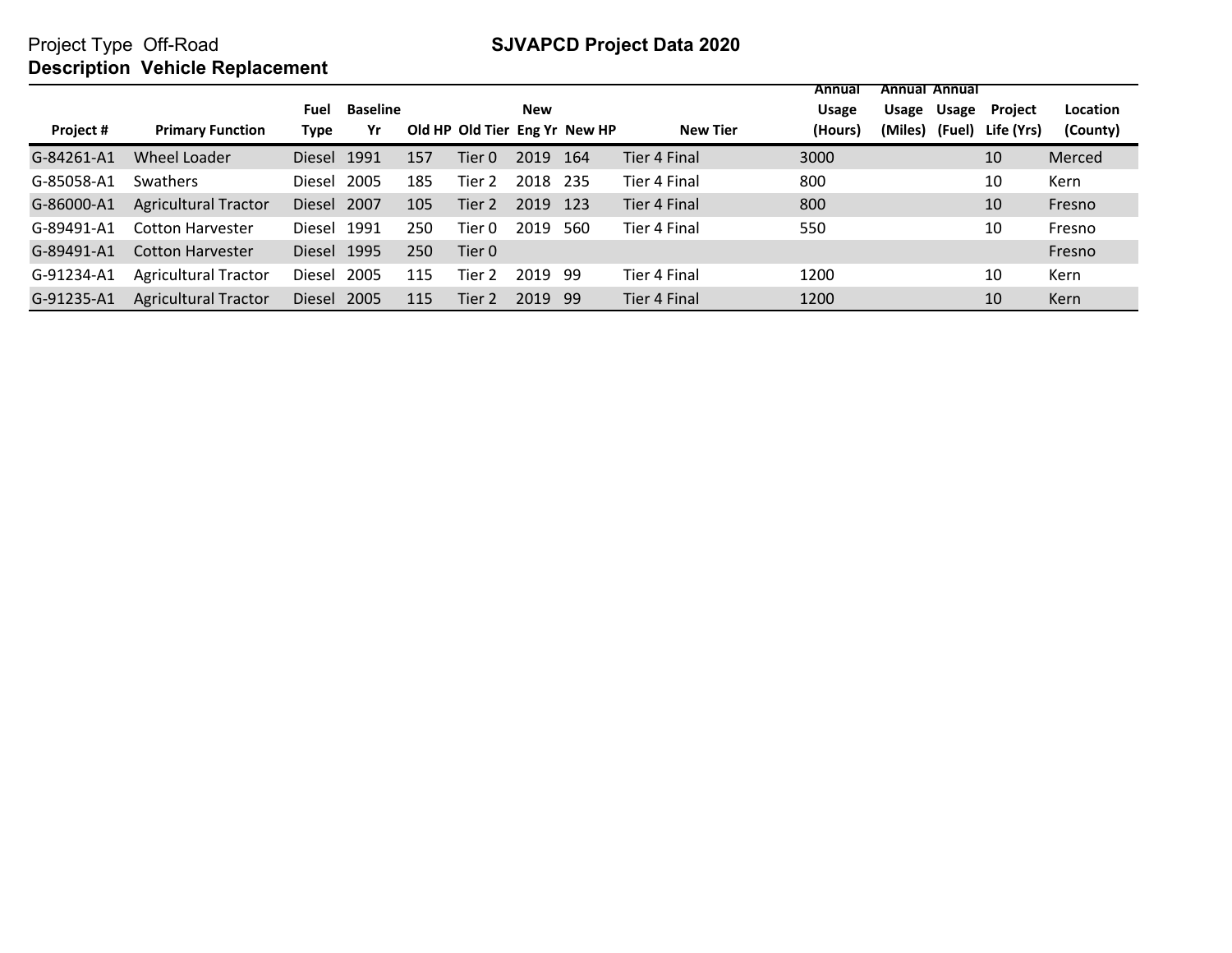Project Type Off-Road

**SJVAPCD Project Data 2020**

**Description Vehicle Replacement**

| Project # | Primary Function | Fuel Type | Baseline Yr | Old HP | Old Tier | New Eng Yr | New HP | New Tier | Annual Usage (Hours) | Annual Usage (Miles) | Annual Usage (Fuel) | Project Life (Yrs) | Location (County) |
|---|---|---|---|---|---|---|---|---|---|---|---|---|---|
| G-84261-A1 | Wheel Loader | Diesel | 1991 | 157 | Tier 0 | 2019 | 164 | Tier 4 Final | 3000 | | | 10 | Merced |
| G-85058-A1 | Swathers | Diesel | 2005 | 185 | Tier 2 | 2018 | 235 | Tier 4 Final | 800 | | | 10 | Kern |
| G-86000-A1 | Agricultural Tractor | Diesel | 2007 | 105 | Tier 2 | 2019 | 123 | Tier 4 Final | 800 | | | 10 | Fresno |
| G-89491-A1 | Cotton Harvester | Diesel | 1991 | 250 | Tier 0 | 2019 | 560 | Tier 4 Final | 550 | | | 10 | Fresno |
| G-89491-A1 | Cotton Harvester | Diesel | 1995 | 250 | Tier 0 | | | | | | | | Fresno |
| G-91234-A1 | Agricultural Tractor | Diesel | 2005 | 115 | Tier 2 | 2019 | 99 | Tier 4 Final | 1200 | | | 10 | Kern |
| G-91235-A1 | Agricultural Tractor | Diesel | 2005 | 115 | Tier 2 | 2019 | 99 | Tier 4 Final | 1200 | | | 10 | Kern |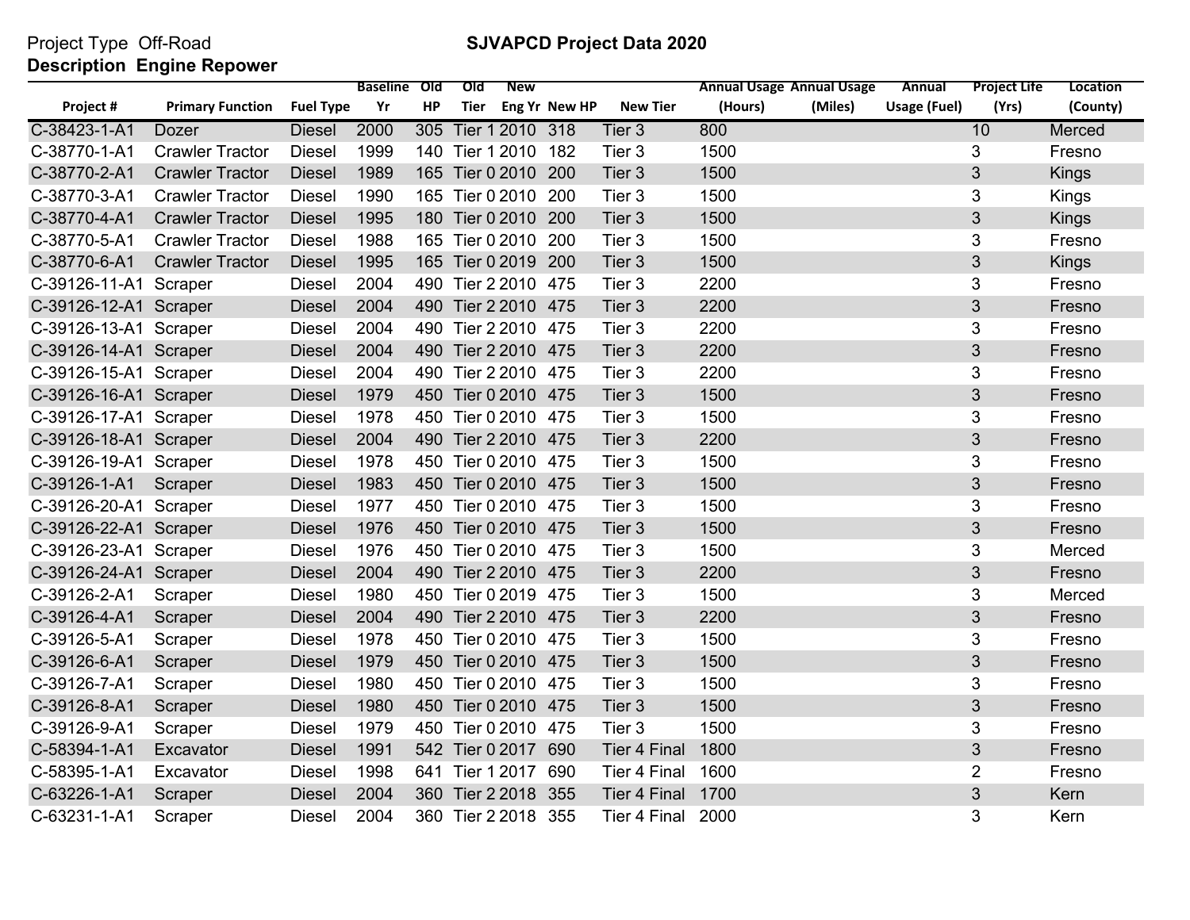Project Type Off-Road

**SJVAPCD Project Data 2020**

**Description Engine Repower**

| Project # | Primary Function | Fuel Type | Baseline Yr | Old HP | Old Tier | New Eng Yr | New HP | New Tier | Annual Usage (Hours) | Annual Usage (Miles) | Annual Usage (Fuel) | Project Life (Yrs) | Location (County) |
|---|---|---|---|---|---|---|---|---|---|---|---|---|---|
| C-38423-1-A1 | Dozer | Diesel | 2000 | 305 | Tier 1 | 2010 | 318 | Tier 3 | 800 | | | 10 | Merced |
| C-38770-1-A1 | Crawler Tractor | Diesel | 1999 | 140 | Tier 1 | 2010 | 182 | Tier 3 | 1500 | | | 3 | Fresno |
| C-38770-2-A1 | Crawler Tractor | Diesel | 1989 | 165 | Tier 0 | 2010 | 200 | Tier 3 | 1500 | | | 3 | Kings |
| C-38770-3-A1 | Crawler Tractor | Diesel | 1990 | 165 | Tier 0 | 2010 | 200 | Tier 3 | 1500 | | | 3 | Kings |
| C-38770-4-A1 | Crawler Tractor | Diesel | 1995 | 180 | Tier 0 | 2010 | 200 | Tier 3 | 1500 | | | 3 | Kings |
| C-38770-5-A1 | Crawler Tractor | Diesel | 1988 | 165 | Tier 0 | 2010 | 200 | Tier 3 | 1500 | | | 3 | Fresno |
| C-38770-6-A1 | Crawler Tractor | Diesel | 1995 | 165 | Tier 0 | 2019 | 200 | Tier 3 | 1500 | | | 3 | Kings |
| C-39126-11-A1 | Scraper | Diesel | 2004 | 490 | Tier 2 | 2010 | 475 | Tier 3 | 2200 | | | 3 | Fresno |
| C-39126-12-A1 | Scraper | Diesel | 2004 | 490 | Tier 2 | 2010 | 475 | Tier 3 | 2200 | | | 3 | Fresno |
| C-39126-13-A1 | Scraper | Diesel | 2004 | 490 | Tier 2 | 2010 | 475 | Tier 3 | 2200 | | | 3 | Fresno |
| C-39126-14-A1 | Scraper | Diesel | 2004 | 490 | Tier 2 | 2010 | 475 | Tier 3 | 2200 | | | 3 | Fresno |
| C-39126-15-A1 | Scraper | Diesel | 2004 | 490 | Tier 2 | 2010 | 475 | Tier 3 | 2200 | | | 3 | Fresno |
| C-39126-16-A1 | Scraper | Diesel | 1979 | 450 | Tier 0 | 2010 | 475 | Tier 3 | 1500 | | | 3 | Fresno |
| C-39126-17-A1 | Scraper | Diesel | 1978 | 450 | Tier 0 | 2010 | 475 | Tier 3 | 1500 | | | 3 | Fresno |
| C-39126-18-A1 | Scraper | Diesel | 2004 | 490 | Tier 2 | 2010 | 475 | Tier 3 | 2200 | | | 3 | Fresno |
| C-39126-19-A1 | Scraper | Diesel | 1978 | 450 | Tier 0 | 2010 | 475 | Tier 3 | 1500 | | | 3 | Fresno |
| C-39126-1-A1 | Scraper | Diesel | 1983 | 450 | Tier 0 | 2010 | 475 | Tier 3 | 1500 | | | 3 | Fresno |
| C-39126-20-A1 | Scraper | Diesel | 1977 | 450 | Tier 0 | 2010 | 475 | Tier 3 | 1500 | | | 3 | Fresno |
| C-39126-22-A1 | Scraper | Diesel | 1976 | 450 | Tier 0 | 2010 | 475 | Tier 3 | 1500 | | | 3 | Fresno |
| C-39126-23-A1 | Scraper | Diesel | 1976 | 450 | Tier 0 | 2010 | 475 | Tier 3 | 1500 | | | 3 | Merced |
| C-39126-24-A1 | Scraper | Diesel | 2004 | 490 | Tier 2 | 2010 | 475 | Tier 3 | 2200 | | | 3 | Fresno |
| C-39126-2-A1 | Scraper | Diesel | 1980 | 450 | Tier 0 | 2019 | 475 | Tier 3 | 1500 | | | 3 | Merced |
| C-39126-4-A1 | Scraper | Diesel | 2004 | 490 | Tier 2 | 2010 | 475 | Tier 3 | 2200 | | | 3 | Fresno |
| C-39126-5-A1 | Scraper | Diesel | 1978 | 450 | Tier 0 | 2010 | 475 | Tier 3 | 1500 | | | 3 | Fresno |
| C-39126-6-A1 | Scraper | Diesel | 1979 | 450 | Tier 0 | 2010 | 475 | Tier 3 | 1500 | | | 3 | Fresno |
| C-39126-7-A1 | Scraper | Diesel | 1980 | 450 | Tier 0 | 2010 | 475 | Tier 3 | 1500 | | | 3 | Fresno |
| C-39126-8-A1 | Scraper | Diesel | 1980 | 450 | Tier 0 | 2010 | 475 | Tier 3 | 1500 | | | 3 | Fresno |
| C-39126-9-A1 | Scraper | Diesel | 1979 | 450 | Tier 0 | 2010 | 475 | Tier 3 | 1500 | | | 3 | Fresno |
| C-58394-1-A1 | Excavator | Diesel | 1991 | 542 | Tier 0 | 2017 | 690 | Tier 4 Final | 1800 | | | 3 | Fresno |
| C-58395-1-A1 | Excavator | Diesel | 1998 | 641 | Tier 1 | 2017 | 690 | Tier 4 Final | 1600 | | | 2 | Fresno |
| C-63226-1-A1 | Scraper | Diesel | 2004 | 360 | Tier 2 | 2018 | 355 | Tier 4 Final | 1700 | | | 3 | Kern |
| C-63231-1-A1 | Scraper | Diesel | 2004 | 360 | Tier 2 | 2018 | 355 | Tier 4 Final | 2000 | | | 3 | Kern |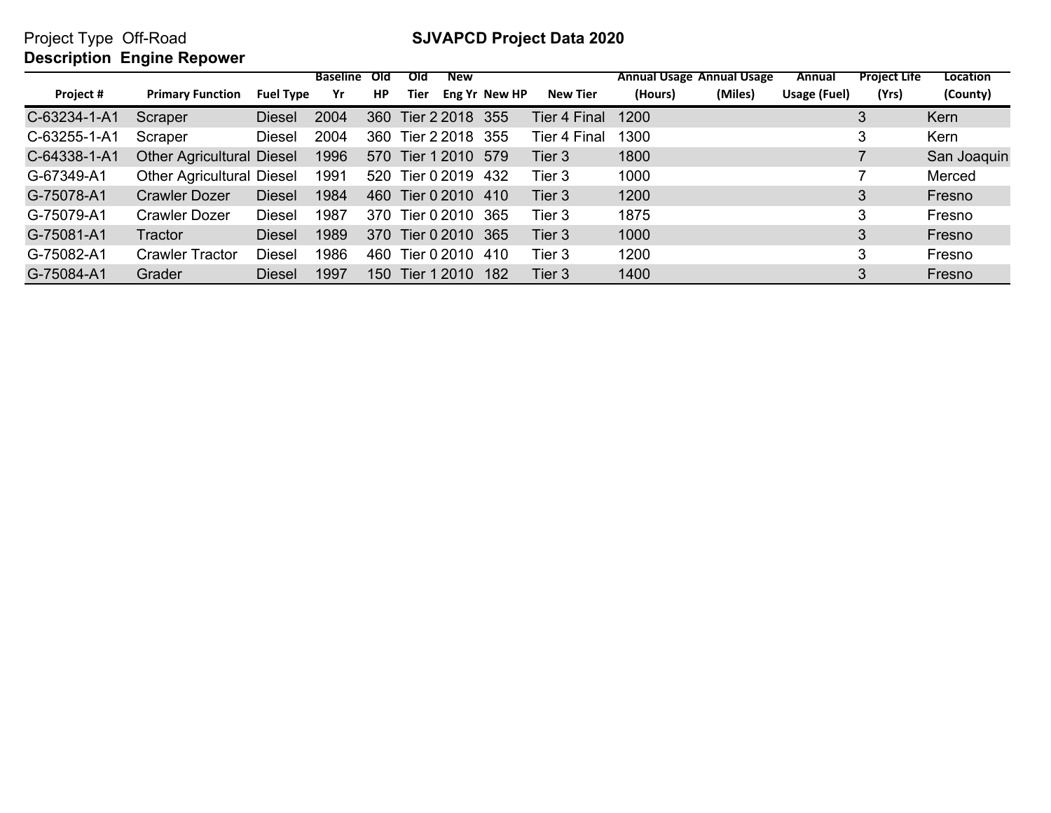Project Type Off-Road

**Description Engine Repower**

**SJVAPCD Project Data 2020**

| Project # | Primary Function | Fuel Type | Baseline Yr | Old HP | Old Tier | New Eng Yr | New HP | New Tier | Annual Usage (Hours) | Annual Usage (Miles) | Annual Usage (Fuel) | Project Life (Yrs) | Location (County) |
|---|---|---|---|---|---|---|---|---|---|---|---|---|---|
| C-63234-1-A1 | Scraper | Diesel | 2004 | 360 | Tier 2 | 2018 | 355 | Tier 4 Final | 1200 | | | 3 | Kern |
| C-63255-1-A1 | Scraper | Diesel | 2004 | 360 | Tier 2 | 2018 | 355 | Tier 4 Final | 1300 | | | 3 | Kern |
| C-64338-1-A1 | Other Agricultural | Diesel | 1996 | 570 | Tier 1 | 2010 | 579 | Tier 3 | 1800 | | | 7 | San Joaquin |
| G-67349-A1 | Other Agricultural | Diesel | 1991 | 520 | Tier 0 | 2019 | 432 | Tier 3 | 1000 | | | 7 | Merced |
| G-75078-A1 | Crawler Dozer | Diesel | 1984 | 460 | Tier 0 | 2010 | 410 | Tier 3 | 1200 | | | 3 | Fresno |
| G-75079-A1 | Crawler Dozer | Diesel | 1987 | 370 | Tier 0 | 2010 | 365 | Tier 3 | 1875 | | | 3 | Fresno |
| G-75081-A1 | Tractor | Diesel | 1989 | 370 | Tier 0 | 2010 | 365 | Tier 3 | 1000 | | | 3 | Fresno |
| G-75082-A1 | Crawler Tractor | Diesel | 1986 | 460 | Tier 0 | 2010 | 410 | Tier 3 | 1200 | | | 3 | Fresno |
| G-75084-A1 | Grader | Diesel | 1997 | 150 | Tier 1 | 2010 | 182 | Tier 3 | 1400 | | | 3 | Fresno |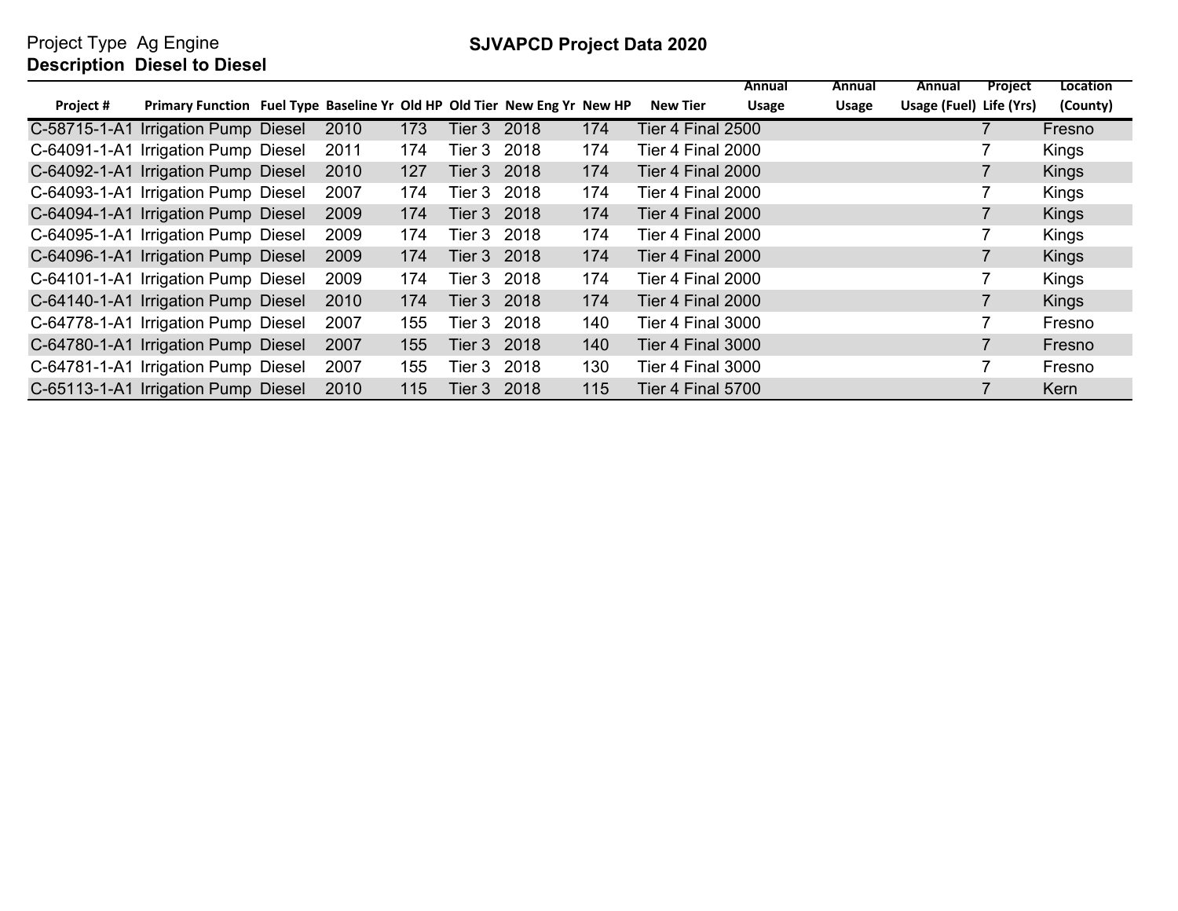Project Type Ag Engine

**Description Diesel to Diesel**

## SJVAPCD Project Data 2020

| Project # | Primary Function | Fuel Type | Baseline Yr | Old HP | Old Tier | New Eng Yr | New HP | New Tier | Annual Usage | Annual Usage | Annual Usage (Fuel) | Project Life (Yrs) | Location (County) |
|---|---|---|---|---|---|---|---|---|---|---|---|---|---|
| C-58715-1-A1 | Irrigation Pump | Diesel | 2010 | 173 | Tier 3 | 2018 | 174 | Tier 4 Final | 2500 | | | 7 | Fresno |
| C-64091-1-A1 | Irrigation Pump | Diesel | 2011 | 174 | Tier 3 | 2018 | 174 | Tier 4 Final | 2000 | | | 7 | Kings |
| C-64092-1-A1 | Irrigation Pump | Diesel | 2010 | 127 | Tier 3 | 2018 | 174 | Tier 4 Final | 2000 | | | 7 | Kings |
| C-64093-1-A1 | Irrigation Pump | Diesel | 2007 | 174 | Tier 3 | 2018 | 174 | Tier 4 Final | 2000 | | | 7 | Kings |
| C-64094-1-A1 | Irrigation Pump | Diesel | 2009 | 174 | Tier 3 | 2018 | 174 | Tier 4 Final | 2000 | | | 7 | Kings |
| C-64095-1-A1 | Irrigation Pump | Diesel | 2009 | 174 | Tier 3 | 2018 | 174 | Tier 4 Final | 2000 | | | 7 | Kings |
| C-64096-1-A1 | Irrigation Pump | Diesel | 2009 | 174 | Tier 3 | 2018 | 174 | Tier 4 Final | 2000 | | | 7 | Kings |
| C-64101-1-A1 | Irrigation Pump | Diesel | 2009 | 174 | Tier 3 | 2018 | 174 | Tier 4 Final | 2000 | | | 7 | Kings |
| C-64140-1-A1 | Irrigation Pump | Diesel | 2010 | 174 | Tier 3 | 2018 | 174 | Tier 4 Final | 2000 | | | 7 | Kings |
| C-64778-1-A1 | Irrigation Pump | Diesel | 2007 | 155 | Tier 3 | 2018 | 140 | Tier 4 Final | 3000 | | | 7 | Fresno |
| C-64780-1-A1 | Irrigation Pump | Diesel | 2007 | 155 | Tier 3 | 2018 | 140 | Tier 4 Final | 3000 | | | 7 | Fresno |
| C-64781-1-A1 | Irrigation Pump | Diesel | 2007 | 155 | Tier 3 | 2018 | 130 | Tier 4 Final | 3000 | | | 7 | Fresno |
| C-65113-1-A1 | Irrigation Pump | Diesel | 2010 | 115 | Tier 3 | 2018 | 115 | Tier 4 Final | 5700 | | | 7 | Kern |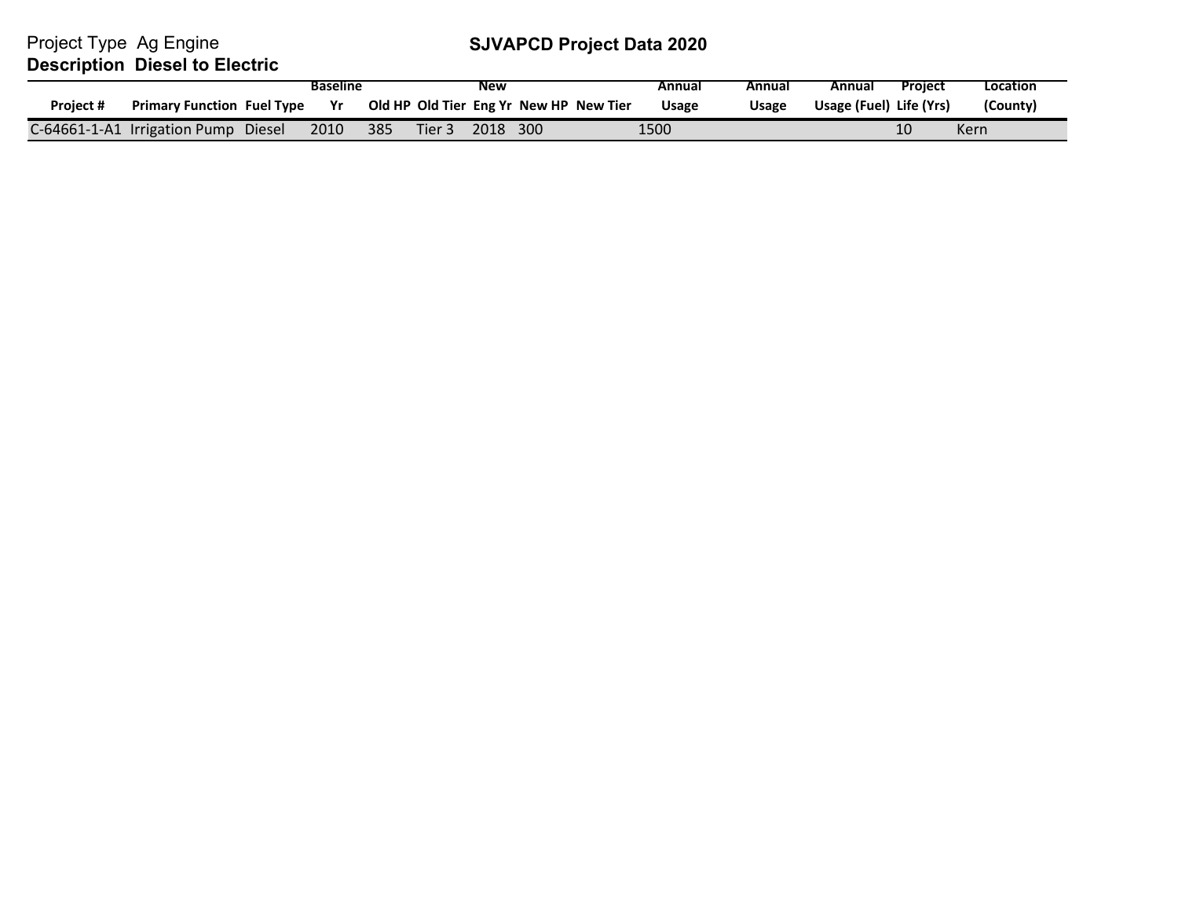Project Type Ag Engine

**Description Diesel to Electric**

# SJVAPCD Project Data 2020

| Project # | Primary Function | Fuel Type | Baseline Yr | Old HP | Old Tier | New Eng Yr | New HP | New Tier | Annual Usage | Annual Usage | Annual Usage (Fuel) | Project Life (Yrs) | Location (County) |
|---|---|---|---|---|---|---|---|---|---|---|---|---|---|
| C-64661-1-A1 | Irrigation Pump | Diesel | 2010 | 385 | Tier 3 | 2018 | 300 | | 1500 | | | 10 | Kern |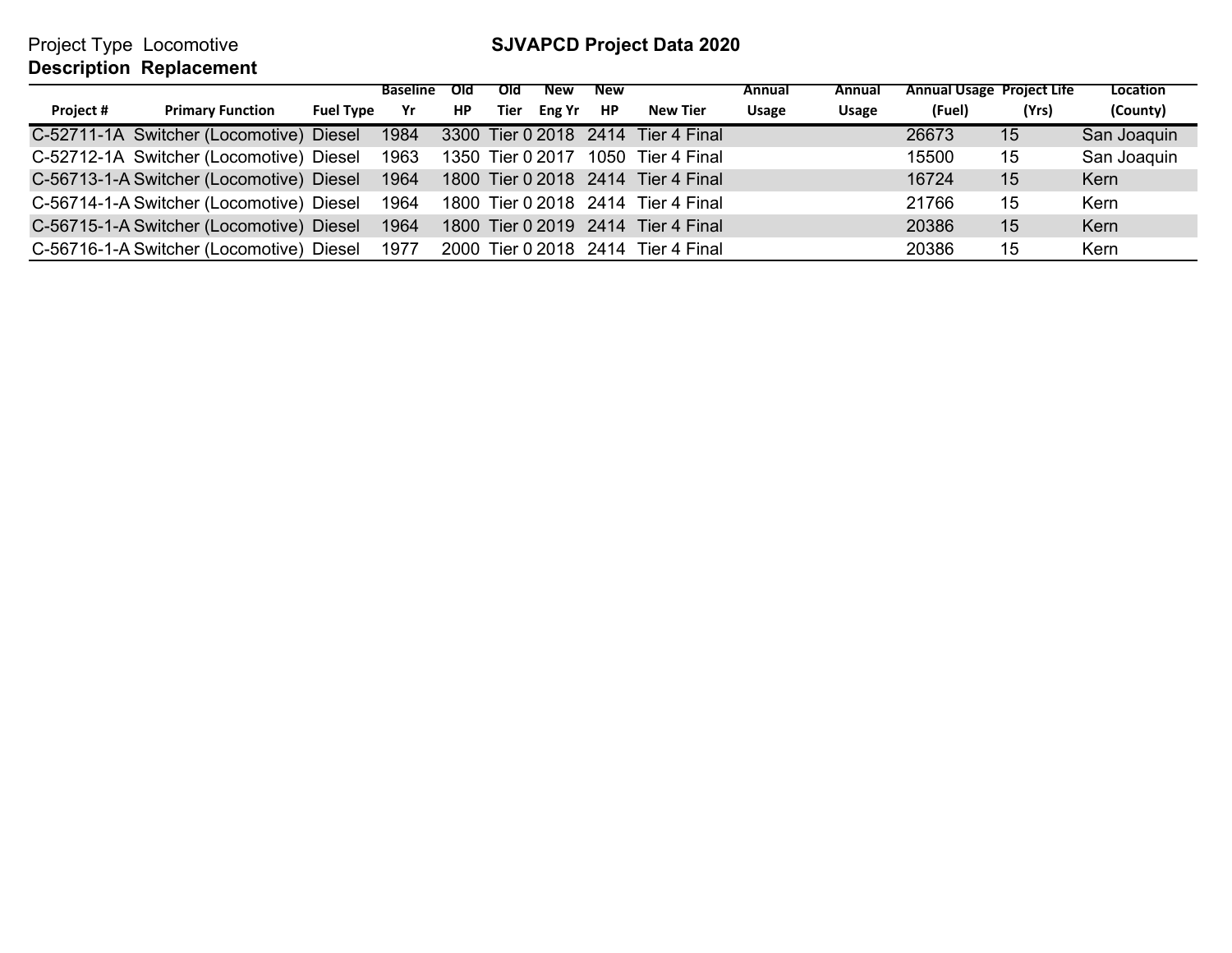Project Type Locomotive

**Description Replacement**

**SJVAPCD Project Data 2020**

| Project # | Primary Function | Fuel Type | Baseline Yr | Old HP | Old Tier | New Eng Yr | New HP | New Tier | Annual Usage | Annual Usage | Annual Usage (Fuel) | Project Life (Yrs) | Location (County) |
|---|---|---|---|---|---|---|---|---|---|---|---|---|---|
| C-52711-1A | Switcher (Locomotive) | Diesel | 1984 | 3300 | Tier 0 | 2018 | 2414 | Tier 4 Final | | | 26673 | 15 | San Joaquin |
| C-52712-1A | Switcher (Locomotive) | Diesel | 1963 | 1350 | Tier 0 | 2017 | 1050 | Tier 4 Final | | | 15500 | 15 | San Joaquin |
| C-56713-1-A | Switcher (Locomotive) | Diesel | 1964 | 1800 | Tier 0 | 2018 | 2414 | Tier 4 Final | | | 16724 | 15 | Kern |
| C-56714-1-A | Switcher (Locomotive) | Diesel | 1964 | 1800 | Tier 0 | 2018 | 2414 | Tier 4 Final | | | 21766 | 15 | Kern |
| C-56715-1-A | Switcher (Locomotive) | Diesel | 1964 | 1800 | Tier 0 | 2019 | 2414 | Tier 4 Final | | | 20386 | 15 | Kern |
| C-56716-1-A | Switcher (Locomotive) | Diesel | 1977 | 2000 | Tier 0 | 2018 | 2414 | Tier 4 Final | | | 20386 | 15 | Kern |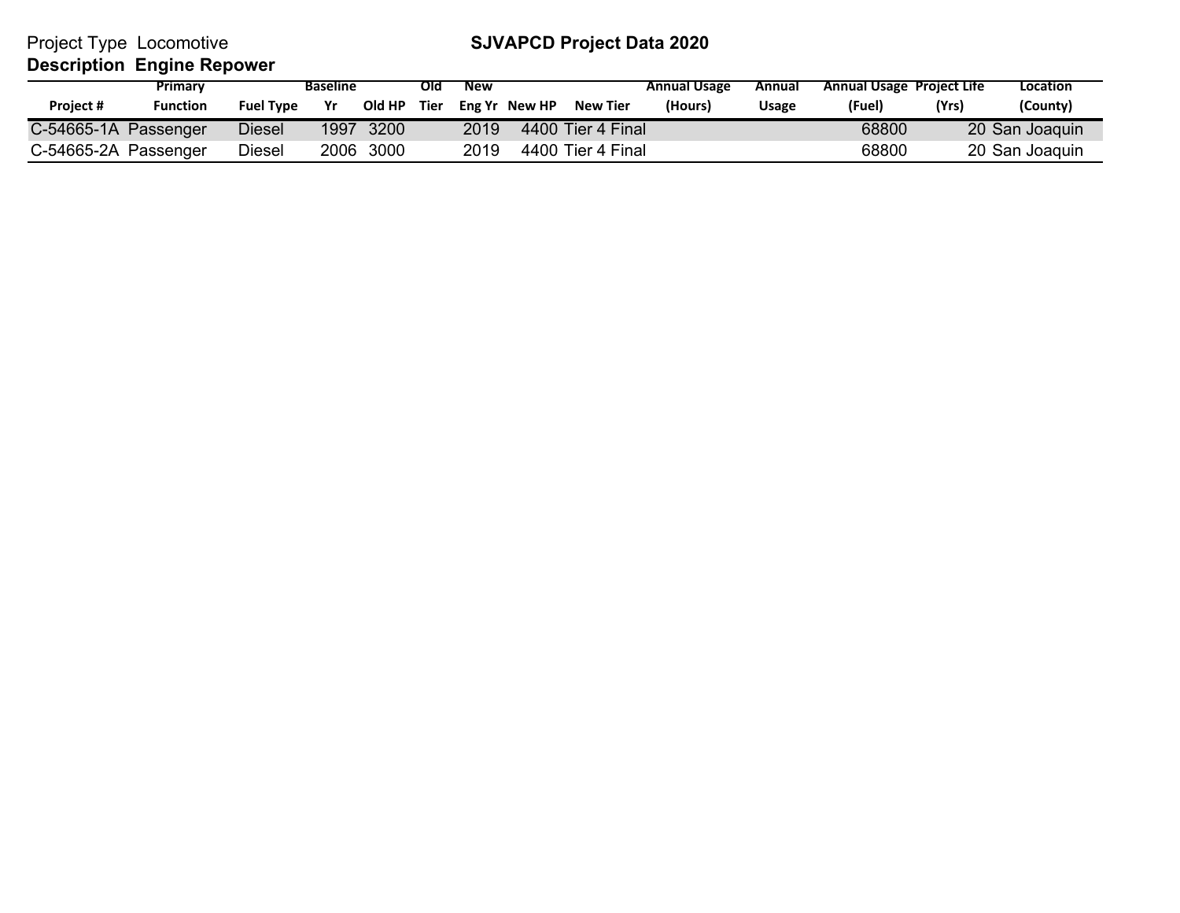Project Type Locomotive

**SJVAPCD Project Data 2020**

**Description Engine Repower**

| Project # | Primary Function | Fuel Type | Baseline Yr | Old HP | Old Tier | New Eng Yr | New HP | New Tier | Annual Usage (Hours) | Annual Usage | Annual Usage (Fuel) | Project Life (Yrs) | Location (County) |
|---|---|---|---|---|---|---|---|---|---|---|---|---|---|
| C-54665-1A | Passenger | Diesel | 1997 | 3200 | | 2019 | 4400 | Tier 4 Final | | | 68800 | 20 | San Joaquin |
| C-54665-2A | Passenger | Diesel | 2006 | 3000 | | 2019 | 4400 | Tier 4 Final | | | 68800 | 20 | San Joaquin |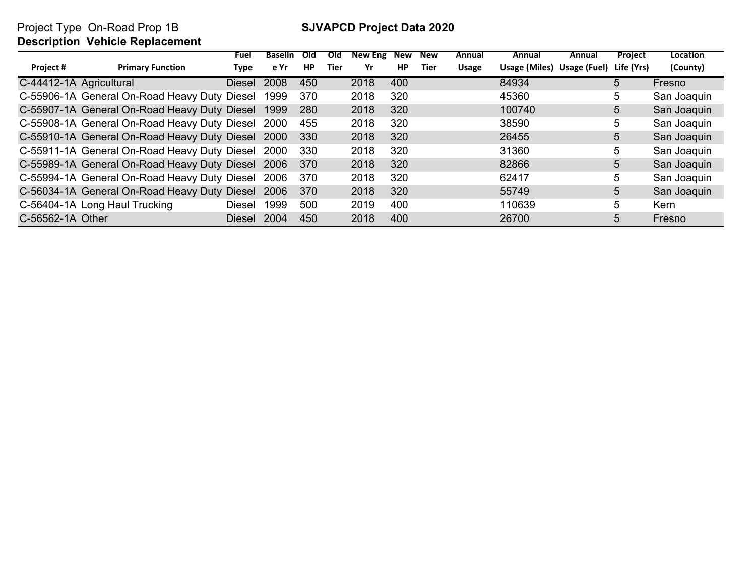Project Type On-Road Prop 1B

**SJVAPCD Project Data 2020**

**Description Vehicle Replacement**

| Project # | Primary Function | Fuel Type | Baseline Yr | Old HP | Old Tier | New Eng Yr | New HP | New Tier | Annual Usage | Annual Usage (Miles) | Annual Usage (Fuel) | Project Life (Yrs) | Location (County) |
|---|---|---|---|---|---|---|---|---|---|---|---|---|---|
| C-44412-1A | Agricultural | Diesel | 2008 | 450 | | 2018 | 400 | | | 84934 | | 5 | Fresno |
| C-55906-1A | General On-Road Heavy Duty | Diesel | 1999 | 370 | | 2018 | 320 | | | 45360 | | 5 | San Joaquin |
| C-55907-1A | General On-Road Heavy Duty | Diesel | 1999 | 280 | | 2018 | 320 | | | 100740 | | 5 | San Joaquin |
| C-55908-1A | General On-Road Heavy Duty | Diesel | 2000 | 455 | | 2018 | 320 | | | 38590 | | 5 | San Joaquin |
| C-55910-1A | General On-Road Heavy Duty | Diesel | 2000 | 330 | | 2018 | 320 | | | 26455 | | 5 | San Joaquin |
| C-55911-1A | General On-Road Heavy Duty | Diesel | 2000 | 330 | | 2018 | 320 | | | 31360 | | 5 | San Joaquin |
| C-55989-1A | General On-Road Heavy Duty | Diesel | 2006 | 370 | | 2018 | 320 | | | 82866 | | 5 | San Joaquin |
| C-55994-1A | General On-Road Heavy Duty | Diesel | 2006 | 370 | | 2018 | 320 | | | 62417 | | 5 | San Joaquin |
| C-56034-1A | General On-Road Heavy Duty | Diesel | 2006 | 370 | | 2018 | 320 | | | 55749 | | 5 | San Joaquin |
| C-56404-1A | Long Haul Trucking | Diesel | 1999 | 500 | | 2019 | 400 | | | 110639 | | 5 | Kern |
| C-56562-1A | Other | Diesel | 2004 | 450 | | 2018 | 400 | | | 26700 | | 5 | Fresno |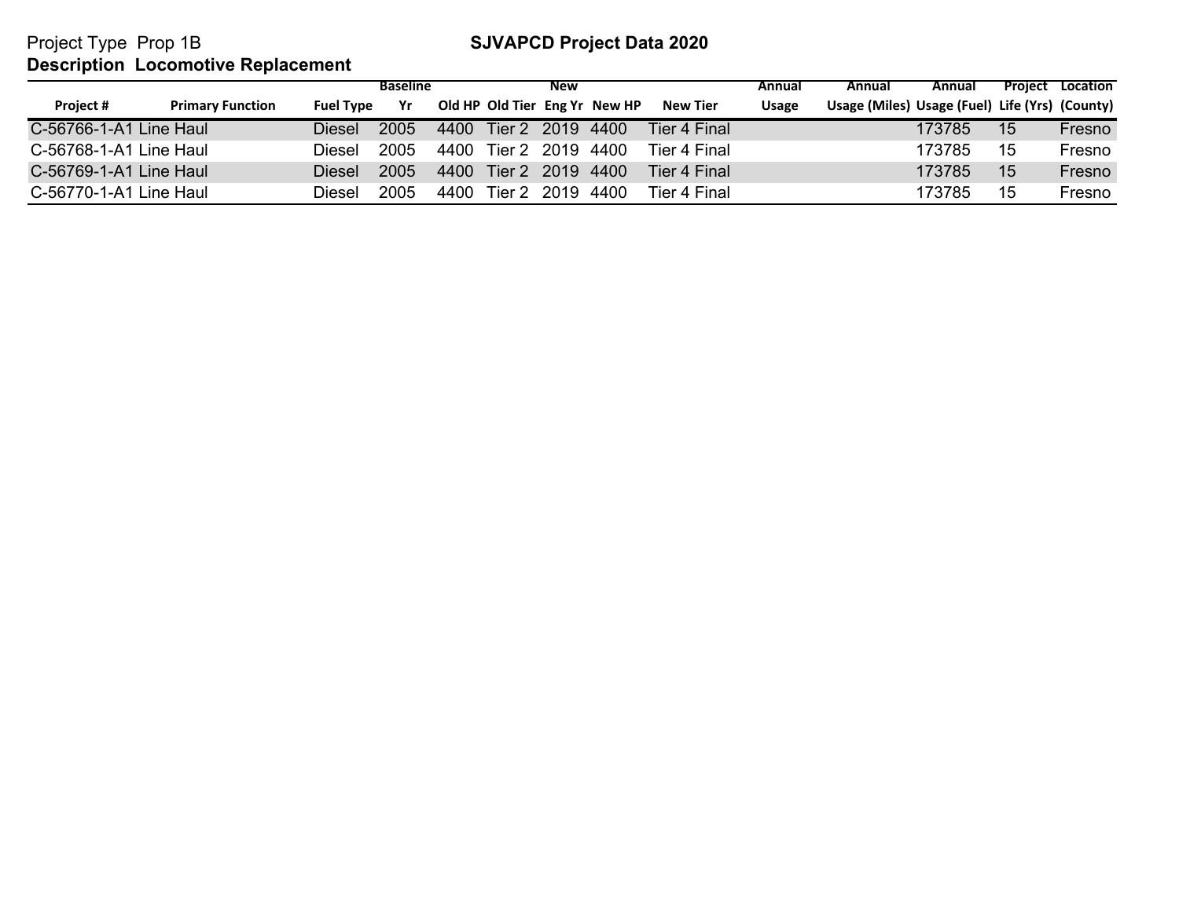Project Type Prop 1B

**SJVAPCD Project Data 2020**

**Description Locomotive Replacement**

| Project # | Primary Function | Fuel Type | Baseline Yr | Old HP | Old Tier | New Eng Yr | New HP | New Tier | Annual Usage | Annual Usage (Miles) | Annual Usage (Fuel) | Project Life (Yrs) | Location (County) |
|---|---|---|---|---|---|---|---|---|---|---|---|---|---|
| C-56766-1-A1 | Line Haul | Diesel | 2005 | 4400 | Tier 2 | 2019 | 4400 | Tier 4 Final | | | 173785 | 15 | Fresno |
| C-56768-1-A1 | Line Haul | Diesel | 2005 | 4400 | Tier 2 | 2019 | 4400 | Tier 4 Final | | | 173785 | 15 | Fresno |
| C-56769-1-A1 | Line Haul | Diesel | 2005 | 4400 | Tier 2 | 2019 | 4400 | Tier 4 Final | | | 173785 | 15 | Fresno |
| C-56770-1-A1 | Line Haul | Diesel | 2005 | 4400 | Tier 2 | 2019 | 4400 | Tier 4 Final | | | 173785 | 15 | Fresno |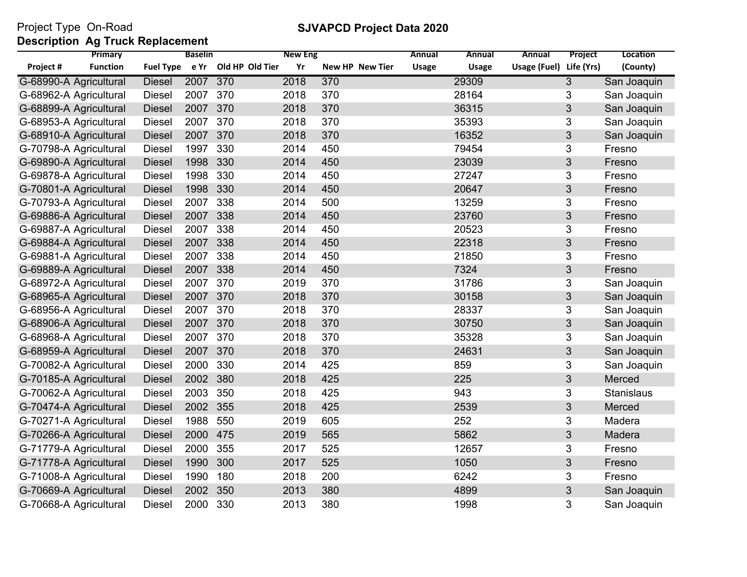Project Type On-Road

**SJVAPCD Project Data 2020**

**Description Ag Truck Replacement**

| Project # | Primary Function | Fuel Type | Baseline Yr | Old HP | Old Tier | New Eng Yr | New HP | New Tier | Annual Usage | Annual Usage | Annual Usage (Fuel) | Project Life (Yrs) | Location (County) |
|---|---|---|---|---|---|---|---|---|---|---|---|---|---|
| G-68990-A | Agricultural | Diesel | 2007 | 370 | | 2018 | 370 | | | 29309 | | 3 | San Joaquin |
| G-68962-A | Agricultural | Diesel | 2007 | 370 | | 2018 | 370 | | | 28164 | | 3 | San Joaquin |
| G-68899-A | Agricultural | Diesel | 2007 | 370 | | 2018 | 370 | | | 36315 | | 3 | San Joaquin |
| G-68953-A | Agricultural | Diesel | 2007 | 370 | | 2018 | 370 | | | 35393 | | 3 | San Joaquin |
| G-68910-A | Agricultural | Diesel | 2007 | 370 | | 2018 | 370 | | | 16352 | | 3 | San Joaquin |
| G-70798-A | Agricultural | Diesel | 1997 | 330 | | 2014 | 450 | | | 79454 | | 3 | Fresno |
| G-69890-A | Agricultural | Diesel | 1998 | 330 | | 2014 | 450 | | | 23039 | | 3 | Fresno |
| G-69878-A | Agricultural | Diesel | 1998 | 330 | | 2014 | 450 | | | 27247 | | 3 | Fresno |
| G-70801-A | Agricultural | Diesel | 1998 | 330 | | 2014 | 450 | | | 20647 | | 3 | Fresno |
| G-70793-A | Agricultural | Diesel | 2007 | 338 | | 2014 | 500 | | | 13259 | | 3 | Fresno |
| G-69886-A | Agricultural | Diesel | 2007 | 338 | | 2014 | 450 | | | 23760 | | 3 | Fresno |
| G-69887-A | Agricultural | Diesel | 2007 | 338 | | 2014 | 450 | | | 20523 | | 3 | Fresno |
| G-69884-A | Agricultural | Diesel | 2007 | 338 | | 2014 | 450 | | | 22318 | | 3 | Fresno |
| G-69881-A | Agricultural | Diesel | 2007 | 338 | | 2014 | 450 | | | 21850 | | 3 | Fresno |
| G-69889-A | Agricultural | Diesel | 2007 | 338 | | 2014 | 450 | | | 7324 | | 3 | Fresno |
| G-68972-A | Agricultural | Diesel | 2007 | 370 | | 2019 | 370 | | | 31786 | | 3 | San Joaquin |
| G-68965-A | Agricultural | Diesel | 2007 | 370 | | 2018 | 370 | | | 30158 | | 3 | San Joaquin |
| G-68956-A | Agricultural | Diesel | 2007 | 370 | | 2018 | 370 | | | 28337 | | 3 | San Joaquin |
| G-68906-A | Agricultural | Diesel | 2007 | 370 | | 2018 | 370 | | | 30750 | | 3 | San Joaquin |
| G-68968-A | Agricultural | Diesel | 2007 | 370 | | 2018 | 370 | | | 35328 | | 3 | San Joaquin |
| G-68959-A | Agricultural | Diesel | 2007 | 370 | | 2018 | 370 | | | 24631 | | 3 | San Joaquin |
| G-70082-A | Agricultural | Diesel | 2000 | 330 | | 2014 | 425 | | | 859 | | 3 | San Joaquin |
| G-70185-A | Agricultural | Diesel | 2002 | 380 | | 2018 | 425 | | | 225 | | 3 | Merced |
| G-70062-A | Agricultural | Diesel | 2003 | 350 | | 2018 | 425 | | | 943 | | 3 | Stanislaus |
| G-70474-A | Agricultural | Diesel | 2002 | 355 | | 2018 | 425 | | | 2539 | | 3 | Merced |
| G-70271-A | Agricultural | Diesel | 1988 | 550 | | 2019 | 605 | | | 252 | | 3 | Madera |
| G-70266-A | Agricultural | Diesel | 2000 | 475 | | 2019 | 565 | | | 5862 | | 3 | Madera |
| G-71779-A | Agricultural | Diesel | 2000 | 355 | | 2017 | 525 | | | 12657 | | 3 | Fresno |
| G-71778-A | Agricultural | Diesel | 1990 | 300 | | 2017 | 525 | | | 1050 | | 3 | Fresno |
| G-71008-A | Agricultural | Diesel | 1990 | 180 | | 2018 | 200 | | | 6242 | | 3 | Fresno |
| G-70669-A | Agricultural | Diesel | 2002 | 350 | | 2013 | 380 | | | 4899 | | 3 | San Joaquin |
| G-70668-A | Agricultural | Diesel | 2000 | 330 | | 2013 | 380 | | | 1998 | | 3 | San Joaquin |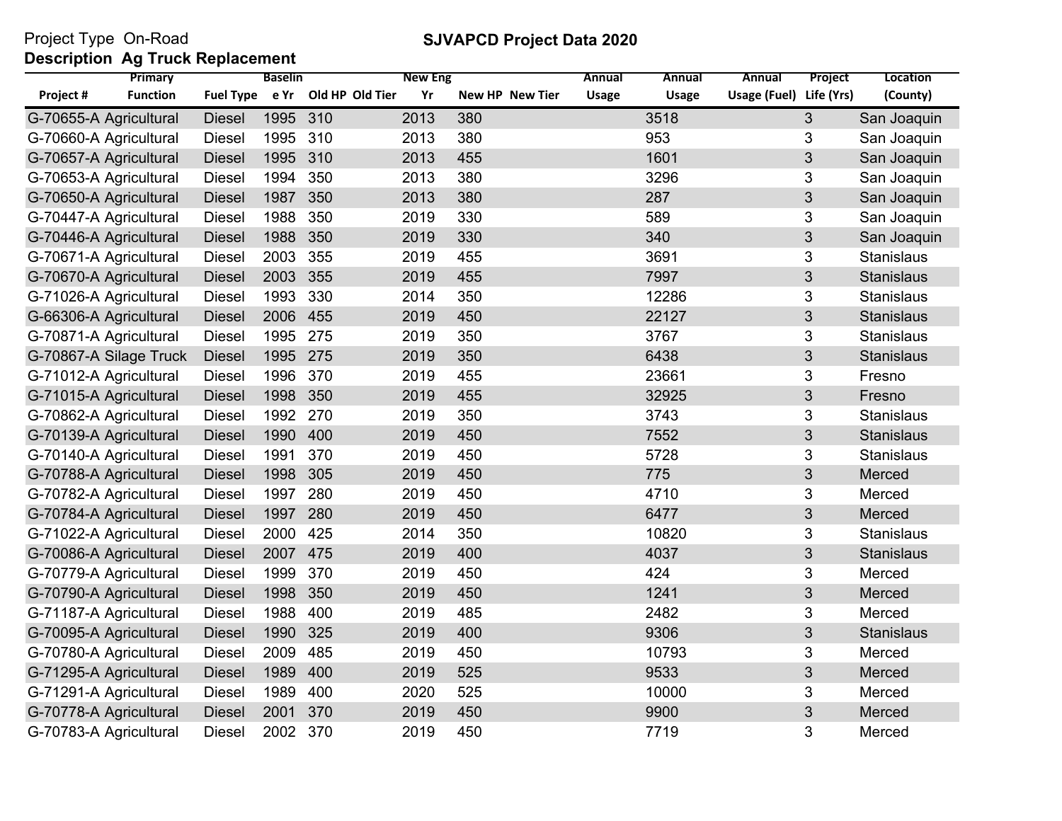Project Type On-Road

**SJVAPCD Project Data 2020**

**Description Ag Truck Replacement**

| Project # | Primary Function | Fuel Type | Baseline Yr | Old HP | Old Tier | New Eng Yr | New HP | New Tier | Annual Usage | Annual Usage | Annual Usage (Fuel) | Project Life (Yrs) | Location (County) |
|---|---|---|---|---|---|---|---|---|---|---|---|---|---|
| G-70655-A | Agricultural | Diesel | 1995 | 310 | | 2013 | 380 | | | 3518 | | 3 | San Joaquin |
| G-70660-A | Agricultural | Diesel | 1995 | 310 | | 2013 | 380 | | | 953 | | 3 | San Joaquin |
| G-70657-A | Agricultural | Diesel | 1995 | 310 | | 2013 | 455 | | | 1601 | | 3 | San Joaquin |
| G-70653-A | Agricultural | Diesel | 1994 | 350 | | 2013 | 380 | | | 3296 | | 3 | San Joaquin |
| G-70650-A | Agricultural | Diesel | 1987 | 350 | | 2013 | 380 | | | 287 | | 3 | San Joaquin |
| G-70447-A | Agricultural | Diesel | 1988 | 350 | | 2019 | 330 | | | 589 | | 3 | San Joaquin |
| G-70446-A | Agricultural | Diesel | 1988 | 350 | | 2019 | 330 | | | 340 | | 3 | San Joaquin |
| G-70671-A | Agricultural | Diesel | 2003 | 355 | | 2019 | 455 | | | 3691 | | 3 | Stanislaus |
| G-70670-A | Agricultural | Diesel | 2003 | 355 | | 2019 | 455 | | | 7997 | | 3 | Stanislaus |
| G-71026-A | Agricultural | Diesel | 1993 | 330 | | 2014 | 350 | | | 12286 | | 3 | Stanislaus |
| G-66306-A | Agricultural | Diesel | 2006 | 455 | | 2019 | 450 | | | 22127 | | 3 | Stanislaus |
| G-70871-A | Agricultural | Diesel | 1995 | 275 | | 2019 | 350 | | | 3767 | | 3 | Stanislaus |
| G-70867-A | Silage Truck | Diesel | 1995 | 275 | | 2019 | 350 | | | 6438 | | 3 | Stanislaus |
| G-71012-A | Agricultural | Diesel | 1996 | 370 | | 2019 | 455 | | | 23661 | | 3 | Fresno |
| G-71015-A | Agricultural | Diesel | 1998 | 350 | | 2019 | 455 | | | 32925 | | 3 | Fresno |
| G-70862-A | Agricultural | Diesel | 1992 | 270 | | 2019 | 350 | | | 3743 | | 3 | Stanislaus |
| G-70139-A | Agricultural | Diesel | 1990 | 400 | | 2019 | 450 | | | 7552 | | 3 | Stanislaus |
| G-70140-A | Agricultural | Diesel | 1991 | 370 | | 2019 | 450 | | | 5728 | | 3 | Stanislaus |
| G-70788-A | Agricultural | Diesel | 1998 | 305 | | 2019 | 450 | | | 775 | | 3 | Merced |
| G-70782-A | Agricultural | Diesel | 1997 | 280 | | 2019 | 450 | | | 4710 | | 3 | Merced |
| G-70784-A | Agricultural | Diesel | 1997 | 280 | | 2019 | 450 | | | 6477 | | 3 | Merced |
| G-71022-A | Agricultural | Diesel | 2000 | 425 | | 2014 | 350 | | | 10820 | | 3 | Stanislaus |
| G-70086-A | Agricultural | Diesel | 2007 | 475 | | 2019 | 400 | | | 4037 | | 3 | Stanislaus |
| G-70779-A | Agricultural | Diesel | 1999 | 370 | | 2019 | 450 | | | 424 | | 3 | Merced |
| G-70790-A | Agricultural | Diesel | 1998 | 350 | | 2019 | 450 | | | 1241 | | 3 | Merced |
| G-71187-A | Agricultural | Diesel | 1988 | 400 | | 2019 | 485 | | | 2482 | | 3 | Merced |
| G-70095-A | Agricultural | Diesel | 1990 | 325 | | 2019 | 400 | | | 9306 | | 3 | Stanislaus |
| G-70780-A | Agricultural | Diesel | 2009 | 485 | | 2019 | 450 | | | 10793 | | 3 | Merced |
| G-71295-A | Agricultural | Diesel | 1989 | 400 | | 2019 | 525 | | | 9533 | | 3 | Merced |
| G-71291-A | Agricultural | Diesel | 1989 | 400 | | 2020 | 525 | | | 10000 | | 3 | Merced |
| G-70778-A | Agricultural | Diesel | 2001 | 370 | | 2019 | 450 | | | 9900 | | 3 | Merced |
| G-70783-A | Agricultural | Diesel | 2002 | 370 | | 2019 | 450 | | | 7719 | | 3 | Merced |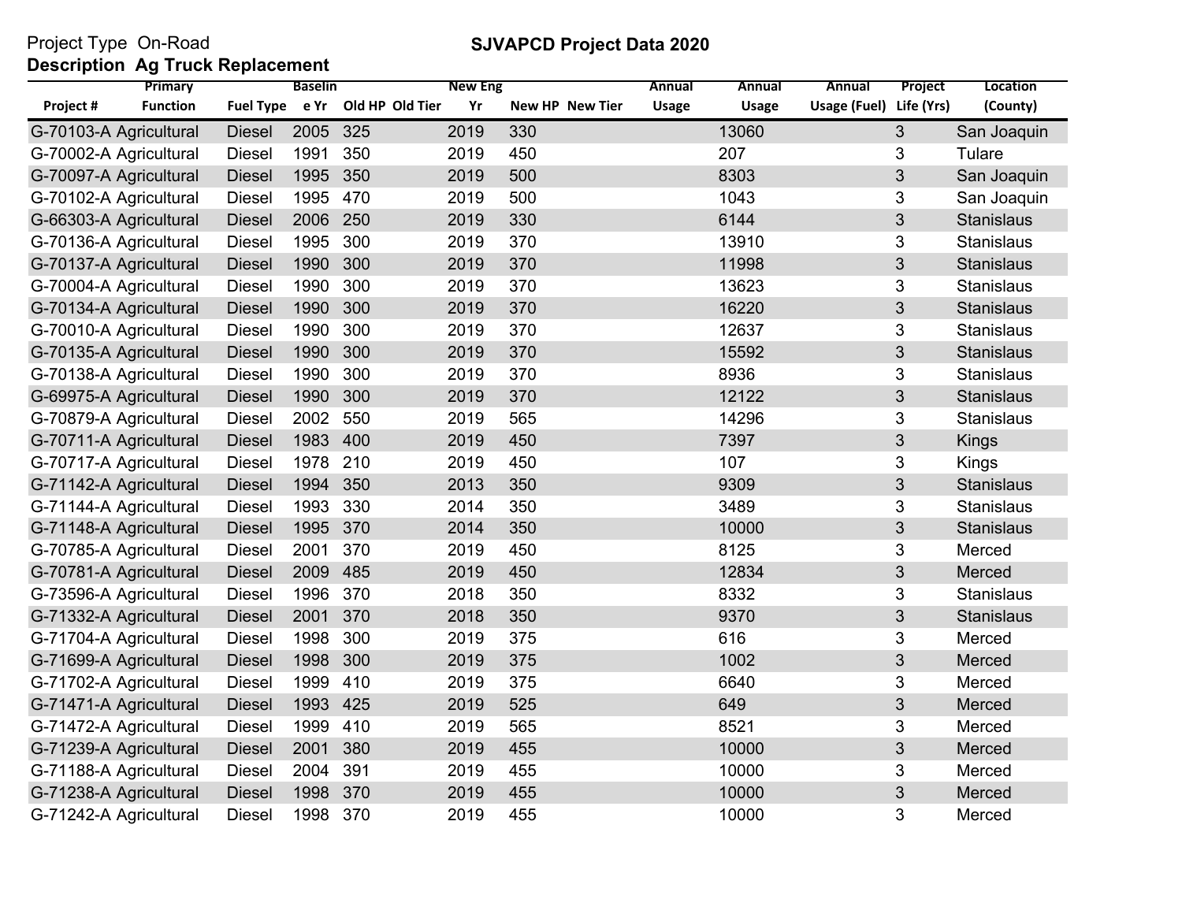Project Type On-Road

**SJVAPCD Project Data 2020**

**Description Ag Truck Replacement**

| Project # | Primary Function | Fuel Type | Baseline Yr | Old HP | Old Tier | New Eng Yr | New HP | New Tier | Annual Usage | Annual Usage | Annual Usage (Fuel) | Project Life (Yrs) | Location (County) |
|---|---|---|---|---|---|---|---|---|---|---|---|---|---|
| G-70103-A | Agricultural | Diesel | 2005 | 325 | | 2019 | 330 | | | 13060 | | 3 | San Joaquin |
| G-70002-A | Agricultural | Diesel | 1991 | 350 | | 2019 | 450 | | | 207 | | 3 | Tulare |
| G-70097-A | Agricultural | Diesel | 1995 | 350 | | 2019 | 500 | | | 8303 | | 3 | San Joaquin |
| G-70102-A | Agricultural | Diesel | 1995 | 470 | | 2019 | 500 | | | 1043 | | 3 | San Joaquin |
| G-66303-A | Agricultural | Diesel | 2006 | 250 | | 2019 | 330 | | | 6144 | | 3 | Stanislaus |
| G-70136-A | Agricultural | Diesel | 1995 | 300 | | 2019 | 370 | | | 13910 | | 3 | Stanislaus |
| G-70137-A | Agricultural | Diesel | 1990 | 300 | | 2019 | 370 | | | 11998 | | 3 | Stanislaus |
| G-70004-A | Agricultural | Diesel | 1990 | 300 | | 2019 | 370 | | | 13623 | | 3 | Stanislaus |
| G-70134-A | Agricultural | Diesel | 1990 | 300 | | 2019 | 370 | | | 16220 | | 3 | Stanislaus |
| G-70010-A | Agricultural | Diesel | 1990 | 300 | | 2019 | 370 | | | 12637 | | 3 | Stanislaus |
| G-70135-A | Agricultural | Diesel | 1990 | 300 | | 2019 | 370 | | | 15592 | | 3 | Stanislaus |
| G-70138-A | Agricultural | Diesel | 1990 | 300 | | 2019 | 370 | | | 8936 | | 3 | Stanislaus |
| G-69975-A | Agricultural | Diesel | 1990 | 300 | | 2019 | 370 | | | 12122 | | 3 | Stanislaus |
| G-70879-A | Agricultural | Diesel | 2002 | 550 | | 2019 | 565 | | | 14296 | | 3 | Stanislaus |
| G-70711-A | Agricultural | Diesel | 1983 | 400 | | 2019 | 450 | | | 7397 | | 3 | Kings |
| G-70717-A | Agricultural | Diesel | 1978 | 210 | | 2019 | 450 | | | 107 | | 3 | Kings |
| G-71142-A | Agricultural | Diesel | 1994 | 350 | | 2013 | 350 | | | 9309 | | 3 | Stanislaus |
| G-71144-A | Agricultural | Diesel | 1993 | 330 | | 2014 | 350 | | | 3489 | | 3 | Stanislaus |
| G-71148-A | Agricultural | Diesel | 1995 | 370 | | 2014 | 350 | | | 10000 | | 3 | Stanislaus |
| G-70785-A | Agricultural | Diesel | 2001 | 370 | | 2019 | 450 | | | 8125 | | 3 | Merced |
| G-70781-A | Agricultural | Diesel | 2009 | 485 | | 2019 | 450 | | | 12834 | | 3 | Merced |
| G-73596-A | Agricultural | Diesel | 1996 | 370 | | 2018 | 350 | | | 8332 | | 3 | Stanislaus |
| G-71332-A | Agricultural | Diesel | 2001 | 370 | | 2018 | 350 | | | 9370 | | 3 | Stanislaus |
| G-71704-A | Agricultural | Diesel | 1998 | 300 | | 2019 | 375 | | | 616 | | 3 | Merced |
| G-71699-A | Agricultural | Diesel | 1998 | 300 | | 2019 | 375 | | | 1002 | | 3 | Merced |
| G-71702-A | Agricultural | Diesel | 1999 | 410 | | 2019 | 375 | | | 6640 | | 3 | Merced |
| G-71471-A | Agricultural | Diesel | 1993 | 425 | | 2019 | 525 | | | 649 | | 3 | Merced |
| G-71472-A | Agricultural | Diesel | 1999 | 410 | | 2019 | 565 | | | 8521 | | 3 | Merced |
| G-71239-A | Agricultural | Diesel | 2001 | 380 | | 2019 | 455 | | | 10000 | | 3 | Merced |
| G-71188-A | Agricultural | Diesel | 2004 | 391 | | 2019 | 455 | | | 10000 | | 3 | Merced |
| G-71238-A | Agricultural | Diesel | 1998 | 370 | | 2019 | 455 | | | 10000 | | 3 | Merced |
| G-71242-A | Agricultural | Diesel | 1998 | 370 | | 2019 | 455 | | | 10000 | | 3 | Merced |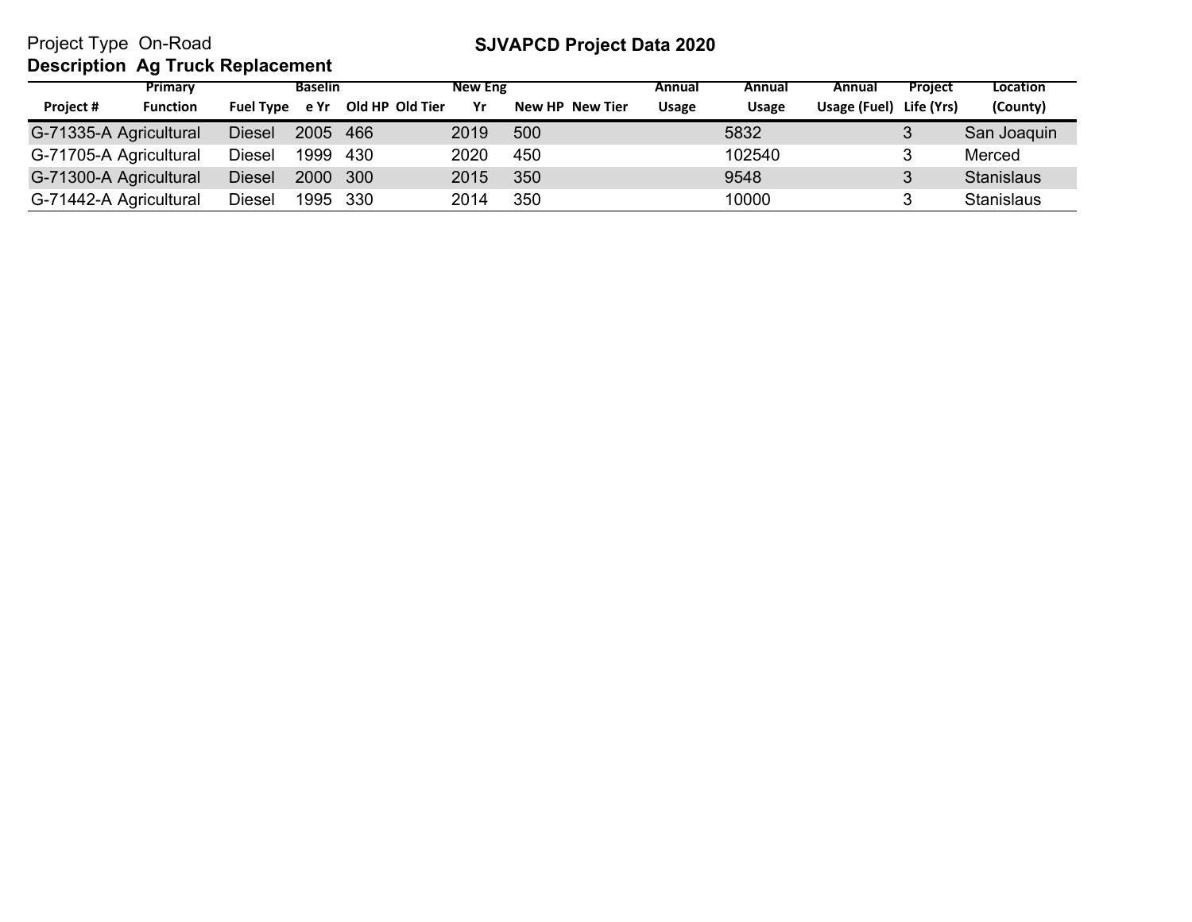Project Type On-Road

**Description Ag Truck Replacement**

## SJVAPCD Project Data 2020

| Project # | Primary Function | Fuel Type | Baseline Yr | Old HP | Old Tier | New Eng Yr | New HP | New Tier | Annual Usage | Annual Usage | Annual Usage (Fuel) | Project Life (Yrs) | Location (County) |
|---|---|---|---|---|---|---|---|---|---|---|---|---|---|
| G-71335-A | Agricultural | Diesel | 2005 | 466 | | 2019 | 500 | | | 5832 | | 3 | San Joaquin |
| G-71705-A | Agricultural | Diesel | 1999 | 430 | | 2020 | 450 | | | 102540 | | 3 | Merced |
| G-71300-A | Agricultural | Diesel | 2000 | 300 | | 2015 | 350 | | | 9548 | | 3 | Stanislaus |
| G-71442-A | Agricultural | Diesel | 1995 | 330 | | 2014 | 350 | | | 10000 | | 3 | Stanislaus |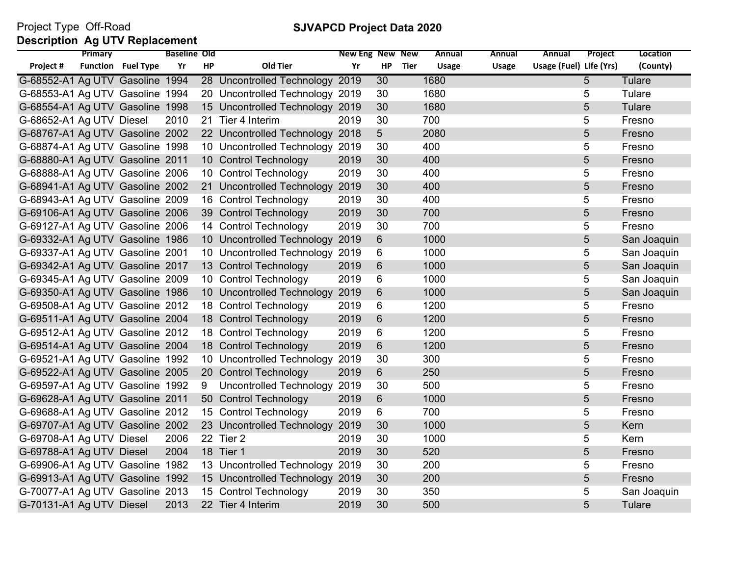Project Type Off-Road

**SJVAPCD Project Data 2020**

**Description Ag UTV Replacement**

| Project # | Primary Function | Fuel Type | Baseline Yr | Old HP | Old Tier | New Eng Yr | New HP | New Tier | Annual Usage | Annual Usage | Annual Usage (Fuel) | Project Life (Yrs) | Location (County) |
|---|---|---|---|---|---|---|---|---|---|---|---|---|---|
| G-68552-A1 | Ag UTV | Gasoline | 1994 | 28 | Uncontrolled Technology | 2019 | 30 | | 1680 | | | 5 | Tulare |
| G-68553-A1 | Ag UTV | Gasoline | 1994 | 20 | Uncontrolled Technology | 2019 | 30 | | 1680 | | | 5 | Tulare |
| G-68554-A1 | Ag UTV | Gasoline | 1998 | 15 | Uncontrolled Technology | 2019 | 30 | | 1680 | | | 5 | Tulare |
| G-68652-A1 | Ag UTV | Diesel | 2010 | 21 | Tier 4 Interim | 2019 | 30 | | 700 | | | 5 | Fresno |
| G-68767-A1 | Ag UTV | Gasoline | 2002 | 22 | Uncontrolled Technology | 2018 | 5 | | 2080 | | | 5 | Fresno |
| G-68874-A1 | Ag UTV | Gasoline | 1998 | 10 | Uncontrolled Technology | 2019 | 30 | | 400 | | | 5 | Fresno |
| G-68880-A1 | Ag UTV | Gasoline | 2011 | 10 | Control Technology | 2019 | 30 | | 400 | | | 5 | Fresno |
| G-68888-A1 | Ag UTV | Gasoline | 2006 | 10 | Control Technology | 2019 | 30 | | 400 | | | 5 | Fresno |
| G-68941-A1 | Ag UTV | Gasoline | 2002 | 21 | Uncontrolled Technology | 2019 | 30 | | 400 | | | 5 | Fresno |
| G-68943-A1 | Ag UTV | Gasoline | 2009 | 16 | Control Technology | 2019 | 30 | | 400 | | | 5 | Fresno |
| G-69106-A1 | Ag UTV | Gasoline | 2006 | 39 | Control Technology | 2019 | 30 | | 700 | | | 5 | Fresno |
| G-69127-A1 | Ag UTV | Gasoline | 2006 | 14 | Control Technology | 2019 | 30 | | 700 | | | 5 | Fresno |
| G-69332-A1 | Ag UTV | Gasoline | 1986 | 10 | Uncontrolled Technology | 2019 | 6 | | 1000 | | | 5 | San Joaquin |
| G-69337-A1 | Ag UTV | Gasoline | 2001 | 10 | Uncontrolled Technology | 2019 | 6 | | 1000 | | | 5 | San Joaquin |
| G-69342-A1 | Ag UTV | Gasoline | 2017 | 13 | Control Technology | 2019 | 6 | | 1000 | | | 5 | San Joaquin |
| G-69345-A1 | Ag UTV | Gasoline | 2009 | 10 | Control Technology | 2019 | 6 | | 1000 | | | 5 | San Joaquin |
| G-69350-A1 | Ag UTV | Gasoline | 1986 | 10 | Uncontrolled Technology | 2019 | 6 | | 1000 | | | 5 | San Joaquin |
| G-69508-A1 | Ag UTV | Gasoline | 2012 | 18 | Control Technology | 2019 | 6 | | 1200 | | | 5 | Fresno |
| G-69511-A1 | Ag UTV | Gasoline | 2004 | 18 | Control Technology | 2019 | 6 | | 1200 | | | 5 | Fresno |
| G-69512-A1 | Ag UTV | Gasoline | 2012 | 18 | Control Technology | 2019 | 6 | | 1200 | | | 5 | Fresno |
| G-69514-A1 | Ag UTV | Gasoline | 2004 | 18 | Control Technology | 2019 | 6 | | 1200 | | | 5 | Fresno |
| G-69521-A1 | Ag UTV | Gasoline | 1992 | 10 | Uncontrolled Technology | 2019 | 30 | | 300 | | | 5 | Fresno |
| G-69522-A1 | Ag UTV | Gasoline | 2005 | 20 | Control Technology | 2019 | 6 | | 250 | | | 5 | Fresno |
| G-69597-A1 | Ag UTV | Gasoline | 1992 | 9 | Uncontrolled Technology | 2019 | 30 | | 500 | | | 5 | Fresno |
| G-69628-A1 | Ag UTV | Gasoline | 2011 | 50 | Control Technology | 2019 | 6 | | 1000 | | | 5 | Fresno |
| G-69688-A1 | Ag UTV | Gasoline | 2012 | 15 | Control Technology | 2019 | 6 | | 700 | | | 5 | Fresno |
| G-69707-A1 | Ag UTV | Gasoline | 2002 | 23 | Uncontrolled Technology | 2019 | 30 | | 1000 | | | 5 | Kern |
| G-69708-A1 | Ag UTV | Diesel | 2006 | 22 | Tier 2 | 2019 | 30 | | 1000 | | | 5 | Kern |
| G-69788-A1 | Ag UTV | Diesel | 2004 | 18 | Tier 1 | 2019 | 30 | | 520 | | | 5 | Fresno |
| G-69906-A1 | Ag UTV | Gasoline | 1982 | 13 | Uncontrolled Technology | 2019 | 30 | | 200 | | | 5 | Fresno |
| G-69913-A1 | Ag UTV | Gasoline | 1992 | 15 | Uncontrolled Technology | 2019 | 30 | | 200 | | | 5 | Fresno |
| G-70077-A1 | Ag UTV | Gasoline | 2013 | 15 | Control Technology | 2019 | 30 | | 350 | | | 5 | San Joaquin |
| G-70131-A1 | Ag UTV | Diesel | 2013 | 22 | Tier 4 Interim | 2019 | 30 | | 500 | | | 5 | Tulare |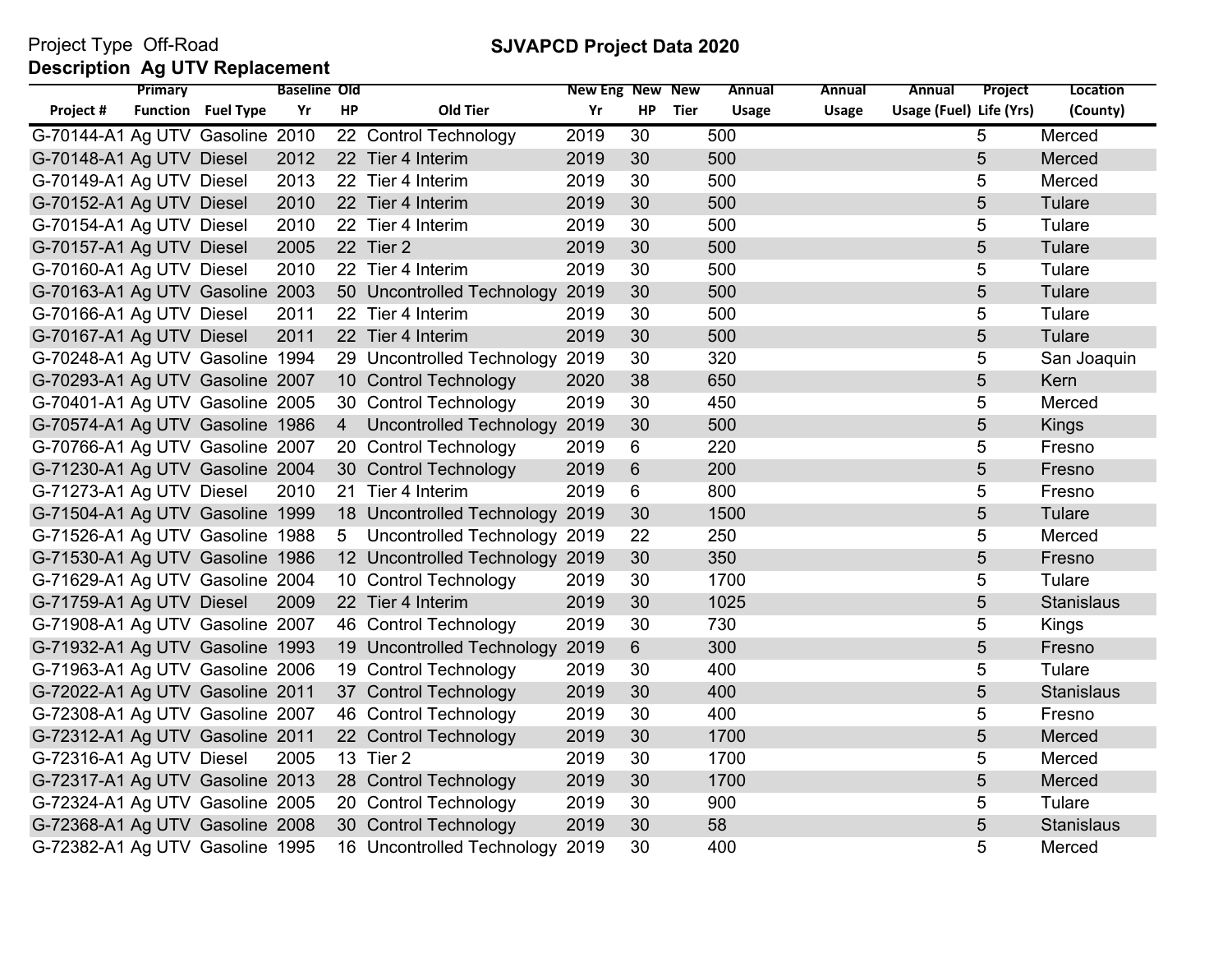Project Type Off-Road

**Description Ag UTV Replacement**

**SJVAPCD Project Data 2020**

| Project # | Primary Function | Fuel Type | Baseline Yr | Old HP | Old Tier | New Eng Yr | New HP | New Tier | Annual Usage | Annual Usage | Annual Usage (Fuel) | Project Life (Yrs) | Location (County) |
|---|---|---|---|---|---|---|---|---|---|---|---|---|---|
| G-70144-A1 | Ag UTV | Gasoline | 2010 | 22 | Control Technology | 2019 | 30 | | 500 | | | 5 | Merced |
| G-70148-A1 | Ag UTV | Diesel | 2012 | 22 | Tier 4 Interim | 2019 | 30 | | 500 | | | 5 | Merced |
| G-70149-A1 | Ag UTV | Diesel | 2013 | 22 | Tier 4 Interim | 2019 | 30 | | 500 | | | 5 | Merced |
| G-70152-A1 | Ag UTV | Diesel | 2010 | 22 | Tier 4 Interim | 2019 | 30 | | 500 | | | 5 | Tulare |
| G-70154-A1 | Ag UTV | Diesel | 2010 | 22 | Tier 4 Interim | 2019 | 30 | | 500 | | | 5 | Tulare |
| G-70157-A1 | Ag UTV | Diesel | 2005 | 22 | Tier 2 | 2019 | 30 | | 500 | | | 5 | Tulare |
| G-70160-A1 | Ag UTV | Diesel | 2010 | 22 | Tier 4 Interim | 2019 | 30 | | 500 | | | 5 | Tulare |
| G-70163-A1 | Ag UTV | Gasoline | 2003 | 50 | Uncontrolled Technology | 2019 | 30 | | 500 | | | 5 | Tulare |
| G-70166-A1 | Ag UTV | Diesel | 2011 | 22 | Tier 4 Interim | 2019 | 30 | | 500 | | | 5 | Tulare |
| G-70167-A1 | Ag UTV | Diesel | 2011 | 22 | Tier 4 Interim | 2019 | 30 | | 500 | | | 5 | Tulare |
| G-70248-A1 | Ag UTV | Gasoline | 1994 | 29 | Uncontrolled Technology | 2019 | 30 | | 320 | | | 5 | San Joaquin |
| G-70293-A1 | Ag UTV | Gasoline | 2007 | 10 | Control Technology | 2020 | 38 | | 650 | | | 5 | Kern |
| G-70401-A1 | Ag UTV | Gasoline | 2005 | 30 | Control Technology | 2019 | 30 | | 450 | | | 5 | Merced |
| G-70574-A1 | Ag UTV | Gasoline | 1986 | 4 | Uncontrolled Technology | 2019 | 30 | | 500 | | | 5 | Kings |
| G-70766-A1 | Ag UTV | Gasoline | 2007 | 20 | Control Technology | 2019 | 6 | | 220 | | | 5 | Fresno |
| G-71230-A1 | Ag UTV | Gasoline | 2004 | 30 | Control Technology | 2019 | 6 | | 200 | | | 5 | Fresno |
| G-71273-A1 | Ag UTV | Diesel | 2010 | 21 | Tier 4 Interim | 2019 | 6 | | 800 | | | 5 | Fresno |
| G-71504-A1 | Ag UTV | Gasoline | 1999 | 18 | Uncontrolled Technology | 2019 | 30 | | 1500 | | | 5 | Tulare |
| G-71526-A1 | Ag UTV | Gasoline | 1988 | 5 | Uncontrolled Technology | 2019 | 22 | | 250 | | | 5 | Merced |
| G-71530-A1 | Ag UTV | Gasoline | 1986 | 12 | Uncontrolled Technology | 2019 | 30 | | 350 | | | 5 | Fresno |
| G-71629-A1 | Ag UTV | Gasoline | 2004 | 10 | Control Technology | 2019 | 30 | | 1700 | | | 5 | Tulare |
| G-71759-A1 | Ag UTV | Diesel | 2009 | 22 | Tier 4 Interim | 2019 | 30 | | 1025 | | | 5 | Stanislaus |
| G-71908-A1 | Ag UTV | Gasoline | 2007 | 46 | Control Technology | 2019 | 30 | | 730 | | | 5 | Kings |
| G-71932-A1 | Ag UTV | Gasoline | 1993 | 19 | Uncontrolled Technology | 2019 | 6 | | 300 | | | 5 | Fresno |
| G-71963-A1 | Ag UTV | Gasoline | 2006 | 19 | Control Technology | 2019 | 30 | | 400 | | | 5 | Tulare |
| G-72022-A1 | Ag UTV | Gasoline | 2011 | 37 | Control Technology | 2019 | 30 | | 400 | | | 5 | Stanislaus |
| G-72308-A1 | Ag UTV | Gasoline | 2007 | 46 | Control Technology | 2019 | 30 | | 400 | | | 5 | Fresno |
| G-72312-A1 | Ag UTV | Gasoline | 2011 | 22 | Control Technology | 2019 | 30 | | 1700 | | | 5 | Merced |
| G-72316-A1 | Ag UTV | Diesel | 2005 | 13 | Tier 2 | 2019 | 30 | | 1700 | | | 5 | Merced |
| G-72317-A1 | Ag UTV | Gasoline | 2013 | 28 | Control Technology | 2019 | 30 | | 1700 | | | 5 | Merced |
| G-72324-A1 | Ag UTV | Gasoline | 2005 | 20 | Control Technology | 2019 | 30 | | 900 | | | 5 | Tulare |
| G-72368-A1 | Ag UTV | Gasoline | 2008 | 30 | Control Technology | 2019 | 30 | | 58 | | | 5 | Stanislaus |
| G-72382-A1 | Ag UTV | Gasoline | 1995 | 16 | Uncontrolled Technology | 2019 | 30 | | 400 | | | 5 | Merced |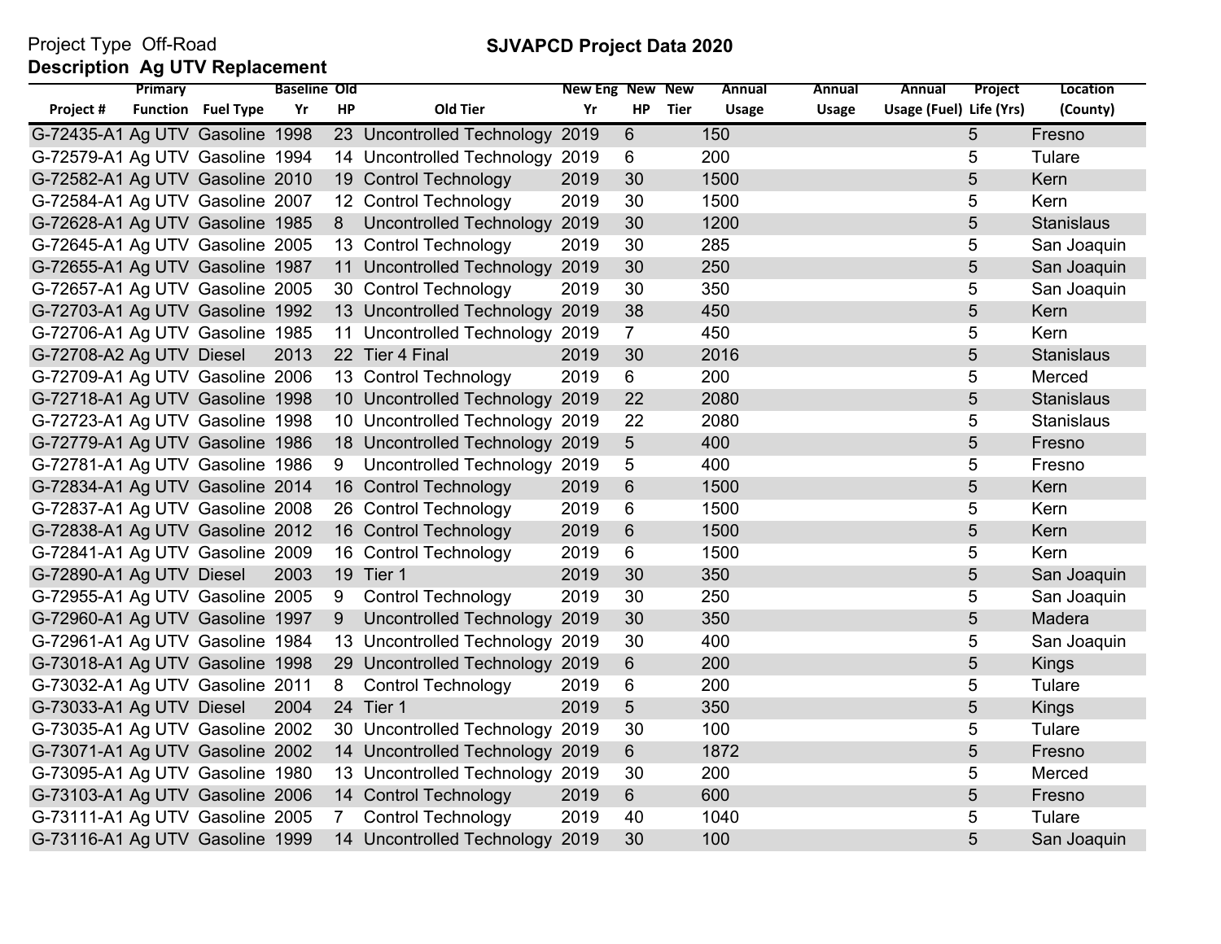Project Type Off-Road

**SJVAPCD Project Data 2020**

**Description Ag UTV Replacement**

| Project # | Primary Function | Fuel Type | Baseline Yr | Old HP | Old Tier | New Eng Yr | New HP | New Tier | Annual Usage | Annual Usage | Annual Usage (Fuel) | Project Life (Yrs) | Location (County) |
|---|---|---|---|---|---|---|---|---|---|---|---|---|---|
| G-72435-A1 | Ag UTV | Gasoline | 1998 | 23 | Uncontrolled Technology | 2019 | 6 | | 150 | | | 5 | Fresno |
| G-72579-A1 | Ag UTV | Gasoline | 1994 | 14 | Uncontrolled Technology | 2019 | 6 | | 200 | | | 5 | Tulare |
| G-72582-A1 | Ag UTV | Gasoline | 2010 | 19 | Control Technology | 2019 | 30 | | 1500 | | | 5 | Kern |
| G-72584-A1 | Ag UTV | Gasoline | 2007 | 12 | Control Technology | 2019 | 30 | | 1500 | | | 5 | Kern |
| G-72628-A1 | Ag UTV | Gasoline | 1985 | 8 | Uncontrolled Technology | 2019 | 30 | | 1200 | | | 5 | Stanislaus |
| G-72645-A1 | Ag UTV | Gasoline | 2005 | 13 | Control Technology | 2019 | 30 | | 285 | | | 5 | San Joaquin |
| G-72655-A1 | Ag UTV | Gasoline | 1987 | 11 | Uncontrolled Technology | 2019 | 30 | | 250 | | | 5 | San Joaquin |
| G-72657-A1 | Ag UTV | Gasoline | 2005 | 30 | Control Technology | 2019 | 30 | | 350 | | | 5 | San Joaquin |
| G-72703-A1 | Ag UTV | Gasoline | 1992 | 13 | Uncontrolled Technology | 2019 | 38 | | 450 | | | 5 | Kern |
| G-72706-A1 | Ag UTV | Gasoline | 1985 | 11 | Uncontrolled Technology | 2019 | 7 | | 450 | | | 5 | Kern |
| G-72708-A2 | Ag UTV | Diesel | 2013 | 22 | Tier 4 Final | 2019 | 30 | | 2016 | | | 5 | Stanislaus |
| G-72709-A1 | Ag UTV | Gasoline | 2006 | 13 | Control Technology | 2019 | 6 | | 200 | | | 5 | Merced |
| G-72718-A1 | Ag UTV | Gasoline | 1998 | 10 | Uncontrolled Technology | 2019 | 22 | | 2080 | | | 5 | Stanislaus |
| G-72723-A1 | Ag UTV | Gasoline | 1998 | 10 | Uncontrolled Technology | 2019 | 22 | | 2080 | | | 5 | Stanislaus |
| G-72779-A1 | Ag UTV | Gasoline | 1986 | 18 | Uncontrolled Technology | 2019 | 5 | | 400 | | | 5 | Fresno |
| G-72781-A1 | Ag UTV | Gasoline | 1986 | 9 | Uncontrolled Technology | 2019 | 5 | | 400 | | | 5 | Fresno |
| G-72834-A1 | Ag UTV | Gasoline | 2014 | 16 | Control Technology | 2019 | 6 | | 1500 | | | 5 | Kern |
| G-72837-A1 | Ag UTV | Gasoline | 2008 | 26 | Control Technology | 2019 | 6 | | 1500 | | | 5 | Kern |
| G-72838-A1 | Ag UTV | Gasoline | 2012 | 16 | Control Technology | 2019 | 6 | | 1500 | | | 5 | Kern |
| G-72841-A1 | Ag UTV | Gasoline | 2009 | 16 | Control Technology | 2019 | 6 | | 1500 | | | 5 | Kern |
| G-72890-A1 | Ag UTV | Diesel | 2003 | 19 | Tier 1 | 2019 | 30 | | 350 | | | 5 | San Joaquin |
| G-72955-A1 | Ag UTV | Gasoline | 2005 | 9 | Control Technology | 2019 | 30 | | 250 | | | 5 | San Joaquin |
| G-72960-A1 | Ag UTV | Gasoline | 1997 | 9 | Uncontrolled Technology | 2019 | 30 | | 350 | | | 5 | Madera |
| G-72961-A1 | Ag UTV | Gasoline | 1984 | 13 | Uncontrolled Technology | 2019 | 30 | | 400 | | | 5 | San Joaquin |
| G-73018-A1 | Ag UTV | Gasoline | 1998 | 29 | Uncontrolled Technology | 2019 | 6 | | 200 | | | 5 | Kings |
| G-73032-A1 | Ag UTV | Gasoline | 2011 | 8 | Control Technology | 2019 | 6 | | 200 | | | 5 | Tulare |
| G-73033-A1 | Ag UTV | Diesel | 2004 | 24 | Tier 1 | 2019 | 5 | | 350 | | | 5 | Kings |
| G-73035-A1 | Ag UTV | Gasoline | 2002 | 30 | Uncontrolled Technology | 2019 | 30 | | 100 | | | 5 | Tulare |
| G-73071-A1 | Ag UTV | Gasoline | 2002 | 14 | Uncontrolled Technology | 2019 | 6 | | 1872 | | | 5 | Fresno |
| G-73095-A1 | Ag UTV | Gasoline | 1980 | 13 | Uncontrolled Technology | 2019 | 30 | | 200 | | | 5 | Merced |
| G-73103-A1 | Ag UTV | Gasoline | 2006 | 14 | Control Technology | 2019 | 6 | | 600 | | | 5 | Fresno |
| G-73111-A1 | Ag UTV | Gasoline | 2005 | 7 | Control Technology | 2019 | 40 | | 1040 | | | 5 | Tulare |
| G-73116-A1 | Ag UTV | Gasoline | 1999 | 14 | Uncontrolled Technology | 2019 | 30 | | 100 | | | 5 | San Joaquin |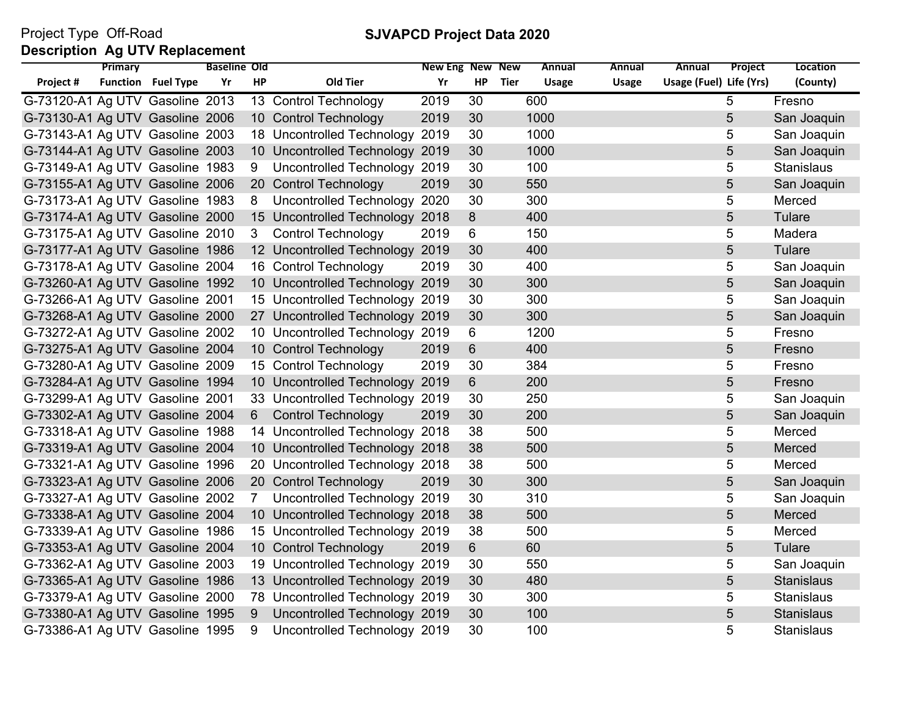Project Type Off-Road

**Description Ag UTV Replacement**

**SJVAPCD Project Data 2020**

| Project # | Primary Function | Fuel Type | Baseline Yr | Old HP | Old Tier | New Eng Yr | New HP | New Tier | Annual Usage | Annual Usage | Annual Usage (Fuel) | Project Life (Yrs) | Location (County) |
|---|---|---|---|---|---|---|---|---|---|---|---|---|---|
| G-73120-A1 | Ag UTV | Gasoline | 2013 | 13 | Control Technology | 2019 | 30 | | 600 | | | 5 | Fresno |
| G-73130-A1 | Ag UTV | Gasoline | 2006 | 10 | Control Technology | 2019 | 30 | | 1000 | | | 5 | San Joaquin |
| G-73143-A1 | Ag UTV | Gasoline | 2003 | 18 | Uncontrolled Technology | 2019 | 30 | | 1000 | | | 5 | San Joaquin |
| G-73144-A1 | Ag UTV | Gasoline | 2003 | 10 | Uncontrolled Technology | 2019 | 30 | | 1000 | | | 5 | San Joaquin |
| G-73149-A1 | Ag UTV | Gasoline | 1983 | 9 | Uncontrolled Technology | 2019 | 30 | | 100 | | | 5 | Stanislaus |
| G-73155-A1 | Ag UTV | Gasoline | 2006 | 20 | Control Technology | 2019 | 30 | | 550 | | | 5 | San Joaquin |
| G-73173-A1 | Ag UTV | Gasoline | 1983 | 8 | Uncontrolled Technology | 2020 | 30 | | 300 | | | 5 | Merced |
| G-73174-A1 | Ag UTV | Gasoline | 2000 | 15 | Uncontrolled Technology | 2018 | 8 | | 400 | | | 5 | Tulare |
| G-73175-A1 | Ag UTV | Gasoline | 2010 | 3 | Control Technology | 2019 | 6 | | 150 | | | 5 | Madera |
| G-73177-A1 | Ag UTV | Gasoline | 1986 | 12 | Uncontrolled Technology | 2019 | 30 | | 400 | | | 5 | Tulare |
| G-73178-A1 | Ag UTV | Gasoline | 2004 | 16 | Control Technology | 2019 | 30 | | 400 | | | 5 | San Joaquin |
| G-73260-A1 | Ag UTV | Gasoline | 1992 | 10 | Uncontrolled Technology | 2019 | 30 | | 300 | | | 5 | San Joaquin |
| G-73266-A1 | Ag UTV | Gasoline | 2001 | 15 | Uncontrolled Technology | 2019 | 30 | | 300 | | | 5 | San Joaquin |
| G-73268-A1 | Ag UTV | Gasoline | 2000 | 27 | Uncontrolled Technology | 2019 | 30 | | 300 | | | 5 | San Joaquin |
| G-73272-A1 | Ag UTV | Gasoline | 2002 | 10 | Uncontrolled Technology | 2019 | 6 | | 1200 | | | 5 | Fresno |
| G-73275-A1 | Ag UTV | Gasoline | 2004 | 10 | Control Technology | 2019 | 6 | | 400 | | | 5 | Fresno |
| G-73280-A1 | Ag UTV | Gasoline | 2009 | 15 | Control Technology | 2019 | 30 | | 384 | | | 5 | Fresno |
| G-73284-A1 | Ag UTV | Gasoline | 1994 | 10 | Uncontrolled Technology | 2019 | 6 | | 200 | | | 5 | Fresno |
| G-73299-A1 | Ag UTV | Gasoline | 2001 | 33 | Uncontrolled Technology | 2019 | 30 | | 250 | | | 5 | San Joaquin |
| G-73302-A1 | Ag UTV | Gasoline | 2004 | 6 | Control Technology | 2019 | 30 | | 200 | | | 5 | San Joaquin |
| G-73318-A1 | Ag UTV | Gasoline | 1988 | 14 | Uncontrolled Technology | 2018 | 38 | | 500 | | | 5 | Merced |
| G-73319-A1 | Ag UTV | Gasoline | 2004 | 10 | Uncontrolled Technology | 2018 | 38 | | 500 | | | 5 | Merced |
| G-73321-A1 | Ag UTV | Gasoline | 1996 | 20 | Uncontrolled Technology | 2018 | 38 | | 500 | | | 5 | Merced |
| G-73323-A1 | Ag UTV | Gasoline | 2006 | 20 | Control Technology | 2019 | 30 | | 300 | | | 5 | San Joaquin |
| G-73327-A1 | Ag UTV | Gasoline | 2002 | 7 | Uncontrolled Technology | 2019 | 30 | | 310 | | | 5 | San Joaquin |
| G-73338-A1 | Ag UTV | Gasoline | 2004 | 10 | Uncontrolled Technology | 2018 | 38 | | 500 | | | 5 | Merced |
| G-73339-A1 | Ag UTV | Gasoline | 1986 | 15 | Uncontrolled Technology | 2019 | 38 | | 500 | | | 5 | Merced |
| G-73353-A1 | Ag UTV | Gasoline | 2004 | 10 | Control Technology | 2019 | 6 | | 60 | | | 5 | Tulare |
| G-73362-A1 | Ag UTV | Gasoline | 2003 | 19 | Uncontrolled Technology | 2019 | 30 | | 550 | | | 5 | San Joaquin |
| G-73365-A1 | Ag UTV | Gasoline | 1986 | 13 | Uncontrolled Technology | 2019 | 30 | | 480 | | | 5 | Stanislaus |
| G-73379-A1 | Ag UTV | Gasoline | 2000 | 78 | Uncontrolled Technology | 2019 | 30 | | 300 | | | 5 | Stanislaus |
| G-73380-A1 | Ag UTV | Gasoline | 1995 | 9 | Uncontrolled Technology | 2019 | 30 | | 100 | | | 5 | Stanislaus |
| G-73386-A1 | Ag UTV | Gasoline | 1995 | 9 | Uncontrolled Technology | 2019 | 30 | | 100 | | | 5 | Stanislaus |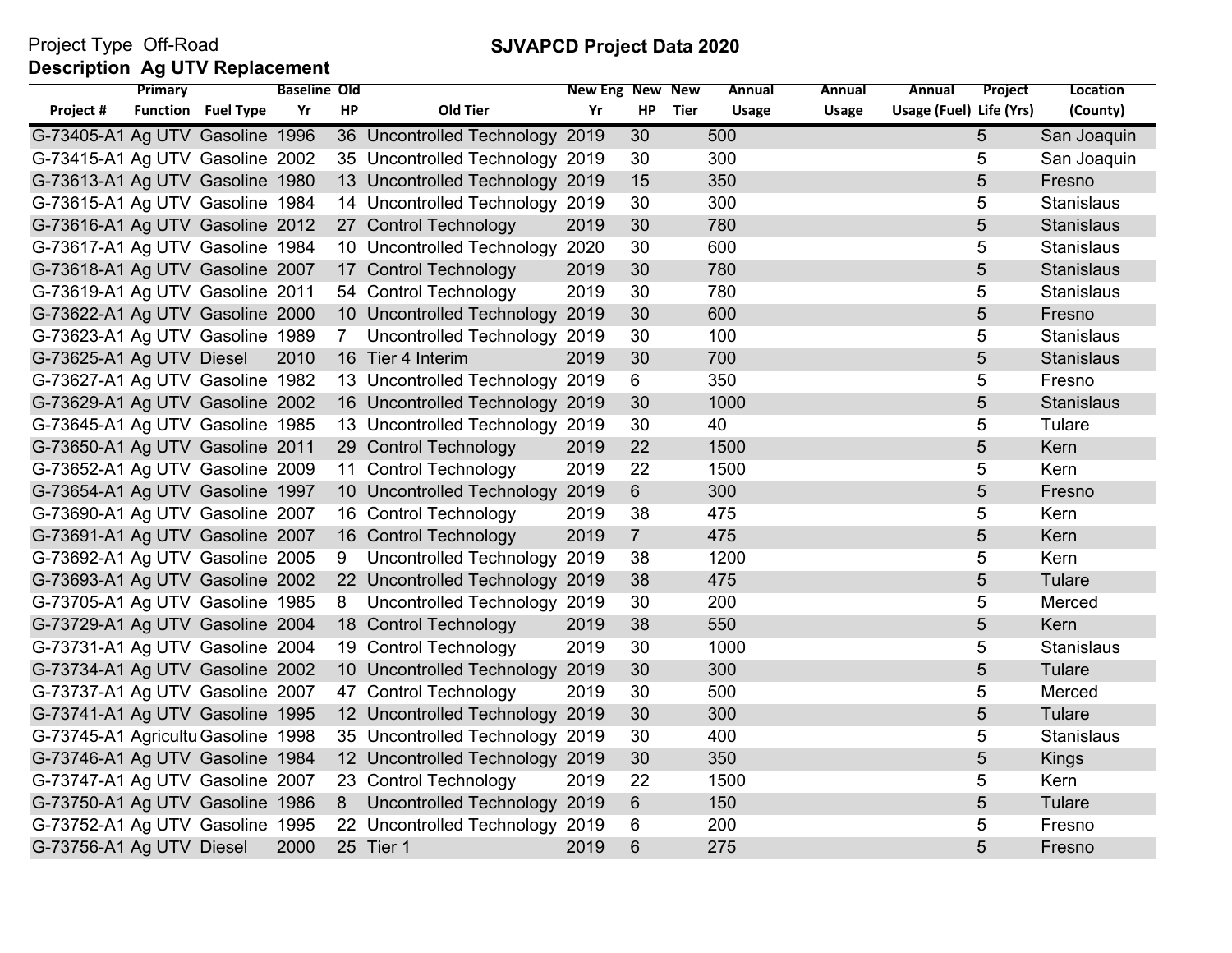Project Type Off-Road

**SJVAPCD Project Data 2020**

**Description Ag UTV Replacement**

| Project # | Primary Function | Fuel Type | Baseline Yr | Old HP | Old Tier | New Eng Yr | New HP | New Tier | Annual Usage | Annual Usage | Annual Usage (Fuel) | Project Life (Yrs) | Location (County) |
|---|---|---|---|---|---|---|---|---|---|---|---|---|---|
| G-73405-A1 | Ag UTV | Gasoline | 1996 | 36 | Uncontrolled Technology | 2019 | 30 | | 500 | | | 5 | San Joaquin |
| G-73415-A1 | Ag UTV | Gasoline | 2002 | 35 | Uncontrolled Technology | 2019 | 30 | | 300 | | | 5 | San Joaquin |
| G-73613-A1 | Ag UTV | Gasoline | 1980 | 13 | Uncontrolled Technology | 2019 | 15 | | 350 | | | 5 | Fresno |
| G-73615-A1 | Ag UTV | Gasoline | 1984 | 14 | Uncontrolled Technology | 2019 | 30 | | 300 | | | 5 | Stanislaus |
| G-73616-A1 | Ag UTV | Gasoline | 2012 | 27 | Control Technology | 2019 | 30 | | 780 | | | 5 | Stanislaus |
| G-73617-A1 | Ag UTV | Gasoline | 1984 | 10 | Uncontrolled Technology | 2020 | 30 | | 600 | | | 5 | Stanislaus |
| G-73618-A1 | Ag UTV | Gasoline | 2007 | 17 | Control Technology | 2019 | 30 | | 780 | | | 5 | Stanislaus |
| G-73619-A1 | Ag UTV | Gasoline | 2011 | 54 | Control Technology | 2019 | 30 | | 780 | | | 5 | Stanislaus |
| G-73622-A1 | Ag UTV | Gasoline | 2000 | 10 | Uncontrolled Technology | 2019 | 30 | | 600 | | | 5 | Fresno |
| G-73623-A1 | Ag UTV | Gasoline | 1989 | 7 | Uncontrolled Technology | 2019 | 30 | | 100 | | | 5 | Stanislaus |
| G-73625-A1 | Ag UTV | Diesel | 2010 | 16 | Tier 4 Interim | 2019 | 30 | | 700 | | | 5 | Stanislaus |
| G-73627-A1 | Ag UTV | Gasoline | 1982 | 13 | Uncontrolled Technology | 2019 | 6 | | 350 | | | 5 | Fresno |
| G-73629-A1 | Ag UTV | Gasoline | 2002 | 16 | Uncontrolled Technology | 2019 | 30 | | 1000 | | | 5 | Stanislaus |
| G-73645-A1 | Ag UTV | Gasoline | 1985 | 13 | Uncontrolled Technology | 2019 | 30 | | 40 | | | 5 | Tulare |
| G-73650-A1 | Ag UTV | Gasoline | 2011 | 29 | Control Technology | 2019 | 22 | | 1500 | | | 5 | Kern |
| G-73652-A1 | Ag UTV | Gasoline | 2009 | 11 | Control Technology | 2019 | 22 | | 1500 | | | 5 | Kern |
| G-73654-A1 | Ag UTV | Gasoline | 1997 | 10 | Uncontrolled Technology | 2019 | 6 | | 300 | | | 5 | Fresno |
| G-73690-A1 | Ag UTV | Gasoline | 2007 | 16 | Control Technology | 2019 | 38 | | 475 | | | 5 | Kern |
| G-73691-A1 | Ag UTV | Gasoline | 2007 | 16 | Control Technology | 2019 | 7 | | 475 | | | 5 | Kern |
| G-73692-A1 | Ag UTV | Gasoline | 2005 | 9 | Uncontrolled Technology | 2019 | 38 | | 1200 | | | 5 | Kern |
| G-73693-A1 | Ag UTV | Gasoline | 2002 | 22 | Uncontrolled Technology | 2019 | 38 | | 475 | | | 5 | Tulare |
| G-73705-A1 | Ag UTV | Gasoline | 1985 | 8 | Uncontrolled Technology | 2019 | 30 | | 200 | | | 5 | Merced |
| G-73729-A1 | Ag UTV | Gasoline | 2004 | 18 | Control Technology | 2019 | 38 | | 550 | | | 5 | Kern |
| G-73731-A1 | Ag UTV | Gasoline | 2004 | 19 | Control Technology | 2019 | 30 | | 1000 | | | 5 | Stanislaus |
| G-73734-A1 | Ag UTV | Gasoline | 2002 | 10 | Uncontrolled Technology | 2019 | 30 | | 300 | | | 5 | Tulare |
| G-73737-A1 | Ag UTV | Gasoline | 2007 | 47 | Control Technology | 2019 | 30 | | 500 | | | 5 | Merced |
| G-73741-A1 | Ag UTV | Gasoline | 1995 | 12 | Uncontrolled Technology | 2019 | 30 | | 300 | | | 5 | Tulare |
| G-73745-A1 | Agricultu | Gasoline | 1998 | 35 | Uncontrolled Technology | 2019 | 30 | | 400 | | | 5 | Stanislaus |
| G-73746-A1 | Ag UTV | Gasoline | 1984 | 12 | Uncontrolled Technology | 2019 | 30 | | 350 | | | 5 | Kings |
| G-73747-A1 | Ag UTV | Gasoline | 2007 | 23 | Control Technology | 2019 | 22 | | 1500 | | | 5 | Kern |
| G-73750-A1 | Ag UTV | Gasoline | 1986 | 8 | Uncontrolled Technology | 2019 | 6 | | 150 | | | 5 | Tulare |
| G-73752-A1 | Ag UTV | Gasoline | 1995 | 22 | Uncontrolled Technology | 2019 | 6 | | 200 | | | 5 | Fresno |
| G-73756-A1 | Ag UTV | Diesel | 2000 | 25 | Tier 1 | 2019 | 6 | | 275 | | | 5 | Fresno |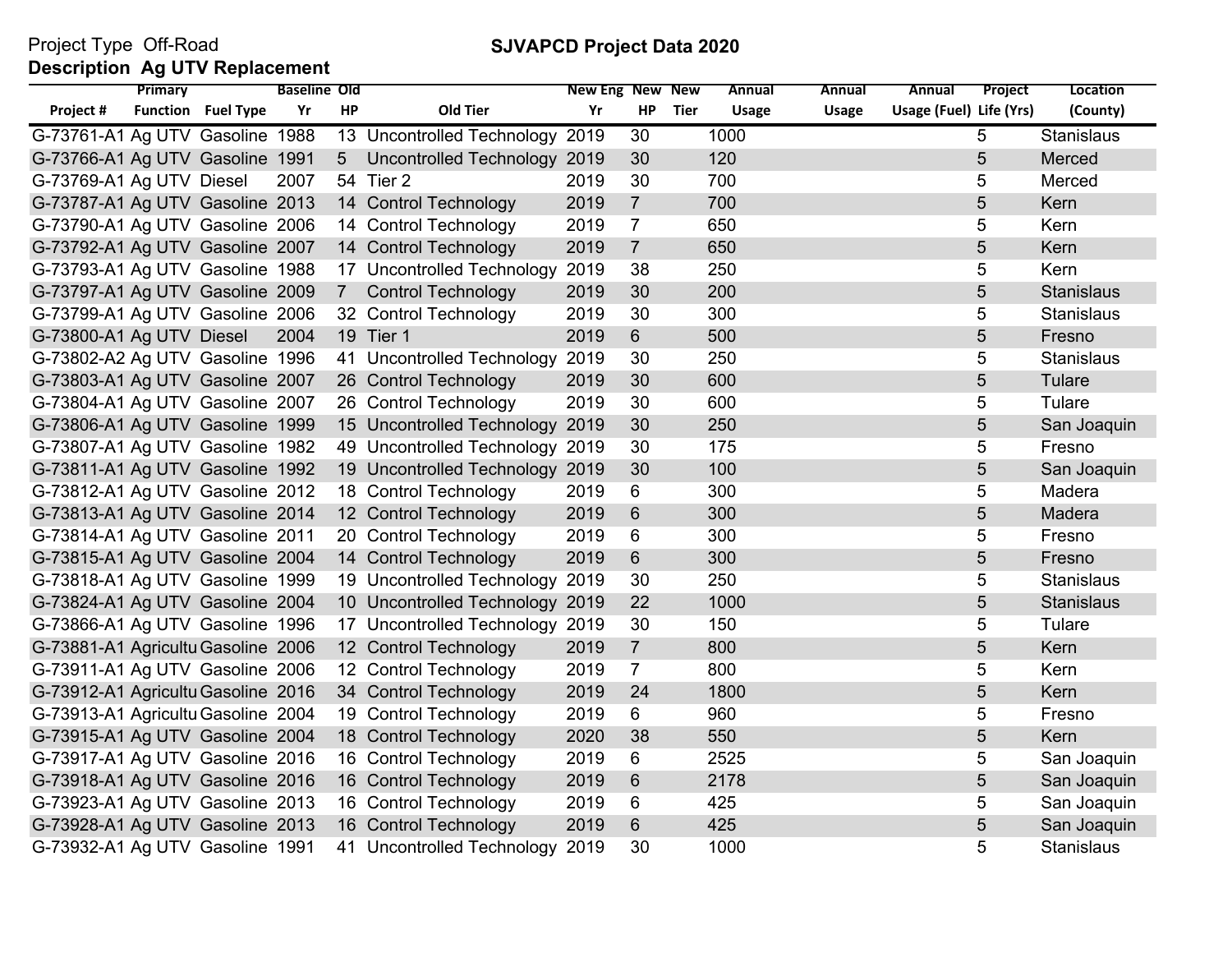Project Type Off-Road

**SJVAPCD Project Data 2020**

**Description Ag UTV Replacement**

| Project # | Primary Function | Fuel Type | Baseline Yr | Old HP | Old Tier | New Eng Yr | New HP | New Tier | Annual Usage | Annual Usage | Annual Usage (Fuel) | Project Life (Yrs) | Location (County) |
|---|---|---|---|---|---|---|---|---|---|---|---|---|---|
| G-73761-A1 | Ag UTV | Gasoline | 1988 | 13 | Uncontrolled Technology | 2019 | 30 | | 1000 | | | 5 | Stanislaus |
| G-73766-A1 | Ag UTV | Gasoline | 1991 | 5 | Uncontrolled Technology | 2019 | 30 | | 120 | | | 5 | Merced |
| G-73769-A1 | Ag UTV | Diesel | 2007 | 54 | Tier 2 | 2019 | 30 | | 700 | | | 5 | Merced |
| G-73787-A1 | Ag UTV | Gasoline | 2013 | 14 | Control Technology | 2019 | 7 | | 700 | | | 5 | Kern |
| G-73790-A1 | Ag UTV | Gasoline | 2006 | 14 | Control Technology | 2019 | 7 | | 650 | | | 5 | Kern |
| G-73792-A1 | Ag UTV | Gasoline | 2007 | 14 | Control Technology | 2019 | 7 | | 650 | | | 5 | Kern |
| G-73793-A1 | Ag UTV | Gasoline | 1988 | 17 | Uncontrolled Technology | 2019 | 38 | | 250 | | | 5 | Kern |
| G-73797-A1 | Ag UTV | Gasoline | 2009 | 7 | Control Technology | 2019 | 30 | | 200 | | | 5 | Stanislaus |
| G-73799-A1 | Ag UTV | Gasoline | 2006 | 32 | Control Technology | 2019 | 30 | | 300 | | | 5 | Stanislaus |
| G-73800-A1 | Ag UTV | Diesel | 2004 | 19 | Tier 1 | 2019 | 6 | | 500 | | | 5 | Fresno |
| G-73802-A2 | Ag UTV | Gasoline | 1996 | 41 | Uncontrolled Technology | 2019 | 30 | | 250 | | | 5 | Stanislaus |
| G-73803-A1 | Ag UTV | Gasoline | 2007 | 26 | Control Technology | 2019 | 30 | | 600 | | | 5 | Tulare |
| G-73804-A1 | Ag UTV | Gasoline | 2007 | 26 | Control Technology | 2019 | 30 | | 600 | | | 5 | Tulare |
| G-73806-A1 | Ag UTV | Gasoline | 1999 | 15 | Uncontrolled Technology | 2019 | 30 | | 250 | | | 5 | San Joaquin |
| G-73807-A1 | Ag UTV | Gasoline | 1982 | 49 | Uncontrolled Technology | 2019 | 30 | | 175 | | | 5 | Fresno |
| G-73811-A1 | Ag UTV | Gasoline | 1992 | 19 | Uncontrolled Technology | 2019 | 30 | | 100 | | | 5 | San Joaquin |
| G-73812-A1 | Ag UTV | Gasoline | 2012 | 18 | Control Technology | 2019 | 6 | | 300 | | | 5 | Madera |
| G-73813-A1 | Ag UTV | Gasoline | 2014 | 12 | Control Technology | 2019 | 6 | | 300 | | | 5 | Madera |
| G-73814-A1 | Ag UTV | Gasoline | 2011 | 20 | Control Technology | 2019 | 6 | | 300 | | | 5 | Fresno |
| G-73815-A1 | Ag UTV | Gasoline | 2004 | 14 | Control Technology | 2019 | 6 | | 300 | | | 5 | Fresno |
| G-73818-A1 | Ag UTV | Gasoline | 1999 | 19 | Uncontrolled Technology | 2019 | 30 | | 250 | | | 5 | Stanislaus |
| G-73824-A1 | Ag UTV | Gasoline | 2004 | 10 | Uncontrolled Technology | 2019 | 22 | | 1000 | | | 5 | Stanislaus |
| G-73866-A1 | Ag UTV | Gasoline | 1996 | 17 | Uncontrolled Technology | 2019 | 30 | | 150 | | | 5 | Tulare |
| G-73881-A1 | Agricultu | Gasoline | 2006 | 12 | Control Technology | 2019 | 7 | | 800 | | | 5 | Kern |
| G-73911-A1 | Ag UTV | Gasoline | 2006 | 12 | Control Technology | 2019 | 7 | | 800 | | | 5 | Kern |
| G-73912-A1 | Agricultu | Gasoline | 2016 | 34 | Control Technology | 2019 | 24 | | 1800 | | | 5 | Kern |
| G-73913-A1 | Agricultu | Gasoline | 2004 | 19 | Control Technology | 2019 | 6 | | 960 | | | 5 | Fresno |
| G-73915-A1 | Ag UTV | Gasoline | 2004 | 18 | Control Technology | 2020 | 38 | | 550 | | | 5 | Kern |
| G-73917-A1 | Ag UTV | Gasoline | 2016 | 16 | Control Technology | 2019 | 6 | | 2525 | | | 5 | San Joaquin |
| G-73918-A1 | Ag UTV | Gasoline | 2016 | 16 | Control Technology | 2019 | 6 | | 2178 | | | 5 | San Joaquin |
| G-73923-A1 | Ag UTV | Gasoline | 2013 | 16 | Control Technology | 2019 | 6 | | 425 | | | 5 | San Joaquin |
| G-73928-A1 | Ag UTV | Gasoline | 2013 | 16 | Control Technology | 2019 | 6 | | 425 | | | 5 | San Joaquin |
| G-73932-A1 | Ag UTV | Gasoline | 1991 | 41 | Uncontrolled Technology | 2019 | 30 | | 1000 | | | 5 | Stanislaus |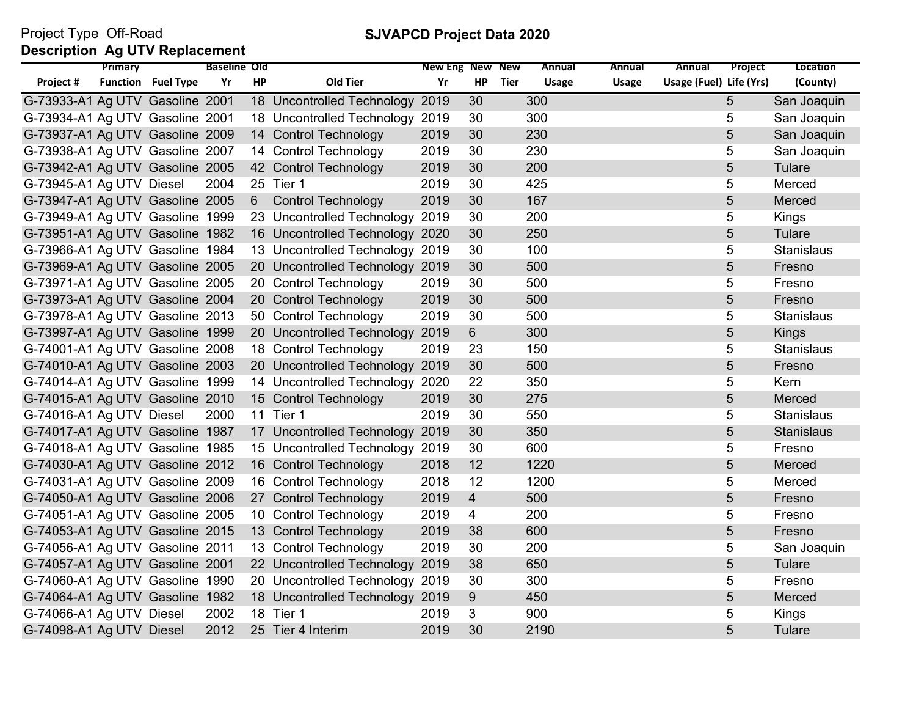Project Type Off-Road

**SJVAPCD Project Data 2020**

**Description Ag UTV Replacement**

| Project # | Primary Function | Fuel Type | Baseline Yr | Old HP | Old Tier | New Eng Yr | New HP | New Tier | Annual Usage | Annual Usage | Annual Usage (Fuel) | Project Life (Yrs) | Location (County) |
|---|---|---|---|---|---|---|---|---|---|---|---|---|---|
| G-73933-A1 | Ag UTV | Gasoline | 2001 | 18 | Uncontrolled Technology | 2019 | 30 | | 300 | | | 5 | San Joaquin |
| G-73934-A1 | Ag UTV | Gasoline | 2001 | 18 | Uncontrolled Technology | 2019 | 30 | | 300 | | | 5 | San Joaquin |
| G-73937-A1 | Ag UTV | Gasoline | 2009 | 14 | Control Technology | 2019 | 30 | | 230 | | | 5 | San Joaquin |
| G-73938-A1 | Ag UTV | Gasoline | 2007 | 14 | Control Technology | 2019 | 30 | | 230 | | | 5 | San Joaquin |
| G-73942-A1 | Ag UTV | Gasoline | 2005 | 42 | Control Technology | 2019 | 30 | | 200 | | | 5 | Tulare |
| G-73945-A1 | Ag UTV | Diesel | 2004 | 25 | Tier 1 | 2019 | 30 | | 425 | | | 5 | Merced |
| G-73947-A1 | Ag UTV | Gasoline | 2005 | 6 | Control Technology | 2019 | 30 | | 167 | | | 5 | Merced |
| G-73949-A1 | Ag UTV | Gasoline | 1999 | 23 | Uncontrolled Technology | 2019 | 30 | | 200 | | | 5 | Kings |
| G-73951-A1 | Ag UTV | Gasoline | 1982 | 16 | Uncontrolled Technology | 2020 | 30 | | 250 | | | 5 | Tulare |
| G-73966-A1 | Ag UTV | Gasoline | 1984 | 13 | Uncontrolled Technology | 2019 | 30 | | 100 | | | 5 | Stanislaus |
| G-73969-A1 | Ag UTV | Gasoline | 2005 | 20 | Uncontrolled Technology | 2019 | 30 | | 500 | | | 5 | Fresno |
| G-73971-A1 | Ag UTV | Gasoline | 2005 | 20 | Control Technology | 2019 | 30 | | 500 | | | 5 | Fresno |
| G-73973-A1 | Ag UTV | Gasoline | 2004 | 20 | Control Technology | 2019 | 30 | | 500 | | | 5 | Fresno |
| G-73978-A1 | Ag UTV | Gasoline | 2013 | 50 | Control Technology | 2019 | 30 | | 500 | | | 5 | Stanislaus |
| G-73997-A1 | Ag UTV | Gasoline | 1999 | 20 | Uncontrolled Technology | 2019 | 6 | | 300 | | | 5 | Kings |
| G-74001-A1 | Ag UTV | Gasoline | 2008 | 18 | Control Technology | 2019 | 23 | | 150 | | | 5 | Stanislaus |
| G-74010-A1 | Ag UTV | Gasoline | 2003 | 20 | Uncontrolled Technology | 2019 | 30 | | 500 | | | 5 | Fresno |
| G-74014-A1 | Ag UTV | Gasoline | 1999 | 14 | Uncontrolled Technology | 2020 | 22 | | 350 | | | 5 | Kern |
| G-74015-A1 | Ag UTV | Gasoline | 2010 | 15 | Control Technology | 2019 | 30 | | 275 | | | 5 | Merced |
| G-74016-A1 | Ag UTV | Diesel | 2000 | 11 | Tier 1 | 2019 | 30 | | 550 | | | 5 | Stanislaus |
| G-74017-A1 | Ag UTV | Gasoline | 1987 | 17 | Uncontrolled Technology | 2019 | 30 | | 350 | | | 5 | Stanislaus |
| G-74018-A1 | Ag UTV | Gasoline | 1985 | 15 | Uncontrolled Technology | 2019 | 30 | | 600 | | | 5 | Fresno |
| G-74030-A1 | Ag UTV | Gasoline | 2012 | 16 | Control Technology | 2018 | 12 | | 1220 | | | 5 | Merced |
| G-74031-A1 | Ag UTV | Gasoline | 2009 | 16 | Control Technology | 2018 | 12 | | 1200 | | | 5 | Merced |
| G-74050-A1 | Ag UTV | Gasoline | 2006 | 27 | Control Technology | 2019 | 4 | | 500 | | | 5 | Fresno |
| G-74051-A1 | Ag UTV | Gasoline | 2005 | 10 | Control Technology | 2019 | 4 | | 200 | | | 5 | Fresno |
| G-74053-A1 | Ag UTV | Gasoline | 2015 | 13 | Control Technology | 2019 | 38 | | 600 | | | 5 | Fresno |
| G-74056-A1 | Ag UTV | Gasoline | 2011 | 13 | Control Technology | 2019 | 30 | | 200 | | | 5 | San Joaquin |
| G-74057-A1 | Ag UTV | Gasoline | 2001 | 22 | Uncontrolled Technology | 2019 | 38 | | 650 | | | 5 | Tulare |
| G-74060-A1 | Ag UTV | Gasoline | 1990 | 20 | Uncontrolled Technology | 2019 | 30 | | 300 | | | 5 | Fresno |
| G-74064-A1 | Ag UTV | Gasoline | 1982 | 18 | Uncontrolled Technology | 2019 | 9 | | 450 | | | 5 | Merced |
| G-74066-A1 | Ag UTV | Diesel | 2002 | 18 | Tier 1 | 2019 | 3 | | 900 | | | 5 | Kings |
| G-74098-A1 | Ag UTV | Diesel | 2012 | 25 | Tier 4 Interim | 2019 | 30 | | 2190 | | | 5 | Tulare |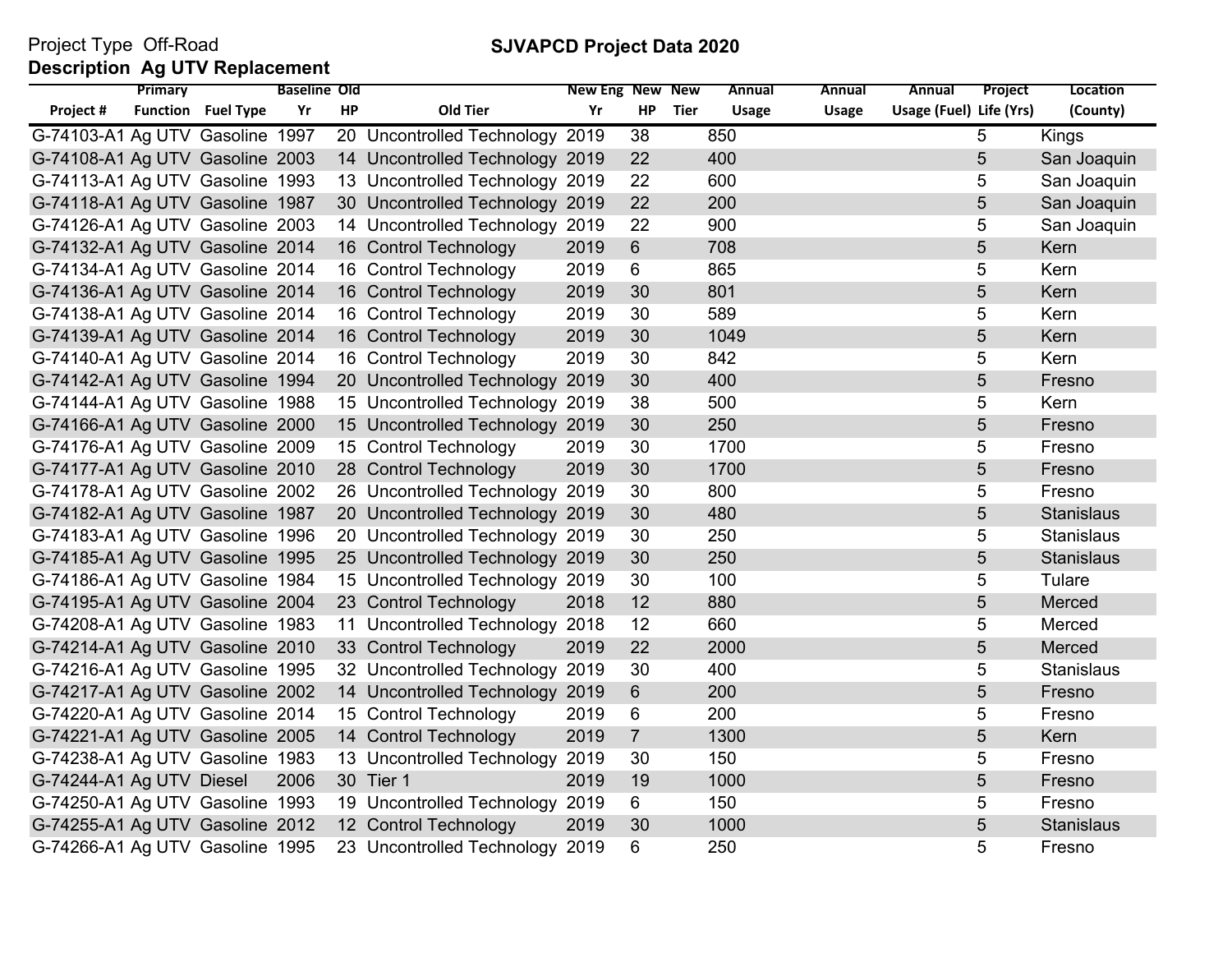Project Type Off-Road

**SJVAPCD Project Data 2020**

**Description Ag UTV Replacement**

| Project # | Primary Function | Fuel Type | Baseline Yr | Old HP | Old Tier | New Eng Yr | New HP | New Tier | Annual Usage | Annual Usage | Annual Usage (Fuel) | Project Life (Yrs) | Location (County) |
|---|---|---|---|---|---|---|---|---|---|---|---|---|---|
| G-74103-A1 | Ag UTV | Gasoline | 1997 | 20 | Uncontrolled Technology | 2019 | 38 | | 850 | | | 5 | Kings |
| G-74108-A1 | Ag UTV | Gasoline | 2003 | 14 | Uncontrolled Technology | 2019 | 22 | | 400 | | | 5 | San Joaquin |
| G-74113-A1 | Ag UTV | Gasoline | 1993 | 13 | Uncontrolled Technology | 2019 | 22 | | 600 | | | 5 | San Joaquin |
| G-74118-A1 | Ag UTV | Gasoline | 1987 | 30 | Uncontrolled Technology | 2019 | 22 | | 200 | | | 5 | San Joaquin |
| G-74126-A1 | Ag UTV | Gasoline | 2003 | 14 | Uncontrolled Technology | 2019 | 22 | | 900 | | | 5 | San Joaquin |
| G-74132-A1 | Ag UTV | Gasoline | 2014 | 16 | Control Technology | 2019 | 6 | | 708 | | | 5 | Kern |
| G-74134-A1 | Ag UTV | Gasoline | 2014 | 16 | Control Technology | 2019 | 6 | | 865 | | | 5 | Kern |
| G-74136-A1 | Ag UTV | Gasoline | 2014 | 16 | Control Technology | 2019 | 30 | | 801 | | | 5 | Kern |
| G-74138-A1 | Ag UTV | Gasoline | 2014 | 16 | Control Technology | 2019 | 30 | | 589 | | | 5 | Kern |
| G-74139-A1 | Ag UTV | Gasoline | 2014 | 16 | Control Technology | 2019 | 30 | | 1049 | | | 5 | Kern |
| G-74140-A1 | Ag UTV | Gasoline | 2014 | 16 | Control Technology | 2019 | 30 | | 842 | | | 5 | Kern |
| G-74142-A1 | Ag UTV | Gasoline | 1994 | 20 | Uncontrolled Technology | 2019 | 30 | | 400 | | | 5 | Fresno |
| G-74144-A1 | Ag UTV | Gasoline | 1988 | 15 | Uncontrolled Technology | 2019 | 38 | | 500 | | | 5 | Kern |
| G-74166-A1 | Ag UTV | Gasoline | 2000 | 15 | Uncontrolled Technology | 2019 | 30 | | 250 | | | 5 | Fresno |
| G-74176-A1 | Ag UTV | Gasoline | 2009 | 15 | Control Technology | 2019 | 30 | | 1700 | | | 5 | Fresno |
| G-74177-A1 | Ag UTV | Gasoline | 2010 | 28 | Control Technology | 2019 | 30 | | 1700 | | | 5 | Fresno |
| G-74178-A1 | Ag UTV | Gasoline | 2002 | 26 | Uncontrolled Technology | 2019 | 30 | | 800 | | | 5 | Fresno |
| G-74182-A1 | Ag UTV | Gasoline | 1987 | 20 | Uncontrolled Technology | 2019 | 30 | | 480 | | | 5 | Stanislaus |
| G-74183-A1 | Ag UTV | Gasoline | 1996 | 20 | Uncontrolled Technology | 2019 | 30 | | 250 | | | 5 | Stanislaus |
| G-74185-A1 | Ag UTV | Gasoline | 1995 | 25 | Uncontrolled Technology | 2019 | 30 | | 250 | | | 5 | Stanislaus |
| G-74186-A1 | Ag UTV | Gasoline | 1984 | 15 | Uncontrolled Technology | 2019 | 30 | | 100 | | | 5 | Tulare |
| G-74195-A1 | Ag UTV | Gasoline | 2004 | 23 | Control Technology | 2018 | 12 | | 880 | | | 5 | Merced |
| G-74208-A1 | Ag UTV | Gasoline | 1983 | 11 | Uncontrolled Technology | 2018 | 12 | | 660 | | | 5 | Merced |
| G-74214-A1 | Ag UTV | Gasoline | 2010 | 33 | Control Technology | 2019 | 22 | | 2000 | | | 5 | Merced |
| G-74216-A1 | Ag UTV | Gasoline | 1995 | 32 | Uncontrolled Technology | 2019 | 30 | | 400 | | | 5 | Stanislaus |
| G-74217-A1 | Ag UTV | Gasoline | 2002 | 14 | Uncontrolled Technology | 2019 | 6 | | 200 | | | 5 | Fresno |
| G-74220-A1 | Ag UTV | Gasoline | 2014 | 15 | Control Technology | 2019 | 6 | | 200 | | | 5 | Fresno |
| G-74221-A1 | Ag UTV | Gasoline | 2005 | 14 | Control Technology | 2019 | 7 | | 1300 | | | 5 | Kern |
| G-74238-A1 | Ag UTV | Gasoline | 1983 | 13 | Uncontrolled Technology | 2019 | 30 | | 150 | | | 5 | Fresno |
| G-74244-A1 | Ag UTV | Diesel | 2006 | 30 | Tier 1 | 2019 | 19 | | 1000 | | | 5 | Fresno |
| G-74250-A1 | Ag UTV | Gasoline | 1993 | 19 | Uncontrolled Technology | 2019 | 6 | | 150 | | | 5 | Fresno |
| G-74255-A1 | Ag UTV | Gasoline | 2012 | 12 | Control Technology | 2019 | 30 | | 1000 | | | 5 | Stanislaus |
| G-74266-A1 | Ag UTV | Gasoline | 1995 | 23 | Uncontrolled Technology | 2019 | 6 | | 250 | | | 5 | Fresno |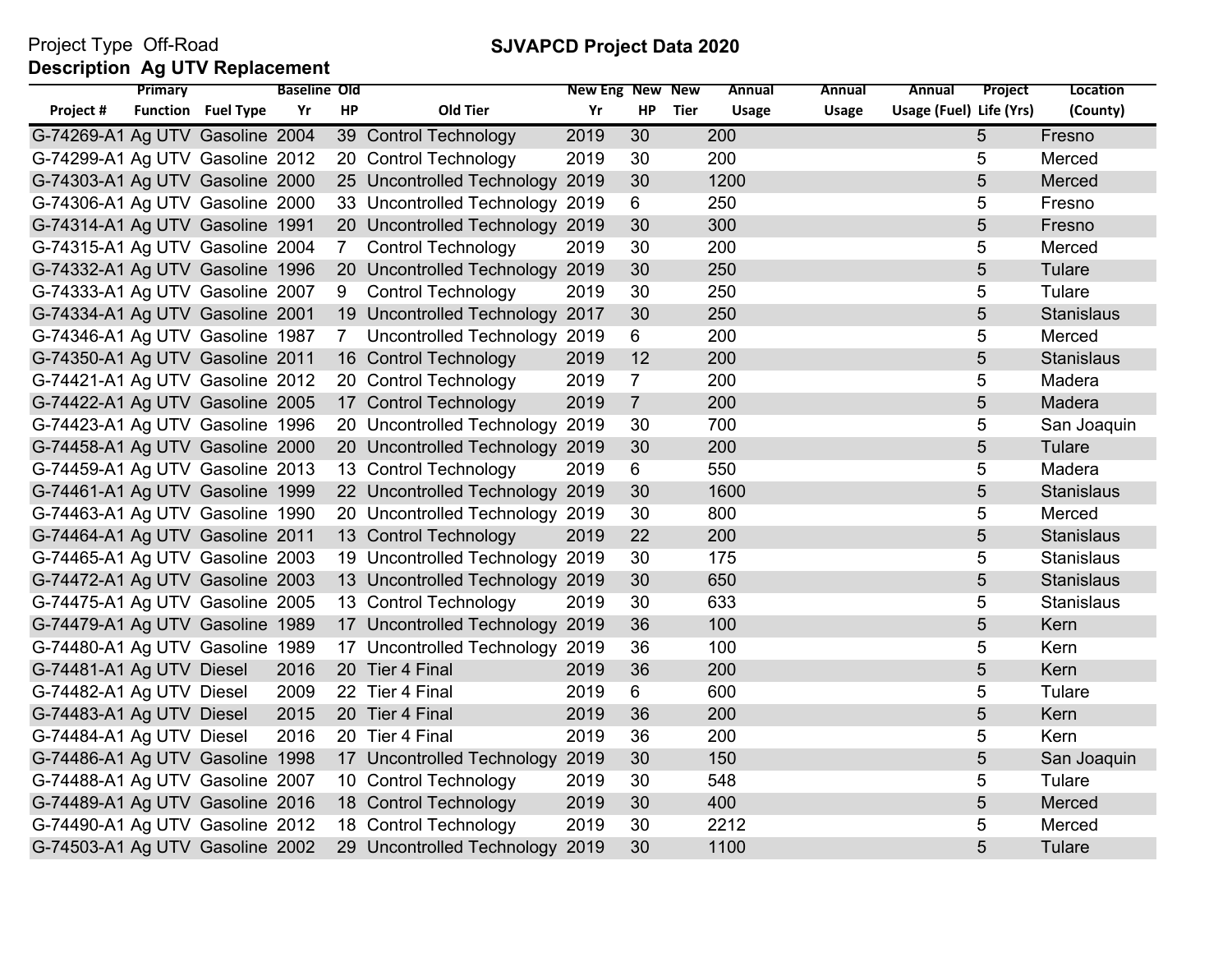Project Type Off-Road

**Description Ag UTV Replacement**

**SJVAPCD Project Data 2020**

| Project # | Primary Function | Fuel Type | Baseline Yr | Old HP | Old Tier | New Eng Yr | New HP | New Tier | Annual Usage | Annual Usage | Annual Usage (Fuel) | Project Life (Yrs) | Location (County) |
|---|---|---|---|---|---|---|---|---|---|---|---|---|---|
| G-74269-A1 | Ag UTV | Gasoline | 2004 | 39 | Control Technology | 2019 | 30 | | 200 | | | 5 | Fresno |
| G-74299-A1 | Ag UTV | Gasoline | 2012 | 20 | Control Technology | 2019 | 30 | | 200 | | | 5 | Merced |
| G-74303-A1 | Ag UTV | Gasoline | 2000 | 25 | Uncontrolled Technology | 2019 | 30 | | 1200 | | | 5 | Merced |
| G-74306-A1 | Ag UTV | Gasoline | 2000 | 33 | Uncontrolled Technology | 2019 | 6 | | 250 | | | 5 | Fresno |
| G-74314-A1 | Ag UTV | Gasoline | 1991 | 20 | Uncontrolled Technology | 2019 | 30 | | 300 | | | 5 | Fresno |
| G-74315-A1 | Ag UTV | Gasoline | 2004 | 7 | Control Technology | 2019 | 30 | | 200 | | | 5 | Merced |
| G-74332-A1 | Ag UTV | Gasoline | 1996 | 20 | Uncontrolled Technology | 2019 | 30 | | 250 | | | 5 | Tulare |
| G-74333-A1 | Ag UTV | Gasoline | 2007 | 9 | Control Technology | 2019 | 30 | | 250 | | | 5 | Tulare |
| G-74334-A1 | Ag UTV | Gasoline | 2001 | 19 | Uncontrolled Technology | 2017 | 30 | | 250 | | | 5 | Stanislaus |
| G-74346-A1 | Ag UTV | Gasoline | 1987 | 7 | Uncontrolled Technology | 2019 | 6 | | 200 | | | 5 | Merced |
| G-74350-A1 | Ag UTV | Gasoline | 2011 | 16 | Control Technology | 2019 | 12 | | 200 | | | 5 | Stanislaus |
| G-74421-A1 | Ag UTV | Gasoline | 2012 | 20 | Control Technology | 2019 | 7 | | 200 | | | 5 | Madera |
| G-74422-A1 | Ag UTV | Gasoline | 2005 | 17 | Control Technology | 2019 | 7 | | 200 | | | 5 | Madera |
| G-74423-A1 | Ag UTV | Gasoline | 1996 | 20 | Uncontrolled Technology | 2019 | 30 | | 700 | | | 5 | San Joaquin |
| G-74458-A1 | Ag UTV | Gasoline | 2000 | 20 | Uncontrolled Technology | 2019 | 30 | | 200 | | | 5 | Tulare |
| G-74459-A1 | Ag UTV | Gasoline | 2013 | 13 | Control Technology | 2019 | 6 | | 550 | | | 5 | Madera |
| G-74461-A1 | Ag UTV | Gasoline | 1999 | 22 | Uncontrolled Technology | 2019 | 30 | | 1600 | | | 5 | Stanislaus |
| G-74463-A1 | Ag UTV | Gasoline | 1990 | 20 | Uncontrolled Technology | 2019 | 30 | | 800 | | | 5 | Merced |
| G-74464-A1 | Ag UTV | Gasoline | 2011 | 13 | Control Technology | 2019 | 22 | | 200 | | | 5 | Stanislaus |
| G-74465-A1 | Ag UTV | Gasoline | 2003 | 19 | Uncontrolled Technology | 2019 | 30 | | 175 | | | 5 | Stanislaus |
| G-74472-A1 | Ag UTV | Gasoline | 2003 | 13 | Uncontrolled Technology | 2019 | 30 | | 650 | | | 5 | Stanislaus |
| G-74475-A1 | Ag UTV | Gasoline | 2005 | 13 | Control Technology | 2019 | 30 | | 633 | | | 5 | Stanislaus |
| G-74479-A1 | Ag UTV | Gasoline | 1989 | 17 | Uncontrolled Technology | 2019 | 36 | | 100 | | | 5 | Kern |
| G-74480-A1 | Ag UTV | Gasoline | 1989 | 17 | Uncontrolled Technology | 2019 | 36 | | 100 | | | 5 | Kern |
| G-74481-A1 | Ag UTV | Diesel | 2016 | 20 | Tier 4 Final | 2019 | 36 | | 200 | | | 5 | Kern |
| G-74482-A1 | Ag UTV | Diesel | 2009 | 22 | Tier 4 Final | 2019 | 6 | | 600 | | | 5 | Tulare |
| G-74483-A1 | Ag UTV | Diesel | 2015 | 20 | Tier 4 Final | 2019 | 36 | | 200 | | | 5 | Kern |
| G-74484-A1 | Ag UTV | Diesel | 2016 | 20 | Tier 4 Final | 2019 | 36 | | 200 | | | 5 | Kern |
| G-74486-A1 | Ag UTV | Gasoline | 1998 | 17 | Uncontrolled Technology | 2019 | 30 | | 150 | | | 5 | San Joaquin |
| G-74488-A1 | Ag UTV | Gasoline | 2007 | 10 | Control Technology | 2019 | 30 | | 548 | | | 5 | Tulare |
| G-74489-A1 | Ag UTV | Gasoline | 2016 | 18 | Control Technology | 2019 | 30 | | 400 | | | 5 | Merced |
| G-74490-A1 | Ag UTV | Gasoline | 2012 | 18 | Control Technology | 2019 | 30 | | 2212 | | | 5 | Merced |
| G-74503-A1 | Ag UTV | Gasoline | 2002 | 29 | Uncontrolled Technology | 2019 | 30 | | 1100 | | | 5 | Tulare |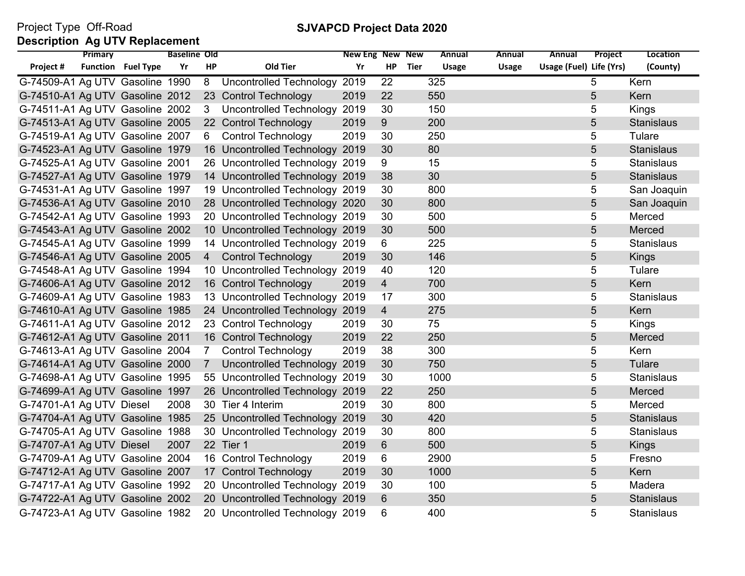Project Type Off-Road

**SJVAPCD Project Data 2020**

**Description Ag UTV Replacement**

| Project # | Primary Function | Fuel Type | Baseline Yr | Old HP | Old Tier | New Eng Yr | New HP | New Tier | Annual Usage | Annual Usage | Annual Usage (Fuel) | Project Life (Yrs) | Location (County) |
|---|---|---|---|---|---|---|---|---|---|---|---|---|---|
| G-74509-A1 | Ag UTV | Gasoline | 1990 | 8 | Uncontrolled Technology | 2019 | 22 | | 325 | | | 5 | Kern |
| G-74510-A1 | Ag UTV | Gasoline | 2012 | 23 | Control Technology | 2019 | 22 | | 550 | | | 5 | Kern |
| G-74511-A1 | Ag UTV | Gasoline | 2002 | 3 | Uncontrolled Technology | 2019 | 30 | | 150 | | | 5 | Kings |
| G-74513-A1 | Ag UTV | Gasoline | 2005 | 22 | Control Technology | 2019 | 9 | | 200 | | | 5 | Stanislaus |
| G-74519-A1 | Ag UTV | Gasoline | 2007 | 6 | Control Technology | 2019 | 30 | | 250 | | | 5 | Tulare |
| G-74523-A1 | Ag UTV | Gasoline | 1979 | 16 | Uncontrolled Technology | 2019 | 30 | | 80 | | | 5 | Stanislaus |
| G-74525-A1 | Ag UTV | Gasoline | 2001 | 26 | Uncontrolled Technology | 2019 | 9 | | 15 | | | 5 | Stanislaus |
| G-74527-A1 | Ag UTV | Gasoline | 1979 | 14 | Uncontrolled Technology | 2019 | 38 | | 30 | | | 5 | Stanislaus |
| G-74531-A1 | Ag UTV | Gasoline | 1997 | 19 | Uncontrolled Technology | 2019 | 30 | | 800 | | | 5 | San Joaquin |
| G-74536-A1 | Ag UTV | Gasoline | 2010 | 28 | Uncontrolled Technology | 2020 | 30 | | 800 | | | 5 | San Joaquin |
| G-74542-A1 | Ag UTV | Gasoline | 1993 | 20 | Uncontrolled Technology | 2019 | 30 | | 500 | | | 5 | Merced |
| G-74543-A1 | Ag UTV | Gasoline | 2002 | 10 | Uncontrolled Technology | 2019 | 30 | | 500 | | | 5 | Merced |
| G-74545-A1 | Ag UTV | Gasoline | 1999 | 14 | Uncontrolled Technology | 2019 | 6 | | 225 | | | 5 | Stanislaus |
| G-74546-A1 | Ag UTV | Gasoline | 2005 | 4 | Control Technology | 2019 | 30 | | 146 | | | 5 | Kings |
| G-74548-A1 | Ag UTV | Gasoline | 1994 | 10 | Uncontrolled Technology | 2019 | 40 | | 120 | | | 5 | Tulare |
| G-74606-A1 | Ag UTV | Gasoline | 2012 | 16 | Control Technology | 2019 | 4 | | 700 | | | 5 | Kern |
| G-74609-A1 | Ag UTV | Gasoline | 1983 | 13 | Uncontrolled Technology | 2019 | 17 | | 300 | | | 5 | Stanislaus |
| G-74610-A1 | Ag UTV | Gasoline | 1985 | 24 | Uncontrolled Technology | 2019 | 4 | | 275 | | | 5 | Kern |
| G-74611-A1 | Ag UTV | Gasoline | 2012 | 23 | Control Technology | 2019 | 30 | | 75 | | | 5 | Kings |
| G-74612-A1 | Ag UTV | Gasoline | 2011 | 16 | Control Technology | 2019 | 22 | | 250 | | | 5 | Merced |
| G-74613-A1 | Ag UTV | Gasoline | 2004 | 7 | Control Technology | 2019 | 38 | | 300 | | | 5 | Kern |
| G-74614-A1 | Ag UTV | Gasoline | 2000 | 7 | Uncontrolled Technology | 2019 | 30 | | 750 | | | 5 | Tulare |
| G-74698-A1 | Ag UTV | Gasoline | 1995 | 55 | Uncontrolled Technology | 2019 | 30 | | 1000 | | | 5 | Stanislaus |
| G-74699-A1 | Ag UTV | Gasoline | 1997 | 26 | Uncontrolled Technology | 2019 | 22 | | 250 | | | 5 | Merced |
| G-74701-A1 | Ag UTV | Diesel | 2008 | 30 | Tier 4 Interim | 2019 | 30 | | 800 | | | 5 | Merced |
| G-74704-A1 | Ag UTV | Gasoline | 1985 | 25 | Uncontrolled Technology | 2019 | 30 | | 420 | | | 5 | Stanislaus |
| G-74705-A1 | Ag UTV | Gasoline | 1988 | 30 | Uncontrolled Technology | 2019 | 30 | | 800 | | | 5 | Stanislaus |
| G-74707-A1 | Ag UTV | Diesel | 2007 | 22 | Tier 1 | 2019 | 6 | | 500 | | | 5 | Kings |
| G-74709-A1 | Ag UTV | Gasoline | 2004 | 16 | Control Technology | 2019 | 6 | | 2900 | | | 5 | Fresno |
| G-74712-A1 | Ag UTV | Gasoline | 2007 | 17 | Control Technology | 2019 | 30 | | 1000 | | | 5 | Kern |
| G-74717-A1 | Ag UTV | Gasoline | 1992 | 20 | Uncontrolled Technology | 2019 | 30 | | 100 | | | 5 | Madera |
| G-74722-A1 | Ag UTV | Gasoline | 2002 | 20 | Uncontrolled Technology | 2019 | 6 | | 350 | | | 5 | Stanislaus |
| G-74723-A1 | Ag UTV | Gasoline | 1982 | 20 | Uncontrolled Technology | 2019 | 6 | | 400 | | | 5 | Stanislaus |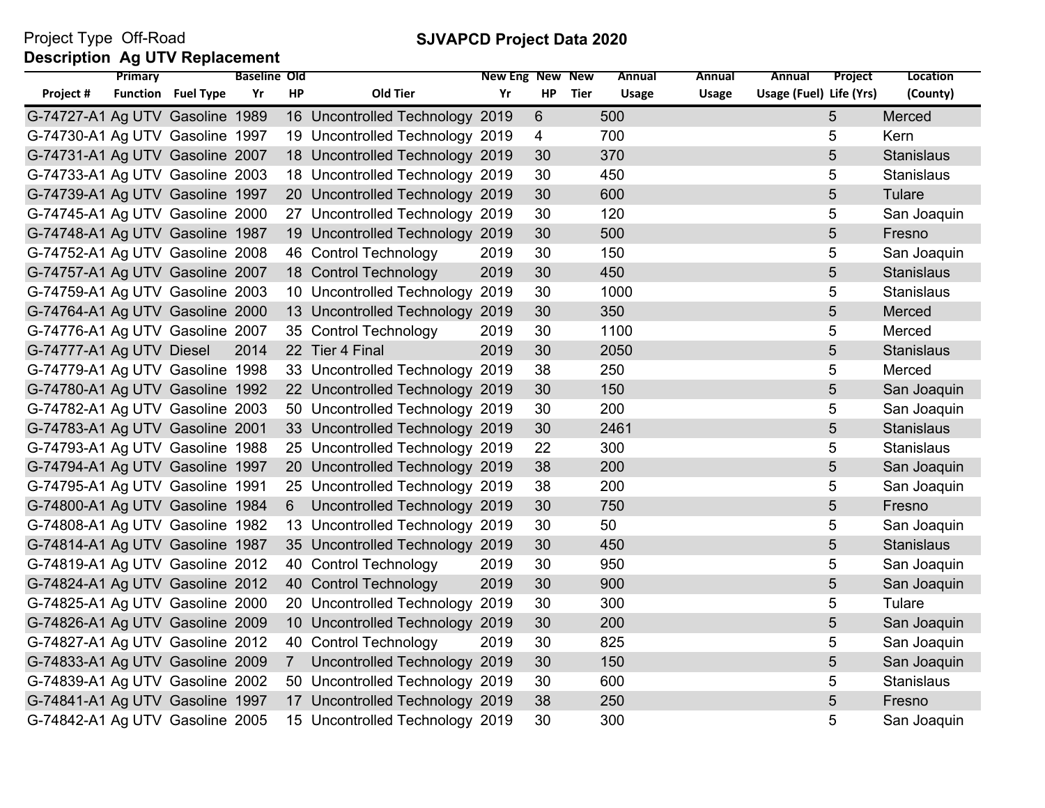Project Type Off-Road

**SJVAPCD Project Data 2020**

**Description Ag UTV Replacement**

| Project # | Primary Function | Fuel Type | Baseline Yr | Old HP | Old Tier | New Eng Yr | New HP | New Tier | Annual Usage | Annual Usage | Annual Usage (Fuel) | Project Life (Yrs) | Location (County) |
|---|---|---|---|---|---|---|---|---|---|---|---|---|---|
| G-74727-A1 | Ag UTV | Gasoline | 1989 | 16 | Uncontrolled Technology | 2019 | 6 | | 500 | | | 5 | Merced |
| G-74730-A1 | Ag UTV | Gasoline | 1997 | 19 | Uncontrolled Technology | 2019 | 4 | | 700 | | | 5 | Kern |
| G-74731-A1 | Ag UTV | Gasoline | 2007 | 18 | Uncontrolled Technology | 2019 | 30 | | 370 | | | 5 | Stanislaus |
| G-74733-A1 | Ag UTV | Gasoline | 2003 | 18 | Uncontrolled Technology | 2019 | 30 | | 450 | | | 5 | Stanislaus |
| G-74739-A1 | Ag UTV | Gasoline | 1997 | 20 | Uncontrolled Technology | 2019 | 30 | | 600 | | | 5 | Tulare |
| G-74745-A1 | Ag UTV | Gasoline | 2000 | 27 | Uncontrolled Technology | 2019 | 30 | | 120 | | | 5 | San Joaquin |
| G-74748-A1 | Ag UTV | Gasoline | 1987 | 19 | Uncontrolled Technology | 2019 | 30 | | 500 | | | 5 | Fresno |
| G-74752-A1 | Ag UTV | Gasoline | 2008 | 46 | Control Technology | 2019 | 30 | | 150 | | | 5 | San Joaquin |
| G-74757-A1 | Ag UTV | Gasoline | 2007 | 18 | Control Technology | 2019 | 30 | | 450 | | | 5 | Stanislaus |
| G-74759-A1 | Ag UTV | Gasoline | 2003 | 10 | Uncontrolled Technology | 2019 | 30 | | 1000 | | | 5 | Stanislaus |
| G-74764-A1 | Ag UTV | Gasoline | 2000 | 13 | Uncontrolled Technology | 2019 | 30 | | 350 | | | 5 | Merced |
| G-74776-A1 | Ag UTV | Gasoline | 2007 | 35 | Control Technology | 2019 | 30 | | 1100 | | | 5 | Merced |
| G-74777-A1 | Ag UTV | Diesel | 2014 | 22 | Tier 4 Final | 2019 | 30 | | 2050 | | | 5 | Stanislaus |
| G-74779-A1 | Ag UTV | Gasoline | 1998 | 33 | Uncontrolled Technology | 2019 | 38 | | 250 | | | 5 | Merced |
| G-74780-A1 | Ag UTV | Gasoline | 1992 | 22 | Uncontrolled Technology | 2019 | 30 | | 150 | | | 5 | San Joaquin |
| G-74782-A1 | Ag UTV | Gasoline | 2003 | 50 | Uncontrolled Technology | 2019 | 30 | | 200 | | | 5 | San Joaquin |
| G-74783-A1 | Ag UTV | Gasoline | 2001 | 33 | Uncontrolled Technology | 2019 | 30 | | 2461 | | | 5 | Stanislaus |
| G-74793-A1 | Ag UTV | Gasoline | 1988 | 25 | Uncontrolled Technology | 2019 | 22 | | 300 | | | 5 | Stanislaus |
| G-74794-A1 | Ag UTV | Gasoline | 1997 | 20 | Uncontrolled Technology | 2019 | 38 | | 200 | | | 5 | San Joaquin |
| G-74795-A1 | Ag UTV | Gasoline | 1991 | 25 | Uncontrolled Technology | 2019 | 38 | | 200 | | | 5 | San Joaquin |
| G-74800-A1 | Ag UTV | Gasoline | 1984 | 6 | Uncontrolled Technology | 2019 | 30 | | 750 | | | 5 | Fresno |
| G-74808-A1 | Ag UTV | Gasoline | 1982 | 13 | Uncontrolled Technology | 2019 | 30 | | 50 | | | 5 | San Joaquin |
| G-74814-A1 | Ag UTV | Gasoline | 1987 | 35 | Uncontrolled Technology | 2019 | 30 | | 450 | | | 5 | Stanislaus |
| G-74819-A1 | Ag UTV | Gasoline | 2012 | 40 | Control Technology | 2019 | 30 | | 950 | | | 5 | San Joaquin |
| G-74824-A1 | Ag UTV | Gasoline | 2012 | 40 | Control Technology | 2019 | 30 | | 900 | | | 5 | San Joaquin |
| G-74825-A1 | Ag UTV | Gasoline | 2000 | 20 | Uncontrolled Technology | 2019 | 30 | | 300 | | | 5 | Tulare |
| G-74826-A1 | Ag UTV | Gasoline | 2009 | 10 | Uncontrolled Technology | 2019 | 30 | | 200 | | | 5 | San Joaquin |
| G-74827-A1 | Ag UTV | Gasoline | 2012 | 40 | Control Technology | 2019 | 30 | | 825 | | | 5 | San Joaquin |
| G-74833-A1 | Ag UTV | Gasoline | 2009 | 7 | Uncontrolled Technology | 2019 | 30 | | 150 | | | 5 | San Joaquin |
| G-74839-A1 | Ag UTV | Gasoline | 2002 | 50 | Uncontrolled Technology | 2019 | 30 | | 600 | | | 5 | Stanislaus |
| G-74841-A1 | Ag UTV | Gasoline | 1997 | 17 | Uncontrolled Technology | 2019 | 38 | | 250 | | | 5 | Fresno |
| G-74842-A1 | Ag UTV | Gasoline | 2005 | 15 | Uncontrolled Technology | 2019 | 30 | | 300 | | | 5 | San Joaquin |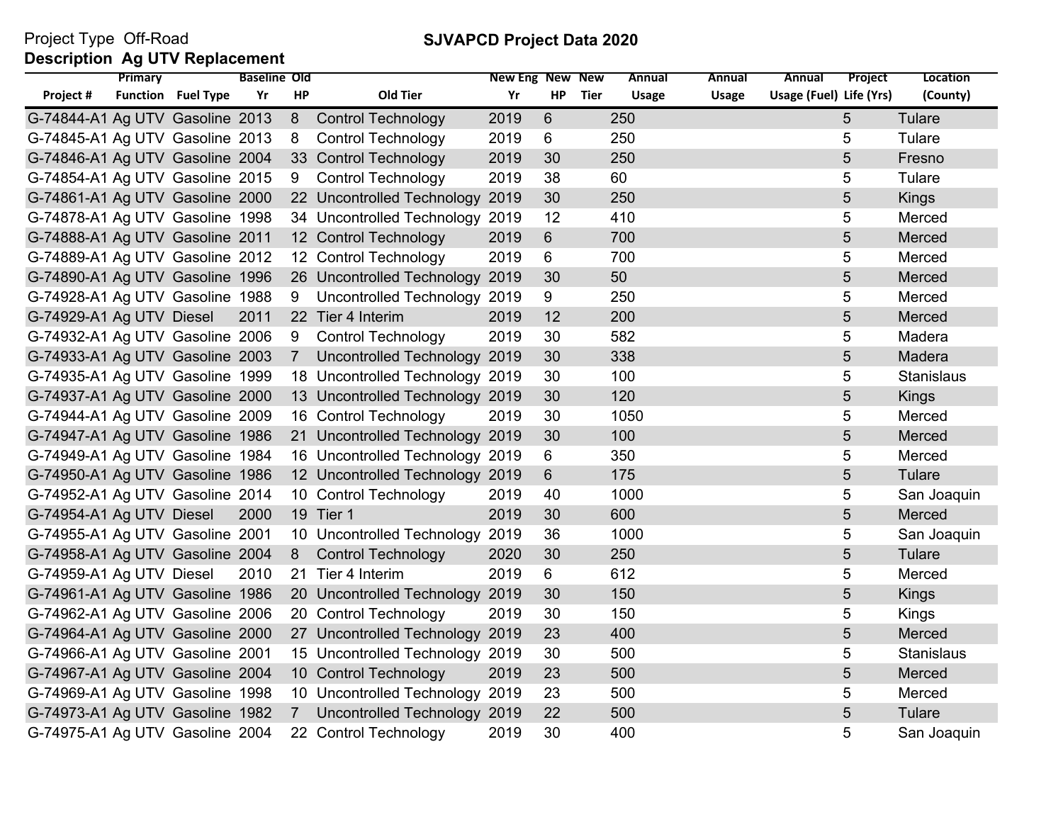Project Type Off-Road

**SJVAPCD Project Data 2020**

**Description Ag UTV Replacement**

| Project # | Primary Function | Fuel Type | Baseline Yr | Old HP | Old Tier | New Eng Yr | New HP | New Tier | Annual Usage | Annual Usage | Annual Usage (Fuel) | Project Life (Yrs) | Location (County) |
|---|---|---|---|---|---|---|---|---|---|---|---|---|---|
| G-74844-A1 | Ag UTV | Gasoline | 2013 | 8 | Control Technology | 2019 | 6 | | 250 | | | 5 | Tulare |
| G-74845-A1 | Ag UTV | Gasoline | 2013 | 8 | Control Technology | 2019 | 6 | | 250 | | | 5 | Tulare |
| G-74846-A1 | Ag UTV | Gasoline | 2004 | 33 | Control Technology | 2019 | 30 | | 250 | | | 5 | Fresno |
| G-74854-A1 | Ag UTV | Gasoline | 2015 | 9 | Control Technology | 2019 | 38 | | 60 | | | 5 | Tulare |
| G-74861-A1 | Ag UTV | Gasoline | 2000 | 22 | Uncontrolled Technology | 2019 | 30 | | 250 | | | 5 | Kings |
| G-74878-A1 | Ag UTV | Gasoline | 1998 | 34 | Uncontrolled Technology | 2019 | 12 | | 410 | | | 5 | Merced |
| G-74888-A1 | Ag UTV | Gasoline | 2011 | 12 | Control Technology | 2019 | 6 | | 700 | | | 5 | Merced |
| G-74889-A1 | Ag UTV | Gasoline | 2012 | 12 | Control Technology | 2019 | 6 | | 700 | | | 5 | Merced |
| G-74890-A1 | Ag UTV | Gasoline | 1996 | 26 | Uncontrolled Technology | 2019 | 30 | | 50 | | | 5 | Merced |
| G-74928-A1 | Ag UTV | Gasoline | 1988 | 9 | Uncontrolled Technology | 2019 | 9 | | 250 | | | 5 | Merced |
| G-74929-A1 | Ag UTV | Diesel | 2011 | 22 | Tier 4 Interim | 2019 | 12 | | 200 | | | 5 | Merced |
| G-74932-A1 | Ag UTV | Gasoline | 2006 | 9 | Control Technology | 2019 | 30 | | 582 | | | 5 | Madera |
| G-74933-A1 | Ag UTV | Gasoline | 2003 | 7 | Uncontrolled Technology | 2019 | 30 | | 338 | | | 5 | Madera |
| G-74935-A1 | Ag UTV | Gasoline | 1999 | 18 | Uncontrolled Technology | 2019 | 30 | | 100 | | | 5 | Stanislaus |
| G-74937-A1 | Ag UTV | Gasoline | 2000 | 13 | Uncontrolled Technology | 2019 | 30 | | 120 | | | 5 | Kings |
| G-74944-A1 | Ag UTV | Gasoline | 2009 | 16 | Control Technology | 2019 | 30 | | 1050 | | | 5 | Merced |
| G-74947-A1 | Ag UTV | Gasoline | 1986 | 21 | Uncontrolled Technology | 2019 | 30 | | 100 | | | 5 | Merced |
| G-74949-A1 | Ag UTV | Gasoline | 1984 | 16 | Uncontrolled Technology | 2019 | 6 | | 350 | | | 5 | Merced |
| G-74950-A1 | Ag UTV | Gasoline | 1986 | 12 | Uncontrolled Technology | 2019 | 6 | | 175 | | | 5 | Tulare |
| G-74952-A1 | Ag UTV | Gasoline | 2014 | 10 | Control Technology | 2019 | 40 | | 1000 | | | 5 | San Joaquin |
| G-74954-A1 | Ag UTV | Diesel | 2000 | 19 | Tier 1 | 2019 | 30 | | 600 | | | 5 | Merced |
| G-74955-A1 | Ag UTV | Gasoline | 2001 | 10 | Uncontrolled Technology | 2019 | 36 | | 1000 | | | 5 | San Joaquin |
| G-74958-A1 | Ag UTV | Gasoline | 2004 | 8 | Control Technology | 2020 | 30 | | 250 | | | 5 | Tulare |
| G-74959-A1 | Ag UTV | Diesel | 2010 | 21 | Tier 4 Interim | 2019 | 6 | | 612 | | | 5 | Merced |
| G-74961-A1 | Ag UTV | Gasoline | 1986 | 20 | Uncontrolled Technology | 2019 | 30 | | 150 | | | 5 | Kings |
| G-74962-A1 | Ag UTV | Gasoline | 2006 | 20 | Control Technology | 2019 | 30 | | 150 | | | 5 | Kings |
| G-74964-A1 | Ag UTV | Gasoline | 2000 | 27 | Uncontrolled Technology | 2019 | 23 | | 400 | | | 5 | Merced |
| G-74966-A1 | Ag UTV | Gasoline | 2001 | 15 | Uncontrolled Technology | 2019 | 30 | | 500 | | | 5 | Stanislaus |
| G-74967-A1 | Ag UTV | Gasoline | 2004 | 10 | Control Technology | 2019 | 23 | | 500 | | | 5 | Merced |
| G-74969-A1 | Ag UTV | Gasoline | 1998 | 10 | Uncontrolled Technology | 2019 | 23 | | 500 | | | 5 | Merced |
| G-74973-A1 | Ag UTV | Gasoline | 1982 | 7 | Uncontrolled Technology | 2019 | 22 | | 500 | | | 5 | Tulare |
| G-74975-A1 | Ag UTV | Gasoline | 2004 | 22 | Control Technology | 2019 | 30 | | 400 | | | 5 | San Joaquin |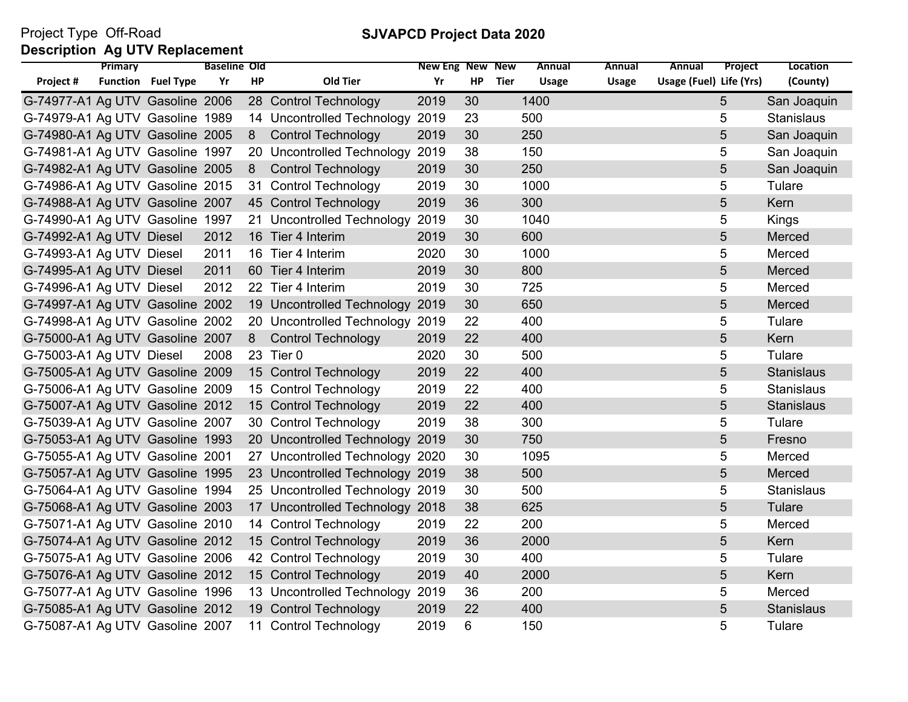Project Type Off-Road

**SJVAPCD Project Data 2020**

**Description Ag UTV Replacement**

| Project # | Primary Function | Fuel Type | Baseline Yr | Old HP | Old Tier | New Eng Yr | New HP | New Tier | Annual Usage | Annual Usage | Annual Usage (Fuel) | Project Life (Yrs) | Location (County) |
|---|---|---|---|---|---|---|---|---|---|---|---|---|---|
| G-74977-A1 | Ag UTV | Gasoline | 2006 | 28 | Control Technology | 2019 | 30 | | 1400 | | | 5 | San Joaquin |
| G-74979-A1 | Ag UTV | Gasoline | 1989 | 14 | Uncontrolled Technology | 2019 | 23 | | 500 | | | 5 | Stanislaus |
| G-74980-A1 | Ag UTV | Gasoline | 2005 | 8 | Control Technology | 2019 | 30 | | 250 | | | 5 | San Joaquin |
| G-74981-A1 | Ag UTV | Gasoline | 1997 | 20 | Uncontrolled Technology | 2019 | 38 | | 150 | | | 5 | San Joaquin |
| G-74982-A1 | Ag UTV | Gasoline | 2005 | 8 | Control Technology | 2019 | 30 | | 250 | | | 5 | San Joaquin |
| G-74986-A1 | Ag UTV | Gasoline | 2015 | 31 | Control Technology | 2019 | 30 | | 1000 | | | 5 | Tulare |
| G-74988-A1 | Ag UTV | Gasoline | 2007 | 45 | Control Technology | 2019 | 36 | | 300 | | | 5 | Kern |
| G-74990-A1 | Ag UTV | Gasoline | 1997 | 21 | Uncontrolled Technology | 2019 | 30 | | 1040 | | | 5 | Kings |
| G-74992-A1 | Ag UTV | Diesel | 2012 | 16 | Tier 4 Interim | 2019 | 30 | | 600 | | | 5 | Merced |
| G-74993-A1 | Ag UTV | Diesel | 2011 | 16 | Tier 4 Interim | 2020 | 30 | | 1000 | | | 5 | Merced |
| G-74995-A1 | Ag UTV | Diesel | 2011 | 60 | Tier 4 Interim | 2019 | 30 | | 800 | | | 5 | Merced |
| G-74996-A1 | Ag UTV | Diesel | 2012 | 22 | Tier 4 Interim | 2019 | 30 | | 725 | | | 5 | Merced |
| G-74997-A1 | Ag UTV | Gasoline | 2002 | 19 | Uncontrolled Technology | 2019 | 30 | | 650 | | | 5 | Merced |
| G-74998-A1 | Ag UTV | Gasoline | 2002 | 20 | Uncontrolled Technology | 2019 | 22 | | 400 | | | 5 | Tulare |
| G-75000-A1 | Ag UTV | Gasoline | 2007 | 8 | Control Technology | 2019 | 22 | | 400 | | | 5 | Kern |
| G-75003-A1 | Ag UTV | Diesel | 2008 | 23 | Tier 0 | 2020 | 30 | | 500 | | | 5 | Tulare |
| G-75005-A1 | Ag UTV | Gasoline | 2009 | 15 | Control Technology | 2019 | 22 | | 400 | | | 5 | Stanislaus |
| G-75006-A1 | Ag UTV | Gasoline | 2009 | 15 | Control Technology | 2019 | 22 | | 400 | | | 5 | Stanislaus |
| G-75007-A1 | Ag UTV | Gasoline | 2012 | 15 | Control Technology | 2019 | 22 | | 400 | | | 5 | Stanislaus |
| G-75039-A1 | Ag UTV | Gasoline | 2007 | 30 | Control Technology | 2019 | 38 | | 300 | | | 5 | Tulare |
| G-75053-A1 | Ag UTV | Gasoline | 1993 | 20 | Uncontrolled Technology | 2019 | 30 | | 750 | | | 5 | Fresno |
| G-75055-A1 | Ag UTV | Gasoline | 2001 | 27 | Uncontrolled Technology | 2020 | 30 | | 1095 | | | 5 | Merced |
| G-75057-A1 | Ag UTV | Gasoline | 1995 | 23 | Uncontrolled Technology | 2019 | 38 | | 500 | | | 5 | Merced |
| G-75064-A1 | Ag UTV | Gasoline | 1994 | 25 | Uncontrolled Technology | 2019 | 30 | | 500 | | | 5 | Stanislaus |
| G-75068-A1 | Ag UTV | Gasoline | 2003 | 17 | Uncontrolled Technology | 2018 | 38 | | 625 | | | 5 | Tulare |
| G-75071-A1 | Ag UTV | Gasoline | 2010 | 14 | Control Technology | 2019 | 22 | | 200 | | | 5 | Merced |
| G-75074-A1 | Ag UTV | Gasoline | 2012 | 15 | Control Technology | 2019 | 36 | | 2000 | | | 5 | Kern |
| G-75075-A1 | Ag UTV | Gasoline | 2006 | 42 | Control Technology | 2019 | 30 | | 400 | | | 5 | Tulare |
| G-75076-A1 | Ag UTV | Gasoline | 2012 | 15 | Control Technology | 2019 | 40 | | 2000 | | | 5 | Kern |
| G-75077-A1 | Ag UTV | Gasoline | 1996 | 13 | Uncontrolled Technology | 2019 | 36 | | 200 | | | 5 | Merced |
| G-75085-A1 | Ag UTV | Gasoline | 2012 | 19 | Control Technology | 2019 | 22 | | 400 | | | 5 | Stanislaus |
| G-75087-A1 | Ag UTV | Gasoline | 2007 | 11 | Control Technology | 2019 | 6 | | 150 | | | 5 | Tulare |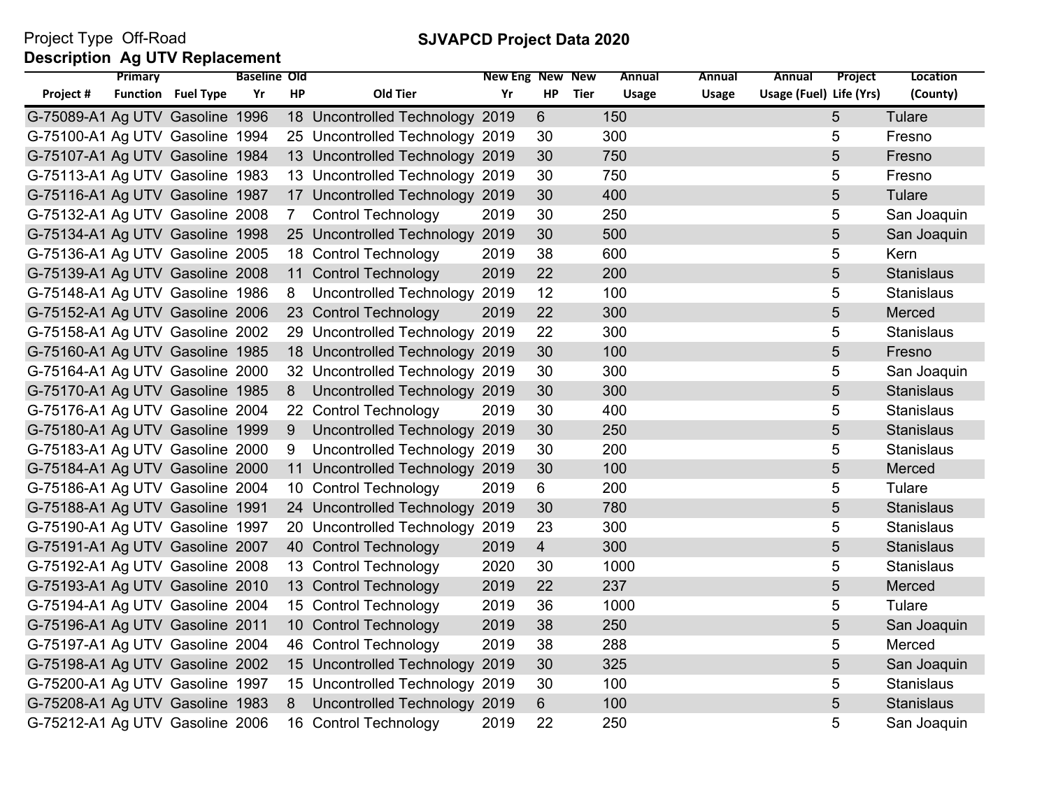Project Type Off-Road

**SJVAPCD Project Data 2020**

**Description Ag UTV Replacement**

| Project # | Primary Function | Fuel Type | Baseline Yr | Old HP | Old Tier | New Eng Yr | New HP | New Tier | Annual Usage | Annual Usage | Annual Usage (Fuel) | Project Life (Yrs) | Location (County) |
|---|---|---|---|---|---|---|---|---|---|---|---|---|---|
| G-75089-A1 | Ag UTV | Gasoline | 1996 | 18 | Uncontrolled Technology | 2019 | 6 | | 150 | | | 5 | Tulare |
| G-75100-A1 | Ag UTV | Gasoline | 1994 | 25 | Uncontrolled Technology | 2019 | 30 | | 300 | | | 5 | Fresno |
| G-75107-A1 | Ag UTV | Gasoline | 1984 | 13 | Uncontrolled Technology | 2019 | 30 | | 750 | | | 5 | Fresno |
| G-75113-A1 | Ag UTV | Gasoline | 1983 | 13 | Uncontrolled Technology | 2019 | 30 | | 750 | | | 5 | Fresno |
| G-75116-A1 | Ag UTV | Gasoline | 1987 | 17 | Uncontrolled Technology | 2019 | 30 | | 400 | | | 5 | Tulare |
| G-75132-A1 | Ag UTV | Gasoline | 2008 | 7 | Control Technology | 2019 | 30 | | 250 | | | 5 | San Joaquin |
| G-75134-A1 | Ag UTV | Gasoline | 1998 | 25 | Uncontrolled Technology | 2019 | 30 | | 500 | | | 5 | San Joaquin |
| G-75136-A1 | Ag UTV | Gasoline | 2005 | 18 | Control Technology | 2019 | 38 | | 600 | | | 5 | Kern |
| G-75139-A1 | Ag UTV | Gasoline | 2008 | 11 | Control Technology | 2019 | 22 | | 200 | | | 5 | Stanislaus |
| G-75148-A1 | Ag UTV | Gasoline | 1986 | 8 | Uncontrolled Technology | 2019 | 12 | | 100 | | | 5 | Stanislaus |
| G-75152-A1 | Ag UTV | Gasoline | 2006 | 23 | Control Technology | 2019 | 22 | | 300 | | | 5 | Merced |
| G-75158-A1 | Ag UTV | Gasoline | 2002 | 29 | Uncontrolled Technology | 2019 | 22 | | 300 | | | 5 | Stanislaus |
| G-75160-A1 | Ag UTV | Gasoline | 1985 | 18 | Uncontrolled Technology | 2019 | 30 | | 100 | | | 5 | Fresno |
| G-75164-A1 | Ag UTV | Gasoline | 2000 | 32 | Uncontrolled Technology | 2019 | 30 | | 300 | | | 5 | San Joaquin |
| G-75170-A1 | Ag UTV | Gasoline | 1985 | 8 | Uncontrolled Technology | 2019 | 30 | | 300 | | | 5 | Stanislaus |
| G-75176-A1 | Ag UTV | Gasoline | 2004 | 22 | Control Technology | 2019 | 30 | | 400 | | | 5 | Stanislaus |
| G-75180-A1 | Ag UTV | Gasoline | 1999 | 9 | Uncontrolled Technology | 2019 | 30 | | 250 | | | 5 | Stanislaus |
| G-75183-A1 | Ag UTV | Gasoline | 2000 | 9 | Uncontrolled Technology | 2019 | 30 | | 200 | | | 5 | Stanislaus |
| G-75184-A1 | Ag UTV | Gasoline | 2000 | 11 | Uncontrolled Technology | 2019 | 30 | | 100 | | | 5 | Merced |
| G-75186-A1 | Ag UTV | Gasoline | 2004 | 10 | Control Technology | 2019 | 6 | | 200 | | | 5 | Tulare |
| G-75188-A1 | Ag UTV | Gasoline | 1991 | 24 | Uncontrolled Technology | 2019 | 30 | | 780 | | | 5 | Stanislaus |
| G-75190-A1 | Ag UTV | Gasoline | 1997 | 20 | Uncontrolled Technology | 2019 | 23 | | 300 | | | 5 | Stanislaus |
| G-75191-A1 | Ag UTV | Gasoline | 2007 | 40 | Control Technology | 2019 | 4 | | 300 | | | 5 | Stanislaus |
| G-75192-A1 | Ag UTV | Gasoline | 2008 | 13 | Control Technology | 2020 | 30 | | 1000 | | | 5 | Stanislaus |
| G-75193-A1 | Ag UTV | Gasoline | 2010 | 13 | Control Technology | 2019 | 22 | | 237 | | | 5 | Merced |
| G-75194-A1 | Ag UTV | Gasoline | 2004 | 15 | Control Technology | 2019 | 36 | | 1000 | | | 5 | Tulare |
| G-75196-A1 | Ag UTV | Gasoline | 2011 | 10 | Control Technology | 2019 | 38 | | 250 | | | 5 | San Joaquin |
| G-75197-A1 | Ag UTV | Gasoline | 2004 | 46 | Control Technology | 2019 | 38 | | 288 | | | 5 | Merced |
| G-75198-A1 | Ag UTV | Gasoline | 2002 | 15 | Uncontrolled Technology | 2019 | 30 | | 325 | | | 5 | San Joaquin |
| G-75200-A1 | Ag UTV | Gasoline | 1997 | 15 | Uncontrolled Technology | 2019 | 30 | | 100 | | | 5 | Stanislaus |
| G-75208-A1 | Ag UTV | Gasoline | 1983 | 8 | Uncontrolled Technology | 2019 | 6 | | 100 | | | 5 | Stanislaus |
| G-75212-A1 | Ag UTV | Gasoline | 2006 | 16 | Control Technology | 2019 | 22 | | 250 | | | 5 | San Joaquin |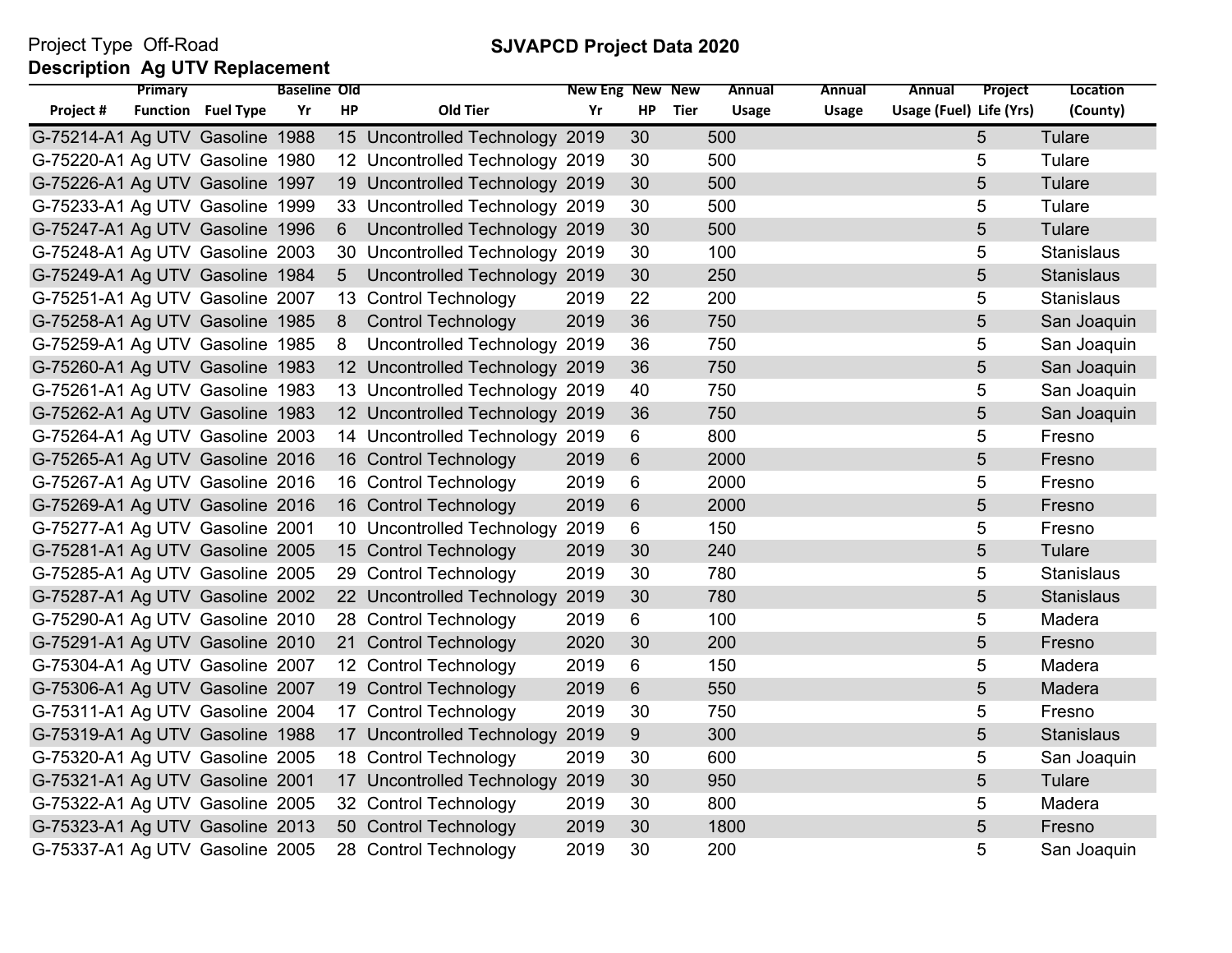Project Type Off-Road

**SJVAPCD Project Data 2020**

**Description Ag UTV Replacement**

| Project # | Primary Function | Fuel Type | Baseline Yr | Old HP | Old Tier | New Eng Yr | New HP | New Tier | Annual Usage | Annual Usage | Annual Usage (Fuel) | Project Life (Yrs) | Location (County) |
|---|---|---|---|---|---|---|---|---|---|---|---|---|---|
| G-75214-A1 | Ag UTV | Gasoline | 1988 | 15 | Uncontrolled Technology | 2019 | 30 | | 500 | | | 5 | Tulare |
| G-75220-A1 | Ag UTV | Gasoline | 1980 | 12 | Uncontrolled Technology | 2019 | 30 | | 500 | | | 5 | Tulare |
| G-75226-A1 | Ag UTV | Gasoline | 1997 | 19 | Uncontrolled Technology | 2019 | 30 | | 500 | | | 5 | Tulare |
| G-75233-A1 | Ag UTV | Gasoline | 1999 | 33 | Uncontrolled Technology | 2019 | 30 | | 500 | | | 5 | Tulare |
| G-75247-A1 | Ag UTV | Gasoline | 1996 | 6 | Uncontrolled Technology | 2019 | 30 | | 500 | | | 5 | Tulare |
| G-75248-A1 | Ag UTV | Gasoline | 2003 | 30 | Uncontrolled Technology | 2019 | 30 | | 100 | | | 5 | Stanislaus |
| G-75249-A1 | Ag UTV | Gasoline | 1984 | 5 | Uncontrolled Technology | 2019 | 30 | | 250 | | | 5 | Stanislaus |
| G-75251-A1 | Ag UTV | Gasoline | 2007 | 13 | Control Technology | 2019 | 22 | | 200 | | | 5 | Stanislaus |
| G-75258-A1 | Ag UTV | Gasoline | 1985 | 8 | Control Technology | 2019 | 36 | | 750 | | | 5 | San Joaquin |
| G-75259-A1 | Ag UTV | Gasoline | 1985 | 8 | Uncontrolled Technology | 2019 | 36 | | 750 | | | 5 | San Joaquin |
| G-75260-A1 | Ag UTV | Gasoline | 1983 | 12 | Uncontrolled Technology | 2019 | 36 | | 750 | | | 5 | San Joaquin |
| G-75261-A1 | Ag UTV | Gasoline | 1983 | 13 | Uncontrolled Technology | 2019 | 40 | | 750 | | | 5 | San Joaquin |
| G-75262-A1 | Ag UTV | Gasoline | 1983 | 12 | Uncontrolled Technology | 2019 | 36 | | 750 | | | 5 | San Joaquin |
| G-75264-A1 | Ag UTV | Gasoline | 2003 | 14 | Uncontrolled Technology | 2019 | 6 | | 800 | | | 5 | Fresno |
| G-75265-A1 | Ag UTV | Gasoline | 2016 | 16 | Control Technology | 2019 | 6 | | 2000 | | | 5 | Fresno |
| G-75267-A1 | Ag UTV | Gasoline | 2016 | 16 | Control Technology | 2019 | 6 | | 2000 | | | 5 | Fresno |
| G-75269-A1 | Ag UTV | Gasoline | 2016 | 16 | Control Technology | 2019 | 6 | | 2000 | | | 5 | Fresno |
| G-75277-A1 | Ag UTV | Gasoline | 2001 | 10 | Uncontrolled Technology | 2019 | 6 | | 150 | | | 5 | Fresno |
| G-75281-A1 | Ag UTV | Gasoline | 2005 | 15 | Control Technology | 2019 | 30 | | 240 | | | 5 | Tulare |
| G-75285-A1 | Ag UTV | Gasoline | 2005 | 29 | Control Technology | 2019 | 30 | | 780 | | | 5 | Stanislaus |
| G-75287-A1 | Ag UTV | Gasoline | 2002 | 22 | Uncontrolled Technology | 2019 | 30 | | 780 | | | 5 | Stanislaus |
| G-75290-A1 | Ag UTV | Gasoline | 2010 | 28 | Control Technology | 2019 | 6 | | 100 | | | 5 | Madera |
| G-75291-A1 | Ag UTV | Gasoline | 2010 | 21 | Control Technology | 2020 | 30 | | 200 | | | 5 | Fresno |
| G-75304-A1 | Ag UTV | Gasoline | 2007 | 12 | Control Technology | 2019 | 6 | | 150 | | | 5 | Madera |
| G-75306-A1 | Ag UTV | Gasoline | 2007 | 19 | Control Technology | 2019 | 6 | | 550 | | | 5 | Madera |
| G-75311-A1 | Ag UTV | Gasoline | 2004 | 17 | Control Technology | 2019 | 30 | | 750 | | | 5 | Fresno |
| G-75319-A1 | Ag UTV | Gasoline | 1988 | 17 | Uncontrolled Technology | 2019 | 9 | | 300 | | | 5 | Stanislaus |
| G-75320-A1 | Ag UTV | Gasoline | 2005 | 18 | Control Technology | 2019 | 30 | | 600 | | | 5 | San Joaquin |
| G-75321-A1 | Ag UTV | Gasoline | 2001 | 17 | Uncontrolled Technology | 2019 | 30 | | 950 | | | 5 | Tulare |
| G-75322-A1 | Ag UTV | Gasoline | 2005 | 32 | Control Technology | 2019 | 30 | | 800 | | | 5 | Madera |
| G-75323-A1 | Ag UTV | Gasoline | 2013 | 50 | Control Technology | 2019 | 30 | | 1800 | | | 5 | Fresno |
| G-75337-A1 | Ag UTV | Gasoline | 2005 | 28 | Control Technology | 2019 | 30 | | 200 | | | 5 | San Joaquin |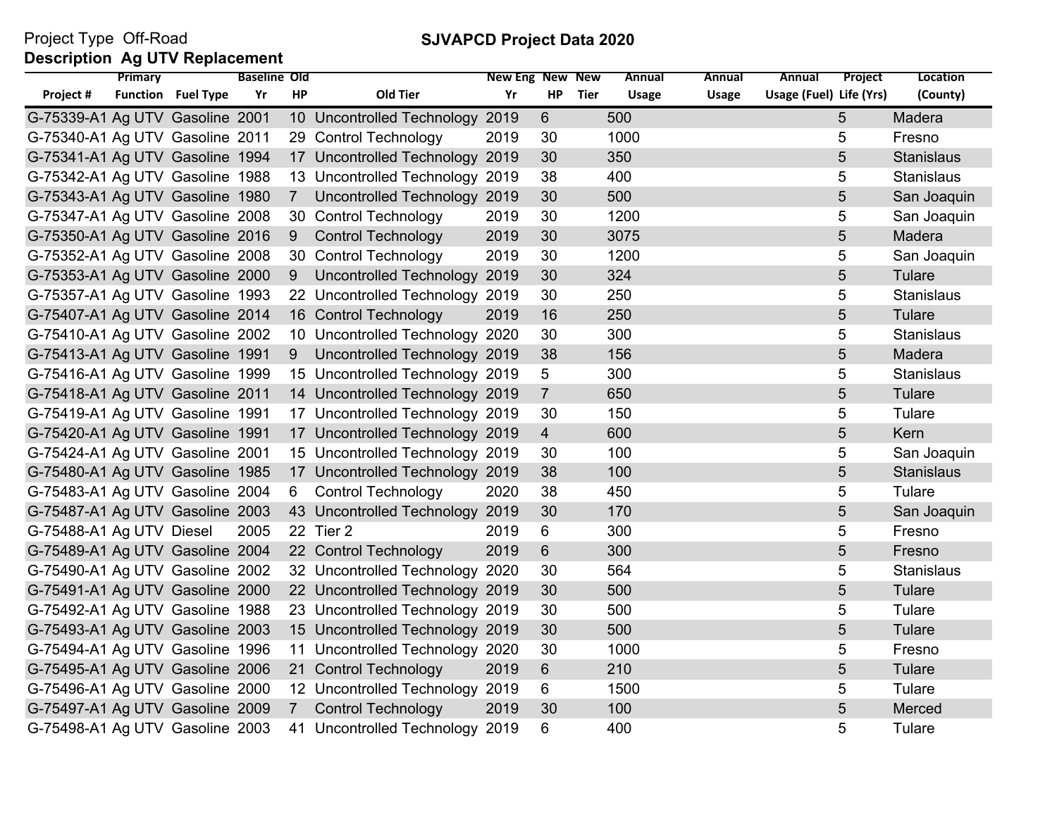Project Type Off-Road

**Description Ag UTV Replacement**

**SJVAPCD Project Data 2020**

| Project # | Primary Function | Fuel Type | Baseline Yr | Old HP | Old Tier | New Eng Yr | New HP | New Tier | Annual Usage | Annual Usage | Annual Usage (Fuel) | Project Life (Yrs) | Location (County) |
|---|---|---|---|---|---|---|---|---|---|---|---|---|---|
| G-75339-A1 | Ag UTV | Gasoline | 2001 | 10 | Uncontrolled Technology | 2019 | 6 | | 500 | | | 5 | Madera |
| G-75340-A1 | Ag UTV | Gasoline | 2011 | 29 | Control Technology | 2019 | 30 | | 1000 | | | 5 | Fresno |
| G-75341-A1 | Ag UTV | Gasoline | 1994 | 17 | Uncontrolled Technology | 2019 | 30 | | 350 | | | 5 | Stanislaus |
| G-75342-A1 | Ag UTV | Gasoline | 1988 | 13 | Uncontrolled Technology | 2019 | 38 | | 400 | | | 5 | Stanislaus |
| G-75343-A1 | Ag UTV | Gasoline | 1980 | 7 | Uncontrolled Technology | 2019 | 30 | | 500 | | | 5 | San Joaquin |
| G-75347-A1 | Ag UTV | Gasoline | 2008 | 30 | Control Technology | 2019 | 30 | | 1200 | | | 5 | San Joaquin |
| G-75350-A1 | Ag UTV | Gasoline | 2016 | 9 | Control Technology | 2019 | 30 | | 3075 | | | 5 | Madera |
| G-75352-A1 | Ag UTV | Gasoline | 2008 | 30 | Control Technology | 2019 | 30 | | 1200 | | | 5 | San Joaquin |
| G-75353-A1 | Ag UTV | Gasoline | 2000 | 9 | Uncontrolled Technology | 2019 | 30 | | 324 | | | 5 | Tulare |
| G-75357-A1 | Ag UTV | Gasoline | 1993 | 22 | Uncontrolled Technology | 2019 | 30 | | 250 | | | 5 | Stanislaus |
| G-75407-A1 | Ag UTV | Gasoline | 2014 | 16 | Control Technology | 2019 | 16 | | 250 | | | 5 | Tulare |
| G-75410-A1 | Ag UTV | Gasoline | 2002 | 10 | Uncontrolled Technology | 2020 | 30 | | 300 | | | 5 | Stanislaus |
| G-75413-A1 | Ag UTV | Gasoline | 1991 | 9 | Uncontrolled Technology | 2019 | 38 | | 156 | | | 5 | Madera |
| G-75416-A1 | Ag UTV | Gasoline | 1999 | 15 | Uncontrolled Technology | 2019 | 5 | | 300 | | | 5 | Stanislaus |
| G-75418-A1 | Ag UTV | Gasoline | 2011 | 14 | Uncontrolled Technology | 2019 | 7 | | 650 | | | 5 | Tulare |
| G-75419-A1 | Ag UTV | Gasoline | 1991 | 17 | Uncontrolled Technology | 2019 | 30 | | 150 | | | 5 | Tulare |
| G-75420-A1 | Ag UTV | Gasoline | 1991 | 17 | Uncontrolled Technology | 2019 | 4 | | 600 | | | 5 | Kern |
| G-75424-A1 | Ag UTV | Gasoline | 2001 | 15 | Uncontrolled Technology | 2019 | 30 | | 100 | | | 5 | San Joaquin |
| G-75480-A1 | Ag UTV | Gasoline | 1985 | 17 | Uncontrolled Technology | 2019 | 38 | | 100 | | | 5 | Stanislaus |
| G-75483-A1 | Ag UTV | Gasoline | 2004 | 6 | Control Technology | 2020 | 38 | | 450 | | | 5 | Tulare |
| G-75487-A1 | Ag UTV | Gasoline | 2003 | 43 | Uncontrolled Technology | 2019 | 30 | | 170 | | | 5 | San Joaquin |
| G-75488-A1 | Ag UTV | Diesel | 2005 | 22 | Tier 2 | 2019 | 6 | | 300 | | | 5 | Fresno |
| G-75489-A1 | Ag UTV | Gasoline | 2004 | 22 | Control Technology | 2019 | 6 | | 300 | | | 5 | Fresno |
| G-75490-A1 | Ag UTV | Gasoline | 2002 | 32 | Uncontrolled Technology | 2020 | 30 | | 564 | | | 5 | Stanislaus |
| G-75491-A1 | Ag UTV | Gasoline | 2000 | 22 | Uncontrolled Technology | 2019 | 30 | | 500 | | | 5 | Tulare |
| G-75492-A1 | Ag UTV | Gasoline | 1988 | 23 | Uncontrolled Technology | 2019 | 30 | | 500 | | | 5 | Tulare |
| G-75493-A1 | Ag UTV | Gasoline | 2003 | 15 | Uncontrolled Technology | 2019 | 30 | | 500 | | | 5 | Tulare |
| G-75494-A1 | Ag UTV | Gasoline | 1996 | 11 | Uncontrolled Technology | 2020 | 30 | | 1000 | | | 5 | Fresno |
| G-75495-A1 | Ag UTV | Gasoline | 2006 | 21 | Control Technology | 2019 | 6 | | 210 | | | 5 | Tulare |
| G-75496-A1 | Ag UTV | Gasoline | 2000 | 12 | Uncontrolled Technology | 2019 | 6 | | 1500 | | | 5 | Tulare |
| G-75497-A1 | Ag UTV | Gasoline | 2009 | 7 | Control Technology | 2019 | 30 | | 100 | | | 5 | Merced |
| G-75498-A1 | Ag UTV | Gasoline | 2003 | 41 | Uncontrolled Technology | 2019 | 6 | | 400 | | | 5 | Tulare |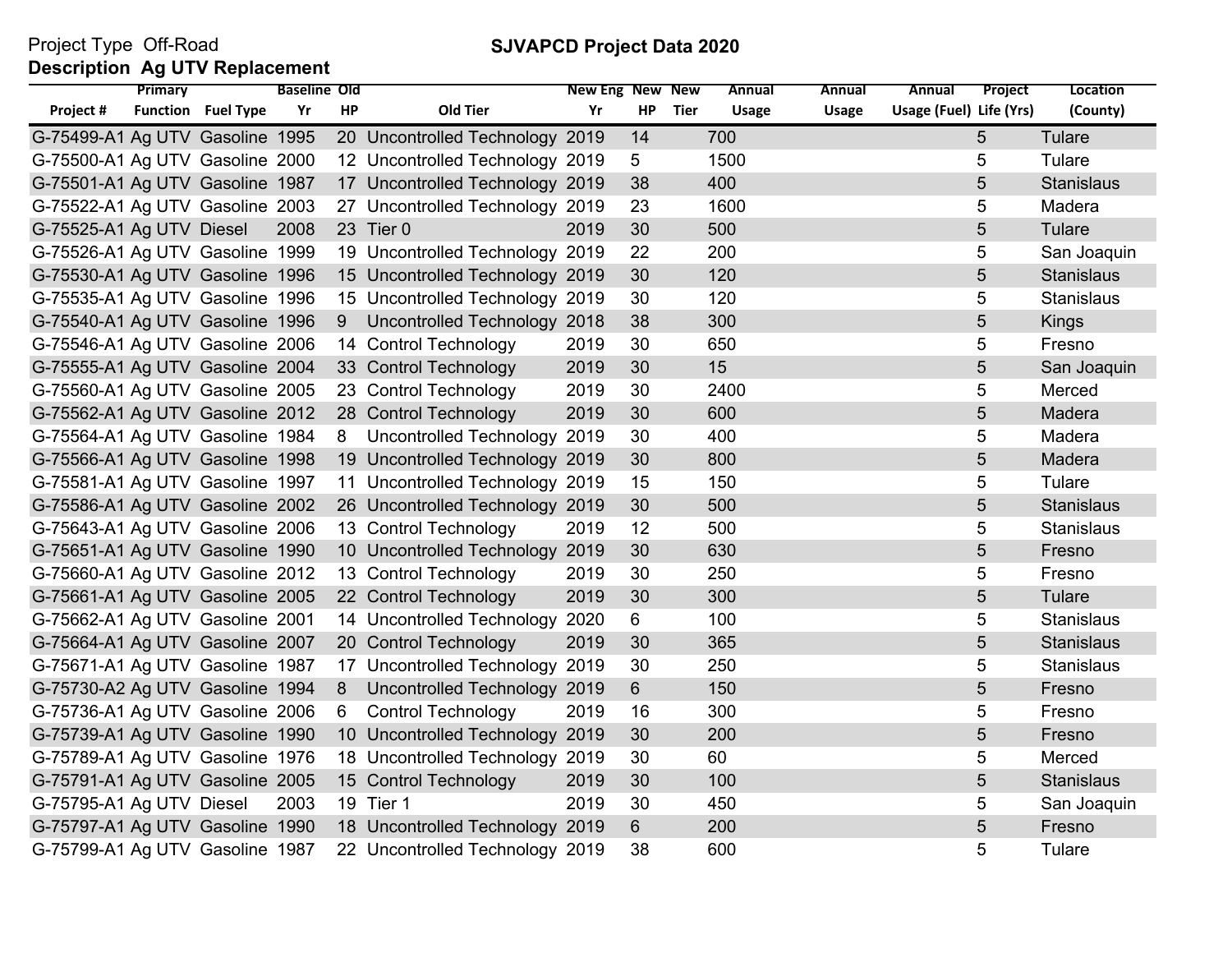Project Type Off-Road

**SJVAPCD Project Data 2020**

**Description Ag UTV Replacement**

| Project # | Primary Function | Fuel Type | Baseline Yr | Old HP | Old Tier | New Eng Yr | New HP | New Tier | Annual Usage | Annual Usage | Annual Usage (Fuel) | Project Life (Yrs) | Location (County) |
|---|---|---|---|---|---|---|---|---|---|---|---|---|---|
| G-75499-A1 | Ag UTV | Gasoline | 1995 | 20 | Uncontrolled Technology | 2019 | 14 | | 700 | | | 5 | Tulare |
| G-75500-A1 | Ag UTV | Gasoline | 2000 | 12 | Uncontrolled Technology | 2019 | 5 | | 1500 | | | 5 | Tulare |
| G-75501-A1 | Ag UTV | Gasoline | 1987 | 17 | Uncontrolled Technology | 2019 | 38 | | 400 | | | 5 | Stanislaus |
| G-75522-A1 | Ag UTV | Gasoline | 2003 | 27 | Uncontrolled Technology | 2019 | 23 | | 1600 | | | 5 | Madera |
| G-75525-A1 | Ag UTV | Diesel | 2008 | 23 | Tier 0 | 2019 | 30 | | 500 | | | 5 | Tulare |
| G-75526-A1 | Ag UTV | Gasoline | 1999 | 19 | Uncontrolled Technology | 2019 | 22 | | 200 | | | 5 | San Joaquin |
| G-75530-A1 | Ag UTV | Gasoline | 1996 | 15 | Uncontrolled Technology | 2019 | 30 | | 120 | | | 5 | Stanislaus |
| G-75535-A1 | Ag UTV | Gasoline | 1996 | 15 | Uncontrolled Technology | 2019 | 30 | | 120 | | | 5 | Stanislaus |
| G-75540-A1 | Ag UTV | Gasoline | 1996 | 9 | Uncontrolled Technology | 2018 | 38 | | 300 | | | 5 | Kings |
| G-75546-A1 | Ag UTV | Gasoline | 2006 | 14 | Control Technology | 2019 | 30 | | 650 | | | 5 | Fresno |
| G-75555-A1 | Ag UTV | Gasoline | 2004 | 33 | Control Technology | 2019 | 30 | | 15 | | | 5 | San Joaquin |
| G-75560-A1 | Ag UTV | Gasoline | 2005 | 23 | Control Technology | 2019 | 30 | | 2400 | | | 5 | Merced |
| G-75562-A1 | Ag UTV | Gasoline | 2012 | 28 | Control Technology | 2019 | 30 | | 600 | | | 5 | Madera |
| G-75564-A1 | Ag UTV | Gasoline | 1984 | 8 | Uncontrolled Technology | 2019 | 30 | | 400 | | | 5 | Madera |
| G-75566-A1 | Ag UTV | Gasoline | 1998 | 19 | Uncontrolled Technology | 2019 | 30 | | 800 | | | 5 | Madera |
| G-75581-A1 | Ag UTV | Gasoline | 1997 | 11 | Uncontrolled Technology | 2019 | 15 | | 150 | | | 5 | Tulare |
| G-75586-A1 | Ag UTV | Gasoline | 2002 | 26 | Uncontrolled Technology | 2019 | 30 | | 500 | | | 5 | Stanislaus |
| G-75643-A1 | Ag UTV | Gasoline | 2006 | 13 | Control Technology | 2019 | 12 | | 500 | | | 5 | Stanislaus |
| G-75651-A1 | Ag UTV | Gasoline | 1990 | 10 | Uncontrolled Technology | 2019 | 30 | | 630 | | | 5 | Fresno |
| G-75660-A1 | Ag UTV | Gasoline | 2012 | 13 | Control Technology | 2019 | 30 | | 250 | | | 5 | Fresno |
| G-75661-A1 | Ag UTV | Gasoline | 2005 | 22 | Control Technology | 2019 | 30 | | 300 | | | 5 | Tulare |
| G-75662-A1 | Ag UTV | Gasoline | 2001 | 14 | Uncontrolled Technology | 2020 | 6 | | 100 | | | 5 | Stanislaus |
| G-75664-A1 | Ag UTV | Gasoline | 2007 | 20 | Control Technology | 2019 | 30 | | 365 | | | 5 | Stanislaus |
| G-75671-A1 | Ag UTV | Gasoline | 1987 | 17 | Uncontrolled Technology | 2019 | 30 | | 250 | | | 5 | Stanislaus |
| G-75730-A2 | Ag UTV | Gasoline | 1994 | 8 | Uncontrolled Technology | 2019 | 6 | | 150 | | | 5 | Fresno |
| G-75736-A1 | Ag UTV | Gasoline | 2006 | 6 | Control Technology | 2019 | 16 | | 300 | | | 5 | Fresno |
| G-75739-A1 | Ag UTV | Gasoline | 1990 | 10 | Uncontrolled Technology | 2019 | 30 | | 200 | | | 5 | Fresno |
| G-75789-A1 | Ag UTV | Gasoline | 1976 | 18 | Uncontrolled Technology | 2019 | 30 | | 60 | | | 5 | Merced |
| G-75791-A1 | Ag UTV | Gasoline | 2005 | 15 | Control Technology | 2019 | 30 | | 100 | | | 5 | Stanislaus |
| G-75795-A1 | Ag UTV | Diesel | 2003 | 19 | Tier 1 | 2019 | 30 | | 450 | | | 5 | San Joaquin |
| G-75797-A1 | Ag UTV | Gasoline | 1990 | 18 | Uncontrolled Technology | 2019 | 6 | | 200 | | | 5 | Fresno |
| G-75799-A1 | Ag UTV | Gasoline | 1987 | 22 | Uncontrolled Technology | 2019 | 38 | | 600 | | | 5 | Tulare |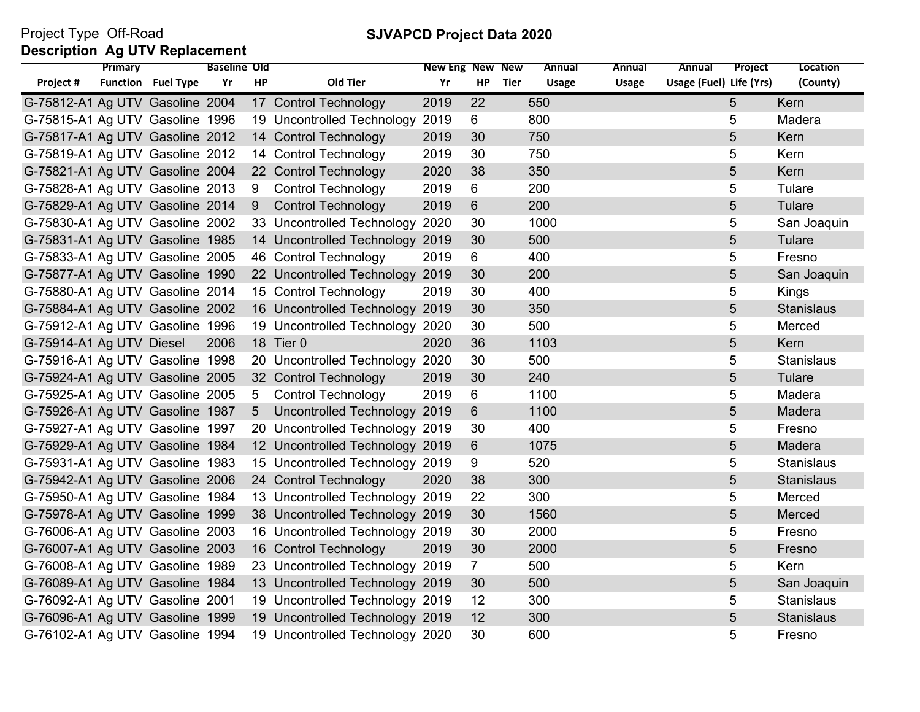Project Type Off-Road

**SJVAPCD Project Data 2020**

**Description Ag UTV Replacement**

| Project # | Primary Function | Fuel Type | Baseline Yr | Old HP | Old Tier | New Eng Yr | New HP | New Tier | Annual Usage | Annual Usage | Annual Usage (Fuel) | Project Life (Yrs) | Location (County) |
|---|---|---|---|---|---|---|---|---|---|---|---|---|---|
| G-75812-A1 | Ag UTV | Gasoline | 2004 | 17 | Control Technology | 2019 | 22 | | 550 | | | 5 | Kern |
| G-75815-A1 | Ag UTV | Gasoline | 1996 | 19 | Uncontrolled Technology | 2019 | 6 | | 800 | | | 5 | Madera |
| G-75817-A1 | Ag UTV | Gasoline | 2012 | 14 | Control Technology | 2019 | 30 | | 750 | | | 5 | Kern |
| G-75819-A1 | Ag UTV | Gasoline | 2012 | 14 | Control Technology | 2019 | 30 | | 750 | | | 5 | Kern |
| G-75821-A1 | Ag UTV | Gasoline | 2004 | 22 | Control Technology | 2020 | 38 | | 350 | | | 5 | Kern |
| G-75828-A1 | Ag UTV | Gasoline | 2013 | 9 | Control Technology | 2019 | 6 | | 200 | | | 5 | Tulare |
| G-75829-A1 | Ag UTV | Gasoline | 2014 | 9 | Control Technology | 2019 | 6 | | 200 | | | 5 | Tulare |
| G-75830-A1 | Ag UTV | Gasoline | 2002 | 33 | Uncontrolled Technology | 2020 | 30 | | 1000 | | | 5 | San Joaquin |
| G-75831-A1 | Ag UTV | Gasoline | 1985 | 14 | Uncontrolled Technology | 2019 | 30 | | 500 | | | 5 | Tulare |
| G-75833-A1 | Ag UTV | Gasoline | 2005 | 46 | Control Technology | 2019 | 6 | | 400 | | | 5 | Fresno |
| G-75877-A1 | Ag UTV | Gasoline | 1990 | 22 | Uncontrolled Technology | 2019 | 30 | | 200 | | | 5 | San Joaquin |
| G-75880-A1 | Ag UTV | Gasoline | 2014 | 15 | Control Technology | 2019 | 30 | | 400 | | | 5 | Kings |
| G-75884-A1 | Ag UTV | Gasoline | 2002 | 16 | Uncontrolled Technology | 2019 | 30 | | 350 | | | 5 | Stanislaus |
| G-75912-A1 | Ag UTV | Gasoline | 1996 | 19 | Uncontrolled Technology | 2020 | 30 | | 500 | | | 5 | Merced |
| G-75914-A1 | Ag UTV | Diesel | 2006 | 18 | Tier 0 | 2020 | 36 | | 1103 | | | 5 | Kern |
| G-75916-A1 | Ag UTV | Gasoline | 1998 | 20 | Uncontrolled Technology | 2020 | 30 | | 500 | | | 5 | Stanislaus |
| G-75924-A1 | Ag UTV | Gasoline | 2005 | 32 | Control Technology | 2019 | 30 | | 240 | | | 5 | Tulare |
| G-75925-A1 | Ag UTV | Gasoline | 2005 | 5 | Control Technology | 2019 | 6 | | 1100 | | | 5 | Madera |
| G-75926-A1 | Ag UTV | Gasoline | 1987 | 5 | Uncontrolled Technology | 2019 | 6 | | 1100 | | | 5 | Madera |
| G-75927-A1 | Ag UTV | Gasoline | 1997 | 20 | Uncontrolled Technology | 2019 | 30 | | 400 | | | 5 | Fresno |
| G-75929-A1 | Ag UTV | Gasoline | 1984 | 12 | Uncontrolled Technology | 2019 | 6 | | 1075 | | | 5 | Madera |
| G-75931-A1 | Ag UTV | Gasoline | 1983 | 15 | Uncontrolled Technology | 2019 | 9 | | 520 | | | 5 | Stanislaus |
| G-75942-A1 | Ag UTV | Gasoline | 2006 | 24 | Control Technology | 2020 | 38 | | 300 | | | 5 | Stanislaus |
| G-75950-A1 | Ag UTV | Gasoline | 1984 | 13 | Uncontrolled Technology | 2019 | 22 | | 300 | | | 5 | Merced |
| G-75978-A1 | Ag UTV | Gasoline | 1999 | 38 | Uncontrolled Technology | 2019 | 30 | | 1560 | | | 5 | Merced |
| G-76006-A1 | Ag UTV | Gasoline | 2003 | 16 | Uncontrolled Technology | 2019 | 30 | | 2000 | | | 5 | Fresno |
| G-76007-A1 | Ag UTV | Gasoline | 2003 | 16 | Control Technology | 2019 | 30 | | 2000 | | | 5 | Fresno |
| G-76008-A1 | Ag UTV | Gasoline | 1989 | 23 | Uncontrolled Technology | 2019 | 7 | | 500 | | | 5 | Kern |
| G-76089-A1 | Ag UTV | Gasoline | 1984 | 13 | Uncontrolled Technology | 2019 | 30 | | 500 | | | 5 | San Joaquin |
| G-76092-A1 | Ag UTV | Gasoline | 2001 | 19 | Uncontrolled Technology | 2019 | 12 | | 300 | | | 5 | Stanislaus |
| G-76096-A1 | Ag UTV | Gasoline | 1999 | 19 | Uncontrolled Technology | 2019 | 12 | | 300 | | | 5 | Stanislaus |
| G-76102-A1 | Ag UTV | Gasoline | 1994 | 19 | Uncontrolled Technology | 2020 | 30 | | 600 | | | 5 | Fresno |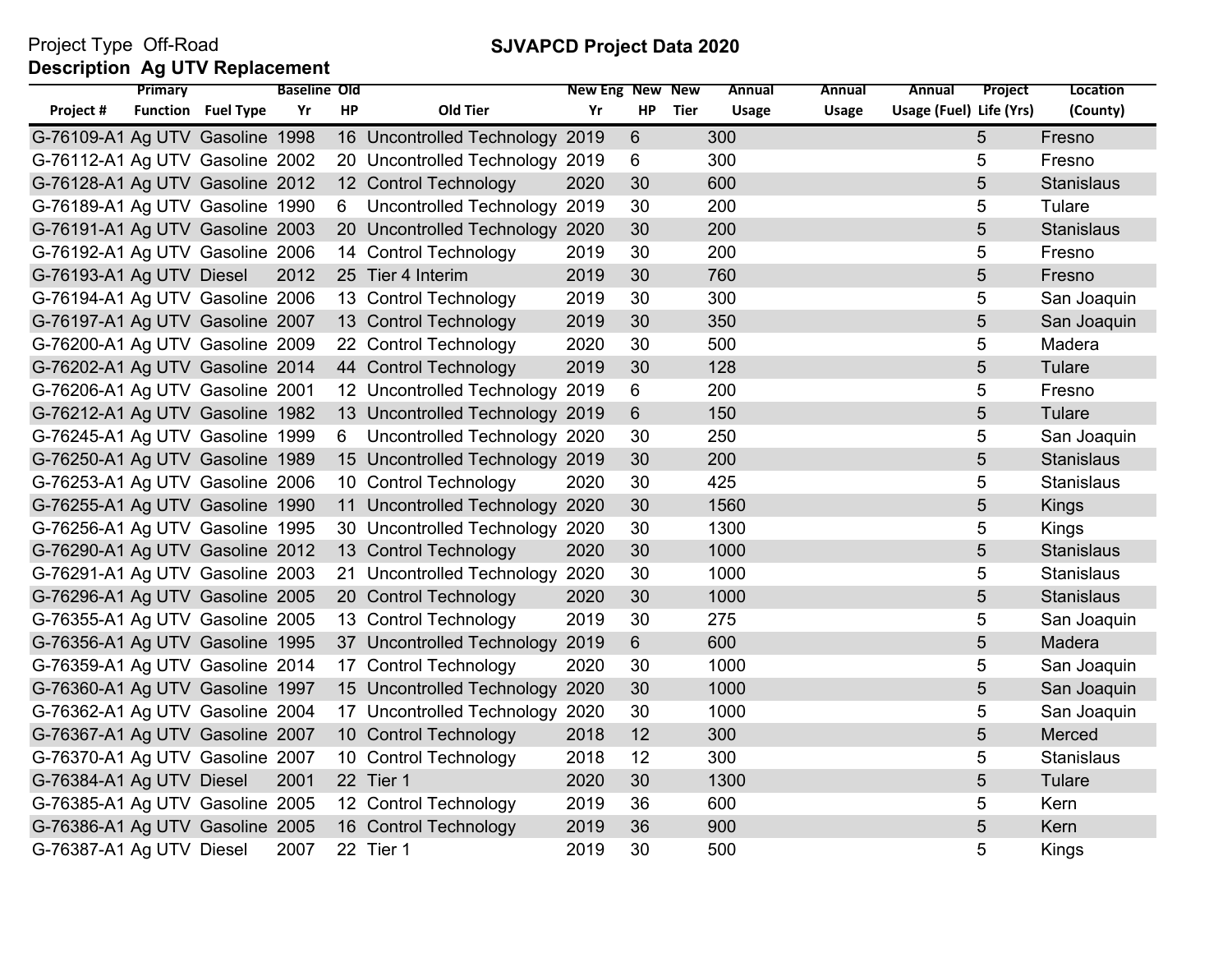Project Type Off-Road

**SJVAPCD Project Data 2020**

**Description Ag UTV Replacement**

| Project # | Primary Function | Fuel Type | Baseline Yr | Old HP | Old Tier | New Eng Yr | New HP | New Tier | Annual Usage | Annual Usage | Annual Usage (Fuel) | Project Life (Yrs) | Location (County) |
|---|---|---|---|---|---|---|---|---|---|---|---|---|---|
| G-76109-A1 | Ag UTV | Gasoline | 1998 | 16 | Uncontrolled Technology | 2019 | 6 | | 300 | | | 5 | Fresno |
| G-76112-A1 | Ag UTV | Gasoline | 2002 | 20 | Uncontrolled Technology | 2019 | 6 | | 300 | | | 5 | Fresno |
| G-76128-A1 | Ag UTV | Gasoline | 2012 | 12 | Control Technology | 2020 | 30 | | 600 | | | 5 | Stanislaus |
| G-76189-A1 | Ag UTV | Gasoline | 1990 | 6 | Uncontrolled Technology | 2019 | 30 | | 200 | | | 5 | Tulare |
| G-76191-A1 | Ag UTV | Gasoline | 2003 | 20 | Uncontrolled Technology | 2020 | 30 | | 200 | | | 5 | Stanislaus |
| G-76192-A1 | Ag UTV | Gasoline | 2006 | 14 | Control Technology | 2019 | 30 | | 200 | | | 5 | Fresno |
| G-76193-A1 | Ag UTV | Diesel | 2012 | 25 | Tier 4 Interim | 2019 | 30 | | 760 | | | 5 | Fresno |
| G-76194-A1 | Ag UTV | Gasoline | 2006 | 13 | Control Technology | 2019 | 30 | | 300 | | | 5 | San Joaquin |
| G-76197-A1 | Ag UTV | Gasoline | 2007 | 13 | Control Technology | 2019 | 30 | | 350 | | | 5 | San Joaquin |
| G-76200-A1 | Ag UTV | Gasoline | 2009 | 22 | Control Technology | 2020 | 30 | | 500 | | | 5 | Madera |
| G-76202-A1 | Ag UTV | Gasoline | 2014 | 44 | Control Technology | 2019 | 30 | | 128 | | | 5 | Tulare |
| G-76206-A1 | Ag UTV | Gasoline | 2001 | 12 | Uncontrolled Technology | 2019 | 6 | | 200 | | | 5 | Fresno |
| G-76212-A1 | Ag UTV | Gasoline | 1982 | 13 | Uncontrolled Technology | 2019 | 6 | | 150 | | | 5 | Tulare |
| G-76245-A1 | Ag UTV | Gasoline | 1999 | 6 | Uncontrolled Technology | 2020 | 30 | | 250 | | | 5 | San Joaquin |
| G-76250-A1 | Ag UTV | Gasoline | 1989 | 15 | Uncontrolled Technology | 2019 | 30 | | 200 | | | 5 | Stanislaus |
| G-76253-A1 | Ag UTV | Gasoline | 2006 | 10 | Control Technology | 2020 | 30 | | 425 | | | 5 | Stanislaus |
| G-76255-A1 | Ag UTV | Gasoline | 1990 | 11 | Uncontrolled Technology | 2020 | 30 | | 1560 | | | 5 | Kings |
| G-76256-A1 | Ag UTV | Gasoline | 1995 | 30 | Uncontrolled Technology | 2020 | 30 | | 1300 | | | 5 | Kings |
| G-76290-A1 | Ag UTV | Gasoline | 2012 | 13 | Control Technology | 2020 | 30 | | 1000 | | | 5 | Stanislaus |
| G-76291-A1 | Ag UTV | Gasoline | 2003 | 21 | Uncontrolled Technology | 2020 | 30 | | 1000 | | | 5 | Stanislaus |
| G-76296-A1 | Ag UTV | Gasoline | 2005 | 20 | Control Technology | 2020 | 30 | | 1000 | | | 5 | Stanislaus |
| G-76355-A1 | Ag UTV | Gasoline | 2005 | 13 | Control Technology | 2019 | 30 | | 275 | | | 5 | San Joaquin |
| G-76356-A1 | Ag UTV | Gasoline | 1995 | 37 | Uncontrolled Technology | 2019 | 6 | | 600 | | | 5 | Madera |
| G-76359-A1 | Ag UTV | Gasoline | 2014 | 17 | Control Technology | 2020 | 30 | | 1000 | | | 5 | San Joaquin |
| G-76360-A1 | Ag UTV | Gasoline | 1997 | 15 | Uncontrolled Technology | 2020 | 30 | | 1000 | | | 5 | San Joaquin |
| G-76362-A1 | Ag UTV | Gasoline | 2004 | 17 | Uncontrolled Technology | 2020 | 30 | | 1000 | | | 5 | San Joaquin |
| G-76367-A1 | Ag UTV | Gasoline | 2007 | 10 | Control Technology | 2018 | 12 | | 300 | | | 5 | Merced |
| G-76370-A1 | Ag UTV | Gasoline | 2007 | 10 | Control Technology | 2018 | 12 | | 300 | | | 5 | Stanislaus |
| G-76384-A1 | Ag UTV | Diesel | 2001 | 22 | Tier 1 | 2020 | 30 | | 1300 | | | 5 | Tulare |
| G-76385-A1 | Ag UTV | Gasoline | 2005 | 12 | Control Technology | 2019 | 36 | | 600 | | | 5 | Kern |
| G-76386-A1 | Ag UTV | Gasoline | 2005 | 16 | Control Technology | 2019 | 36 | | 900 | | | 5 | Kern |
| G-76387-A1 | Ag UTV | Diesel | 2007 | 22 | Tier 1 | 2019 | 30 | | 500 | | | 5 | Kings |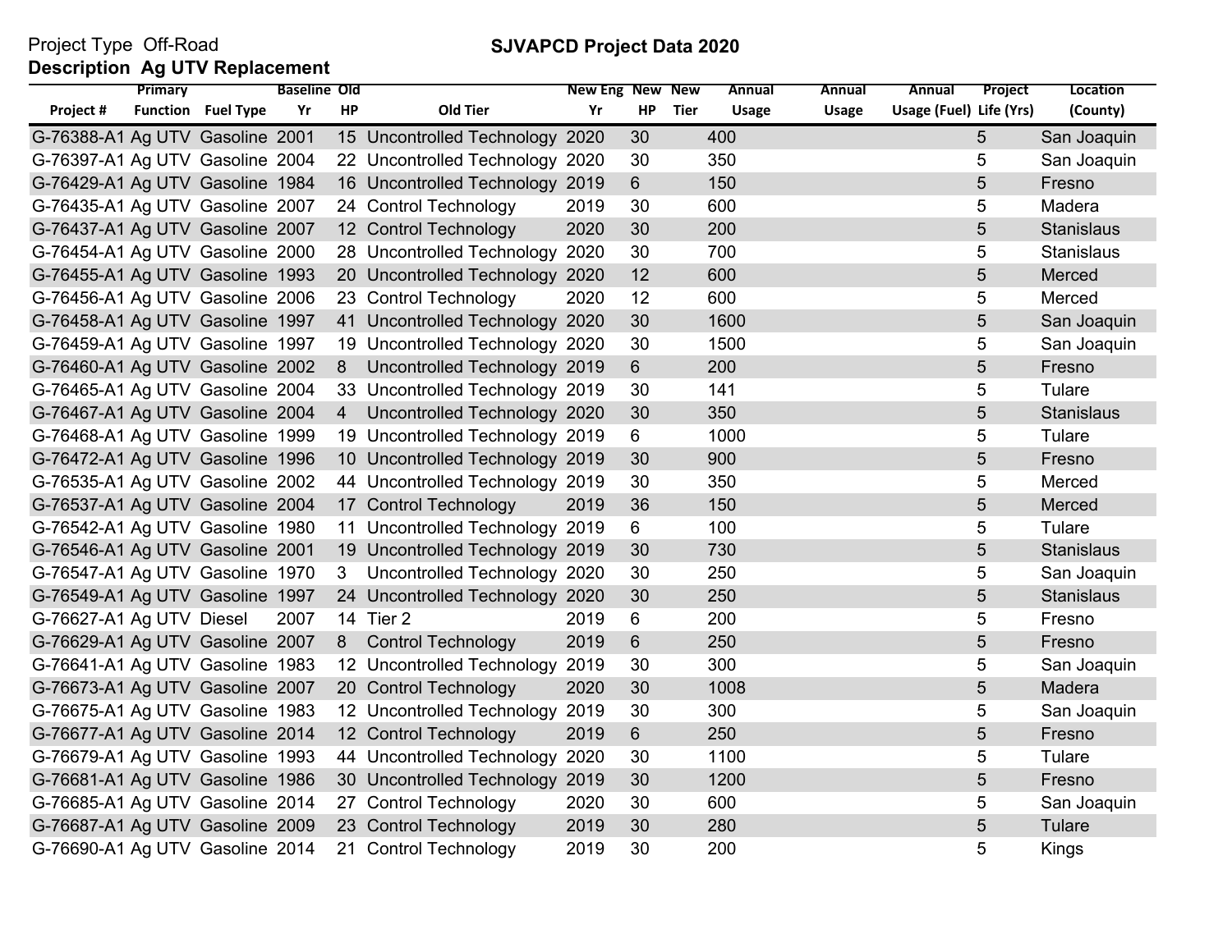Project Type Off-Road

**Description Ag UTV Replacement**

## SJVAPCD Project Data 2020

| Project # | Primary Function | Fuel Type | Baseline Yr | Old HP | Old Tier | New Eng Yr | New HP | New Tier | Annual Usage | Annual Usage | Annual Usage (Fuel) | Project Life (Yrs) | Location (County) |
|---|---|---|---|---|---|---|---|---|---|---|---|---|---|
| G-76388-A1 | Ag UTV | Gasoline | 2001 | 15 | Uncontrolled Technology | 2020 | 30 | | 400 | | | 5 | San Joaquin |
| G-76397-A1 | Ag UTV | Gasoline | 2004 | 22 | Uncontrolled Technology | 2020 | 30 | | 350 | | | 5 | San Joaquin |
| G-76429-A1 | Ag UTV | Gasoline | 1984 | 16 | Uncontrolled Technology | 2019 | 6 | | 150 | | | 5 | Fresno |
| G-76435-A1 | Ag UTV | Gasoline | 2007 | 24 | Control Technology | 2019 | 30 | | 600 | | | 5 | Madera |
| G-76437-A1 | Ag UTV | Gasoline | 2007 | 12 | Control Technology | 2020 | 30 | | 200 | | | 5 | Stanislaus |
| G-76454-A1 | Ag UTV | Gasoline | 2000 | 28 | Uncontrolled Technology | 2020 | 30 | | 700 | | | 5 | Stanislaus |
| G-76455-A1 | Ag UTV | Gasoline | 1993 | 20 | Uncontrolled Technology | 2020 | 12 | | 600 | | | 5 | Merced |
| G-76456-A1 | Ag UTV | Gasoline | 2006 | 23 | Control Technology | 2020 | 12 | | 600 | | | 5 | Merced |
| G-76458-A1 | Ag UTV | Gasoline | 1997 | 41 | Uncontrolled Technology | 2020 | 30 | | 1600 | | | 5 | San Joaquin |
| G-76459-A1 | Ag UTV | Gasoline | 1997 | 19 | Uncontrolled Technology | 2020 | 30 | | 1500 | | | 5 | San Joaquin |
| G-76460-A1 | Ag UTV | Gasoline | 2002 | 8 | Uncontrolled Technology | 2019 | 6 | | 200 | | | 5 | Fresno |
| G-76465-A1 | Ag UTV | Gasoline | 2004 | 33 | Uncontrolled Technology | 2019 | 30 | | 141 | | | 5 | Tulare |
| G-76467-A1 | Ag UTV | Gasoline | 2004 | 4 | Uncontrolled Technology | 2020 | 30 | | 350 | | | 5 | Stanislaus |
| G-76468-A1 | Ag UTV | Gasoline | 1999 | 19 | Uncontrolled Technology | 2019 | 6 | | 1000 | | | 5 | Tulare |
| G-76472-A1 | Ag UTV | Gasoline | 1996 | 10 | Uncontrolled Technology | 2019 | 30 | | 900 | | | 5 | Fresno |
| G-76535-A1 | Ag UTV | Gasoline | 2002 | 44 | Uncontrolled Technology | 2019 | 30 | | 350 | | | 5 | Merced |
| G-76537-A1 | Ag UTV | Gasoline | 2004 | 17 | Control Technology | 2019 | 36 | | 150 | | | 5 | Merced |
| G-76542-A1 | Ag UTV | Gasoline | 1980 | 11 | Uncontrolled Technology | 2019 | 6 | | 100 | | | 5 | Tulare |
| G-76546-A1 | Ag UTV | Gasoline | 2001 | 19 | Uncontrolled Technology | 2019 | 30 | | 730 | | | 5 | Stanislaus |
| G-76547-A1 | Ag UTV | Gasoline | 1970 | 3 | Uncontrolled Technology | 2020 | 30 | | 250 | | | 5 | San Joaquin |
| G-76549-A1 | Ag UTV | Gasoline | 1997 | 24 | Uncontrolled Technology | 2020 | 30 | | 250 | | | 5 | Stanislaus |
| G-76627-A1 | Ag UTV | Diesel | 2007 | 14 | Tier 2 | 2019 | 6 | | 200 | | | 5 | Fresno |
| G-76629-A1 | Ag UTV | Gasoline | 2007 | 8 | Control Technology | 2019 | 6 | | 250 | | | 5 | Fresno |
| G-76641-A1 | Ag UTV | Gasoline | 1983 | 12 | Uncontrolled Technology | 2019 | 30 | | 300 | | | 5 | San Joaquin |
| G-76673-A1 | Ag UTV | Gasoline | 2007 | 20 | Control Technology | 2020 | 30 | | 1008 | | | 5 | Madera |
| G-76675-A1 | Ag UTV | Gasoline | 1983 | 12 | Uncontrolled Technology | 2019 | 30 | | 300 | | | 5 | San Joaquin |
| G-76677-A1 | Ag UTV | Gasoline | 2014 | 12 | Control Technology | 2019 | 6 | | 250 | | | 5 | Fresno |
| G-76679-A1 | Ag UTV | Gasoline | 1993 | 44 | Uncontrolled Technology | 2020 | 30 | | 1100 | | | 5 | Tulare |
| G-76681-A1 | Ag UTV | Gasoline | 1986 | 30 | Uncontrolled Technology | 2019 | 30 | | 1200 | | | 5 | Fresno |
| G-76685-A1 | Ag UTV | Gasoline | 2014 | 27 | Control Technology | 2020 | 30 | | 600 | | | 5 | San Joaquin |
| G-76687-A1 | Ag UTV | Gasoline | 2009 | 23 | Control Technology | 2019 | 30 | | 280 | | | 5 | Tulare |
| G-76690-A1 | Ag UTV | Gasoline | 2014 | 21 | Control Technology | 2019 | 30 | | 200 | | | 5 | Kings |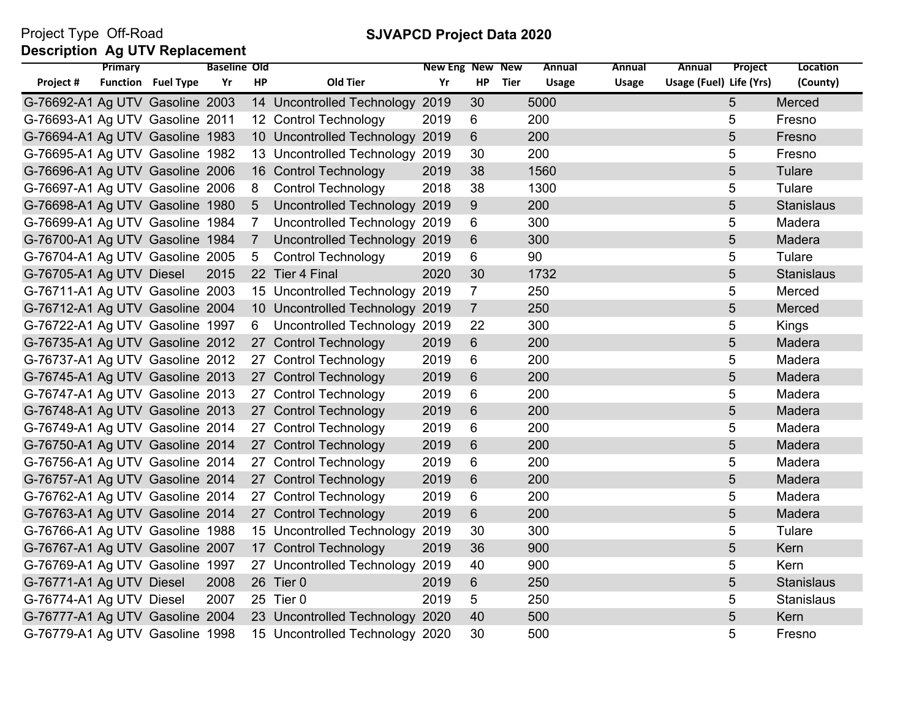Project Type Off-Road

## SJVAPCD Project Data 2020

**Description Ag UTV Replacement**

| Project # | Primary Function | Fuel Type | Baseline Yr | Old HP | Old Tier | New Eng Yr | New HP | New Tier | Annual Usage | Annual Usage | Annual Usage (Fuel) | Project Life (Yrs) | Location (County) |
|---|---|---|---|---|---|---|---|---|---|---|---|---|---|
| G-76692-A1 | Ag UTV | Gasoline | 2003 | 14 | Uncontrolled Technology | 2019 | 30 | | 5000 | | | 5 | Merced |
| G-76693-A1 | Ag UTV | Gasoline | 2011 | 12 | Control Technology | 2019 | 6 | | 200 | | | 5 | Fresno |
| G-76694-A1 | Ag UTV | Gasoline | 1983 | 10 | Uncontrolled Technology | 2019 | 6 | | 200 | | | 5 | Fresno |
| G-76695-A1 | Ag UTV | Gasoline | 1982 | 13 | Uncontrolled Technology | 2019 | 30 | | 200 | | | 5 | Fresno |
| G-76696-A1 | Ag UTV | Gasoline | 2006 | 16 | Control Technology | 2019 | 38 | | 1560 | | | 5 | Tulare |
| G-76697-A1 | Ag UTV | Gasoline | 2006 | 8 | Control Technology | 2018 | 38 | | 1300 | | | 5 | Tulare |
| G-76698-A1 | Ag UTV | Gasoline | 1980 | 5 | Uncontrolled Technology | 2019 | 9 | | 200 | | | 5 | Stanislaus |
| G-76699-A1 | Ag UTV | Gasoline | 1984 | 7 | Uncontrolled Technology | 2019 | 6 | | 300 | | | 5 | Madera |
| G-76700-A1 | Ag UTV | Gasoline | 1984 | 7 | Uncontrolled Technology | 2019 | 6 | | 300 | | | 5 | Madera |
| G-76704-A1 | Ag UTV | Gasoline | 2005 | 5 | Control Technology | 2019 | 6 | | 90 | | | 5 | Tulare |
| G-76705-A1 | Ag UTV | Diesel | 2015 | 22 | Tier 4 Final | 2020 | 30 | | 1732 | | | 5 | Stanislaus |
| G-76711-A1 | Ag UTV | Gasoline | 2003 | 15 | Uncontrolled Technology | 2019 | 7 | | 250 | | | 5 | Merced |
| G-76712-A1 | Ag UTV | Gasoline | 2004 | 10 | Uncontrolled Technology | 2019 | 7 | | 250 | | | 5 | Merced |
| G-76722-A1 | Ag UTV | Gasoline | 1997 | 6 | Uncontrolled Technology | 2019 | 22 | | 300 | | | 5 | Kings |
| G-76735-A1 | Ag UTV | Gasoline | 2012 | 27 | Control Technology | 2019 | 6 | | 200 | | | 5 | Madera |
| G-76737-A1 | Ag UTV | Gasoline | 2012 | 27 | Control Technology | 2019 | 6 | | 200 | | | 5 | Madera |
| G-76745-A1 | Ag UTV | Gasoline | 2013 | 27 | Control Technology | 2019 | 6 | | 200 | | | 5 | Madera |
| G-76747-A1 | Ag UTV | Gasoline | 2013 | 27 | Control Technology | 2019 | 6 | | 200 | | | 5 | Madera |
| G-76748-A1 | Ag UTV | Gasoline | 2013 | 27 | Control Technology | 2019 | 6 | | 200 | | | 5 | Madera |
| G-76749-A1 | Ag UTV | Gasoline | 2014 | 27 | Control Technology | 2019 | 6 | | 200 | | | 5 | Madera |
| G-76750-A1 | Ag UTV | Gasoline | 2014 | 27 | Control Technology | 2019 | 6 | | 200 | | | 5 | Madera |
| G-76756-A1 | Ag UTV | Gasoline | 2014 | 27 | Control Technology | 2019 | 6 | | 200 | | | 5 | Madera |
| G-76757-A1 | Ag UTV | Gasoline | 2014 | 27 | Control Technology | 2019 | 6 | | 200 | | | 5 | Madera |
| G-76762-A1 | Ag UTV | Gasoline | 2014 | 27 | Control Technology | 2019 | 6 | | 200 | | | 5 | Madera |
| G-76763-A1 | Ag UTV | Gasoline | 2014 | 27 | Control Technology | 2019 | 6 | | 200 | | | 5 | Madera |
| G-76766-A1 | Ag UTV | Gasoline | 1988 | 15 | Uncontrolled Technology | 2019 | 30 | | 300 | | | 5 | Tulare |
| G-76767-A1 | Ag UTV | Gasoline | 2007 | 17 | Control Technology | 2019 | 36 | | 900 | | | 5 | Kern |
| G-76769-A1 | Ag UTV | Gasoline | 1997 | 27 | Uncontrolled Technology | 2019 | 40 | | 900 | | | 5 | Kern |
| G-76771-A1 | Ag UTV | Diesel | 2008 | 26 | Tier 0 | 2019 | 6 | | 250 | | | 5 | Stanislaus |
| G-76774-A1 | Ag UTV | Diesel | 2007 | 25 | Tier 0 | 2019 | 5 | | 250 | | | 5 | Stanislaus |
| G-76777-A1 | Ag UTV | Gasoline | 2004 | 23 | Uncontrolled Technology | 2020 | 40 | | 500 | | | 5 | Kern |
| G-76779-A1 | Ag UTV | Gasoline | 1998 | 15 | Uncontrolled Technology | 2020 | 30 | | 500 | | | 5 | Fresno |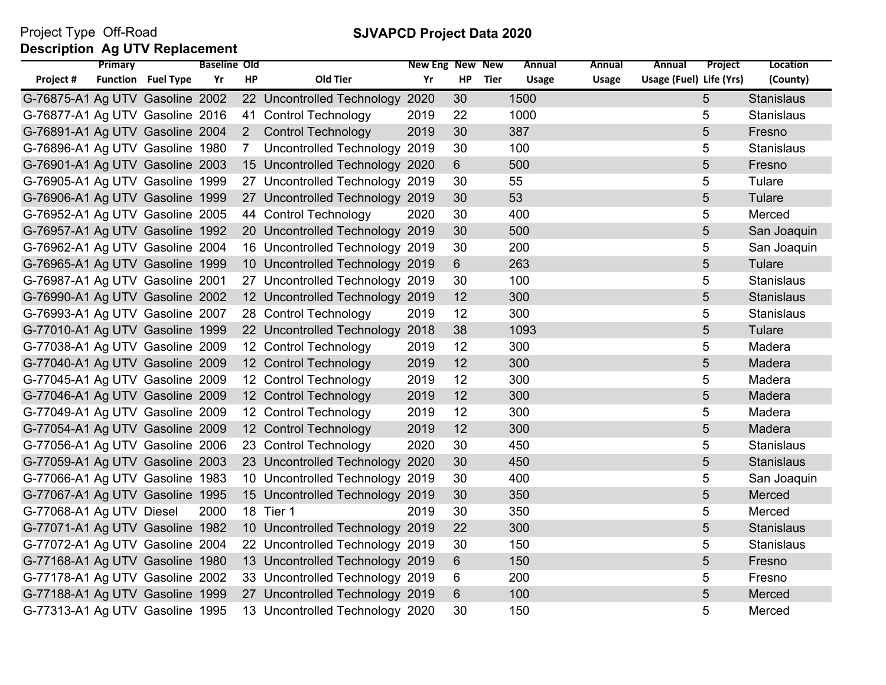Project Type Off-Road

**SJVAPCD Project Data 2020**

**Description Ag UTV Replacement**

| Project # | Primary Function | Fuel Type | Baseline Yr | Old HP | Old Tier | New Eng Yr | New HP | New Tier | Annual Usage | Annual Usage | Annual Usage (Fuel) | Project Life (Yrs) | Location (County) |
|---|---|---|---|---|---|---|---|---|---|---|---|---|---|
| G-76875-A1 | Ag UTV | Gasoline | 2002 | 22 | Uncontrolled Technology | 2020 | 30 | | 1500 | | | 5 | Stanislaus |
| G-76877-A1 | Ag UTV | Gasoline | 2016 | 41 | Control Technology | 2019 | 22 | | 1000 | | | 5 | Stanislaus |
| G-76891-A1 | Ag UTV | Gasoline | 2004 | 2 | Control Technology | 2019 | 30 | | 387 | | | 5 | Fresno |
| G-76896-A1 | Ag UTV | Gasoline | 1980 | 7 | Uncontrolled Technology | 2019 | 30 | | 100 | | | 5 | Stanislaus |
| G-76901-A1 | Ag UTV | Gasoline | 2003 | 15 | Uncontrolled Technology | 2020 | 6 | | 500 | | | 5 | Fresno |
| G-76905-A1 | Ag UTV | Gasoline | 1999 | 27 | Uncontrolled Technology | 2019 | 30 | | 55 | | | 5 | Tulare |
| G-76906-A1 | Ag UTV | Gasoline | 1999 | 27 | Uncontrolled Technology | 2019 | 30 | | 53 | | | 5 | Tulare |
| G-76952-A1 | Ag UTV | Gasoline | 2005 | 44 | Control Technology | 2020 | 30 | | 400 | | | 5 | Merced |
| G-76957-A1 | Ag UTV | Gasoline | 1992 | 20 | Uncontrolled Technology | 2019 | 30 | | 500 | | | 5 | San Joaquin |
| G-76962-A1 | Ag UTV | Gasoline | 2004 | 16 | Uncontrolled Technology | 2019 | 30 | | 200 | | | 5 | San Joaquin |
| G-76965-A1 | Ag UTV | Gasoline | 1999 | 10 | Uncontrolled Technology | 2019 | 6 | | 263 | | | 5 | Tulare |
| G-76987-A1 | Ag UTV | Gasoline | 2001 | 27 | Uncontrolled Technology | 2019 | 30 | | 100 | | | 5 | Stanislaus |
| G-76990-A1 | Ag UTV | Gasoline | 2002 | 12 | Uncontrolled Technology | 2019 | 12 | | 300 | | | 5 | Stanislaus |
| G-76993-A1 | Ag UTV | Gasoline | 2007 | 28 | Control Technology | 2019 | 12 | | 300 | | | 5 | Stanislaus |
| G-77010-A1 | Ag UTV | Gasoline | 1999 | 22 | Uncontrolled Technology | 2018 | 38 | | 1093 | | | 5 | Tulare |
| G-77038-A1 | Ag UTV | Gasoline | 2009 | 12 | Control Technology | 2019 | 12 | | 300 | | | 5 | Madera |
| G-77040-A1 | Ag UTV | Gasoline | 2009 | 12 | Control Technology | 2019 | 12 | | 300 | | | 5 | Madera |
| G-77045-A1 | Ag UTV | Gasoline | 2009 | 12 | Control Technology | 2019 | 12 | | 300 | | | 5 | Madera |
| G-77046-A1 | Ag UTV | Gasoline | 2009 | 12 | Control Technology | 2019 | 12 | | 300 | | | 5 | Madera |
| G-77049-A1 | Ag UTV | Gasoline | 2009 | 12 | Control Technology | 2019 | 12 | | 300 | | | 5 | Madera |
| G-77054-A1 | Ag UTV | Gasoline | 2009 | 12 | Control Technology | 2019 | 12 | | 300 | | | 5 | Madera |
| G-77056-A1 | Ag UTV | Gasoline | 2006 | 23 | Control Technology | 2020 | 30 | | 450 | | | 5 | Stanislaus |
| G-77059-A1 | Ag UTV | Gasoline | 2003 | 23 | Uncontrolled Technology | 2020 | 30 | | 450 | | | 5 | Stanislaus |
| G-77066-A1 | Ag UTV | Gasoline | 1983 | 10 | Uncontrolled Technology | 2019 | 30 | | 400 | | | 5 | San Joaquin |
| G-77067-A1 | Ag UTV | Gasoline | 1995 | 15 | Uncontrolled Technology | 2019 | 30 | | 350 | | | 5 | Merced |
| G-77068-A1 | Ag UTV | Diesel | 2000 | 18 | Tier 1 | 2019 | 30 | | 350 | | | 5 | Merced |
| G-77071-A1 | Ag UTV | Gasoline | 1982 | 10 | Uncontrolled Technology | 2019 | 22 | | 300 | | | 5 | Stanislaus |
| G-77072-A1 | Ag UTV | Gasoline | 2004 | 22 | Uncontrolled Technology | 2019 | 30 | | 150 | | | 5 | Stanislaus |
| G-77168-A1 | Ag UTV | Gasoline | 1980 | 13 | Uncontrolled Technology | 2019 | 6 | | 150 | | | 5 | Fresno |
| G-77178-A1 | Ag UTV | Gasoline | 2002 | 33 | Uncontrolled Technology | 2019 | 6 | | 200 | | | 5 | Fresno |
| G-77188-A1 | Ag UTV | Gasoline | 1999 | 27 | Uncontrolled Technology | 2019 | 6 | | 100 | | | 5 | Merced |
| G-77313-A1 | Ag UTV | Gasoline | 1995 | 13 | Uncontrolled Technology | 2020 | 30 | | 150 | | | 5 | Merced |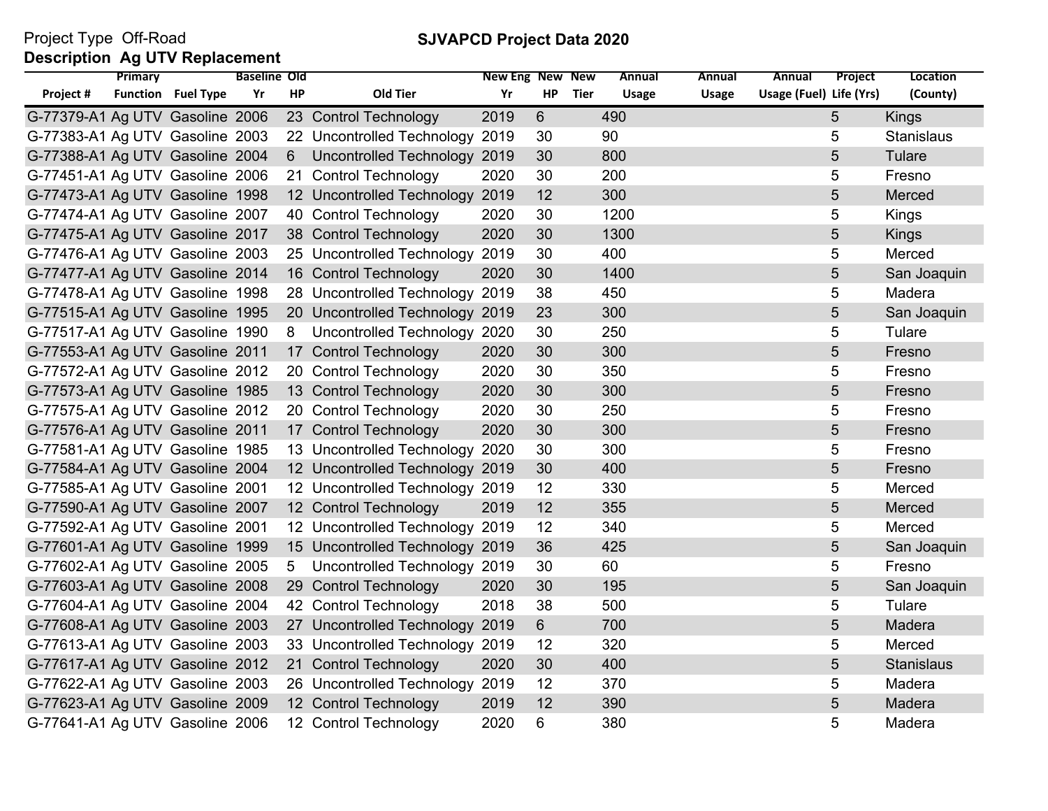Project Type Off-Road

**SJVAPCD Project Data 2020**

**Description Ag UTV Replacement**

| Project # | Primary Function | Fuel Type | Baseline Yr | Old HP | Old Tier | New Eng Yr | New HP | New Tier | Annual Usage | Annual Usage | Annual Usage (Fuel) | Project Life (Yrs) | Location (County) |
|---|---|---|---|---|---|---|---|---|---|---|---|---|---|
| G-77379-A1 | Ag UTV | Gasoline | 2006 | 23 | Control Technology | 2019 | 6 | | 490 | | | 5 | Kings |
| G-77383-A1 | Ag UTV | Gasoline | 2003 | 22 | Uncontrolled Technology | 2019 | 30 | | 90 | | | 5 | Stanislaus |
| G-77388-A1 | Ag UTV | Gasoline | 2004 | 6 | Uncontrolled Technology | 2019 | 30 | | 800 | | | 5 | Tulare |
| G-77451-A1 | Ag UTV | Gasoline | 2006 | 21 | Control Technology | 2020 | 30 | | 200 | | | 5 | Fresno |
| G-77473-A1 | Ag UTV | Gasoline | 1998 | 12 | Uncontrolled Technology | 2019 | 12 | | 300 | | | 5 | Merced |
| G-77474-A1 | Ag UTV | Gasoline | 2007 | 40 | Control Technology | 2020 | 30 | | 1200 | | | 5 | Kings |
| G-77475-A1 | Ag UTV | Gasoline | 2017 | 38 | Control Technology | 2020 | 30 | | 1300 | | | 5 | Kings |
| G-77476-A1 | Ag UTV | Gasoline | 2003 | 25 | Uncontrolled Technology | 2019 | 30 | | 400 | | | 5 | Merced |
| G-77477-A1 | Ag UTV | Gasoline | 2014 | 16 | Control Technology | 2020 | 30 | | 1400 | | | 5 | San Joaquin |
| G-77478-A1 | Ag UTV | Gasoline | 1998 | 28 | Uncontrolled Technology | 2019 | 38 | | 450 | | | 5 | Madera |
| G-77515-A1 | Ag UTV | Gasoline | 1995 | 20 | Uncontrolled Technology | 2019 | 23 | | 300 | | | 5 | San Joaquin |
| G-77517-A1 | Ag UTV | Gasoline | 1990 | 8 | Uncontrolled Technology | 2020 | 30 | | 250 | | | 5 | Tulare |
| G-77553-A1 | Ag UTV | Gasoline | 2011 | 17 | Control Technology | 2020 | 30 | | 300 | | | 5 | Fresno |
| G-77572-A1 | Ag UTV | Gasoline | 2012 | 20 | Control Technology | 2020 | 30 | | 350 | | | 5 | Fresno |
| G-77573-A1 | Ag UTV | Gasoline | 1985 | 13 | Control Technology | 2020 | 30 | | 300 | | | 5 | Fresno |
| G-77575-A1 | Ag UTV | Gasoline | 2012 | 20 | Control Technology | 2020 | 30 | | 250 | | | 5 | Fresno |
| G-77576-A1 | Ag UTV | Gasoline | 2011 | 17 | Control Technology | 2020 | 30 | | 300 | | | 5 | Fresno |
| G-77581-A1 | Ag UTV | Gasoline | 1985 | 13 | Uncontrolled Technology | 2020 | 30 | | 300 | | | 5 | Fresno |
| G-77584-A1 | Ag UTV | Gasoline | 2004 | 12 | Uncontrolled Technology | 2019 | 30 | | 400 | | | 5 | Fresno |
| G-77585-A1 | Ag UTV | Gasoline | 2001 | 12 | Uncontrolled Technology | 2019 | 12 | | 330 | | | 5 | Merced |
| G-77590-A1 | Ag UTV | Gasoline | 2007 | 12 | Control Technology | 2019 | 12 | | 355 | | | 5 | Merced |
| G-77592-A1 | Ag UTV | Gasoline | 2001 | 12 | Uncontrolled Technology | 2019 | 12 | | 340 | | | 5 | Merced |
| G-77601-A1 | Ag UTV | Gasoline | 1999 | 15 | Uncontrolled Technology | 2019 | 36 | | 425 | | | 5 | San Joaquin |
| G-77602-A1 | Ag UTV | Gasoline | 2005 | 5 | Uncontrolled Technology | 2019 | 30 | | 60 | | | 5 | Fresno |
| G-77603-A1 | Ag UTV | Gasoline | 2008 | 29 | Control Technology | 2020 | 30 | | 195 | | | 5 | San Joaquin |
| G-77604-A1 | Ag UTV | Gasoline | 2004 | 42 | Control Technology | 2018 | 38 | | 500 | | | 5 | Tulare |
| G-77608-A1 | Ag UTV | Gasoline | 2003 | 27 | Uncontrolled Technology | 2019 | 6 | | 700 | | | 5 | Madera |
| G-77613-A1 | Ag UTV | Gasoline | 2003 | 33 | Uncontrolled Technology | 2019 | 12 | | 320 | | | 5 | Merced |
| G-77617-A1 | Ag UTV | Gasoline | 2012 | 21 | Control Technology | 2020 | 30 | | 400 | | | 5 | Stanislaus |
| G-77622-A1 | Ag UTV | Gasoline | 2003 | 26 | Uncontrolled Technology | 2019 | 12 | | 370 | | | 5 | Madera |
| G-77623-A1 | Ag UTV | Gasoline | 2009 | 12 | Control Technology | 2019 | 12 | | 390 | | | 5 | Madera |
| G-77641-A1 | Ag UTV | Gasoline | 2006 | 12 | Control Technology | 2020 | 6 | | 380 | | | 5 | Madera |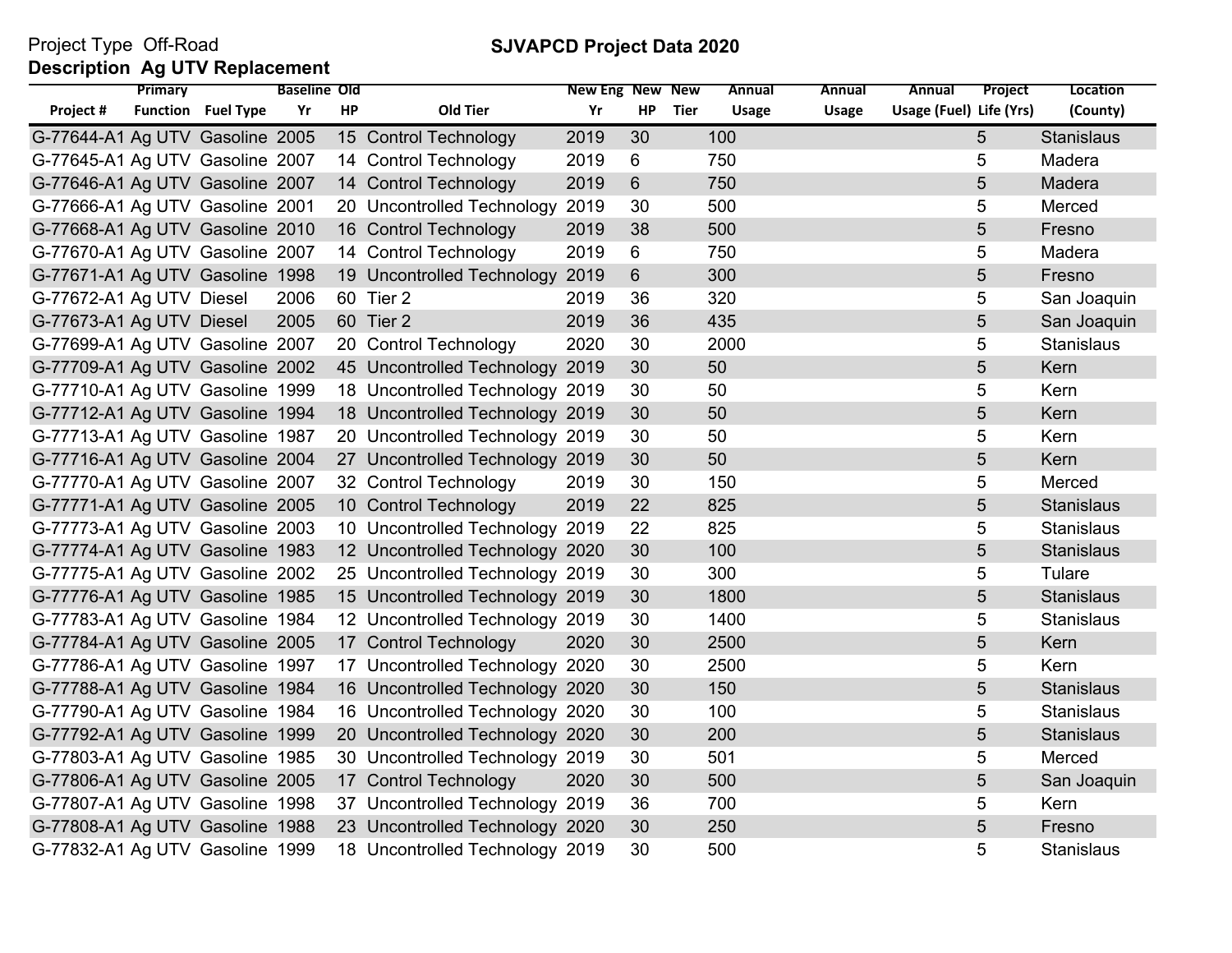Project Type Off-Road

**Description Ag UTV Replacement**

**SJVAPCD Project Data 2020**

| Project # | Primary Function | Fuel Type | Baseline Yr | Old HP | Old Tier | New Eng Yr | New HP | New Tier | Annual Usage | Annual Usage | Annual Usage (Fuel) | Project Life (Yrs) | Location (County) |
|---|---|---|---|---|---|---|---|---|---|---|---|---|---|
| G-77644-A1 | Ag UTV | Gasoline | 2005 | 15 | Control Technology | 2019 | 30 | | 100 | | | 5 | Stanislaus |
| G-77645-A1 | Ag UTV | Gasoline | 2007 | 14 | Control Technology | 2019 | 6 | | 750 | | | 5 | Madera |
| G-77646-A1 | Ag UTV | Gasoline | 2007 | 14 | Control Technology | 2019 | 6 | | 750 | | | 5 | Madera |
| G-77666-A1 | Ag UTV | Gasoline | 2001 | 20 | Uncontrolled Technology | 2019 | 30 | | 500 | | | 5 | Merced |
| G-77668-A1 | Ag UTV | Gasoline | 2010 | 16 | Control Technology | 2019 | 38 | | 500 | | | 5 | Fresno |
| G-77670-A1 | Ag UTV | Gasoline | 2007 | 14 | Control Technology | 2019 | 6 | | 750 | | | 5 | Madera |
| G-77671-A1 | Ag UTV | Gasoline | 1998 | 19 | Uncontrolled Technology | 2019 | 6 | | 300 | | | 5 | Fresno |
| G-77672-A1 | Ag UTV | Diesel | 2006 | 60 | Tier 2 | 2019 | 36 | | 320 | | | 5 | San Joaquin |
| G-77673-A1 | Ag UTV | Diesel | 2005 | 60 | Tier 2 | 2019 | 36 | | 435 | | | 5 | San Joaquin |
| G-77699-A1 | Ag UTV | Gasoline | 2007 | 20 | Control Technology | 2020 | 30 | | 2000 | | | 5 | Stanislaus |
| G-77709-A1 | Ag UTV | Gasoline | 2002 | 45 | Uncontrolled Technology | 2019 | 30 | | 50 | | | 5 | Kern |
| G-77710-A1 | Ag UTV | Gasoline | 1999 | 18 | Uncontrolled Technology | 2019 | 30 | | 50 | | | 5 | Kern |
| G-77712-A1 | Ag UTV | Gasoline | 1994 | 18 | Uncontrolled Technology | 2019 | 30 | | 50 | | | 5 | Kern |
| G-77713-A1 | Ag UTV | Gasoline | 1987 | 20 | Uncontrolled Technology | 2019 | 30 | | 50 | | | 5 | Kern |
| G-77716-A1 | Ag UTV | Gasoline | 2004 | 27 | Uncontrolled Technology | 2019 | 30 | | 50 | | | 5 | Kern |
| G-77770-A1 | Ag UTV | Gasoline | 2007 | 32 | Control Technology | 2019 | 30 | | 150 | | | 5 | Merced |
| G-77771-A1 | Ag UTV | Gasoline | 2005 | 10 | Control Technology | 2019 | 22 | | 825 | | | 5 | Stanislaus |
| G-77773-A1 | Ag UTV | Gasoline | 2003 | 10 | Uncontrolled Technology | 2019 | 22 | | 825 | | | 5 | Stanislaus |
| G-77774-A1 | Ag UTV | Gasoline | 1983 | 12 | Uncontrolled Technology | 2020 | 30 | | 100 | | | 5 | Stanislaus |
| G-77775-A1 | Ag UTV | Gasoline | 2002 | 25 | Uncontrolled Technology | 2019 | 30 | | 300 | | | 5 | Tulare |
| G-77776-A1 | Ag UTV | Gasoline | 1985 | 15 | Uncontrolled Technology | 2019 | 30 | | 1800 | | | 5 | Stanislaus |
| G-77783-A1 | Ag UTV | Gasoline | 1984 | 12 | Uncontrolled Technology | 2019 | 30 | | 1400 | | | 5 | Stanislaus |
| G-77784-A1 | Ag UTV | Gasoline | 2005 | 17 | Control Technology | 2020 | 30 | | 2500 | | | 5 | Kern |
| G-77786-A1 | Ag UTV | Gasoline | 1997 | 17 | Uncontrolled Technology | 2020 | 30 | | 2500 | | | 5 | Kern |
| G-77788-A1 | Ag UTV | Gasoline | 1984 | 16 | Uncontrolled Technology | 2020 | 30 | | 150 | | | 5 | Stanislaus |
| G-77790-A1 | Ag UTV | Gasoline | 1984 | 16 | Uncontrolled Technology | 2020 | 30 | | 100 | | | 5 | Stanislaus |
| G-77792-A1 | Ag UTV | Gasoline | 1999 | 20 | Uncontrolled Technology | 2020 | 30 | | 200 | | | 5 | Stanislaus |
| G-77803-A1 | Ag UTV | Gasoline | 1985 | 30 | Uncontrolled Technology | 2019 | 30 | | 501 | | | 5 | Merced |
| G-77806-A1 | Ag UTV | Gasoline | 2005 | 17 | Control Technology | 2020 | 30 | | 500 | | | 5 | San Joaquin |
| G-77807-A1 | Ag UTV | Gasoline | 1998 | 37 | Uncontrolled Technology | 2019 | 36 | | 700 | | | 5 | Kern |
| G-77808-A1 | Ag UTV | Gasoline | 1988 | 23 | Uncontrolled Technology | 2020 | 30 | | 250 | | | 5 | Fresno |
| G-77832-A1 | Ag UTV | Gasoline | 1999 | 18 | Uncontrolled Technology | 2019 | 30 | | 500 | | | 5 | Stanislaus |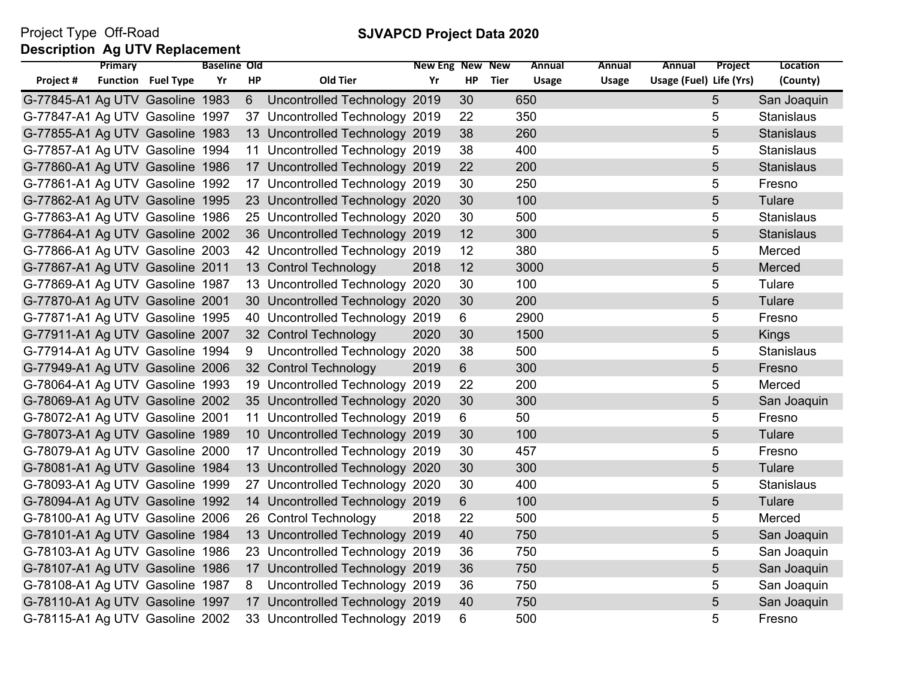Project Type Off-Road

**Description Ag UTV Replacement**

## SJVAPCD Project Data 2020

| Project # | Primary Function | Fuel Type | Baseline Yr | Old HP | Old Tier | New Eng Yr | New HP | New Tier | Annual Usage | Annual Usage | Annual Usage (Fuel) | Project Life (Yrs) | Location (County) |
|---|---|---|---|---|---|---|---|---|---|---|---|---|---|
| G-77845-A1 | Ag UTV | Gasoline | 1983 | 6 | Uncontrolled Technology | 2019 | 30 | | 650 | | | 5 | San Joaquin |
| G-77847-A1 | Ag UTV | Gasoline | 1997 | 37 | Uncontrolled Technology | 2019 | 22 | | 350 | | | 5 | Stanislaus |
| G-77855-A1 | Ag UTV | Gasoline | 1983 | 13 | Uncontrolled Technology | 2019 | 38 | | 260 | | | 5 | Stanislaus |
| G-77857-A1 | Ag UTV | Gasoline | 1994 | 11 | Uncontrolled Technology | 2019 | 38 | | 400 | | | 5 | Stanislaus |
| G-77860-A1 | Ag UTV | Gasoline | 1986 | 17 | Uncontrolled Technology | 2019 | 22 | | 200 | | | 5 | Stanislaus |
| G-77861-A1 | Ag UTV | Gasoline | 1992 | 17 | Uncontrolled Technology | 2019 | 30 | | 250 | | | 5 | Fresno |
| G-77862-A1 | Ag UTV | Gasoline | 1995 | 23 | Uncontrolled Technology | 2020 | 30 | | 100 | | | 5 | Tulare |
| G-77863-A1 | Ag UTV | Gasoline | 1986 | 25 | Uncontrolled Technology | 2020 | 30 | | 500 | | | 5 | Stanislaus |
| G-77864-A1 | Ag UTV | Gasoline | 2002 | 36 | Uncontrolled Technology | 2019 | 12 | | 300 | | | 5 | Stanislaus |
| G-77866-A1 | Ag UTV | Gasoline | 2003 | 42 | Uncontrolled Technology | 2019 | 12 | | 380 | | | 5 | Merced |
| G-77867-A1 | Ag UTV | Gasoline | 2011 | 13 | Control Technology | 2018 | 12 | | 3000 | | | 5 | Merced |
| G-77869-A1 | Ag UTV | Gasoline | 1987 | 13 | Uncontrolled Technology | 2020 | 30 | | 100 | | | 5 | Tulare |
| G-77870-A1 | Ag UTV | Gasoline | 2001 | 30 | Uncontrolled Technology | 2020 | 30 | | 200 | | | 5 | Tulare |
| G-77871-A1 | Ag UTV | Gasoline | 1995 | 40 | Uncontrolled Technology | 2019 | 6 | | 2900 | | | 5 | Fresno |
| G-77911-A1 | Ag UTV | Gasoline | 2007 | 32 | Control Technology | 2020 | 30 | | 1500 | | | 5 | Kings |
| G-77914-A1 | Ag UTV | Gasoline | 1994 | 9 | Uncontrolled Technology | 2020 | 38 | | 500 | | | 5 | Stanislaus |
| G-77949-A1 | Ag UTV | Gasoline | 2006 | 32 | Control Technology | 2019 | 6 | | 300 | | | 5 | Fresno |
| G-78064-A1 | Ag UTV | Gasoline | 1993 | 19 | Uncontrolled Technology | 2019 | 22 | | 200 | | | 5 | Merced |
| G-78069-A1 | Ag UTV | Gasoline | 2002 | 35 | Uncontrolled Technology | 2020 | 30 | | 300 | | | 5 | San Joaquin |
| G-78072-A1 | Ag UTV | Gasoline | 2001 | 11 | Uncontrolled Technology | 2019 | 6 | | 50 | | | 5 | Fresno |
| G-78073-A1 | Ag UTV | Gasoline | 1989 | 10 | Uncontrolled Technology | 2019 | 30 | | 100 | | | 5 | Tulare |
| G-78079-A1 | Ag UTV | Gasoline | 2000 | 17 | Uncontrolled Technology | 2019 | 30 | | 457 | | | 5 | Fresno |
| G-78081-A1 | Ag UTV | Gasoline | 1984 | 13 | Uncontrolled Technology | 2020 | 30 | | 300 | | | 5 | Tulare |
| G-78093-A1 | Ag UTV | Gasoline | 1999 | 27 | Uncontrolled Technology | 2020 | 30 | | 400 | | | 5 | Stanislaus |
| G-78094-A1 | Ag UTV | Gasoline | 1992 | 14 | Uncontrolled Technology | 2019 | 6 | | 100 | | | 5 | Tulare |
| G-78100-A1 | Ag UTV | Gasoline | 2006 | 26 | Control Technology | 2018 | 22 | | 500 | | | 5 | Merced |
| G-78101-A1 | Ag UTV | Gasoline | 1984 | 13 | Uncontrolled Technology | 2019 | 40 | | 750 | | | 5 | San Joaquin |
| G-78103-A1 | Ag UTV | Gasoline | 1986 | 23 | Uncontrolled Technology | 2019 | 36 | | 750 | | | 5 | San Joaquin |
| G-78107-A1 | Ag UTV | Gasoline | 1986 | 17 | Uncontrolled Technology | 2019 | 36 | | 750 | | | 5 | San Joaquin |
| G-78108-A1 | Ag UTV | Gasoline | 1987 | 8 | Uncontrolled Technology | 2019 | 36 | | 750 | | | 5 | San Joaquin |
| G-78110-A1 | Ag UTV | Gasoline | 1997 | 17 | Uncontrolled Technology | 2019 | 40 | | 750 | | | 5 | San Joaquin |
| G-78115-A1 | Ag UTV | Gasoline | 2002 | 33 | Uncontrolled Technology | 2019 | 6 | | 500 | | | 5 | Fresno |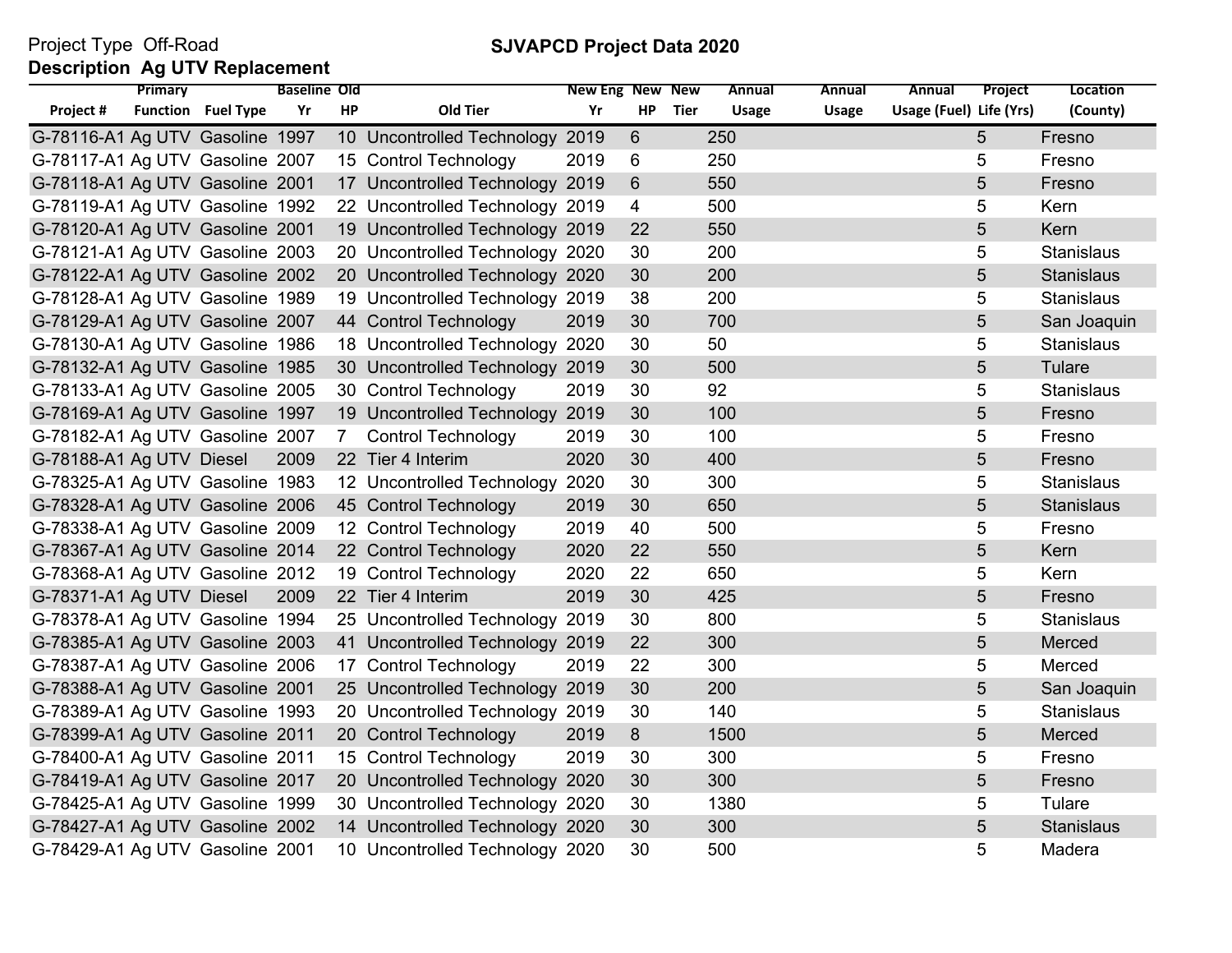Project Type Off-Road

**SJVAPCD Project Data 2020**

**Description Ag UTV Replacement**

| Project # | Primary Function | Fuel Type | Baseline Yr | Old HP | Old Tier | New Eng Yr | New HP | New Tier | Annual Usage | Annual Usage | Annual Usage (Fuel) | Project Life (Yrs) | Location (County) |
|---|---|---|---|---|---|---|---|---|---|---|---|---|---|
| G-78116-A1 | Ag UTV | Gasoline | 1997 | 10 | Uncontrolled Technology | 2019 | 6 | | 250 | | | 5 | Fresno |
| G-78117-A1 | Ag UTV | Gasoline | 2007 | 15 | Control Technology | 2019 | 6 | | 250 | | | 5 | Fresno |
| G-78118-A1 | Ag UTV | Gasoline | 2001 | 17 | Uncontrolled Technology | 2019 | 6 | | 550 | | | 5 | Fresno |
| G-78119-A1 | Ag UTV | Gasoline | 1992 | 22 | Uncontrolled Technology | 2019 | 4 | | 500 | | | 5 | Kern |
| G-78120-A1 | Ag UTV | Gasoline | 2001 | 19 | Uncontrolled Technology | 2019 | 22 | | 550 | | | 5 | Kern |
| G-78121-A1 | Ag UTV | Gasoline | 2003 | 20 | Uncontrolled Technology | 2020 | 30 | | 200 | | | 5 | Stanislaus |
| G-78122-A1 | Ag UTV | Gasoline | 2002 | 20 | Uncontrolled Technology | 2020 | 30 | | 200 | | | 5 | Stanislaus |
| G-78128-A1 | Ag UTV | Gasoline | 1989 | 19 | Uncontrolled Technology | 2019 | 38 | | 200 | | | 5 | Stanislaus |
| G-78129-A1 | Ag UTV | Gasoline | 2007 | 44 | Control Technology | 2019 | 30 | | 700 | | | 5 | San Joaquin |
| G-78130-A1 | Ag UTV | Gasoline | 1986 | 18 | Uncontrolled Technology | 2020 | 30 | | 50 | | | 5 | Stanislaus |
| G-78132-A1 | Ag UTV | Gasoline | 1985 | 30 | Uncontrolled Technology | 2019 | 30 | | 500 | | | 5 | Tulare |
| G-78133-A1 | Ag UTV | Gasoline | 2005 | 30 | Control Technology | 2019 | 30 | | 92 | | | 5 | Stanislaus |
| G-78169-A1 | Ag UTV | Gasoline | 1997 | 19 | Uncontrolled Technology | 2019 | 30 | | 100 | | | 5 | Fresno |
| G-78182-A1 | Ag UTV | Gasoline | 2007 | 7 | Control Technology | 2019 | 30 | | 100 | | | 5 | Fresno |
| G-78188-A1 | Ag UTV | Diesel | 2009 | 22 | Tier 4 Interim | 2020 | 30 | | 400 | | | 5 | Fresno |
| G-78325-A1 | Ag UTV | Gasoline | 1983 | 12 | Uncontrolled Technology | 2020 | 30 | | 300 | | | 5 | Stanislaus |
| G-78328-A1 | Ag UTV | Gasoline | 2006 | 45 | Control Technology | 2019 | 30 | | 650 | | | 5 | Stanislaus |
| G-78338-A1 | Ag UTV | Gasoline | 2009 | 12 | Control Technology | 2019 | 40 | | 500 | | | 5 | Fresno |
| G-78367-A1 | Ag UTV | Gasoline | 2014 | 22 | Control Technology | 2020 | 22 | | 550 | | | 5 | Kern |
| G-78368-A1 | Ag UTV | Gasoline | 2012 | 19 | Control Technology | 2020 | 22 | | 650 | | | 5 | Kern |
| G-78371-A1 | Ag UTV | Diesel | 2009 | 22 | Tier 4 Interim | 2019 | 30 | | 425 | | | 5 | Fresno |
| G-78378-A1 | Ag UTV | Gasoline | 1994 | 25 | Uncontrolled Technology | 2019 | 30 | | 800 | | | 5 | Stanislaus |
| G-78385-A1 | Ag UTV | Gasoline | 2003 | 41 | Uncontrolled Technology | 2019 | 22 | | 300 | | | 5 | Merced |
| G-78387-A1 | Ag UTV | Gasoline | 2006 | 17 | Control Technology | 2019 | 22 | | 300 | | | 5 | Merced |
| G-78388-A1 | Ag UTV | Gasoline | 2001 | 25 | Uncontrolled Technology | 2019 | 30 | | 200 | | | 5 | San Joaquin |
| G-78389-A1 | Ag UTV | Gasoline | 1993 | 20 | Uncontrolled Technology | 2019 | 30 | | 140 | | | 5 | Stanislaus |
| G-78399-A1 | Ag UTV | Gasoline | 2011 | 20 | Control Technology | 2019 | 8 | | 1500 | | | 5 | Merced |
| G-78400-A1 | Ag UTV | Gasoline | 2011 | 15 | Control Technology | 2019 | 30 | | 300 | | | 5 | Fresno |
| G-78419-A1 | Ag UTV | Gasoline | 2017 | 20 | Uncontrolled Technology | 2020 | 30 | | 300 | | | 5 | Fresno |
| G-78425-A1 | Ag UTV | Gasoline | 1999 | 30 | Uncontrolled Technology | 2020 | 30 | | 1380 | | | 5 | Tulare |
| G-78427-A1 | Ag UTV | Gasoline | 2002 | 14 | Uncontrolled Technology | 2020 | 30 | | 300 | | | 5 | Stanislaus |
| G-78429-A1 | Ag UTV | Gasoline | 2001 | 10 | Uncontrolled Technology | 2020 | 30 | | 500 | | | 5 | Madera |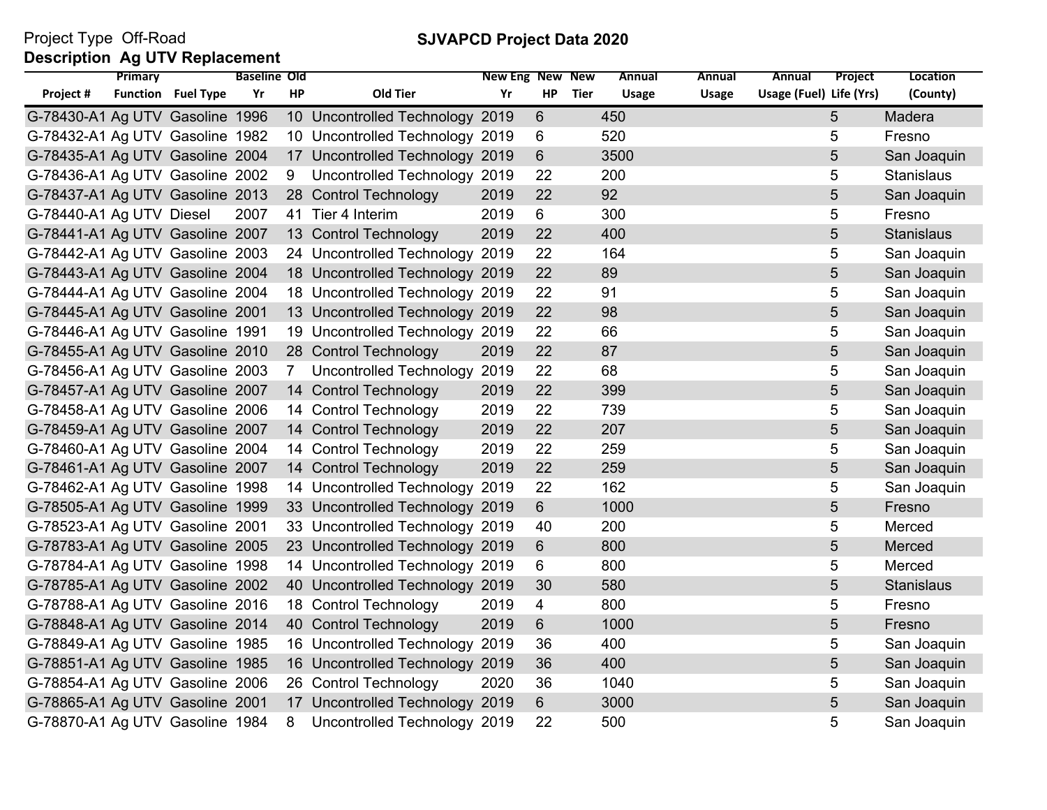Project Type Off-Road

**SJVAPCD Project Data 2020**

**Description Ag UTV Replacement**

| Project # | Primary Function | Fuel Type | Baseline Yr | Old HP | Old Tier | New Eng Yr | New HP | New Tier | Annual Usage | Annual Usage | Annual Usage (Fuel) | Project Life (Yrs) | Location (County) |
|---|---|---|---|---|---|---|---|---|---|---|---|---|---|
| G-78430-A1 | Ag UTV | Gasoline | 1996 | 10 | Uncontrolled Technology | 2019 | 6 | | 450 | | | 5 | Madera |
| G-78432-A1 | Ag UTV | Gasoline | 1982 | 10 | Uncontrolled Technology | 2019 | 6 | | 520 | | | 5 | Fresno |
| G-78435-A1 | Ag UTV | Gasoline | 2004 | 17 | Uncontrolled Technology | 2019 | 6 | | 3500 | | | 5 | San Joaquin |
| G-78436-A1 | Ag UTV | Gasoline | 2002 | 9 | Uncontrolled Technology | 2019 | 22 | | 200 | | | 5 | Stanislaus |
| G-78437-A1 | Ag UTV | Gasoline | 2013 | 28 | Control Technology | 2019 | 22 | | 92 | | | 5 | San Joaquin |
| G-78440-A1 | Ag UTV | Diesel | 2007 | 41 | Tier 4 Interim | 2019 | 6 | | 300 | | | 5 | Fresno |
| G-78441-A1 | Ag UTV | Gasoline | 2007 | 13 | Control Technology | 2019 | 22 | | 400 | | | 5 | Stanislaus |
| G-78442-A1 | Ag UTV | Gasoline | 2003 | 24 | Uncontrolled Technology | 2019 | 22 | | 164 | | | 5 | San Joaquin |
| G-78443-A1 | Ag UTV | Gasoline | 2004 | 18 | Uncontrolled Technology | 2019 | 22 | | 89 | | | 5 | San Joaquin |
| G-78444-A1 | Ag UTV | Gasoline | 2004 | 18 | Uncontrolled Technology | 2019 | 22 | | 91 | | | 5 | San Joaquin |
| G-78445-A1 | Ag UTV | Gasoline | 2001 | 13 | Uncontrolled Technology | 2019 | 22 | | 98 | | | 5 | San Joaquin |
| G-78446-A1 | Ag UTV | Gasoline | 1991 | 19 | Uncontrolled Technology | 2019 | 22 | | 66 | | | 5 | San Joaquin |
| G-78455-A1 | Ag UTV | Gasoline | 2010 | 28 | Control Technology | 2019 | 22 | | 87 | | | 5 | San Joaquin |
| G-78456-A1 | Ag UTV | Gasoline | 2003 | 7 | Uncontrolled Technology | 2019 | 22 | | 68 | | | 5 | San Joaquin |
| G-78457-A1 | Ag UTV | Gasoline | 2007 | 14 | Control Technology | 2019 | 22 | | 399 | | | 5 | San Joaquin |
| G-78458-A1 | Ag UTV | Gasoline | 2006 | 14 | Control Technology | 2019 | 22 | | 739 | | | 5 | San Joaquin |
| G-78459-A1 | Ag UTV | Gasoline | 2007 | 14 | Control Technology | 2019 | 22 | | 207 | | | 5 | San Joaquin |
| G-78460-A1 | Ag UTV | Gasoline | 2004 | 14 | Control Technology | 2019 | 22 | | 259 | | | 5 | San Joaquin |
| G-78461-A1 | Ag UTV | Gasoline | 2007 | 14 | Control Technology | 2019 | 22 | | 259 | | | 5 | San Joaquin |
| G-78462-A1 | Ag UTV | Gasoline | 1998 | 14 | Uncontrolled Technology | 2019 | 22 | | 162 | | | 5 | San Joaquin |
| G-78505-A1 | Ag UTV | Gasoline | 1999 | 33 | Uncontrolled Technology | 2019 | 6 | | 1000 | | | 5 | Fresno |
| G-78523-A1 | Ag UTV | Gasoline | 2001 | 33 | Uncontrolled Technology | 2019 | 40 | | 200 | | | 5 | Merced |
| G-78783-A1 | Ag UTV | Gasoline | 2005 | 23 | Uncontrolled Technology | 2019 | 6 | | 800 | | | 5 | Merced |
| G-78784-A1 | Ag UTV | Gasoline | 1998 | 14 | Uncontrolled Technology | 2019 | 6 | | 800 | | | 5 | Merced |
| G-78785-A1 | Ag UTV | Gasoline | 2002 | 40 | Uncontrolled Technology | 2019 | 30 | | 580 | | | 5 | Stanislaus |
| G-78788-A1 | Ag UTV | Gasoline | 2016 | 18 | Control Technology | 2019 | 4 | | 800 | | | 5 | Fresno |
| G-78848-A1 | Ag UTV | Gasoline | 2014 | 40 | Control Technology | 2019 | 6 | | 1000 | | | 5 | Fresno |
| G-78849-A1 | Ag UTV | Gasoline | 1985 | 16 | Uncontrolled Technology | 2019 | 36 | | 400 | | | 5 | San Joaquin |
| G-78851-A1 | Ag UTV | Gasoline | 1985 | 16 | Uncontrolled Technology | 2019 | 36 | | 400 | | | 5 | San Joaquin |
| G-78854-A1 | Ag UTV | Gasoline | 2006 | 26 | Control Technology | 2020 | 36 | | 1040 | | | 5 | San Joaquin |
| G-78865-A1 | Ag UTV | Gasoline | 2001 | 17 | Uncontrolled Technology | 2019 | 6 | | 3000 | | | 5 | San Joaquin |
| G-78870-A1 | Ag UTV | Gasoline | 1984 | 8 | Uncontrolled Technology | 2019 | 22 | | 500 | | | 5 | San Joaquin |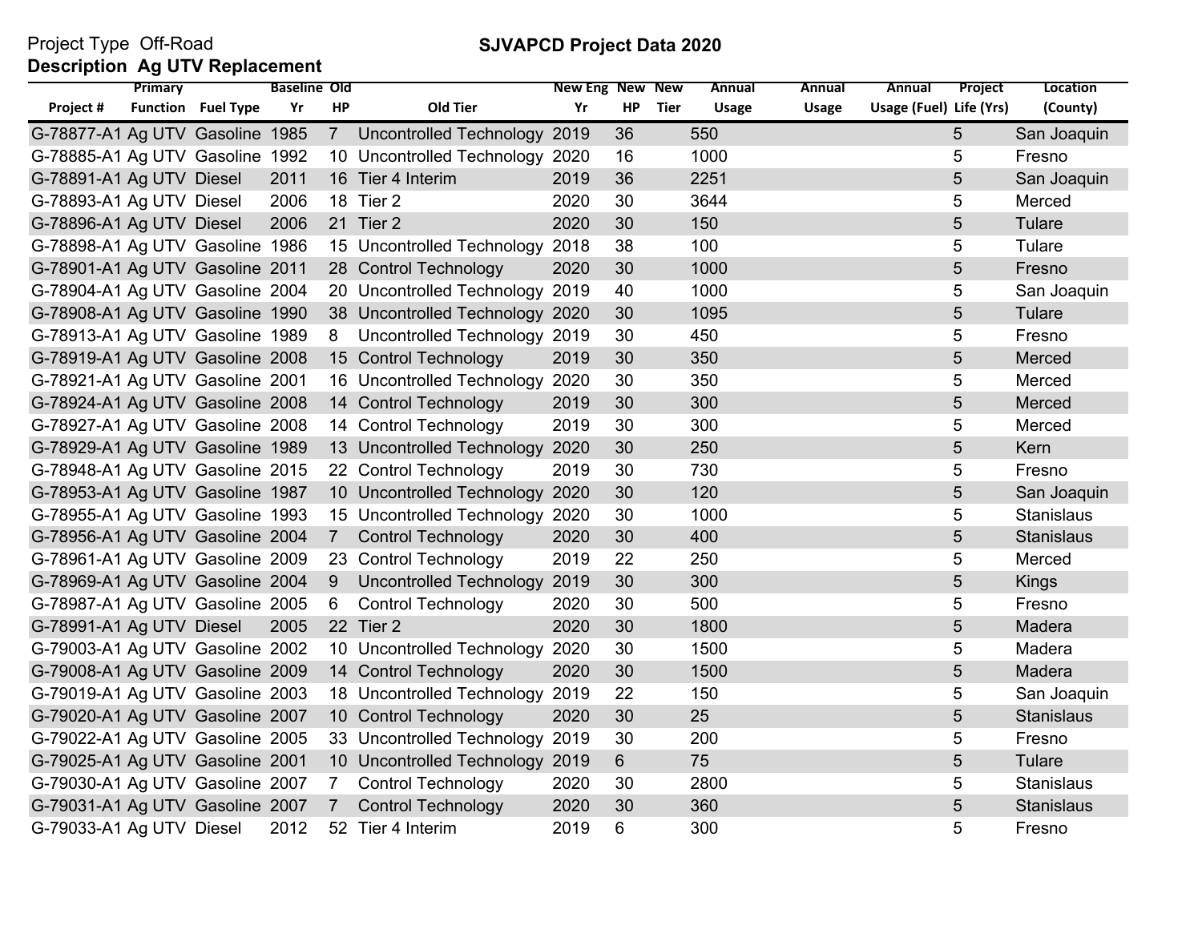Project Type Off-Road

**Description Ag UTV Replacement**

**SJVAPCD Project Data 2020**

| Project # | Primary Function | Fuel Type | Baseline Yr | Old HP | Old Tier | New Eng Yr | New HP | New Tier | Annual Usage | Annual Usage | Annual Usage (Fuel) | Project Life (Yrs) | Location (County) |
|---|---|---|---|---|---|---|---|---|---|---|---|---|---|
| G-78877-A1 | Ag UTV | Gasoline | 1985 | 7 | Uncontrolled Technology | 2019 | 36 | | 550 | | | 5 | San Joaquin |
| G-78885-A1 | Ag UTV | Gasoline | 1992 | 10 | Uncontrolled Technology | 2020 | 16 | | 1000 | | | 5 | Fresno |
| G-78891-A1 | Ag UTV | Diesel | 2011 | 16 | Tier 4 Interim | 2019 | 36 | | 2251 | | | 5 | San Joaquin |
| G-78893-A1 | Ag UTV | Diesel | 2006 | 18 | Tier 2 | 2020 | 30 | | 3644 | | | 5 | Merced |
| G-78896-A1 | Ag UTV | Diesel | 2006 | 21 | Tier 2 | 2020 | 30 | | 150 | | | 5 | Tulare |
| G-78898-A1 | Ag UTV | Gasoline | 1986 | 15 | Uncontrolled Technology | 2018 | 38 | | 100 | | | 5 | Tulare |
| G-78901-A1 | Ag UTV | Gasoline | 2011 | 28 | Control Technology | 2020 | 30 | | 1000 | | | 5 | Fresno |
| G-78904-A1 | Ag UTV | Gasoline | 2004 | 20 | Uncontrolled Technology | 2019 | 40 | | 1000 | | | 5 | San Joaquin |
| G-78908-A1 | Ag UTV | Gasoline | 1990 | 38 | Uncontrolled Technology | 2020 | 30 | | 1095 | | | 5 | Tulare |
| G-78913-A1 | Ag UTV | Gasoline | 1989 | 8 | Uncontrolled Technology | 2019 | 30 | | 450 | | | 5 | Fresno |
| G-78919-A1 | Ag UTV | Gasoline | 2008 | 15 | Control Technology | 2019 | 30 | | 350 | | | 5 | Merced |
| G-78921-A1 | Ag UTV | Gasoline | 2001 | 16 | Uncontrolled Technology | 2020 | 30 | | 350 | | | 5 | Merced |
| G-78924-A1 | Ag UTV | Gasoline | 2008 | 14 | Control Technology | 2019 | 30 | | 300 | | | 5 | Merced |
| G-78927-A1 | Ag UTV | Gasoline | 2008 | 14 | Control Technology | 2019 | 30 | | 300 | | | 5 | Merced |
| G-78929-A1 | Ag UTV | Gasoline | 1989 | 13 | Uncontrolled Technology | 2020 | 30 | | 250 | | | 5 | Kern |
| G-78948-A1 | Ag UTV | Gasoline | 2015 | 22 | Control Technology | 2019 | 30 | | 730 | | | 5 | Fresno |
| G-78953-A1 | Ag UTV | Gasoline | 1987 | 10 | Uncontrolled Technology | 2020 | 30 | | 120 | | | 5 | San Joaquin |
| G-78955-A1 | Ag UTV | Gasoline | 1993 | 15 | Uncontrolled Technology | 2020 | 30 | | 1000 | | | 5 | Stanislaus |
| G-78956-A1 | Ag UTV | Gasoline | 2004 | 7 | Control Technology | 2020 | 30 | | 400 | | | 5 | Stanislaus |
| G-78961-A1 | Ag UTV | Gasoline | 2009 | 23 | Control Technology | 2019 | 22 | | 250 | | | 5 | Merced |
| G-78969-A1 | Ag UTV | Gasoline | 2004 | 9 | Uncontrolled Technology | 2019 | 30 | | 300 | | | 5 | Kings |
| G-78987-A1 | Ag UTV | Gasoline | 2005 | 6 | Control Technology | 2020 | 30 | | 500 | | | 5 | Fresno |
| G-78991-A1 | Ag UTV | Diesel | 2005 | 22 | Tier 2 | 2020 | 30 | | 1800 | | | 5 | Madera |
| G-79003-A1 | Ag UTV | Gasoline | 2002 | 10 | Uncontrolled Technology | 2020 | 30 | | 1500 | | | 5 | Madera |
| G-79008-A1 | Ag UTV | Gasoline | 2009 | 14 | Control Technology | 2020 | 30 | | 1500 | | | 5 | Madera |
| G-79019-A1 | Ag UTV | Gasoline | 2003 | 18 | Uncontrolled Technology | 2019 | 22 | | 150 | | | 5 | San Joaquin |
| G-79020-A1 | Ag UTV | Gasoline | 2007 | 10 | Control Technology | 2020 | 30 | | 25 | | | 5 | Stanislaus |
| G-79022-A1 | Ag UTV | Gasoline | 2005 | 33 | Uncontrolled Technology | 2019 | 30 | | 200 | | | 5 | Fresno |
| G-79025-A1 | Ag UTV | Gasoline | 2001 | 10 | Uncontrolled Technology | 2019 | 6 | | 75 | | | 5 | Tulare |
| G-79030-A1 | Ag UTV | Gasoline | 2007 | 7 | Control Technology | 2020 | 30 | | 2800 | | | 5 | Stanislaus |
| G-79031-A1 | Ag UTV | Gasoline | 2007 | 7 | Control Technology | 2020 | 30 | | 360 | | | 5 | Stanislaus |
| G-79033-A1 | Ag UTV | Diesel | 2012 | 52 | Tier 4 Interim | 2019 | 6 | | 300 | | | 5 | Fresno |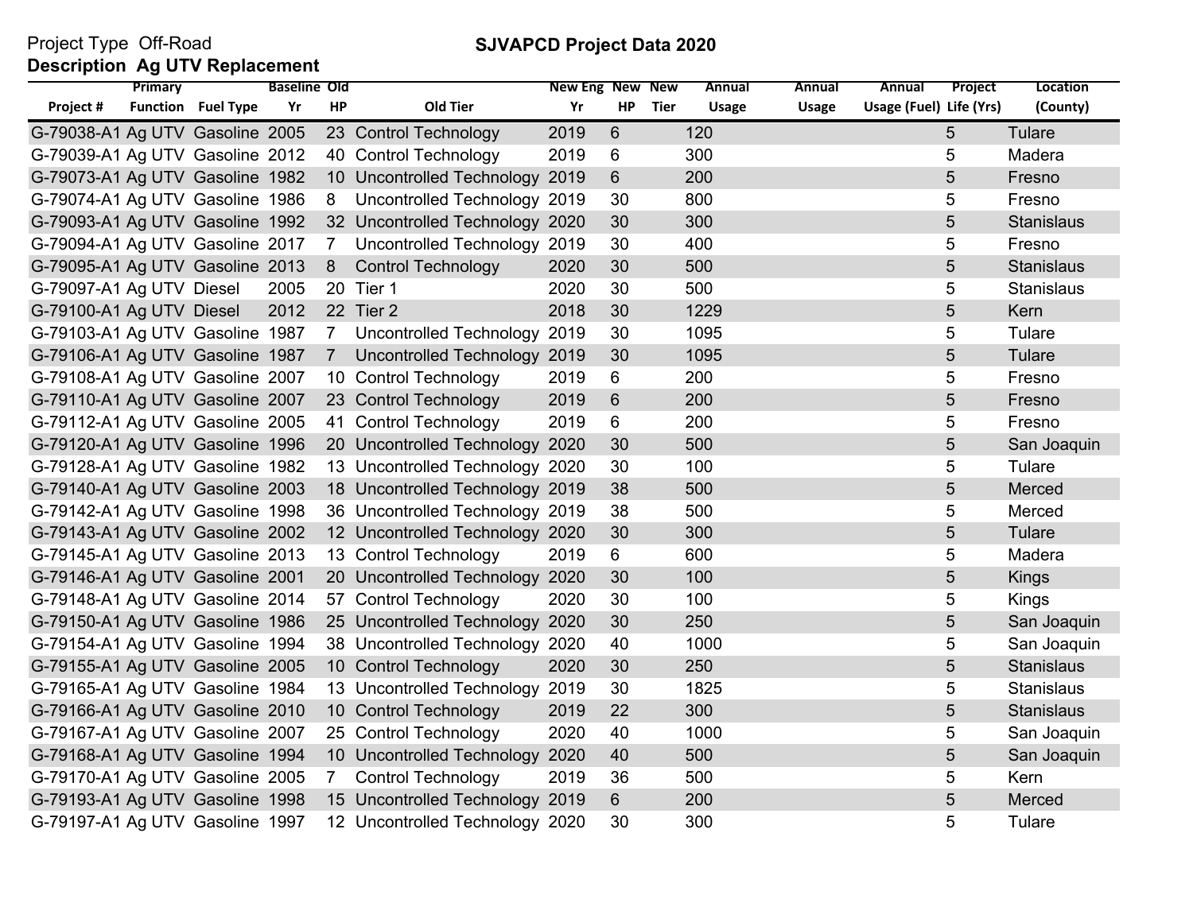Project Type Off-Road

**SJVAPCD Project Data 2020**

**Description Ag UTV Replacement**

| Project # | Primary Function | Fuel Type | Baseline Yr | Old HP | Old Tier | New Eng Yr | New HP | New Tier | Annual Usage | Annual Usage | Annual Usage (Fuel) | Project Life (Yrs) | Location (County) |
|---|---|---|---|---|---|---|---|---|---|---|---|---|---|
| G-79038-A1 | Ag UTV | Gasoline | 2005 | 23 | Control Technology | 2019 | 6 | | 120 | | | 5 | Tulare |
| G-79039-A1 | Ag UTV | Gasoline | 2012 | 40 | Control Technology | 2019 | 6 | | 300 | | | 5 | Madera |
| G-79073-A1 | Ag UTV | Gasoline | 1982 | 10 | Uncontrolled Technology | 2019 | 6 | | 200 | | | 5 | Fresno |
| G-79074-A1 | Ag UTV | Gasoline | 1986 | 8 | Uncontrolled Technology | 2019 | 30 | | 800 | | | 5 | Fresno |
| G-79093-A1 | Ag UTV | Gasoline | 1992 | 32 | Uncontrolled Technology | 2020 | 30 | | 300 | | | 5 | Stanislaus |
| G-79094-A1 | Ag UTV | Gasoline | 2017 | 7 | Uncontrolled Technology | 2019 | 30 | | 400 | | | 5 | Fresno |
| G-79095-A1 | Ag UTV | Gasoline | 2013 | 8 | Control Technology | 2020 | 30 | | 500 | | | 5 | Stanislaus |
| G-79097-A1 | Ag UTV | Diesel | 2005 | 20 | Tier 1 | 2020 | 30 | | 500 | | | 5 | Stanislaus |
| G-79100-A1 | Ag UTV | Diesel | 2012 | 22 | Tier 2 | 2018 | 30 | | 1229 | | | 5 | Kern |
| G-79103-A1 | Ag UTV | Gasoline | 1987 | 7 | Uncontrolled Technology | 2019 | 30 | | 1095 | | | 5 | Tulare |
| G-79106-A1 | Ag UTV | Gasoline | 1987 | 7 | Uncontrolled Technology | 2019 | 30 | | 1095 | | | 5 | Tulare |
| G-79108-A1 | Ag UTV | Gasoline | 2007 | 10 | Control Technology | 2019 | 6 | | 200 | | | 5 | Fresno |
| G-79110-A1 | Ag UTV | Gasoline | 2007 | 23 | Control Technology | 2019 | 6 | | 200 | | | 5 | Fresno |
| G-79112-A1 | Ag UTV | Gasoline | 2005 | 41 | Control Technology | 2019 | 6 | | 200 | | | 5 | Fresno |
| G-79120-A1 | Ag UTV | Gasoline | 1996 | 20 | Uncontrolled Technology | 2020 | 30 | | 500 | | | 5 | San Joaquin |
| G-79128-A1 | Ag UTV | Gasoline | 1982 | 13 | Uncontrolled Technology | 2020 | 30 | | 100 | | | 5 | Tulare |
| G-79140-A1 | Ag UTV | Gasoline | 2003 | 18 | Uncontrolled Technology | 2019 | 38 | | 500 | | | 5 | Merced |
| G-79142-A1 | Ag UTV | Gasoline | 1998 | 36 | Uncontrolled Technology | 2019 | 38 | | 500 | | | 5 | Merced |
| G-79143-A1 | Ag UTV | Gasoline | 2002 | 12 | Uncontrolled Technology | 2020 | 30 | | 300 | | | 5 | Tulare |
| G-79145-A1 | Ag UTV | Gasoline | 2013 | 13 | Control Technology | 2019 | 6 | | 600 | | | 5 | Madera |
| G-79146-A1 | Ag UTV | Gasoline | 2001 | 20 | Uncontrolled Technology | 2020 | 30 | | 100 | | | 5 | Kings |
| G-79148-A1 | Ag UTV | Gasoline | 2014 | 57 | Control Technology | 2020 | 30 | | 100 | | | 5 | Kings |
| G-79150-A1 | Ag UTV | Gasoline | 1986 | 25 | Uncontrolled Technology | 2020 | 30 | | 250 | | | 5 | San Joaquin |
| G-79154-A1 | Ag UTV | Gasoline | 1994 | 38 | Uncontrolled Technology | 2020 | 40 | | 1000 | | | 5 | San Joaquin |
| G-79155-A1 | Ag UTV | Gasoline | 2005 | 10 | Control Technology | 2020 | 30 | | 250 | | | 5 | Stanislaus |
| G-79165-A1 | Ag UTV | Gasoline | 1984 | 13 | Uncontrolled Technology | 2019 | 30 | | 1825 | | | 5 | Stanislaus |
| G-79166-A1 | Ag UTV | Gasoline | 2010 | 10 | Control Technology | 2019 | 22 | | 300 | | | 5 | Stanislaus |
| G-79167-A1 | Ag UTV | Gasoline | 2007 | 25 | Control Technology | 2020 | 40 | | 1000 | | | 5 | San Joaquin |
| G-79168-A1 | Ag UTV | Gasoline | 1994 | 10 | Uncontrolled Technology | 2020 | 40 | | 500 | | | 5 | San Joaquin |
| G-79170-A1 | Ag UTV | Gasoline | 2005 | 7 | Control Technology | 2019 | 36 | | 500 | | | 5 | Kern |
| G-79193-A1 | Ag UTV | Gasoline | 1998 | 15 | Uncontrolled Technology | 2019 | 6 | | 200 | | | 5 | Merced |
| G-79197-A1 | Ag UTV | Gasoline | 1997 | 12 | Uncontrolled Technology | 2020 | 30 | | 300 | | | 5 | Tulare |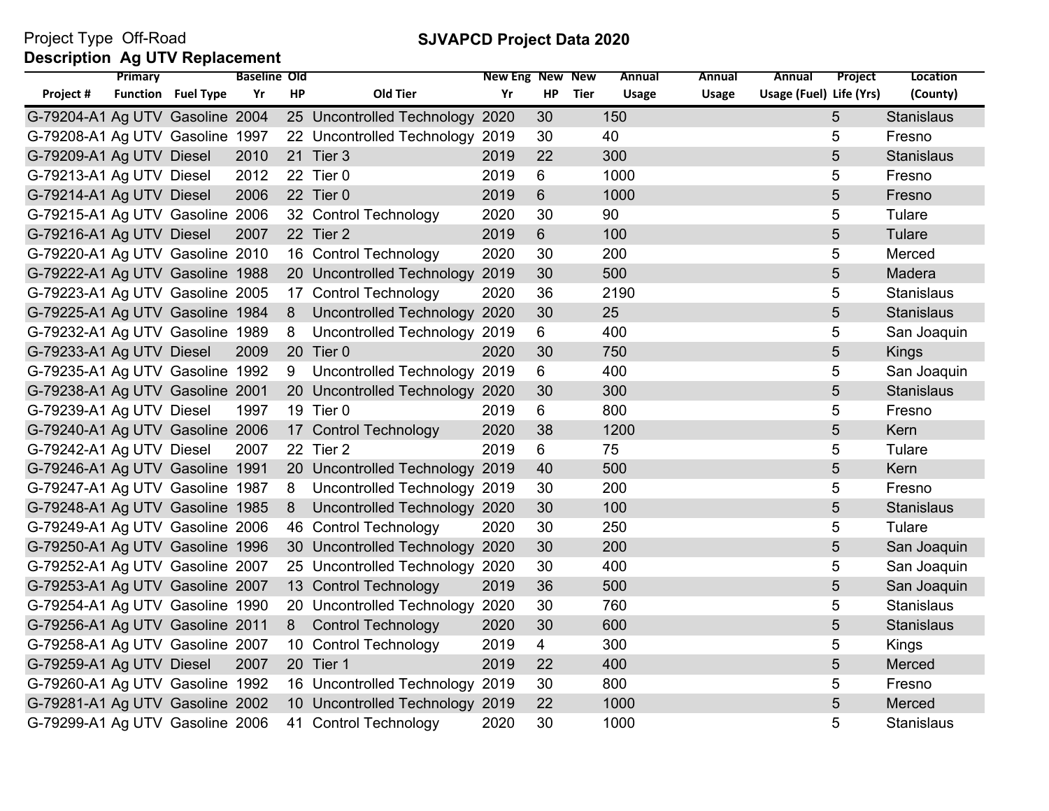Project Type Off-Road

**Description Ag UTV Replacement**

## SJVAPCD Project Data 2020

| Project # | Primary Function | Fuel Type | Baseline Yr | Old HP | Old Tier | New Eng Yr | New HP | New Tier | Annual Usage | Annual Usage | Annual Usage (Fuel) | Project Life (Yrs) | Location (County) |
|---|---|---|---|---|---|---|---|---|---|---|---|---|---|
| G-79204-A1 | Ag UTV | Gasoline | 2004 | 25 | Uncontrolled Technology | 2020 | 30 | | 150 | | | 5 | Stanislaus |
| G-79208-A1 | Ag UTV | Gasoline | 1997 | 22 | Uncontrolled Technology | 2019 | 30 | | 40 | | | 5 | Fresno |
| G-79209-A1 | Ag UTV | Diesel | 2010 | 21 | Tier 3 | 2019 | 22 | | 300 | | | 5 | Stanislaus |
| G-79213-A1 | Ag UTV | Diesel | 2012 | 22 | Tier 0 | 2019 | 6 | | 1000 | | | 5 | Fresno |
| G-79214-A1 | Ag UTV | Diesel | 2006 | 22 | Tier 0 | 2019 | 6 | | 1000 | | | 5 | Fresno |
| G-79215-A1 | Ag UTV | Gasoline | 2006 | 32 | Control Technology | 2020 | 30 | | 90 | | | 5 | Tulare |
| G-79216-A1 | Ag UTV | Diesel | 2007 | 22 | Tier 2 | 2019 | 6 | | 100 | | | 5 | Tulare |
| G-79220-A1 | Ag UTV | Gasoline | 2010 | 16 | Control Technology | 2020 | 30 | | 200 | | | 5 | Merced |
| G-79222-A1 | Ag UTV | Gasoline | 1988 | 20 | Uncontrolled Technology | 2019 | 30 | | 500 | | | 5 | Madera |
| G-79223-A1 | Ag UTV | Gasoline | 2005 | 17 | Control Technology | 2020 | 36 | | 2190 | | | 5 | Stanislaus |
| G-79225-A1 | Ag UTV | Gasoline | 1984 | 8 | Uncontrolled Technology | 2020 | 30 | | 25 | | | 5 | Stanislaus |
| G-79232-A1 | Ag UTV | Gasoline | 1989 | 8 | Uncontrolled Technology | 2019 | 6 | | 400 | | | 5 | San Joaquin |
| G-79233-A1 | Ag UTV | Diesel | 2009 | 20 | Tier 0 | 2020 | 30 | | 750 | | | 5 | Kings |
| G-79235-A1 | Ag UTV | Gasoline | 1992 | 9 | Uncontrolled Technology | 2019 | 6 | | 400 | | | 5 | San Joaquin |
| G-79238-A1 | Ag UTV | Gasoline | 2001 | 20 | Uncontrolled Technology | 2020 | 30 | | 300 | | | 5 | Stanislaus |
| G-79239-A1 | Ag UTV | Diesel | 1997 | 19 | Tier 0 | 2019 | 6 | | 800 | | | 5 | Fresno |
| G-79240-A1 | Ag UTV | Gasoline | 2006 | 17 | Control Technology | 2020 | 38 | | 1200 | | | 5 | Kern |
| G-79242-A1 | Ag UTV | Diesel | 2007 | 22 | Tier 2 | 2019 | 6 | | 75 | | | 5 | Tulare |
| G-79246-A1 | Ag UTV | Gasoline | 1991 | 20 | Uncontrolled Technology | 2019 | 40 | | 500 | | | 5 | Kern |
| G-79247-A1 | Ag UTV | Gasoline | 1987 | 8 | Uncontrolled Technology | 2019 | 30 | | 200 | | | 5 | Fresno |
| G-79248-A1 | Ag UTV | Gasoline | 1985 | 8 | Uncontrolled Technology | 2020 | 30 | | 100 | | | 5 | Stanislaus |
| G-79249-A1 | Ag UTV | Gasoline | 2006 | 46 | Control Technology | 2020 | 30 | | 250 | | | 5 | Tulare |
| G-79250-A1 | Ag UTV | Gasoline | 1996 | 30 | Uncontrolled Technology | 2020 | 30 | | 200 | | | 5 | San Joaquin |
| G-79252-A1 | Ag UTV | Gasoline | 2007 | 25 | Uncontrolled Technology | 2020 | 30 | | 400 | | | 5 | San Joaquin |
| G-79253-A1 | Ag UTV | Gasoline | 2007 | 13 | Control Technology | 2019 | 36 | | 500 | | | 5 | San Joaquin |
| G-79254-A1 | Ag UTV | Gasoline | 1990 | 20 | Uncontrolled Technology | 2020 | 30 | | 760 | | | 5 | Stanislaus |
| G-79256-A1 | Ag UTV | Gasoline | 2011 | 8 | Control Technology | 2020 | 30 | | 600 | | | 5 | Stanislaus |
| G-79258-A1 | Ag UTV | Gasoline | 2007 | 10 | Control Technology | 2019 | 4 | | 300 | | | 5 | Kings |
| G-79259-A1 | Ag UTV | Diesel | 2007 | 20 | Tier 1 | 2019 | 22 | | 400 | | | 5 | Merced |
| G-79260-A1 | Ag UTV | Gasoline | 1992 | 16 | Uncontrolled Technology | 2019 | 30 | | 800 | | | 5 | Fresno |
| G-79281-A1 | Ag UTV | Gasoline | 2002 | 10 | Uncontrolled Technology | 2019 | 22 | | 1000 | | | 5 | Merced |
| G-79299-A1 | Ag UTV | Gasoline | 2006 | 41 | Control Technology | 2020 | 30 | | 1000 | | | 5 | Stanislaus |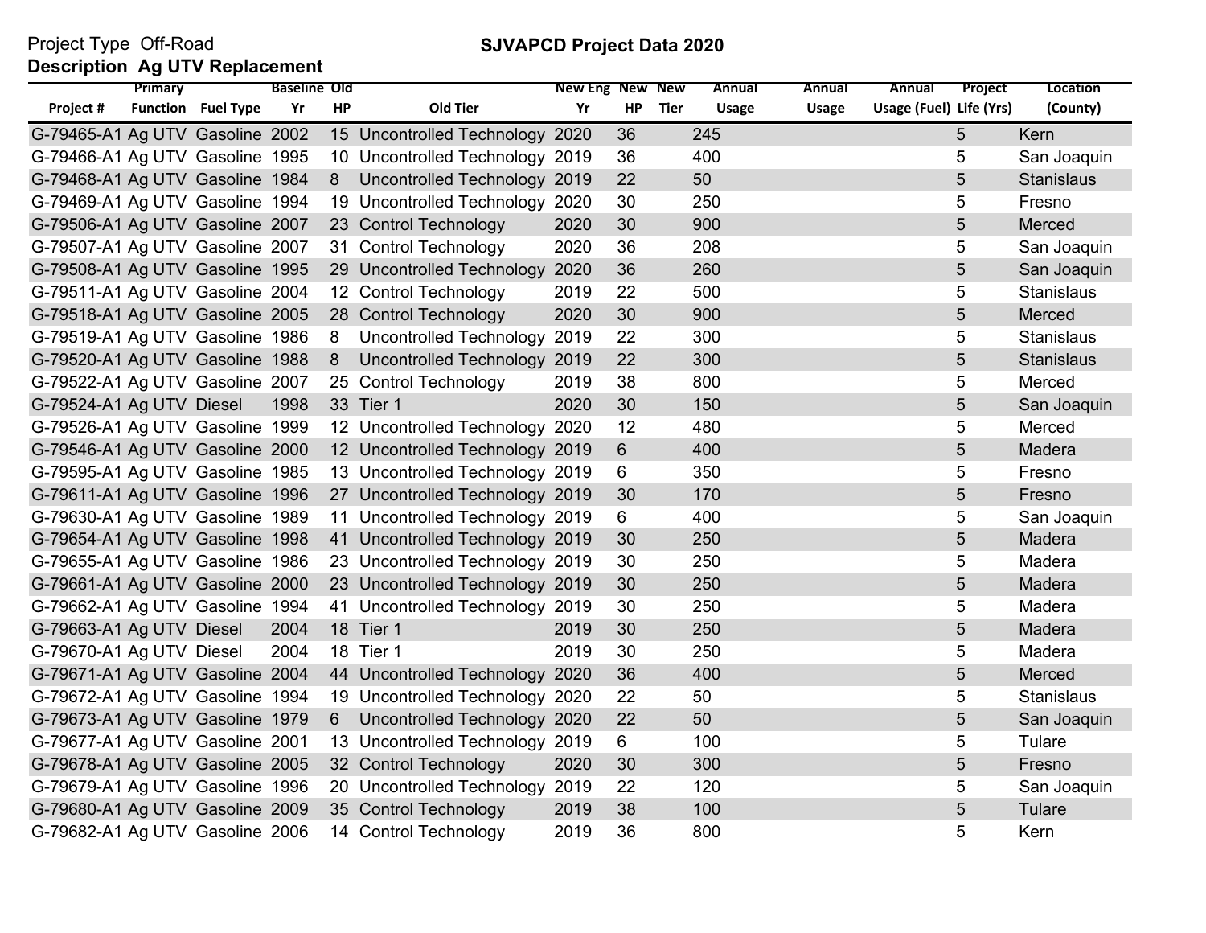Project Type Off-Road

**SJVAPCD Project Data 2020**

**Description Ag UTV Replacement**

| Project # | Primary Function | Fuel Type | Baseline Yr | Old HP | Old Tier | New Eng Yr | New HP | New Tier | Annual Usage | Annual Usage | Annual Usage (Fuel) | Project Life (Yrs) | Location (County) |
|---|---|---|---|---|---|---|---|---|---|---|---|---|---|
| G-79465-A1 | Ag UTV | Gasoline | 2002 | 15 | Uncontrolled Technology | 2020 | 36 | | 245 | | | 5 | Kern |
| G-79466-A1 | Ag UTV | Gasoline | 1995 | 10 | Uncontrolled Technology | 2019 | 36 | | 400 | | | 5 | San Joaquin |
| G-79468-A1 | Ag UTV | Gasoline | 1984 | 8 | Uncontrolled Technology | 2019 | 22 | | 50 | | | 5 | Stanislaus |
| G-79469-A1 | Ag UTV | Gasoline | 1994 | 19 | Uncontrolled Technology | 2020 | 30 | | 250 | | | 5 | Fresno |
| G-79506-A1 | Ag UTV | Gasoline | 2007 | 23 | Control Technology | 2020 | 30 | | 900 | | | 5 | Merced |
| G-79507-A1 | Ag UTV | Gasoline | 2007 | 31 | Control Technology | 2020 | 36 | | 208 | | | 5 | San Joaquin |
| G-79508-A1 | Ag UTV | Gasoline | 1995 | 29 | Uncontrolled Technology | 2020 | 36 | | 260 | | | 5 | San Joaquin |
| G-79511-A1 | Ag UTV | Gasoline | 2004 | 12 | Control Technology | 2019 | 22 | | 500 | | | 5 | Stanislaus |
| G-79518-A1 | Ag UTV | Gasoline | 2005 | 28 | Control Technology | 2020 | 30 | | 900 | | | 5 | Merced |
| G-79519-A1 | Ag UTV | Gasoline | 1986 | 8 | Uncontrolled Technology | 2019 | 22 | | 300 | | | 5 | Stanislaus |
| G-79520-A1 | Ag UTV | Gasoline | 1988 | 8 | Uncontrolled Technology | 2019 | 22 | | 300 | | | 5 | Stanislaus |
| G-79522-A1 | Ag UTV | Gasoline | 2007 | 25 | Control Technology | 2019 | 38 | | 800 | | | 5 | Merced |
| G-79524-A1 | Ag UTV | Diesel | 1998 | 33 | Tier 1 | 2020 | 30 | | 150 | | | 5 | San Joaquin |
| G-79526-A1 | Ag UTV | Gasoline | 1999 | 12 | Uncontrolled Technology | 2020 | 12 | | 480 | | | 5 | Merced |
| G-79546-A1 | Ag UTV | Gasoline | 2000 | 12 | Uncontrolled Technology | 2019 | 6 | | 400 | | | 5 | Madera |
| G-79595-A1 | Ag UTV | Gasoline | 1985 | 13 | Uncontrolled Technology | 2019 | 6 | | 350 | | | 5 | Fresno |
| G-79611-A1 | Ag UTV | Gasoline | 1996 | 27 | Uncontrolled Technology | 2019 | 30 | | 170 | | | 5 | Fresno |
| G-79630-A1 | Ag UTV | Gasoline | 1989 | 11 | Uncontrolled Technology | 2019 | 6 | | 400 | | | 5 | San Joaquin |
| G-79654-A1 | Ag UTV | Gasoline | 1998 | 41 | Uncontrolled Technology | 2019 | 30 | | 250 | | | 5 | Madera |
| G-79655-A1 | Ag UTV | Gasoline | 1986 | 23 | Uncontrolled Technology | 2019 | 30 | | 250 | | | 5 | Madera |
| G-79661-A1 | Ag UTV | Gasoline | 2000 | 23 | Uncontrolled Technology | 2019 | 30 | | 250 | | | 5 | Madera |
| G-79662-A1 | Ag UTV | Gasoline | 1994 | 41 | Uncontrolled Technology | 2019 | 30 | | 250 | | | 5 | Madera |
| G-79663-A1 | Ag UTV | Diesel | 2004 | 18 | Tier 1 | 2019 | 30 | | 250 | | | 5 | Madera |
| G-79670-A1 | Ag UTV | Diesel | 2004 | 18 | Tier 1 | 2019 | 30 | | 250 | | | 5 | Madera |
| G-79671-A1 | Ag UTV | Gasoline | 2004 | 44 | Uncontrolled Technology | 2020 | 36 | | 400 | | | 5 | Merced |
| G-79672-A1 | Ag UTV | Gasoline | 1994 | 19 | Uncontrolled Technology | 2020 | 22 | | 50 | | | 5 | Stanislaus |
| G-79673-A1 | Ag UTV | Gasoline | 1979 | 6 | Uncontrolled Technology | 2020 | 22 | | 50 | | | 5 | San Joaquin |
| G-79677-A1 | Ag UTV | Gasoline | 2001 | 13 | Uncontrolled Technology | 2019 | 6 | | 100 | | | 5 | Tulare |
| G-79678-A1 | Ag UTV | Gasoline | 2005 | 32 | Control Technology | 2020 | 30 | | 300 | | | 5 | Fresno |
| G-79679-A1 | Ag UTV | Gasoline | 1996 | 20 | Uncontrolled Technology | 2019 | 22 | | 120 | | | 5 | San Joaquin |
| G-79680-A1 | Ag UTV | Gasoline | 2009 | 35 | Control Technology | 2019 | 38 | | 100 | | | 5 | Tulare |
| G-79682-A1 | Ag UTV | Gasoline | 2006 | 14 | Control Technology | 2019 | 36 | | 800 | | | 5 | Kern |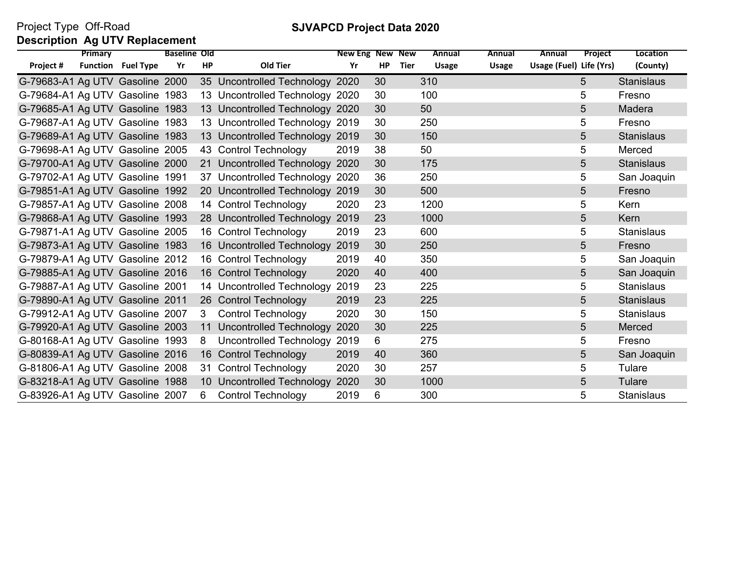Project Type Off-Road

**SJVAPCD Project Data 2020**

**Description Ag UTV Replacement**

| Project # | Primary Function | Fuel Type | Baseline Yr | Old HP | Old Tier | New Eng Yr | New HP | New Tier | Annual Usage | Annual Usage | Annual Usage (Fuel) | Project Life (Yrs) | Location (County) |
|---|---|---|---|---|---|---|---|---|---|---|---|---|---|
| G-79683-A1 | Ag UTV | Gasoline | 2000 | 35 | Uncontrolled Technology | 2020 | 30 | | 310 | | | 5 | Stanislaus |
| G-79684-A1 | Ag UTV | Gasoline | 1983 | 13 | Uncontrolled Technology | 2020 | 30 | | 100 | | | 5 | Fresno |
| G-79685-A1 | Ag UTV | Gasoline | 1983 | 13 | Uncontrolled Technology | 2020 | 30 | | 50 | | | 5 | Madera |
| G-79687-A1 | Ag UTV | Gasoline | 1983 | 13 | Uncontrolled Technology | 2019 | 30 | | 250 | | | 5 | Fresno |
| G-79689-A1 | Ag UTV | Gasoline | 1983 | 13 | Uncontrolled Technology | 2019 | 30 | | 150 | | | 5 | Stanislaus |
| G-79698-A1 | Ag UTV | Gasoline | 2005 | 43 | Control Technology | 2019 | 38 | | 50 | | | 5 | Merced |
| G-79700-A1 | Ag UTV | Gasoline | 2000 | 21 | Uncontrolled Technology | 2020 | 30 | | 175 | | | 5 | Stanislaus |
| G-79702-A1 | Ag UTV | Gasoline | 1991 | 37 | Uncontrolled Technology | 2020 | 36 | | 250 | | | 5 | San Joaquin |
| G-79851-A1 | Ag UTV | Gasoline | 1992 | 20 | Uncontrolled Technology | 2019 | 30 | | 500 | | | 5 | Fresno |
| G-79857-A1 | Ag UTV | Gasoline | 2008 | 14 | Control Technology | 2020 | 23 | | 1200 | | | 5 | Kern |
| G-79868-A1 | Ag UTV | Gasoline | 1993 | 28 | Uncontrolled Technology | 2019 | 23 | | 1000 | | | 5 | Kern |
| G-79871-A1 | Ag UTV | Gasoline | 2005 | 16 | Control Technology | 2019 | 23 | | 600 | | | 5 | Stanislaus |
| G-79873-A1 | Ag UTV | Gasoline | 1983 | 16 | Uncontrolled Technology | 2019 | 30 | | 250 | | | 5 | Fresno |
| G-79879-A1 | Ag UTV | Gasoline | 2012 | 16 | Control Technology | 2019 | 40 | | 350 | | | 5 | San Joaquin |
| G-79885-A1 | Ag UTV | Gasoline | 2016 | 16 | Control Technology | 2020 | 40 | | 400 | | | 5 | San Joaquin |
| G-79887-A1 | Ag UTV | Gasoline | 2001 | 14 | Uncontrolled Technology | 2019 | 23 | | 225 | | | 5 | Stanislaus |
| G-79890-A1 | Ag UTV | Gasoline | 2011 | 26 | Control Technology | 2019 | 23 | | 225 | | | 5 | Stanislaus |
| G-79912-A1 | Ag UTV | Gasoline | 2007 | 3 | Control Technology | 2020 | 30 | | 150 | | | 5 | Stanislaus |
| G-79920-A1 | Ag UTV | Gasoline | 2003 | 11 | Uncontrolled Technology | 2020 | 30 | | 225 | | | 5 | Merced |
| G-80168-A1 | Ag UTV | Gasoline | 1993 | 8 | Uncontrolled Technology | 2019 | 6 | | 275 | | | 5 | Fresno |
| G-80839-A1 | Ag UTV | Gasoline | 2016 | 16 | Control Technology | 2019 | 40 | | 360 | | | 5 | San Joaquin |
| G-81806-A1 | Ag UTV | Gasoline | 2008 | 31 | Control Technology | 2020 | 30 | | 257 | | | 5 | Tulare |
| G-83218-A1 | Ag UTV | Gasoline | 1988 | 10 | Uncontrolled Technology | 2020 | 30 | | 1000 | | | 5 | Tulare |
| G-83926-A1 | Ag UTV | Gasoline | 2007 | 6 | Control Technology | 2019 | 6 | | 300 | | | 5 | Stanislaus |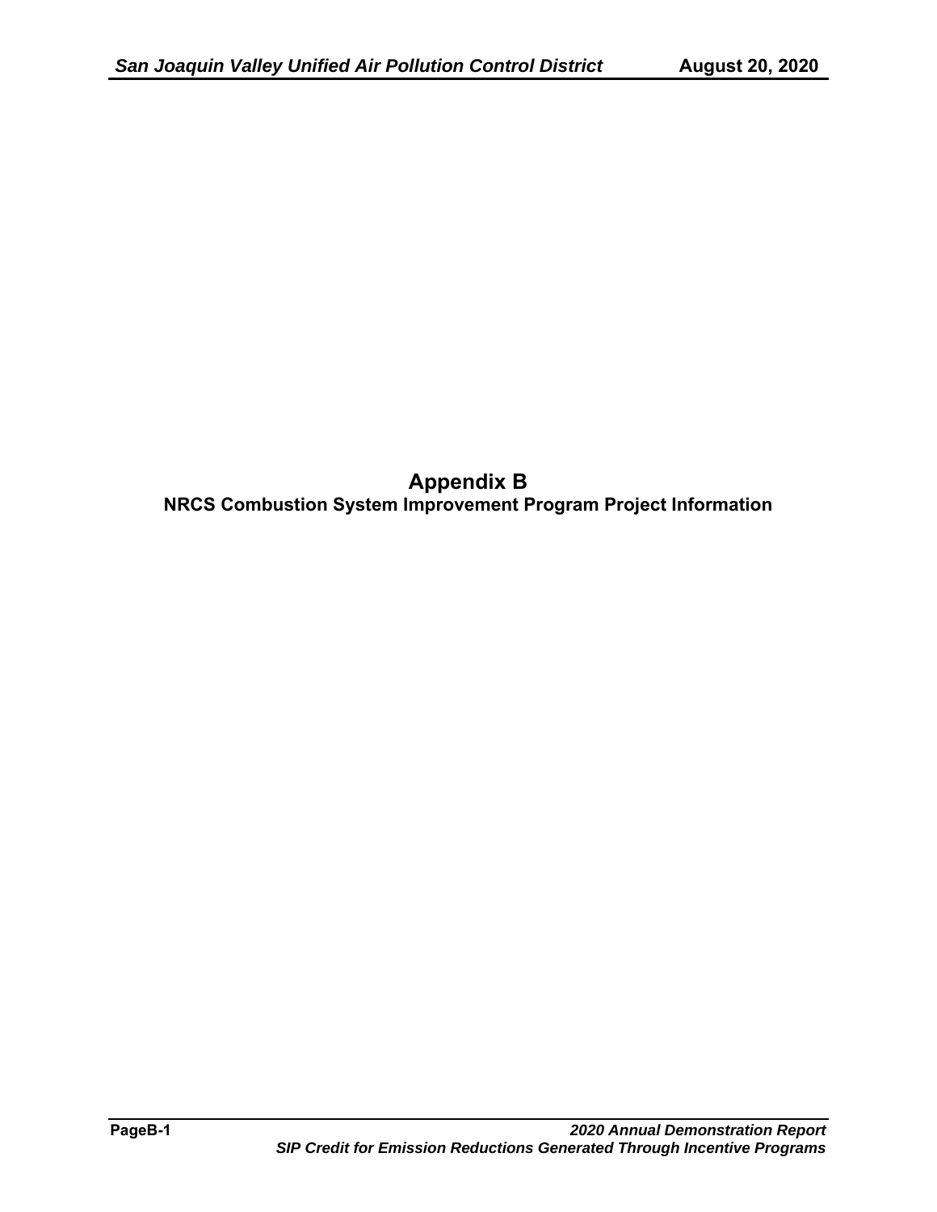# Appendix B

## NRCS Combustion System Improvement Program Project Information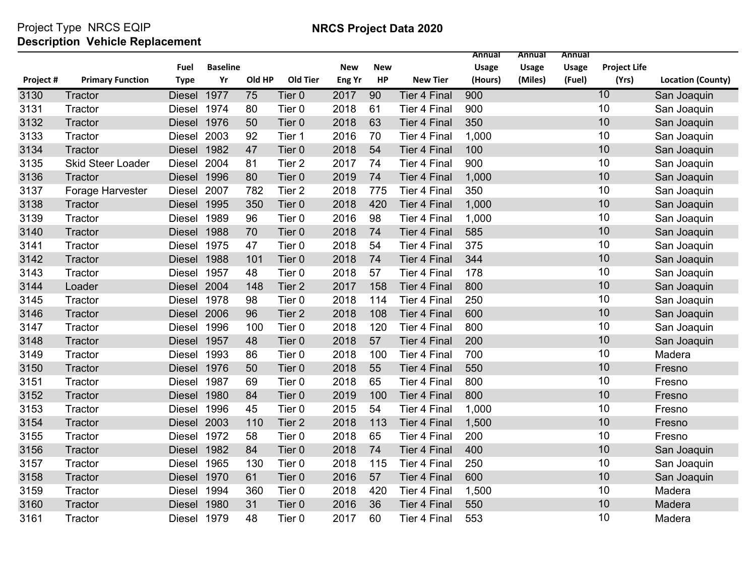Project Type NRCS EQIP

**Description Vehicle Replacement**

# NRCS Project Data 2020

| Project # | Primary Function | Fuel Type | Baseline Yr | Old HP | Old Tier | New Eng Yr | New HP | New Tier | Annual Usage (Hours) | Annual Usage (Miles) | Annual Usage (Fuel) | Project Life (Yrs) | Location (County) |
|---|---|---|---|---|---|---|---|---|---|---|---|---|---|
| 3130 | Tractor | Diesel | 1977 | 75 | Tier 0 | 2017 | 90 | Tier 4 Final | 900 | | | 10 | San Joaquin |
| 3131 | Tractor | Diesel | 1974 | 80 | Tier 0 | 2018 | 61 | Tier 4 Final | 900 | | | 10 | San Joaquin |
| 3132 | Tractor | Diesel | 1976 | 50 | Tier 0 | 2018 | 63 | Tier 4 Final | 350 | | | 10 | San Joaquin |
| 3133 | Tractor | Diesel | 2003 | 92 | Tier 1 | 2016 | 70 | Tier 4 Final | 1,000 | | | 10 | San Joaquin |
| 3134 | Tractor | Diesel | 1982 | 47 | Tier 0 | 2018 | 54 | Tier 4 Final | 100 | | | 10 | San Joaquin |
| 3135 | Skid Steer Loader | Diesel | 2004 | 81 | Tier 2 | 2017 | 74 | Tier 4 Final | 900 | | | 10 | San Joaquin |
| 3136 | Tractor | Diesel | 1996 | 80 | Tier 0 | 2019 | 74 | Tier 4 Final | 1,000 | | | 10 | San Joaquin |
| 3137 | Forage Harvester | Diesel | 2007 | 782 | Tier 2 | 2018 | 775 | Tier 4 Final | 350 | | | 10 | San Joaquin |
| 3138 | Tractor | Diesel | 1995 | 350 | Tier 0 | 2018 | 420 | Tier 4 Final | 1,000 | | | 10 | San Joaquin |
| 3139 | Tractor | Diesel | 1989 | 96 | Tier 0 | 2016 | 98 | Tier 4 Final | 1,000 | | | 10 | San Joaquin |
| 3140 | Tractor | Diesel | 1988 | 70 | Tier 0 | 2018 | 74 | Tier 4 Final | 585 | | | 10 | San Joaquin |
| 3141 | Tractor | Diesel | 1975 | 47 | Tier 0 | 2018 | 54 | Tier 4 Final | 375 | | | 10 | San Joaquin |
| 3142 | Tractor | Diesel | 1988 | 101 | Tier 0 | 2018 | 74 | Tier 4 Final | 344 | | | 10 | San Joaquin |
| 3143 | Tractor | Diesel | 1957 | 48 | Tier 0 | 2018 | 57 | Tier 4 Final | 178 | | | 10 | San Joaquin |
| 3144 | Loader | Diesel | 2004 | 148 | Tier 2 | 2017 | 158 | Tier 4 Final | 800 | | | 10 | San Joaquin |
| 3145 | Tractor | Diesel | 1978 | 98 | Tier 0 | 2018 | 114 | Tier 4 Final | 250 | | | 10 | San Joaquin |
| 3146 | Tractor | Diesel | 2006 | 96 | Tier 2 | 2018 | 108 | Tier 4 Final | 600 | | | 10 | San Joaquin |
| 3147 | Tractor | Diesel | 1996 | 100 | Tier 0 | 2018 | 120 | Tier 4 Final | 800 | | | 10 | San Joaquin |
| 3148 | Tractor | Diesel | 1957 | 48 | Tier 0 | 2018 | 57 | Tier 4 Final | 200 | | | 10 | San Joaquin |
| 3149 | Tractor | Diesel | 1993 | 86 | Tier 0 | 2018 | 100 | Tier 4 Final | 700 | | | 10 | Madera |
| 3150 | Tractor | Diesel | 1976 | 50 | Tier 0 | 2018 | 55 | Tier 4 Final | 550 | | | 10 | Fresno |
| 3151 | Tractor | Diesel | 1987 | 69 | Tier 0 | 2018 | 65 | Tier 4 Final | 800 | | | 10 | Fresno |
| 3152 | Tractor | Diesel | 1980 | 84 | Tier 0 | 2019 | 100 | Tier 4 Final | 800 | | | 10 | Fresno |
| 3153 | Tractor | Diesel | 1996 | 45 | Tier 0 | 2015 | 54 | Tier 4 Final | 1,000 | | | 10 | Fresno |
| 3154 | Tractor | Diesel | 2003 | 110 | Tier 2 | 2018 | 113 | Tier 4 Final | 1,500 | | | 10 | Fresno |
| 3155 | Tractor | Diesel | 1972 | 58 | Tier 0 | 2018 | 65 | Tier 4 Final | 200 | | | 10 | Fresno |
| 3156 | Tractor | Diesel | 1982 | 84 | Tier 0 | 2018 | 74 | Tier 4 Final | 400 | | | 10 | San Joaquin |
| 3157 | Tractor | Diesel | 1965 | 130 | Tier 0 | 2018 | 115 | Tier 4 Final | 250 | | | 10 | San Joaquin |
| 3158 | Tractor | Diesel | 1970 | 61 | Tier 0 | 2016 | 57 | Tier 4 Final | 600 | | | 10 | San Joaquin |
| 3159 | Tractor | Diesel | 1994 | 360 | Tier 0 | 2018 | 420 | Tier 4 Final | 1,500 | | | 10 | Madera |
| 3160 | Tractor | Diesel | 1980 | 31 | Tier 0 | 2016 | 36 | Tier 4 Final | 550 | | | 10 | Madera |
| 3161 | Tractor | Diesel | 1979 | 48 | Tier 0 | 2017 | 60 | Tier 4 Final | 553 | | | 10 | Madera |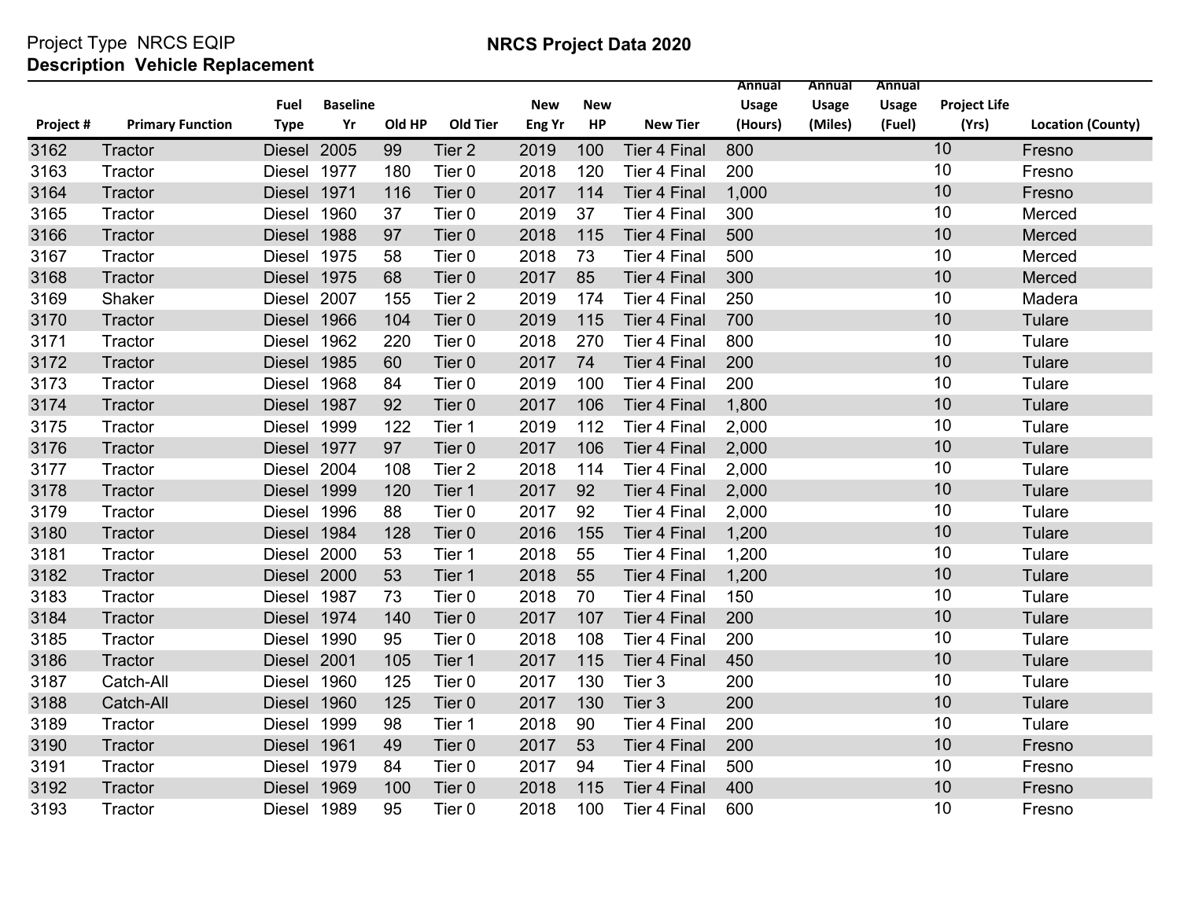Project Type NRCS EQIP

**Description Vehicle Replacement**

## NRCS Project Data 2020

| Project # | Primary Function | Fuel Type | Baseline Yr | Old HP | Old Tier | New Eng Yr | New HP | New Tier | Annual Usage (Hours) | Annual Usage (Miles) | Annual Usage (Fuel) | Project Life (Yrs) | Location (County) |
|---|---|---|---|---|---|---|---|---|---|---|---|---|---|
| 3162 | Tractor | Diesel | 2005 | 99 | Tier 2 | 2019 | 100 | Tier 4 Final | 800 | | | 10 | Fresno |
| 3163 | Tractor | Diesel | 1977 | 180 | Tier 0 | 2018 | 120 | Tier 4 Final | 200 | | | 10 | Fresno |
| 3164 | Tractor | Diesel | 1971 | 116 | Tier 0 | 2017 | 114 | Tier 4 Final | 1,000 | | | 10 | Fresno |
| 3165 | Tractor | Diesel | 1960 | 37 | Tier 0 | 2019 | 37 | Tier 4 Final | 300 | | | 10 | Merced |
| 3166 | Tractor | Diesel | 1988 | 97 | Tier 0 | 2018 | 115 | Tier 4 Final | 500 | | | 10 | Merced |
| 3167 | Tractor | Diesel | 1975 | 58 | Tier 0 | 2018 | 73 | Tier 4 Final | 500 | | | 10 | Merced |
| 3168 | Tractor | Diesel | 1975 | 68 | Tier 0 | 2017 | 85 | Tier 4 Final | 300 | | | 10 | Merced |
| 3169 | Shaker | Diesel | 2007 | 155 | Tier 2 | 2019 | 174 | Tier 4 Final | 250 | | | 10 | Madera |
| 3170 | Tractor | Diesel | 1966 | 104 | Tier 0 | 2019 | 115 | Tier 4 Final | 700 | | | 10 | Tulare |
| 3171 | Tractor | Diesel | 1962 | 220 | Tier 0 | 2018 | 270 | Tier 4 Final | 800 | | | 10 | Tulare |
| 3172 | Tractor | Diesel | 1985 | 60 | Tier 0 | 2017 | 74 | Tier 4 Final | 200 | | | 10 | Tulare |
| 3173 | Tractor | Diesel | 1968 | 84 | Tier 0 | 2019 | 100 | Tier 4 Final | 200 | | | 10 | Tulare |
| 3174 | Tractor | Diesel | 1987 | 92 | Tier 0 | 2017 | 106 | Tier 4 Final | 1,800 | | | 10 | Tulare |
| 3175 | Tractor | Diesel | 1999 | 122 | Tier 1 | 2019 | 112 | Tier 4 Final | 2,000 | | | 10 | Tulare |
| 3176 | Tractor | Diesel | 1977 | 97 | Tier 0 | 2017 | 106 | Tier 4 Final | 2,000 | | | 10 | Tulare |
| 3177 | Tractor | Diesel | 2004 | 108 | Tier 2 | 2018 | 114 | Tier 4 Final | 2,000 | | | 10 | Tulare |
| 3178 | Tractor | Diesel | 1999 | 120 | Tier 1 | 2017 | 92 | Tier 4 Final | 2,000 | | | 10 | Tulare |
| 3179 | Tractor | Diesel | 1996 | 88 | Tier 0 | 2017 | 92 | Tier 4 Final | 2,000 | | | 10 | Tulare |
| 3180 | Tractor | Diesel | 1984 | 128 | Tier 0 | 2016 | 155 | Tier 4 Final | 1,200 | | | 10 | Tulare |
| 3181 | Tractor | Diesel | 2000 | 53 | Tier 1 | 2018 | 55 | Tier 4 Final | 1,200 | | | 10 | Tulare |
| 3182 | Tractor | Diesel | 2000 | 53 | Tier 1 | 2018 | 55 | Tier 4 Final | 1,200 | | | 10 | Tulare |
| 3183 | Tractor | Diesel | 1987 | 73 | Tier 0 | 2018 | 70 | Tier 4 Final | 150 | | | 10 | Tulare |
| 3184 | Tractor | Diesel | 1974 | 140 | Tier 0 | 2017 | 107 | Tier 4 Final | 200 | | | 10 | Tulare |
| 3185 | Tractor | Diesel | 1990 | 95 | Tier 0 | 2018 | 108 | Tier 4 Final | 200 | | | 10 | Tulare |
| 3186 | Tractor | Diesel | 2001 | 105 | Tier 1 | 2017 | 115 | Tier 4 Final | 450 | | | 10 | Tulare |
| 3187 | Catch-All | Diesel | 1960 | 125 | Tier 0 | 2017 | 130 | Tier 3 | 200 | | | 10 | Tulare |
| 3188 | Catch-All | Diesel | 1960 | 125 | Tier 0 | 2017 | 130 | Tier 3 | 200 | | | 10 | Tulare |
| 3189 | Tractor | Diesel | 1999 | 98 | Tier 1 | 2018 | 90 | Tier 4 Final | 200 | | | 10 | Tulare |
| 3190 | Tractor | Diesel | 1961 | 49 | Tier 0 | 2017 | 53 | Tier 4 Final | 200 | | | 10 | Fresno |
| 3191 | Tractor | Diesel | 1979 | 84 | Tier 0 | 2017 | 94 | Tier 4 Final | 500 | | | 10 | Fresno |
| 3192 | Tractor | Diesel | 1969 | 100 | Tier 0 | 2018 | 115 | Tier 4 Final | 400 | | | 10 | Fresno |
| 3193 | Tractor | Diesel | 1989 | 95 | Tier 0 | 2018 | 100 | Tier 4 Final | 600 | | | 10 | Fresno |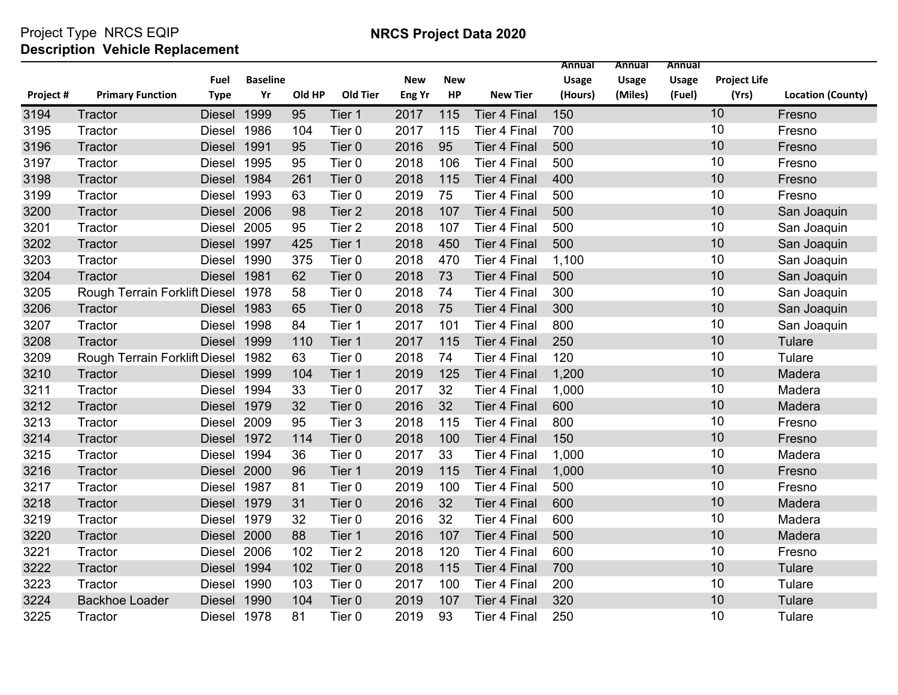Project Type NRCS EQIP
**Description Vehicle Replacement**

**NRCS Project Data 2020**

| Project # | Primary Function | Fuel Type | Baseline Yr | Old HP | Old Tier | New Eng Yr | New HP | New Tier | Annual Usage (Hours) | Annual Usage (Miles) | Annual Usage (Fuel) | Project Life (Yrs) | Location (County) |
|---|---|---|---|---|---|---|---|---|---|---|---|---|---|
| 3194 | Tractor | Diesel | 1999 | 95 | Tier 1 | 2017 | 115 | Tier 4 Final | 150 | | | 10 | Fresno |
| 3195 | Tractor | Diesel | 1986 | 104 | Tier 0 | 2017 | 115 | Tier 4 Final | 700 | | | 10 | Fresno |
| 3196 | Tractor | Diesel | 1991 | 95 | Tier 0 | 2016 | 95 | Tier 4 Final | 500 | | | 10 | Fresno |
| 3197 | Tractor | Diesel | 1995 | 95 | Tier 0 | 2018 | 106 | Tier 4 Final | 500 | | | 10 | Fresno |
| 3198 | Tractor | Diesel | 1984 | 261 | Tier 0 | 2018 | 115 | Tier 4 Final | 400 | | | 10 | Fresno |
| 3199 | Tractor | Diesel | 1993 | 63 | Tier 0 | 2019 | 75 | Tier 4 Final | 500 | | | 10 | Fresno |
| 3200 | Tractor | Diesel | 2006 | 98 | Tier 2 | 2018 | 107 | Tier 4 Final | 500 | | | 10 | San Joaquin |
| 3201 | Tractor | Diesel | 2005 | 95 | Tier 2 | 2018 | 107 | Tier 4 Final | 500 | | | 10 | San Joaquin |
| 3202 | Tractor | Diesel | 1997 | 425 | Tier 1 | 2018 | 450 | Tier 4 Final | 500 | | | 10 | San Joaquin |
| 3203 | Tractor | Diesel | 1990 | 375 | Tier 0 | 2018 | 470 | Tier 4 Final | 1,100 | | | 10 | San Joaquin |
| 3204 | Tractor | Diesel | 1981 | 62 | Tier 0 | 2018 | 73 | Tier 4 Final | 500 | | | 10 | San Joaquin |
| 3205 | Rough Terrain Forklift | Diesel | 1978 | 58 | Tier 0 | 2018 | 74 | Tier 4 Final | 300 | | | 10 | San Joaquin |
| 3206 | Tractor | Diesel | 1983 | 65 | Tier 0 | 2018 | 75 | Tier 4 Final | 300 | | | 10 | San Joaquin |
| 3207 | Tractor | Diesel | 1998 | 84 | Tier 1 | 2017 | 101 | Tier 4 Final | 800 | | | 10 | San Joaquin |
| 3208 | Tractor | Diesel | 1999 | 110 | Tier 1 | 2017 | 115 | Tier 4 Final | 250 | | | 10 | Tulare |
| 3209 | Rough Terrain Forklift | Diesel | 1982 | 63 | Tier 0 | 2018 | 74 | Tier 4 Final | 120 | | | 10 | Tulare |
| 3210 | Tractor | Diesel | 1999 | 104 | Tier 1 | 2019 | 125 | Tier 4 Final | 1,200 | | | 10 | Madera |
| 3211 | Tractor | Diesel | 1994 | 33 | Tier 0 | 2017 | 32 | Tier 4 Final | 1,000 | | | 10 | Madera |
| 3212 | Tractor | Diesel | 1979 | 32 | Tier 0 | 2016 | 32 | Tier 4 Final | 600 | | | 10 | Madera |
| 3213 | Tractor | Diesel | 2009 | 95 | Tier 3 | 2018 | 115 | Tier 4 Final | 800 | | | 10 | Fresno |
| 3214 | Tractor | Diesel | 1972 | 114 | Tier 0 | 2018 | 100 | Tier 4 Final | 150 | | | 10 | Fresno |
| 3215 | Tractor | Diesel | 1994 | 36 | Tier 0 | 2017 | 33 | Tier 4 Final | 1,000 | | | 10 | Madera |
| 3216 | Tractor | Diesel | 2000 | 96 | Tier 1 | 2019 | 115 | Tier 4 Final | 1,000 | | | 10 | Fresno |
| 3217 | Tractor | Diesel | 1987 | 81 | Tier 0 | 2019 | 100 | Tier 4 Final | 500 | | | 10 | Fresno |
| 3218 | Tractor | Diesel | 1979 | 31 | Tier 0 | 2016 | 32 | Tier 4 Final | 600 | | | 10 | Madera |
| 3219 | Tractor | Diesel | 1979 | 32 | Tier 0 | 2016 | 32 | Tier 4 Final | 600 | | | 10 | Madera |
| 3220 | Tractor | Diesel | 2000 | 88 | Tier 1 | 2016 | 107 | Tier 4 Final | 500 | | | 10 | Madera |
| 3221 | Tractor | Diesel | 2006 | 102 | Tier 2 | 2018 | 120 | Tier 4 Final | 600 | | | 10 | Fresno |
| 3222 | Tractor | Diesel | 1994 | 102 | Tier 0 | 2018 | 115 | Tier 4 Final | 700 | | | 10 | Tulare |
| 3223 | Tractor | Diesel | 1990 | 103 | Tier 0 | 2017 | 100 | Tier 4 Final | 200 | | | 10 | Tulare |
| 3224 | Backhoe Loader | Diesel | 1990 | 104 | Tier 0 | 2019 | 107 | Tier 4 Final | 320 | | | 10 | Tulare |
| 3225 | Tractor | Diesel | 1978 | 81 | Tier 0 | 2019 | 93 | Tier 4 Final | 250 | | | 10 | Tulare |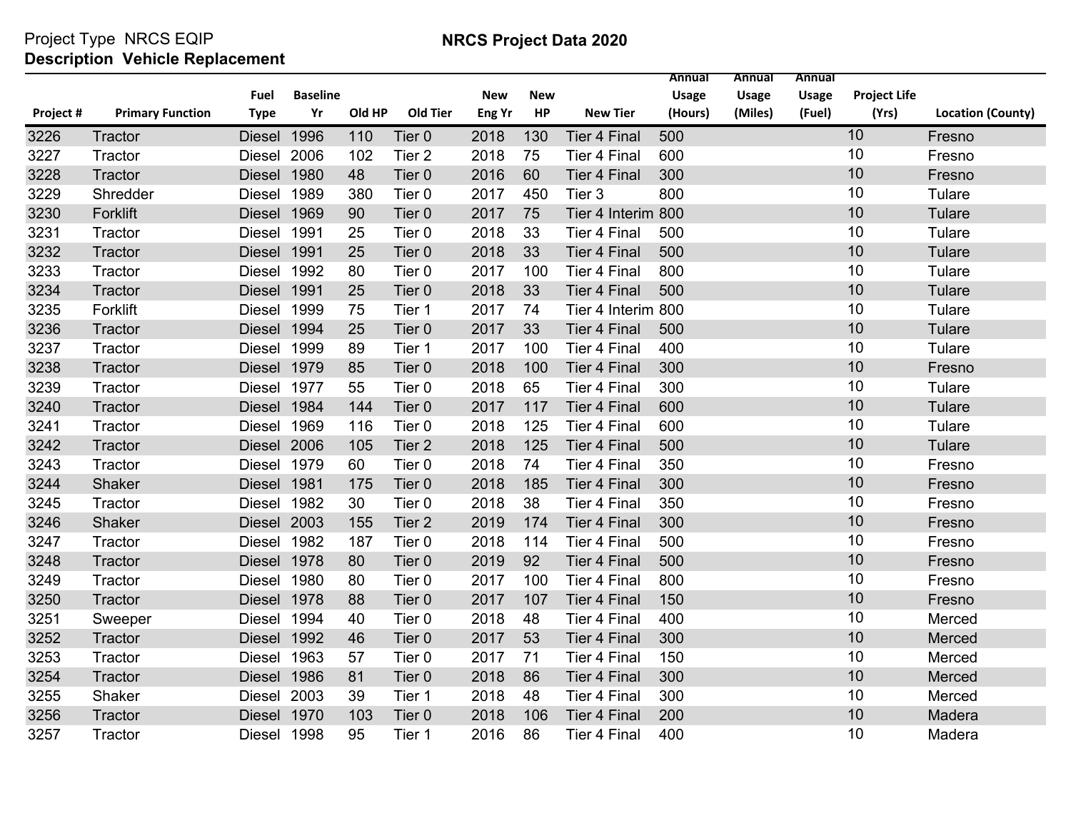Project Type NRCS EQIP
**Description Vehicle Replacement**

## NRCS Project Data 2020

| Project # | Primary Function | Fuel Type | Baseline Yr | Old HP | Old Tier | New Eng Yr | New HP | New Tier | Annual Usage (Hours) | Annual Usage (Miles) | Annual Usage (Fuel) | Project Life (Yrs) | Location (County) |
|---|---|---|---|---|---|---|---|---|---|---|---|---|---|
| 3226 | Tractor | Diesel | 1996 | 110 | Tier 0 | 2018 | 130 | Tier 4 Final | 500 | | | 10 | Fresno |
| 3227 | Tractor | Diesel | 2006 | 102 | Tier 2 | 2018 | 75 | Tier 4 Final | 600 | | | 10 | Fresno |
| 3228 | Tractor | Diesel | 1980 | 48 | Tier 0 | 2016 | 60 | Tier 4 Final | 300 | | | 10 | Fresno |
| 3229 | Shredder | Diesel | 1989 | 380 | Tier 0 | 2017 | 450 | Tier 3 | 800 | | | 10 | Tulare |
| 3230 | Forklift | Diesel | 1969 | 90 | Tier 0 | 2017 | 75 | Tier 4 Interim | 800 | | | 10 | Tulare |
| 3231 | Tractor | Diesel | 1991 | 25 | Tier 0 | 2018 | 33 | Tier 4 Final | 500 | | | 10 | Tulare |
| 3232 | Tractor | Diesel | 1991 | 25 | Tier 0 | 2018 | 33 | Tier 4 Final | 500 | | | 10 | Tulare |
| 3233 | Tractor | Diesel | 1992 | 80 | Tier 0 | 2017 | 100 | Tier 4 Final | 800 | | | 10 | Tulare |
| 3234 | Tractor | Diesel | 1991 | 25 | Tier 0 | 2018 | 33 | Tier 4 Final | 500 | | | 10 | Tulare |
| 3235 | Forklift | Diesel | 1999 | 75 | Tier 1 | 2017 | 74 | Tier 4 Interim | 800 | | | 10 | Tulare |
| 3236 | Tractor | Diesel | 1994 | 25 | Tier 0 | 2017 | 33 | Tier 4 Final | 500 | | | 10 | Tulare |
| 3237 | Tractor | Diesel | 1999 | 89 | Tier 1 | 2017 | 100 | Tier 4 Final | 400 | | | 10 | Tulare |
| 3238 | Tractor | Diesel | 1979 | 85 | Tier 0 | 2018 | 100 | Tier 4 Final | 300 | | | 10 | Fresno |
| 3239 | Tractor | Diesel | 1977 | 55 | Tier 0 | 2018 | 65 | Tier 4 Final | 300 | | | 10 | Tulare |
| 3240 | Tractor | Diesel | 1984 | 144 | Tier 0 | 2017 | 117 | Tier 4 Final | 600 | | | 10 | Tulare |
| 3241 | Tractor | Diesel | 1969 | 116 | Tier 0 | 2018 | 125 | Tier 4 Final | 600 | | | 10 | Tulare |
| 3242 | Tractor | Diesel | 2006 | 105 | Tier 2 | 2018 | 125 | Tier 4 Final | 500 | | | 10 | Tulare |
| 3243 | Tractor | Diesel | 1979 | 60 | Tier 0 | 2018 | 74 | Tier 4 Final | 350 | | | 10 | Fresno |
| 3244 | Shaker | Diesel | 1981 | 175 | Tier 0 | 2018 | 185 | Tier 4 Final | 300 | | | 10 | Fresno |
| 3245 | Tractor | Diesel | 1982 | 30 | Tier 0 | 2018 | 38 | Tier 4 Final | 350 | | | 10 | Fresno |
| 3246 | Shaker | Diesel | 2003 | 155 | Tier 2 | 2019 | 174 | Tier 4 Final | 300 | | | 10 | Fresno |
| 3247 | Tractor | Diesel | 1982 | 187 | Tier 0 | 2018 | 114 | Tier 4 Final | 500 | | | 10 | Fresno |
| 3248 | Tractor | Diesel | 1978 | 80 | Tier 0 | 2019 | 92 | Tier 4 Final | 500 | | | 10 | Fresno |
| 3249 | Tractor | Diesel | 1980 | 80 | Tier 0 | 2017 | 100 | Tier 4 Final | 800 | | | 10 | Fresno |
| 3250 | Tractor | Diesel | 1978 | 88 | Tier 0 | 2017 | 107 | Tier 4 Final | 150 | | | 10 | Fresno |
| 3251 | Sweeper | Diesel | 1994 | 40 | Tier 0 | 2018 | 48 | Tier 4 Final | 400 | | | 10 | Merced |
| 3252 | Tractor | Diesel | 1992 | 46 | Tier 0 | 2017 | 53 | Tier 4 Final | 300 | | | 10 | Merced |
| 3253 | Tractor | Diesel | 1963 | 57 | Tier 0 | 2017 | 71 | Tier 4 Final | 150 | | | 10 | Merced |
| 3254 | Tractor | Diesel | 1986 | 81 | Tier 0 | 2018 | 86 | Tier 4 Final | 300 | | | 10 | Merced |
| 3255 | Shaker | Diesel | 2003 | 39 | Tier 1 | 2018 | 48 | Tier 4 Final | 300 | | | 10 | Merced |
| 3256 | Tractor | Diesel | 1970 | 103 | Tier 0 | 2018 | 106 | Tier 4 Final | 200 | | | 10 | Madera |
| 3257 | Tractor | Diesel | 1998 | 95 | Tier 1 | 2016 | 86 | Tier 4 Final | 400 | | | 10 | Madera |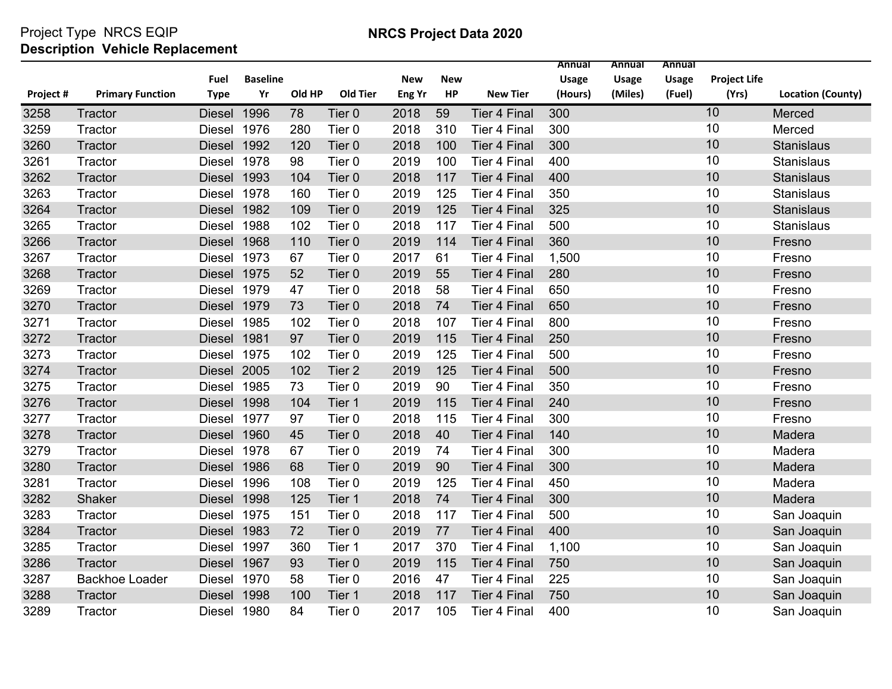Project Type NRCS EQIP

**Description Vehicle Replacement**

**NRCS Project Data 2020**

| Project # | Primary Function | Fuel Type | Baseline Yr | Old HP | Old Tier | New Eng Yr | New HP | New Tier | Annual Usage (Hours) | Annual Usage (Miles) | Annual Usage (Fuel) | Project Life (Yrs) | Location (County) |
|---|---|---|---|---|---|---|---|---|---|---|---|---|---|
| 3258 | Tractor | Diesel | 1996 | 78 | Tier 0 | 2018 | 59 | Tier 4 Final | 300 | | | 10 | Merced |
| 3259 | Tractor | Diesel | 1976 | 280 | Tier 0 | 2018 | 310 | Tier 4 Final | 300 | | | 10 | Merced |
| 3260 | Tractor | Diesel | 1992 | 120 | Tier 0 | 2018 | 100 | Tier 4 Final | 300 | | | 10 | Stanislaus |
| 3261 | Tractor | Diesel | 1978 | 98 | Tier 0 | 2019 | 100 | Tier 4 Final | 400 | | | 10 | Stanislaus |
| 3262 | Tractor | Diesel | 1993 | 104 | Tier 0 | 2018 | 117 | Tier 4 Final | 400 | | | 10 | Stanislaus |
| 3263 | Tractor | Diesel | 1978 | 160 | Tier 0 | 2019 | 125 | Tier 4 Final | 350 | | | 10 | Stanislaus |
| 3264 | Tractor | Diesel | 1982 | 109 | Tier 0 | 2019 | 125 | Tier 4 Final | 325 | | | 10 | Stanislaus |
| 3265 | Tractor | Diesel | 1988 | 102 | Tier 0 | 2018 | 117 | Tier 4 Final | 500 | | | 10 | Stanislaus |
| 3266 | Tractor | Diesel | 1968 | 110 | Tier 0 | 2019 | 114 | Tier 4 Final | 360 | | | 10 | Fresno |
| 3267 | Tractor | Diesel | 1973 | 67 | Tier 0 | 2017 | 61 | Tier 4 Final | 1,500 | | | 10 | Fresno |
| 3268 | Tractor | Diesel | 1975 | 52 | Tier 0 | 2019 | 55 | Tier 4 Final | 280 | | | 10 | Fresno |
| 3269 | Tractor | Diesel | 1979 | 47 | Tier 0 | 2018 | 58 | Tier 4 Final | 650 | | | 10 | Fresno |
| 3270 | Tractor | Diesel | 1979 | 73 | Tier 0 | 2018 | 74 | Tier 4 Final | 650 | | | 10 | Fresno |
| 3271 | Tractor | Diesel | 1985 | 102 | Tier 0 | 2018 | 107 | Tier 4 Final | 800 | | | 10 | Fresno |
| 3272 | Tractor | Diesel | 1981 | 97 | Tier 0 | 2019 | 115 | Tier 4 Final | 250 | | | 10 | Fresno |
| 3273 | Tractor | Diesel | 1975 | 102 | Tier 0 | 2019 | 125 | Tier 4 Final | 500 | | | 10 | Fresno |
| 3274 | Tractor | Diesel | 2005 | 102 | Tier 2 | 2019 | 125 | Tier 4 Final | 500 | | | 10 | Fresno |
| 3275 | Tractor | Diesel | 1985 | 73 | Tier 0 | 2019 | 90 | Tier 4 Final | 350 | | | 10 | Fresno |
| 3276 | Tractor | Diesel | 1998 | 104 | Tier 1 | 2019 | 115 | Tier 4 Final | 240 | | | 10 | Fresno |
| 3277 | Tractor | Diesel | 1977 | 97 | Tier 0 | 2018 | 115 | Tier 4 Final | 300 | | | 10 | Fresno |
| 3278 | Tractor | Diesel | 1960 | 45 | Tier 0 | 2018 | 40 | Tier 4 Final | 140 | | | 10 | Madera |
| 3279 | Tractor | Diesel | 1978 | 67 | Tier 0 | 2019 | 74 | Tier 4 Final | 300 | | | 10 | Madera |
| 3280 | Tractor | Diesel | 1986 | 68 | Tier 0 | 2019 | 90 | Tier 4 Final | 300 | | | 10 | Madera |
| 3281 | Tractor | Diesel | 1996 | 108 | Tier 0 | 2019 | 125 | Tier 4 Final | 450 | | | 10 | Madera |
| 3282 | Shaker | Diesel | 1998 | 125 | Tier 1 | 2018 | 74 | Tier 4 Final | 300 | | | 10 | Madera |
| 3283 | Tractor | Diesel | 1975 | 151 | Tier 0 | 2018 | 117 | Tier 4 Final | 500 | | | 10 | San Joaquin |
| 3284 | Tractor | Diesel | 1983 | 72 | Tier 0 | 2019 | 77 | Tier 4 Final | 400 | | | 10 | San Joaquin |
| 3285 | Tractor | Diesel | 1997 | 360 | Tier 1 | 2017 | 370 | Tier 4 Final | 1,100 | | | 10 | San Joaquin |
| 3286 | Tractor | Diesel | 1967 | 93 | Tier 0 | 2019 | 115 | Tier 4 Final | 750 | | | 10 | San Joaquin |
| 3287 | Backhoe Loader | Diesel | 1970 | 58 | Tier 0 | 2016 | 47 | Tier 4 Final | 225 | | | 10 | San Joaquin |
| 3288 | Tractor | Diesel | 1998 | 100 | Tier 1 | 2018 | 117 | Tier 4 Final | 750 | | | 10 | San Joaquin |
| 3289 | Tractor | Diesel | 1980 | 84 | Tier 0 | 2017 | 105 | Tier 4 Final | 400 | | | 10 | San Joaquin |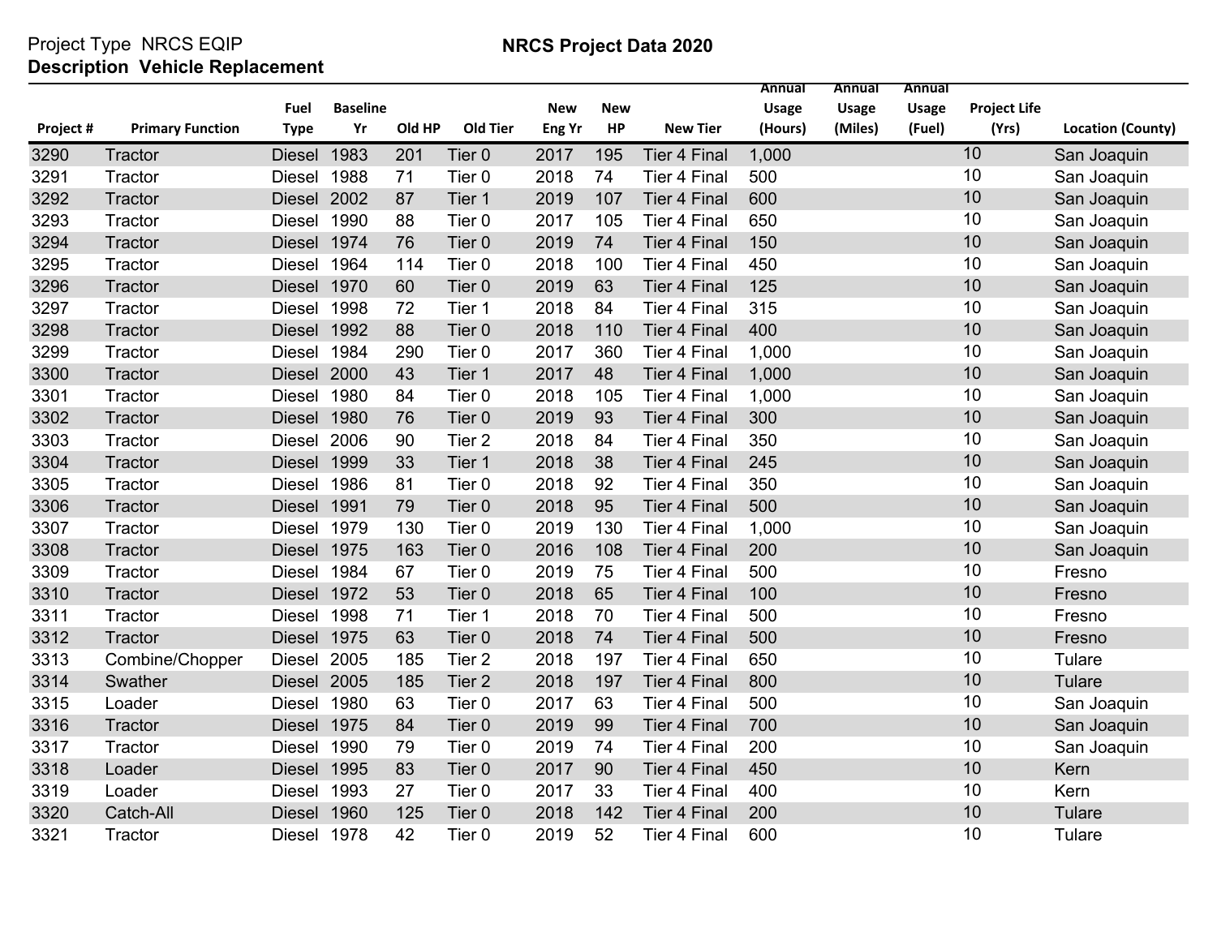Project Type NRCS EQIP
**Description Vehicle Replacement**

**NRCS Project Data 2020**

| Project # | Primary Function | Fuel Type | Baseline Yr | Old HP | Old Tier | New Eng Yr | New HP | New Tier | Annual Usage (Hours) | Annual Usage (Miles) | Annual Usage (Fuel) | Project Life (Yrs) | Location (County) |
|---|---|---|---|---|---|---|---|---|---|---|---|---|---|
| 3290 | Tractor | Diesel | 1983 | 201 | Tier 0 | 2017 | 195 | Tier 4 Final | 1,000 | | | 10 | San Joaquin |
| 3291 | Tractor | Diesel | 1988 | 71 | Tier 0 | 2018 | 74 | Tier 4 Final | 500 | | | 10 | San Joaquin |
| 3292 | Tractor | Diesel | 2002 | 87 | Tier 1 | 2019 | 107 | Tier 4 Final | 600 | | | 10 | San Joaquin |
| 3293 | Tractor | Diesel | 1990 | 88 | Tier 0 | 2017 | 105 | Tier 4 Final | 650 | | | 10 | San Joaquin |
| 3294 | Tractor | Diesel | 1974 | 76 | Tier 0 | 2019 | 74 | Tier 4 Final | 150 | | | 10 | San Joaquin |
| 3295 | Tractor | Diesel | 1964 | 114 | Tier 0 | 2018 | 100 | Tier 4 Final | 450 | | | 10 | San Joaquin |
| 3296 | Tractor | Diesel | 1970 | 60 | Tier 0 | 2019 | 63 | Tier 4 Final | 125 | | | 10 | San Joaquin |
| 3297 | Tractor | Diesel | 1998 | 72 | Tier 1 | 2018 | 84 | Tier 4 Final | 315 | | | 10 | San Joaquin |
| 3298 | Tractor | Diesel | 1992 | 88 | Tier 0 | 2018 | 110 | Tier 4 Final | 400 | | | 10 | San Joaquin |
| 3299 | Tractor | Diesel | 1984 | 290 | Tier 0 | 2017 | 360 | Tier 4 Final | 1,000 | | | 10 | San Joaquin |
| 3300 | Tractor | Diesel | 2000 | 43 | Tier 1 | 2017 | 48 | Tier 4 Final | 1,000 | | | 10 | San Joaquin |
| 3301 | Tractor | Diesel | 1980 | 84 | Tier 0 | 2018 | 105 | Tier 4 Final | 1,000 | | | 10 | San Joaquin |
| 3302 | Tractor | Diesel | 1980 | 76 | Tier 0 | 2019 | 93 | Tier 4 Final | 300 | | | 10 | San Joaquin |
| 3303 | Tractor | Diesel | 2006 | 90 | Tier 2 | 2018 | 84 | Tier 4 Final | 350 | | | 10 | San Joaquin |
| 3304 | Tractor | Diesel | 1999 | 33 | Tier 1 | 2018 | 38 | Tier 4 Final | 245 | | | 10 | San Joaquin |
| 3305 | Tractor | Diesel | 1986 | 81 | Tier 0 | 2018 | 92 | Tier 4 Final | 350 | | | 10 | San Joaquin |
| 3306 | Tractor | Diesel | 1991 | 79 | Tier 0 | 2018 | 95 | Tier 4 Final | 500 | | | 10 | San Joaquin |
| 3307 | Tractor | Diesel | 1979 | 130 | Tier 0 | 2019 | 130 | Tier 4 Final | 1,000 | | | 10 | San Joaquin |
| 3308 | Tractor | Diesel | 1975 | 163 | Tier 0 | 2016 | 108 | Tier 4 Final | 200 | | | 10 | San Joaquin |
| 3309 | Tractor | Diesel | 1984 | 67 | Tier 0 | 2019 | 75 | Tier 4 Final | 500 | | | 10 | Fresno |
| 3310 | Tractor | Diesel | 1972 | 53 | Tier 0 | 2018 | 65 | Tier 4 Final | 100 | | | 10 | Fresno |
| 3311 | Tractor | Diesel | 1998 | 71 | Tier 1 | 2018 | 70 | Tier 4 Final | 500 | | | 10 | Fresno |
| 3312 | Tractor | Diesel | 1975 | 63 | Tier 0 | 2018 | 74 | Tier 4 Final | 500 | | | 10 | Fresno |
| 3313 | Combine/Chopper | Diesel | 2005 | 185 | Tier 2 | 2018 | 197 | Tier 4 Final | 650 | | | 10 | Tulare |
| 3314 | Swather | Diesel | 2005 | 185 | Tier 2 | 2018 | 197 | Tier 4 Final | 800 | | | 10 | Tulare |
| 3315 | Loader | Diesel | 1980 | 63 | Tier 0 | 2017 | 63 | Tier 4 Final | 500 | | | 10 | San Joaquin |
| 3316 | Tractor | Diesel | 1975 | 84 | Tier 0 | 2019 | 99 | Tier 4 Final | 700 | | | 10 | San Joaquin |
| 3317 | Tractor | Diesel | 1990 | 79 | Tier 0 | 2019 | 74 | Tier 4 Final | 200 | | | 10 | San Joaquin |
| 3318 | Loader | Diesel | 1995 | 83 | Tier 0 | 2017 | 90 | Tier 4 Final | 450 | | | 10 | Kern |
| 3319 | Loader | Diesel | 1993 | 27 | Tier 0 | 2017 | 33 | Tier 4 Final | 400 | | | 10 | Kern |
| 3320 | Catch-All | Diesel | 1960 | 125 | Tier 0 | 2018 | 142 | Tier 4 Final | 200 | | | 10 | Tulare |
| 3321 | Tractor | Diesel | 1978 | 42 | Tier 0 | 2019 | 52 | Tier 4 Final | 600 | | | 10 | Tulare |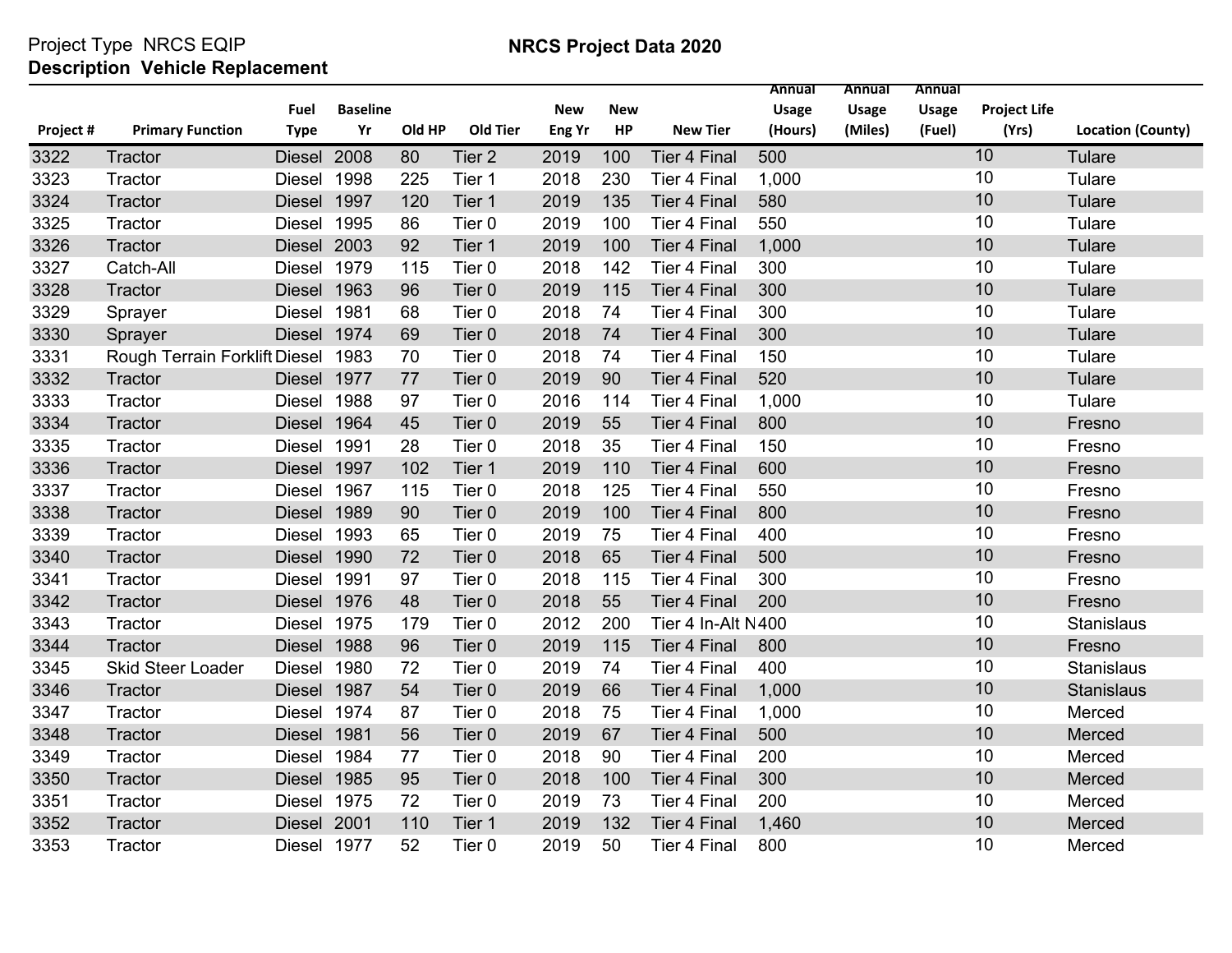Project Type NRCS EQIP

**Description Vehicle Replacement**

**NRCS Project Data 2020**

| Project # | Primary Function | Fuel Type | Baseline Yr | Old HP | Old Tier | New Eng Yr | New HP | New Tier | Annual Usage (Hours) | Annual Usage (Miles) | Annual Usage (Fuel) | Project Life (Yrs) | Location (County) |
|---|---|---|---|---|---|---|---|---|---|---|---|---|---|
| 3322 | Tractor | Diesel | 2008 | 80 | Tier 2 | 2019 | 100 | Tier 4 Final | 500 | | | 10 | Tulare |
| 3323 | Tractor | Diesel | 1998 | 225 | Tier 1 | 2018 | 230 | Tier 4 Final | 1,000 | | | 10 | Tulare |
| 3324 | Tractor | Diesel | 1997 | 120 | Tier 1 | 2019 | 135 | Tier 4 Final | 580 | | | 10 | Tulare |
| 3325 | Tractor | Diesel | 1995 | 86 | Tier 0 | 2019 | 100 | Tier 4 Final | 550 | | | 10 | Tulare |
| 3326 | Tractor | Diesel | 2003 | 92 | Tier 1 | 2019 | 100 | Tier 4 Final | 1,000 | | | 10 | Tulare |
| 3327 | Catch-All | Diesel | 1979 | 115 | Tier 0 | 2018 | 142 | Tier 4 Final | 300 | | | 10 | Tulare |
| 3328 | Tractor | Diesel | 1963 | 96 | Tier 0 | 2019 | 115 | Tier 4 Final | 300 | | | 10 | Tulare |
| 3329 | Sprayer | Diesel | 1981 | 68 | Tier 0 | 2018 | 74 | Tier 4 Final | 300 | | | 10 | Tulare |
| 3330 | Sprayer | Diesel | 1974 | 69 | Tier 0 | 2018 | 74 | Tier 4 Final | 300 | | | 10 | Tulare |
| 3331 | Rough Terrain Forklift | Diesel | 1983 | 70 | Tier 0 | 2018 | 74 | Tier 4 Final | 150 | | | 10 | Tulare |
| 3332 | Tractor | Diesel | 1977 | 77 | Tier 0 | 2019 | 90 | Tier 4 Final | 520 | | | 10 | Tulare |
| 3333 | Tractor | Diesel | 1988 | 97 | Tier 0 | 2016 | 114 | Tier 4 Final | 1,000 | | | 10 | Tulare |
| 3334 | Tractor | Diesel | 1964 | 45 | Tier 0 | 2019 | 55 | Tier 4 Final | 800 | | | 10 | Fresno |
| 3335 | Tractor | Diesel | 1991 | 28 | Tier 0 | 2018 | 35 | Tier 4 Final | 150 | | | 10 | Fresno |
| 3336 | Tractor | Diesel | 1997 | 102 | Tier 1 | 2019 | 110 | Tier 4 Final | 600 | | | 10 | Fresno |
| 3337 | Tractor | Diesel | 1967 | 115 | Tier 0 | 2018 | 125 | Tier 4 Final | 550 | | | 10 | Fresno |
| 3338 | Tractor | Diesel | 1989 | 90 | Tier 0 | 2019 | 100 | Tier 4 Final | 800 | | | 10 | Fresno |
| 3339 | Tractor | Diesel | 1993 | 65 | Tier 0 | 2019 | 75 | Tier 4 Final | 400 | | | 10 | Fresno |
| 3340 | Tractor | Diesel | 1990 | 72 | Tier 0 | 2018 | 65 | Tier 4 Final | 500 | | | 10 | Fresno |
| 3341 | Tractor | Diesel | 1991 | 97 | Tier 0 | 2018 | 115 | Tier 4 Final | 300 | | | 10 | Fresno |
| 3342 | Tractor | Diesel | 1976 | 48 | Tier 0 | 2018 | 55 | Tier 4 Final | 200 | | | 10 | Fresno |
| 3343 | Tractor | Diesel | 1975 | 179 | Tier 0 | 2012 | 200 | Tier 4 In-Alt N | 400 | | | 10 | Stanislaus |
| 3344 | Tractor | Diesel | 1988 | 96 | Tier 0 | 2019 | 115 | Tier 4 Final | 800 | | | 10 | Fresno |
| 3345 | Skid Steer Loader | Diesel | 1980 | 72 | Tier 0 | 2019 | 74 | Tier 4 Final | 400 | | | 10 | Stanislaus |
| 3346 | Tractor | Diesel | 1987 | 54 | Tier 0 | 2019 | 66 | Tier 4 Final | 1,000 | | | 10 | Stanislaus |
| 3347 | Tractor | Diesel | 1974 | 87 | Tier 0 | 2018 | 75 | Tier 4 Final | 1,000 | | | 10 | Merced |
| 3348 | Tractor | Diesel | 1981 | 56 | Tier 0 | 2019 | 67 | Tier 4 Final | 500 | | | 10 | Merced |
| 3349 | Tractor | Diesel | 1984 | 77 | Tier 0 | 2018 | 90 | Tier 4 Final | 200 | | | 10 | Merced |
| 3350 | Tractor | Diesel | 1985 | 95 | Tier 0 | 2018 | 100 | Tier 4 Final | 300 | | | 10 | Merced |
| 3351 | Tractor | Diesel | 1975 | 72 | Tier 0 | 2019 | 73 | Tier 4 Final | 200 | | | 10 | Merced |
| 3352 | Tractor | Diesel | 2001 | 110 | Tier 1 | 2019 | 132 | Tier 4 Final | 1,460 | | | 10 | Merced |
| 3353 | Tractor | Diesel | 1977 | 52 | Tier 0 | 2019 | 50 | Tier 4 Final | 800 | | | 10 | Merced |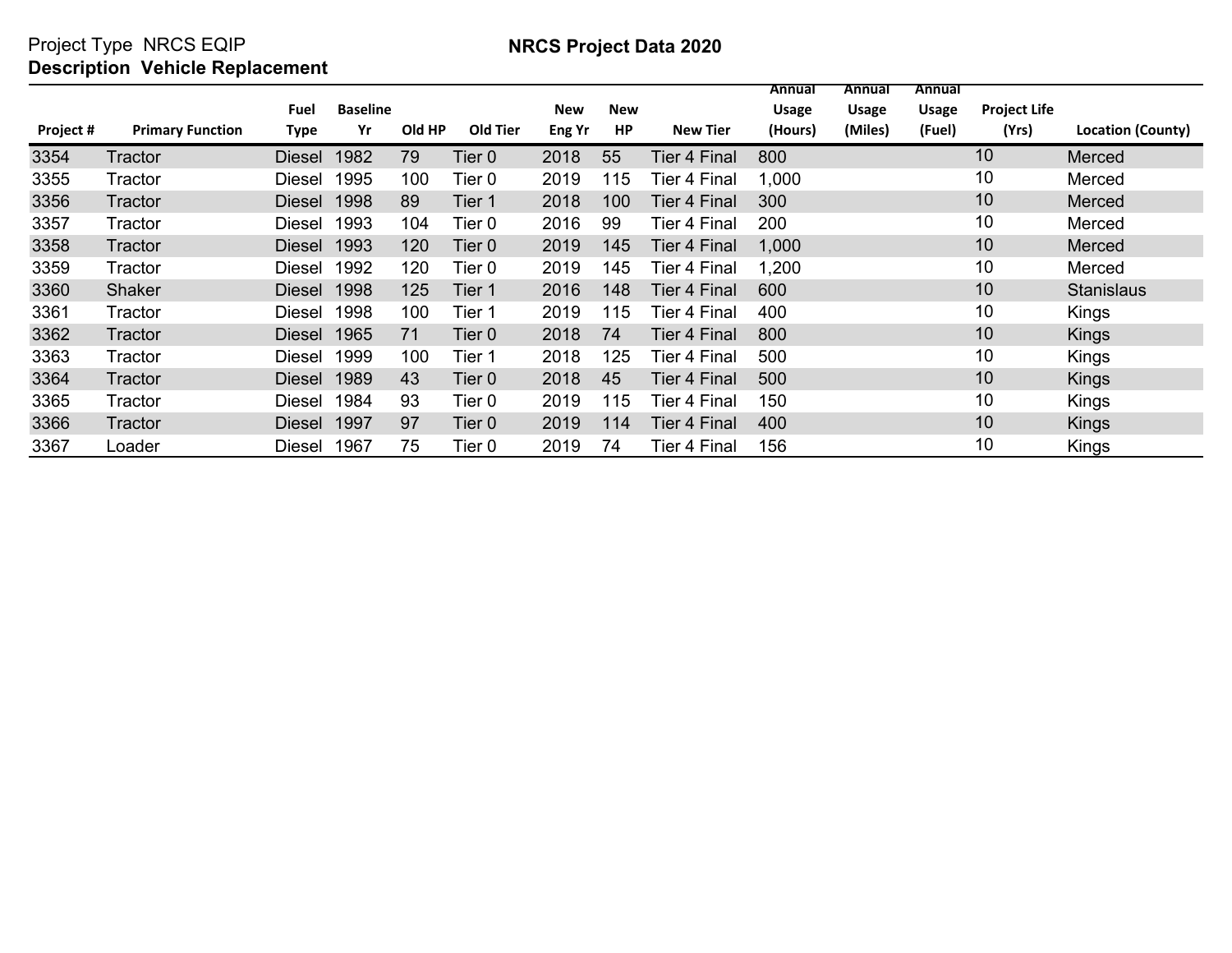Project Type NRCS EQIP

**Description Vehicle Replacement**

**NRCS Project Data 2020**

| Project # | Primary Function | Fuel Type | Baseline Yr | Old HP | Old Tier | New Eng Yr | New HP | New Tier | Annual Usage (Hours) | Annual Usage (Miles) | Annual Usage (Fuel) | Project Life (Yrs) | Location (County) |
|---|---|---|---|---|---|---|---|---|---|---|---|---|---|
| 3354 | Tractor | Diesel | 1982 | 79 | Tier 0 | 2018 | 55 | Tier 4 Final | 800 | | | 10 | Merced |
| 3355 | Tractor | Diesel | 1995 | 100 | Tier 0 | 2019 | 115 | Tier 4 Final | 1,000 | | | 10 | Merced |
| 3356 | Tractor | Diesel | 1998 | 89 | Tier 1 | 2018 | 100 | Tier 4 Final | 300 | | | 10 | Merced |
| 3357 | Tractor | Diesel | 1993 | 104 | Tier 0 | 2016 | 99 | Tier 4 Final | 200 | | | 10 | Merced |
| 3358 | Tractor | Diesel | 1993 | 120 | Tier 0 | 2019 | 145 | Tier 4 Final | 1,000 | | | 10 | Merced |
| 3359 | Tractor | Diesel | 1992 | 120 | Tier 0 | 2019 | 145 | Tier 4 Final | 1,200 | | | 10 | Merced |
| 3360 | Shaker | Diesel | 1998 | 125 | Tier 1 | 2016 | 148 | Tier 4 Final | 600 | | | 10 | Stanislaus |
| 3361 | Tractor | Diesel | 1998 | 100 | Tier 1 | 2019 | 115 | Tier 4 Final | 400 | | | 10 | Kings |
| 3362 | Tractor | Diesel | 1965 | 71 | Tier 0 | 2018 | 74 | Tier 4 Final | 800 | | | 10 | Kings |
| 3363 | Tractor | Diesel | 1999 | 100 | Tier 1 | 2018 | 125 | Tier 4 Final | 500 | | | 10 | Kings |
| 3364 | Tractor | Diesel | 1989 | 43 | Tier 0 | 2018 | 45 | Tier 4 Final | 500 | | | 10 | Kings |
| 3365 | Tractor | Diesel | 1984 | 93 | Tier 0 | 2019 | 115 | Tier 4 Final | 150 | | | 10 | Kings |
| 3366 | Tractor | Diesel | 1997 | 97 | Tier 0 | 2019 | 114 | Tier 4 Final | 400 | | | 10 | Kings |
| 3367 | Loader | Diesel | 1967 | 75 | Tier 0 | 2019 | 74 | Tier 4 Final | 156 | | | 10 | Kings |